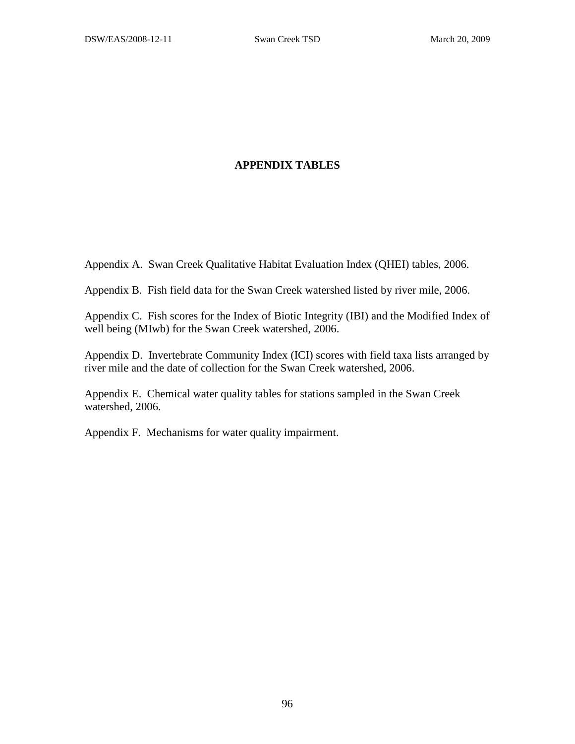# APPENDIX TABLES

Appendix A. Swan Creek Qualitative Habitat Evaluation Index (QHEI) tables, 2006.

Appendix B. Fish field data for the Swan Creek watershed listed by river mile, 2006.

Appendix C. Fish scores for the Index of Biotic Integrity (IBI) and the Modified Index of well being (MIwb) for the Swan Creek watershed, 2006.

Appendix D. Invertebrate Community Index (ICI) scores with field taxa lists arranged by river mile and the date of collection for the Swan Creek watershed, 2006.

Appendix E. Chemical water quality tables for stations sampled in the Swan Creek watershed, 2006.

Appendix F. Mechanisms for water quality impairment.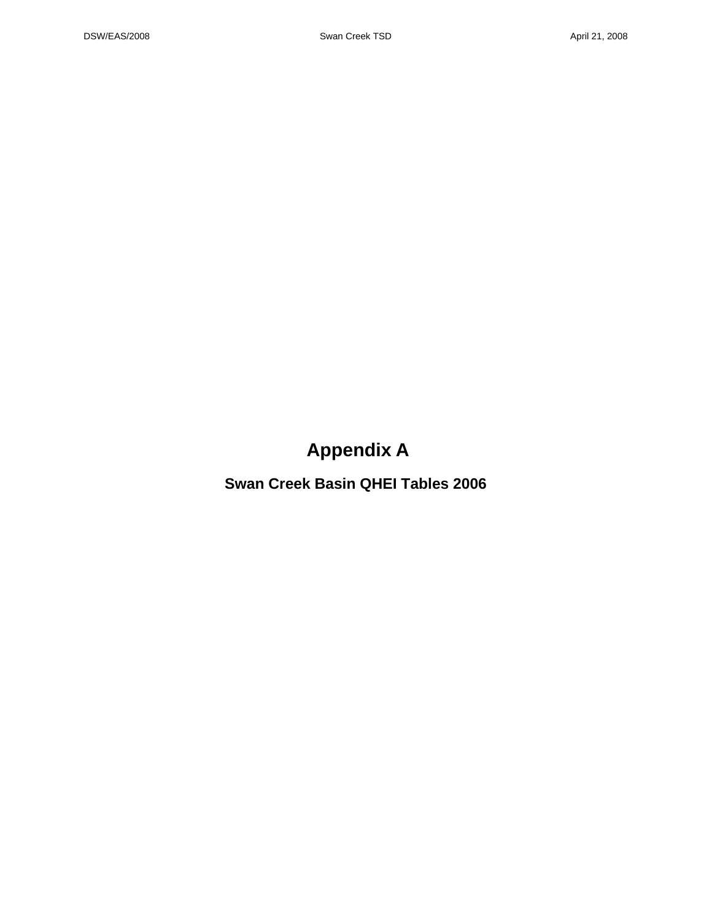# Appendix A

## Swan Creek Basin QHEI Tables 2006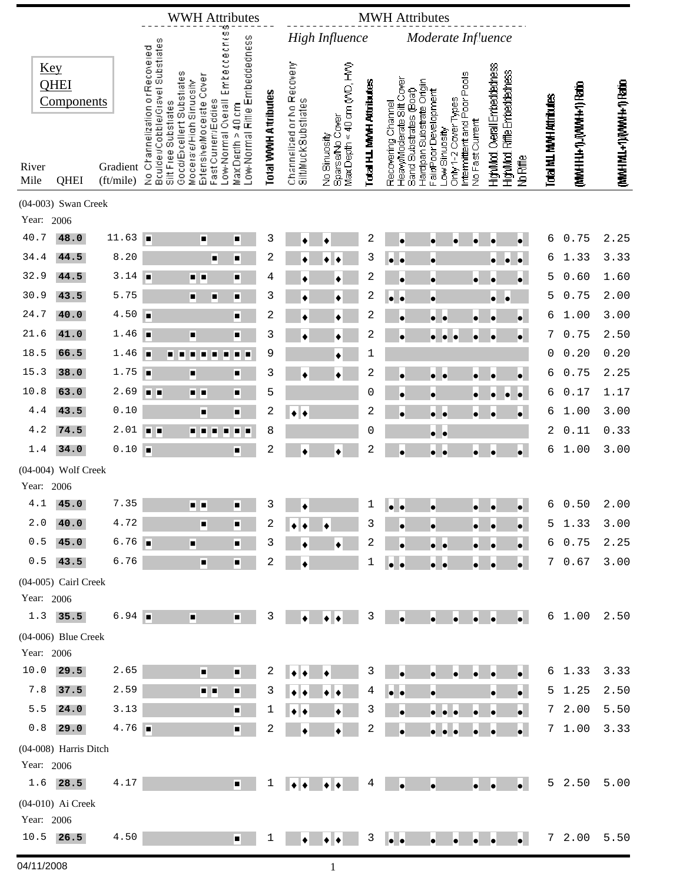| River Mile | QHEI | Gradient (ft/mile) | No Channelization or Recovered | Boulder/Cobble/Gravel Substrates | Silt Free Substrates | Good/Excellent Substrates | Moderate/High Sinuosity | Extensive/Moderate Cover | Fast Current/Eddies | Low-Normal Overall Embeddedness | Max Depth > 40 cm | Low-Normal Riffle Embeddedness | Total WWH Attributes | Channelized or No Recovery | Silt/Muck Substrates | No Sinuosity | Sparse/No Cover | Max Depth < 40 cm (WD, HW) | Total H.I. MWH Attributes | Recovering Channel | Heavy/Moderate Silt Cover | Sand Substrates (Boat) | Hardpan Substrate Origin | Fair/Poor Development | Low Sinuosity | Only 1-2 Cover Types | Intermittent and Poor Pools | No Fast Current | High/Mod. Overall Embeddedness | High/Mod. Riffle Embeddedness | No Riffle | Total M.I. MWH Attributes | (MWH H.I.+1)/(WWH+1) Ratio | (MWH M.I.+1)/(WWH+1) Ratio |
|---|---|---|---|---|---|---|---|---|---|---|---|---|---|---|---|---|---|---|---|---|---|---|---|---|---|---|---|---|---|---|---|---|---|---|
| | Key QHEI Components | | WWH Attributes | | | | | | | | | | | MWH Attributes – High Influence | | | | | | MWH Attributes – Moderate Influence | | | | | | | | | | | | | | |
| **(04-003) Swan Creek** | | | | | | | | | | | | | | | | | | | | | | | | | | | | | | | | | | |
| Year: 2006 | | | | | | | | | | | | | | | | | | | | | | | | | | | | | | | | | | |
| 40.7 | 48.0 | 11.63 | ■ | | | | | ■ | | | ■ | | 3 | | ♦ | ♦ | | | 2 | | ● | | | ● | | ● | | ● | ● | | ● | 6 | 0.75 | 2.25 |
| 34.4 | 44.5 | 8.20 | | | | | | | ■ | | ■ | | 2 | | ♦ | ♦ | ♦ | | 3 | ● | ● | | | ● | | | | | ● | ● | ● | 6 | 1.33 | 3.33 |
| 32.9 | 44.5 | 3.14 | ■ | | | | ■ | ■ | | | ■ | | 4 | | ♦ | | ♦ | | 2 | | ● | | | ● | | | | ● | ● | | ● | 5 | 0.60 | 1.60 |
| 30.9 | 43.5 | 5.75 | | | | | ■ | | ■ | | ■ | | 3 | | ♦ | | ♦ | | 2 | ● | ● | | | ● | | | | | ● | ● | | 5 | 0.75 | 2.00 |
| 24.7 | 40.0 | 4.50 | ■ | | | | | | | | ■ | | 2 | | ♦ | | ♦ | | 2 | | ● | | | ● | ● | | | ● | ● | | ● | 6 | 1.00 | 3.00 |
| 21.6 | 41.0 | 1.46 | ■ | | | | ■ | | | | ■ | | 3 | | ♦ | | ♦ | | 2 | | ● | | | ● | ● | ● | | ● | ● | | ● | 7 | 0.75 | 2.50 |
| 18.5 | 66.5 | 1.46 | ■ | | ■ | ■ | ■ | ■ | ■ | ■ | ■ | ■ | 9 | | | | ♦ | | 1 | | | | | | | | | | | | | 0 | 0.20 | 0.20 |
| 15.3 | 38.0 | 1.75 | ■ | | | | ■ | | | | ■ | | 3 | | ♦ | | ♦ | | 2 | | ● | | | ● | ● | | | ● | ● | | ● | 6 | 0.75 | 2.25 |
| 10.8 | 63.0 | 2.69 | ■ | ■ | | | ■ | ■ | | | ■ | | 5 | | | | | | 0 | | ● | | | ● | | | | ● | ● | ● | ● | 6 | 0.17 | 1.17 |
| 4.4 | 43.5 | 0.10 | | | | | | ■ | | | ■ | | 2 | ♦ | ♦ | | | | 2 | | ● | | | ● | ● | | | ● | ● | | ● | 6 | 1.00 | 3.00 |
| 4.2 | 74.5 | 2.01 | ■ | ■ | | | ■ | ■ | ■ | ■ | ■ | ■ | 8 | | | | | | 0 | | | | | ● | ● | | | | | | | 2 | 0.11 | 0.33 |
| 1.4 | 34.0 | 0.10 | ■ | | | | | | | | ■ | | 2 | | ♦ | | ♦ | | 2 | | ● | | | ● | ● | | | ● | ● | | ● | 6 | 1.00 | 3.00 |
| **(04-004) Wolf Creek** | | | | | | | | | | | | | | | | | | | | | | | | | | | | | | | | | | |
| Year: 2006 | | | | | | | | | | | | | | | | | | | | | | | | | | | | | | | | | | |
| 4.1 | 45.0 | 7.35 | | | | | ■ | ■ | | | ■ | | 3 | | ♦ | | | | 1 | ● | ● | | | ● | | | | ● | ● | | ● | 6 | 0.50 | 2.00 |
| 2.0 | 40.0 | 4.72 | | | | | | ■ | | | ■ | | 2 | ♦ | ♦ | ♦ | | | 3 | | ● | | | ● | | | | ● | ● | | ● | 5 | 1.33 | 3.00 |
| 0.5 | 45.0 | 6.76 | ■ | | | | ■ | | | | ■ | | 3 | | ♦ | | ♦ | | 2 | | ● | | | ● | ● | | | ● | ● | | ● | 6 | 0.75 | 2.25 |
| 0.5 | 43.5 | 6.76 | | | | | | ■ | | | ■ | | 2 | | ♦ | | | | 1 | ● | ● | | | ● | ● | | | ● | ● | | ● | 7 | 0.67 | 3.00 |
| **(04-005) Cairl Creek** | | | | | | | | | | | | | | | | | | | | | | | | | | | | | | | | | | |
| Year: 2006 | | | | | | | | | | | | | | | | | | | | | | | | | | | | | | | | | | |
| 1.3 | 35.5 | 6.94 | ■ | | | | ■ | | | | ■ | | 3 | | ♦ | ♦ | ♦ | | 3 | | ● | | | ● | | ● | | ● | ● | | ● | 6 | 1.00 | 2.50 |
| **(04-006) Blue Creek** | | | | | | | | | | | | | | | | | | | | | | | | | | | | | | | | | | |
| Year: 2006 | | | | | | | | | | | | | | | | | | | | | | | | | | | | | | | | | | |
| 10.0 | 29.5 | 2.65 | | | | | | ■ | | | ■ | | 2 | ♦ | ♦ | ♦ | | | 3 | | ● | | | ● | | ● | | ● | ● | | ● | 6 | 1.33 | 3.33 |
| 7.8 | 37.5 | 2.59 | | | | | | ■ | ■ | | ■ | | 3 | ♦ | ♦ | ♦ | ♦ | | 4 | ● | ● | | | ● | | | | | ● | | ● | 5 | 1.25 | 2.50 |
| 5.5 | 24.0 | 3.13 | | | | | | | | | ■ | | 1 | ♦ | ♦ | | ♦ | | 3 | | ● | | | ● | ● | ● | | ● | ● | | ● | 7 | 2.00 | 5.50 |
| 0.8 | 29.0 | 4.76 | ■ | | | | | | | | ■ | | 2 | | ♦ | | ♦ | | 2 | | ● | | | ● | ● | ● | | ● | ● | | ● | 7 | 1.00 | 3.33 |
| **(04-008) Harris Ditch** | | | | | | | | | | | | | | | | | | | | | | | | | | | | | | | | | | |
| Year: 2006 | | | | | | | | | | | | | | | | | | | | | | | | | | | | | | | | | | |
| 1.6 | 28.5 | 4.17 | | | | | | | | | ■ | | 1 | ♦ | ♦ | ♦ | ♦ | | 4 | | ● | | | ● | | | | ● | ● | | ● | 5 | 2.50 | 5.00 |
| **(04-010) Ai Creek** | | | | | | | | | | | | | | | | | | | | | | | | | | | | | | | | | | |
| Year: 2006 | | | | | | | | | | | | | | | | | | | | | | | | | | | | | | | | | | |
| 10.5 | 26.5 | 4.50 | | | | | | | | | ■ | | 1 | | ♦ | ♦ | ♦ | | 3 | ● | ● | | | ● | | ● | | ● | ● | | ● | 7 | 2.00 | 5.50 |

04/11/2008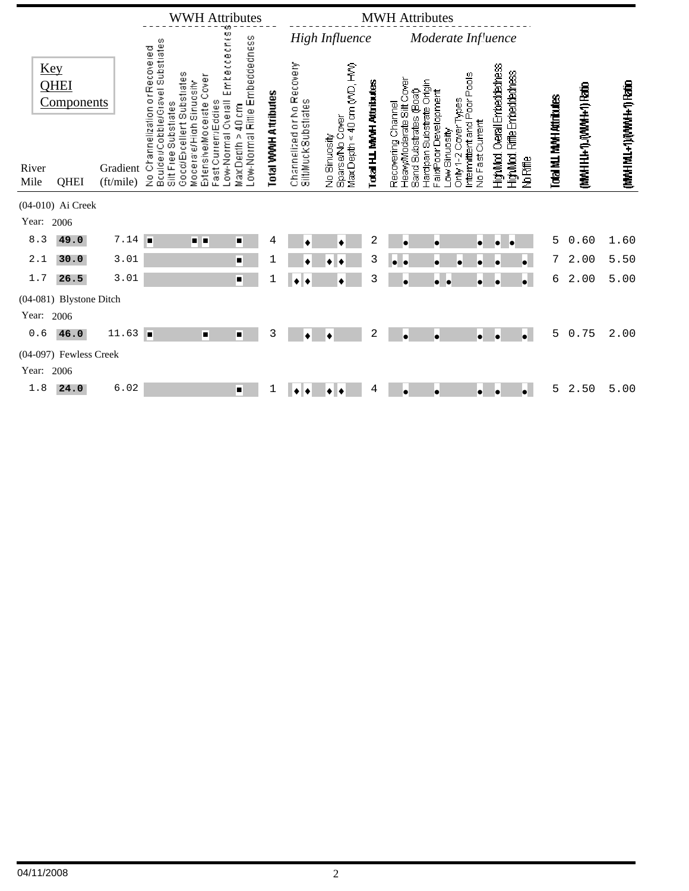| River Mile | QHEI | Gradient (ft/mile) | No Channelization or Recovered | Boulder/Cobble/Gravel Substrates | Silt Free Substrates | Good/Excellent Substrates | Moderate/High Sinuosity | Extensive/Moderate Cover | Fast Current/Eddies | Low-Normal Overall Embeddedness | Max Depth > 40 cm | Low-Normal Riffle Embeddedness | Total WWH Attributes | Channelized or No Recovery | Silt/Muck Substrates | No Sinuosity | Sparse/No Cover | Max Depth < 40 cm (WD, HW) | Total H.I. MWH Attributes | Recovering Channel | Heavy/Moderate Silt Cover | Sand Substrates (Boat) | Hardpan Substrate Origin | Fair/Poor Development | Low Sinuosity | Only 1-2 Cover Types | Intermittent and Poor Pools | No Fast Current | High/Mod. Overall Embeddedness | High/Mod. Riffle Embeddedness | No Riffle | Total M.I. MWH Attributes | (MWH H.I.+1)/(WWH+1) Ratio | (MWH M.I.+1)/(WWH+1) Ratio |
|---|---|---|---|---|---|---|---|---|---|---|---|---|---|---|---|---|---|---|---|---|---|---|---|---|---|---|---|---|---|---|---|---|---|---|
| | | | WWH Attributes | | | | | | | | | | | MWH Attributes – High Influence | | | | | | MWH Attributes – Moderate Influence | | | | | | | | | | | | | | |
| (04-010) Ai Creek | | | | | | | | | | | | | | | | | | | | | | | | | | | | | | | | | | |
| Year: 2006 | | | | | | | | | | | | | | | | | | | | | | | | | | | | | | | | | | |
| 8.3 | 49.0 | 7.14 | ■ | | | | ■ | ■ | | | ■ | | 4 | | ◆ | | | ◆ | 2 | | ● | | | ● | | | | ● | ● | ● | | 5 | 0.60 | 1.60 |
| 2.1 | 30.0 | 3.01 | | | | | | | | | ■ | | 1 | | ◆ | | ◆ | ◆ | 3 | ● | ● | | | ● | | ● | | ● | ● | | ● | 7 | 2.00 | 5.50 |
| 1.7 | 26.5 | 3.01 | | | | | | | | | ■ | | 1 | ◆ | ◆ | | | ◆ | 3 | | ● | | | ● | ● | | | ● | ● | | ● | 6 | 2.00 | 5.00 |
| (04-081) Blystone Ditch | | | | | | | | | | | | | | | | | | | | | | | | | | | | | | | | | | |
| Year: 2006 | | | | | | | | | | | | | | | | | | | | | | | | | | | | | | | | | | |
| 0.6 | 46.0 | 11.63 | ■ | | | | | ■ | | | ■ | | 3 | | ◆ | | ◆ | | 2 | | ● | | | ● | | | | ● | ● | | ● | 5 | 0.75 | 2.00 |
| (04-097) Fewless Creek | | | | | | | | | | | | | | | | | | | | | | | | | | | | | | | | | | |
| Year: 2006 | | | | | | | | | | | | | | | | | | | | | | | | | | | | | | | | | | |
| 1.8 | 24.0 | 6.02 | | | | | | | | | ■ | | 1 | ◆ | ◆ | | ◆ | ◆ | 4 | | ● | | | ● | | | | ● | ● | | ● | 5 | 2.50 | 5.00 |

04/11/2008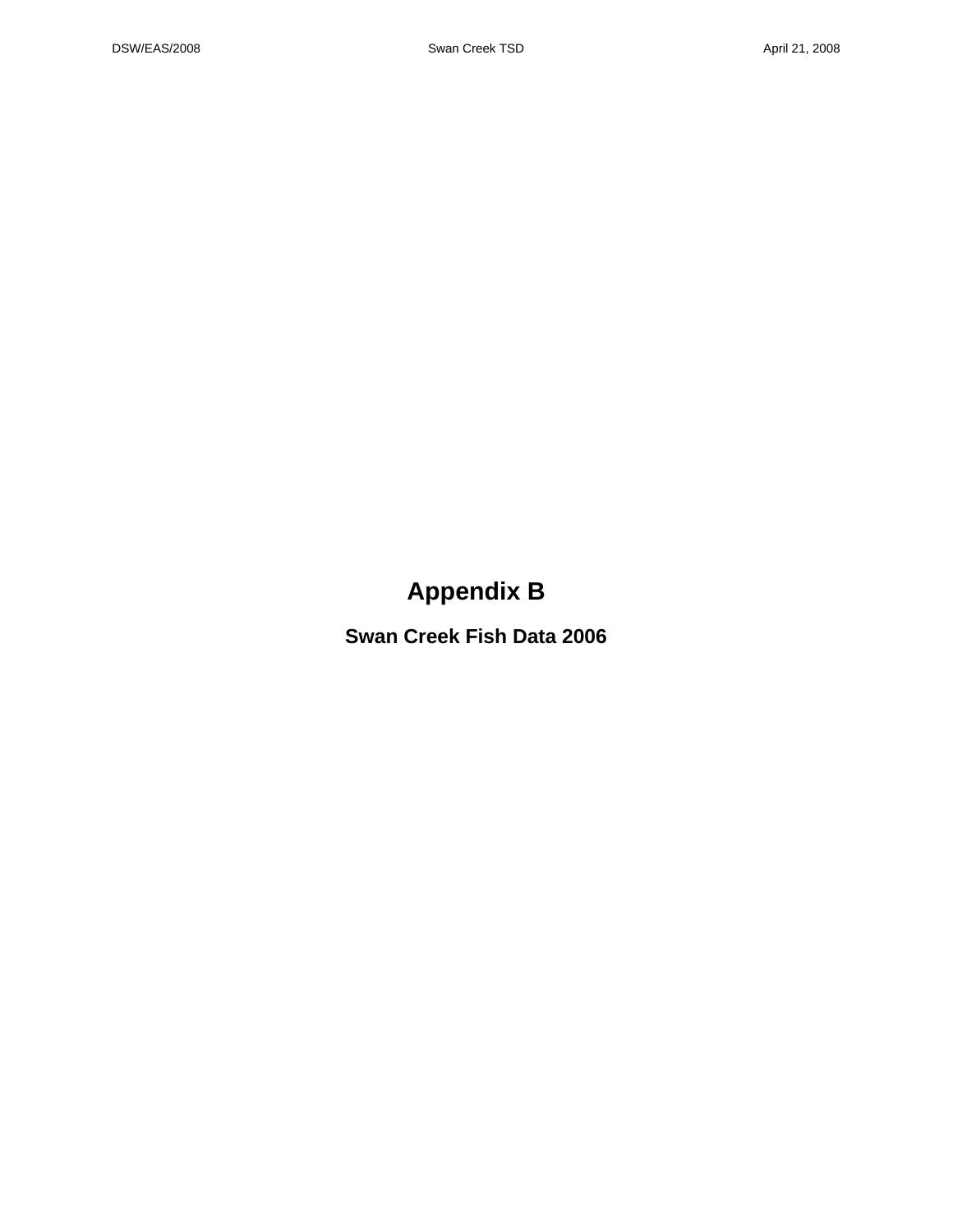# Appendix B

## Swan Creek Fish Data 2006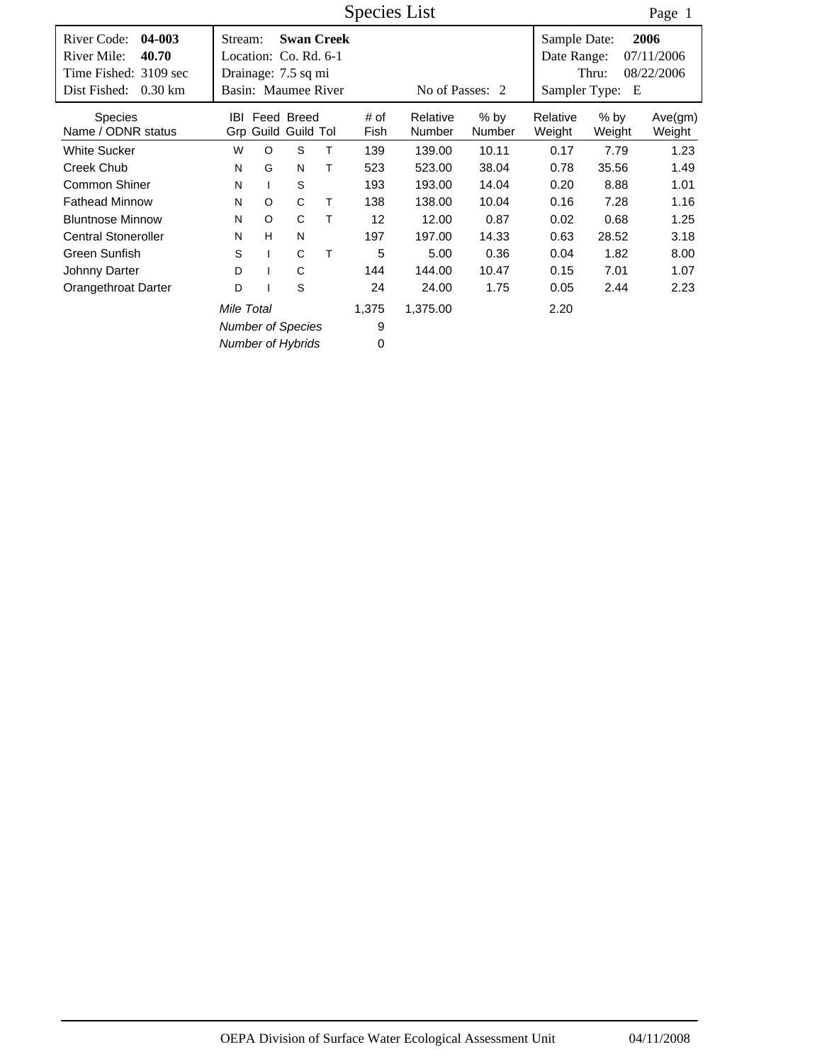# Species List

| River Code: **04-003** | Stream: **Swan Creek** | Sample Date: **2006** |
|---|---|---|
| River Mile: **40.70** | Location: Co. Rd. 6-1 | Date Range: 07/11/2006 |
| Time Fished: 3109 sec | Drainage: 7.5 sq mi | Thru: 08/22/2006 |
| Dist Fished: 0.30 km | Basin: Maumee River — No of Passes: 2 | Sampler Type: E |

| Species Name / ODNR status | IBI Grp | Feed Guild | Breed Guild | Tol | # of Fish | Relative Number | % by Number | Relative Weight | % by Weight | Ave(gm) Weight |
|---|---|---|---|---|---|---|---|---|---|---|
| White Sucker | W | O | S | T | 139 | 139.00 | 10.11 | 0.17 | 7.79 | 1.23 |
| Creek Chub | N | G | N | T | 523 | 523.00 | 38.04 | 0.78 | 35.56 | 1.49 |
| Common Shiner | N | I | S | | 193 | 193.00 | 14.04 | 0.20 | 8.88 | 1.01 |
| Fathead Minnow | N | O | C | T | 138 | 138.00 | 10.04 | 0.16 | 7.28 | 1.16 |
| Bluntnose Minnow | N | O | C | T | 12 | 12.00 | 0.87 | 0.02 | 0.68 | 1.25 |
| Central Stoneroller | N | H | N | | 197 | 197.00 | 14.33 | 0.63 | 28.52 | 3.18 |
| Green Sunfish | S | I | C | T | 5 | 5.00 | 0.36 | 0.04 | 1.82 | 8.00 |
| Johnny Darter | D | I | C | | 144 | 144.00 | 10.47 | 0.15 | 7.01 | 1.07 |
| Orangethroat Darter | D | I | S | | 24 | 24.00 | 1.75 | 0.05 | 2.44 | 2.23 |
| | *Mile Total* | | | | 1,375 | 1,375.00 | | 2.20 | | |
| | *Number of Species* | | | | 9 | | | | | |
| | *Number of Hybrids* | | | | 0 | | | | | |

OEPA Division of Surface Water Ecological Assessment Unit 04/11/2008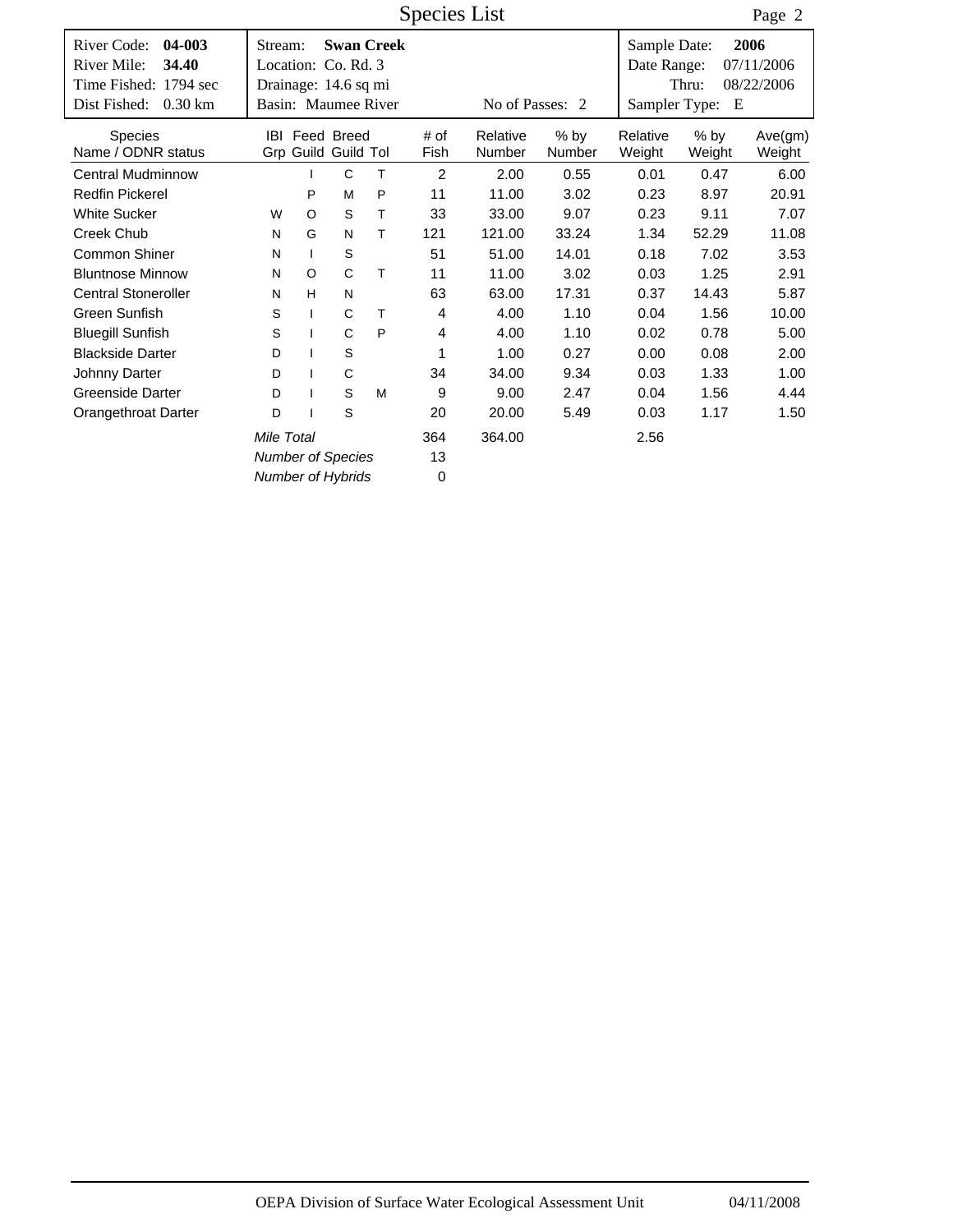# Species List

| | | |
|---|---|---|
| River Code: **04-003** | Stream: **Swan Creek** | Sample Date: **2006** |
| River Mile: **34.40** | Location: Co. Rd. 3 | Date Range: 07/11/2006 |
| Time Fished: 1794 sec | Drainage: 14.6 sq mi | Thru: 08/22/2006 |
| Dist Fished: 0.30 km | Basin: Maumee River — No of Passes: 2 | Sampler Type: E |

| Species Name / ODNR status | IBI Grp | Feed Guild | Breed Guild | Tol | # of Fish | Relative Number | % by Number | Relative Weight | % by Weight | Ave(gm) Weight |
|---|---|---|---|---|---|---|---|---|---|---|
| Central Mudminnow | | I | C | T | 2 | 2.00 | 0.55 | 0.01 | 0.47 | 6.00 |
| Redfin Pickerel | | P | M | P | 11 | 11.00 | 3.02 | 0.23 | 8.97 | 20.91 |
| White Sucker | W | O | S | T | 33 | 33.00 | 9.07 | 0.23 | 9.11 | 7.07 |
| Creek Chub | N | G | N | T | 121 | 121.00 | 33.24 | 1.34 | 52.29 | 11.08 |
| Common Shiner | N | I | S | | 51 | 51.00 | 14.01 | 0.18 | 7.02 | 3.53 |
| Bluntnose Minnow | N | O | C | T | 11 | 11.00 | 3.02 | 0.03 | 1.25 | 2.91 |
| Central Stoneroller | N | H | N | | 63 | 63.00 | 17.31 | 0.37 | 14.43 | 5.87 |
| Green Sunfish | S | I | C | T | 4 | 4.00 | 1.10 | 0.04 | 1.56 | 10.00 |
| Bluegill Sunfish | S | I | C | P | 4 | 4.00 | 1.10 | 0.02 | 0.78 | 5.00 |
| Blackside Darter | D | I | S | | 1 | 1.00 | 0.27 | 0.00 | 0.08 | 2.00 |
| Johnny Darter | D | I | C | | 34 | 34.00 | 9.34 | 0.03 | 1.33 | 1.00 |
| Greenside Darter | D | I | S | M | 9 | 9.00 | 2.47 | 0.04 | 1.56 | 4.44 |
| Orangethroat Darter | D | I | S | | 20 | 20.00 | 5.49 | 0.03 | 1.17 | 1.50 |
| *Mile Total* | | | | | 364 | 364.00 | | 2.56 | | |
| *Number of Species* | | | | | 13 | | | | | |
| *Number of Hybrids* | | | | | 0 | | | | | |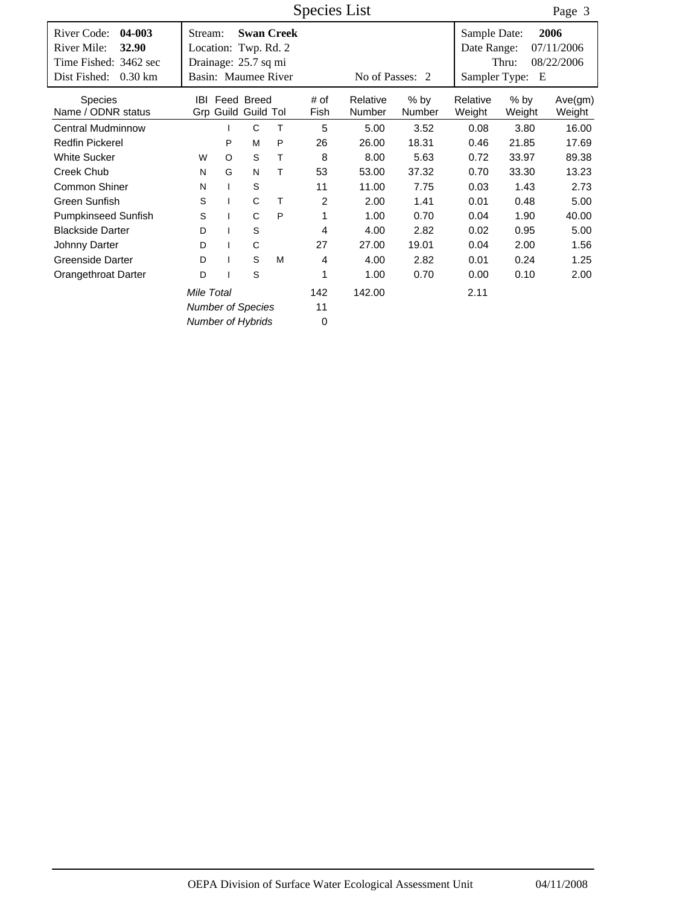# Species List

| | | |
|---|---|---|
| River Code: **04-003** | Stream: **Swan Creek** | Sample Date: **2006** |
| River Mile: **32.90** | Location: Twp. Rd. 2 | Date Range: 07/11/2006 |
| Time Fished: 3462 sec | Drainage: 25.7 sq mi | Thru: 08/22/2006 |
| Dist Fished: 0.30 km | Basin: Maumee River — No of Passes: 2 | Sampler Type: E |

| Species Name / ODNR status | IBI Grp | Feed Guild | Breed Guild | Tol | # of Fish | Relative Number | % by Number | Relative Weight | % by Weight | Ave(gm) Weight |
|---|---|---|---|---|---|---|---|---|---|---|
| Central Mudminnow | | I | C | T | 5 | 5.00 | 3.52 | 0.08 | 3.80 | 16.00 |
| Redfin Pickerel | | P | M | P | 26 | 26.00 | 18.31 | 0.46 | 21.85 | 17.69 |
| White Sucker | W | O | S | T | 8 | 8.00 | 5.63 | 0.72 | 33.97 | 89.38 |
| Creek Chub | N | G | N | T | 53 | 53.00 | 37.32 | 0.70 | 33.30 | 13.23 |
| Common Shiner | N | I | S | | 11 | 11.00 | 7.75 | 0.03 | 1.43 | 2.73 |
| Green Sunfish | S | I | C | T | 2 | 2.00 | 1.41 | 0.01 | 0.48 | 5.00 |
| Pumpkinseed Sunfish | S | I | C | P | 1 | 1.00 | 0.70 | 0.04 | 1.90 | 40.00 |
| Blackside Darter | D | I | S | | 4 | 4.00 | 2.82 | 0.02 | 0.95 | 5.00 |
| Johnny Darter | D | I | C | | 27 | 27.00 | 19.01 | 0.04 | 2.00 | 1.56 |
| Greenside Darter | D | I | S | M | 4 | 4.00 | 2.82 | 0.01 | 0.24 | 1.25 |
| Orangethroat Darter | D | I | S | | 1 | 1.00 | 0.70 | 0.00 | 0.10 | 2.00 |
| *Mile Total* | | | | | 142 | 142.00 | | 2.11 | | |
| *Number of Species* | | | | | 11 | | | | | |
| *Number of Hybrids* | | | | | 0 | | | | | |

OEPA Division of Surface Water Ecological Assessment Unit 04/11/2008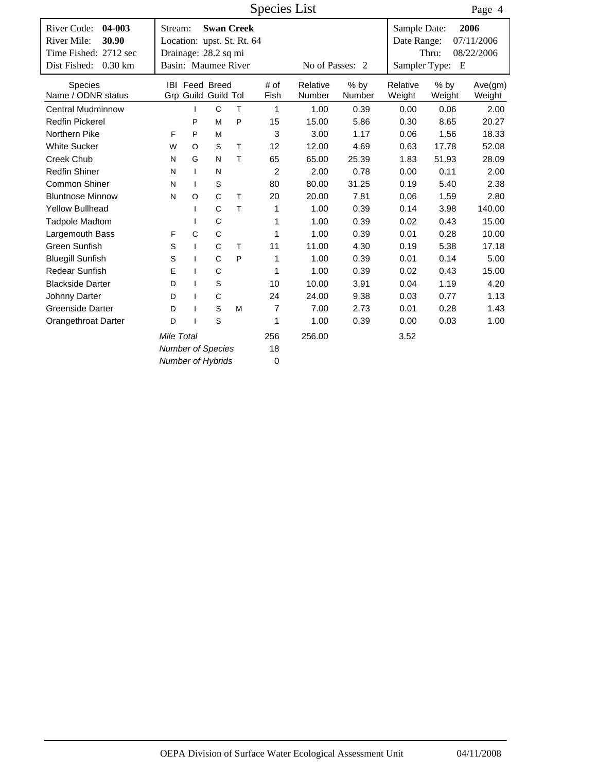# Species List

| River Code: **04-003** | Stream: **Swan Creek** | | Sample Date: **2006** |
|---|---|---|---|
| River Mile: **30.90** | Location: upst. St. Rt. 64 | | Date Range: 07/11/2006 |
| Time Fished: 2712 sec | Drainage: 28.2 sq mi | | Thru: 08/22/2006 |
| Dist Fished: 0.30 km | Basin: Maumee River | No of Passes: 2 | Sampler Type: E |

| Species Name / ODNR status | IBI Grp | Feed Guild | Breed Guild | Tol | # of Fish | Relative Number | % by Number | Relative Weight | % by Weight | Ave(gm) Weight |
|---|---|---|---|---|---|---|---|---|---|---|
| Central Mudminnow | | I | C | T | 1 | 1.00 | 0.39 | 0.00 | 0.06 | 2.00 |
| Redfin Pickerel | | P | M | P | 15 | 15.00 | 5.86 | 0.30 | 8.65 | 20.27 |
| Northern Pike | F | P | M | | 3 | 3.00 | 1.17 | 0.06 | 1.56 | 18.33 |
| White Sucker | W | O | S | T | 12 | 12.00 | 4.69 | 0.63 | 17.78 | 52.08 |
| Creek Chub | N | G | N | T | 65 | 65.00 | 25.39 | 1.83 | 51.93 | 28.09 |
| Redfin Shiner | N | I | N | | 2 | 2.00 | 0.78 | 0.00 | 0.11 | 2.00 |
| Common Shiner | N | I | S | | 80 | 80.00 | 31.25 | 0.19 | 5.40 | 2.38 |
| Bluntnose Minnow | N | O | C | T | 20 | 20.00 | 7.81 | 0.06 | 1.59 | 2.80 |
| Yellow Bullhead | | I | C | T | 1 | 1.00 | 0.39 | 0.14 | 3.98 | 140.00 |
| Tadpole Madtom | | I | C | | 1 | 1.00 | 0.39 | 0.02 | 0.43 | 15.00 |
| Largemouth Bass | F | C | C | | 1 | 1.00 | 0.39 | 0.01 | 0.28 | 10.00 |
| Green Sunfish | S | I | C | T | 11 | 11.00 | 4.30 | 0.19 | 5.38 | 17.18 |
| Bluegill Sunfish | S | I | C | P | 1 | 1.00 | 0.39 | 0.01 | 0.14 | 5.00 |
| Redear Sunfish | E | I | C | | 1 | 1.00 | 0.39 | 0.02 | 0.43 | 15.00 |
| Blackside Darter | D | I | S | | 10 | 10.00 | 3.91 | 0.04 | 1.19 | 4.20 |
| Johnny Darter | D | I | C | | 24 | 24.00 | 9.38 | 0.03 | 0.77 | 1.13 |
| Greenside Darter | D | I | S | M | 7 | 7.00 | 2.73 | 0.01 | 0.28 | 1.43 |
| Orangethroat Darter | D | I | S | | 1 | 1.00 | 0.39 | 0.00 | 0.03 | 1.00 |
| | *Mile Total* | | | | 256 | 256.00 | | 3.52 | | |
| | *Number of Species* | | | | 18 | | | | | |
| | *Number of Hybrids* | | | | 0 | | | | | |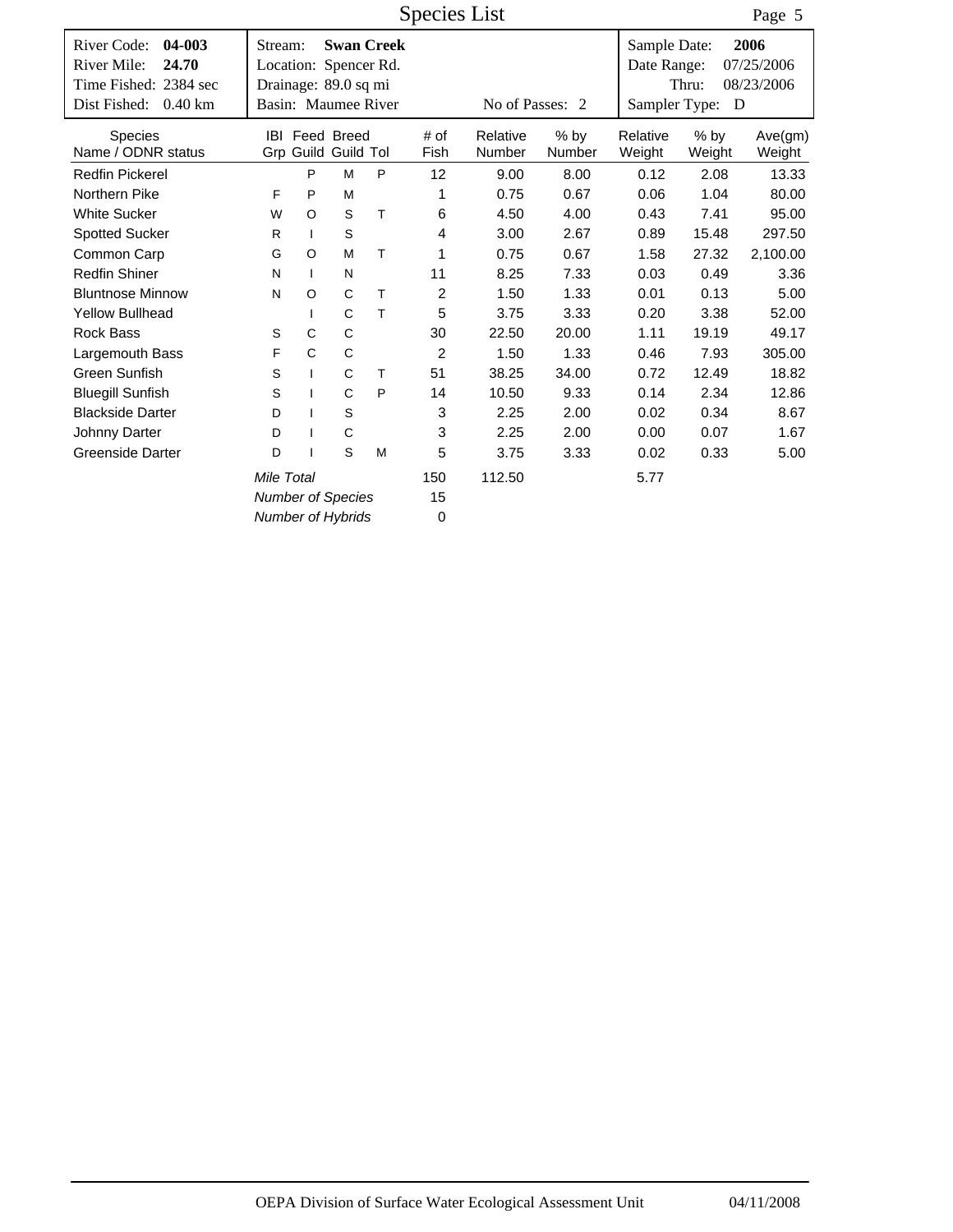# Species List

| River Code: **04-003** | Stream: **Swan Creek** | Sample Date: **2006** |
|---|---|---|
| River Mile: **24.70** | Location: Spencer Rd. | Date Range: 07/25/2006 |
| Time Fished: 2384 sec | Drainage: 89.0 sq mi | Thru: 08/23/2006 |
| Dist Fished: 0.40 km | Basin: Maumee River — No of Passes: 2 | Sampler Type: D |

| Species Name / ODNR status | IBI Grp | Feed Guild | Breed Guild | Tol | # of Fish | Relative Number | % by Number | Relative Weight | % by Weight | Ave(gm) Weight |
|---|---|---|---|---|---|---|---|---|---|---|
| Redfin Pickerel | | P | M | P | 12 | 9.00 | 8.00 | 0.12 | 2.08 | 13.33 |
| Northern Pike | F | P | M | | 1 | 0.75 | 0.67 | 0.06 | 1.04 | 80.00 |
| White Sucker | W | O | S | T | 6 | 4.50 | 4.00 | 0.43 | 7.41 | 95.00 |
| Spotted Sucker | R | I | S | | 4 | 3.00 | 2.67 | 0.89 | 15.48 | 297.50 |
| Common Carp | G | O | M | T | 1 | 0.75 | 0.67 | 1.58 | 27.32 | 2,100.00 |
| Redfin Shiner | N | I | N | | 11 | 8.25 | 7.33 | 0.03 | 0.49 | 3.36 |
| Bluntnose Minnow | N | O | C | T | 2 | 1.50 | 1.33 | 0.01 | 0.13 | 5.00 |
| Yellow Bullhead | | I | C | T | 5 | 3.75 | 3.33 | 0.20 | 3.38 | 52.00 |
| Rock Bass | S | C | C | | 30 | 22.50 | 20.00 | 1.11 | 19.19 | 49.17 |
| Largemouth Bass | F | C | C | | 2 | 1.50 | 1.33 | 0.46 | 7.93 | 305.00 |
| Green Sunfish | S | I | C | T | 51 | 38.25 | 34.00 | 0.72 | 12.49 | 18.82 |
| Bluegill Sunfish | S | I | C | P | 14 | 10.50 | 9.33 | 0.14 | 2.34 | 12.86 |
| Blackside Darter | D | I | S | | 3 | 2.25 | 2.00 | 0.02 | 0.34 | 8.67 |
| Johnny Darter | D | I | C | | 3 | 2.25 | 2.00 | 0.00 | 0.07 | 1.67 |
| Greenside Darter | D | I | S | M | 5 | 3.75 | 3.33 | 0.02 | 0.33 | 5.00 |
| *Mile Total* | | | | | 150 | 112.50 | | 5.77 | | |
| *Number of Species* | | | | | 15 | | | | | |
| *Number of Hybrids* | | | | | 0 | | | | | |

OEPA Division of Surface Water Ecological Assessment Unit 04/11/2008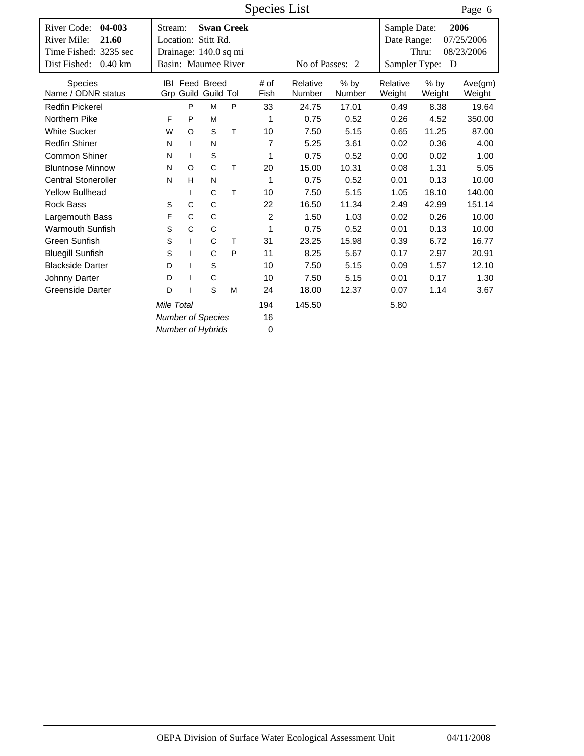# Species List

| River Code: **04-003** | Stream: **Swan Creek** | Sample Date: **2006** |
|---|---|---|
| River Mile: **21.60** | Location: Stitt Rd. | Date Range: 07/25/2006 |
| Time Fished: 3235 sec | Drainage: 140.0 sq mi | Thru: 08/23/2006 |
| Dist Fished: 0.40 km | Basin: Maumee River — No of Passes: 2 | Sampler Type: D |

| Species Name / ODNR status | IBI Grp | Feed Guild | Breed Guild | Tol | # of Fish | Relative Number | % by Number | Relative Weight | % by Weight | Ave(gm) Weight |
|---|---|---|---|---|---|---|---|---|---|---|
| Redfin Pickerel | | P | M | P | 33 | 24.75 | 17.01 | 0.49 | 8.38 | 19.64 |
| Northern Pike | F | P | M | | 1 | 0.75 | 0.52 | 0.26 | 4.52 | 350.00 |
| White Sucker | W | O | S | T | 10 | 7.50 | 5.15 | 0.65 | 11.25 | 87.00 |
| Redfin Shiner | N | I | N | | 7 | 5.25 | 3.61 | 0.02 | 0.36 | 4.00 |
| Common Shiner | N | I | S | | 1 | 0.75 | 0.52 | 0.00 | 0.02 | 1.00 |
| Bluntnose Minnow | N | O | C | T | 20 | 15.00 | 10.31 | 0.08 | 1.31 | 5.05 |
| Central Stoneroller | N | H | N | | 1 | 0.75 | 0.52 | 0.01 | 0.13 | 10.00 |
| Yellow Bullhead | | I | C | T | 10 | 7.50 | 5.15 | 1.05 | 18.10 | 140.00 |
| Rock Bass | S | C | C | | 22 | 16.50 | 11.34 | 2.49 | 42.99 | 151.14 |
| Largemouth Bass | F | C | C | | 2 | 1.50 | 1.03 | 0.02 | 0.26 | 10.00 |
| Warmouth Sunfish | S | C | C | | 1 | 0.75 | 0.52 | 0.01 | 0.13 | 10.00 |
| Green Sunfish | S | I | C | T | 31 | 23.25 | 15.98 | 0.39 | 6.72 | 16.77 |
| Bluegill Sunfish | S | I | C | P | 11 | 8.25 | 5.67 | 0.17 | 2.97 | 20.91 |
| Blackside Darter | D | I | S | | 10 | 7.50 | 5.15 | 0.09 | 1.57 | 12.10 |
| Johnny Darter | D | I | C | | 10 | 7.50 | 5.15 | 0.01 | 0.17 | 1.30 |
| Greenside Darter | D | I | S | M | 24 | 18.00 | 12.37 | 0.07 | 1.14 | 3.67 |
| | *Mile Total* | | | | 194 | 145.50 | | 5.80 | | |
| | *Number of Species* | | | | 16 | | | | | |
| | *Number of Hybrids* | | | | 0 | | | | | |

OEPA Division of Surface Water Ecological Assessment Unit 04/11/2008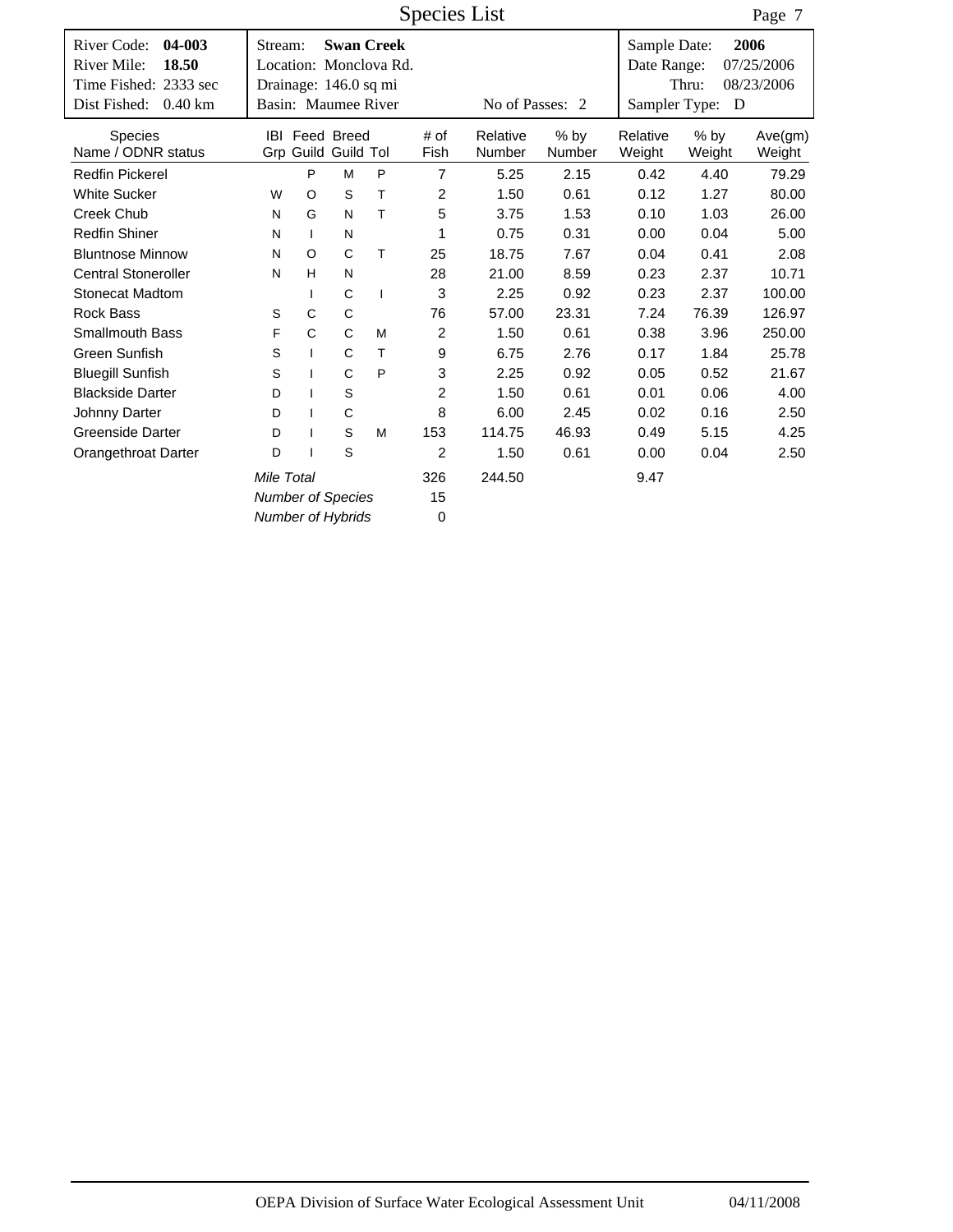# Species List

| River Code: **04-003** | Stream: **Swan Creek** | Sample Date: **2006** |
|---|---|---|
| River Mile: **18.50** | Location: Monclova Rd. | Date Range: 07/25/2006 |
| Time Fished: 2333 sec | Drainage: 146.0 sq mi | Thru: 08/23/2006 |
| Dist Fished: 0.40 km | Basin: Maumee River     No of Passes: 2 | Sampler Type: D |

| Species Name / ODNR status | IBI Grp | Feed Guild | Breed Guild | Tol | # of Fish | Relative Number | % by Number | Relative Weight | % by Weight | Ave(gm) Weight |
|---|---|---|---|---|---|---|---|---|---|---|
| Redfin Pickerel | | P | M | P | 7 | 5.25 | 2.15 | 0.42 | 4.40 | 79.29 |
| White Sucker | W | O | S | T | 2 | 1.50 | 0.61 | 0.12 | 1.27 | 80.00 |
| Creek Chub | N | G | N | T | 5 | 3.75 | 1.53 | 0.10 | 1.03 | 26.00 |
| Redfin Shiner | N | I | N | | 1 | 0.75 | 0.31 | 0.00 | 0.04 | 5.00 |
| Bluntnose Minnow | N | O | C | T | 25 | 18.75 | 7.67 | 0.04 | 0.41 | 2.08 |
| Central Stoneroller | N | H | N | | 28 | 21.00 | 8.59 | 0.23 | 2.37 | 10.71 |
| Stonecat Madtom | | I | C | I | 3 | 2.25 | 0.92 | 0.23 | 2.37 | 100.00 |
| Rock Bass | S | C | C | | 76 | 57.00 | 23.31 | 7.24 | 76.39 | 126.97 |
| Smallmouth Bass | F | C | C | M | 2 | 1.50 | 0.61 | 0.38 | 3.96 | 250.00 |
| Green Sunfish | S | I | C | T | 9 | 6.75 | 2.76 | 0.17 | 1.84 | 25.78 |
| Bluegill Sunfish | S | I | C | P | 3 | 2.25 | 0.92 | 0.05 | 0.52 | 21.67 |
| Blackside Darter | D | I | S | | 2 | 1.50 | 0.61 | 0.01 | 0.06 | 4.00 |
| Johnny Darter | D | I | C | | 8 | 6.00 | 2.45 | 0.02 | 0.16 | 2.50 |
| Greenside Darter | D | I | S | M | 153 | 114.75 | 46.93 | 0.49 | 5.15 | 4.25 |
| Orangethroat Darter | D | I | S | | 2 | 1.50 | 0.61 | 0.00 | 0.04 | 2.50 |
| *Mile Total* | | | | | 326 | 244.50 | | 9.47 | | |
| *Number of Species* | | | | | 15 | | | | | |
| *Number of Hybrids* | | | | | 0 | | | | | |

OEPA Division of Surface Water Ecological Assessment Unit 04/11/2008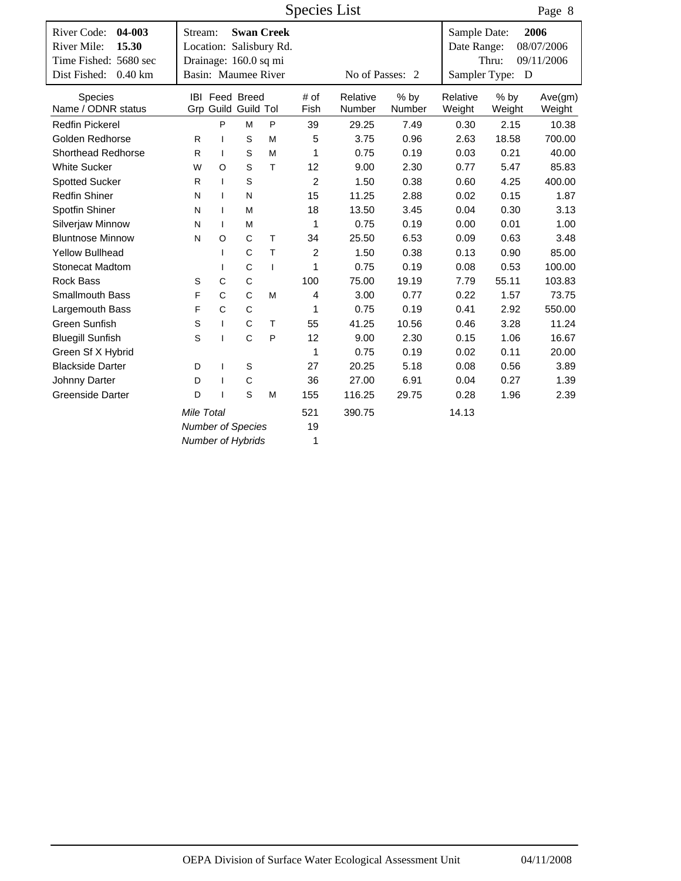# Species List

| River Code: **04-003** | Stream: **Swan Creek** | Sample Date: **2006** |
|---|---|---|
| River Mile: **15.30** | Location: Salisbury Rd. | Date Range: 08/07/2006 |
| Time Fished: 5680 sec | Drainage: 160.0 sq mi | Thru: 09/11/2006 |
| Dist Fished: 0.40 km | Basin: Maumee River — No of Passes: 2 | Sampler Type: D |

| Species Name / ODNR status | IBI Grp | Feed Guild | Breed Guild | Tol | # of Fish | Relative Number | % by Number | Relative Weight | % by Weight | Ave(gm) Weight |
|---|---|---|---|---|---|---|---|---|---|---|
| Redfin Pickerel | | P | M | P | 39 | 29.25 | 7.49 | 0.30 | 2.15 | 10.38 |
| Golden Redhorse | R | I | S | M | 5 | 3.75 | 0.96 | 2.63 | 18.58 | 700.00 |
| Shorthead Redhorse | R | I | S | M | 1 | 0.75 | 0.19 | 0.03 | 0.21 | 40.00 |
| White Sucker | W | O | S | T | 12 | 9.00 | 2.30 | 0.77 | 5.47 | 85.83 |
| Spotted Sucker | R | I | S | | 2 | 1.50 | 0.38 | 0.60 | 4.25 | 400.00 |
| Redfin Shiner | N | I | N | | 15 | 11.25 | 2.88 | 0.02 | 0.15 | 1.87 |
| Spotfin Shiner | N | I | M | | 18 | 13.50 | 3.45 | 0.04 | 0.30 | 3.13 |
| Silverjaw Minnow | N | I | M | | 1 | 0.75 | 0.19 | 0.00 | 0.01 | 1.00 |
| Bluntnose Minnow | N | O | C | T | 34 | 25.50 | 6.53 | 0.09 | 0.63 | 3.48 |
| Yellow Bullhead | | I | C | T | 2 | 1.50 | 0.38 | 0.13 | 0.90 | 85.00 |
| Stonecat Madtom | | I | C | I | 1 | 0.75 | 0.19 | 0.08 | 0.53 | 100.00 |
| Rock Bass | S | C | C | | 100 | 75.00 | 19.19 | 7.79 | 55.11 | 103.83 |
| Smallmouth Bass | F | C | C | M | 4 | 3.00 | 0.77 | 0.22 | 1.57 | 73.75 |
| Largemouth Bass | F | C | C | | 1 | 0.75 | 0.19 | 0.41 | 2.92 | 550.00 |
| Green Sunfish | S | I | C | T | 55 | 41.25 | 10.56 | 0.46 | 3.28 | 11.24 |
| Bluegill Sunfish | S | I | C | P | 12 | 9.00 | 2.30 | 0.15 | 1.06 | 16.67 |
| Green Sf X Hybrid | | | | | 1 | 0.75 | 0.19 | 0.02 | 0.11 | 20.00 |
| Blackside Darter | D | I | S | | 27 | 20.25 | 5.18 | 0.08 | 0.56 | 3.89 |
| Johnny Darter | D | I | C | | 36 | 27.00 | 6.91 | 0.04 | 0.27 | 1.39 |
| Greenside Darter | D | I | S | M | 155 | 116.25 | 29.75 | 0.28 | 1.96 | 2.39 |
| | *Mile Total* | | | | 521 | 390.75 | | 14.13 | | |
| | *Number of Species* | | | | 19 | | | | | |
| | *Number of Hybrids* | | | | 1 | | | | | |

OEPA Division of Surface Water Ecological Assessment Unit 04/11/2008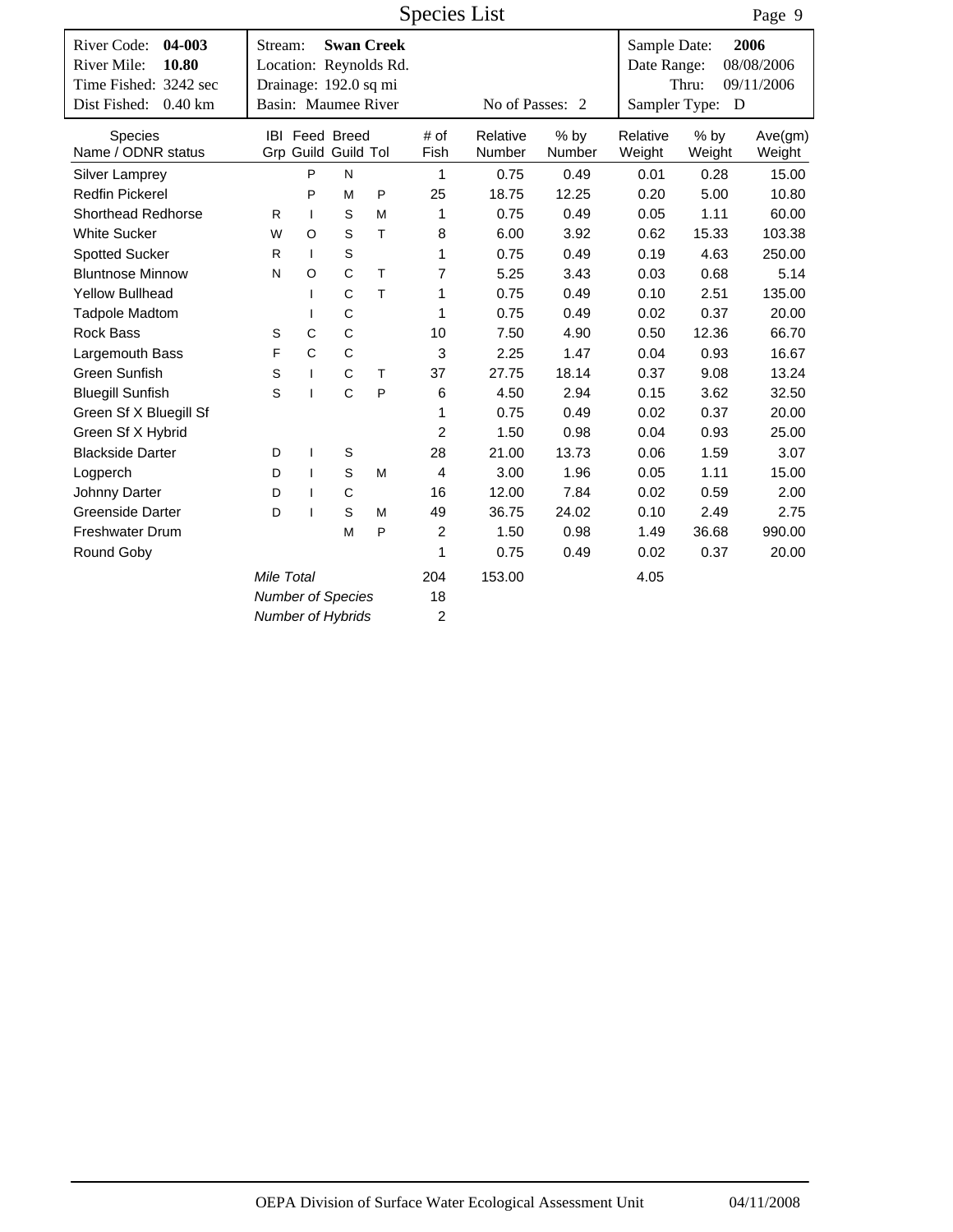# Species List

| River Code: **04-003** | Stream: **Swan Creek** | Sample Date: **2006** |
|---|---|---|
| River Mile: **10.80** | Location: Reynolds Rd. | Date Range: 08/08/2006 |
| Time Fished: 3242 sec | Drainage: 192.0 sq mi | Thru: 09/11/2006 |
| Dist Fished: 0.40 km | Basin: Maumee River / No of Passes: 2 | Sampler Type: D |

| Species Name / ODNR status | IBI Grp | Feed Guild | Breed Guild | Tol | # of Fish | Relative Number | % by Number | Relative Weight | % by Weight | Ave(gm) Weight |
|---|---|---|---|---|---|---|---|---|---|---|
| Silver Lamprey | | P | N | | 1 | 0.75 | 0.49 | 0.01 | 0.28 | 15.00 |
| Redfin Pickerel | | P | M | P | 25 | 18.75 | 12.25 | 0.20 | 5.00 | 10.80 |
| Shorthead Redhorse | R | I | S | M | 1 | 0.75 | 0.49 | 0.05 | 1.11 | 60.00 |
| White Sucker | W | O | S | T | 8 | 6.00 | 3.92 | 0.62 | 15.33 | 103.38 |
| Spotted Sucker | R | I | S | | 1 | 0.75 | 0.49 | 0.19 | 4.63 | 250.00 |
| Bluntnose Minnow | N | O | C | T | 7 | 5.25 | 3.43 | 0.03 | 0.68 | 5.14 |
| Yellow Bullhead | | I | C | T | 1 | 0.75 | 0.49 | 0.10 | 2.51 | 135.00 |
| Tadpole Madtom | | I | C | | 1 | 0.75 | 0.49 | 0.02 | 0.37 | 20.00 |
| Rock Bass | S | C | C | | 10 | 7.50 | 4.90 | 0.50 | 12.36 | 66.70 |
| Largemouth Bass | F | C | C | | 3 | 2.25 | 1.47 | 0.04 | 0.93 | 16.67 |
| Green Sunfish | S | I | C | T | 37 | 27.75 | 18.14 | 0.37 | 9.08 | 13.24 |
| Bluegill Sunfish | S | I | C | P | 6 | 4.50 | 2.94 | 0.15 | 3.62 | 32.50 |
| Green Sf X Bluegill Sf | | | | | 1 | 0.75 | 0.49 | 0.02 | 0.37 | 20.00 |
| Green Sf X Hybrid | | | | | 2 | 1.50 | 0.98 | 0.04 | 0.93 | 25.00 |
| Blackside Darter | D | I | S | | 28 | 21.00 | 13.73 | 0.06 | 1.59 | 3.07 |
| Logperch | D | I | S | M | 4 | 3.00 | 1.96 | 0.05 | 1.11 | 15.00 |
| Johnny Darter | D | I | C | | 16 | 12.00 | 7.84 | 0.02 | 0.59 | 2.00 |
| Greenside Darter | D | I | S | M | 49 | 36.75 | 24.02 | 0.10 | 2.49 | 2.75 |
| Freshwater Drum | | | M | P | 2 | 1.50 | 0.98 | 1.49 | 36.68 | 990.00 |
| Round Goby | | | | | 1 | 0.75 | 0.49 | 0.02 | 0.37 | 20.00 |
| *Mile Total* | | | | | 204 | 153.00 | | 4.05 | | |
| *Number of Species* | | | | | 18 | | | | | |
| *Number of Hybrids* | | | | | 2 | | | | | |

OEPA Division of Surface Water Ecological Assessment Unit — 04/11/2008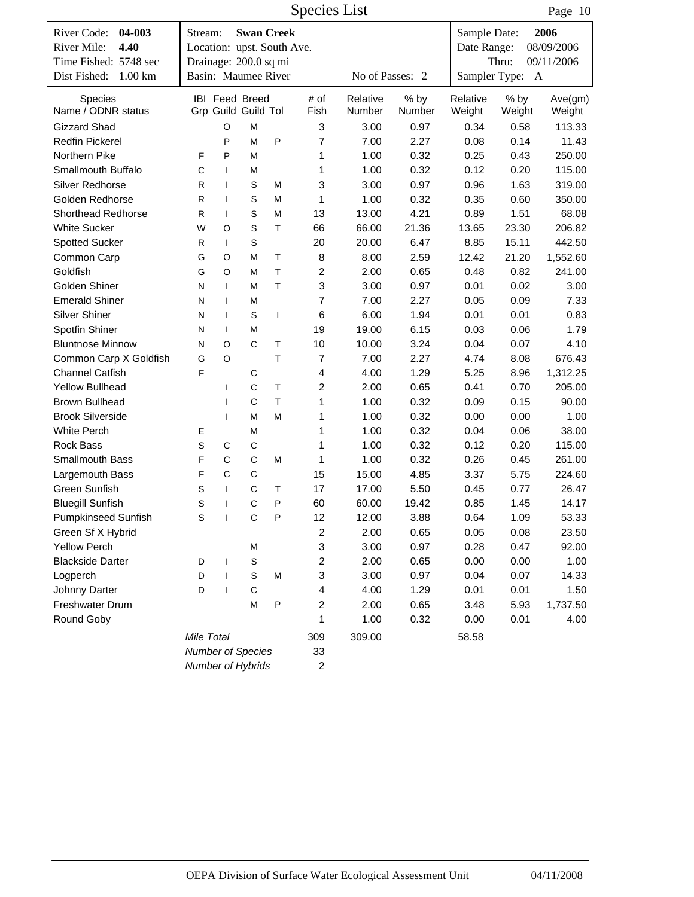# Species List

| River Code: **04-003** | Stream: **Swan Creek** | | Sample Date: **2006** |
|---|---|---|---|
| River Mile: **4.40** | Location: upst. South Ave. | | Date Range: 08/09/2006 |
| Time Fished: 5748 sec | Drainage: 200.0 sq mi | | Thru: 09/11/2006 |
| Dist Fished: 1.00 km | Basin: Maumee River | No of Passes: 2 | Sampler Type: A |

| Species Name / ODNR status | IBI Grp | Feed Guild | Breed Guild | Tol | # of Fish | Relative Number | % by Number | Relative Weight | % by Weight | Ave(gm) Weight |
|---|---|---|---|---|---|---|---|---|---|---|
| Gizzard Shad | | O | M | | 3 | 3.00 | 0.97 | 0.34 | 0.58 | 113.33 |
| Redfin Pickerel | | P | M | P | 7 | 7.00 | 2.27 | 0.08 | 0.14 | 11.43 |
| Northern Pike | F | P | M | | 1 | 1.00 | 0.32 | 0.25 | 0.43 | 250.00 |
| Smallmouth Buffalo | C | I | M | | 1 | 1.00 | 0.32 | 0.12 | 0.20 | 115.00 |
| Silver Redhorse | R | I | S | M | 3 | 3.00 | 0.97 | 0.96 | 1.63 | 319.00 |
| Golden Redhorse | R | I | S | M | 1 | 1.00 | 0.32 | 0.35 | 0.60 | 350.00 |
| Shorthead Redhorse | R | I | S | M | 13 | 13.00 | 4.21 | 0.89 | 1.51 | 68.08 |
| White Sucker | W | O | S | T | 66 | 66.00 | 21.36 | 13.65 | 23.30 | 206.82 |
| Spotted Sucker | R | I | S | | 20 | 20.00 | 6.47 | 8.85 | 15.11 | 442.50 |
| Common Carp | G | O | M | T | 8 | 8.00 | 2.59 | 12.42 | 21.20 | 1,552.60 |
| Goldfish | G | O | M | T | 2 | 2.00 | 0.65 | 0.48 | 0.82 | 241.00 |
| Golden Shiner | N | I | M | T | 3 | 3.00 | 0.97 | 0.01 | 0.02 | 3.00 |
| Emerald Shiner | N | I | M | | 7 | 7.00 | 2.27 | 0.05 | 0.09 | 7.33 |
| Silver Shiner | N | I | S | I | 6 | 6.00 | 1.94 | 0.01 | 0.01 | 0.83 |
| Spotfin Shiner | N | I | M | | 19 | 19.00 | 6.15 | 0.03 | 0.06 | 1.79 |
| Bluntnose Minnow | N | O | C | T | 10 | 10.00 | 3.24 | 0.04 | 0.07 | 4.10 |
| Common Carp X Goldfish | G | O | | T | 7 | 7.00 | 2.27 | 4.74 | 8.08 | 676.43 |
| Channel Catfish | F | | C | | 4 | 4.00 | 1.29 | 5.25 | 8.96 | 1,312.25 |
| Yellow Bullhead | | I | C | T | 2 | 2.00 | 0.65 | 0.41 | 0.70 | 205.00 |
| Brown Bullhead | | I | C | T | 1 | 1.00 | 0.32 | 0.09 | 0.15 | 90.00 |
| Brook Silverside | | I | M | M | 1 | 1.00 | 0.32 | 0.00 | 0.00 | 1.00 |
| White Perch | E | | M | | 1 | 1.00 | 0.32 | 0.04 | 0.06 | 38.00 |
| Rock Bass | S | C | C | | 1 | 1.00 | 0.32 | 0.12 | 0.20 | 115.00 |
| Smallmouth Bass | F | C | C | M | 1 | 1.00 | 0.32 | 0.26 | 0.45 | 261.00 |
| Largemouth Bass | F | C | C | | 15 | 15.00 | 4.85 | 3.37 | 5.75 | 224.60 |
| Green Sunfish | S | I | C | T | 17 | 17.00 | 5.50 | 0.45 | 0.77 | 26.47 |
| Bluegill Sunfish | S | I | C | P | 60 | 60.00 | 19.42 | 0.85 | 1.45 | 14.17 |
| Pumpkinseed Sunfish | S | I | C | P | 12 | 12.00 | 3.88 | 0.64 | 1.09 | 53.33 |
| Green Sf X Hybrid | | | | | 2 | 2.00 | 0.65 | 0.05 | 0.08 | 23.50 |
| Yellow Perch | | | M | | 3 | 3.00 | 0.97 | 0.28 | 0.47 | 92.00 |
| Blackside Darter | D | I | S | | 2 | 2.00 | 0.65 | 0.00 | 0.00 | 1.00 |
| Logperch | D | I | S | M | 3 | 3.00 | 0.97 | 0.04 | 0.07 | 14.33 |
| Johnny Darter | D | I | C | | 4 | 4.00 | 1.29 | 0.01 | 0.01 | 1.50 |
| Freshwater Drum | | | M | P | 2 | 2.00 | 0.65 | 3.48 | 5.93 | 1,737.50 |
| Round Goby | | | | | 1 | 1.00 | 0.32 | 0.00 | 0.01 | 4.00 |
| *Mile Total* | | | | | 309 | 309.00 | | 58.58 | | |
| *Number of Species* | | | | | 33 | | | | | |
| *Number of Hybrids* | | | | | 2 | | | | | |

OEPA Division of Surface Water Ecological Assessment Unit 04/11/2008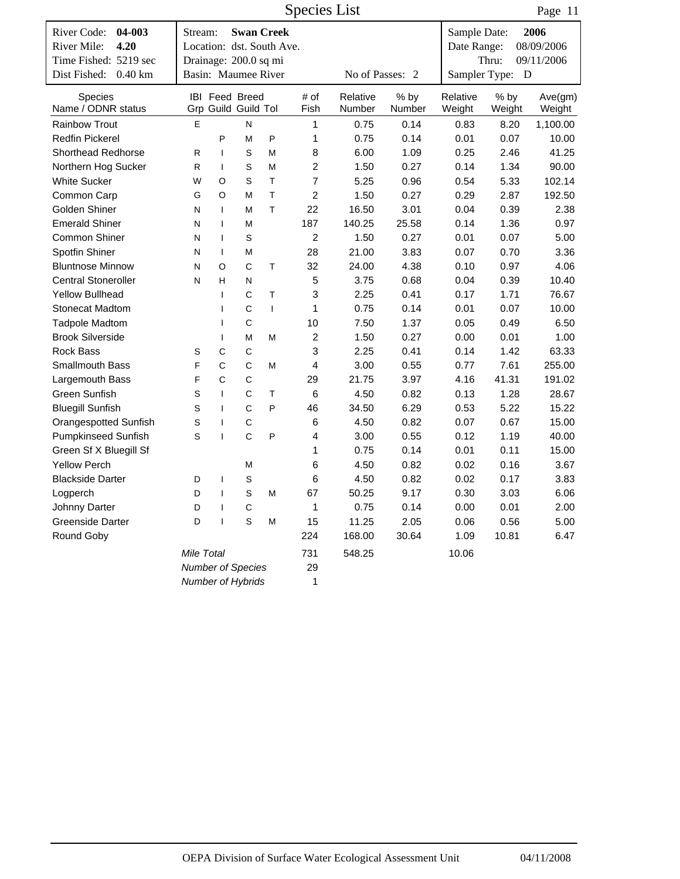# Species List

| River Code: **04-003** | Stream: **Swan Creek** | Sample Date: **2006** |
|---|---|---|
| River Mile: **4.20** | Location: dst. South Ave. | Date Range: 08/09/2006 |
| Time Fished: 5219 sec | Drainage: 200.0 sq mi | Thru: 09/11/2006 |
| Dist Fished: 0.40 km | Basin: Maumee River &nbsp;&nbsp;&nbsp; No of Passes: 2 | Sampler Type: D |

| Species Name / ODNR status | IBI Grp | Feed Guild | Breed Guild | Tol | # of Fish | Relative Number | % by Number | Relative Weight | % by Weight | Ave(gm) Weight |
|---|---|---|---|---|---|---|---|---|---|---|
| Rainbow Trout | E | | N | | 1 | 0.75 | 0.14 | 0.83 | 8.20 | 1,100.00 |
| Redfin Pickerel | | P | M | P | 1 | 0.75 | 0.14 | 0.01 | 0.07 | 10.00 |
| Shorthead Redhorse | R | I | S | M | 8 | 6.00 | 1.09 | 0.25 | 2.46 | 41.25 |
| Northern Hog Sucker | R | I | S | M | 2 | 1.50 | 0.27 | 0.14 | 1.34 | 90.00 |
| White Sucker | W | O | S | T | 7 | 5.25 | 0.96 | 0.54 | 5.33 | 102.14 |
| Common Carp | G | O | M | T | 2 | 1.50 | 0.27 | 0.29 | 2.87 | 192.50 |
| Golden Shiner | N | I | M | T | 22 | 16.50 | 3.01 | 0.04 | 0.39 | 2.38 |
| Emerald Shiner | N | I | M | | 187 | 140.25 | 25.58 | 0.14 | 1.36 | 0.97 |
| Common Shiner | N | I | S | | 2 | 1.50 | 0.27 | 0.01 | 0.07 | 5.00 |
| Spotfin Shiner | N | I | M | | 28 | 21.00 | 3.83 | 0.07 | 0.70 | 3.36 |
| Bluntnose Minnow | N | O | C | T | 32 | 24.00 | 4.38 | 0.10 | 0.97 | 4.06 |
| Central Stoneroller | N | H | N | | 5 | 3.75 | 0.68 | 0.04 | 0.39 | 10.40 |
| Yellow Bullhead | | I | C | T | 3 | 2.25 | 0.41 | 0.17 | 1.71 | 76.67 |
| Stonecat Madtom | | I | C | I | 1 | 0.75 | 0.14 | 0.01 | 0.07 | 10.00 |
| Tadpole Madtom | | I | C | | 10 | 7.50 | 1.37 | 0.05 | 0.49 | 6.50 |
| Brook Silverside | | I | M | M | 2 | 1.50 | 0.27 | 0.00 | 0.01 | 1.00 |
| Rock Bass | S | C | C | | 3 | 2.25 | 0.41 | 0.14 | 1.42 | 63.33 |
| Smallmouth Bass | F | C | C | M | 4 | 3.00 | 0.55 | 0.77 | 7.61 | 255.00 |
| Largemouth Bass | F | C | C | | 29 | 21.75 | 3.97 | 4.16 | 41.31 | 191.02 |
| Green Sunfish | S | I | C | T | 6 | 4.50 | 0.82 | 0.13 | 1.28 | 28.67 |
| Bluegill Sunfish | S | I | C | P | 46 | 34.50 | 6.29 | 0.53 | 5.22 | 15.22 |
| Orangespotted Sunfish | S | I | C | | 6 | 4.50 | 0.82 | 0.07 | 0.67 | 15.00 |
| Pumpkinseed Sunfish | S | I | C | P | 4 | 3.00 | 0.55 | 0.12 | 1.19 | 40.00 |
| Green Sf X Bluegill Sf | | | | | 1 | 0.75 | 0.14 | 0.01 | 0.11 | 15.00 |
| Yellow Perch | | | M | | 6 | 4.50 | 0.82 | 0.02 | 0.16 | 3.67 |
| Blackside Darter | D | I | S | | 6 | 4.50 | 0.82 | 0.02 | 0.17 | 3.83 |
| Logperch | D | I | S | M | 67 | 50.25 | 9.17 | 0.30 | 3.03 | 6.06 |
| Johnny Darter | D | I | C | | 1 | 0.75 | 0.14 | 0.00 | 0.01 | 2.00 |
| Greenside Darter | D | I | S | M | 15 | 11.25 | 2.05 | 0.06 | 0.56 | 5.00 |
| Round Goby | | | | | 224 | 168.00 | 30.64 | 1.09 | 10.81 | 6.47 |
| *Mile Total* | | | | | 731 | 548.25 | | 10.06 | | |
| *Number of Species* | | | | | 29 | | | | | |
| *Number of Hybrids* | | | | | 1 | | | | | |

OEPA Division of Surface Water Ecological Assessment Unit 04/11/2008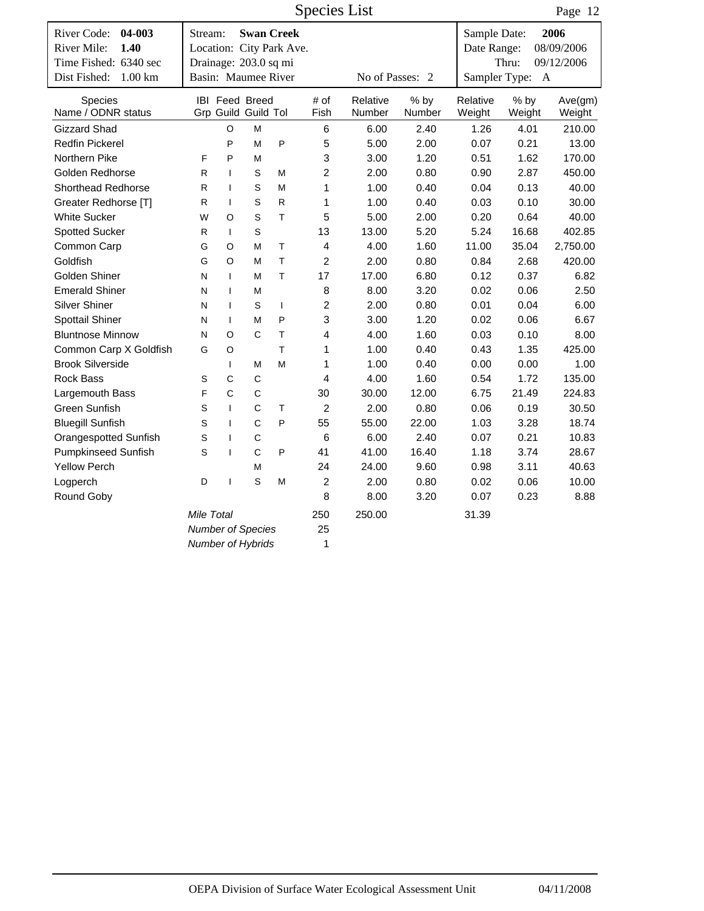# Species List

| River Code: **04-003** | Stream: **Swan Creek** | Sample Date: **2006** |
|---|---|---|
| River Mile: **1.40** | Location: City Park Ave. | Date Range: 08/09/2006 |
| Time Fished: 6340 sec | Drainage: 203.0 sq mi | Thru: 09/12/2006 |
| Dist Fished: 1.00 km | Basin: Maumee River — No of Passes: 2 | Sampler Type: A |

| Species Name / ODNR status | IBI Grp | Feed Guild | Breed Guild | Tol | # of Fish | Relative Number | % by Number | Relative Weight | % by Weight | Ave(gm) Weight |
|---|---|---|---|---|---|---|---|---|---|---|
| Gizzard Shad | | O | M | | 6 | 6.00 | 2.40 | 1.26 | 4.01 | 210.00 |
| Redfin Pickerel | | P | M | P | 5 | 5.00 | 2.00 | 0.07 | 0.21 | 13.00 |
| Northern Pike | F | P | M | | 3 | 3.00 | 1.20 | 0.51 | 1.62 | 170.00 |
| Golden Redhorse | R | I | S | M | 2 | 2.00 | 0.80 | 0.90 | 2.87 | 450.00 |
| Shorthead Redhorse | R | I | S | M | 1 | 1.00 | 0.40 | 0.04 | 0.13 | 40.00 |
| Greater Redhorse [T] | R | I | S | R | 1 | 1.00 | 0.40 | 0.03 | 0.10 | 30.00 |
| White Sucker | W | O | S | T | 5 | 5.00 | 2.00 | 0.20 | 0.64 | 40.00 |
| Spotted Sucker | R | I | S | | 13 | 13.00 | 5.20 | 5.24 | 16.68 | 402.85 |
| Common Carp | G | O | M | T | 4 | 4.00 | 1.60 | 11.00 | 35.04 | 2,750.00 |
| Goldfish | G | O | M | T | 2 | 2.00 | 0.80 | 0.84 | 2.68 | 420.00 |
| Golden Shiner | N | I | M | T | 17 | 17.00 | 6.80 | 0.12 | 0.37 | 6.82 |
| Emerald Shiner | N | I | M | | 8 | 8.00 | 3.20 | 0.02 | 0.06 | 2.50 |
| Silver Shiner | N | I | S | I | 2 | 2.00 | 0.80 | 0.01 | 0.04 | 6.00 |
| Spottail Shiner | N | I | M | P | 3 | 3.00 | 1.20 | 0.02 | 0.06 | 6.67 |
| Bluntnose Minnow | N | O | C | T | 4 | 4.00 | 1.60 | 0.03 | 0.10 | 8.00 |
| Common Carp X Goldfish | G | O | | T | 1 | 1.00 | 0.40 | 0.43 | 1.35 | 425.00 |
| Brook Silverside | | I | M | M | 1 | 1.00 | 0.40 | 0.00 | 0.00 | 1.00 |
| Rock Bass | S | C | C | | 4 | 4.00 | 1.60 | 0.54 | 1.72 | 135.00 |
| Largemouth Bass | F | C | C | | 30 | 30.00 | 12.00 | 6.75 | 21.49 | 224.83 |
| Green Sunfish | S | I | C | T | 2 | 2.00 | 0.80 | 0.06 | 0.19 | 30.50 |
| Bluegill Sunfish | S | I | C | P | 55 | 55.00 | 22.00 | 1.03 | 3.28 | 18.74 |
| Orangespotted Sunfish | S | I | C | | 6 | 6.00 | 2.40 | 0.07 | 0.21 | 10.83 |
| Pumpkinseed Sunfish | S | I | C | P | 41 | 41.00 | 16.40 | 1.18 | 3.74 | 28.67 |
| Yellow Perch | | | M | | 24 | 24.00 | 9.60 | 0.98 | 3.11 | 40.63 |
| Logperch | D | I | S | M | 2 | 2.00 | 0.80 | 0.02 | 0.06 | 10.00 |
| Round Goby | | | | | 8 | 8.00 | 3.20 | 0.07 | 0.23 | 8.88 |
| | *Mile Total* | | | | 250 | 250.00 | | 31.39 | | |
| | *Number of Species* | | | | 25 | | | | | |
| | *Number of Hybrids* | | | | 1 | | | | | |

OEPA Division of Surface Water Ecological Assessment Unit 04/11/2008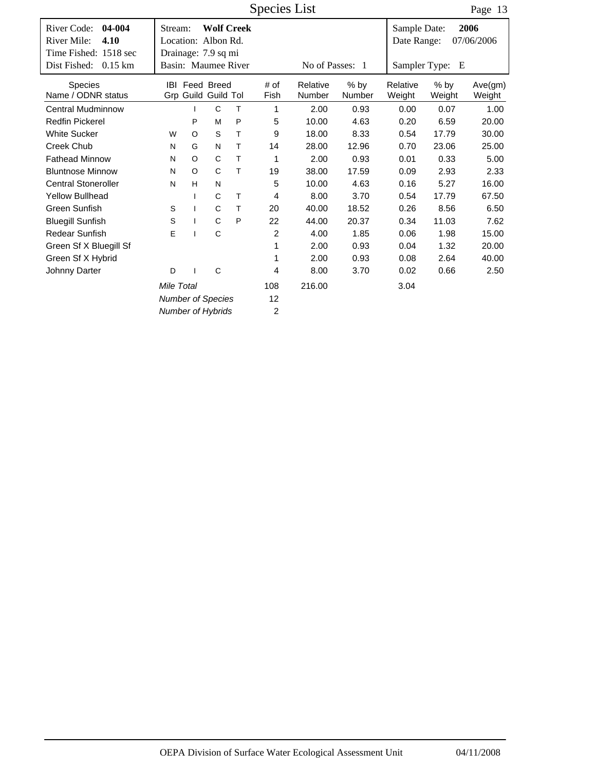# Species List

| River Code: **04-004** | Stream: **Wolf Creek** | Sample Date: **2006** |
|---|---|---|
| River Mile: **4.10** | Location: Albon Rd. | Date Range: 07/06/2006 |
| Time Fished: 1518 sec | Drainage: 7.9 sq mi | |
| Dist Fished: 0.15 km | Basin: Maumee River &nbsp;&nbsp;&nbsp; No of Passes: 1 | Sampler Type: E |

| Species Name / ODNR status | IBI Grp | Feed Guild | Breed Guild | Tol | # of Fish | Relative Number | % by Number | Relative Weight | % by Weight | Ave(gm) Weight |
|---|---|---|---|---|---|---|---|---|---|---|
| Central Mudminnow | | I | C | T | 1 | 2.00 | 0.93 | 0.00 | 0.07 | 1.00 |
| Redfin Pickerel | | P | M | P | 5 | 10.00 | 4.63 | 0.20 | 6.59 | 20.00 |
| White Sucker | W | O | S | T | 9 | 18.00 | 8.33 | 0.54 | 17.79 | 30.00 |
| Creek Chub | N | G | N | T | 14 | 28.00 | 12.96 | 0.70 | 23.06 | 25.00 |
| Fathead Minnow | N | O | C | T | 1 | 2.00 | 0.93 | 0.01 | 0.33 | 5.00 |
| Bluntnose Minnow | N | O | C | T | 19 | 38.00 | 17.59 | 0.09 | 2.93 | 2.33 |
| Central Stoneroller | N | H | N | | 5 | 10.00 | 4.63 | 0.16 | 5.27 | 16.00 |
| Yellow Bullhead | | I | C | T | 4 | 8.00 | 3.70 | 0.54 | 17.79 | 67.50 |
| Green Sunfish | S | I | C | T | 20 | 40.00 | 18.52 | 0.26 | 8.56 | 6.50 |
| Bluegill Sunfish | S | I | C | P | 22 | 44.00 | 20.37 | 0.34 | 11.03 | 7.62 |
| Redear Sunfish | E | I | C | | 2 | 4.00 | 1.85 | 0.06 | 1.98 | 15.00 |
| Green Sf X Bluegill Sf | | | | | 1 | 2.00 | 0.93 | 0.04 | 1.32 | 20.00 |
| Green Sf X Hybrid | | | | | 1 | 2.00 | 0.93 | 0.08 | 2.64 | 40.00 |
| Johnny Darter | D | I | C | | 4 | 8.00 | 3.70 | 0.02 | 0.66 | 2.50 |
| *Mile Total* | | | | | 108 | 216.00 | | 3.04 | | |
| *Number of Species* | | | | | 12 | | | | | |
| *Number of Hybrids* | | | | | 2 | | | | | |

OEPA Division of Surface Water Ecological Assessment Unit &nbsp;&nbsp;&nbsp; 04/11/2008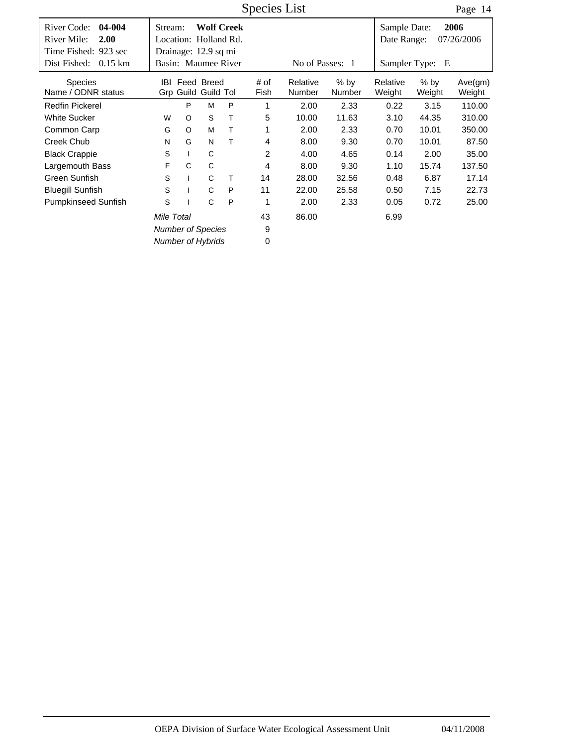# Species List

| | | |
|---|---|---|
| River Code: **04-004** | Stream: **Wolf Creek** | Sample Date: **2006** |
| River Mile: **2.00** | Location: Holland Rd. | Date Range: 07/26/2006 |
| Time Fished: 923 sec | Drainage: 12.9 sq mi | |
| Dist Fished: 0.15 km | Basin: Maumee River &nbsp;&nbsp;&nbsp; No of Passes: 1 | Sampler Type: E |

| Species Name / ODNR status | IBI Grp | Feed Guild | Breed Guild | Tol | # of Fish | Relative Number | % by Number | Relative Weight | % by Weight | Ave(gm) Weight |
|---|---|---|---|---|---|---|---|---|---|---|
| Redfin Pickerel | | P | M | P | 1 | 2.00 | 2.33 | 0.22 | 3.15 | 110.00 |
| White Sucker | W | O | S | T | 5 | 10.00 | 11.63 | 3.10 | 44.35 | 310.00 |
| Common Carp | G | O | M | T | 1 | 2.00 | 2.33 | 0.70 | 10.01 | 350.00 |
| Creek Chub | N | G | N | T | 4 | 8.00 | 9.30 | 0.70 | 10.01 | 87.50 |
| Black Crappie | S | I | C | | 2 | 4.00 | 4.65 | 0.14 | 2.00 | 35.00 |
| Largemouth Bass | F | C | C | | 4 | 8.00 | 9.30 | 1.10 | 15.74 | 137.50 |
| Green Sunfish | S | I | C | T | 14 | 28.00 | 32.56 | 0.48 | 6.87 | 17.14 |
| Bluegill Sunfish | S | I | C | P | 11 | 22.00 | 25.58 | 0.50 | 7.15 | 22.73 |
| Pumpkinseed Sunfish | S | I | C | P | 1 | 2.00 | 2.33 | 0.05 | 0.72 | 25.00 |
| | *Mile Total* | | | | 43 | 86.00 | | 6.99 | | |
| | *Number of Species* | | | | 9 | | | | | |
| | *Number of Hybrids* | | | | 0 | | | | | |

OEPA Division of Surface Water Ecological Assessment Unit 04/11/2008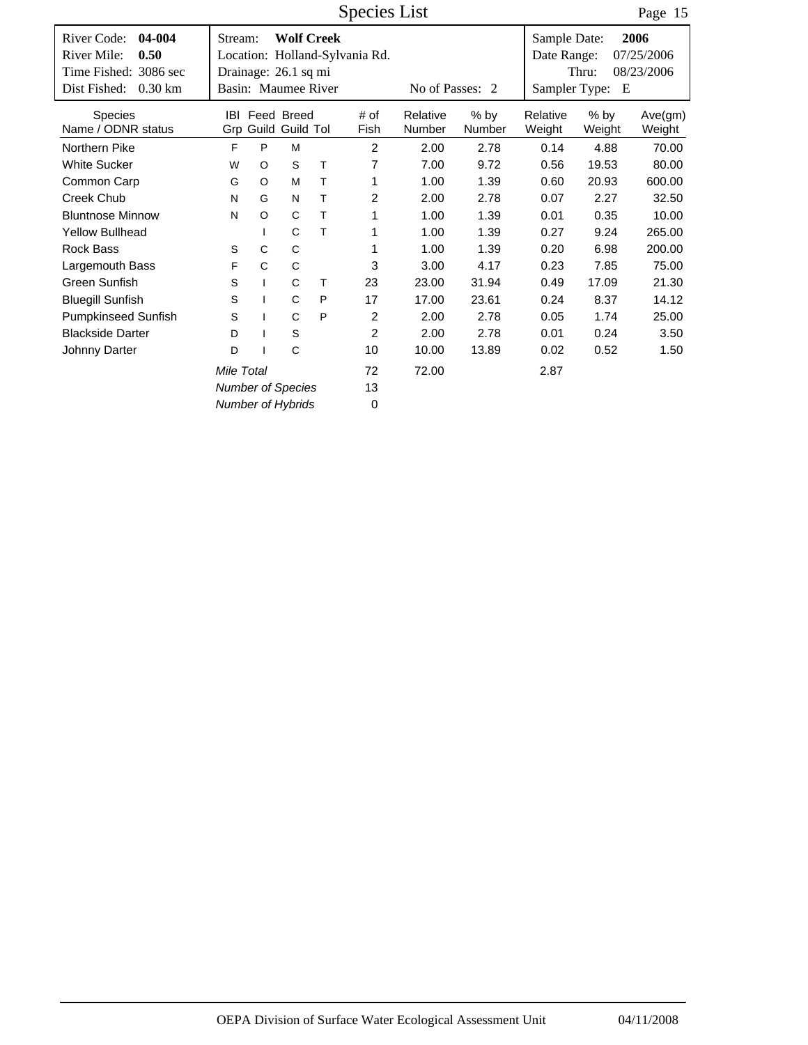# Species List

| River Code: **04-004** | Stream: **Wolf Creek** | Sample Date: **2006** |
|---|---|---|
| River Mile: **0.50** | Location: Holland-Sylvania Rd. | Date Range: 07/25/2006 |
| Time Fished: 3086 sec | Drainage: 26.1 sq mi | Thru: 08/23/2006 |
| Dist Fished: 0.30 km | Basin: Maumee River &nbsp;&nbsp;&nbsp; No of Passes: 2 | Sampler Type: E |

| Species Name / ODNR status | IBI Grp | Feed Guild | Breed Guild | Tol | # of Fish | Relative Number | % by Number | Relative Weight | % by Weight | Ave(gm) Weight |
|---|---|---|---|---|---|---|---|---|---|---|
| Northern Pike | F | P | M | | 2 | 2.00 | 2.78 | 0.14 | 4.88 | 70.00 |
| White Sucker | W | O | S | T | 7 | 7.00 | 9.72 | 0.56 | 19.53 | 80.00 |
| Common Carp | G | O | M | T | 1 | 1.00 | 1.39 | 0.60 | 20.93 | 600.00 |
| Creek Chub | N | G | N | T | 2 | 2.00 | 2.78 | 0.07 | 2.27 | 32.50 |
| Bluntnose Minnow | N | O | C | T | 1 | 1.00 | 1.39 | 0.01 | 0.35 | 10.00 |
| Yellow Bullhead | | I | C | T | 1 | 1.00 | 1.39 | 0.27 | 9.24 | 265.00 |
| Rock Bass | S | C | C | | 1 | 1.00 | 1.39 | 0.20 | 6.98 | 200.00 |
| Largemouth Bass | F | C | C | | 3 | 3.00 | 4.17 | 0.23 | 7.85 | 75.00 |
| Green Sunfish | S | I | C | T | 23 | 23.00 | 31.94 | 0.49 | 17.09 | 21.30 |
| Bluegill Sunfish | S | I | C | P | 17 | 17.00 | 23.61 | 0.24 | 8.37 | 14.12 |
| Pumpkinseed Sunfish | S | I | C | P | 2 | 2.00 | 2.78 | 0.05 | 1.74 | 25.00 |
| Blackside Darter | D | I | S | | 2 | 2.00 | 2.78 | 0.01 | 0.24 | 3.50 |
| Johnny Darter | D | I | C | | 10 | 10.00 | 13.89 | 0.02 | 0.52 | 1.50 |
| | *Mile Total* | | | | 72 | 72.00 | | 2.87 | | |
| | *Number of Species* | | | | 13 | | | | | |
| | *Number of Hybrids* | | | | 0 | | | | | |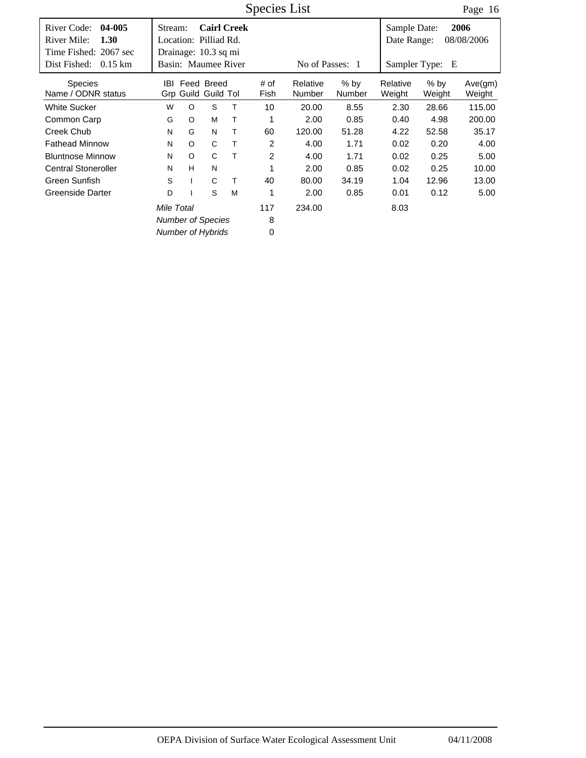# Species List

| River Code: **04-005** | Stream: **Cairl Creek** | Sample Date: **2006** |
|---|---|---|
| River Mile: **1.30** | Location: Pilliad Rd. | Date Range: 08/08/2006 |
| Time Fished: 2067 sec | Drainage: 10.3 sq mi | |
| Dist Fished: 0.15 km | Basin: Maumee River — No of Passes: 1 | Sampler Type: E |

| Species Name / ODNR status | IBI Grp | Feed Guild | Breed Guild | Tol | # of Fish | Relative Number | % by Number | Relative Weight | % by Weight | Ave(gm) Weight |
|---|---|---|---|---|---|---|---|---|---|---|
| White Sucker | W | O | S | T | 10 | 20.00 | 8.55 | 2.30 | 28.66 | 115.00 |
| Common Carp | G | O | M | T | 1 | 2.00 | 0.85 | 0.40 | 4.98 | 200.00 |
| Creek Chub | N | G | N | T | 60 | 120.00 | 51.28 | 4.22 | 52.58 | 35.17 |
| Fathead Minnow | N | O | C | T | 2 | 4.00 | 1.71 | 0.02 | 0.20 | 4.00 |
| Bluntnose Minnow | N | O | C | T | 2 | 4.00 | 1.71 | 0.02 | 0.25 | 5.00 |
| Central Stoneroller | N | H | N | | 1 | 2.00 | 0.85 | 0.02 | 0.25 | 10.00 |
| Green Sunfish | S | I | C | T | 40 | 80.00 | 34.19 | 1.04 | 12.96 | 13.00 |
| Greenside Darter | D | I | S | M | 1 | 2.00 | 0.85 | 0.01 | 0.12 | 5.00 |
| *Mile Total* | | | | | 117 | 234.00 | | 8.03 | | |
| *Number of Species* | | | | | 8 | | | | | |
| *Number of Hybrids* | | | | | 0 | | | | | |

OEPA Division of Surface Water Ecological Assessment Unit 04/11/2008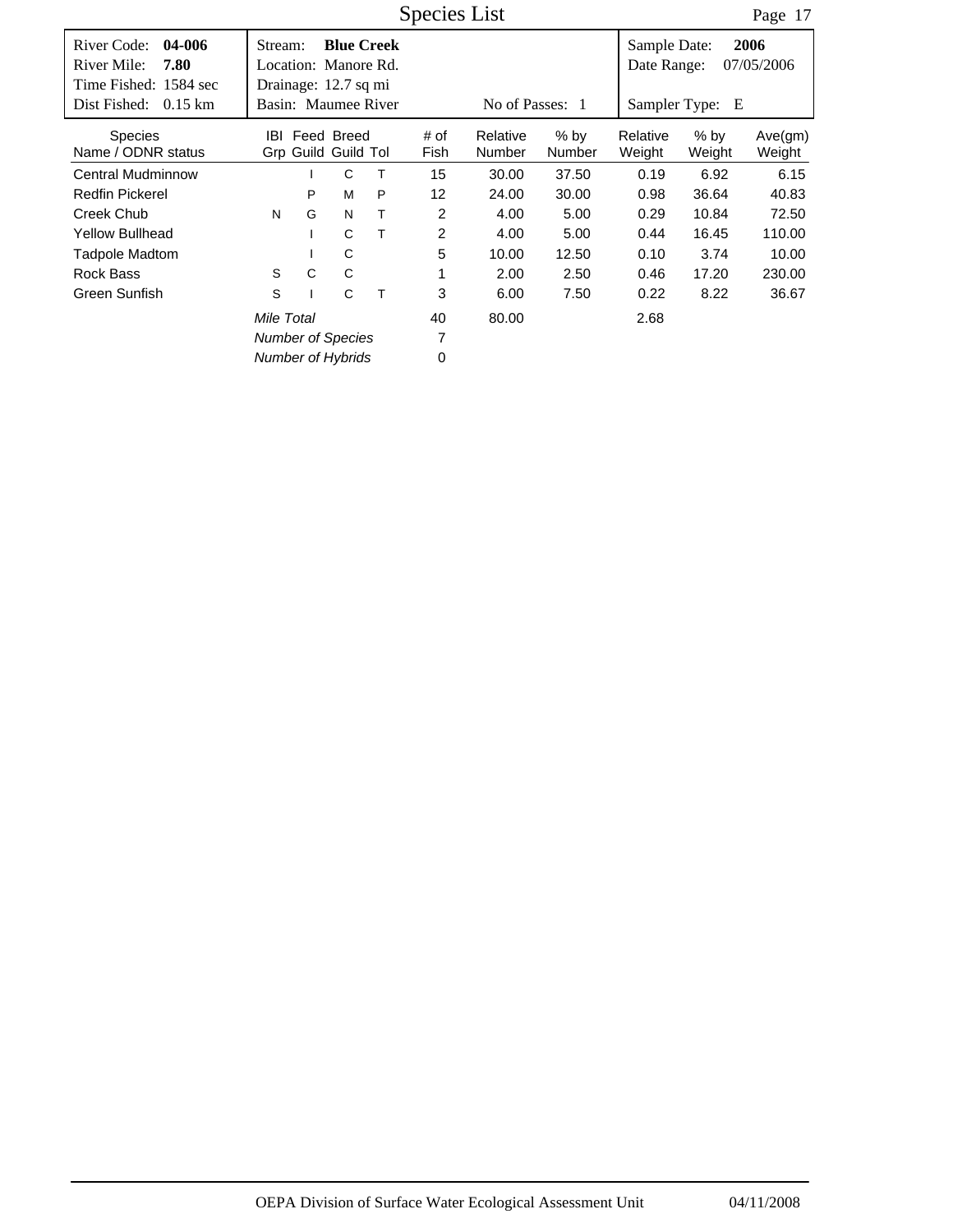# Species List

| | | |
|---|---|---|
| River Code: **04-006** | Stream: **Blue Creek** | Sample Date: **2006** |
| River Mile: **7.80** | Location: Manore Rd. | Date Range: 07/05/2006 |
| Time Fished: 1584 sec | Drainage: 12.7 sq mi | |
| Dist Fished: 0.15 km | Basin: Maumee River &nbsp;&nbsp;&nbsp; No of Passes: 1 | Sampler Type: E |

| Species Name / ODNR status | IBI Grp | Feed Guild | Breed Guild | Tol | # of Fish | Relative Number | % by Number | Relative Weight | % by Weight | Ave(gm) Weight |
|---|---|---|---|---|---|---|---|---|---|---|
| Central Mudminnow | | I | C | T | 15 | 30.00 | 37.50 | 0.19 | 6.92 | 6.15 |
| Redfin Pickerel | | P | M | P | 12 | 24.00 | 30.00 | 0.98 | 36.64 | 40.83 |
| Creek Chub | N | G | N | T | 2 | 4.00 | 5.00 | 0.29 | 10.84 | 72.50 |
| Yellow Bullhead | | I | C | T | 2 | 4.00 | 5.00 | 0.44 | 16.45 | 110.00 |
| Tadpole Madtom | | I | C | | 5 | 10.00 | 12.50 | 0.10 | 3.74 | 10.00 |
| Rock Bass | S | C | C | | 1 | 2.00 | 2.50 | 0.46 | 17.20 | 230.00 |
| Green Sunfish | S | I | C | T | 3 | 6.00 | 7.50 | 0.22 | 8.22 | 36.67 |
| *Mile Total* | | | | | 40 | 80.00 | | 2.68 | | |
| *Number of Species* | | | | | 7 | | | | | |
| *Number of Hybrids* | | | | | 0 | | | | | |

OEPA Division of Surface Water Ecological Assessment Unit &nbsp;&nbsp;&nbsp; 04/11/2008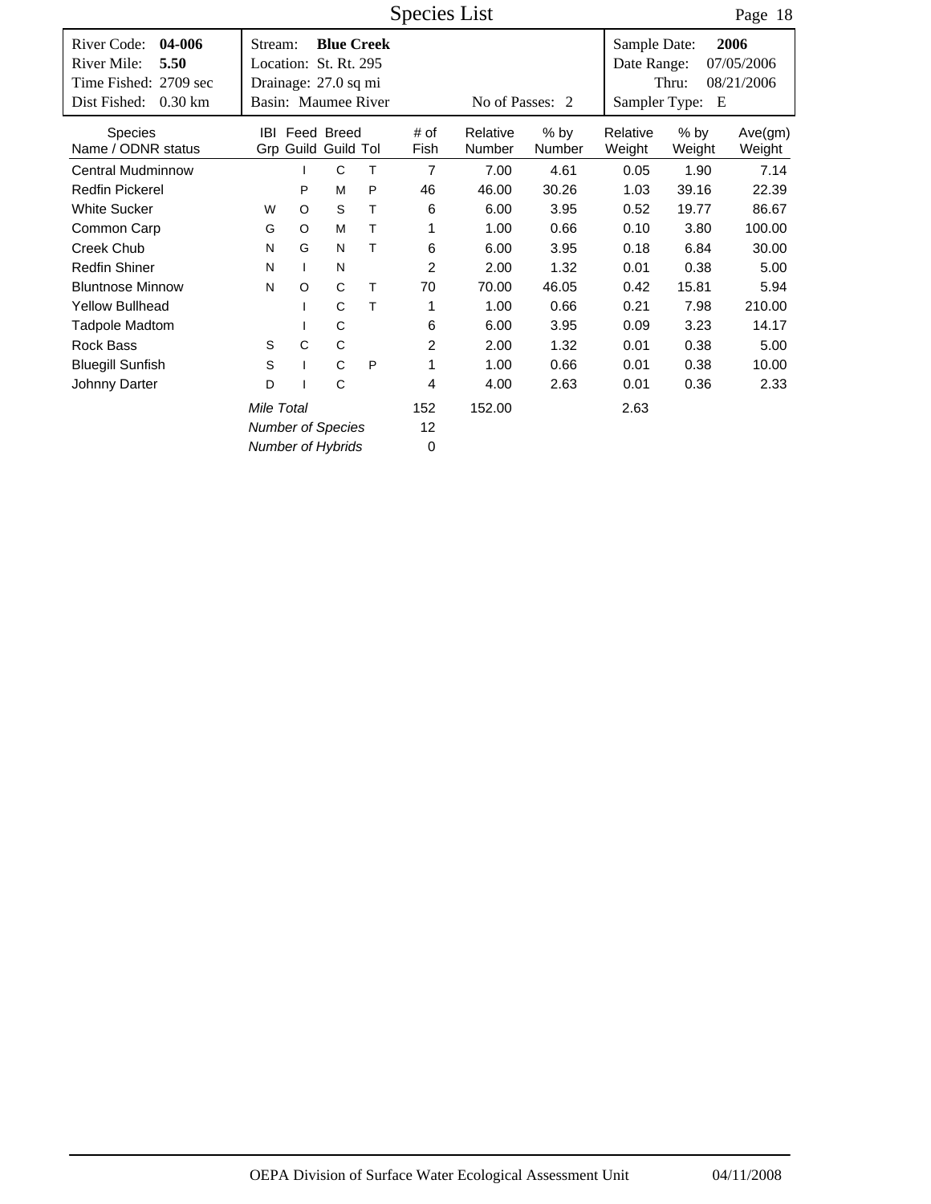# Species List

| River Code: **04-006** | Stream: **Blue Creek** | Sample Date: **2006** |
|---|---|---|
| River Mile: **5.50** | Location: St. Rt. 295 | Date Range: 07/05/2006 |
| Time Fished: 2709 sec | Drainage: 27.0 sq mi | Thru: 08/21/2006 |
| Dist Fished: 0.30 km | Basin: Maumee River — No of Passes: 2 | Sampler Type: E |

| Species Name / ODNR status | IBI Grp | Feed Guild | Breed Guild | Tol | # of Fish | Relative Number | % by Number | Relative Weight | % by Weight | Ave(gm) Weight |
|---|---|---|---|---|---|---|---|---|---|---|
| Central Mudminnow | | I | C | T | 7 | 7.00 | 4.61 | 0.05 | 1.90 | 7.14 |
| Redfin Pickerel | | P | M | P | 46 | 46.00 | 30.26 | 1.03 | 39.16 | 22.39 |
| White Sucker | W | O | S | T | 6 | 6.00 | 3.95 | 0.52 | 19.77 | 86.67 |
| Common Carp | G | O | M | T | 1 | 1.00 | 0.66 | 0.10 | 3.80 | 100.00 |
| Creek Chub | N | G | N | T | 6 | 6.00 | 3.95 | 0.18 | 6.84 | 30.00 |
| Redfin Shiner | N | I | N | | 2 | 2.00 | 1.32 | 0.01 | 0.38 | 5.00 |
| Bluntnose Minnow | N | O | C | T | 70 | 70.00 | 46.05 | 0.42 | 15.81 | 5.94 |
| Yellow Bullhead | | I | C | T | 1 | 1.00 | 0.66 | 0.21 | 7.98 | 210.00 |
| Tadpole Madtom | | I | C | | 6 | 6.00 | 3.95 | 0.09 | 3.23 | 14.17 |
| Rock Bass | S | C | C | | 2 | 2.00 | 1.32 | 0.01 | 0.38 | 5.00 |
| Bluegill Sunfish | S | I | C | P | 1 | 1.00 | 0.66 | 0.01 | 0.38 | 10.00 |
| Johnny Darter | D | I | C | | 4 | 4.00 | 2.63 | 0.01 | 0.36 | 2.33 |
| *Mile Total* | | | | | 152 | 152.00 | | 2.63 | | |
| *Number of Species* | | | | | 12 | | | | | |
| *Number of Hybrids* | | | | | 0 | | | | | |

OEPA Division of Surface Water Ecological Assessment Unit — 04/11/2008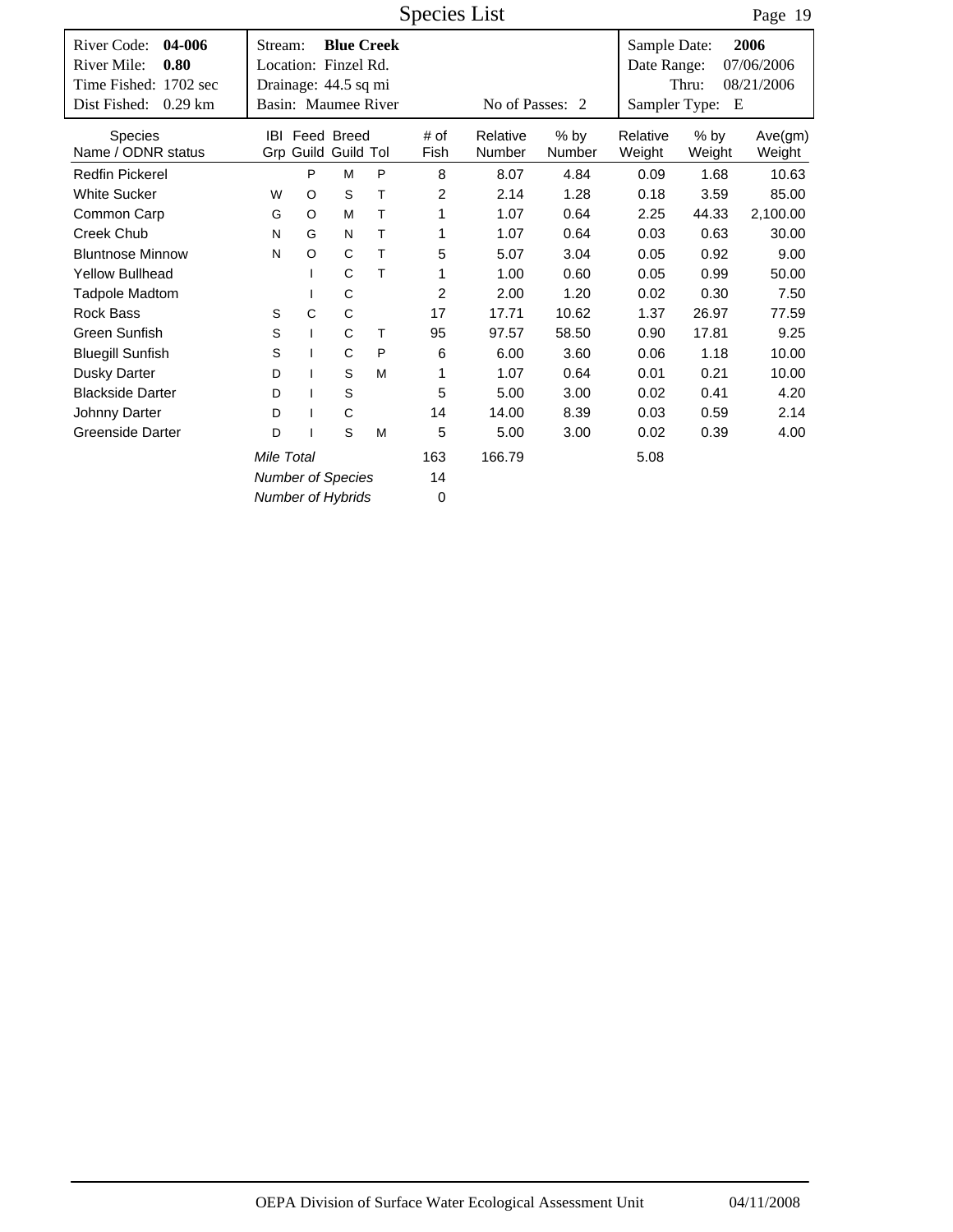# Species List

| River Code: **04-006** | Stream: **Blue Creek** | Sample Date: **2006** |
|---|---|---|
| River Mile: **0.80** | Location: Finzel Rd. | Date Range: 07/06/2006 |
| Time Fished: 1702 sec | Drainage: 44.5 sq mi | Thru: 08/21/2006 |
| Dist Fished: 0.29 km | Basin: Maumee River — No of Passes: 2 | Sampler Type: E |

| Species Name / ODNR status | IBI Grp | Feed Guild | Breed Guild | Tol | # of Fish | Relative Number | % by Number | Relative Weight | % by Weight | Ave(gm) Weight |
|---|---|---|---|---|---|---|---|---|---|---|
| Redfin Pickerel | | P | M | P | 8 | 8.07 | 4.84 | 0.09 | 1.68 | 10.63 |
| White Sucker | W | O | S | T | 2 | 2.14 | 1.28 | 0.18 | 3.59 | 85.00 |
| Common Carp | G | O | M | T | 1 | 1.07 | 0.64 | 2.25 | 44.33 | 2,100.00 |
| Creek Chub | N | G | N | T | 1 | 1.07 | 0.64 | 0.03 | 0.63 | 30.00 |
| Bluntnose Minnow | N | O | C | T | 5 | 5.07 | 3.04 | 0.05 | 0.92 | 9.00 |
| Yellow Bullhead | | I | C | T | 1 | 1.00 | 0.60 | 0.05 | 0.99 | 50.00 |
| Tadpole Madtom | | I | C | | 2 | 2.00 | 1.20 | 0.02 | 0.30 | 7.50 |
| Rock Bass | S | C | C | | 17 | 17.71 | 10.62 | 1.37 | 26.97 | 77.59 |
| Green Sunfish | S | I | C | T | 95 | 97.57 | 58.50 | 0.90 | 17.81 | 9.25 |
| Bluegill Sunfish | S | I | C | P | 6 | 6.00 | 3.60 | 0.06 | 1.18 | 10.00 |
| Dusky Darter | D | I | S | M | 1 | 1.07 | 0.64 | 0.01 | 0.21 | 10.00 |
| Blackside Darter | D | I | S | | 5 | 5.00 | 3.00 | 0.02 | 0.41 | 4.20 |
| Johnny Darter | D | I | C | | 14 | 14.00 | 8.39 | 0.03 | 0.59 | 2.14 |
| Greenside Darter | D | I | S | M | 5 | 5.00 | 3.00 | 0.02 | 0.39 | 4.00 |
| *Mile Total* | | | | | 163 | 166.79 | | 5.08 | | |
| *Number of Species* | | | | | 14 | | | | | |
| *Number of Hybrids* | | | | | 0 | | | | | |

OEPA Division of Surface Water Ecological Assessment Unit 04/11/2008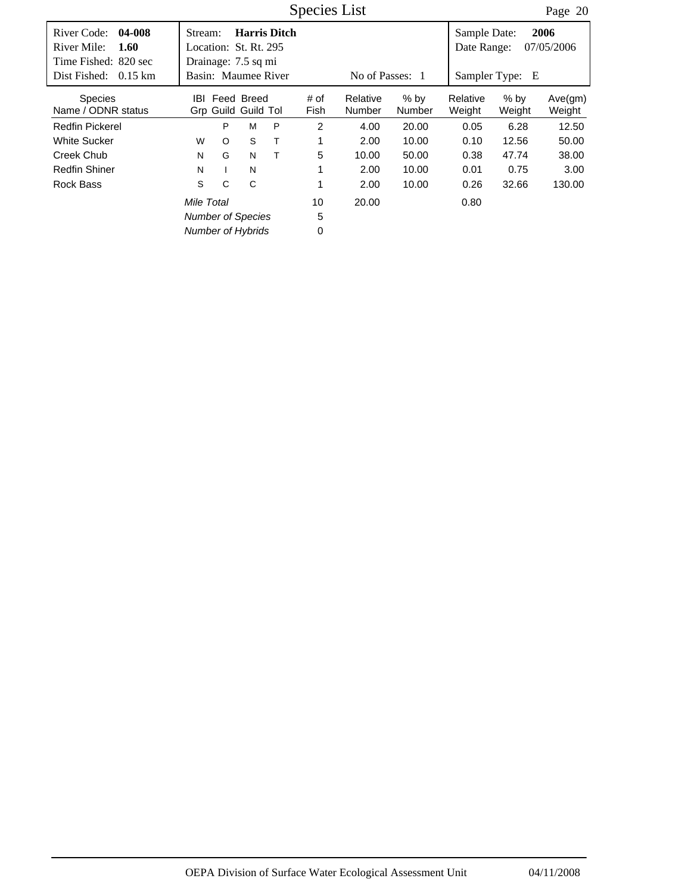# Species List

| River Code: **04-008** | Stream: **Harris Ditch** | Sample Date: **2006** |
|---|---|---|
| River Mile: **1.60** | Location: St. Rt. 295 | Date Range: 07/05/2006 |
| Time Fished: 820 sec | Drainage: 7.5 sq mi | |
| Dist Fished: 0.15 km | Basin: Maumee River — No of Passes: 1 | Sampler Type: E |

| Species Name / ODNR status | IBI Grp | Feed Guild | Breed Guild | Tol | # of Fish | Relative Number | % by Number | Relative Weight | % by Weight | Ave(gm) Weight |
|---|---|---|---|---|---|---|---|---|---|---|
| Redfin Pickerel | | P | M | P | 2 | 4.00 | 20.00 | 0.05 | 6.28 | 12.50 |
| White Sucker | W | O | S | T | 1 | 2.00 | 10.00 | 0.10 | 12.56 | 50.00 |
| Creek Chub | N | G | N | T | 5 | 10.00 | 50.00 | 0.38 | 47.74 | 38.00 |
| Redfin Shiner | N | I | N | | 1 | 2.00 | 10.00 | 0.01 | 0.75 | 3.00 |
| Rock Bass | S | C | C | | 1 | 2.00 | 10.00 | 0.26 | 32.66 | 130.00 |
| *Mile Total* | | | | | 10 | 20.00 | | 0.80 | | |
| *Number of Species* | | | | | 5 | | | | | |
| *Number of Hybrids* | | | | | 0 | | | | | |

OEPA Division of Surface Water Ecological Assessment Unit — 04/11/2008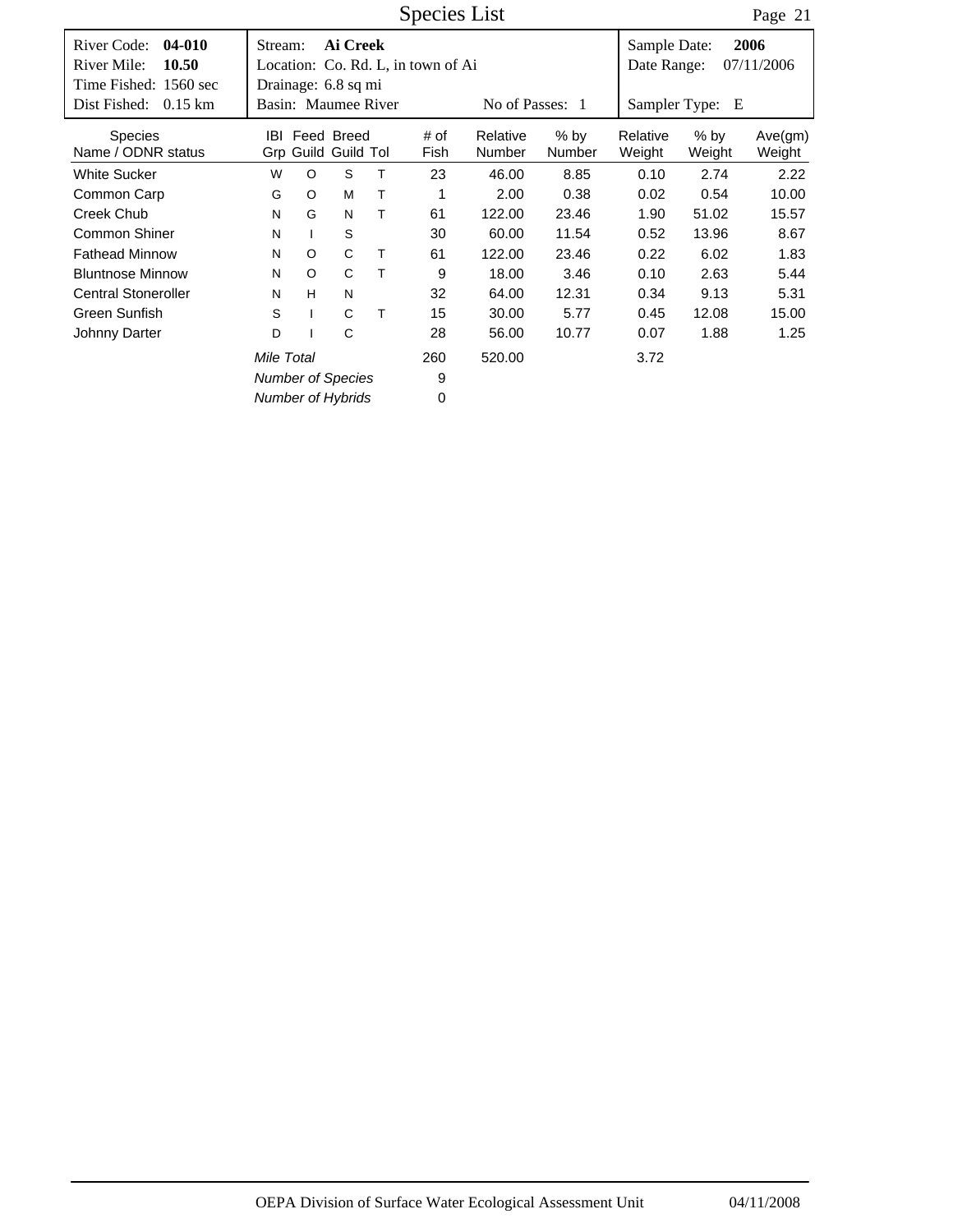# Species List

| River Code: **04-010** | Stream: **Ai Creek** | Sample Date: **2006** |
|---|---|---|
| River Mile: **10.50** | Location: Co. Rd. L, in town of Ai | Date Range: 07/11/2006 |
| Time Fished: 1560 sec | Drainage: 6.8 sq mi | |
| Dist Fished: 0.15 km | Basin: Maumee River — No of Passes: 1 | Sampler Type: E |

| Species Name / ODNR status | IBI Grp | Feed Guild | Breed Guild | Tol | # of Fish | Relative Number | % by Number | Relative Weight | % by Weight | Ave(gm) Weight |
|---|---|---|---|---|---|---|---|---|---|---|
| White Sucker | W | O | S | T | 23 | 46.00 | 8.85 | 0.10 | 2.74 | 2.22 |
| Common Carp | G | O | M | T | 1 | 2.00 | 0.38 | 0.02 | 0.54 | 10.00 |
| Creek Chub | N | G | N | T | 61 | 122.00 | 23.46 | 1.90 | 51.02 | 15.57 |
| Common Shiner | N | I | S | | 30 | 60.00 | 11.54 | 0.52 | 13.96 | 8.67 |
| Fathead Minnow | N | O | C | T | 61 | 122.00 | 23.46 | 0.22 | 6.02 | 1.83 |
| Bluntnose Minnow | N | O | C | T | 9 | 18.00 | 3.46 | 0.10 | 2.63 | 5.44 |
| Central Stoneroller | N | H | N | | 32 | 64.00 | 12.31 | 0.34 | 9.13 | 5.31 |
| Green Sunfish | S | I | C | T | 15 | 30.00 | 5.77 | 0.45 | 12.08 | 15.00 |
| Johnny Darter | D | I | C | | 28 | 56.00 | 10.77 | 0.07 | 1.88 | 1.25 |
| *Mile Total* | | | | | 260 | 520.00 | | 3.72 | | |
| *Number of Species* | | | | | 9 | | | | | |
| *Number of Hybrids* | | | | | 0 | | | | | |

OEPA Division of Surface Water Ecological Assessment Unit 04/11/2008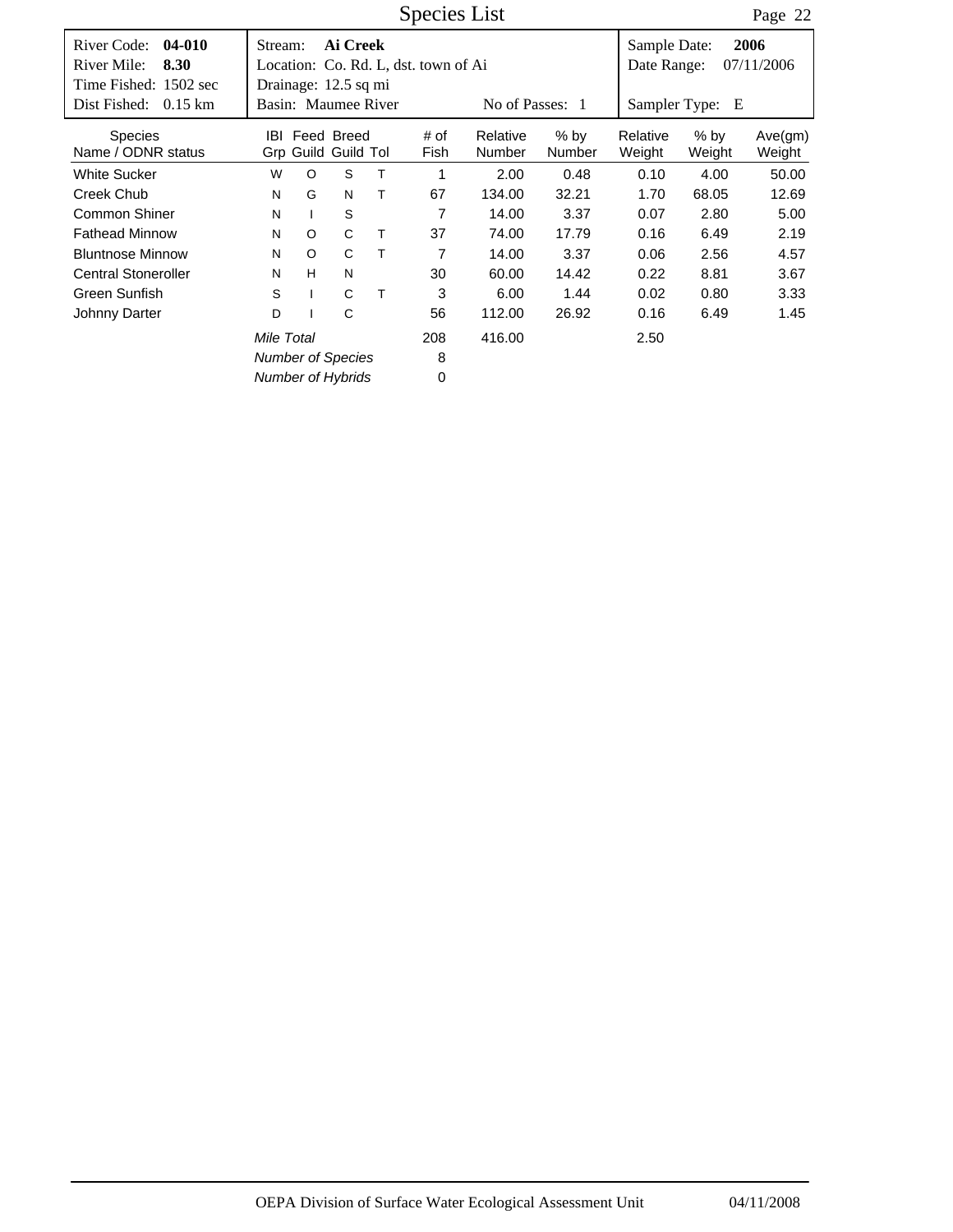# Species List

| River Code: **04-010** | Stream: **Ai Creek** | Sample Date: **2006** |
|---|---|---|
| River Mile: **8.30** | Location: Co. Rd. L, dst. town of Ai | Date Range: 07/11/2006 |
| Time Fished: 1502 sec | Drainage: 12.5 sq mi | |
| Dist Fished: 0.15 km | Basin: Maumee River &nbsp;&nbsp; No of Passes: 1 | Sampler Type: E |

| Species Name / ODNR status | IBI Grp | Feed Guild | Breed Guild | Tol | # of Fish | Relative Number | % by Number | Relative Weight | % by Weight | Ave(gm) Weight |
|---|---|---|---|---|---|---|---|---|---|---|
| White Sucker | W | O | S | T | 1 | 2.00 | 0.48 | 0.10 | 4.00 | 50.00 |
| Creek Chub | N | G | N | T | 67 | 134.00 | 32.21 | 1.70 | 68.05 | 12.69 |
| Common Shiner | N | I | S | | 7 | 14.00 | 3.37 | 0.07 | 2.80 | 5.00 |
| Fathead Minnow | N | O | C | T | 37 | 74.00 | 17.79 | 0.16 | 6.49 | 2.19 |
| Bluntnose Minnow | N | O | C | T | 7 | 14.00 | 3.37 | 0.06 | 2.56 | 4.57 |
| Central Stoneroller | N | H | N | | 30 | 60.00 | 14.42 | 0.22 | 8.81 | 3.67 |
| Green Sunfish | S | I | C | T | 3 | 6.00 | 1.44 | 0.02 | 0.80 | 3.33 |
| Johnny Darter | D | I | C | | 56 | 112.00 | 26.92 | 0.16 | 6.49 | 1.45 |
| *Mile Total* | | | | | 208 | 416.00 | | 2.50 | | |
| *Number of Species* | | | | | 8 | | | | | |
| *Number of Hybrids* | | | | | 0 | | | | | |

OEPA Division of Surface Water Ecological Assessment Unit 04/11/2008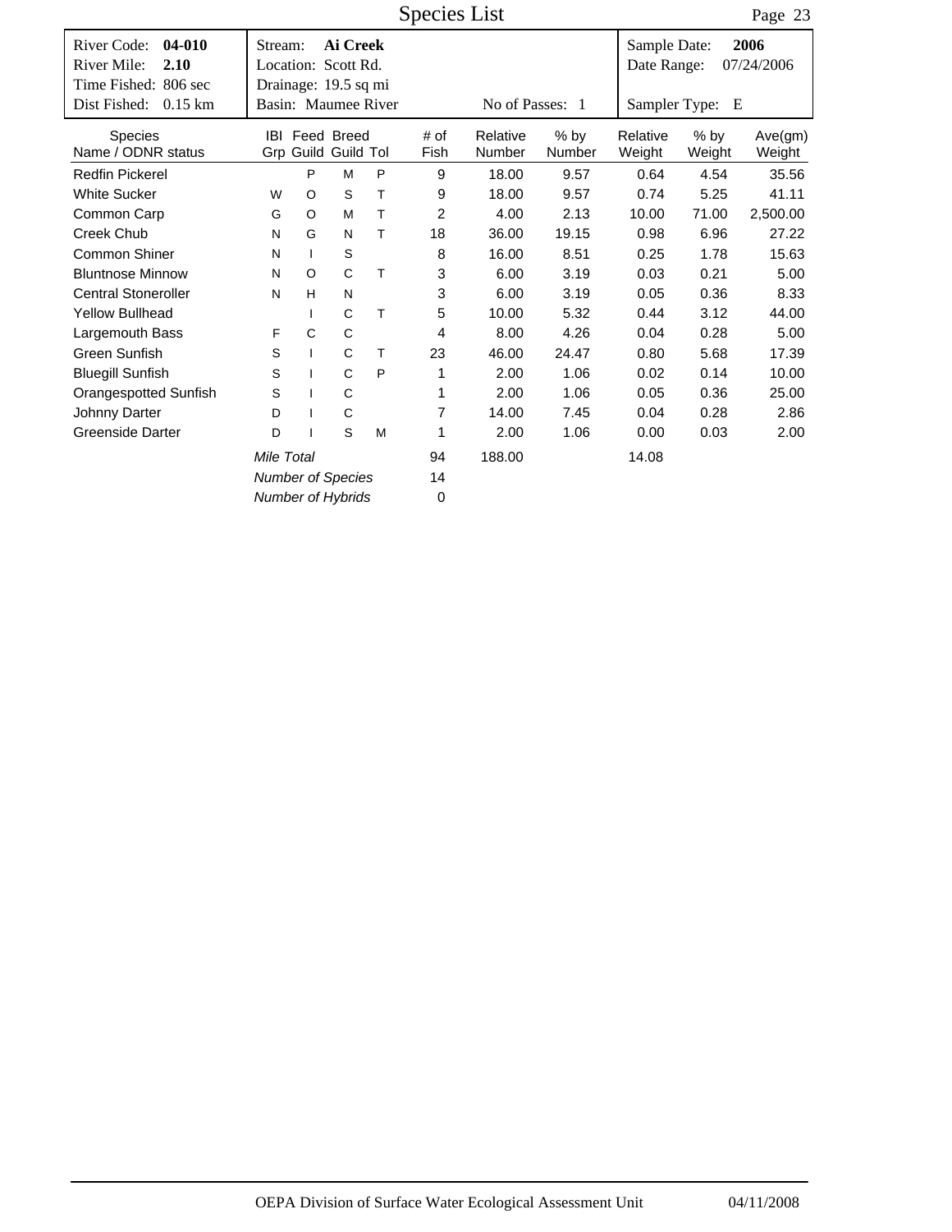# Species List

| River Code: **04-010** | Stream: **Ai Creek** | Sample Date: **2006** |
|---|---|---|
| River Mile: **2.10** | Location: Scott Rd. | Date Range: 07/24/2006 |
| Time Fished: 806 sec | Drainage: 19.5 sq mi | |
| Dist Fished: 0.15 km | Basin: Maumee River — No of Passes: 1 | Sampler Type: E |

| Species Name / ODNR status | IBI Grp | Feed Guild | Breed Guild | Tol | # of Fish | Relative Number | % by Number | Relative Weight | % by Weight | Ave(gm) Weight |
|---|---|---|---|---|---|---|---|---|---|---|
| Redfin Pickerel | | P | M | P | 9 | 18.00 | 9.57 | 0.64 | 4.54 | 35.56 |
| White Sucker | W | O | S | T | 9 | 18.00 | 9.57 | 0.74 | 5.25 | 41.11 |
| Common Carp | G | O | M | T | 2 | 4.00 | 2.13 | 10.00 | 71.00 | 2,500.00 |
| Creek Chub | N | G | N | T | 18 | 36.00 | 19.15 | 0.98 | 6.96 | 27.22 |
| Common Shiner | N | I | S | | 8 | 16.00 | 8.51 | 0.25 | 1.78 | 15.63 |
| Bluntnose Minnow | N | O | C | T | 3 | 6.00 | 3.19 | 0.03 | 0.21 | 5.00 |
| Central Stoneroller | N | H | N | | 3 | 6.00 | 3.19 | 0.05 | 0.36 | 8.33 |
| Yellow Bullhead | | I | C | T | 5 | 10.00 | 5.32 | 0.44 | 3.12 | 44.00 |
| Largemouth Bass | F | C | C | | 4 | 8.00 | 4.26 | 0.04 | 0.28 | 5.00 |
| Green Sunfish | S | I | C | T | 23 | 46.00 | 24.47 | 0.80 | 5.68 | 17.39 |
| Bluegill Sunfish | S | I | C | P | 1 | 2.00 | 1.06 | 0.02 | 0.14 | 10.00 |
| Orangespotted Sunfish | S | I | C | | 1 | 2.00 | 1.06 | 0.05 | 0.36 | 25.00 |
| Johnny Darter | D | I | C | | 7 | 14.00 | 7.45 | 0.04 | 0.28 | 2.86 |
| Greenside Darter | D | I | S | M | 1 | 2.00 | 1.06 | 0.00 | 0.03 | 2.00 |
| *Mile Total* | | | | | 94 | 188.00 | | 14.08 | | |
| *Number of Species* | | | | | 14 | | | | | |
| *Number of Hybrids* | | | | | 0 | | | | | |

OEPA Division of Surface Water Ecological Assessment Unit — 04/11/2008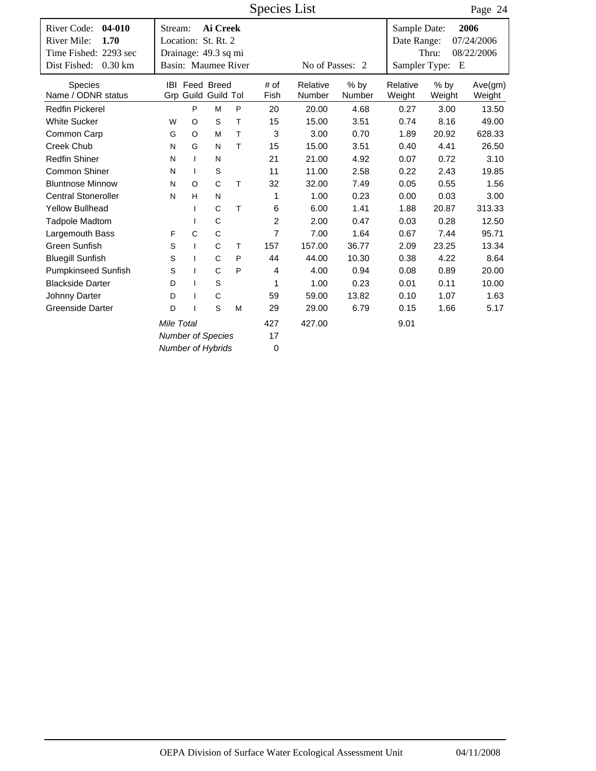# Species List

| | | |
|---|---|---|
| River Code: **04-010** | Stream: **Ai Creek** | Sample Date: **2006** |
| River Mile: **1.70** | Location: St. Rt. 2 | Date Range: 07/24/2006 |
| Time Fished: 2293 sec | Drainage: 49.3 sq mi | Thru: 08/22/2006 |
| Dist Fished: 0.30 km | Basin: Maumee River — No of Passes: 2 | Sampler Type: E |

| Species Name / ODNR status | IBI Grp | Feed Guild | Breed Guild | Tol | # of Fish | Relative Number | % by Number | Relative Weight | % by Weight | Ave(gm) Weight |
|---|---|---|---|---|---|---|---|---|---|---|
| Redfin Pickerel | | P | M | P | 20 | 20.00 | 4.68 | 0.27 | 3.00 | 13.50 |
| White Sucker | W | O | S | T | 15 | 15.00 | 3.51 | 0.74 | 8.16 | 49.00 |
| Common Carp | G | O | M | T | 3 | 3.00 | 0.70 | 1.89 | 20.92 | 628.33 |
| Creek Chub | N | G | N | T | 15 | 15.00 | 3.51 | 0.40 | 4.41 | 26.50 |
| Redfin Shiner | N | I | N | | 21 | 21.00 | 4.92 | 0.07 | 0.72 | 3.10 |
| Common Shiner | N | I | S | | 11 | 11.00 | 2.58 | 0.22 | 2.43 | 19.85 |
| Bluntnose Minnow | N | O | C | T | 32 | 32.00 | 7.49 | 0.05 | 0.55 | 1.56 |
| Central Stoneroller | N | H | N | | 1 | 1.00 | 0.23 | 0.00 | 0.03 | 3.00 |
| Yellow Bullhead | | I | C | T | 6 | 6.00 | 1.41 | 1.88 | 20.87 | 313.33 |
| Tadpole Madtom | | I | C | | 2 | 2.00 | 0.47 | 0.03 | 0.28 | 12.50 |
| Largemouth Bass | F | C | C | | 7 | 7.00 | 1.64 | 0.67 | 7.44 | 95.71 |
| Green Sunfish | S | I | C | T | 157 | 157.00 | 36.77 | 2.09 | 23.25 | 13.34 |
| Bluegill Sunfish | S | I | C | P | 44 | 44.00 | 10.30 | 0.38 | 4.22 | 8.64 |
| Pumpkinseed Sunfish | S | I | C | P | 4 | 4.00 | 0.94 | 0.08 | 0.89 | 20.00 |
| Blackside Darter | D | I | S | | 1 | 1.00 | 0.23 | 0.01 | 0.11 | 10.00 |
| Johnny Darter | D | I | C | | 59 | 59.00 | 13.82 | 0.10 | 1.07 | 1.63 |
| Greenside Darter | D | I | S | M | 29 | 29.00 | 6.79 | 0.15 | 1.66 | 5.17 |
| *Mile Total* | | | | | 427 | 427.00 | | 9.01 | | |
| *Number of Species* | | | | | 17 | | | | | |
| *Number of Hybrids* | | | | | 0 | | | | | |

OEPA Division of Surface Water Ecological Assessment Unit — 04/11/2008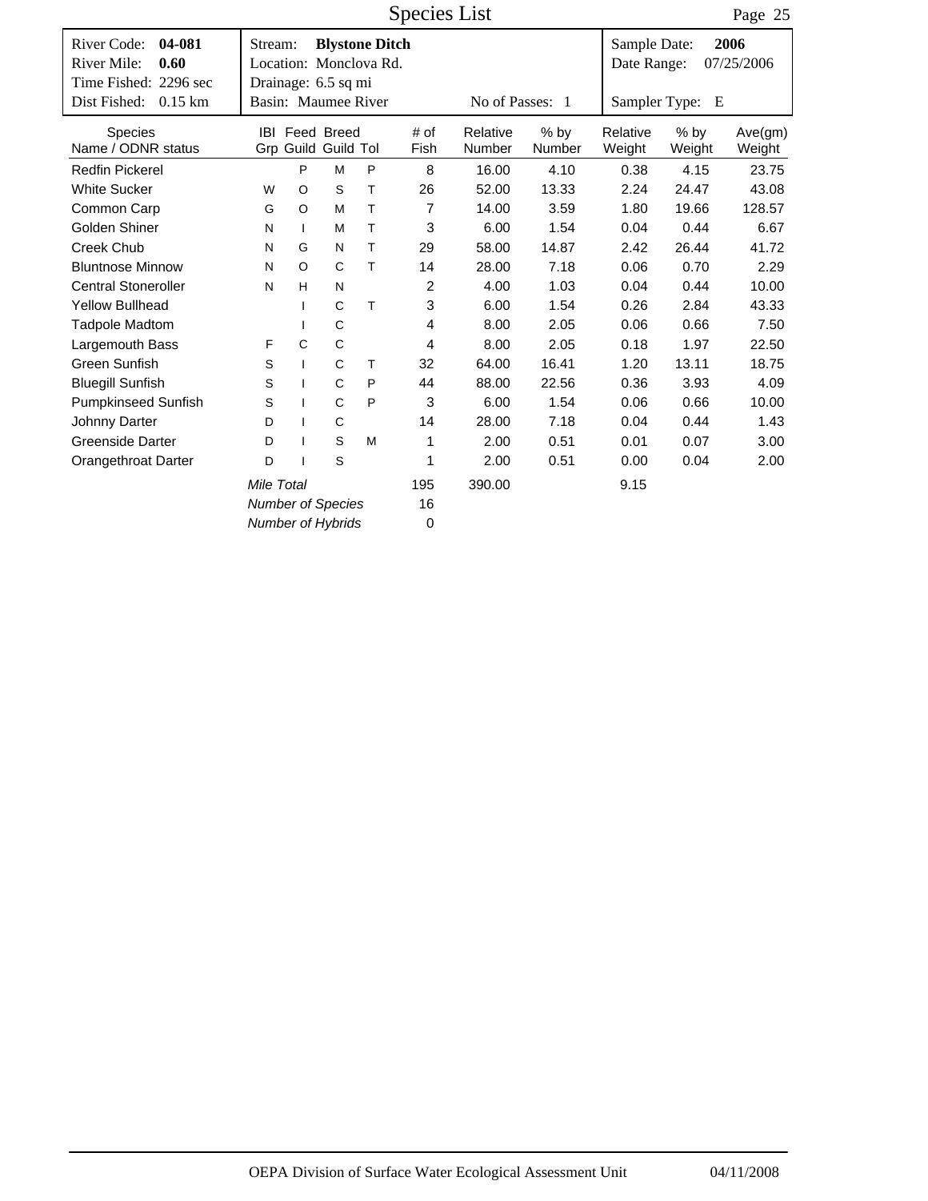# Species List

| River Code: **04-081** | Stream: **Blystone Ditch** | Sample Date: **2006** |
|---|---|---|
| River Mile: **0.60** | Location: Monclova Rd. | Date Range: 07/25/2006 |
| Time Fished: 2296 sec | Drainage: 6.5 sq mi | |
| Dist Fished: 0.15 km | Basin: Maumee River &nbsp;&nbsp;&nbsp; No of Passes: 1 | Sampler Type: E |

| Species Name / ODNR status | IBI Grp | Feed Guild | Breed Guild | Tol | # of Fish | Relative Number | % by Number | Relative Weight | % by Weight | Ave(gm) Weight |
|---|---|---|---|---|---|---|---|---|---|---|
| Redfin Pickerel | | P | M | P | 8 | 16.00 | 4.10 | 0.38 | 4.15 | 23.75 |
| White Sucker | W | O | S | T | 26 | 52.00 | 13.33 | 2.24 | 24.47 | 43.08 |
| Common Carp | G | O | M | T | 7 | 14.00 | 3.59 | 1.80 | 19.66 | 128.57 |
| Golden Shiner | N | I | M | T | 3 | 6.00 | 1.54 | 0.04 | 0.44 | 6.67 |
| Creek Chub | N | G | N | T | 29 | 58.00 | 14.87 | 2.42 | 26.44 | 41.72 |
| Bluntnose Minnow | N | O | C | T | 14 | 28.00 | 7.18 | 0.06 | 0.70 | 2.29 |
| Central Stoneroller | N | H | N | | 2 | 4.00 | 1.03 | 0.04 | 0.44 | 10.00 |
| Yellow Bullhead | | I | C | T | 3 | 6.00 | 1.54 | 0.26 | 2.84 | 43.33 |
| Tadpole Madtom | | I | C | | 4 | 8.00 | 2.05 | 0.06 | 0.66 | 7.50 |
| Largemouth Bass | F | C | C | | 4 | 8.00 | 2.05 | 0.18 | 1.97 | 22.50 |
| Green Sunfish | S | I | C | T | 32 | 64.00 | 16.41 | 1.20 | 13.11 | 18.75 |
| Bluegill Sunfish | S | I | C | P | 44 | 88.00 | 22.56 | 0.36 | 3.93 | 4.09 |
| Pumpkinseed Sunfish | S | I | C | P | 3 | 6.00 | 1.54 | 0.06 | 0.66 | 10.00 |
| Johnny Darter | D | I | C | | 14 | 28.00 | 7.18 | 0.04 | 0.44 | 1.43 |
| Greenside Darter | D | I | S | M | 1 | 2.00 | 0.51 | 0.01 | 0.07 | 3.00 |
| Orangethroat Darter | D | I | S | | 1 | 2.00 | 0.51 | 0.00 | 0.04 | 2.00 |
| | *Mile Total* | | | | 195 | 390.00 | | 9.15 | | |
| | *Number of Species* | | | | 16 | | | | | |
| | *Number of Hybrids* | | | | 0 | | | | | |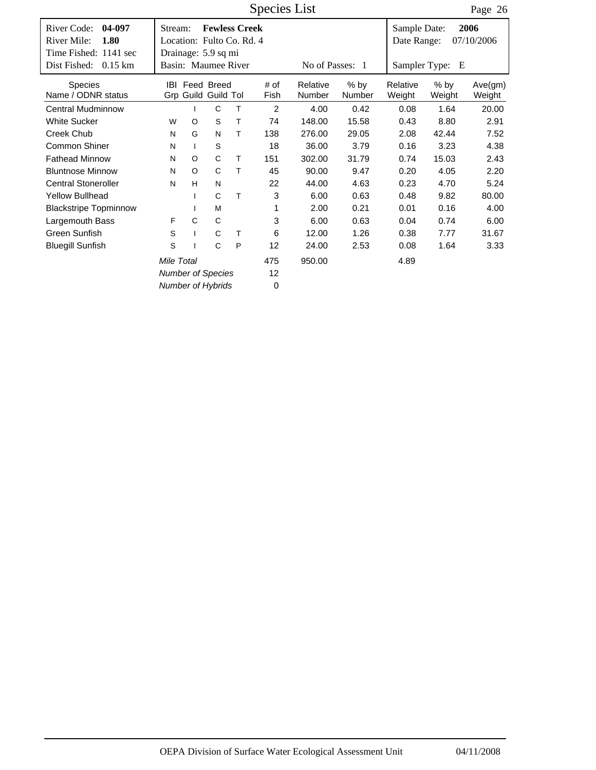# Species List

| River Code: **04-097** | Stream: **Fewless Creek** | Sample Date: **2006** |
|---|---|---|
| River Mile: **1.80** | Location: Fulto Co. Rd. 4 | Date Range: 07/10/2006 |
| Time Fished: 1141 sec | Drainage: 5.9 sq mi | |
| Dist Fished: 0.15 km | Basin: Maumee River — No of Passes: 1 | Sampler Type: E |

| Species Name / ODNR status | IBI Grp | Feed Guild | Breed Guild | Tol | # of Fish | Relative Number | % by Number | Relative Weight | % by Weight | Ave(gm) Weight |
|---|---|---|---|---|---|---|---|---|---|---|
| Central Mudminnow | | I | C | T | 2 | 4.00 | 0.42 | 0.08 | 1.64 | 20.00 |
| White Sucker | W | O | S | T | 74 | 148.00 | 15.58 | 0.43 | 8.80 | 2.91 |
| Creek Chub | N | G | N | T | 138 | 276.00 | 29.05 | 2.08 | 42.44 | 7.52 |
| Common Shiner | N | I | S | | 18 | 36.00 | 3.79 | 0.16 | 3.23 | 4.38 |
| Fathead Minnow | N | O | C | T | 151 | 302.00 | 31.79 | 0.74 | 15.03 | 2.43 |
| Bluntnose Minnow | N | O | C | T | 45 | 90.00 | 9.47 | 0.20 | 4.05 | 2.20 |
| Central Stoneroller | N | H | N | | 22 | 44.00 | 4.63 | 0.23 | 4.70 | 5.24 |
| Yellow Bullhead | | I | C | T | 3 | 6.00 | 0.63 | 0.48 | 9.82 | 80.00 |
| Blackstripe Topminnow | | I | M | | 1 | 2.00 | 0.21 | 0.01 | 0.16 | 4.00 |
| Largemouth Bass | F | C | C | | 3 | 6.00 | 0.63 | 0.04 | 0.74 | 6.00 |
| Green Sunfish | S | I | C | T | 6 | 12.00 | 1.26 | 0.38 | 7.77 | 31.67 |
| Bluegill Sunfish | S | I | C | P | 12 | 24.00 | 2.53 | 0.08 | 1.64 | 3.33 |
| | *Mile Total* | | | | 475 | 950.00 | | 4.89 | | |
| | *Number of Species* | | | | 12 | | | | | |
| | *Number of Hybrids* | | | | 0 | | | | | |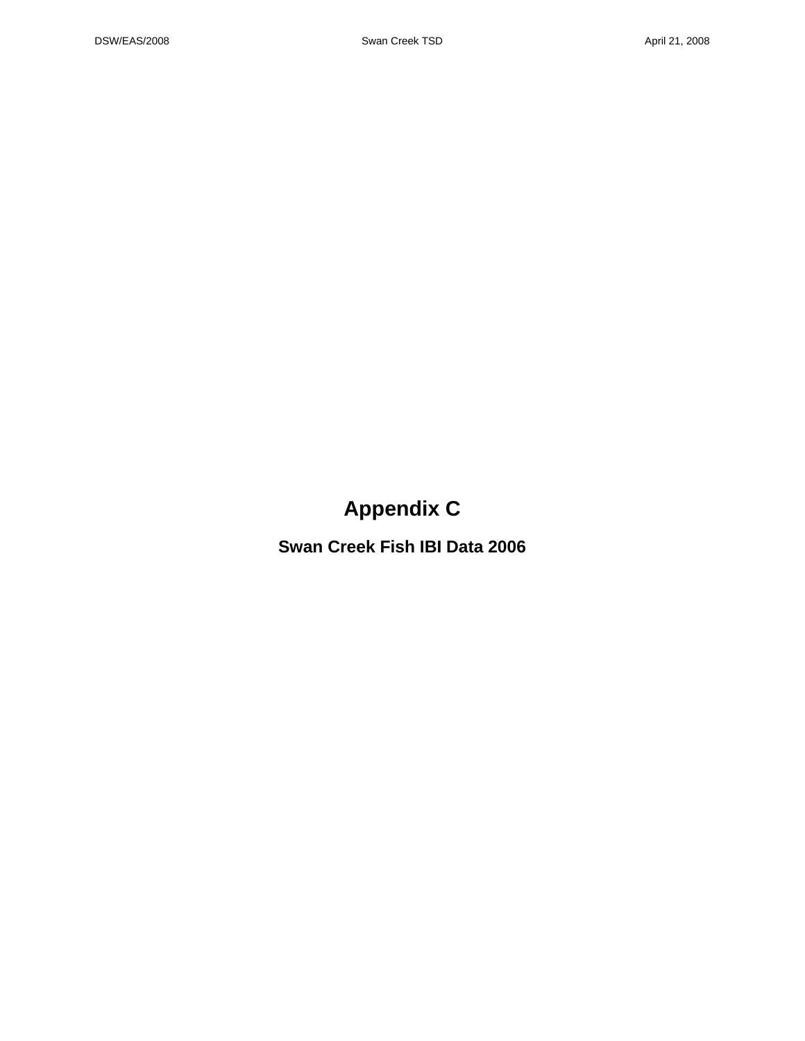# Appendix C

## Swan Creek Fish IBI Data 2006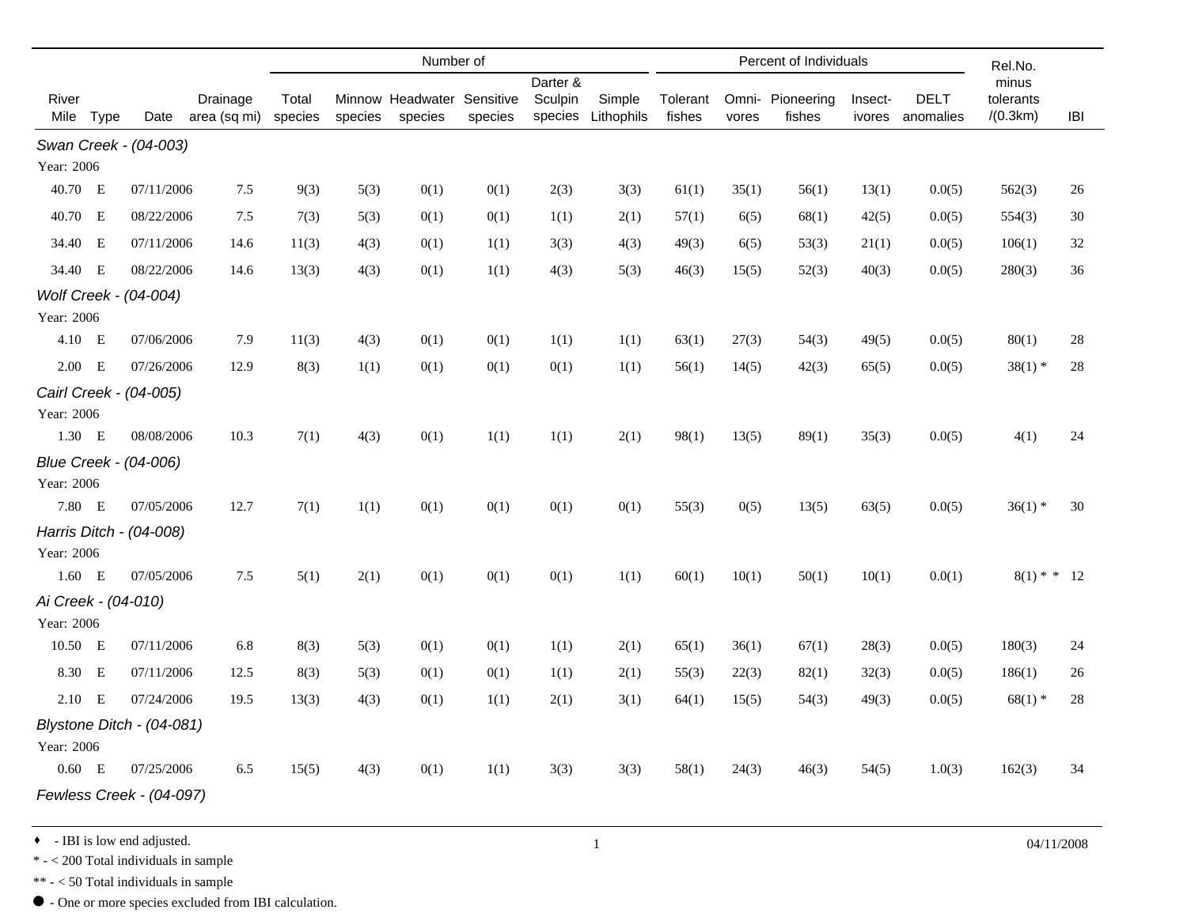| River Mile | Type | Date | Drainage area (sq mi) | Number of | | | | | | Percent of Individuals | | | | | Rel.No. minus tolerants /(0.3km) | IBI |
|---|---|---|---|---|---|---|---|---|---|---|---|---|---|---|---|---|
| | | | | Total species | Minnow species | Headwater species | Sensitive species | Darter & Sculpin species | Simple Lithophils | Tolerant fishes | Omni-vores | Pioneering fishes | Insect-ivores | DELT anomalies | | |
| *Swan Creek - (04-003)* | | | | | | | | | | | | | | | | |
| Year: 2006 | | | | | | | | | | | | | | | | |
| 40.70 | E | 07/11/2006 | 7.5 | 9(3) | 5(3) | 0(1) | 0(1) | 2(3) | 3(3) | 61(1) | 35(1) | 56(1) | 13(1) | 0.0(5) | 562(3) | 26 |
| 40.70 | E | 08/22/2006 | 7.5 | 7(3) | 5(3) | 0(1) | 0(1) | 1(1) | 2(1) | 57(1) | 6(5) | 68(1) | 42(5) | 0.0(5) | 554(3) | 30 |
| 34.40 | E | 07/11/2006 | 14.6 | 11(3) | 4(3) | 0(1) | 1(1) | 3(3) | 4(3) | 49(3) | 6(5) | 53(3) | 21(1) | 0.0(5) | 106(1) | 32 |
| 34.40 | E | 08/22/2006 | 14.6 | 13(3) | 4(3) | 0(1) | 1(1) | 4(3) | 5(3) | 46(3) | 15(5) | 52(3) | 40(3) | 0.0(5) | 280(3) | 36 |
| *Wolf Creek - (04-004)* | | | | | | | | | | | | | | | | |
| Year: 2006 | | | | | | | | | | | | | | | | |
| 4.10 | E | 07/06/2006 | 7.9 | 11(3) | 4(3) | 0(1) | 0(1) | 1(1) | 1(1) | 63(1) | 27(3) | 54(3) | 49(5) | 0.0(5) | 80(1) | 28 |
| 2.00 | E | 07/26/2006 | 12.9 | 8(3) | 1(1) | 0(1) | 0(1) | 0(1) | 1(1) | 56(1) | 14(5) | 42(3) | 65(5) | 0.0(5) | 38(1) * | 28 |
| *Cairl Creek - (04-005)* | | | | | | | | | | | | | | | | |
| Year: 2006 | | | | | | | | | | | | | | | | |
| 1.30 | E | 08/08/2006 | 10.3 | 7(1) | 4(3) | 0(1) | 1(1) | 1(1) | 2(1) | 98(1) | 13(5) | 89(1) | 35(3) | 0.0(5) | 4(1) | 24 |
| *Blue Creek - (04-006)* | | | | | | | | | | | | | | | | |
| Year: 2006 | | | | | | | | | | | | | | | | |
| 7.80 | E | 07/05/2006 | 12.7 | 7(1) | 1(1) | 0(1) | 0(1) | 0(1) | 0(1) | 55(3) | 0(5) | 13(5) | 63(5) | 0.0(5) | 36(1) * | 30 |
| *Harris Ditch - (04-008)* | | | | | | | | | | | | | | | | |
| Year: 2006 | | | | | | | | | | | | | | | | |
| 1.60 | E | 07/05/2006 | 7.5 | 5(1) | 2(1) | 0(1) | 0(1) | 0(1) | 1(1) | 60(1) | 10(1) | 50(1) | 10(1) | 0.0(1) | 8(1) * * | 12 |
| *Ai Creek - (04-010)* | | | | | | | | | | | | | | | | |
| Year: 2006 | | | | | | | | | | | | | | | | |
| 10.50 | E | 07/11/2006 | 6.8 | 8(3) | 5(3) | 0(1) | 0(1) | 1(1) | 2(1) | 65(1) | 36(1) | 67(1) | 28(3) | 0.0(5) | 180(3) | 24 |
| 8.30 | E | 07/11/2006 | 12.5 | 8(3) | 5(3) | 0(1) | 0(1) | 1(1) | 2(1) | 55(3) | 22(3) | 82(1) | 32(3) | 0.0(5) | 186(1) | 26 |
| 2.10 | E | 07/24/2006 | 19.5 | 13(3) | 4(3) | 0(1) | 1(1) | 2(1) | 3(1) | 64(1) | 15(5) | 54(3) | 49(3) | 0.0(5) | 68(1) * | 28 |
| *Blystone Ditch - (04-081)* | | | | | | | | | | | | | | | | |
| Year: 2006 | | | | | | | | | | | | | | | | |
| 0.60 | E | 07/25/2006 | 6.5 | 15(5) | 4(3) | 0(1) | 1(1) | 3(3) | 3(3) | 58(1) | 24(3) | 46(3) | 54(5) | 1.0(3) | 162(3) | 34 |
| *Fewless Creek - (04-097)* | | | | | | | | | | | | | | | | |

♦ - IBI is low end adjusted.

\* - < 200 Total individuals in sample

\*\* - < 50 Total individuals in sample

● - One or more species excluded from IBI calculation.

04/11/2008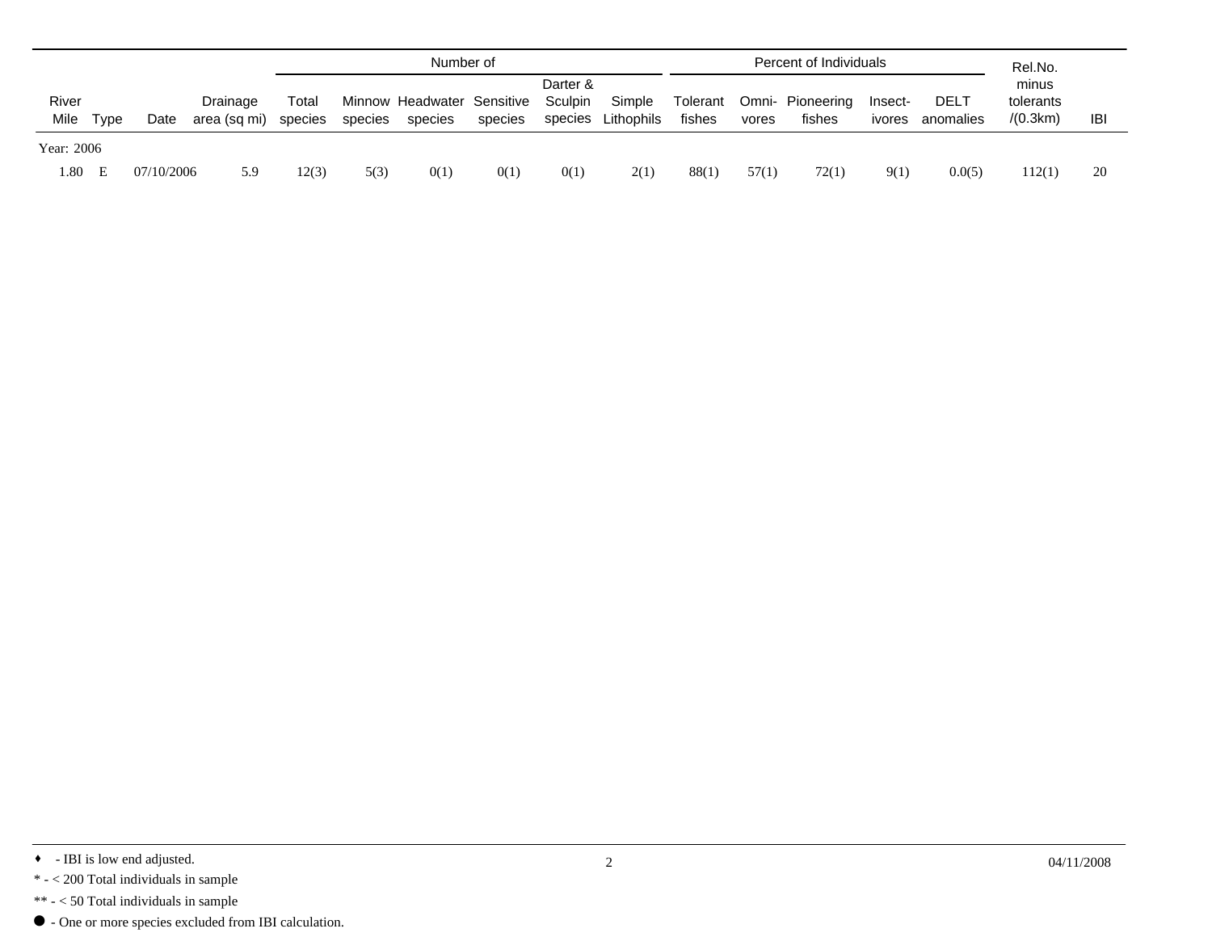| River Mile | Type | Date | Drainage area (sq mi) | Number of Total species | Minnow species | Headwater species | Sensitive species | Darter & Sculpin species | Simple Lithophils | Percent of Individuals Tolerant fishes | Omni-vores | Pioneering fishes | Insect-ivores | DELT anomalies | Rel.No. minus tolerants /(0.3km) | IBI |
|---|---|---|---|---|---|---|---|---|---|---|---|---|---|---|---|---|
| Year: 2006 | | | | | | | | | | | | | | | | |
| 1.80 | E | 07/10/2006 | 5.9 | 12(3) | 5(3) | 0(1) | 0(1) | 0(1) | 2(1) | 88(1) | 57(1) | 72(1) | 9(1) | 0.0(5) | 112(1) | 20 |

♦ - IBI is low end adjusted.

\* - < 200 Total individuals in sample

\*\* - < 50 Total individuals in sample

● - One or more species excluded from IBI calculation.

04/11/2008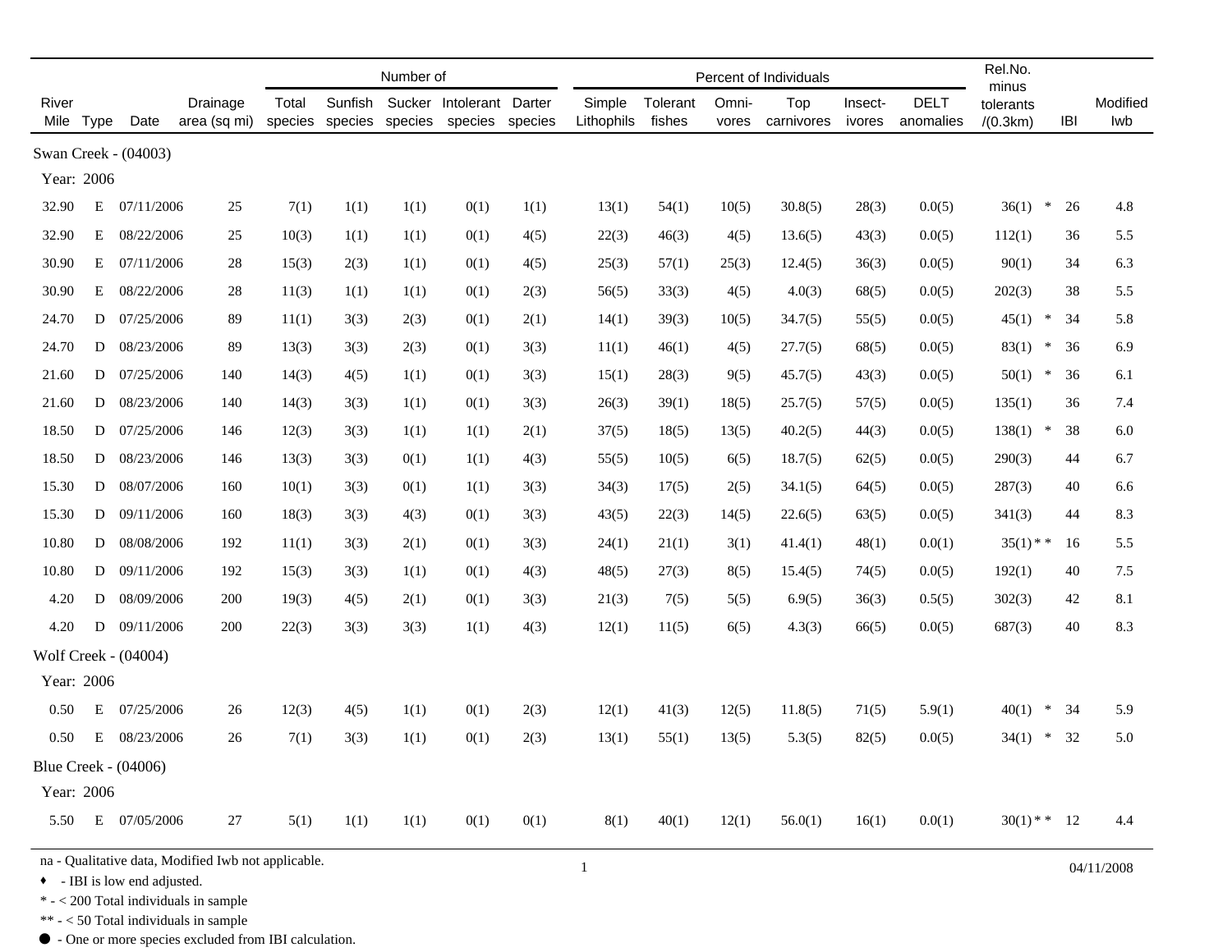| River Mile | Type | Date | Drainage area (sq mi) | Number of Total species | Sunfish species | Sucker species | Intolerant species | Darter species | Percent of Individuals Simple Lithophils | Tolerant fishes | Omni- vores | Top carnivores | Insect- ivores | DELT anomalies | Rel.No. minus tolerants /(0.3km) | IBI | Modified Iwb |
|---|---|---|---|---|---|---|---|---|---|---|---|---|---|---|---|---|---|
| **Swan Creek - (04003)** | | | | | | | | | | | | | | | | | |
| **Year: 2006** | | | | | | | | | | | | | | | | | |
| 32.90 | E | 07/11/2006 | 25 | 7(1) | 1(1) | 1(1) | 0(1) | 1(1) | 13(1) | 54(1) | 10(5) | 30.8(5) | 28(3) | 0.0(5) | 36(1) * | 26 | 4.8 |
| 32.90 | E | 08/22/2006 | 25 | 10(3) | 1(1) | 1(1) | 0(1) | 4(5) | 22(3) | 46(3) | 4(5) | 13.6(5) | 43(3) | 0.0(5) | 112(1) | 36 | 5.5 |
| 30.90 | E | 07/11/2006 | 28 | 15(3) | 2(3) | 1(1) | 0(1) | 4(5) | 25(3) | 57(1) | 25(3) | 12.4(5) | 36(3) | 0.0(5) | 90(1) | 34 | 6.3 |
| 30.90 | E | 08/22/2006 | 28 | 11(3) | 1(1) | 1(1) | 0(1) | 2(3) | 56(5) | 33(3) | 4(5) | 4.0(3) | 68(5) | 0.0(5) | 202(3) | 38 | 5.5 |
| 24.70 | D | 07/25/2006 | 89 | 11(1) | 3(3) | 2(3) | 0(1) | 2(1) | 14(1) | 39(3) | 10(5) | 34.7(5) | 55(5) | 0.0(5) | 45(1) * | 34 | 5.8 |
| 24.70 | D | 08/23/2006 | 89 | 13(3) | 3(3) | 2(3) | 0(1) | 3(3) | 11(1) | 46(1) | 4(5) | 27.7(5) | 68(5) | 0.0(5) | 83(1) * | 36 | 6.9 |
| 21.60 | D | 07/25/2006 | 140 | 14(3) | 4(5) | 1(1) | 0(1) | 3(3) | 15(1) | 28(3) | 9(5) | 45.7(5) | 43(3) | 0.0(5) | 50(1) * | 36 | 6.1 |
| 21.60 | D | 08/23/2006 | 140 | 14(3) | 3(3) | 1(1) | 0(1) | 3(3) | 26(3) | 39(1) | 18(5) | 25.7(5) | 57(5) | 0.0(5) | 135(1) | 36 | 7.4 |
| 18.50 | D | 07/25/2006 | 146 | 12(3) | 3(3) | 1(1) | 1(1) | 2(1) | 37(5) | 18(5) | 13(5) | 40.2(5) | 44(3) | 0.0(5) | 138(1) * | 38 | 6.0 |
| 18.50 | D | 08/23/2006 | 146 | 13(3) | 3(3) | 0(1) | 1(1) | 4(3) | 55(5) | 10(5) | 6(5) | 18.7(5) | 62(5) | 0.0(5) | 290(3) | 44 | 6.7 |
| 15.30 | D | 08/07/2006 | 160 | 10(1) | 3(3) | 0(1) | 1(1) | 3(3) | 34(3) | 17(5) | 2(5) | 34.1(5) | 64(5) | 0.0(5) | 287(3) | 40 | 6.6 |
| 15.30 | D | 09/11/2006 | 160 | 18(3) | 3(3) | 4(3) | 0(1) | 3(3) | 43(5) | 22(3) | 14(5) | 22.6(5) | 63(5) | 0.0(5) | 341(3) | 44 | 8.3 |
| 10.80 | D | 08/08/2006 | 192 | 11(1) | 3(3) | 2(1) | 0(1) | 3(3) | 24(1) | 21(1) | 3(1) | 41.4(1) | 48(1) | 0.0(1) | 35(1) ** | 16 | 5.5 |
| 10.80 | D | 09/11/2006 | 192 | 15(3) | 3(3) | 1(1) | 0(1) | 4(3) | 48(5) | 27(3) | 8(5) | 15.4(5) | 74(5) | 0.0(5) | 192(1) | 40 | 7.5 |
| 4.20 | D | 08/09/2006 | 200 | 19(3) | 4(5) | 2(1) | 0(1) | 3(3) | 21(3) | 7(5) | 5(5) | 6.9(5) | 36(3) | 0.5(5) | 302(3) | 42 | 8.1 |
| 4.20 | D | 09/11/2006 | 200 | 22(3) | 3(3) | 3(3) | 1(1) | 4(3) | 12(1) | 11(5) | 6(5) | 4.3(3) | 66(5) | 0.0(5) | 687(3) | 40 | 8.3 |
| **Wolf Creek - (04004)** | | | | | | | | | | | | | | | | | |
| **Year: 2006** | | | | | | | | | | | | | | | | | |
| 0.50 | E | 07/25/2006 | 26 | 12(3) | 4(5) | 1(1) | 0(1) | 2(3) | 12(1) | 41(3) | 12(5) | 11.8(5) | 71(5) | 5.9(1) | 40(1) * | 34 | 5.9 |
| 0.50 | E | 08/23/2006 | 26 | 7(1) | 3(3) | 1(1) | 0(1) | 2(3) | 13(1) | 55(1) | 13(5) | 5.3(5) | 82(5) | 0.0(5) | 34(1) * | 32 | 5.0 |
| **Blue Creek - (04006)** | | | | | | | | | | | | | | | | | |
| **Year: 2006** | | | | | | | | | | | | | | | | | |
| 5.50 | E | 07/05/2006 | 27 | 5(1) | 1(1) | 1(1) | 0(1) | 0(1) | 8(1) | 40(1) | 12(1) | 56.0(1) | 16(1) | 0.0(1) | 30(1) ** | 12 | 4.4 |

na - Qualitative data, Modified Iwb not applicable.

♦ - IBI is low end adjusted.

* - < 200 Total individuals in sample

** - < 50 Total individuals in sample

● - One or more species excluded from IBI calculation.

04/11/2008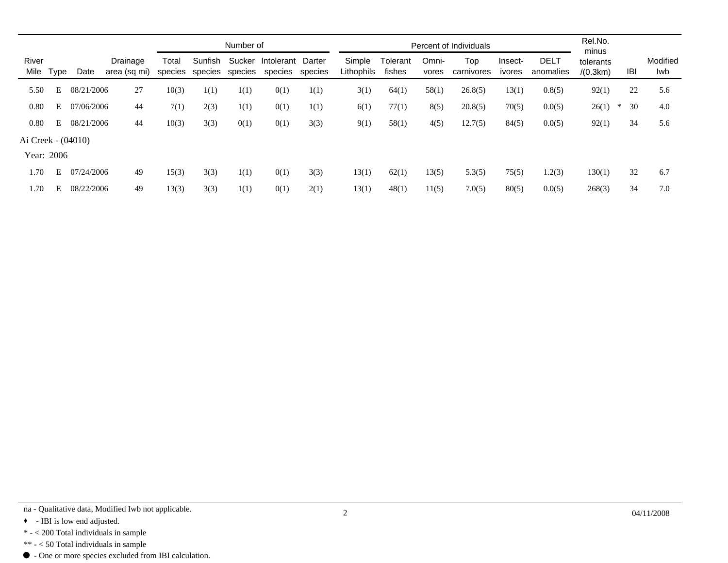| River Mile | Type | Date | Drainage area (sq mi) | Number of | | | | | Percent of Individuals | | | | | | Rel.No. minus tolerants /(0.3km) | | IBI | Modified Iwb |
|---|---|---|---|---|---|---|---|---|---|---|---|---|---|---|---|---|---|---|
| | | | | Total species | Sunfish species | Sucker species | Intolerant species | Darter species | Simple Lithophils | Tolerant fishes | Omni-vores | Top carnivores | Insect-ivores | DELT anomalies | | | | |
| 5.50 | E | 08/21/2006 | 27 | 10(3) | 1(1) | 1(1) | 0(1) | 1(1) | 3(1) | 64(1) | 58(1) | 26.8(5) | 13(1) | 0.8(5) | 92(1) | | 22 | 5.6 |
| 0.80 | E | 07/06/2006 | 44 | 7(1) | 2(3) | 1(1) | 0(1) | 1(1) | 6(1) | 77(1) | 8(5) | 20.8(5) | 70(5) | 0.0(5) | 26(1) | * | 30 | 4.0 |
| 0.80 | E | 08/21/2006 | 44 | 10(3) | 3(3) | 0(1) | 0(1) | 3(3) | 9(1) | 58(1) | 4(5) | 12.7(5) | 84(5) | 0.0(5) | 92(1) | | 34 | 5.6 |
| **Ai Creek - (04010)** | | | | | | | | | | | | | | | | | | |
| **Year: 2006** | | | | | | | | | | | | | | | | | | |
| 1.70 | E | 07/24/2006 | 49 | 15(3) | 3(3) | 1(1) | 0(1) | 3(3) | 13(1) | 62(1) | 13(5) | 5.3(5) | 75(5) | 1.2(3) | 130(1) | | 32 | 6.7 |
| 1.70 | E | 08/22/2006 | 49 | 13(3) | 3(3) | 1(1) | 0(1) | 2(1) | 13(1) | 48(1) | 11(5) | 7.0(5) | 80(5) | 0.0(5) | 268(3) | | 34 | 7.0 |

na - Qualitative data, Modified Iwb not applicable.

♦ - IBI is low end adjusted.

* - < 200 Total individuals in sample

** - < 50 Total individuals in sample

● - One or more species excluded from IBI calculation.

04/11/2008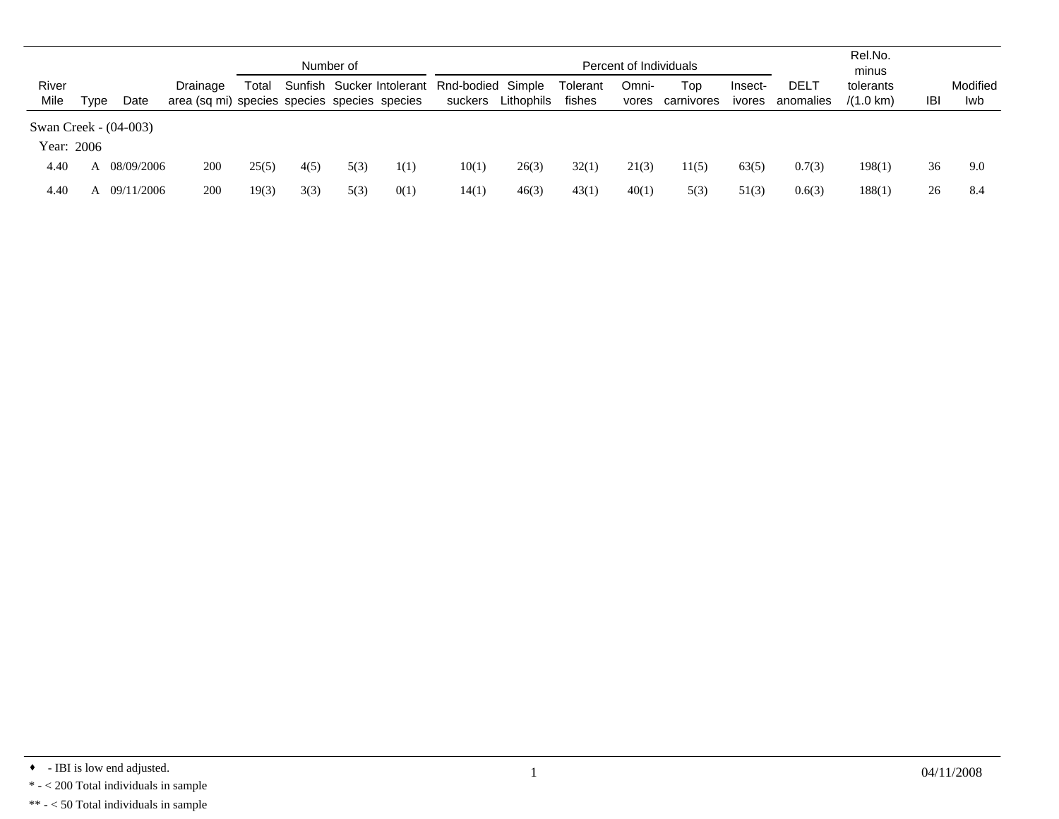| River Mile | Type | Date | Drainage area (sq mi) | Number of Total species | Sunfish species | Sucker species | Intolerant species | Percent of Individuals Rnd-bodied suckers | Simple Lithophils | Tolerant fishes | Omni-vores | Top carnivores | Insect-ivores | DELT anomalies | Rel.No. minus tolerants /(1.0 km) | IBI | Modified Iwb |
|---|---|---|---|---|---|---|---|---|---|---|---|---|---|---|---|---|---|
| **Swan Creek - (04-003)** | | | | | | | | | | | | | | | | | |
| **Year: 2006** | | | | | | | | | | | | | | | | | |
| 4.40 | A | 08/09/2006 | 200 | 25(5) | 4(5) | 5(3) | 1(1) | 10(1) | 26(3) | 32(1) | 21(3) | 11(5) | 63(5) | 0.7(3) | 198(1) | 36 | 9.0 |
| 4.40 | A | 09/11/2006 | 200 | 19(3) | 3(3) | 5(3) | 0(1) | 14(1) | 46(3) | 43(1) | 40(1) | 5(3) | 51(3) | 0.6(3) | 188(1) | 26 | 8.4 |

♦ - IBI is low end adjusted.

\* - < 200 Total individuals in sample

\*\* - < 50 Total individuals in sample

04/11/2008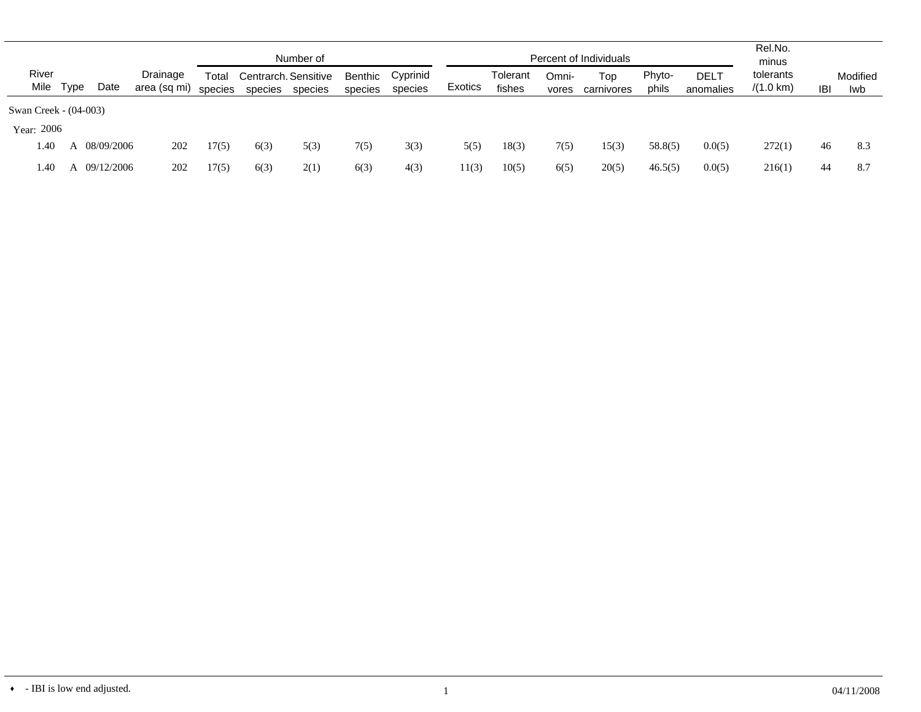| River Mile | Type | Date | Drainage area (sq mi) | Number of | | | | | Percent of Individuals | | | | | | Rel.No. minus tolerants /(1.0 km) | IBI | Modified Iwb |
|---|---|---|---|---|---|---|---|---|---|---|---|---|---|---|---|---|---|
| | | | | Total species | Centrarch. species | Sensitive species | Benthic species | Cyprinid species | Exotics | Tolerant fishes | Omni-vores | Top carnivores | Phyto-phils | DELT anomalies | | | |
| **Swan Creek - (04-003)** | | | | | | | | | | | | | | | | | |
| **Year: 2006** | | | | | | | | | | | | | | | | | |
| 1.40 | A | 08/09/2006 | 202 | 17(5) | 6(3) | 5(3) | 7(5) | 3(3) | 5(5) | 18(3) | 7(5) | 15(3) | 58.8(5) | 0.0(5) | 272(1) | 46 | 8.3 |
| 1.40 | A | 09/12/2006 | 202 | 17(5) | 6(3) | 2(1) | 6(3) | 4(3) | 11(3) | 10(5) | 6(5) | 20(5) | 46.5(5) | 0.0(5) | 216(1) | 44 | 8.7 |

♦ - IBI is low end adjusted.

04/11/2008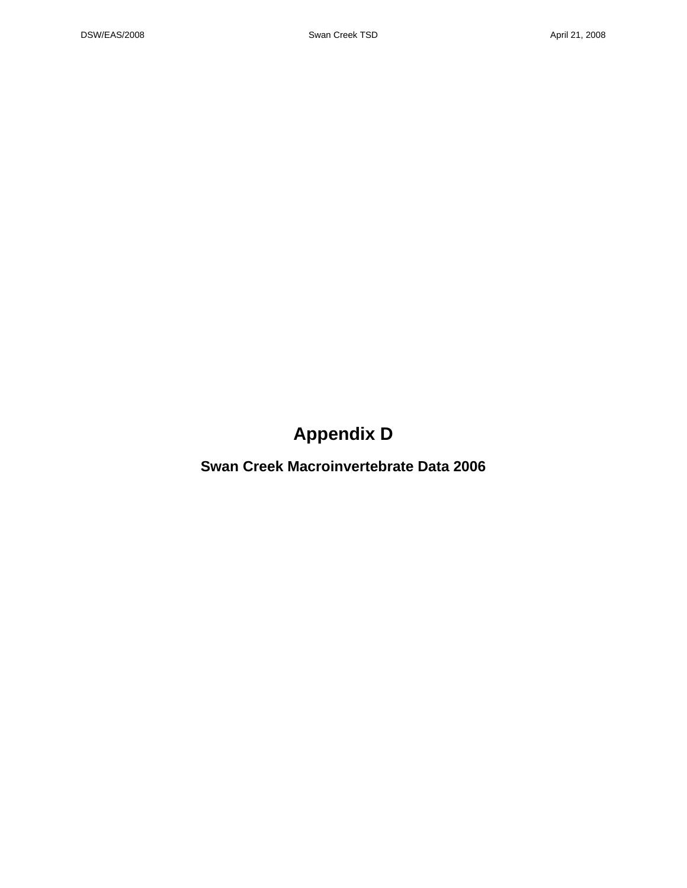# Appendix D

## Swan Creek Macroinvertebrate Data 2006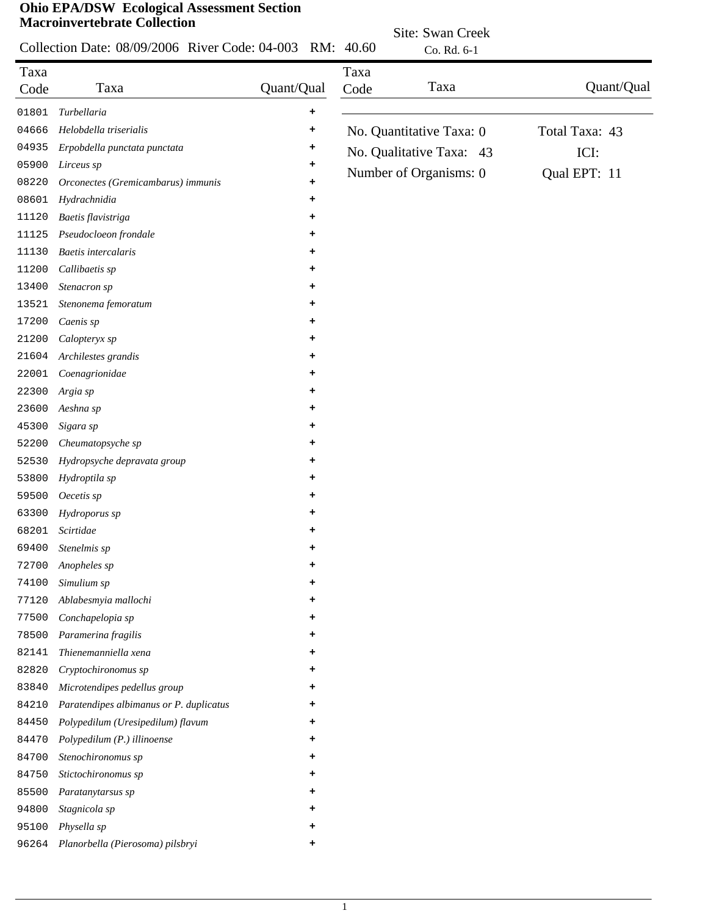**Ohio EPA/DSW Ecological Assessment Section**
**Macroinvertebrate Collection**

Collection Date: 08/09/2006 River Code: 04-003 RM: 40.60

Site: Swan Creek
Co. Rd. 6-1

| Taxa Code | Taxa | Quant/Qual |
|---|---|---|
| 01801 | *Turbellaria* | + |
| 04666 | *Helobdella triserialis* | + |
| 04935 | *Erpobdella punctata punctata* | + |
| 05900 | *Lirceus sp* | + |
| 08220 | *Orconectes (Gremicambarus) immunis* | + |
| 08601 | *Hydrachnidia* | + |
| 11120 | *Baetis flavistriga* | + |
| 11125 | *Pseudocloeon frondale* | + |
| 11130 | *Baetis intercalaris* | + |
| 11200 | *Callibaetis sp* | + |
| 13400 | *Stenacron sp* | + |
| 13521 | *Stenonema femoratum* | + |
| 17200 | *Caenis sp* | + |
| 21200 | *Calopteryx sp* | + |
| 21604 | *Archilestes grandis* | + |
| 22001 | *Coenagrionidae* | + |
| 22300 | *Argia sp* | + |
| 23600 | *Aeshna sp* | + |
| 45300 | *Sigara sp* | + |
| 52200 | *Cheumatopsyche sp* | + |
| 52530 | *Hydropsyche depravata group* | + |
| 53800 | *Hydroptila sp* | + |
| 59500 | *Oecetis sp* | + |
| 63300 | *Hydroporus sp* | + |
| 68201 | *Scirtidae* | + |
| 69400 | *Stenelmis sp* | + |
| 72700 | *Anopheles sp* | + |
| 74100 | *Simulium sp* | + |
| 77120 | *Ablabesmyia mallochi* | + |
| 77500 | *Conchapelopia sp* | + |
| 78500 | *Paramerina fragilis* | + |
| 82141 | *Thienemanniella xena* | + |
| 82820 | *Cryptochironomus sp* | + |
| 83840 | *Microtendipes pedellus group* | + |
| 84210 | *Paratendipes albimanus or P. duplicatus* | + |
| 84450 | *Polypedilum (Uresipedilum) flavum* | + |
| 84470 | *Polypedilum (P.) illinoense* | + |
| 84700 | *Stenochironomus sp* | + |
| 84750 | *Stictochironomus sp* | + |
| 85500 | *Paratanytarsus sp* | + |
| 94800 | *Stagnicola sp* | + |
| 95100 | *Physella sp* | + |
| 96264 | *Planorbella (Pierosoma) pilsbryi* | + |

No. Quantitative Taxa: 0
No. Qualitative Taxa: 43
Number of Organisms: 0

Total Taxa: 43
ICI:
Qual EPT: 11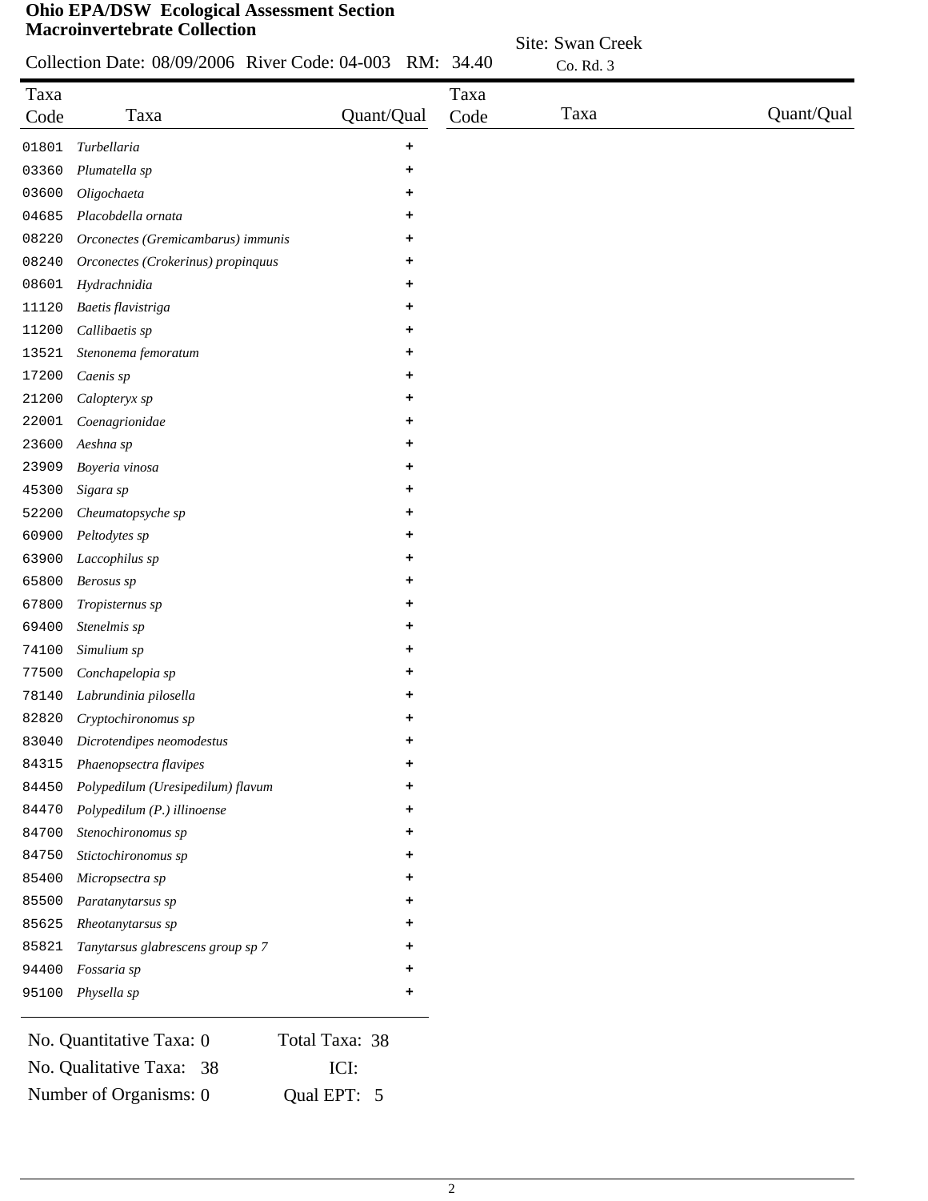**Ohio EPA/DSW Ecological Assessment Section**
**Macroinvertebrate Collection**

Collection Date: 08/09/2006 River Code: 04-003 RM: 34.40

Site: Swan Creek
Co. Rd. 3

| Taxa Code | Taxa | Quant/Qual |
|---|---|---|
| 01801 | *Turbellaria* | + |
| 03360 | *Plumatella sp* | + |
| 03600 | *Oligochaeta* | + |
| 04685 | *Placobdella ornata* | + |
| 08220 | *Orconectes (Gremicambarus) immunis* | + |
| 08240 | *Orconectes (Crokerinus) propinquus* | + |
| 08601 | *Hydrachnidia* | + |
| 11120 | *Baetis flavistriga* | + |
| 11200 | *Callibaetis sp* | + |
| 13521 | *Stenonema femoratum* | + |
| 17200 | *Caenis sp* | + |
| 21200 | *Calopteryx sp* | + |
| 22001 | *Coenagrionidae* | + |
| 23600 | *Aeshna sp* | + |
| 23909 | *Boyeria vinosa* | + |
| 45300 | *Sigara sp* | + |
| 52200 | *Cheumatopsyche sp* | + |
| 60900 | *Peltodytes sp* | + |
| 63900 | *Laccophilus sp* | + |
| 65800 | *Berosus sp* | + |
| 67800 | *Tropisternus sp* | + |
| 69400 | *Stenelmis sp* | + |
| 74100 | *Simulium sp* | + |
| 77500 | *Conchapelopia sp* | + |
| 78140 | *Labrundinia pilosella* | + |
| 82820 | *Cryptochironomus sp* | + |
| 83040 | *Dicrotendipes neomodestus* | + |
| 84315 | *Phaenopsectra flavipes* | + |
| 84450 | *Polypedilum (Uresipedilum) flavum* | + |
| 84470 | *Polypedilum (P.) illinoense* | + |
| 84700 | *Stenochironomus sp* | + |
| 84750 | *Stictochironomus sp* | + |
| 85400 | *Micropsectra sp* | + |
| 85500 | *Paratanytarsus sp* | + |
| 85625 | *Rheotanytarsus sp* | + |
| 85821 | *Tanytarsus glabrescens group sp 7* | + |
| 94400 | *Fossaria sp* | + |
| 95100 | *Physella sp* | + |

No. Quantitative Taxa: 0    Total Taxa: 38

No. Qualitative Taxa: 38    ICI:

Number of Organisms: 0    Qual EPT: 5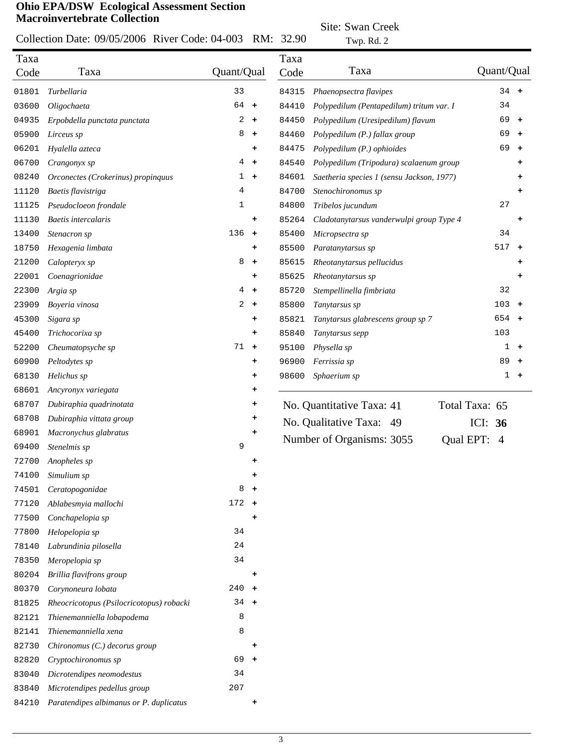**Ohio EPA/DSW Ecological Assessment Section**
**Macroinvertebrate Collection**

Collection Date: 09/05/2006 River Code: 04-003 RM: 32.90

Site: Swan Creek
Twp. Rd. 2

| Taxa Code | Taxa | Quant/Qual | |
|---|---|---|---|
| 01801 | *Turbellaria* | 33 | |
| 03600 | *Oligochaeta* | 64 | + |
| 04935 | *Erpobdella punctata punctata* | 2 | + |
| 05900 | *Lirceus sp* | 8 | + |
| 06201 | *Hyalella azteca* | | + |
| 06700 | *Crangonyx sp* | 4 | + |
| 08240 | *Orconectes (Crokerinus) propinquus* | 1 | + |
| 11120 | *Baetis flavistriga* | 4 | |
| 11125 | *Pseudocloeon frondale* | 1 | |
| 11130 | *Baetis intercalaris* | | + |
| 13400 | *Stenacron sp* | 136 | + |
| 18750 | *Hexagenia limbata* | | + |
| 21200 | *Calopteryx sp* | 8 | + |
| 22001 | *Coenagrionidae* | | + |
| 22300 | *Argia sp* | 4 | + |
| 23909 | *Boyeria vinosa* | 2 | + |
| 45300 | *Sigara sp* | | + |
| 45400 | *Trichocorixa sp* | | + |
| 52200 | *Cheumatopsyche sp* | 71 | + |
| 60900 | *Peltodytes sp* | | + |
| 68130 | *Helichus sp* | | + |
| 68601 | *Ancyronyx variegata* | | + |
| 68707 | *Dubiraphia quadrinotata* | | + |
| 68708 | *Dubiraphia vittata group* | | + |
| 68901 | *Macronychus glabratus* | | + |
| 69400 | *Stenelmis sp* | 9 | |
| 72700 | *Anopheles sp* | | + |
| 74100 | *Simulium sp* | | + |
| 74501 | *Ceratopogonidae* | 8 | + |
| 77120 | *Ablabesmyia mallochi* | 172 | + |
| 77500 | *Conchapelopia sp* | | + |
| 77800 | *Helopelopia sp* | 34 | |
| 78140 | *Labrundinia pilosella* | 24 | |
| 78350 | *Meropelopia sp* | 34 | |
| 80204 | *Brillia flavifrons group* | | + |
| 80370 | *Corynoneura lobata* | 240 | + |
| 81825 | *Rheocricotopus (Psilocricotopus) robacki* | 34 | + |
| 82121 | *Thienemanniella lobapodema* | 8 | |
| 82141 | *Thienemanniella xena* | 8 | |
| 82730 | *Chironomus (C.) decorus group* | | + |
| 82820 | *Cryptochironomus sp* | 69 | + |
| 83040 | *Dicrotendipes neomodestus* | 34 | |
| 83840 | *Microtendipes pedellus group* | 207 | |
| 84210 | *Paratendipes albimanus or P. duplicatus* | | + |
| 84315 | *Phaenopsectra flavipes* | 34 | + |
| 84410 | *Polypedilum (Pentapedilum) tritum var. I* | 34 | |
| 84450 | *Polypedilum (Uresipedilum) flavum* | 69 | + |
| 84460 | *Polypedilum (P.) fallax group* | 69 | + |
| 84475 | *Polypedilum (P.) ophioides* | 69 | + |
| 84540 | *Polypedilum (Tripodura) scalaenum group* | | + |
| 84601 | *Saetheria species 1 (sensu Jackson, 1977)* | | + |
| 84700 | *Stenochironomus sp* | | + |
| 84800 | *Tribelos jucundum* | 27 | |
| 85264 | *Cladotanytarsus vanderwulpi group Type 4* | | + |
| 85400 | *Micropsectra sp* | 34 | |
| 85500 | *Paratanytarsus sp* | 517 | + |
| 85615 | *Rheotanytarsus pellucidus* | | + |
| 85625 | *Rheotanytarsus sp* | | + |
| 85720 | *Stempellinella fimbriata* | 32 | |
| 85800 | *Tanytarsus sp* | 103 | + |
| 85821 | *Tanytarsus glabrescens group sp 7* | 654 | + |
| 85840 | *Tanytarsus sepp* | 103 | |
| 95100 | *Physella sp* | 1 | + |
| 96900 | *Ferrissia sp* | 89 | + |
| 98600 | *Sphaerium sp* | 1 | + |

No. Quantitative Taxa: 41 Total Taxa: 65

No. Qualitative Taxa: 49 ICI: **36**

Number of Organisms: 3055 Qual EPT: 4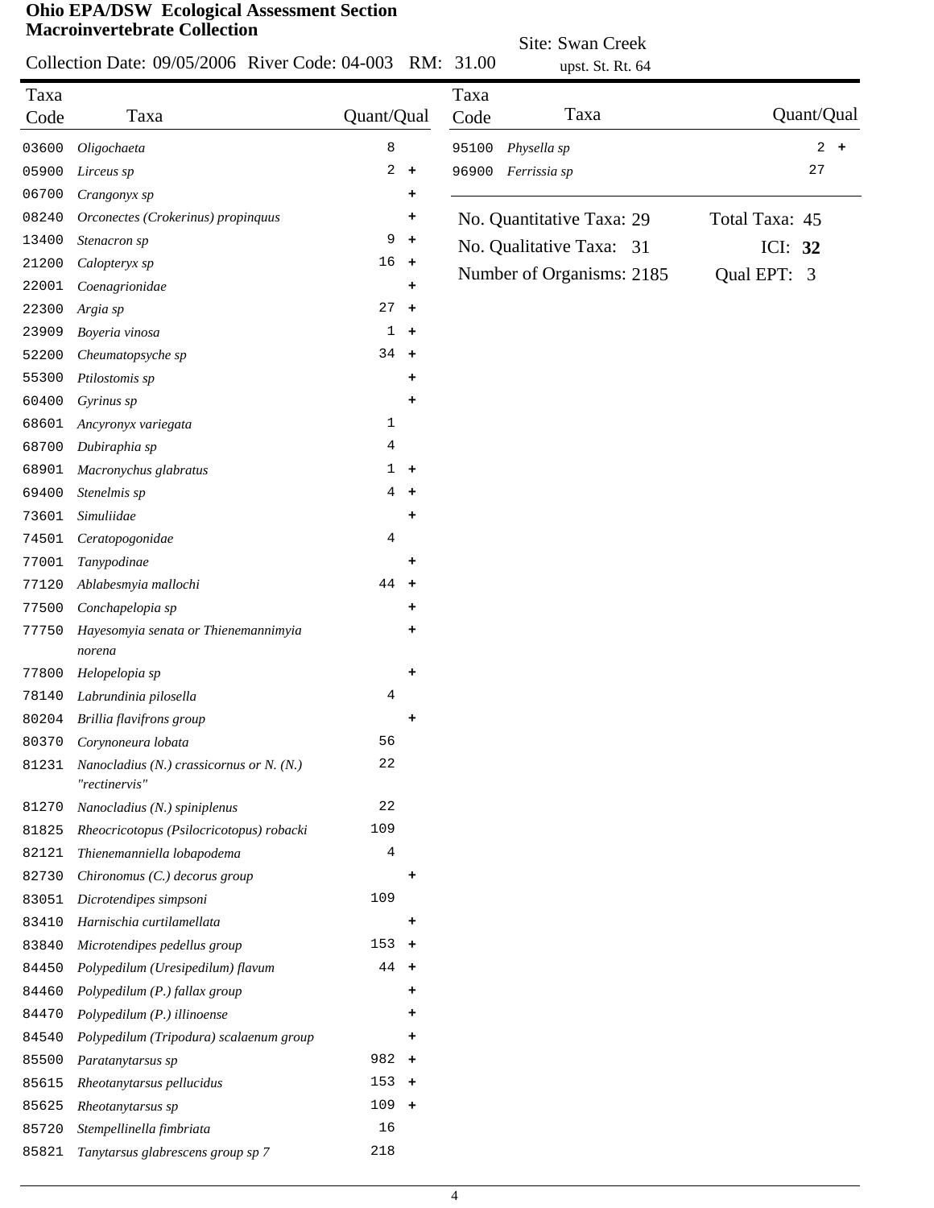**Ohio EPA/DSW Ecological Assessment Section**
**Macroinvertebrate Collection**

Collection Date: 09/05/2006 River Code: 04-003 RM: 31.00

Site: Swan Creek
upst. St. Rt. 64

| Taxa Code | Taxa | Quant/Qual |
|---|---|---|
| 03600 | *Oligochaeta* | 8 |
| 05900 | *Lirceus sp* | 2 + |
| 06700 | *Crangonyx sp* | + |
| 08240 | *Orconectes (Crokerinus) propinquus* | + |
| 13400 | *Stenacron sp* | 9 + |
| 21200 | *Calopteryx sp* | 16 + |
| 22001 | *Coenagrionidae* | + |
| 22300 | *Argia sp* | 27 + |
| 23909 | *Boyeria vinosa* | 1 + |
| 52200 | *Cheumatopsyche sp* | 34 + |
| 55300 | *Ptilostomis sp* | + |
| 60400 | *Gyrinus sp* | + |
| 68601 | *Ancyronyx variegata* | 1 |
| 68700 | *Dubiraphia sp* | 4 |
| 68901 | *Macronychus glabratus* | 1 + |
| 69400 | *Stenelmis sp* | 4 + |
| 73601 | *Simuliidae* | + |
| 74501 | *Ceratopogonidae* | 4 |
| 77001 | *Tanypodinae* | + |
| 77120 | *Ablabesmyia mallochi* | 44 + |
| 77500 | *Conchapelopia sp* | + |
| 77750 | *Hayesomyia senata or Thienemannimyia norena* | + |
| 77800 | *Helopelopia sp* | + |
| 78140 | *Labrundinia pilosella* | 4 |
| 80204 | *Brillia flavifrons group* | + |
| 80370 | *Corynoneura lobata* | 56 |
| 81231 | *Nanocladius (N.) crassicornus or N. (N.) "rectinervis"* | 22 |
| 81270 | *Nanocladius (N.) spiniplenus* | 22 |
| 81825 | *Rheocricotopus (Psilocricotopus) robacki* | 109 |
| 82121 | *Thienemanniella lobapodema* | 4 |
| 82730 | *Chironomus (C.) decorus group* | + |
| 83051 | *Dicrotendipes simpsoni* | 109 |
| 83410 | *Harnischia curtilamellata* | + |
| 83840 | *Microtendipes pedellus group* | 153 + |
| 84450 | *Polypedilum (Uresipedilum) flavum* | 44 + |
| 84460 | *Polypedilum (P.) fallax group* | + |
| 84470 | *Polypedilum (P.) illinoense* | + |
| 84540 | *Polypedilum (Tripodura) scalaenum group* | + |
| 85500 | *Paratanytarsus sp* | 982 + |
| 85615 | *Rheotanytarsus pellucidus* | 153 + |
| 85625 | *Rheotanytarsus sp* | 109 + |
| 85720 | *Stempellinella fimbriata* | 16 |
| 85821 | *Tanytarsus glabrescens group sp 7* | 218 |
| 95100 | *Physella sp* | 2 + |
| 96900 | *Ferrissia sp* | 27 |

No. Quantitative Taxa: 29 | Total Taxa: 45

No. Qualitative Taxa: 31 | ICI: **32**

Number of Organisms: 2185 | Qual EPT: 3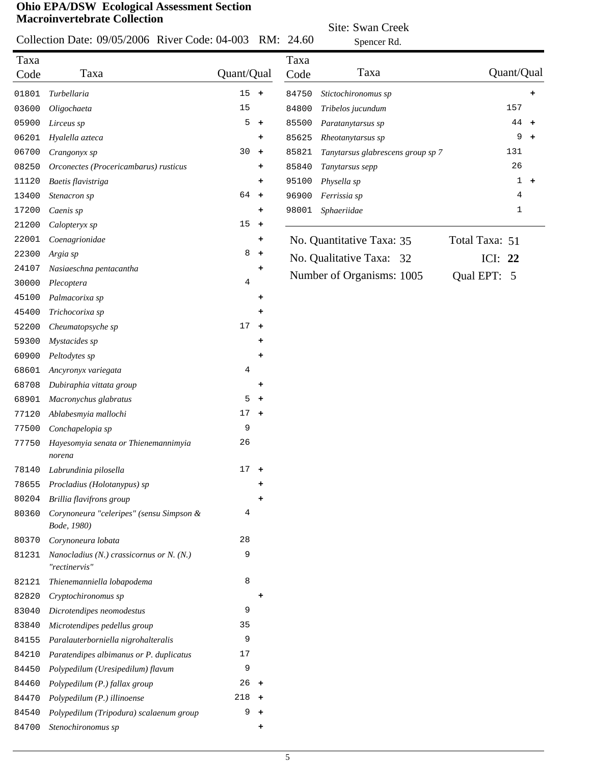**Ohio EPA/DSW Ecological Assessment Section**
**Macroinvertebrate Collection**

Collection Date: 09/05/2006 River Code: 04-003 RM: 24.60

Site: Swan Creek
Spencer Rd.

| Taxa Code | Taxa | Quant/Qual |
|---|---|---|
| 01801 | *Turbellaria* | 15 + |
| 03600 | *Oligochaeta* | 15 |
| 05900 | *Lirceus sp* | 5 + |
| 06201 | *Hyalella azteca* | + |
| 06700 | *Crangonyx sp* | 30 + |
| 08250 | *Orconectes (Procericambarus) rusticus* | + |
| 11120 | *Baetis flavistriga* | + |
| 13400 | *Stenacron sp* | 64 + |
| 17200 | *Caenis sp* | + |
| 21200 | *Calopteryx sp* | 15 + |
| 22001 | *Coenagrionidae* | + |
| 22300 | *Argia sp* | 8 + |
| 24107 | *Nasiaeschna pentacantha* | + |
| 30000 | *Plecoptera* | 4 |
| 45100 | *Palmacorixa sp* | + |
| 45400 | *Trichocorixa sp* | + |
| 52200 | *Cheumatopsyche sp* | 17 + |
| 59300 | *Mystacides sp* | + |
| 60900 | *Peltodytes sp* | + |
| 68601 | *Ancyronyx variegata* | 4 |
| 68708 | *Dubiraphia vittata group* | + |
| 68901 | *Macronychus glabratus* | 5 + |
| 77120 | *Ablabesmyia mallochi* | 17 + |
| 77500 | *Conchapelopia sp* | 9 |
| 77750 | *Hayesomyia senata or Thienemannimyia norena* | 26 |
| 78140 | *Labrundinia pilosella* | 17 + |
| 78655 | *Procladius (Holotanypus) sp* | + |
| 80204 | *Brillia flavifrons group* | + |
| 80360 | *Corynoneura "celeripes" (sensu Simpson & Bode, 1980)* | 4 |
| 80370 | *Corynoneura lobata* | 28 |
| 81231 | *Nanocladius (N.) crassicornus or N. (N.) "rectinervis"* | 9 |
| 82121 | *Thienemanniella lobapodema* | 8 |
| 82820 | *Cryptochironomus sp* | + |
| 83040 | *Dicrotendipes neomodestus* | 9 |
| 83840 | *Microtendipes pedellus group* | 35 |
| 84155 | *Paralauterborniella nigrohalteralis* | 9 |
| 84210 | *Paratendipes albimanus or P. duplicatus* | 17 |
| 84450 | *Polypedilum (Uresipedilum) flavum* | 9 |
| 84460 | *Polypedilum (P.) fallax group* | 26 + |
| 84470 | *Polypedilum (P.) illinoense* | 218 + |
| 84540 | *Polypedilum (Tripodura) scalaenum group* | 9 + |
| 84700 | *Stenochironomus sp* | + |
| 84750 | *Stictochironomus sp* | + |
| 84800 | *Tribelos jucundum* | 157 |
| 85500 | *Paratanytarsus sp* | 44 + |
| 85625 | *Rheotanytarsus sp* | 9 + |
| 85821 | *Tanytarsus glabrescens group sp 7* | 131 |
| 85840 | *Tanytarsus sepp* | 26 |
| 95100 | *Physella sp* | 1 + |
| 96900 | *Ferrissia sp* | 4 |
| 98001 | *Sphaeriidae* | 1 |

No. Quantitative Taxa: 35 Total Taxa: 51

No. Qualitative Taxa: 32 ICI: **22**

Number of Organisms: 1005 Qual EPT: 5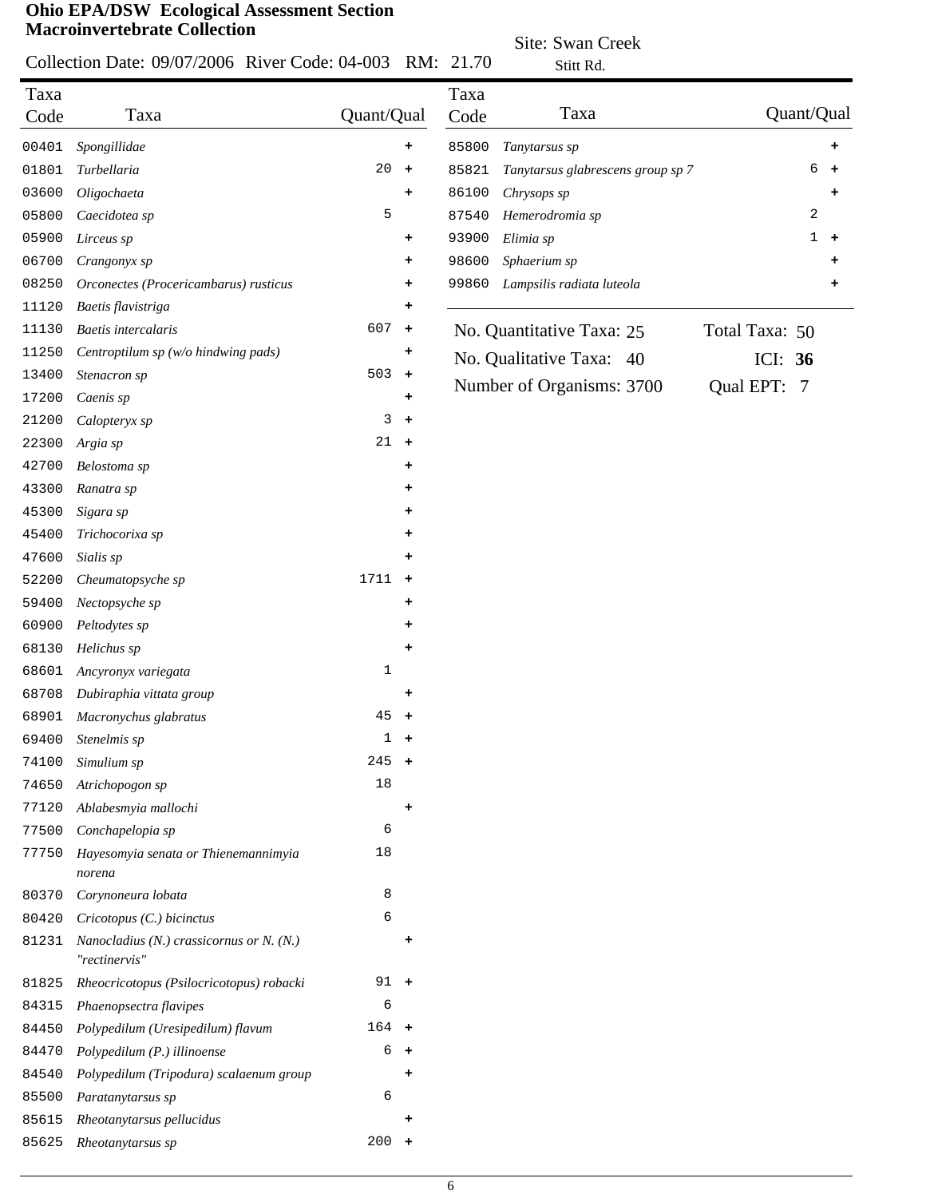**Ohio EPA/DSW Ecological Assessment Section**
**Macroinvertebrate Collection**

Collection Date: 09/07/2006 River Code: 04-003 RM: 21.70

Site: Swan Creek
Stitt Rd.

| Taxa Code | Taxa | Quant/Qual |
|---|---|---|
| 00401 | *Spongillidae* | + |
| 01801 | *Turbellaria* | 20 + |
| 03600 | *Oligochaeta* | + |
| 05800 | *Caecidotea sp* | 5 |
| 05900 | *Lirceus sp* | + |
| 06700 | *Crangonyx sp* | + |
| 08250 | *Orconectes (Procericambarus) rusticus* | + |
| 11120 | *Baetis flavistriga* | + |
| 11130 | *Baetis intercalaris* | 607 + |
| 11250 | *Centroptilum sp (w/o hindwing pads)* | + |
| 13400 | *Stenacron sp* | 503 + |
| 17200 | *Caenis sp* | + |
| 21200 | *Calopteryx sp* | 3 + |
| 22300 | *Argia sp* | 21 + |
| 42700 | *Belostoma sp* | + |
| 43300 | *Ranatra sp* | + |
| 45300 | *Sigara sp* | + |
| 45400 | *Trichocorixa sp* | + |
| 47600 | *Sialis sp* | + |
| 52200 | *Cheumatopsyche sp* | 1711 + |
| 59400 | *Nectopsyche sp* | + |
| 60900 | *Peltodytes sp* | + |
| 68130 | *Helichus sp* | + |
| 68601 | *Ancyronyx variegata* | 1 |
| 68708 | *Dubiraphia vittata group* | + |
| 68901 | *Macronychus glabratus* | 45 + |
| 69400 | *Stenelmis sp* | 1 + |
| 74100 | *Simulium sp* | 245 + |
| 74650 | *Atrichopogon sp* | 18 |
| 77120 | *Ablabesmyia mallochi* | + |
| 77500 | *Conchapelopia sp* | 6 |
| 77750 | *Hayesomyia senata or Thienemannimyia norena* | 18 |
| 80370 | *Corynoneura lobata* | 8 |
| 80420 | *Cricotopus (C.) bicinctus* | 6 |
| 81231 | *Nanocladius (N.) crassicornus or N. (N.) "rectinervis"* | + |
| 81825 | *Rheocricotopus (Psilocricotopus) robacki* | 91 + |
| 84315 | *Phaenopsectra flavipes* | 6 |
| 84450 | *Polypedilum (Uresipedilum) flavum* | 164 + |
| 84470 | *Polypedilum (P.) illinoense* | 6 + |
| 84540 | *Polypedilum (Tripodura) scalaenum group* | + |
| 85500 | *Paratanytarsus sp* | 6 |
| 85615 | *Rheotanytarsus pellucidus* | + |
| 85625 | *Rheotanytarsus sp* | 200 + |
| 85800 | *Tanytarsus sp* | + |
| 85821 | *Tanytarsus glabrescens group sp 7* | 6 + |
| 86100 | *Chrysops sp* | + |
| 87540 | *Hemerodromia sp* | 2 |
| 93900 | *Elimia sp* | 1 + |
| 98600 | *Sphaerium sp* | + |
| 99860 | *Lampsilis radiata luteola* | + |

No. Quantitative Taxa: 25 Total Taxa: 50

No. Qualitative Taxa: 40 ICI: **36**

Number of Organisms: 3700 Qual EPT: 7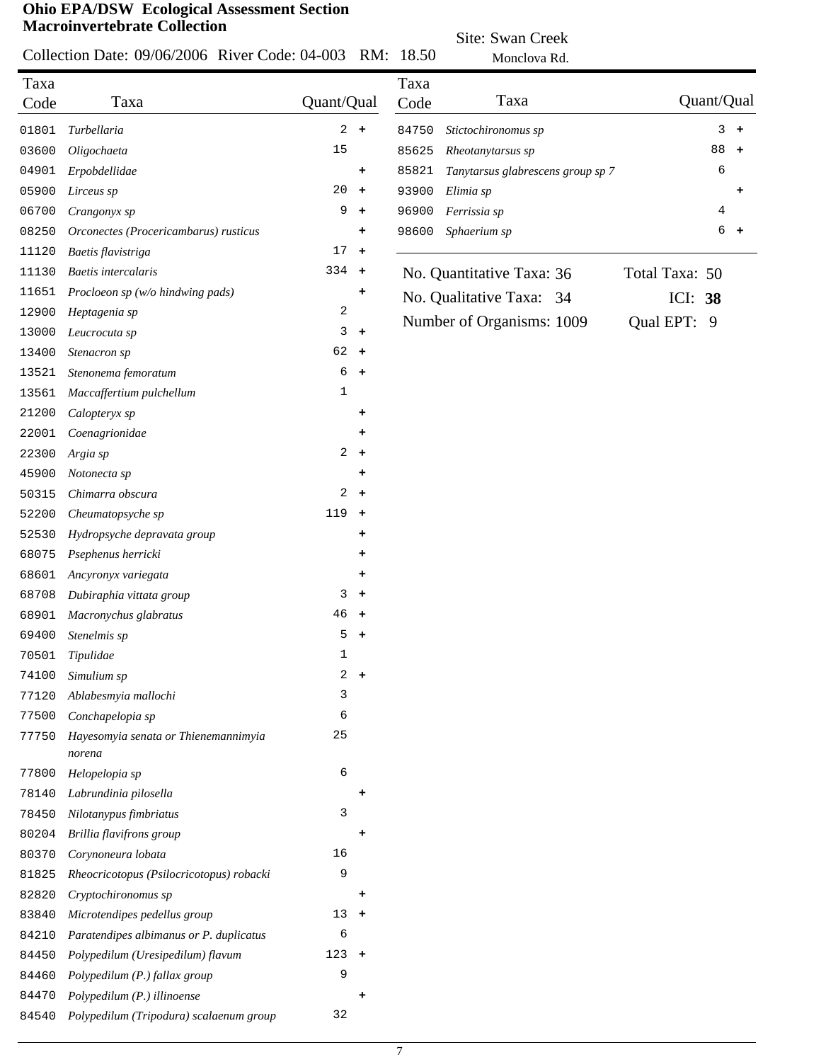**Ohio EPA/DSW Ecological Assessment Section**
**Macroinvertebrate Collection**

Collection Date: 09/06/2006 River Code: 04-003 RM: 18.50

Site: Swan Creek
Monclova Rd.

| Taxa Code | Taxa | Quant/Qual | |
|---|---|---|---|
| 01801 | *Turbellaria* | 2 | + |
| 03600 | *Oligochaeta* | 15 | |
| 04901 | *Erpobdellidae* | | + |
| 05900 | *Lirceus sp* | 20 | + |
| 06700 | *Crangonyx sp* | 9 | + |
| 08250 | *Orconectes (Procericambarus) rusticus* | | + |
| 11120 | *Baetis flavistriga* | 17 | + |
| 11130 | *Baetis intercalaris* | 334 | + |
| 11651 | *Procloeon sp (w/o hindwing pads)* | | + |
| 12900 | *Heptagenia sp* | 2 | |
| 13000 | *Leucrocuta sp* | 3 | + |
| 13400 | *Stenacron sp* | 62 | + |
| 13521 | *Stenonema femoratum* | 6 | + |
| 13561 | *Maccaffertium pulchellum* | 1 | |
| 21200 | *Calopteryx sp* | | + |
| 22001 | *Coenagrionidae* | | + |
| 22300 | *Argia sp* | 2 | + |
| 45900 | *Notonecta sp* | | + |
| 50315 | *Chimarra obscura* | 2 | + |
| 52200 | *Cheumatopsyche sp* | 119 | + |
| 52530 | *Hydropsyche depravata group* | | + |
| 68075 | *Psephenus herricki* | | + |
| 68601 | *Ancyronyx variegata* | | + |
| 68708 | *Dubiraphia vittata group* | 3 | + |
| 68901 | *Macronychus glabratus* | 46 | + |
| 69400 | *Stenelmis sp* | 5 | + |
| 70501 | *Tipulidae* | 1 | |
| 74100 | *Simulium sp* | 2 | + |
| 77120 | *Ablabesmyia mallochi* | 3 | |
| 77500 | *Conchapelopia sp* | 6 | |
| 77750 | *Hayesomyia senata or Thienemannimyia norena* | 25 | |
| 77800 | *Helopelopia sp* | 6 | |
| 78140 | *Labrundinia pilosella* | | + |
| 78450 | *Nilotanypus fimbriatus* | 3 | |
| 80204 | *Brillia flavifrons group* | | + |
| 80370 | *Corynoneura lobata* | 16 | |
| 81825 | *Rheocricotopus (Psilocricotopus) robacki* | 9 | |
| 82820 | *Cryptochironomus sp* | | + |
| 83840 | *Microtendipes pedellus group* | 13 | + |
| 84210 | *Paratendipes albimanus or P. duplicatus* | 6 | |
| 84450 | *Polypedilum (Uresipedilum) flavum* | 123 | + |
| 84460 | *Polypedilum (P.) fallax group* | 9 | |
| 84470 | *Polypedilum (P.) illinoense* | | + |
| 84540 | *Polypedilum (Tripodura) scalaenum group* | 32 | |
| 84750 | *Stictochironomus sp* | 3 | + |
| 85625 | *Rheotanytarsus sp* | 88 | + |
| 85821 | *Tanytarsus glabrescens group sp 7* | 6 | |
| 93900 | *Elimia sp* | | + |
| 96900 | *Ferrissia sp* | 4 | |
| 98600 | *Sphaerium sp* | 6 | + |

No. Quantitative Taxa: 36 | Total Taxa: 50

No. Qualitative Taxa: 34 | ICI: **38**

Number of Organisms: 1009 | Qual EPT: 9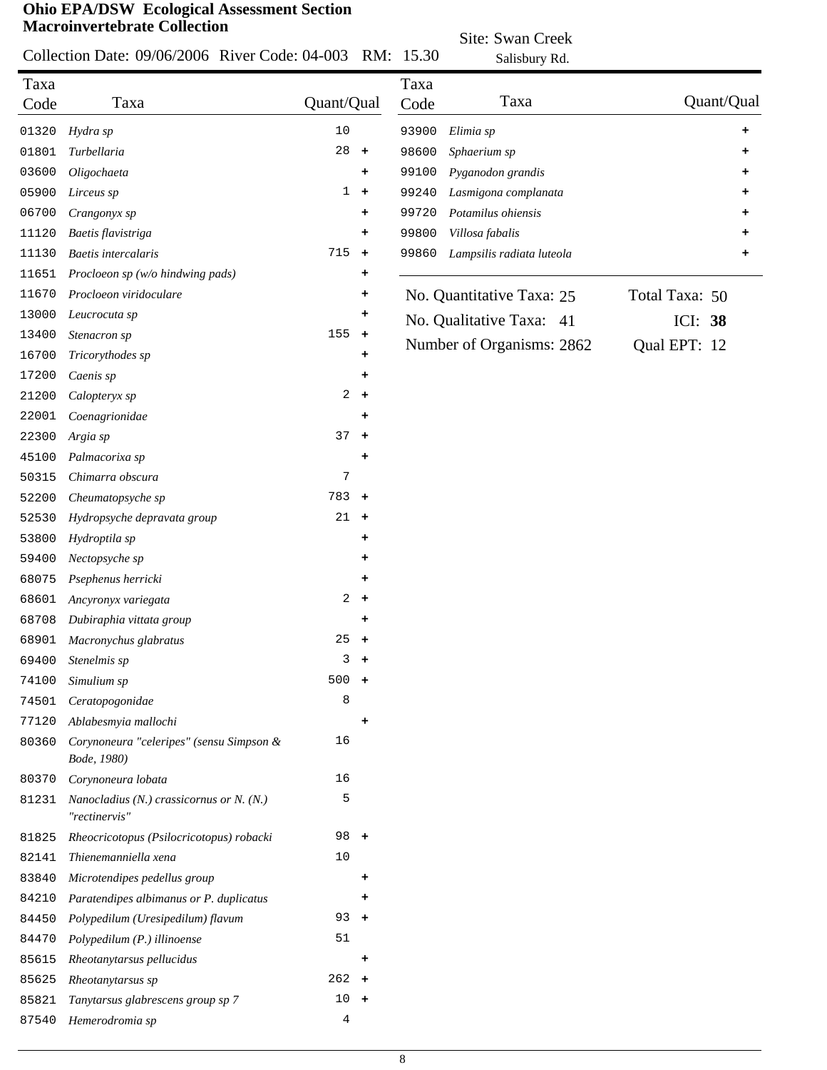**Ohio EPA/DSW Ecological Assessment Section**
**Macroinvertebrate Collection**

Collection Date: 09/06/2006 River Code: 04-003 RM: 15.30 Site: Swan Creek Salisbury Rd.

| Taxa Code | Taxa | Quant/Qual |
|---|---|---|
| 01320 | *Hydra sp* | 10 |
| 01801 | *Turbellaria* | 28 + |
| 03600 | *Oligochaeta* | + |
| 05900 | *Lirceus sp* | 1 + |
| 06700 | *Crangonyx sp* | + |
| 11120 | *Baetis flavistriga* | + |
| 11130 | *Baetis intercalaris* | 715 + |
| 11651 | *Procloeon sp (w/o hindwing pads)* | + |
| 11670 | *Procloeon viridoculare* | + |
| 13000 | *Leucrocuta sp* | + |
| 13400 | *Stenacron sp* | 155 + |
| 16700 | *Tricorythodes sp* | + |
| 17200 | *Caenis sp* | + |
| 21200 | *Calopteryx sp* | 2 + |
| 22001 | *Coenagrionidae* | + |
| 22300 | *Argia sp* | 37 + |
| 45100 | *Palmacorixa sp* | + |
| 50315 | *Chimarra obscura* | 7 |
| 52200 | *Cheumatopsyche sp* | 783 + |
| 52530 | *Hydropsyche depravata group* | 21 + |
| 53800 | *Hydroptila sp* | + |
| 59400 | *Nectopsyche sp* | + |
| 68075 | *Psephenus herricki* | + |
| 68601 | *Ancyronyx variegata* | 2 + |
| 68708 | *Dubiraphia vittata group* | + |
| 68901 | *Macronychus glabratus* | 25 + |
| 69400 | *Stenelmis sp* | 3 + |
| 74100 | *Simulium sp* | 500 + |
| 74501 | *Ceratopogonidae* | 8 |
| 77120 | *Ablabesmyia mallochi* | + |
| 80360 | *Corynoneura "celeripes" (sensu Simpson & Bode, 1980)* | 16 |
| 80370 | *Corynoneura lobata* | 16 |
| 81231 | *Nanocladius (N.) crassicornus or N. (N.) "rectinervis"* | 5 |
| 81825 | *Rheocricotopus (Psilocricotopus) robacki* | 98 + |
| 82141 | *Thienemanniella xena* | 10 |
| 83840 | *Microtendipes pedellus group* | + |
| 84210 | *Paratendipes albimanus or P. duplicatus* | + |
| 84450 | *Polypedilum (Uresipedilum) flavum* | 93 + |
| 84470 | *Polypedilum (P.) illinoense* | 51 |
| 85615 | *Rheotanytarsus pellucidus* | + |
| 85625 | *Rheotanytarsus sp* | 262 + |
| 85821 | *Tanytarsus glabrescens group sp 7* | 10 + |
| 87540 | *Hemerodromia sp* | 4 |
| 93900 | *Elimia sp* | + |
| 98600 | *Sphaerium sp* | + |
| 99100 | *Pyganodon grandis* | + |
| 99240 | *Lasmigona complanata* | + |
| 99720 | *Potamilus ohiensis* | + |
| 99800 | *Villosa fabalis* | + |
| 99860 | *Lampsilis radiata luteola* | + |

No. Quantitative Taxa: 25 Total Taxa: 50

No. Qualitative Taxa: 41 ICI: **38**

Number of Organisms: 2862 Qual EPT: 12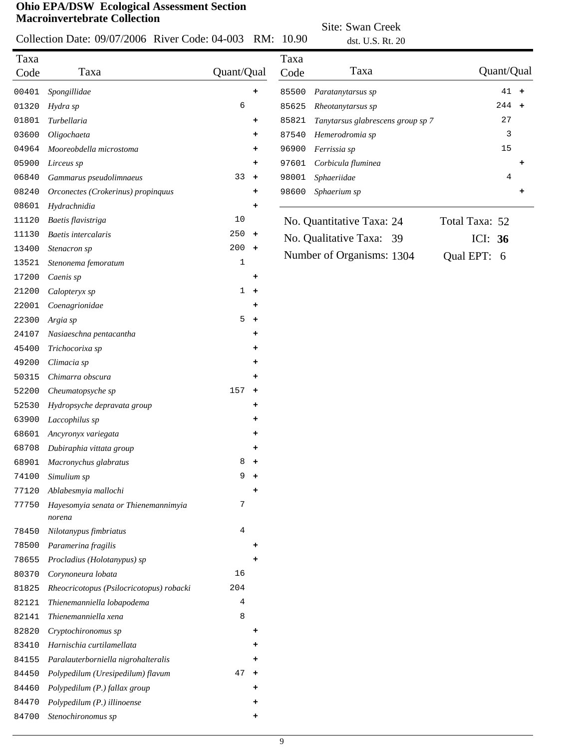**Ohio EPA/DSW Ecological Assessment Section**
**Macroinvertebrate Collection**

Collection Date: 09/07/2006 River Code: 04-003 RM: 10.90

Site: Swan Creek
dst. U.S. Rt. 20

| Taxa Code | Taxa | Quant/Qual |
|---|---|---|
| 00401 | *Spongillidae* | + |
| 01320 | *Hydra sp* | 6 |
| 01801 | *Turbellaria* | + |
| 03600 | *Oligochaeta* | + |
| 04964 | *Mooreobdella microstoma* | + |
| 05900 | *Lirceus sp* | + |
| 06840 | *Gammarus pseudolimnaeus* | 33 + |
| 08240 | *Orconectes (Crokerinus) propinquus* | + |
| 08601 | *Hydrachnidia* | + |
| 11120 | *Baetis flavistriga* | 10 |
| 11130 | *Baetis intercalaris* | 250 + |
| 13400 | *Stenacron sp* | 200 + |
| 13521 | *Stenonema femoratum* | 1 |
| 17200 | *Caenis sp* | + |
| 21200 | *Calopteryx sp* | 1 + |
| 22001 | *Coenagrionidae* | + |
| 22300 | *Argia sp* | 5 + |
| 24107 | *Nasiaeschna pentacantha* | + |
| 45400 | *Trichocorixa sp* | + |
| 49200 | *Climacia sp* | + |
| 50315 | *Chimarra obscura* | + |
| 52200 | *Cheumatopsyche sp* | 157 + |
| 52530 | *Hydropsyche depravata group* | + |
| 63900 | *Laccophilus sp* | + |
| 68601 | *Ancyronyx variegata* | + |
| 68708 | *Dubiraphia vittata group* | + |
| 68901 | *Macronychus glabratus* | 8 + |
| 74100 | *Simulium sp* | 9 + |
| 77120 | *Ablabesmyia mallochi* | + |
| 77750 | *Hayesomyia senata or Thienemannimyia norena* | 7 |
| 78450 | *Nilotanypus fimbriatus* | 4 |
| 78500 | *Paramerina fragilis* | + |
| 78655 | *Procladius (Holotanypus) sp* | + |
| 80370 | *Corynoneura lobata* | 16 |
| 81825 | *Rheocricotopus (Psilocricotopus) robacki* | 204 |
| 82121 | *Thienemanniella lobapodema* | 4 |
| 82141 | *Thienemanniella xena* | 8 |
| 82820 | *Cryptochironomus sp* | + |
| 83410 | *Harnischia curtilamellata* | + |
| 84155 | *Paralauterborniella nigrohalteralis* | + |
| 84450 | *Polypedilum (Uresipedilum) flavum* | 47 + |
| 84460 | *Polypedilum (P.) fallax group* | + |
| 84470 | *Polypedilum (P.) illinoense* | + |
| 84700 | *Stenochironomus sp* | + |
| 85500 | *Paratanytarsus sp* | 41 + |
| 85625 | *Rheotanytarsus sp* | 244 + |
| 85821 | *Tanytarsus glabrescens group sp 7* | 27 |
| 87540 | *Hemerodromia sp* | 3 |
| 96900 | *Ferrissia sp* | 15 |
| 97601 | *Corbicula fluminea* | + |
| 98001 | *Sphaeriidae* | 4 |
| 98600 | *Sphaerium sp* | + |

No. Quantitative Taxa: 24 — Total Taxa: 52

No. Qualitative Taxa: 39 — ICI: **36**

Number of Organisms: 1304 — Qual EPT: 6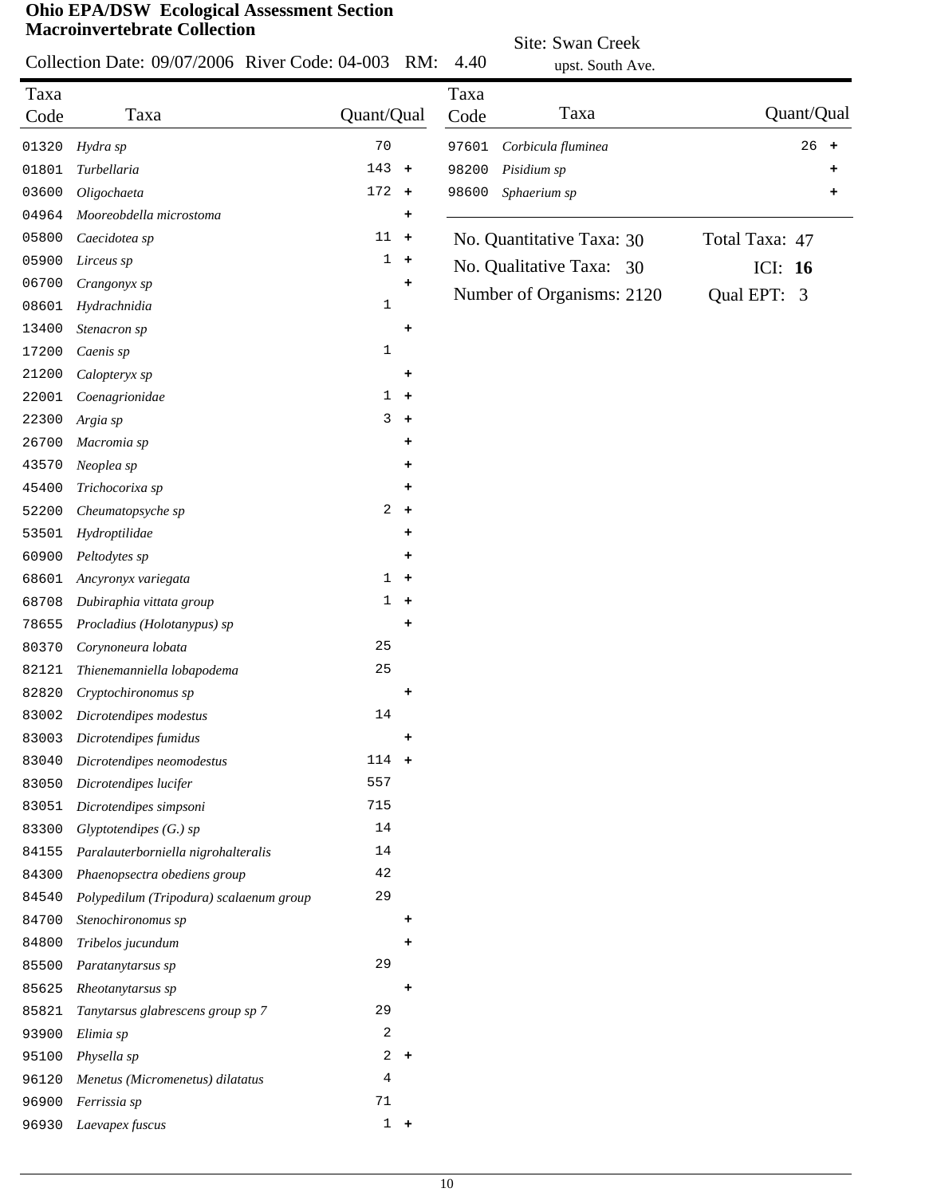# Ohio EPA/DSW Ecological Assessment Section
## Macroinvertebrate Collection

Collection Date: 09/07/2006 River Code: 04-003 RM: 4.40

Site: Swan Creek
upst. South Ave.

| Taxa Code | Taxa | Quant/Qual |
|---|---|---|
| 01320 | *Hydra sp* | 70 |
| 01801 | *Turbellaria* | 143 + |
| 03600 | *Oligochaeta* | 172 + |
| 04964 | *Mooreobdella microstoma* | + |
| 05800 | *Caecidotea sp* | 11 + |
| 05900 | *Lirceus sp* | 1 + |
| 06700 | *Crangonyx sp* | + |
| 08601 | *Hydrachnidia* | 1 |
| 13400 | *Stenacron sp* | + |
| 17200 | *Caenis sp* | 1 |
| 21200 | *Calopteryx sp* | + |
| 22001 | *Coenagrionidae* | 1 + |
| 22300 | *Argia sp* | 3 + |
| 26700 | *Macromia sp* | + |
| 43570 | *Neoplea sp* | + |
| 45400 | *Trichocorixa sp* | + |
| 52200 | *Cheumatopsyche sp* | 2 + |
| 53501 | *Hydroptilidae* | + |
| 60900 | *Peltodytes sp* | + |
| 68601 | *Ancyronyx variegata* | 1 + |
| 68708 | *Dubiraphia vittata group* | 1 + |
| 78655 | *Procladius (Holotanypus) sp* | + |
| 80370 | *Corynoneura lobata* | 25 |
| 82121 | *Thienemanniella lobapodema* | 25 |
| 82820 | *Cryptochironomus sp* | + |
| 83002 | *Dicrotendipes modestus* | 14 |
| 83003 | *Dicrotendipes fumidus* | + |
| 83040 | *Dicrotendipes neomodestus* | 114 + |
| 83050 | *Dicrotendipes lucifer* | 557 |
| 83051 | *Dicrotendipes simpsoni* | 715 |
| 83300 | *Glyptotendipes (G.) sp* | 14 |
| 84155 | *Paralauterborniella nigrohalteralis* | 14 |
| 84300 | *Phaenopsectra obediens group* | 42 |
| 84540 | *Polypedilum (Tripodura) scalaenum group* | 29 |
| 84700 | *Stenochironomus sp* | + |
| 84800 | *Tribelos jucundum* | + |
| 85500 | *Paratanytarsus sp* | 29 |
| 85625 | *Rheotanytarsus sp* | + |
| 85821 | *Tanytarsus glabrescens group sp 7* | 29 |
| 93900 | *Elimia sp* | 2 |
| 95100 | *Physella sp* | 2 + |
| 96120 | *Menetus (Micromenetus) dilatatus* | 4 |
| 96900 | *Ferrissia sp* | 71 |
| 96930 | *Laevapex fuscus* | 1 + |
| 97601 | *Corbicula fluminea* | 26 + |
| 98200 | *Pisidium sp* | + |
| 98600 | *Sphaerium sp* | + |

No. Quantitative Taxa: 30
No. Qualitative Taxa: 30
Number of Organisms: 2120
Total Taxa: 47
ICI: **16**
Qual EPT: 3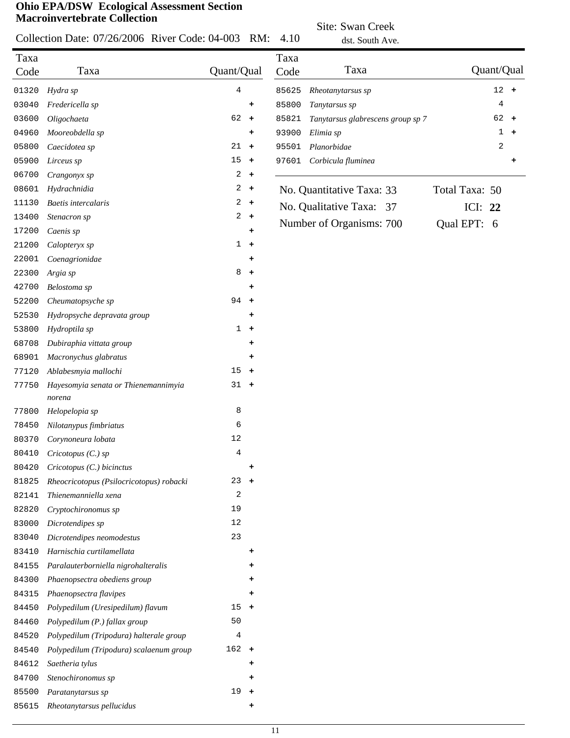**Ohio EPA/DSW Ecological Assessment Section**
**Macroinvertebrate Collection**

Collection Date: 07/26/2006 River Code: 04-003 RM: 4.10

Site: Swan Creek
dst. South Ave.

| Taxa Code | Taxa | Quant/Qual |
|---|---|---|
| 01320 | *Hydra sp* | 4 |
| 03040 | *Fredericella sp* | + |
| 03600 | *Oligochaeta* | 62 + |
| 04960 | *Mooreobdella sp* | + |
| 05800 | *Caecidotea sp* | 21 + |
| 05900 | *Lirceus sp* | 15 + |
| 06700 | *Crangonyx sp* | 2 + |
| 08601 | *Hydrachnidia* | 2 + |
| 11130 | *Baetis intercalaris* | 2 + |
| 13400 | *Stenacron sp* | 2 + |
| 17200 | *Caenis sp* | + |
| 21200 | *Calopteryx sp* | 1 + |
| 22001 | *Coenagrionidae* | + |
| 22300 | *Argia sp* | 8 + |
| 42700 | *Belostoma sp* | + |
| 52200 | *Cheumatopsyche sp* | 94 + |
| 52530 | *Hydropsyche depravata group* | + |
| 53800 | *Hydroptila sp* | 1 + |
| 68708 | *Dubiraphia vittata group* | + |
| 68901 | *Macronychus glabratus* | + |
| 77120 | *Ablabesmyia mallochi* | 15 + |
| 77750 | *Hayesomyia senata or Thienemannimyia norena* | 31 + |
| 77800 | *Helopelopia sp* | 8 |
| 78450 | *Nilotanypus fimbriatus* | 6 |
| 80370 | *Corynoneura lobata* | 12 |
| 80410 | *Cricotopus (C.) sp* | 4 |
| 80420 | *Cricotopus (C.) bicinctus* | + |
| 81825 | *Rheocricotopus (Psilocricotopus) robacki* | 23 + |
| 82141 | *Thienemanniella xena* | 2 |
| 82820 | *Cryptochironomus sp* | 19 |
| 83000 | *Dicrotendipes sp* | 12 |
| 83040 | *Dicrotendipes neomodestus* | 23 |
| 83410 | *Harnischia curtilamellata* | + |
| 84155 | *Paralauterborniella nigrohalteralis* | + |
| 84300 | *Phaenopsectra obediens group* | + |
| 84315 | *Phaenopsectra flavipes* | + |
| 84450 | *Polypedilum (Uresipedilum) flavum* | 15 + |
| 84460 | *Polypedilum (P.) fallax group* | 50 |
| 84520 | *Polypedilum (Tripodura) halterale group* | 4 |
| 84540 | *Polypedilum (Tripodura) scalaenum group* | 162 + |
| 84612 | *Saetheria tylus* | + |
| 84700 | *Stenochironomus sp* | + |
| 85500 | *Paratanytarsus sp* | 19 + |
| 85615 | *Rheotanytarsus pellucidus* | + |
| 85625 | *Rheotanytarsus sp* | 12 + |
| 85800 | *Tanytarsus sp* | 4 |
| 85821 | *Tanytarsus glabrescens group sp 7* | 62 + |
| 93900 | *Elimia sp* | 1 + |
| 95501 | *Planorbidae* | 2 |
| 97601 | *Corbicula fluminea* | + |

No. Quantitative Taxa: 33 Total Taxa: 50

No. Qualitative Taxa: 37 ICI: **22**

Number of Organisms: 700 Qual EPT: 6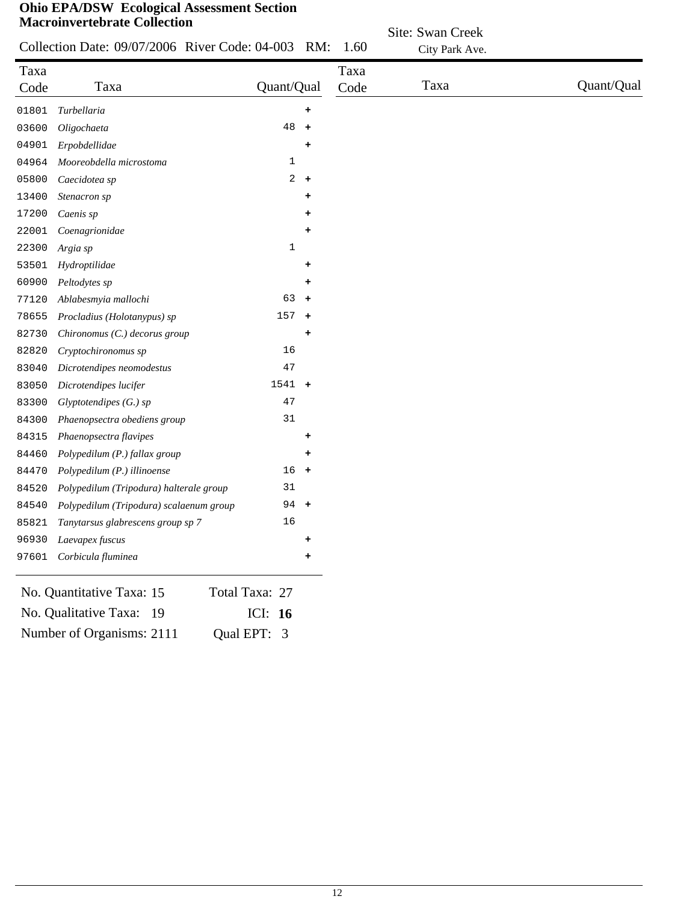**Ohio EPA/DSW Ecological Assessment Section**
**Macroinvertebrate Collection**

Collection Date: 09/07/2006 River Code: 04-003 RM: 1.60

Site: Swan Creek
City Park Ave.

| Taxa Code | Taxa | Quant/Qual |
|---|---|---|
| 01801 | *Turbellaria* | + |
| 03600 | *Oligochaeta* | 48 + |
| 04901 | *Erpobdellidae* | + |
| 04964 | *Mooreobdella microstoma* | 1 |
| 05800 | *Caecidotea sp* | 2 + |
| 13400 | *Stenacron sp* | + |
| 17200 | *Caenis sp* | + |
| 22001 | *Coenagrionidae* | + |
| 22300 | *Argia sp* | 1 |
| 53501 | *Hydroptilidae* | + |
| 60900 | *Peltodytes sp* | + |
| 77120 | *Ablabesmyia mallochi* | 63 + |
| 78655 | *Procladius (Holotanypus) sp* | 157 + |
| 82730 | *Chironomus (C.) decorus group* | + |
| 82820 | *Cryptochironomus sp* | 16 |
| 83040 | *Dicrotendipes neomodestus* | 47 |
| 83050 | *Dicrotendipes lucifer* | 1541 + |
| 83300 | *Glyptotendipes (G.) sp* | 47 |
| 84300 | *Phaenopsectra obediens group* | 31 |
| 84315 | *Phaenopsectra flavipes* | + |
| 84460 | *Polypedilum (P.) fallax group* | + |
| 84470 | *Polypedilum (P.) illinoense* | 16 + |
| 84520 | *Polypedilum (Tripodura) halterale group* | 31 |
| 84540 | *Polypedilum (Tripodura) scalaenum group* | 94 + |
| 85821 | *Tanytarsus glabrescens group sp 7* | 16 |
| 96930 | *Laevapex fuscus* | + |
| 97601 | *Corbicula fluminea* | + |

No. Quantitative Taxa: 15    Total Taxa: 27

No. Qualitative Taxa: 19    ICI: **16**

Number of Organisms: 2111    Qual EPT: 3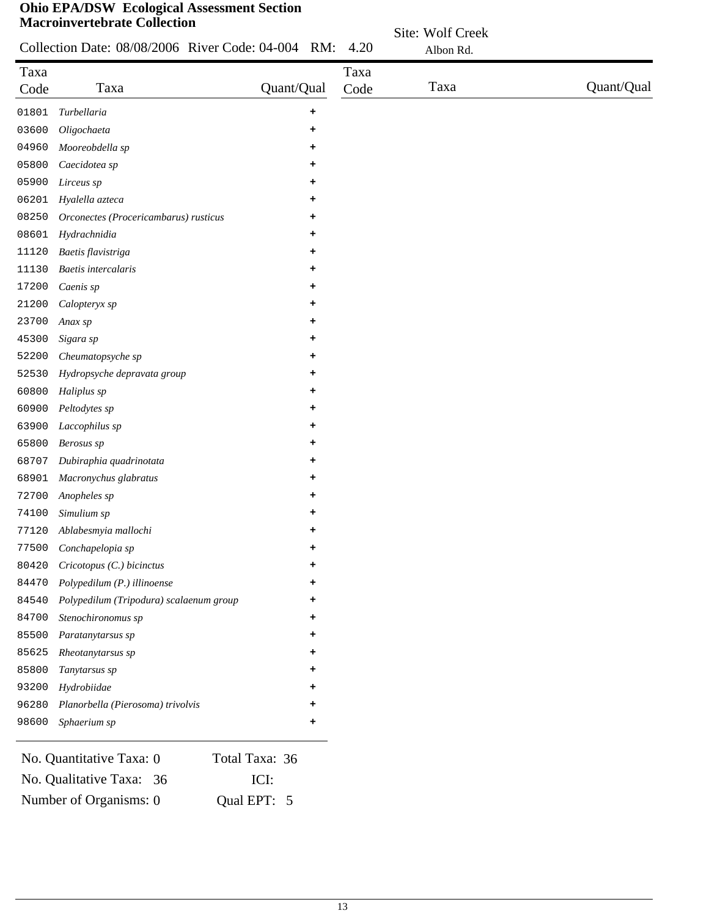**Ohio EPA/DSW Ecological Assessment Section**
**Macroinvertebrate Collection**

Collection Date: 08/08/2006 River Code: 04-004 RM: 4.20

Site: Wolf Creek
Albon Rd.

| Taxa Code | Taxa | Quant/Qual |
|---|---|---|
| 01801 | *Turbellaria* | + |
| 03600 | *Oligochaeta* | + |
| 04960 | *Mooreobdella sp* | + |
| 05800 | *Caecidotea sp* | + |
| 05900 | *Lirceus sp* | + |
| 06201 | *Hyalella azteca* | + |
| 08250 | *Orconectes (Procericambarus) rusticus* | + |
| 08601 | *Hydrachnidia* | + |
| 11120 | *Baetis flavistriga* | + |
| 11130 | *Baetis intercalaris* | + |
| 17200 | *Caenis sp* | + |
| 21200 | *Calopteryx sp* | + |
| 23700 | *Anax sp* | + |
| 45300 | *Sigara sp* | + |
| 52200 | *Cheumatopsyche sp* | + |
| 52530 | *Hydropsyche depravata group* | + |
| 60800 | *Haliplus sp* | + |
| 60900 | *Peltodytes sp* | + |
| 63900 | *Laccophilus sp* | + |
| 65800 | *Berosus sp* | + |
| 68707 | *Dubiraphia quadrinotata* | + |
| 68901 | *Macronychus glabratus* | + |
| 72700 | *Anopheles sp* | + |
| 74100 | *Simulium sp* | + |
| 77120 | *Ablabesmyia mallochi* | + |
| 77500 | *Conchapelopia sp* | + |
| 80420 | *Cricotopus (C.) bicinctus* | + |
| 84470 | *Polypedilum (P.) illinoense* | + |
| 84540 | *Polypedilum (Tripodura) scalaenum group* | + |
| 84700 | *Stenochironomus sp* | + |
| 85500 | *Paratanytarsus sp* | + |
| 85625 | *Rheotanytarsus sp* | + |
| 85800 | *Tanytarsus sp* | + |
| 93200 | *Hydrobiidae* | + |
| 96280 | *Planorbella (Pierosoma) trivolvis* | + |
| 98600 | *Sphaerium sp* | + |

No. Quantitative Taxa: 0 Total Taxa: 36

No. Qualitative Taxa: 36 ICI:

Number of Organisms: 0 Qual EPT: 5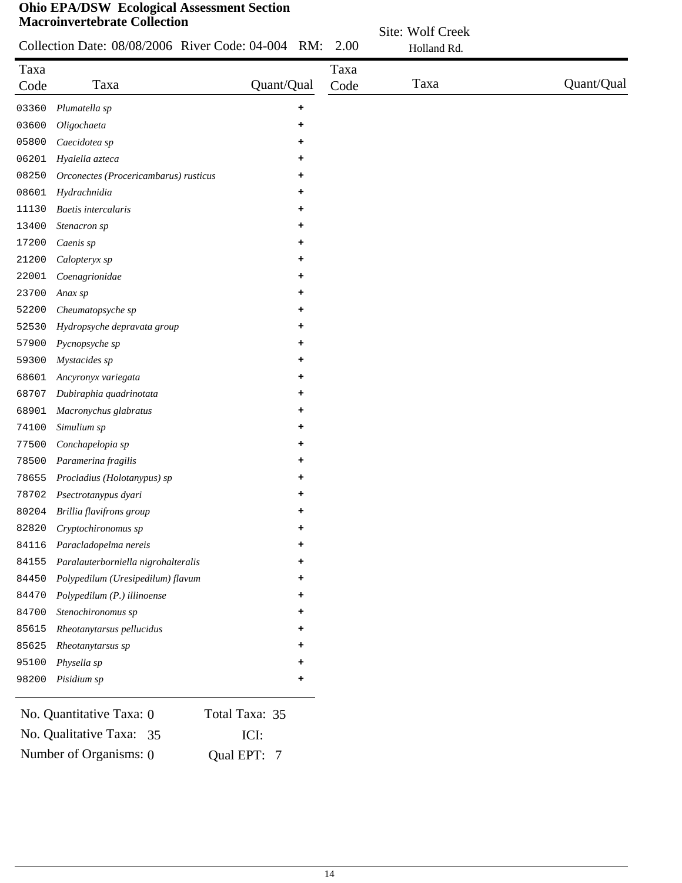**Ohio EPA/DSW Ecological Assessment Section**
**Macroinvertebrate Collection**

Collection Date: 08/08/2006 River Code: 04-004 RM: 2.00

Site: Wolf Creek
Holland Rd.

| Taxa Code | Taxa | Quant/Qual |
|---|---|---|
| 03360 | *Plumatella sp* | + |
| 03600 | *Oligochaeta* | + |
| 05800 | *Caecidotea sp* | + |
| 06201 | *Hyalella azteca* | + |
| 08250 | *Orconectes (Procericambarus) rusticus* | + |
| 08601 | *Hydrachnidia* | + |
| 11130 | *Baetis intercalaris* | + |
| 13400 | *Stenacron sp* | + |
| 17200 | *Caenis sp* | + |
| 21200 | *Calopteryx sp* | + |
| 22001 | *Coenagrionidae* | + |
| 23700 | *Anax sp* | + |
| 52200 | *Cheumatopsyche sp* | + |
| 52530 | *Hydropsyche depravata group* | + |
| 57900 | *Pycnopsyche sp* | + |
| 59300 | *Mystacides sp* | + |
| 68601 | *Ancyronyx variegata* | + |
| 68707 | *Dubiraphia quadrinotata* | + |
| 68901 | *Macronychus glabratus* | + |
| 74100 | *Simulium sp* | + |
| 77500 | *Conchapelopia sp* | + |
| 78500 | *Paramerina fragilis* | + |
| 78655 | *Procladius (Holotanypus) sp* | + |
| 78702 | *Psectrotanypus dyari* | + |
| 80204 | *Brillia flavifrons group* | + |
| 82820 | *Cryptochironomus sp* | + |
| 84116 | *Paracladopelma nereis* | + |
| 84155 | *Paralauterborniella nigrohalteralis* | + |
| 84450 | *Polypedilum (Uresipedilum) flavum* | + |
| 84470 | *Polypedilum (P.) illinoense* | + |
| 84700 | *Stenochironomus sp* | + |
| 85615 | *Rheotanytarsus pellucidus* | + |
| 85625 | *Rheotanytarsus sp* | + |
| 95100 | *Physella sp* | + |
| 98200 | *Pisidium sp* | + |

No. Quantitative Taxa: 0 Total Taxa: 35

No. Qualitative Taxa: 35 ICI:

Number of Organisms: 0 Qual EPT: 7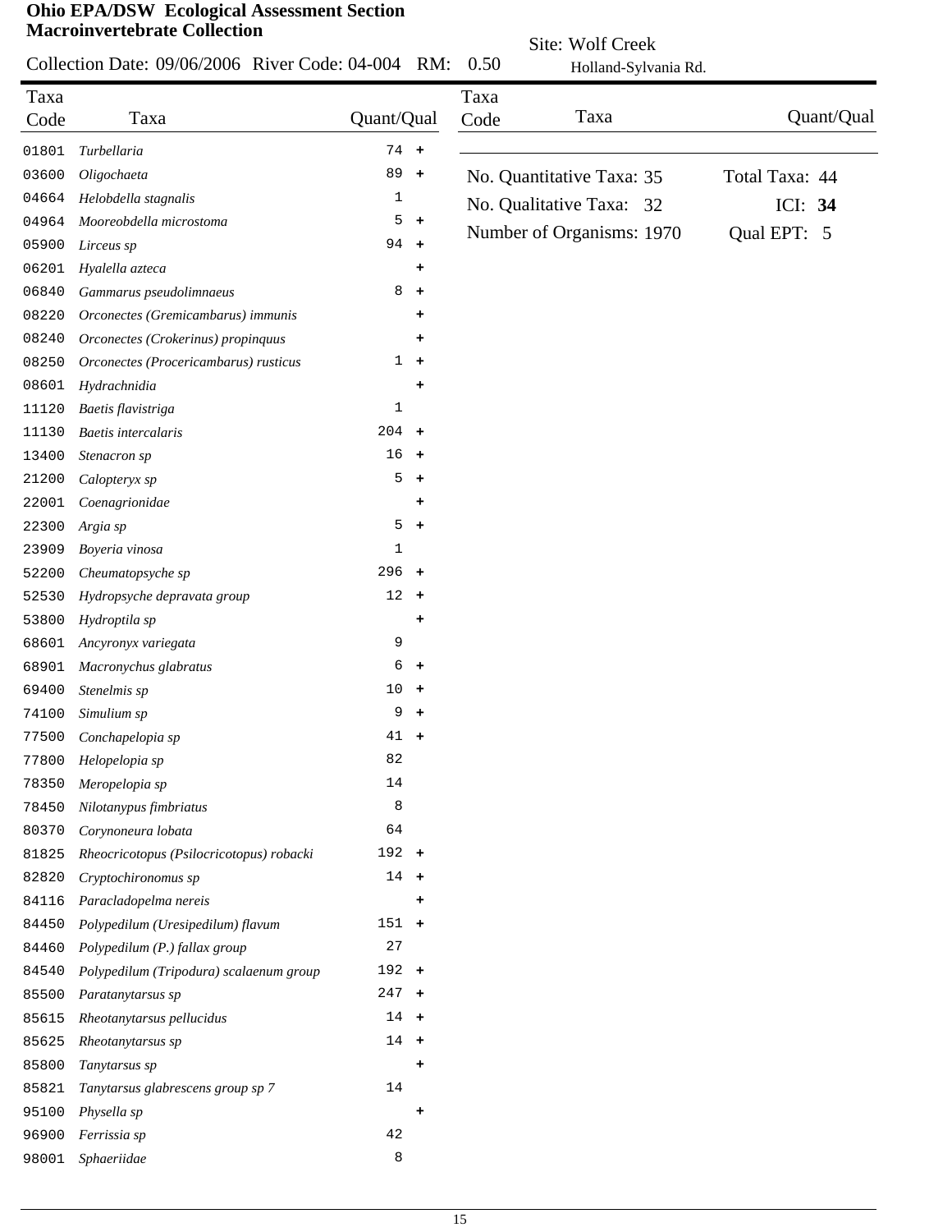**Ohio EPA/DSW Ecological Assessment Section**
**Macroinvertebrate Collection**

Collection Date: 09/06/2006 River Code: 04-004 RM: 0.50 Site: Wolf Creek Holland-Sylvania Rd.

| Taxa Code | Taxa | Quant/Qual |
|---|---|---|
| 01801 | *Turbellaria* | 74 + |
| 03600 | *Oligochaeta* | 89 + |
| 04664 | *Helobdella stagnalis* | 1 |
| 04964 | *Mooreobdella microstoma* | 5 + |
| 05900 | *Lirceus sp* | 94 + |
| 06201 | *Hyalella azteca* | + |
| 06840 | *Gammarus pseudolimnaeus* | 8 + |
| 08220 | *Orconectes (Gremicambarus) immunis* | + |
| 08240 | *Orconectes (Crokerinus) propinquus* | + |
| 08250 | *Orconectes (Procericambarus) rusticus* | 1 + |
| 08601 | *Hydrachnidia* | + |
| 11120 | *Baetis flavistriga* | 1 |
| 11130 | *Baetis intercalaris* | 204 + |
| 13400 | *Stenacron sp* | 16 + |
| 21200 | *Calopteryx sp* | 5 + |
| 22001 | *Coenagrionidae* | + |
| 22300 | *Argia sp* | 5 + |
| 23909 | *Boyeria vinosa* | 1 |
| 52200 | *Cheumatopsyche sp* | 296 + |
| 52530 | *Hydropsyche depravata group* | 12 + |
| 53800 | *Hydroptila sp* | + |
| 68601 | *Ancyronyx variegata* | 9 |
| 68901 | *Macronychus glabratus* | 6 + |
| 69400 | *Stenelmis sp* | 10 + |
| 74100 | *Simulium sp* | 9 + |
| 77500 | *Conchapelopia sp* | 41 + |
| 77800 | *Helopelopia sp* | 82 |
| 78350 | *Meropelopia sp* | 14 |
| 78450 | *Nilotanypus fimbriatus* | 8 |
| 80370 | *Corynoneura lobata* | 64 |
| 81825 | *Rheocricotopus (Psilocricotopus) robacki* | 192 + |
| 82820 | *Cryptochironomus sp* | 14 + |
| 84116 | *Paracladopelma nereis* | + |
| 84450 | *Polypedilum (Uresipedilum) flavum* | 151 + |
| 84460 | *Polypedilum (P.) fallax group* | 27 |
| 84540 | *Polypedilum (Tripodura) scalaenum group* | 192 + |
| 85500 | *Paratanytarsus sp* | 247 + |
| 85615 | *Rheotanytarsus pellucidus* | 14 + |
| 85625 | *Rheotanytarsus sp* | 14 + |
| 85800 | *Tanytarsus sp* | + |
| 85821 | *Tanytarsus glabrescens group sp 7* | 14 |
| 95100 | *Physella sp* | + |
| 96900 | *Ferrissia sp* | 42 |
| 98001 | *Sphaeriidae* | 8 |

No. Quantitative Taxa: 35 Total Taxa: 44

No. Qualitative Taxa: 32 ICI: **34**

Number of Organisms: 1970 Qual EPT: 5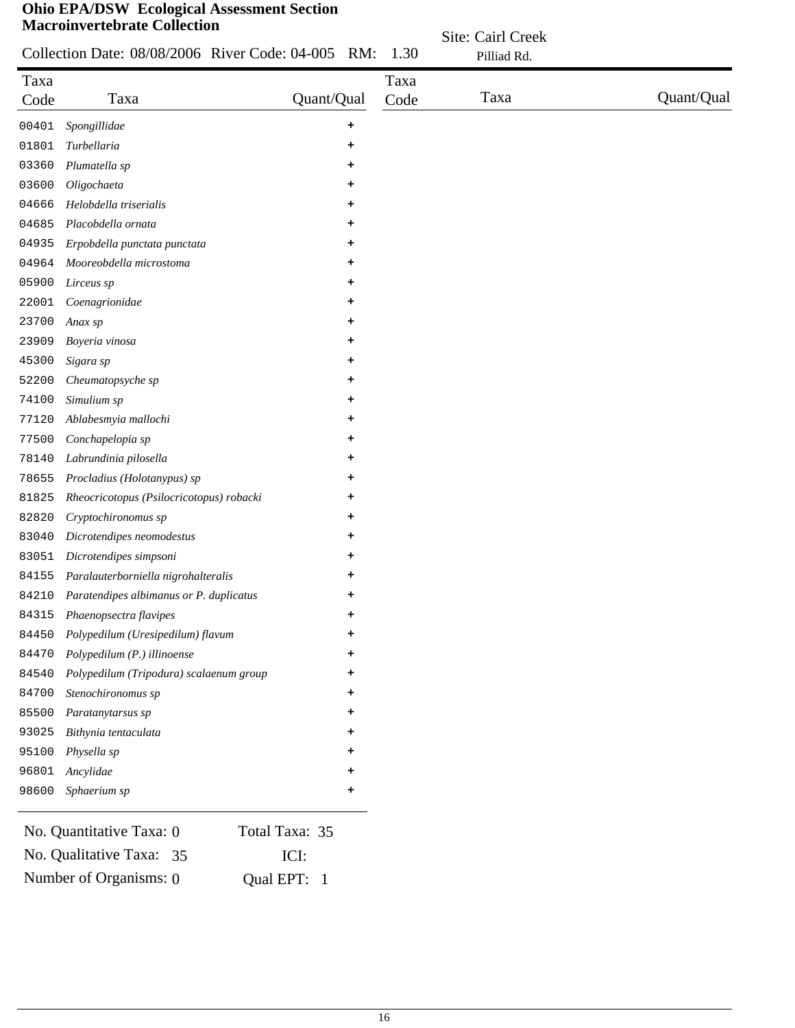# Ohio EPA/DSW Ecological Assessment Section
## Macroinvertebrate Collection

Collection Date: 08/08/2006 River Code: 04-005 RM: 1.30

Site: Cairl Creek
Pilliad Rd.

| Taxa Code | Taxa | Quant/Qual | Taxa Code | Taxa | Quant/Qual |
|---|---|---|---|---|---|
| 00401 | *Spongillidae* | + | | | |
| 01801 | *Turbellaria* | + | | | |
| 03360 | *Plumatella sp* | + | | | |
| 03600 | *Oligochaeta* | + | | | |
| 04666 | *Helobdella triserialis* | + | | | |
| 04685 | *Placobdella ornata* | + | | | |
| 04935 | *Erpobdella punctata punctata* | + | | | |
| 04964 | *Mooreobdella microstoma* | + | | | |
| 05900 | *Lirceus sp* | + | | | |
| 22001 | *Coenagrionidae* | + | | | |
| 23700 | *Anax sp* | + | | | |
| 23909 | *Boyeria vinosa* | + | | | |
| 45300 | *Sigara sp* | + | | | |
| 52200 | *Cheumatopsyche sp* | + | | | |
| 74100 | *Simulium sp* | + | | | |
| 77120 | *Ablabesmyia mallochi* | + | | | |
| 77500 | *Conchapelopia sp* | + | | | |
| 78140 | *Labrundinia pilosella* | + | | | |
| 78655 | *Procladius (Holotanypus) sp* | + | | | |
| 81825 | *Rheocricotopus (Psilocricotopus) robacki* | + | | | |
| 82820 | *Cryptochironomus sp* | + | | | |
| 83040 | *Dicrotendipes neomodestus* | + | | | |
| 83051 | *Dicrotendipes simpsoni* | + | | | |
| 84155 | *Paralauterborniella nigrohalteralis* | + | | | |
| 84210 | *Paratendipes albimanus or P. duplicatus* | + | | | |
| 84315 | *Phaenopsectra flavipes* | + | | | |
| 84450 | *Polypedilum (Uresipedilum) flavum* | + | | | |
| 84470 | *Polypedilum (P.) illinoense* | + | | | |
| 84540 | *Polypedilum (Tripodura) scalaenum group* | + | | | |
| 84700 | *Stenochironomus sp* | + | | | |
| 85500 | *Paratanytarsus sp* | + | | | |
| 93025 | *Bithynia tentaculata* | + | | | |
| 95100 | *Physella sp* | + | | | |
| 96801 | *Ancylidae* | + | | | |
| 98600 | *Sphaerium sp* | + | | | |

No. Quantitative Taxa: 0 Total Taxa: 35

No. Qualitative Taxa: 35 ICI:

Number of Organisms: 0 Qual EPT: 1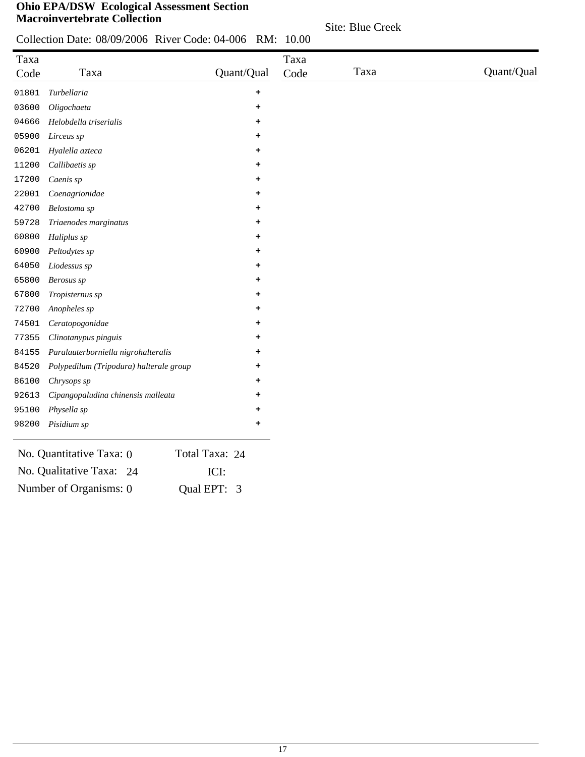**Ohio EPA/DSW Ecological Assessment Section**
**Macroinvertebrate Collection**

Site: Blue Creek

Collection Date: 08/09/2006 River Code: 04-006 RM: 10.00

| Taxa Code | Taxa | Quant/Qual | Taxa Code | Taxa | Quant/Qual |
|---|---|---|---|---|---|
| 01801 | *Turbellaria* | + | | | |
| 03600 | *Oligochaeta* | + | | | |
| 04666 | *Helobdella triserialis* | + | | | |
| 05900 | *Lirceus sp* | + | | | |
| 06201 | *Hyalella azteca* | + | | | |
| 11200 | *Callibaetis sp* | + | | | |
| 17200 | *Caenis sp* | + | | | |
| 22001 | *Coenagrionidae* | + | | | |
| 42700 | *Belostoma sp* | + | | | |
| 59728 | *Triaenodes marginatus* | + | | | |
| 60800 | *Haliplus sp* | + | | | |
| 60900 | *Peltodytes sp* | + | | | |
| 64050 | *Liodessus sp* | + | | | |
| 65800 | *Berosus sp* | + | | | |
| 67800 | *Tropisternus sp* | + | | | |
| 72700 | *Anopheles sp* | + | | | |
| 74501 | *Ceratopogonidae* | + | | | |
| 77355 | *Clinotanypus pinguis* | + | | | |
| 84155 | *Paralauterborniella nigrohalteralis* | + | | | |
| 84520 | *Polypedilum (Tripodura) halterale group* | + | | | |
| 86100 | *Chrysops sp* | + | | | |
| 92613 | *Cipangopaludina chinensis malleata* | + | | | |
| 95100 | *Physella sp* | + | | | |
| 98200 | *Pisidium sp* | + | | | |

No. Quantitative Taxa: 0 Total Taxa: 24

No. Qualitative Taxa: 24 ICI:

Number of Organisms: 0 Qual EPT: 3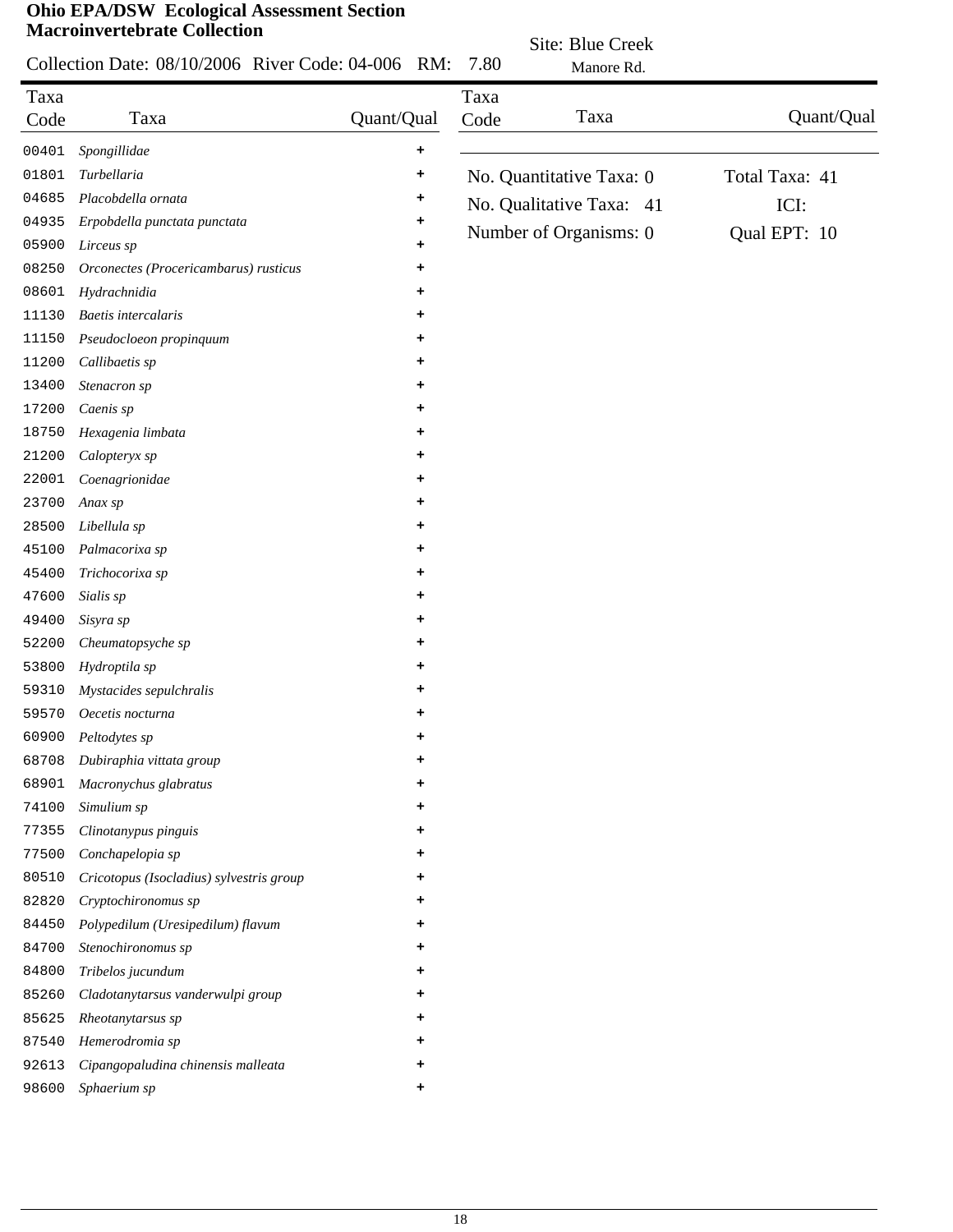**Ohio EPA/DSW Ecological Assessment Section**
**Macroinvertebrate Collection**

Collection Date: 08/10/2006 River Code: 04-006 RM: 7.80

Site: Blue Creek
Manore Rd.

| Taxa Code | Taxa | Quant/Qual |
|---|---|---|
| 00401 | *Spongillidae* | + |
| 01801 | *Turbellaria* | + |
| 04685 | *Placobdella ornata* | + |
| 04935 | *Erpobdella punctata punctata* | + |
| 05900 | *Lirceus sp* | + |
| 08250 | *Orconectes (Procericambarus) rusticus* | + |
| 08601 | *Hydrachnidia* | + |
| 11130 | *Baetis intercalaris* | + |
| 11150 | *Pseudocloeon propinquum* | + |
| 11200 | *Callibaetis sp* | + |
| 13400 | *Stenacron sp* | + |
| 17200 | *Caenis sp* | + |
| 18750 | *Hexagenia limbata* | + |
| 21200 | *Calopteryx sp* | + |
| 22001 | *Coenagrionidae* | + |
| 23700 | *Anax sp* | + |
| 28500 | *Libellula sp* | + |
| 45100 | *Palmacorixa sp* | + |
| 45400 | *Trichocorixa sp* | + |
| 47600 | *Sialis sp* | + |
| 49400 | *Sisyra sp* | + |
| 52200 | *Cheumatopsyche sp* | + |
| 53800 | *Hydroptila sp* | + |
| 59310 | *Mystacides sepulchralis* | + |
| 59570 | *Oecetis nocturna* | + |
| 60900 | *Peltodytes sp* | + |
| 68708 | *Dubiraphia vittata group* | + |
| 68901 | *Macronychus glabratus* | + |
| 74100 | *Simulium sp* | + |
| 77355 | *Clinotanypus pinguis* | + |
| 77500 | *Conchapelopia sp* | + |
| 80510 | *Cricotopus (Isocladius) sylvestris group* | + |
| 82820 | *Cryptochironomus sp* | + |
| 84450 | *Polypedilum (Uresipedilum) flavum* | + |
| 84700 | *Stenochironomus sp* | + |
| 84800 | *Tribelos jucundum* | + |
| 85260 | *Cladotanytarsus vanderwulpi group* | + |
| 85625 | *Rheotanytarsus sp* | + |
| 87540 | *Hemerodromia sp* | + |
| 92613 | *Cipangopaludina chinensis malleata* | + |
| 98600 | *Sphaerium sp* | + |

No. Quantitative Taxa: 0
No. Qualitative Taxa: 41
Number of Organisms: 0

Total Taxa: 41
ICI:
Qual EPT: 10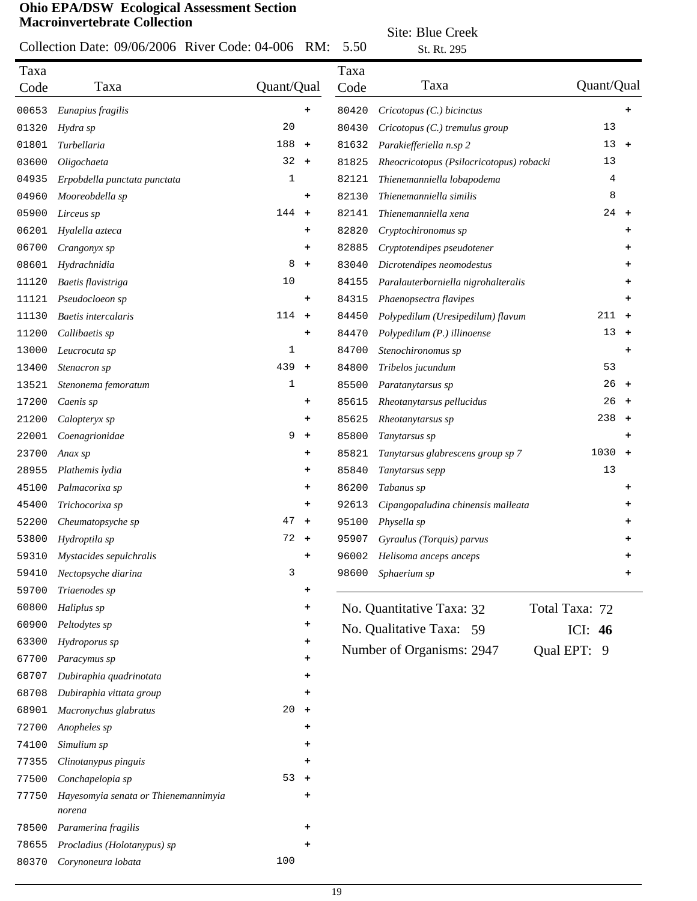**Ohio EPA/DSW Ecological Assessment Section**
**Macroinvertebrate Collection**

Collection Date: 09/06/2006 River Code: 04-006 RM: 5.50

Site: Blue Creek
St. Rt. 295

| Taxa Code | Taxa | Quant/Qual |
|---|---|---|
| 00653 | *Eunapius fragilis* | + |
| 01320 | *Hydra sp* | 20 |
| 01801 | *Turbellaria* | 188 + |
| 03600 | *Oligochaeta* | 32 + |
| 04935 | *Erpobdella punctata punctata* | 1 |
| 04960 | *Mooreobdella sp* | + |
| 05900 | *Lirceus sp* | 144 + |
| 06201 | *Hyalella azteca* | + |
| 06700 | *Crangonyx sp* | + |
| 08601 | *Hydrachnidia* | 8 + |
| 11120 | *Baetis flavistriga* | 10 |
| 11121 | *Pseudocloeon sp* | + |
| 11130 | *Baetis intercalaris* | 114 + |
| 11200 | *Callibaetis sp* | + |
| 13000 | *Leucrocuta sp* | 1 |
| 13400 | *Stenacron sp* | 439 + |
| 13521 | *Stenonema femoratum* | 1 |
| 17200 | *Caenis sp* | + |
| 21200 | *Calopteryx sp* | + |
| 22001 | *Coenagrionidae* | 9 + |
| 23700 | *Anax sp* | + |
| 28955 | *Plathemis lydia* | + |
| 45100 | *Palmacorixa sp* | + |
| 45400 | *Trichocorixa sp* | + |
| 52200 | *Cheumatopsyche sp* | 47 + |
| 53800 | *Hydroptila sp* | 72 + |
| 59310 | *Mystacides sepulchralis* | + |
| 59410 | *Nectopsyche diarina* | 3 |
| 59700 | *Triaenodes sp* | + |
| 60800 | *Haliplus sp* | + |
| 60900 | *Peltodytes sp* | + |
| 63300 | *Hydroporus sp* | + |
| 67700 | *Paracymus sp* | + |
| 68707 | *Dubiraphia quadrinotata* | + |
| 68708 | *Dubiraphia vittata group* | + |
| 68901 | *Macronychus glabratus* | 20 + |
| 72700 | *Anopheles sp* | + |
| 74100 | *Simulium sp* | + |
| 77355 | *Clinotanypus pinguis* | + |
| 77500 | *Conchapelopia sp* | 53 + |
| 77750 | *Hayesomyia senata or Thienemannimyia norena* | + |
| 78500 | *Paramerina fragilis* | + |
| 78655 | *Procladius (Holotanypus) sp* | + |
| 80370 | *Corynoneura lobata* | 100 |
| 80420 | *Cricotopus (C.) bicinctus* | + |
| 80430 | *Cricotopus (C.) tremulus group* | 13 |
| 81632 | *Parakiefferiella n.sp 2* | 13 + |
| 81825 | *Rheocricotopus (Psilocricotopus) robacki* | 13 |
| 82121 | *Thienemanniella lobapodema* | 4 |
| 82130 | *Thienemanniella similis* | 8 |
| 82141 | *Thienemanniella xena* | 24 + |
| 82820 | *Cryptochironomus sp* | + |
| 82885 | *Cryptotendipes pseudotener* | + |
| 83040 | *Dicrotendipes neomodestus* | + |
| 84155 | *Paralauterborniella nigrohalteralis* | + |
| 84315 | *Phaenopsectra flavipes* | + |
| 84450 | *Polypedilum (Uresipedilum) flavum* | 211 + |
| 84470 | *Polypedilum (P.) illinoense* | 13 + |
| 84700 | *Stenochironomus sp* | + |
| 84800 | *Tribelos jucundum* | 53 |
| 85500 | *Paratanytarsus sp* | 26 + |
| 85615 | *Rheotanytarsus pellucidus* | 26 + |
| 85625 | *Rheotanytarsus sp* | 238 + |
| 85800 | *Tanytarsus sp* | + |
| 85821 | *Tanytarsus glabrescens group sp 7* | 1030 + |
| 85840 | *Tanytarsus sepp* | 13 |
| 86200 | *Tabanus sp* | + |
| 92613 | *Cipangopaludina chinensis malleata* | + |
| 95100 | *Physella sp* | + |
| 95907 | *Gyraulus (Torquis) parvus* | + |
| 96002 | *Helisoma anceps anceps* | + |
| 98600 | *Sphaerium sp* | + |

No. Quantitative Taxa: 32    Total Taxa: 72

No. Qualitative Taxa: 59    ICI: **46**

Number of Organisms: 2947    Qual EPT: 9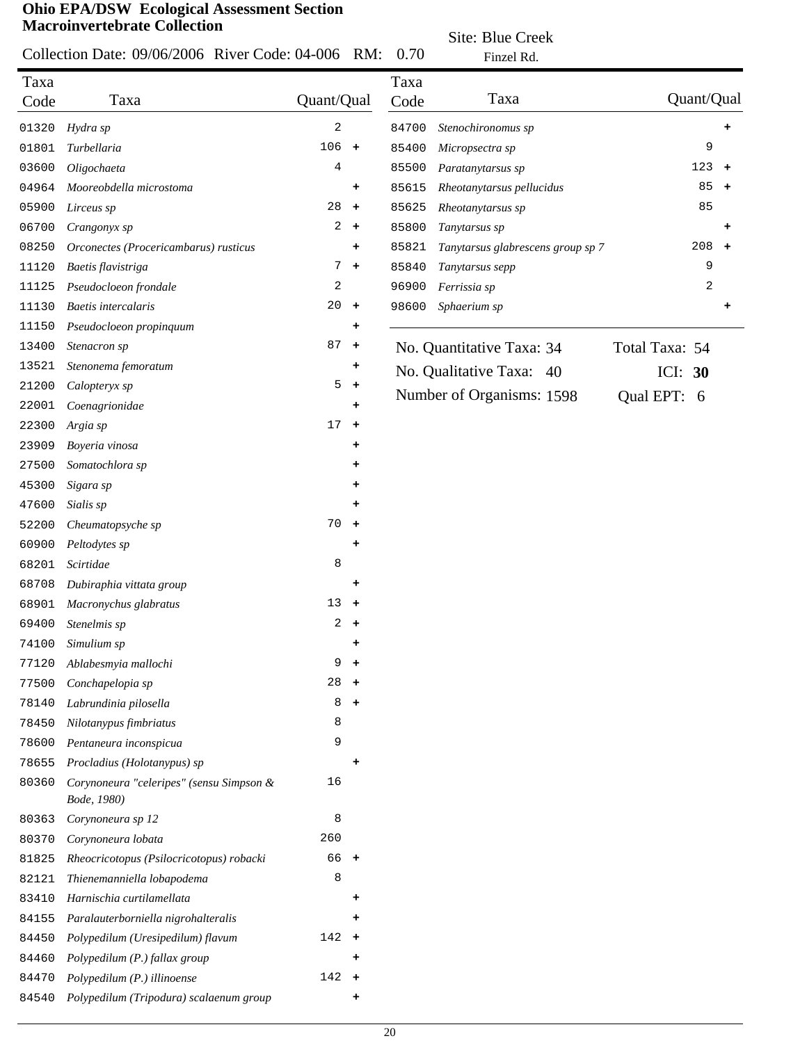**Ohio EPA/DSW Ecological Assessment Section**
**Macroinvertebrate Collection**

Collection Date: 09/06/2006 River Code: 04-006 RM: 0.70 Site: Blue Creek Finzel Rd.

| Taxa Code | Taxa | Quant/Qual | |
|---|---|---|---|
| 01320 | *Hydra sp* | 2 | |
| 01801 | *Turbellaria* | 106 | + |
| 03600 | *Oligochaeta* | 4 | |
| 04964 | *Mooreobdella microstoma* | | + |
| 05900 | *Lirceus sp* | 28 | + |
| 06700 | *Crangonyx sp* | 2 | + |
| 08250 | *Orconectes (Procericambarus) rusticus* | | + |
| 11120 | *Baetis flavistriga* | 7 | + |
| 11125 | *Pseudocloeon frondale* | 2 | |
| 11130 | *Baetis intercalaris* | 20 | + |
| 11150 | *Pseudocloeon propinquum* | | + |
| 13400 | *Stenacron sp* | 87 | + |
| 13521 | *Stenonema femoratum* | | + |
| 21200 | *Calopteryx sp* | 5 | + |
| 22001 | *Coenagrionidae* | | + |
| 22300 | *Argia sp* | 17 | + |
| 23909 | *Boyeria vinosa* | | + |
| 27500 | *Somatochlora sp* | | + |
| 45300 | *Sigara sp* | | + |
| 47600 | *Sialis sp* | | + |
| 52200 | *Cheumatopsyche sp* | 70 | + |
| 60900 | *Peltodytes sp* | | + |
| 68201 | *Scirtidae* | 8 | |
| 68708 | *Dubiraphia vittata group* | | + |
| 68901 | *Macronychus glabratus* | 13 | + |
| 69400 | *Stenelmis sp* | 2 | + |
| 74100 | *Simulium sp* | | + |
| 77120 | *Ablabesmyia mallochi* | 9 | + |
| 77500 | *Conchapelopia sp* | 28 | + |
| 78140 | *Labrundinia pilosella* | 8 | + |
| 78450 | *Nilotanypus fimbriatus* | 8 | |
| 78600 | *Pentaneura inconspicua* | 9 | |
| 78655 | *Procladius (Holotanypus) sp* | | + |
| 80360 | *Corynoneura "celeripes" (sensu Simpson & Bode, 1980)* | 16 | |
| 80363 | *Corynoneura sp 12* | 8 | |
| 80370 | *Corynoneura lobata* | 260 | |
| 81825 | *Rheocricotopus (Psilocricotopus) robacki* | 66 | + |
| 82121 | *Thienemanniella lobapodema* | 8 | |
| 83410 | *Harnischia curtilamellata* | | + |
| 84155 | *Paralauterborniella nigrohalteralis* | | + |
| 84450 | *Polypedilum (Uresipedilum) flavum* | 142 | + |
| 84460 | *Polypedilum (P.) fallax group* | | + |
| 84470 | *Polypedilum (P.) illinoense* | 142 | + |
| 84540 | *Polypedilum (Tripodura) scalaenum group* | | + |
| 84700 | *Stenochironomus sp* | | + |
| 85400 | *Micropsectra sp* | 9 | |
| 85500 | *Paratanytarsus sp* | 123 | + |
| 85615 | *Rheotanytarsus pellucidus* | 85 | + |
| 85625 | *Rheotanytarsus sp* | 85 | |
| 85800 | *Tanytarsus sp* | | + |
| 85821 | *Tanytarsus glabrescens group sp 7* | 208 | + |
| 85840 | *Tanytarsus sepp* | 9 | |
| 96900 | *Ferrissia sp* | 2 | |
| 98600 | *Sphaerium sp* | | + |

No. Quantitative Taxa: 34 Total Taxa: 54

No. Qualitative Taxa: 40 ICI: **30**

Number of Organisms: 1598 Qual EPT: 6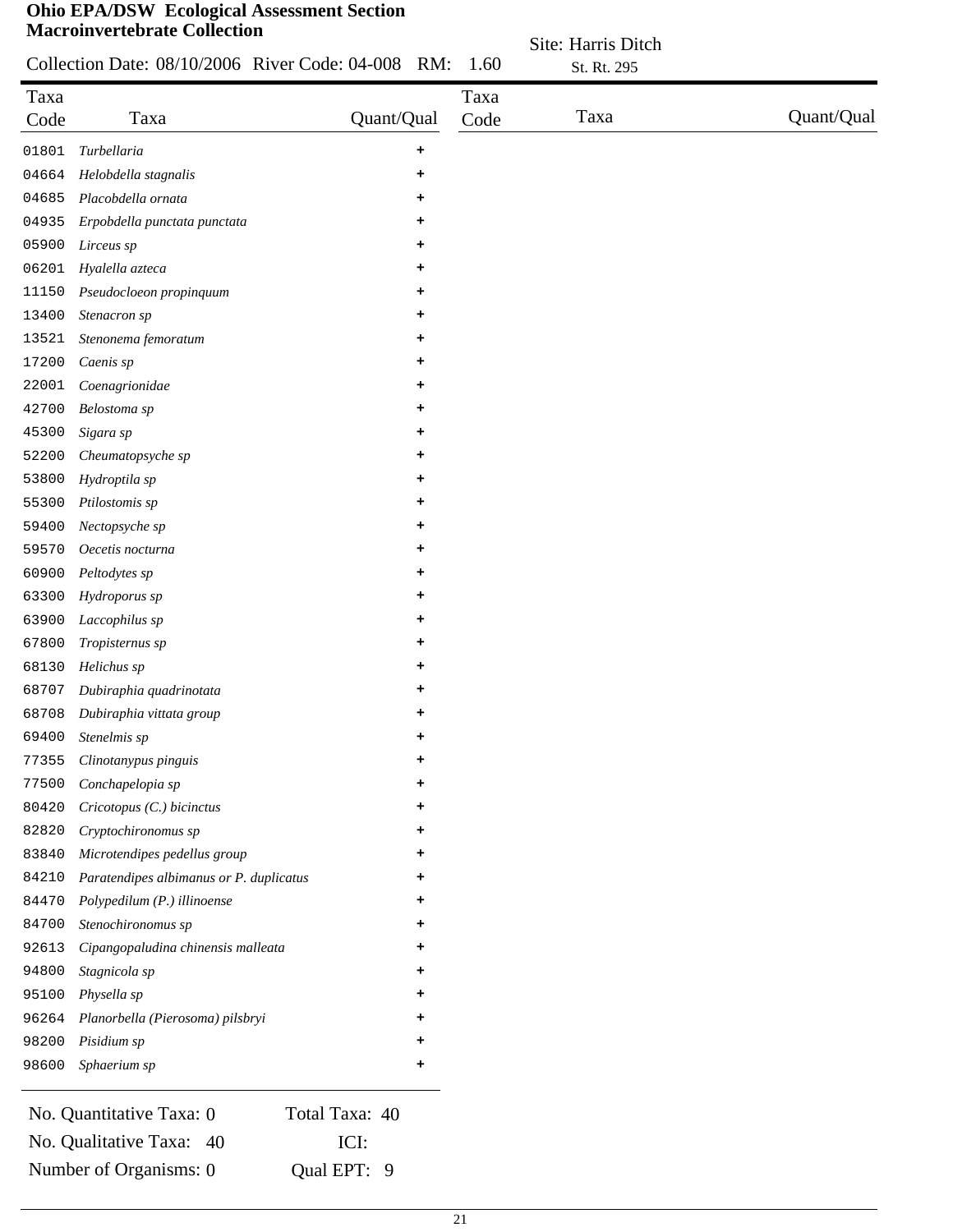**Ohio EPA/DSW Ecological Assessment Section**
**Macroinvertebrate Collection**

Site: Harris Ditch
St. Rt. 295

Collection Date: 08/10/2006 River Code: 04-008 RM: 1.60

| Taxa Code | Taxa | Quant/Qual |
|---|---|---|
| 01801 | *Turbellaria* | + |
| 04664 | *Helobdella stagnalis* | + |
| 04685 | *Placobdella ornata* | + |
| 04935 | *Erpobdella punctata punctata* | + |
| 05900 | *Lirceus sp* | + |
| 06201 | *Hyalella azteca* | + |
| 11150 | *Pseudocloeon propinquum* | + |
| 13400 | *Stenacron sp* | + |
| 13521 | *Stenonema femoratum* | + |
| 17200 | *Caenis sp* | + |
| 22001 | *Coenagrionidae* | + |
| 42700 | *Belostoma sp* | + |
| 45300 | *Sigara sp* | + |
| 52200 | *Cheumatopsyche sp* | + |
| 53800 | *Hydroptila sp* | + |
| 55300 | *Ptilostomis sp* | + |
| 59400 | *Nectopsyche sp* | + |
| 59570 | *Oecetis nocturna* | + |
| 60900 | *Peltodytes sp* | + |
| 63300 | *Hydroporus sp* | + |
| 63900 | *Laccophilus sp* | + |
| 67800 | *Tropisternus sp* | + |
| 68130 | *Helichus sp* | + |
| 68707 | *Dubiraphia quadrinotata* | + |
| 68708 | *Dubiraphia vittata group* | + |
| 69400 | *Stenelmis sp* | + |
| 77355 | *Clinotanypus pinguis* | + |
| 77500 | *Conchapelopia sp* | + |
| 80420 | *Cricotopus (C.) bicinctus* | + |
| 82820 | *Cryptochironomus sp* | + |
| 83840 | *Microtendipes pedellus group* | + |
| 84210 | *Paratendipes albimanus or P. duplicatus* | + |
| 84470 | *Polypedilum (P.) illinoense* | + |
| 84700 | *Stenochironomus sp* | + |
| 92613 | *Cipangopaludina chinensis malleata* | + |
| 94800 | *Stagnicola sp* | + |
| 95100 | *Physella sp* | + |
| 96264 | *Planorbella (Pierosoma) pilsbryi* | + |
| 98200 | *Pisidium sp* | + |
| 98600 | *Sphaerium sp* | + |

No. Quantitative Taxa: 0 — Total Taxa: 40

No. Qualitative Taxa: 40 — ICI:

Number of Organisms: 0 — Qual EPT: 9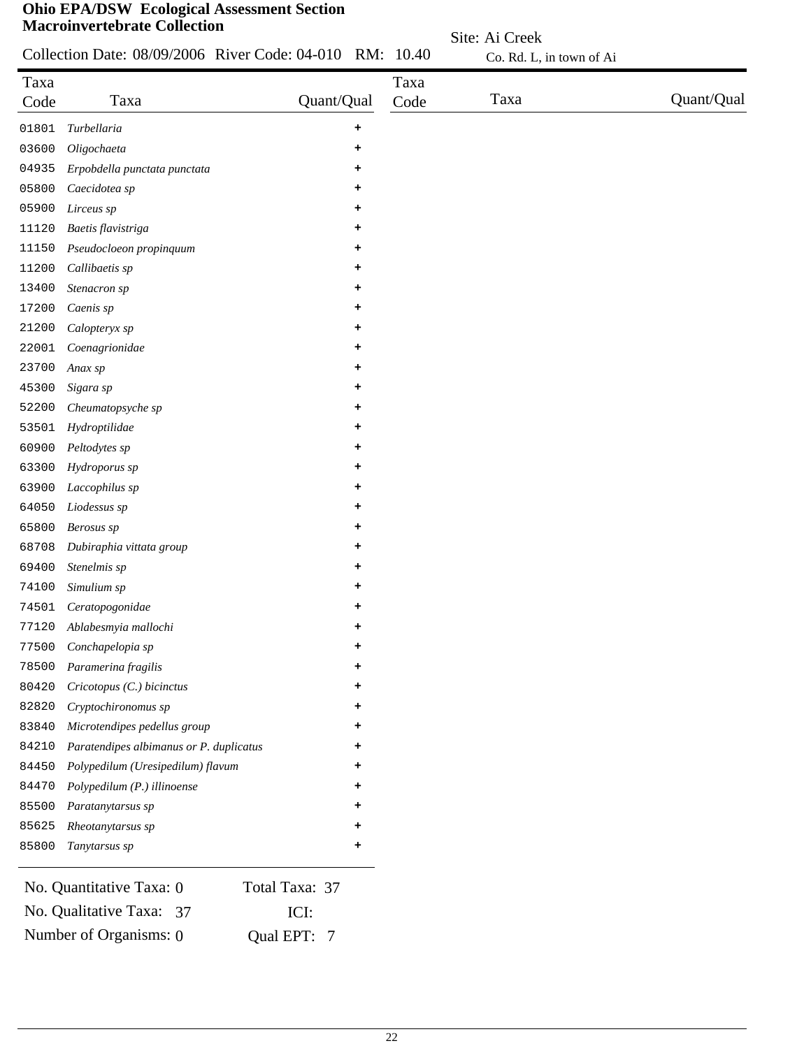**Ohio EPA/DSW Ecological Assessment Section**
**Macroinvertebrate Collection**

Collection Date: 08/09/2006 River Code: 04-010 RM: 10.40

Site: Ai Creek
Co. Rd. L, in town of Ai

| Taxa Code | Taxa | Quant/Qual |
|---|---|---|
| 01801 | *Turbellaria* | + |
| 03600 | *Oligochaeta* | + |
| 04935 | *Erpobdella punctata punctata* | + |
| 05800 | *Caecidotea sp* | + |
| 05900 | *Lirceus sp* | + |
| 11120 | *Baetis flavistriga* | + |
| 11150 | *Pseudocloeon propinquum* | + |
| 11200 | *Callibaetis sp* | + |
| 13400 | *Stenacron sp* | + |
| 17200 | *Caenis sp* | + |
| 21200 | *Calopteryx sp* | + |
| 22001 | *Coenagrionidae* | + |
| 23700 | *Anax sp* | + |
| 45300 | *Sigara sp* | + |
| 52200 | *Cheumatopsyche sp* | + |
| 53501 | *Hydroptilidae* | + |
| 60900 | *Peltodytes sp* | + |
| 63300 | *Hydroporus sp* | + |
| 63900 | *Laccophilus sp* | + |
| 64050 | *Liodessus sp* | + |
| 65800 | *Berosus sp* | + |
| 68708 | *Dubiraphia vittata group* | + |
| 69400 | *Stenelmis sp* | + |
| 74100 | *Simulium sp* | + |
| 74501 | *Ceratopogonidae* | + |
| 77120 | *Ablabesmyia mallochi* | + |
| 77500 | *Conchapelopia sp* | + |
| 78500 | *Paramerina fragilis* | + |
| 80420 | *Cricotopus (C.) bicinctus* | + |
| 82820 | *Cryptochironomus sp* | + |
| 83840 | *Microtendipes pedellus group* | + |
| 84210 | *Paratendipes albimanus or P. duplicatus* | + |
| 84450 | *Polypedilum (Uresipedilum) flavum* | + |
| 84470 | *Polypedilum (P.) illinoense* | + |
| 85500 | *Paratanytarsus sp* | + |
| 85625 | *Rheotanytarsus sp* | + |
| 85800 | *Tanytarsus sp* | + |

No. Quantitative Taxa: 0 Total Taxa: 37

No. Qualitative Taxa: 37 ICI:

Number of Organisms: 0 Qual EPT: 7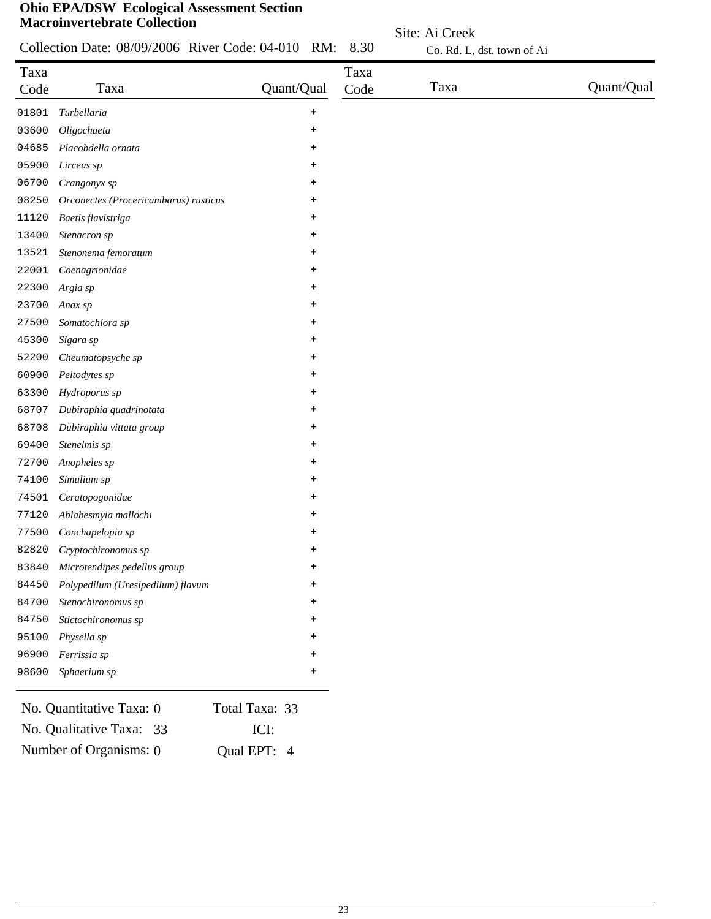**Ohio EPA/DSW Ecological Assessment Section**
**Macroinvertebrate Collection**

Collection Date: 08/09/2006 River Code: 04-010 RM: 8.30

Site: Ai Creek
Co. Rd. L, dst. town of Ai

| Taxa Code | Taxa | Quant/Qual |
|---|---|---|
| 01801 | *Turbellaria* | + |
| 03600 | *Oligochaeta* | + |
| 04685 | *Placobdella ornata* | + |
| 05900 | *Lirceus sp* | + |
| 06700 | *Crangonyx sp* | + |
| 08250 | *Orconectes (Procericambarus) rusticus* | + |
| 11120 | *Baetis flavistriga* | + |
| 13400 | *Stenacron sp* | + |
| 13521 | *Stenonema femoratum* | + |
| 22001 | *Coenagrionidae* | + |
| 22300 | *Argia sp* | + |
| 23700 | *Anax sp* | + |
| 27500 | *Somatochlora sp* | + |
| 45300 | *Sigara sp* | + |
| 52200 | *Cheumatopsyche sp* | + |
| 60900 | *Peltodytes sp* | + |
| 63300 | *Hydroporus sp* | + |
| 68707 | *Dubiraphia quadrinotata* | + |
| 68708 | *Dubiraphia vittata group* | + |
| 69400 | *Stenelmis sp* | + |
| 72700 | *Anopheles sp* | + |
| 74100 | *Simulium sp* | + |
| 74501 | *Ceratopogonidae* | + |
| 77120 | *Ablabesmyia mallochi* | + |
| 77500 | *Conchapelopia sp* | + |
| 82820 | *Cryptochironomus sp* | + |
| 83840 | *Microtendipes pedellus group* | + |
| 84450 | *Polypedilum (Uresipedilum) flavum* | + |
| 84700 | *Stenochironomus sp* | + |
| 84750 | *Stictochironomus sp* | + |
| 95100 | *Physella sp* | + |
| 96900 | *Ferrissia sp* | + |
| 98600 | *Sphaerium sp* | + |

No. Quantitative Taxa: 0 Total Taxa: 33

No. Qualitative Taxa: 33 ICI:

Number of Organisms: 0 Qual EPT: 4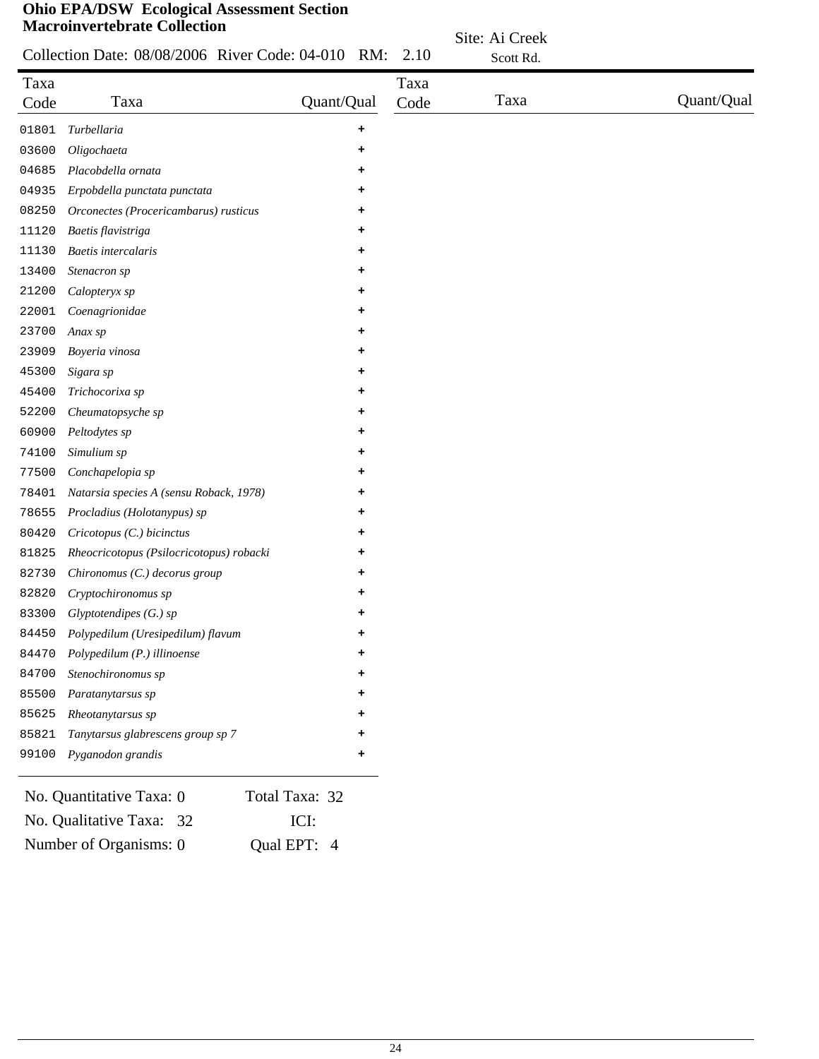**Ohio EPA/DSW Ecological Assessment Section**
**Macroinvertebrate Collection**

Collection Date: 08/08/2006 River Code: 04-010 RM: 2.10

Site: Ai Creek
Scott Rd.

| Taxa Code | Taxa | Quant/Qual |
|---|---|---|
| 01801 | *Turbellaria* | + |
| 03600 | *Oligochaeta* | + |
| 04685 | *Placobdella ornata* | + |
| 04935 | *Erpobdella punctata punctata* | + |
| 08250 | *Orconectes (Procericambarus) rusticus* | + |
| 11120 | *Baetis flavistriga* | + |
| 11130 | *Baetis intercalaris* | + |
| 13400 | *Stenacron sp* | + |
| 21200 | *Calopteryx sp* | + |
| 22001 | *Coenagrionidae* | + |
| 23700 | *Anax sp* | + |
| 23909 | *Boyeria vinosa* | + |
| 45300 | *Sigara sp* | + |
| 45400 | *Trichocorixa sp* | + |
| 52200 | *Cheumatopsyche sp* | + |
| 60900 | *Peltodytes sp* | + |
| 74100 | *Simulium sp* | + |
| 77500 | *Conchapelopia sp* | + |
| 78401 | *Natarsia species A (sensu Roback, 1978)* | + |
| 78655 | *Procladius (Holotanypus) sp* | + |
| 80420 | *Cricotopus (C.) bicinctus* | + |
| 81825 | *Rheocricotopus (Psilocricotopus) robacki* | + |
| 82730 | *Chironomus (C.) decorus group* | + |
| 82820 | *Cryptochironomus sp* | + |
| 83300 | *Glyptotendipes (G.) sp* | + |
| 84450 | *Polypedilum (Uresipedilum) flavum* | + |
| 84470 | *Polypedilum (P.) illinoense* | + |
| 84700 | *Stenochironomus sp* | + |
| 85500 | *Paratanytarsus sp* | + |
| 85625 | *Rheotanytarsus sp* | + |
| 85821 | *Tanytarsus glabrescens group sp 7* | + |
| 99100 | *Pyganodon grandis* | + |

No. Quantitative Taxa: 0 Total Taxa: 32

No. Qualitative Taxa: 32 ICI:

Number of Organisms: 0 Qual EPT: 4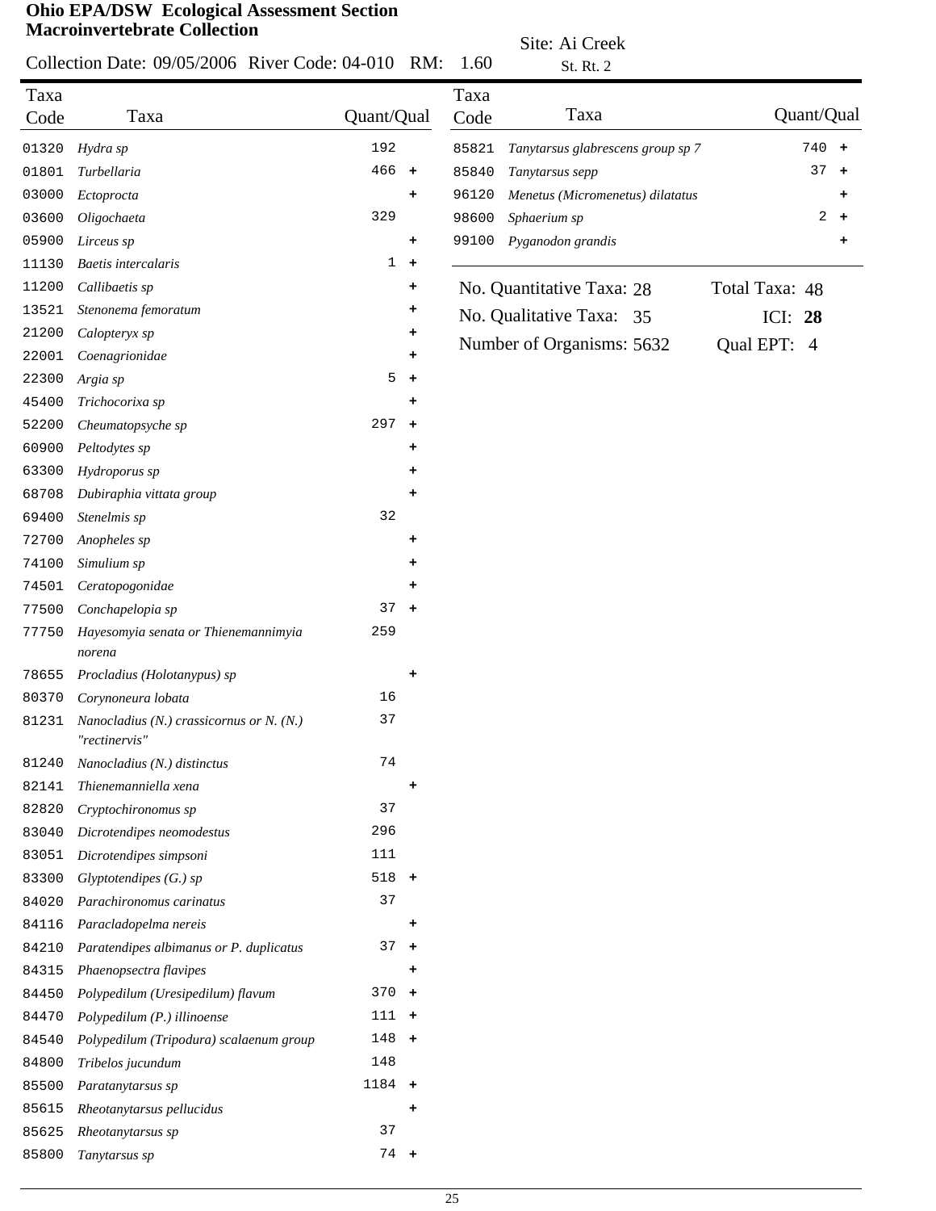**Ohio EPA/DSW Ecological Assessment Section**
**Macroinvertebrate Collection**

Collection Date: 09/05/2006 River Code: 04-010 RM: 1.60

Site: Ai Creek
St. Rt. 2

| Taxa Code | Taxa | Quant/Qual |
|---|---|---|
| 01320 | *Hydra sp* | 192 |
| 01801 | *Turbellaria* | 466 + |
| 03000 | *Ectoprocta* | + |
| 03600 | *Oligochaeta* | 329 |
| 05900 | *Lirceus sp* | + |
| 11130 | *Baetis intercalaris* | 1 + |
| 11200 | *Callibaetis sp* | + |
| 13521 | *Stenonema femoratum* | + |
| 21200 | *Calopteryx sp* | + |
| 22001 | *Coenagrionidae* | + |
| 22300 | *Argia sp* | 5 + |
| 45400 | *Trichocorixa sp* | + |
| 52200 | *Cheumatopsyche sp* | 297 + |
| 60900 | *Peltodytes sp* | + |
| 63300 | *Hydroporus sp* | + |
| 68708 | *Dubiraphia vittata group* | + |
| 69400 | *Stenelmis sp* | 32 |
| 72700 | *Anopheles sp* | + |
| 74100 | *Simulium sp* | + |
| 74501 | *Ceratopogonidae* | + |
| 77500 | *Conchapelopia sp* | 37 + |
| 77750 | *Hayesomyia senata or Thienemannimyia norena* | 259 |
| 78655 | *Procladius (Holotanypus) sp* | + |
| 80370 | *Corynoneura lobata* | 16 |
| 81231 | *Nanocladius (N.) crassicornus or N. (N.) "rectinervis"* | 37 |
| 81240 | *Nanocladius (N.) distinctus* | 74 |
| 82141 | *Thienemanniella xena* | + |
| 82820 | *Cryptochironomus sp* | 37 |
| 83040 | *Dicrotendipes neomodestus* | 296 |
| 83051 | *Dicrotendipes simpsoni* | 111 |
| 83300 | *Glyptotendipes (G.) sp* | 518 + |
| 84020 | *Parachironomus carinatus* | 37 |
| 84116 | *Paracladopelma nereis* | + |
| 84210 | *Paratendipes albimanus or P. duplicatus* | 37 + |
| 84315 | *Phaenopsectra flavipes* | + |
| 84450 | *Polypedilum (Uresipedilum) flavum* | 370 + |
| 84470 | *Polypedilum (P.) illinoense* | 111 + |
| 84540 | *Polypedilum (Tripodura) scalaenum group* | 148 + |
| 84800 | *Tribelos jucundum* | 148 |
| 85500 | *Paratanytarsus sp* | 1184 + |
| 85615 | *Rheotanytarsus pellucidus* | + |
| 85625 | *Rheotanytarsus sp* | 37 |
| 85800 | *Tanytarsus sp* | 74 + |
| 85821 | *Tanytarsus glabrescens group sp 7* | 740 + |
| 85840 | *Tanytarsus sepp* | 37 + |
| 96120 | *Menetus (Micromenetus) dilatatus* | + |
| 98600 | *Sphaerium sp* | 2 + |
| 99100 | *Pyganodon grandis* | + |

No. Quantitative Taxa: 28 | Total Taxa: 48
No. Qualitative Taxa: 35 | ICI: **28**
Number of Organisms: 5632 | Qual EPT: 4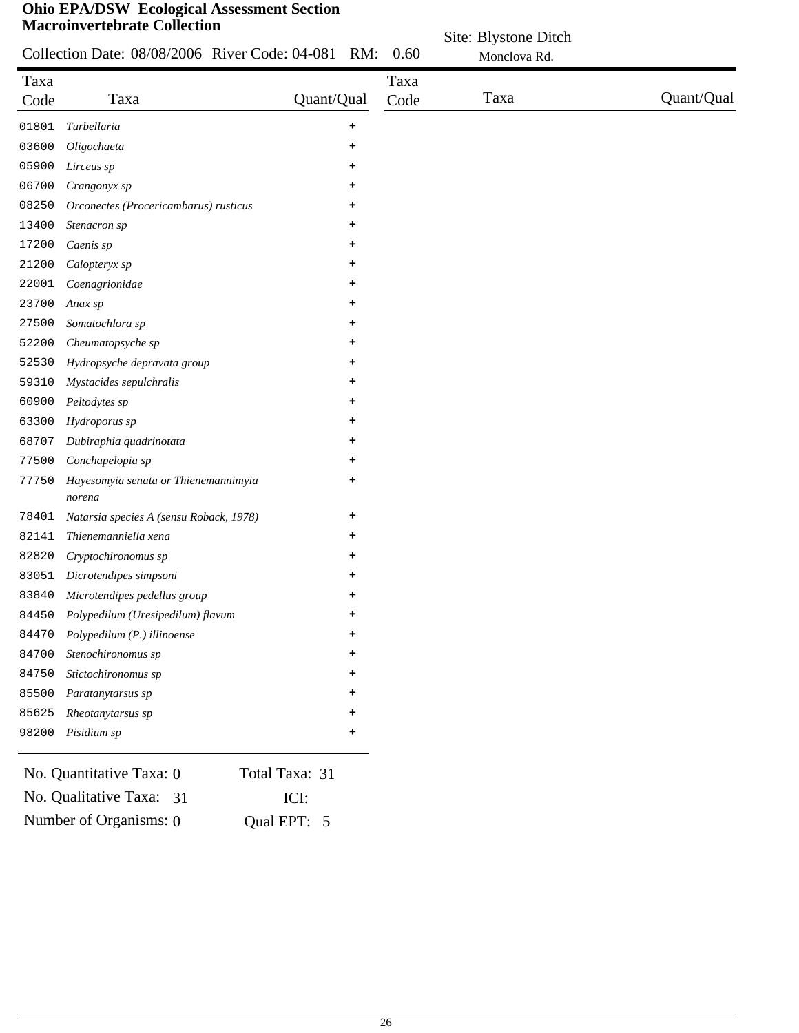**Ohio EPA/DSW Ecological Assessment Section**
**Macroinvertebrate Collection**

Collection Date: 08/08/2006 River Code: 04-081 RM: 0.60

Site: Blystone Ditch
Monclova Rd.

| Taxa Code | Taxa | Quant/Qual |
|---|---|---|
| 01801 | *Turbellaria* | + |
| 03600 | *Oligochaeta* | + |
| 05900 | *Lirceus sp* | + |
| 06700 | *Crangonyx sp* | + |
| 08250 | *Orconectes (Procericambarus) rusticus* | + |
| 13400 | *Stenacron sp* | + |
| 17200 | *Caenis sp* | + |
| 21200 | *Calopteryx sp* | + |
| 22001 | *Coenagrionidae* | + |
| 23700 | *Anax sp* | + |
| 27500 | *Somatochlora sp* | + |
| 52200 | *Cheumatopsyche sp* | + |
| 52530 | *Hydropsyche depravata group* | + |
| 59310 | *Mystacides sepulchralis* | + |
| 60900 | *Peltodytes sp* | + |
| 63300 | *Hydroporus sp* | + |
| 68707 | *Dubiraphia quadrinotata* | + |
| 77500 | *Conchapelopia sp* | + |
| 77750 | *Hayesomyia senata or Thienemannimyia norena* | + |
| 78401 | *Natarsia species A (sensu Roback, 1978)* | + |
| 82141 | *Thienemanniella xena* | + |
| 82820 | *Cryptochironomus sp* | + |
| 83051 | *Dicrotendipes simpsoni* | + |
| 83840 | *Microtendipes pedellus group* | + |
| 84450 | *Polypedilum (Uresipedilum) flavum* | + |
| 84470 | *Polypedilum (P.) illinoense* | + |
| 84700 | *Stenochironomus sp* | + |
| 84750 | *Stictochironomus sp* | + |
| 85500 | *Paratanytarsus sp* | + |
| 85625 | *Rheotanytarsus sp* | + |
| 98200 | *Pisidium sp* | + |

No. Quantitative Taxa: 0 Total Taxa: 31

No. Qualitative Taxa: 31 ICI:

Number of Organisms: 0 Qual EPT: 5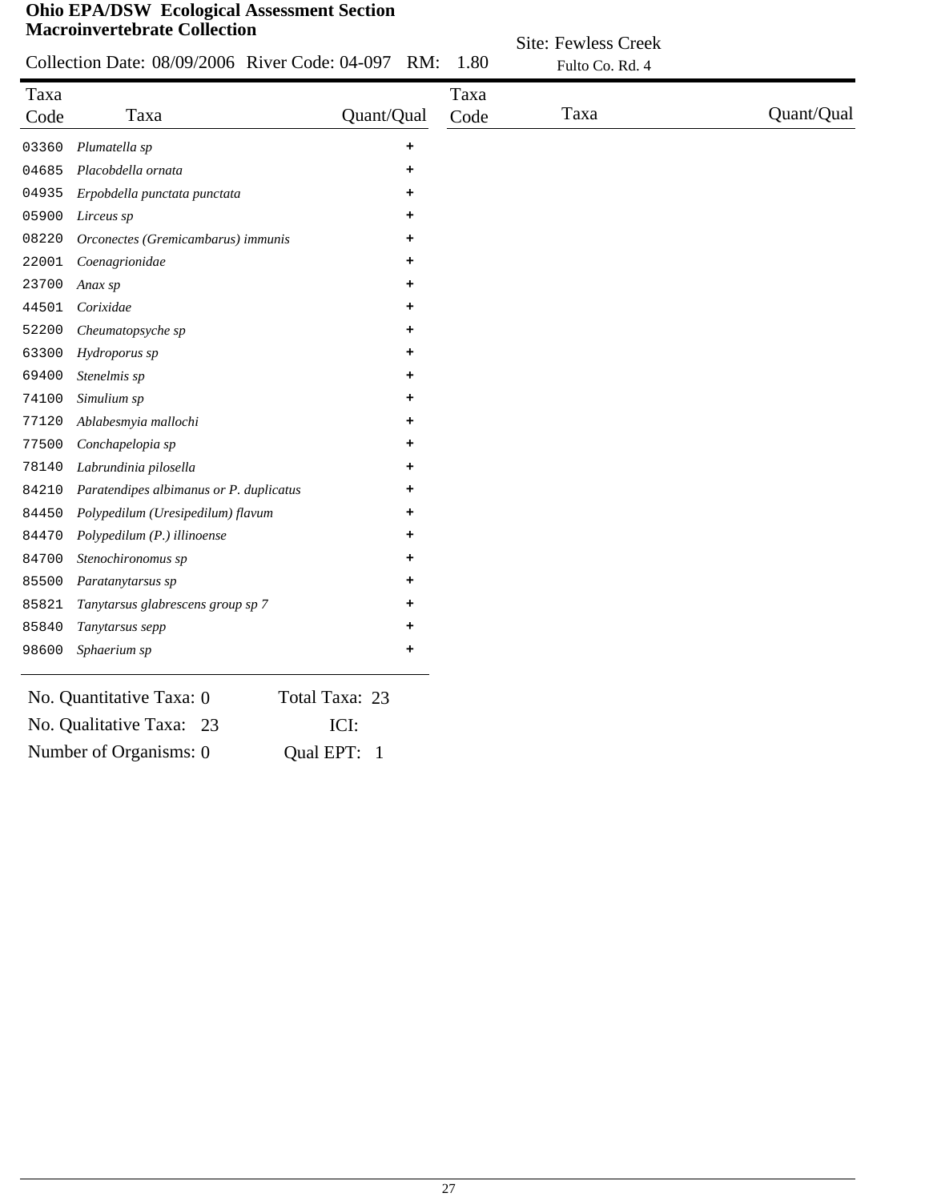**Ohio EPA/DSW Ecological Assessment Section**
**Macroinvertebrate Collection**

Collection Date: 08/09/2006 River Code: 04-097 RM: 1.80

Site: Fewless Creek
Fulto Co. Rd. 4

| Taxa Code | Taxa | Quant/Qual |
|---|---|---|
| 03360 | *Plumatella sp* | + |
| 04685 | *Placobdella ornata* | + |
| 04935 | *Erpobdella punctata punctata* | + |
| 05900 | *Lirceus sp* | + |
| 08220 | *Orconectes (Gremicambarus) immunis* | + |
| 22001 | *Coenagrionidae* | + |
| 23700 | *Anax sp* | + |
| 44501 | *Corixidae* | + |
| 52200 | *Cheumatopsyche sp* | + |
| 63300 | *Hydroporus sp* | + |
| 69400 | *Stenelmis sp* | + |
| 74100 | *Simulium sp* | + |
| 77120 | *Ablabesmyia mallochi* | + |
| 77500 | *Conchapelopia sp* | + |
| 78140 | *Labrundinia pilosella* | + |
| 84210 | *Paratendipes albimanus or P. duplicatus* | + |
| 84450 | *Polypedilum (Uresipedilum) flavum* | + |
| 84470 | *Polypedilum (P.) illinoense* | + |
| 84700 | *Stenochironomus sp* | + |
| 85500 | *Paratanytarsus sp* | + |
| 85821 | *Tanytarsus glabrescens group sp 7* | + |
| 85840 | *Tanytarsus sepp* | + |
| 98600 | *Sphaerium sp* | + |

No. Quantitative Taxa: 0 Total Taxa: 23

No. Qualitative Taxa: 23 ICI:

Number of Organisms: 0 Qual EPT: 1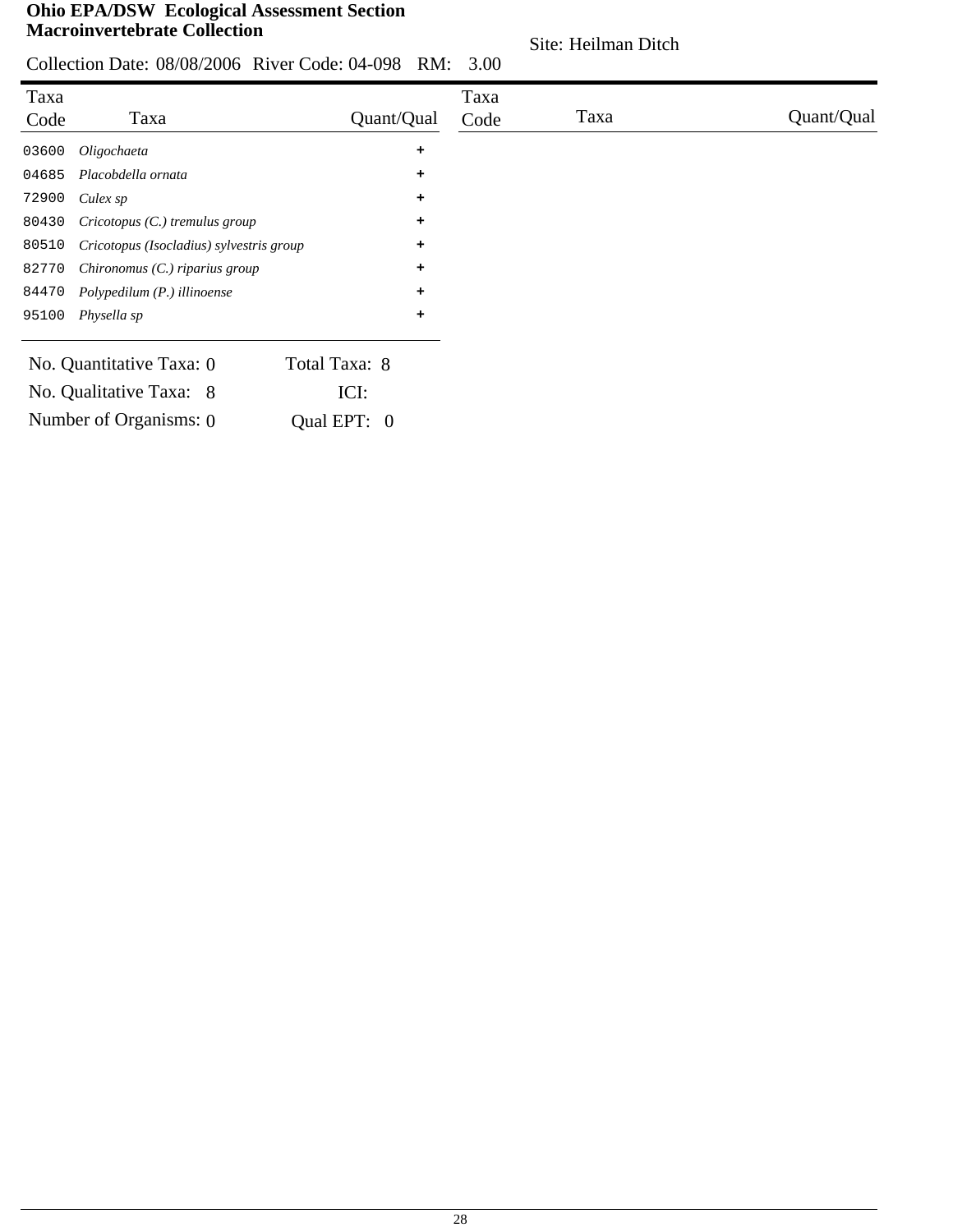**Ohio EPA/DSW Ecological Assessment Section**
**Macroinvertebrate Collection**

Site: Heilman Ditch

Collection Date: 08/08/2006 River Code: 04-098 RM: 3.00

| Taxa Code | Taxa | Quant/Qual |
|---|---|---|
| 03600 | *Oligochaeta* | + |
| 04685 | *Placobdella ornata* | + |
| 72900 | *Culex sp* | + |
| 80430 | *Cricotopus (C.) tremulus group* | + |
| 80510 | *Cricotopus (Isocladius) sylvestris group* | + |
| 82770 | *Chironomus (C.) riparius group* | + |
| 84470 | *Polypedilum (P.) illinoense* | + |
| 95100 | *Physella sp* | + |

No. Quantitative Taxa: 0 Total Taxa: 8

No. Qualitative Taxa: 8 ICI:

Number of Organisms: 0 Qual EPT: 0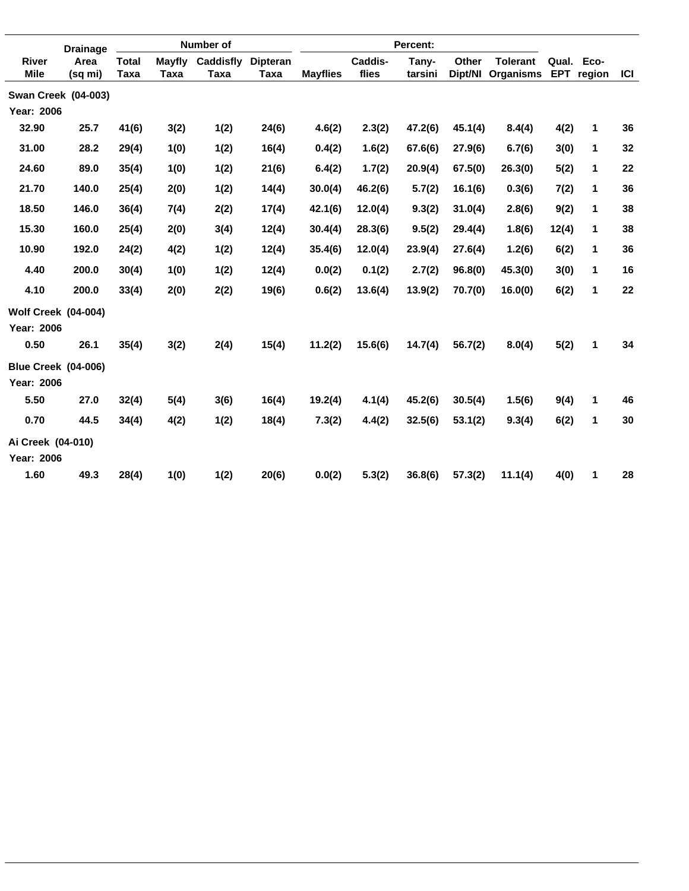| River Mile | Drainage Area (sq mi) | Number of Total Taxa | Mayfly Taxa | Caddisfly Taxa | Dipteran Taxa | Percent: Mayflies | Caddis-flies | Tany-tarsini | Other Dipt/NI | Tolerant Organisms | Qual. EPT | Eco-region | ICI |
|---|---|---|---|---|---|---|---|---|---|---|---|---|---|
| **Swan Creek (04-003)** | | | | | | | | | | | | | |
| **Year: 2006** | | | | | | | | | | | | | |
| 32.90 | 25.7 | 41(6) | 3(2) | 1(2) | 24(6) | 4.6(2) | 2.3(2) | 47.2(6) | 45.1(4) | 8.4(4) | 4(2) | 1 | 36 |
| 31.00 | 28.2 | 29(4) | 1(0) | 1(2) | 16(4) | 0.4(2) | 1.6(2) | 67.6(6) | 27.9(6) | 6.7(6) | 3(0) | 1 | 32 |
| 24.60 | 89.0 | 35(4) | 1(0) | 1(2) | 21(6) | 6.4(2) | 1.7(2) | 20.9(4) | 67.5(0) | 26.3(0) | 5(2) | 1 | 22 |
| 21.70 | 140.0 | 25(4) | 2(0) | 1(2) | 14(4) | 30.0(4) | 46.2(6) | 5.7(2) | 16.1(6) | 0.3(6) | 7(2) | 1 | 36 |
| 18.50 | 146.0 | 36(4) | 7(4) | 2(2) | 17(4) | 42.1(6) | 12.0(4) | 9.3(2) | 31.0(4) | 2.8(6) | 9(2) | 1 | 38 |
| 15.30 | 160.0 | 25(4) | 2(0) | 3(4) | 12(4) | 30.4(4) | 28.3(6) | 9.5(2) | 29.4(4) | 1.8(6) | 12(4) | 1 | 38 |
| 10.90 | 192.0 | 24(2) | 4(2) | 1(2) | 12(4) | 35.4(6) | 12.0(4) | 23.9(4) | 27.6(4) | 1.2(6) | 6(2) | 1 | 36 |
| 4.40 | 200.0 | 30(4) | 1(0) | 1(2) | 12(4) | 0.0(2) | 0.1(2) | 2.7(2) | 96.8(0) | 45.3(0) | 3(0) | 1 | 16 |
| 4.10 | 200.0 | 33(4) | 2(0) | 2(2) | 19(6) | 0.6(2) | 13.6(4) | 13.9(2) | 70.7(0) | 16.0(0) | 6(2) | 1 | 22 |
| **Wolf Creek (04-004)** | | | | | | | | | | | | | |
| **Year: 2006** | | | | | | | | | | | | | |
| 0.50 | 26.1 | 35(4) | 3(2) | 2(4) | 15(4) | 11.2(2) | 15.6(6) | 14.7(4) | 56.7(2) | 8.0(4) | 5(2) | 1 | 34 |
| **Blue Creek (04-006)** | | | | | | | | | | | | | |
| **Year: 2006** | | | | | | | | | | | | | |
| 5.50 | 27.0 | 32(4) | 5(4) | 3(6) | 16(4) | 19.2(4) | 4.1(4) | 45.2(6) | 30.5(4) | 1.5(6) | 9(4) | 1 | 46 |
| 0.70 | 44.5 | 34(4) | 4(2) | 1(2) | 18(4) | 7.3(2) | 4.4(2) | 32.5(6) | 53.1(2) | 9.3(4) | 6(2) | 1 | 30 |
| **Ai Creek (04-010)** | | | | | | | | | | | | | |
| **Year: 2006** | | | | | | | | | | | | | |
| 1.60 | 49.3 | 28(4) | 1(0) | 1(2) | 20(6) | 0.0(2) | 5.3(2) | 36.8(6) | 57.3(2) | 11.1(4) | 4(0) | 1 | 28 |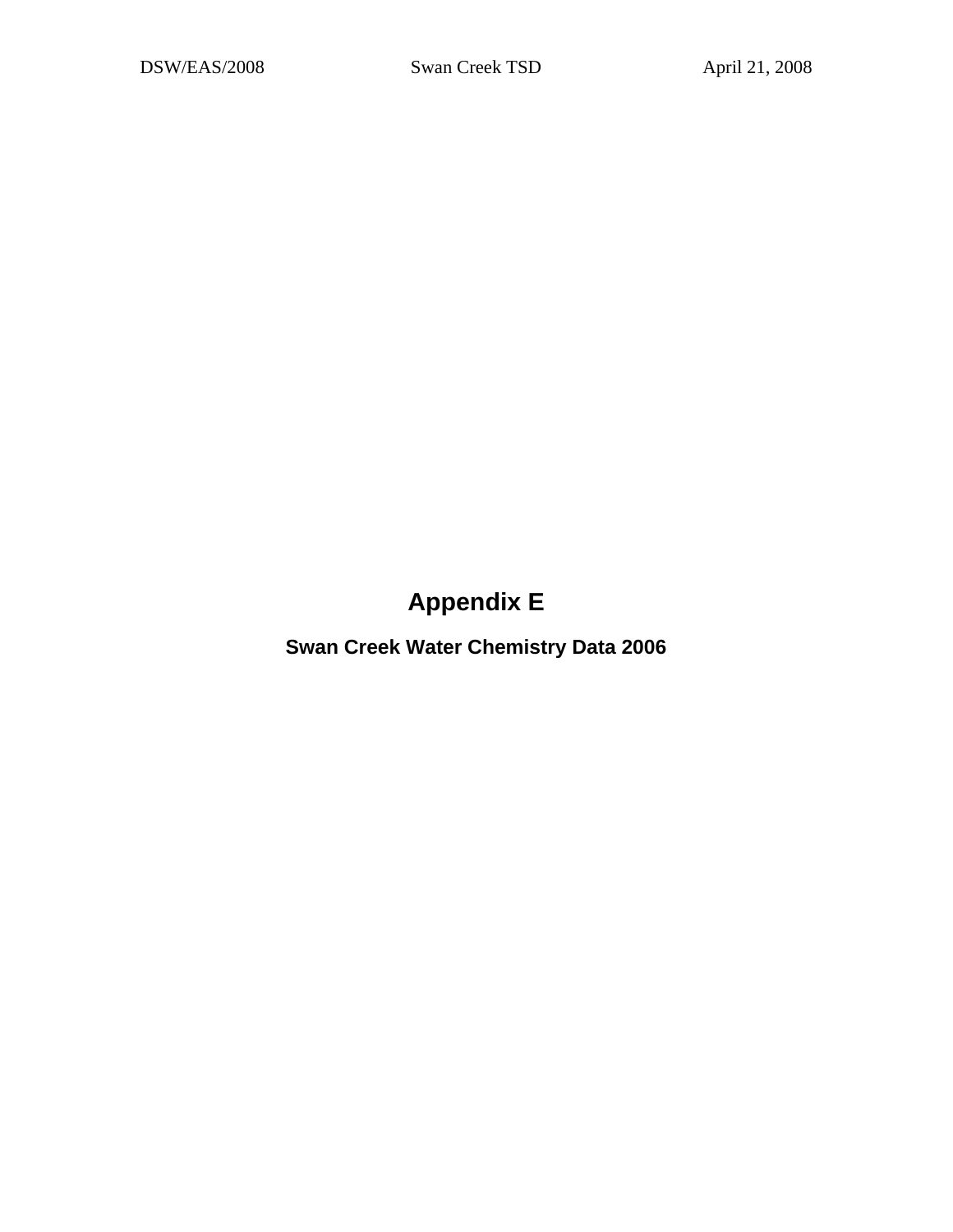# Appendix E

## Swan Creek Water Chemistry Data 2006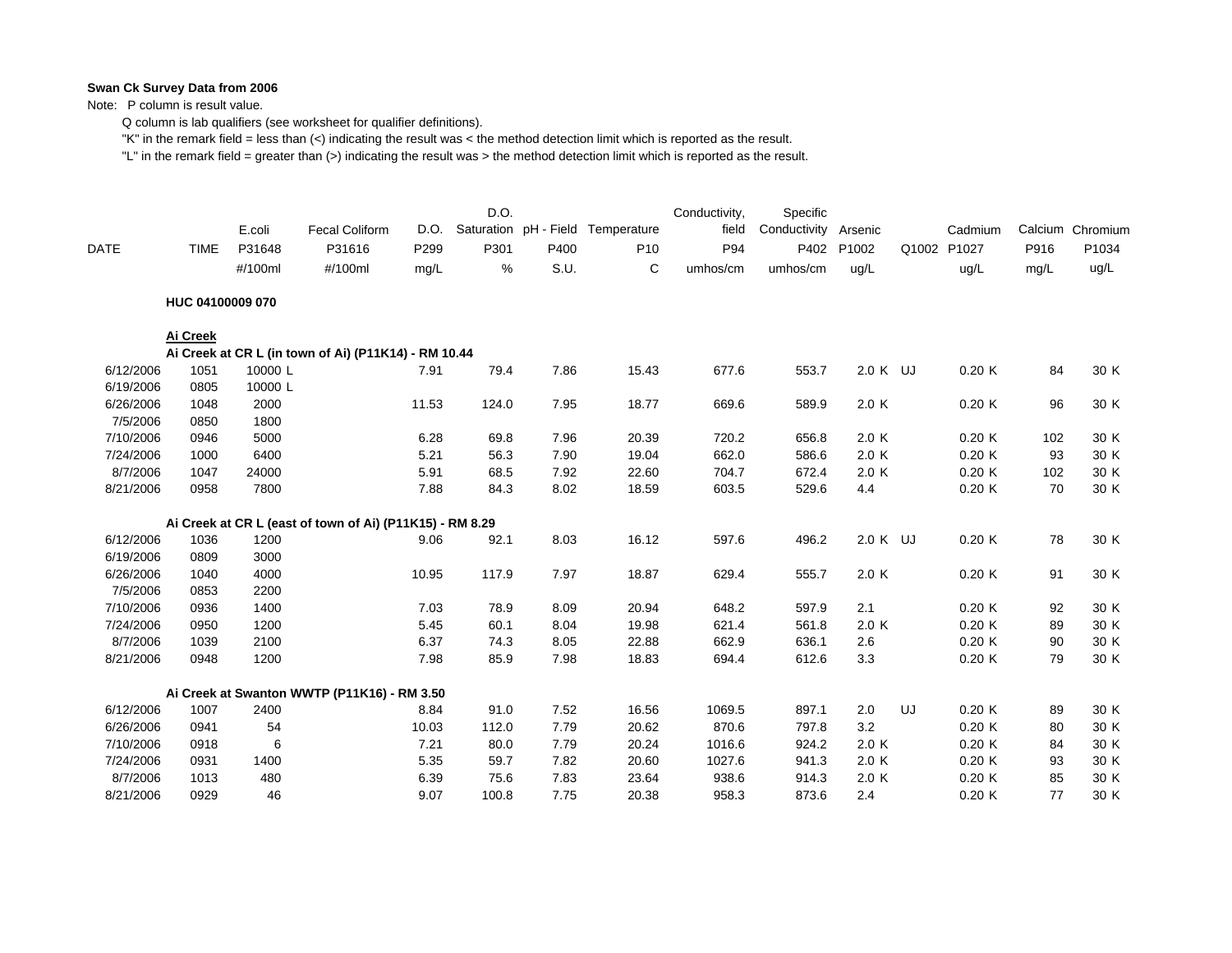**Swan Ck Survey Data from 2006**

Note: P column is result value.

Q column is lab qualifiers (see worksheet for qualifier definitions).

"K" in the remark field = less than (<) indicating the result was < the method detection limit which is reported as the result.

"L" in the remark field = greater than (>) indicating the result was > the method detection limit which is reported as the result.

| DATE | TIME | E.coli P31648 #/100ml | Fecal Coliform P31616 #/100ml | D.O. P299 mg/L | D.O. Saturation P301 % | pH - Field P400 S.U. | Temperature P10 C | Conductivity, field P94 umhos/cm | Specific Conductivity P402 umhos/cm | Arsenic P1002 ug/L | Q1002 | Cadmium P1027 ug/L | Calcium P916 mg/L | Chromium P1034 ug/L |
|---|---|---|---|---|---|---|---|---|---|---|---|---|---|---|
| **HUC 04100009 070** | | | | | | | | | | | | | | |
| **Ai Creek** | | | | | | | | | | | | | | |
| **Ai Creek at CR L (in town of Ai) (P11K14) - RM 10.44** | | | | | | | | | | | | | | |
| 6/12/2006 | 1051 | 10000 L | | 7.91 | 79.4 | 7.86 | 15.43 | 677.6 | 553.7 | 2.0 K | UJ | 0.20 K | 84 | 30 K |
| 6/19/2006 | 0805 | 10000 L | | | | | | | | | | | | |
| 6/26/2006 | 1048 | 2000 | | 11.53 | 124.0 | 7.95 | 18.77 | 669.6 | 589.9 | 2.0 K | | 0.20 K | 96 | 30 K |
| 7/5/2006 | 0850 | 1800 | | | | | | | | | | | | |
| 7/10/2006 | 0946 | 5000 | | 6.28 | 69.8 | 7.96 | 20.39 | 720.2 | 656.8 | 2.0 K | | 0.20 K | 102 | 30 K |
| 7/24/2006 | 1000 | 6400 | | 5.21 | 56.3 | 7.90 | 19.04 | 662.0 | 586.6 | 2.0 K | | 0.20 K | 93 | 30 K |
| 8/7/2006 | 1047 | 24000 | | 5.91 | 68.5 | 7.92 | 22.60 | 704.7 | 672.4 | 2.0 K | | 0.20 K | 102 | 30 K |
| 8/21/2006 | 0958 | 7800 | | 7.88 | 84.3 | 8.02 | 18.59 | 603.5 | 529.6 | 4.4 | | 0.20 K | 70 | 30 K |
| **Ai Creek at CR L (east of town of Ai) (P11K15) - RM 8.29** | | | | | | | | | | | | | | |
| 6/12/2006 | 1036 | 1200 | | 9.06 | 92.1 | 8.03 | 16.12 | 597.6 | 496.2 | 2.0 K | UJ | 0.20 K | 78 | 30 K |
| 6/19/2006 | 0809 | 3000 | | | | | | | | | | | | |
| 6/26/2006 | 1040 | 4000 | | 10.95 | 117.9 | 7.97 | 18.87 | 629.4 | 555.7 | 2.0 K | | 0.20 K | 91 | 30 K |
| 7/5/2006 | 0853 | 2200 | | | | | | | | | | | | |
| 7/10/2006 | 0936 | 1400 | | 7.03 | 78.9 | 8.09 | 20.94 | 648.2 | 597.9 | 2.1 | | 0.20 K | 92 | 30 K |
| 7/24/2006 | 0950 | 1200 | | 5.45 | 60.1 | 8.04 | 19.98 | 621.4 | 561.8 | 2.0 K | | 0.20 K | 89 | 30 K |
| 8/7/2006 | 1039 | 2100 | | 6.37 | 74.3 | 8.05 | 22.88 | 662.9 | 636.1 | 2.6 | | 0.20 K | 90 | 30 K |
| 8/21/2006 | 0948 | 1200 | | 7.98 | 85.9 | 7.98 | 18.83 | 694.4 | 612.6 | 3.3 | | 0.20 K | 79 | 30 K |
| **Ai Creek at Swanton WWTP (P11K16) - RM 3.50** | | | | | | | | | | | | | | |
| 6/12/2006 | 1007 | 2400 | | 8.84 | 91.0 | 7.52 | 16.56 | 1069.5 | 897.1 | 2.0 | UJ | 0.20 K | 89 | 30 K |
| 6/26/2006 | 0941 | 54 | | 10.03 | 112.0 | 7.79 | 20.62 | 870.6 | 797.8 | 3.2 | | 0.20 K | 80 | 30 K |
| 7/10/2006 | 0918 | 6 | | 7.21 | 80.0 | 7.79 | 20.24 | 1016.6 | 924.2 | 2.0 K | | 0.20 K | 84 | 30 K |
| 7/24/2006 | 0931 | 1400 | | 5.35 | 59.7 | 7.82 | 20.60 | 1027.6 | 941.3 | 2.0 K | | 0.20 K | 93 | 30 K |
| 8/7/2006 | 1013 | 480 | | 6.39 | 75.6 | 7.83 | 23.64 | 938.6 | 914.3 | 2.0 K | | 0.20 K | 85 | 30 K |
| 8/21/2006 | 0929 | 46 | | 9.07 | 100.8 | 7.75 | 20.38 | 958.3 | 873.6 | 2.4 | | 0.20 K | 77 | 30 K |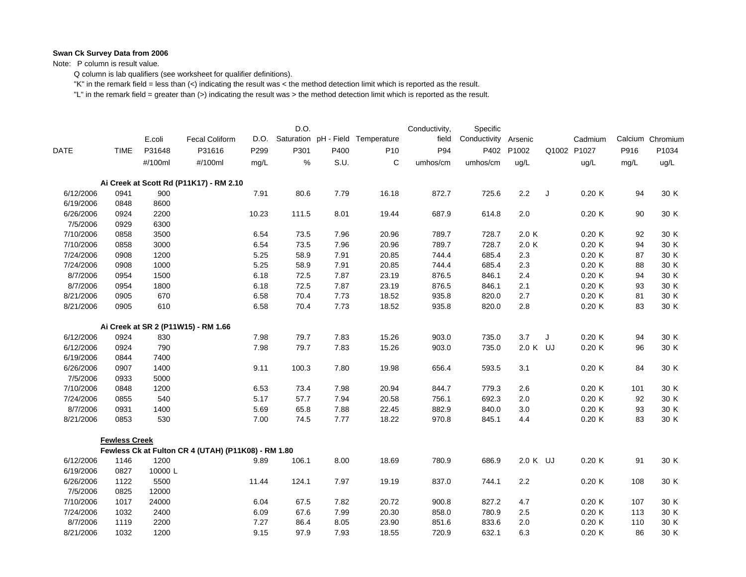**Swan Ck Survey Data from 2006**

Note: P column is result value.

Q column is lab qualifiers (see worksheet for qualifier definitions).

"K" in the remark field = less than (<) indicating the result was < the method detection limit which is reported as the result.

"L" in the remark field = greater than (>) indicating the result was > the method detection limit which is reported as the result.

| DATE | TIME | E.coli P31648 #/100ml | Fecal Coliform P31616 #/100ml | D.O. P299 mg/L | D.O. Saturation P301 % | pH - Field P400 S.U. | Temperature P10 C | Conductivity, field P94 umhos/cm | Specific Conductivity P402 umhos/cm | Arsenic P1002 ug/L | Q1002 | Cadmium P1027 ug/L | Calcium P916 mg/L | Chromium P1034 ug/L |
|---|---|---|---|---|---|---|---|---|---|---|---|---|---|---|
| **Ai Creek at Scott Rd (P11K17) - RM 2.10** | | | | | | | | | | | | | | |
| 6/12/2006 | 0941 | 900 | | 7.91 | 80.6 | 7.79 | 16.18 | 872.7 | 725.6 | 2.2 | J | 0.20 K | 94 | 30 K |
| 6/19/2006 | 0848 | 8600 | | | | | | | | | | | | |
| 6/26/2006 | 0924 | 2200 | | 10.23 | 111.5 | 8.01 | 19.44 | 687.9 | 614.8 | 2.0 | | 0.20 K | 90 | 30 K |
| 7/5/2006 | 0929 | 6300 | | | | | | | | | | | | |
| 7/10/2006 | 0858 | 3500 | | 6.54 | 73.5 | 7.96 | 20.96 | 789.7 | 728.7 | 2.0 K | | 0.20 K | 92 | 30 K |
| 7/10/2006 | 0858 | 3000 | | 6.54 | 73.5 | 7.96 | 20.96 | 789.7 | 728.7 | 2.0 K | | 0.20 K | 94 | 30 K |
| 7/24/2006 | 0908 | 1200 | | 5.25 | 58.9 | 7.91 | 20.85 | 744.4 | 685.4 | 2.3 | | 0.20 K | 87 | 30 K |
| 7/24/2006 | 0908 | 1000 | | 5.25 | 58.9 | 7.91 | 20.85 | 744.4 | 685.4 | 2.3 | | 0.20 K | 88 | 30 K |
| 8/7/2006 | 0954 | 1500 | | 6.18 | 72.5 | 7.87 | 23.19 | 876.5 | 846.1 | 2.4 | | 0.20 K | 94 | 30 K |
| 8/7/2006 | 0954 | 1800 | | 6.18 | 72.5 | 7.87 | 23.19 | 876.5 | 846.1 | 2.1 | | 0.20 K | 93 | 30 K |
| 8/21/2006 | 0905 | 670 | | 6.58 | 70.4 | 7.73 | 18.52 | 935.8 | 820.0 | 2.7 | | 0.20 K | 81 | 30 K |
| 8/21/2006 | 0905 | 610 | | 6.58 | 70.4 | 7.73 | 18.52 | 935.8 | 820.0 | 2.8 | | 0.20 K | 83 | 30 K |
| **Ai Creek at SR 2 (P11W15) - RM 1.66** | | | | | | | | | | | | | | |
| 6/12/2006 | 0924 | 830 | | 7.98 | 79.7 | 7.83 | 15.26 | 903.0 | 735.0 | 3.7 | J | 0.20 K | 94 | 30 K |
| 6/12/2006 | 0924 | 790 | | 7.98 | 79.7 | 7.83 | 15.26 | 903.0 | 735.0 | 2.0 K | UJ | 0.20 K | 96 | 30 K |
| 6/19/2006 | 0844 | 7400 | | | | | | | | | | | | |
| 6/26/2006 | 0907 | 1400 | | 9.11 | 100.3 | 7.80 | 19.98 | 656.4 | 593.5 | 3.1 | | 0.20 K | 84 | 30 K |
| 7/5/2006 | 0933 | 5000 | | | | | | | | | | | | |
| 7/10/2006 | 0848 | 1200 | | 6.53 | 73.4 | 7.98 | 20.94 | 844.7 | 779.3 | 2.6 | | 0.20 K | 101 | 30 K |
| 7/24/2006 | 0855 | 540 | | 5.17 | 57.7 | 7.94 | 20.58 | 756.1 | 692.3 | 2.0 | | 0.20 K | 92 | 30 K |
| 8/7/2006 | 0931 | 1400 | | 5.69 | 65.8 | 7.88 | 22.45 | 882.9 | 840.0 | 3.0 | | 0.20 K | 93 | 30 K |
| 8/21/2006 | 0853 | 530 | | 7.00 | 74.5 | 7.77 | 18.22 | 970.8 | 845.1 | 4.4 | | 0.20 K | 83 | 30 K |
| **Fewless Creek** | | | | | | | | | | | | | | |
| **Fewless Ck at Fulton CR 4 (UTAH) (P11K08) - RM 1.80** | | | | | | | | | | | | | | |
| 6/12/2006 | 1146 | 1200 | | 9.89 | 106.1 | 8.00 | 18.69 | 780.9 | 686.9 | 2.0 K | UJ | 0.20 K | 91 | 30 K |
| 6/19/2006 | 0827 | 10000 L | | | | | | | | | | | | |
| 6/26/2006 | 1122 | 5500 | | 11.44 | 124.1 | 7.97 | 19.19 | 837.0 | 744.1 | 2.2 | | 0.20 K | 108 | 30 K |
| 7/5/2006 | 0825 | 12000 | | | | | | | | | | | | |
| 7/10/2006 | 1017 | 24000 | | 6.04 | 67.5 | 7.82 | 20.72 | 900.8 | 827.2 | 4.7 | | 0.20 K | 107 | 30 K |
| 7/24/2006 | 1032 | 2400 | | 6.09 | 67.6 | 7.99 | 20.30 | 858.0 | 780.9 | 2.5 | | 0.20 K | 113 | 30 K |
| 8/7/2006 | 1119 | 2200 | | 7.27 | 86.4 | 8.05 | 23.90 | 851.6 | 833.6 | 2.0 | | 0.20 K | 110 | 30 K |
| 8/21/2006 | 1032 | 1200 | | 9.15 | 97.9 | 7.93 | 18.55 | 720.9 | 632.1 | 6.3 | | 0.20 K | 86 | 30 K |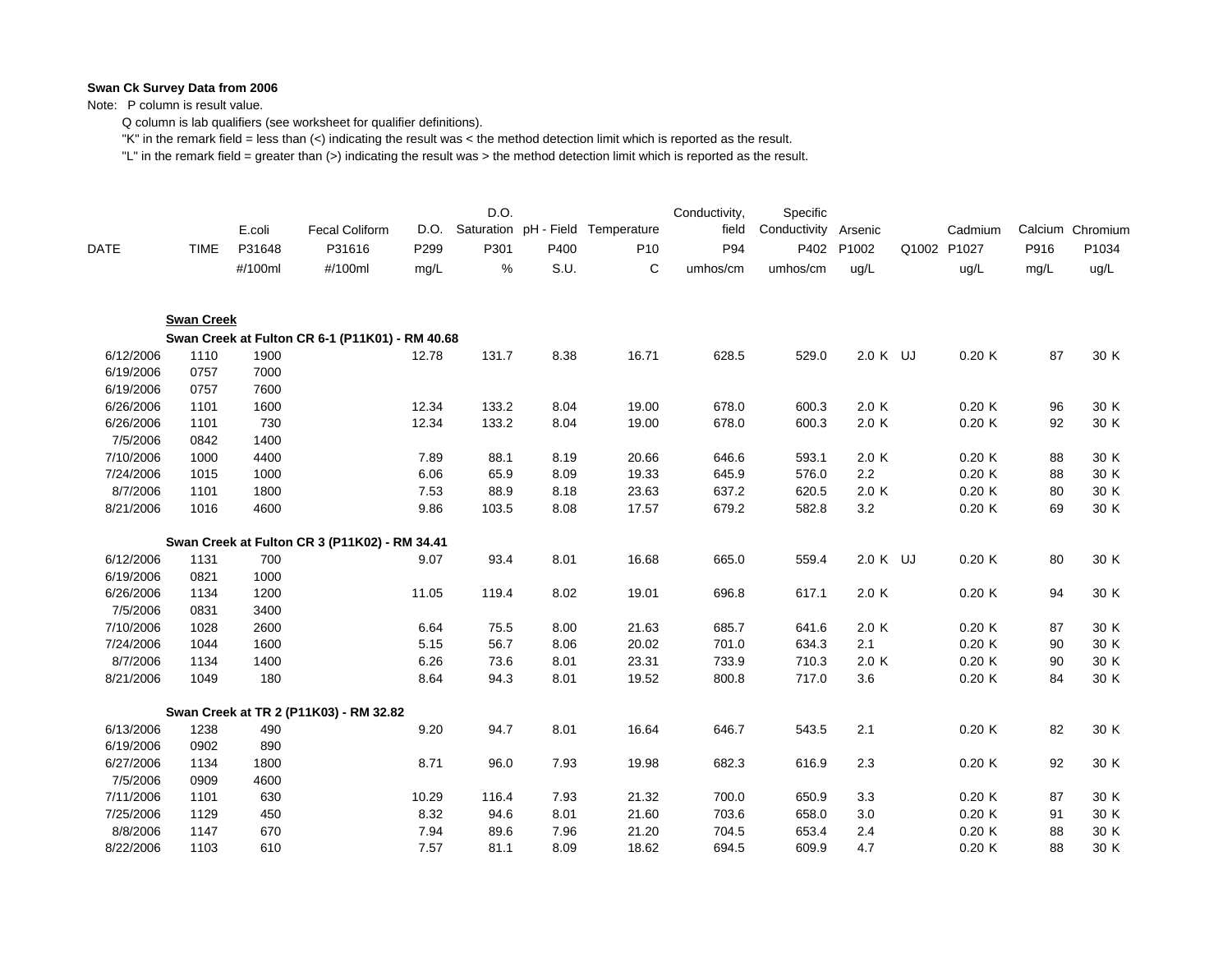**Swan Ck Survey Data from 2006**

Note: P column is result value.

Q column is lab qualifiers (see worksheet for qualifier definitions).

"K" in the remark field = less than (<) indicating the result was < the method detection limit which is reported as the result.

"L" in the remark field = greater than (>) indicating the result was > the method detection limit which is reported as the result.

| DATE | TIME | E.coli P31648 #/100ml | Fecal Coliform P31616 #/100ml | D.O. P299 mg/L | D.O. Saturation P301 % | pH - Field P400 S.U. | Temperature P10 C | Conductivity, field P94 umhos/cm | Specific Conductivity P402 umhos/cm | Arsenic P1002 ug/L | Q1002 | Cadmium P1027 ug/L | Calcium P916 mg/L | Chromium P1034 ug/L |
|---|---|---|---|---|---|---|---|---|---|---|---|---|---|---|
| **Swan Creek** | | | | | | | | | | | | | | |
| **Swan Creek at Fulton CR 6-1 (P11K01) - RM 40.68** | | | | | | | | | | | | | | |
| 6/12/2006 | 1110 | 1900 | | 12.78 | 131.7 | 8.38 | 16.71 | 628.5 | 529.0 | 2.0 K | UJ | 0.20 K | 87 | 30 K |
| 6/19/2006 | 0757 | 7000 | | | | | | | | | | | | |
| 6/19/2006 | 0757 | 7600 | | | | | | | | | | | | |
| 6/26/2006 | 1101 | 1600 | | 12.34 | 133.2 | 8.04 | 19.00 | 678.0 | 600.3 | 2.0 K | | 0.20 K | 96 | 30 K |
| 6/26/2006 | 1101 | 730 | | 12.34 | 133.2 | 8.04 | 19.00 | 678.0 | 600.3 | 2.0 K | | 0.20 K | 92 | 30 K |
| 7/5/2006 | 0842 | 1400 | | | | | | | | | | | | |
| 7/10/2006 | 1000 | 4400 | | 7.89 | 88.1 | 8.19 | 20.66 | 646.6 | 593.1 | 2.0 K | | 0.20 K | 88 | 30 K |
| 7/24/2006 | 1015 | 1000 | | 6.06 | 65.9 | 8.09 | 19.33 | 645.9 | 576.0 | 2.2 | | 0.20 K | 88 | 30 K |
| 8/7/2006 | 1101 | 1800 | | 7.53 | 88.9 | 8.18 | 23.63 | 637.2 | 620.5 | 2.0 K | | 0.20 K | 80 | 30 K |
| 8/21/2006 | 1016 | 4600 | | 9.86 | 103.5 | 8.08 | 17.57 | 679.2 | 582.8 | 3.2 | | 0.20 K | 69 | 30 K |
| **Swan Creek at Fulton CR 3 (P11K02) - RM 34.41** | | | | | | | | | | | | | | |
| 6/12/2006 | 1131 | 700 | | 9.07 | 93.4 | 8.01 | 16.68 | 665.0 | 559.4 | 2.0 K | UJ | 0.20 K | 80 | 30 K |
| 6/19/2006 | 0821 | 1000 | | | | | | | | | | | | |
| 6/26/2006 | 1134 | 1200 | | 11.05 | 119.4 | 8.02 | 19.01 | 696.8 | 617.1 | 2.0 K | | 0.20 K | 94 | 30 K |
| 7/5/2006 | 0831 | 3400 | | | | | | | | | | | | |
| 7/10/2006 | 1028 | 2600 | | 6.64 | 75.5 | 8.00 | 21.63 | 685.7 | 641.6 | 2.0 K | | 0.20 K | 87 | 30 K |
| 7/24/2006 | 1044 | 1600 | | 5.15 | 56.7 | 8.06 | 20.02 | 701.0 | 634.3 | 2.1 | | 0.20 K | 90 | 30 K |
| 8/7/2006 | 1134 | 1400 | | 6.26 | 73.6 | 8.01 | 23.31 | 733.9 | 710.3 | 2.0 K | | 0.20 K | 90 | 30 K |
| 8/21/2006 | 1049 | 180 | | 8.64 | 94.3 | 8.01 | 19.52 | 800.8 | 717.0 | 3.6 | | 0.20 K | 84 | 30 K |
| **Swan Creek at TR 2 (P11K03) - RM 32.82** | | | | | | | | | | | | | | |
| 6/13/2006 | 1238 | 490 | | 9.20 | 94.7 | 8.01 | 16.64 | 646.7 | 543.5 | 2.1 | | 0.20 K | 82 | 30 K |
| 6/19/2006 | 0902 | 890 | | | | | | | | | | | | |
| 6/27/2006 | 1134 | 1800 | | 8.71 | 96.0 | 7.93 | 19.98 | 682.3 | 616.9 | 2.3 | | 0.20 K | 92 | 30 K |
| 7/5/2006 | 0909 | 4600 | | | | | | | | | | | | |
| 7/11/2006 | 1101 | 630 | | 10.29 | 116.4 | 7.93 | 21.32 | 700.0 | 650.9 | 3.3 | | 0.20 K | 87 | 30 K |
| 7/25/2006 | 1129 | 450 | | 8.32 | 94.6 | 8.01 | 21.60 | 703.6 | 658.0 | 3.0 | | 0.20 K | 91 | 30 K |
| 8/8/2006 | 1147 | 670 | | 7.94 | 89.6 | 7.96 | 21.20 | 704.5 | 653.4 | 2.4 | | 0.20 K | 88 | 30 K |
| 8/22/2006 | 1103 | 610 | | 7.57 | 81.1 | 8.09 | 18.62 | 694.5 | 609.9 | 4.7 | | 0.20 K | 88 | 30 K |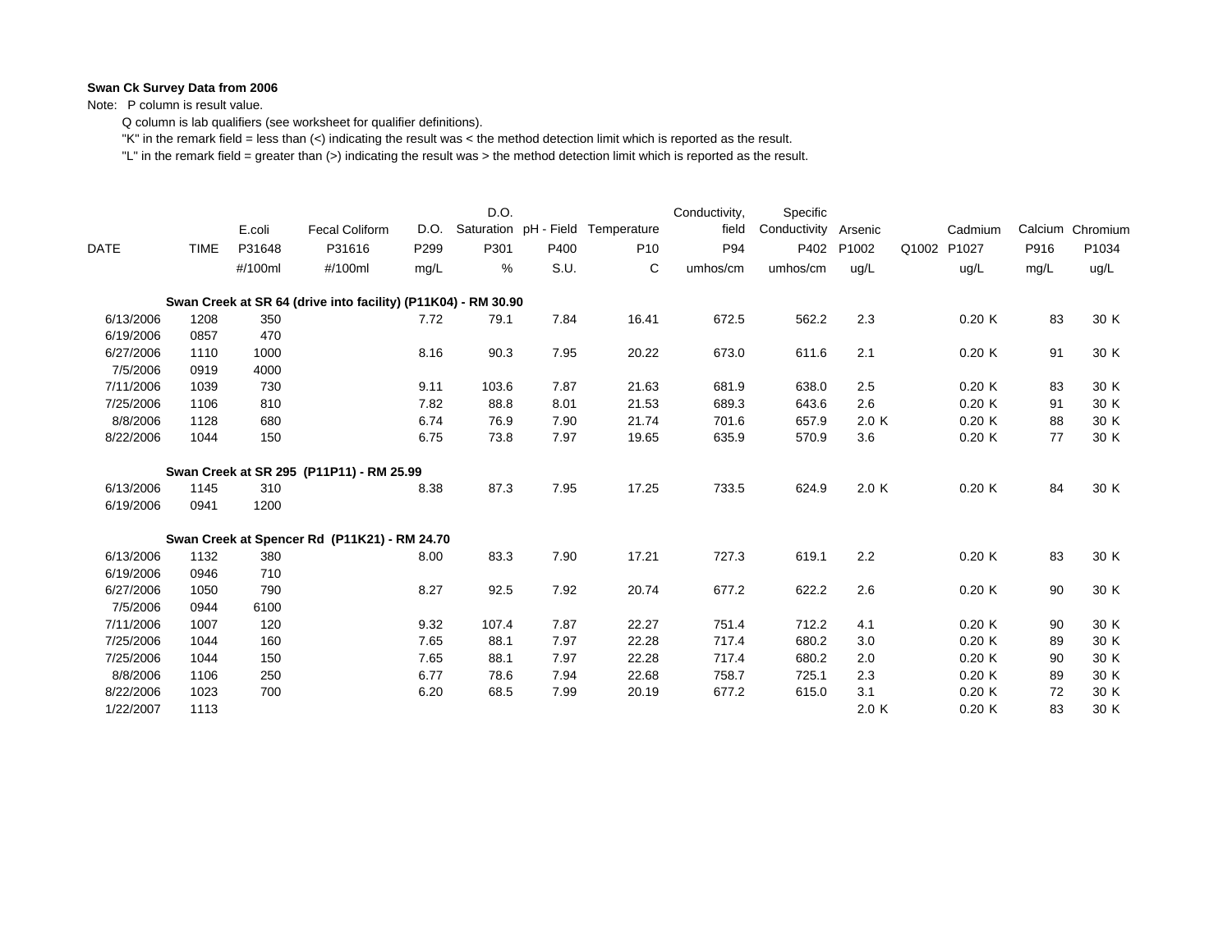**Swan Ck Survey Data from 2006**

Note: P column is result value.

Q column is lab qualifiers (see worksheet for qualifier definitions).

"K" in the remark field = less than (<) indicating the result was < the method detection limit which is reported as the result.

"L" in the remark field = greater than (>) indicating the result was > the method detection limit which is reported as the result.

| DATE | TIME | E.coli P31648 #/100ml | Fecal Coliform P31616 #/100ml | D.O. P299 mg/L | D.O. Saturation P301 % | pH - Field P400 S.U. | Temperature P10 C | Conductivity, field P94 umhos/cm | Specific Conductivity P402 umhos/cm | Arsenic P1002 ug/L | Q1002 | Cadmium P1027 ug/L | Calcium P916 mg/L | Chromium P1034 ug/L |
|---|---|---|---|---|---|---|---|---|---|---|---|---|---|---|
| **Swan Creek at SR 64 (drive into facility) (P11K04) - RM 30.90** | | | | | | | | | | | | | | |
| 6/13/2006 | 1208 | 350 | | 7.72 | 79.1 | 7.84 | 16.41 | 672.5 | 562.2 | 2.3 | | 0.20 K | 83 | 30 K |
| 6/19/2006 | 0857 | 470 | | | | | | | | | | | | |
| 6/27/2006 | 1110 | 1000 | | 8.16 | 90.3 | 7.95 | 20.22 | 673.0 | 611.6 | 2.1 | | 0.20 K | 91 | 30 K |
| 7/5/2006 | 0919 | 4000 | | | | | | | | | | | | |
| 7/11/2006 | 1039 | 730 | | 9.11 | 103.6 | 7.87 | 21.63 | 681.9 | 638.0 | 2.5 | | 0.20 K | 83 | 30 K |
| 7/25/2006 | 1106 | 810 | | 7.82 | 88.8 | 8.01 | 21.53 | 689.3 | 643.6 | 2.6 | | 0.20 K | 91 | 30 K |
| 8/8/2006 | 1128 | 680 | | 6.74 | 76.9 | 7.90 | 21.74 | 701.6 | 657.9 | 2.0 K | | 0.20 K | 88 | 30 K |
| 8/22/2006 | 1044 | 150 | | 6.75 | 73.8 | 7.97 | 19.65 | 635.9 | 570.9 | 3.6 | | 0.20 K | 77 | 30 K |
| **Swan Creek at SR 295 (P11P11) - RM 25.99** | | | | | | | | | | | | | | |
| 6/13/2006 | 1145 | 310 | | 8.38 | 87.3 | 7.95 | 17.25 | 733.5 | 624.9 | 2.0 K | | 0.20 K | 84 | 30 K |
| 6/19/2006 | 0941 | 1200 | | | | | | | | | | | | |
| **Swan Creek at Spencer Rd (P11K21) - RM 24.70** | | | | | | | | | | | | | | |
| 6/13/2006 | 1132 | 380 | | 8.00 | 83.3 | 7.90 | 17.21 | 727.3 | 619.1 | 2.2 | | 0.20 K | 83 | 30 K |
| 6/19/2006 | 0946 | 710 | | | | | | | | | | | | |
| 6/27/2006 | 1050 | 790 | | 8.27 | 92.5 | 7.92 | 20.74 | 677.2 | 622.2 | 2.6 | | 0.20 K | 90 | 30 K |
| 7/5/2006 | 0944 | 6100 | | | | | | | | | | | | |
| 7/11/2006 | 1007 | 120 | | 9.32 | 107.4 | 7.87 | 22.27 | 751.4 | 712.2 | 4.1 | | 0.20 K | 90 | 30 K |
| 7/25/2006 | 1044 | 160 | | 7.65 | 88.1 | 7.97 | 22.28 | 717.4 | 680.2 | 3.0 | | 0.20 K | 89 | 30 K |
| 7/25/2006 | 1044 | 150 | | 7.65 | 88.1 | 7.97 | 22.28 | 717.4 | 680.2 | 2.0 | | 0.20 K | 90 | 30 K |
| 8/8/2006 | 1106 | 250 | | 6.77 | 78.6 | 7.94 | 22.68 | 758.7 | 725.1 | 2.3 | | 0.20 K | 89 | 30 K |
| 8/22/2006 | 1023 | 700 | | 6.20 | 68.5 | 7.99 | 20.19 | 677.2 | 615.0 | 3.1 | | 0.20 K | 72 | 30 K |
| 1/22/2007 | 1113 | | | | | | | | | 2.0 K | | 0.20 K | 83 | 30 K |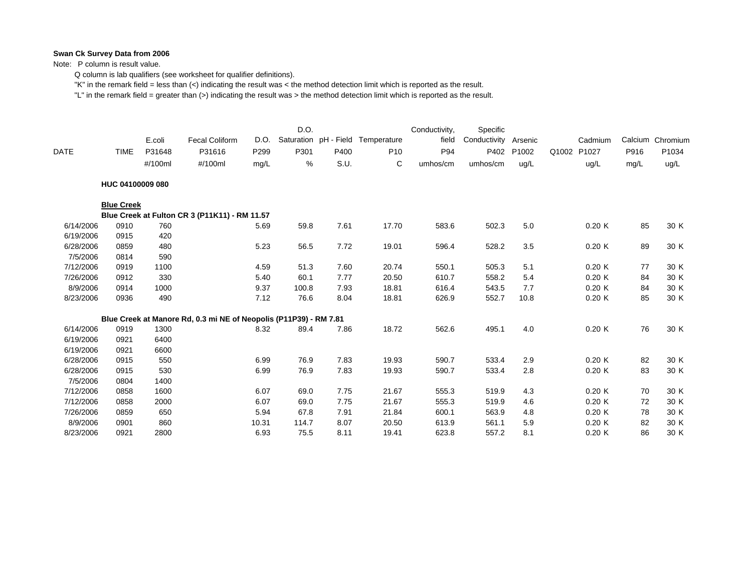**Swan Ck Survey Data from 2006**

Note: P column is result value.

Q column is lab qualifiers (see worksheet for qualifier definitions).

"K" in the remark field = less than (<) indicating the result was < the method detection limit which is reported as the result.

"L" in the remark field = greater than (>) indicating the result was > the method detection limit which is reported as the result.

| DATE | TIME | E.coli P31648 #/100ml | Fecal Coliform P31616 #/100ml | D.O. P299 mg/L | D.O. Saturation P301 % | pH - Field P400 S.U. | Temperature P10 C | Conductivity, field P94 umhos/cm | Specific Conductivity P402 umhos/cm | Arsenic P1002 ug/L | Q1002 | Cadmium P1027 ug/L | | Calcium P916 mg/L | Chromium P1034 ug/L | |
|---|---|---|---|---|---|---|---|---|---|---|---|---|---|---|---|---|
| **HUC 04100009 080** | | | | | | | | | | | | | | | | |
| **Blue Creek** | | | | | | | | | | | | | | | | |
| **Blue Creek at Fulton CR 3 (P11K11) - RM 11.57** | | | | | | | | | | | | | | | | |
| 6/14/2006 | 0910 | 760 | | 5.69 | 59.8 | 7.61 | 17.70 | 583.6 | 502.3 | 5.0 | | 0.20 | K | 85 | 30 | K |
| 6/19/2006 | 0915 | 420 | | | | | | | | | | | | | | |
| 6/28/2006 | 0859 | 480 | | 5.23 | 56.5 | 7.72 | 19.01 | 596.4 | 528.2 | 3.5 | | 0.20 | K | 89 | 30 | K |
| 7/5/2006 | 0814 | 590 | | | | | | | | | | | | | | |
| 7/12/2006 | 0919 | 1100 | | 4.59 | 51.3 | 7.60 | 20.74 | 550.1 | 505.3 | 5.1 | | 0.20 | K | 77 | 30 | K |
| 7/26/2006 | 0912 | 330 | | 5.40 | 60.1 | 7.77 | 20.50 | 610.7 | 558.2 | 5.4 | | 0.20 | K | 84 | 30 | K |
| 8/9/2006 | 0914 | 1000 | | 9.37 | 100.8 | 7.93 | 18.81 | 616.4 | 543.5 | 7.7 | | 0.20 | K | 84 | 30 | K |
| 8/23/2006 | 0936 | 490 | | 7.12 | 76.6 | 8.04 | 18.81 | 626.9 | 552.7 | 10.8 | | 0.20 | K | 85 | 30 | K |
| **Blue Creek at Manore Rd, 0.3 mi NE of Neopolis (P11P39) - RM 7.81** | | | | | | | | | | | | | | | | |
| 6/14/2006 | 0919 | 1300 | | 8.32 | 89.4 | 7.86 | 18.72 | 562.6 | 495.1 | 4.0 | | 0.20 | K | 76 | 30 | K |
| 6/19/2006 | 0921 | 6400 | | | | | | | | | | | | | | |
| 6/19/2006 | 0921 | 6600 | | | | | | | | | | | | | | |
| 6/28/2006 | 0915 | 550 | | 6.99 | 76.9 | 7.83 | 19.93 | 590.7 | 533.4 | 2.9 | | 0.20 | K | 82 | 30 | K |
| 6/28/2006 | 0915 | 530 | | 6.99 | 76.9 | 7.83 | 19.93 | 590.7 | 533.4 | 2.8 | | 0.20 | K | 83 | 30 | K |
| 7/5/2006 | 0804 | 1400 | | | | | | | | | | | | | | |
| 7/12/2006 | 0858 | 1600 | | 6.07 | 69.0 | 7.75 | 21.67 | 555.3 | 519.9 | 4.3 | | 0.20 | K | 70 | 30 | K |
| 7/12/2006 | 0858 | 2000 | | 6.07 | 69.0 | 7.75 | 21.67 | 555.3 | 519.9 | 4.6 | | 0.20 | K | 72 | 30 | K |
| 7/26/2006 | 0859 | 650 | | 5.94 | 67.8 | 7.91 | 21.84 | 600.1 | 563.9 | 4.8 | | 0.20 | K | 78 | 30 | K |
| 8/9/2006 | 0901 | 860 | | 10.31 | 114.7 | 8.07 | 20.50 | 613.9 | 561.1 | 5.9 | | 0.20 | K | 82 | 30 | K |
| 8/23/2006 | 0921 | 2800 | | 6.93 | 75.5 | 8.11 | 19.41 | 623.8 | 557.2 | 8.1 | | 0.20 | K | 86 | 30 | K |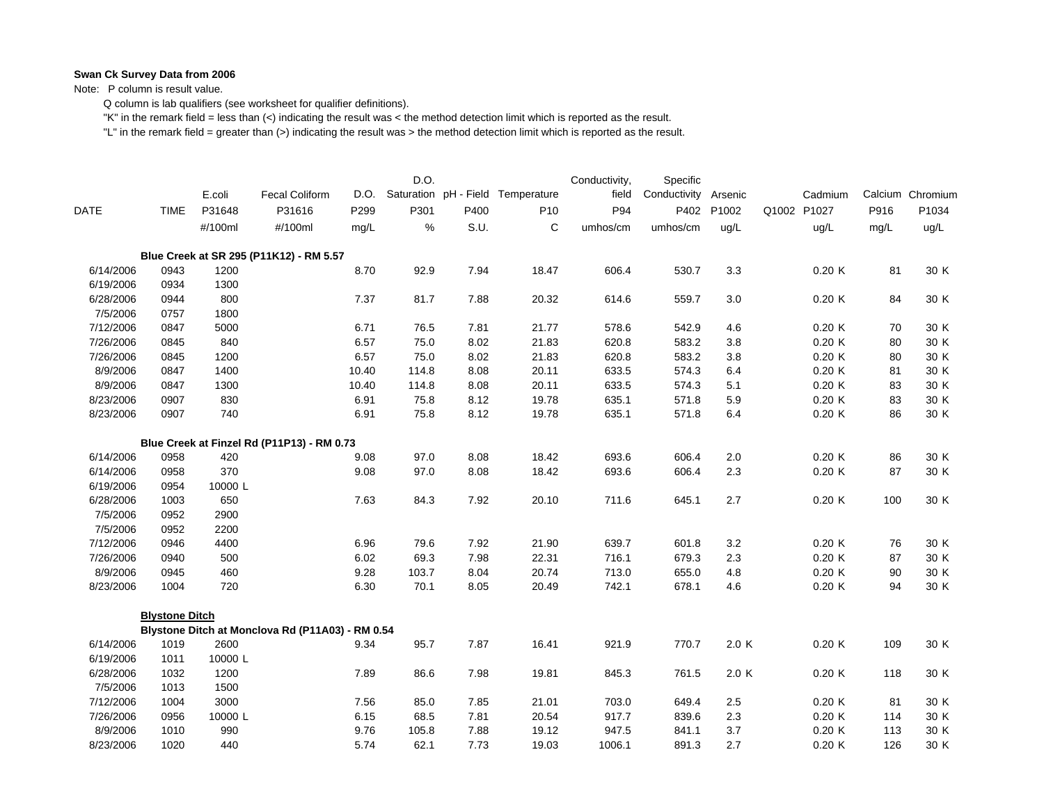**Swan Ck Survey Data from 2006**

Note: P column is result value.

Q column is lab qualifiers (see worksheet for qualifier definitions).

"K" in the remark field = less than (<) indicating the result was < the method detection limit which is reported as the result.

"L" in the remark field = greater than (>) indicating the result was > the method detection limit which is reported as the result.

| DATE | TIME | E.coli P31648 #/100ml | Fecal Coliform P31616 #/100ml | D.O. P299 mg/L | D.O. Saturation P301 % | pH - Field P400 S.U. | Temperature P10 C | Conductivity, field P94 umhos/cm | Specific Conductivity P402 umhos/cm | Arsenic P1002 ug/L | Q1002 | Cadmium P1027 ug/L | Calcium P916 mg/L | Chromium P1034 ug/L |
|---|---|---|---|---|---|---|---|---|---|---|---|---|---|---|
| | **Blue Creek at SR 295 (P11K12) - RM 5.57** | | | | | | | | | | | | | |
| 6/14/2006 | 0943 | 1200 | | 8.70 | 92.9 | 7.94 | 18.47 | 606.4 | 530.7 | 3.3 | | 0.20 K | 81 | 30 K |
| 6/19/2006 | 0934 | 1300 | | | | | | | | | | | | |
| 6/28/2006 | 0944 | 800 | | 7.37 | 81.7 | 7.88 | 20.32 | 614.6 | 559.7 | 3.0 | | 0.20 K | 84 | 30 K |
| 7/5/2006 | 0757 | 1800 | | | | | | | | | | | | |
| 7/12/2006 | 0847 | 5000 | | 6.71 | 76.5 | 7.81 | 21.77 | 578.6 | 542.9 | 4.6 | | 0.20 K | 70 | 30 K |
| 7/26/2006 | 0845 | 840 | | 6.57 | 75.0 | 8.02 | 21.83 | 620.8 | 583.2 | 3.8 | | 0.20 K | 80 | 30 K |
| 7/26/2006 | 0845 | 1200 | | 6.57 | 75.0 | 8.02 | 21.83 | 620.8 | 583.2 | 3.8 | | 0.20 K | 80 | 30 K |
| 8/9/2006 | 0847 | 1400 | | 10.40 | 114.8 | 8.08 | 20.11 | 633.5 | 574.3 | 6.4 | | 0.20 K | 81 | 30 K |
| 8/9/2006 | 0847 | 1300 | | 10.40 | 114.8 | 8.08 | 20.11 | 633.5 | 574.3 | 5.1 | | 0.20 K | 83 | 30 K |
| 8/23/2006 | 0907 | 830 | | 6.91 | 75.8 | 8.12 | 19.78 | 635.1 | 571.8 | 5.9 | | 0.20 K | 83 | 30 K |
| 8/23/2006 | 0907 | 740 | | 6.91 | 75.8 | 8.12 | 19.78 | 635.1 | 571.8 | 6.4 | | 0.20 K | 86 | 30 K |
| | **Blue Creek at Finzel Rd (P11P13) - RM 0.73** | | | | | | | | | | | | | |
| 6/14/2006 | 0958 | 420 | | 9.08 | 97.0 | 8.08 | 18.42 | 693.6 | 606.4 | 2.0 | | 0.20 K | 86 | 30 K |
| 6/14/2006 | 0958 | 370 | | 9.08 | 97.0 | 8.08 | 18.42 | 693.6 | 606.4 | 2.3 | | 0.20 K | 87 | 30 K |
| 6/19/2006 | 0954 | 10000 L | | | | | | | | | | | | |
| 6/28/2006 | 1003 | 650 | | 7.63 | 84.3 | 7.92 | 20.10 | 711.6 | 645.1 | 2.7 | | 0.20 K | 100 | 30 K |
| 7/5/2006 | 0952 | 2900 | | | | | | | | | | | | |
| 7/5/2006 | 0952 | 2200 | | | | | | | | | | | | |
| 7/12/2006 | 0946 | 4400 | | 6.96 | 79.6 | 7.92 | 21.90 | 639.7 | 601.8 | 3.2 | | 0.20 K | 76 | 30 K |
| 7/26/2006 | 0940 | 500 | | 6.02 | 69.3 | 7.98 | 22.31 | 716.1 | 679.3 | 2.3 | | 0.20 K | 87 | 30 K |
| 8/9/2006 | 0945 | 460 | | 9.28 | 103.7 | 8.04 | 20.74 | 713.0 | 655.0 | 4.8 | | 0.20 K | 90 | 30 K |
| 8/23/2006 | 1004 | 720 | | 6.30 | 70.1 | 8.05 | 20.49 | 742.1 | 678.1 | 4.6 | | 0.20 K | 94 | 30 K |
| | **Blystone Ditch** | | | | | | | | | | | | | |
| | **Blystone Ditch at Monclova Rd (P11A03) - RM 0.54** | | | | | | | | | | | | | |
| 6/14/2006 | 1019 | 2600 | | 9.34 | 95.7 | 7.87 | 16.41 | 921.9 | 770.7 | 2.0 K | | 0.20 K | 109 | 30 K |
| 6/19/2006 | 1011 | 10000 L | | | | | | | | | | | | |
| 6/28/2006 | 1032 | 1200 | | 7.89 | 86.6 | 7.98 | 19.81 | 845.3 | 761.5 | 2.0 K | | 0.20 K | 118 | 30 K |
| 7/5/2006 | 1013 | 1500 | | | | | | | | | | | | |
| 7/12/2006 | 1004 | 3000 | | 7.56 | 85.0 | 7.85 | 21.01 | 703.0 | 649.4 | 2.5 | | 0.20 K | 81 | 30 K |
| 7/26/2006 | 0956 | 10000 L | | 6.15 | 68.5 | 7.81 | 20.54 | 917.7 | 839.6 | 2.3 | | 0.20 K | 114 | 30 K |
| 8/9/2006 | 1010 | 990 | | 9.76 | 105.8 | 7.88 | 19.12 | 947.5 | 841.1 | 3.7 | | 0.20 K | 113 | 30 K |
| 8/23/2006 | 1020 | 440 | | 5.74 | 62.1 | 7.73 | 19.03 | 1006.1 | 891.3 | 2.7 | | 0.20 K | 126 | 30 K |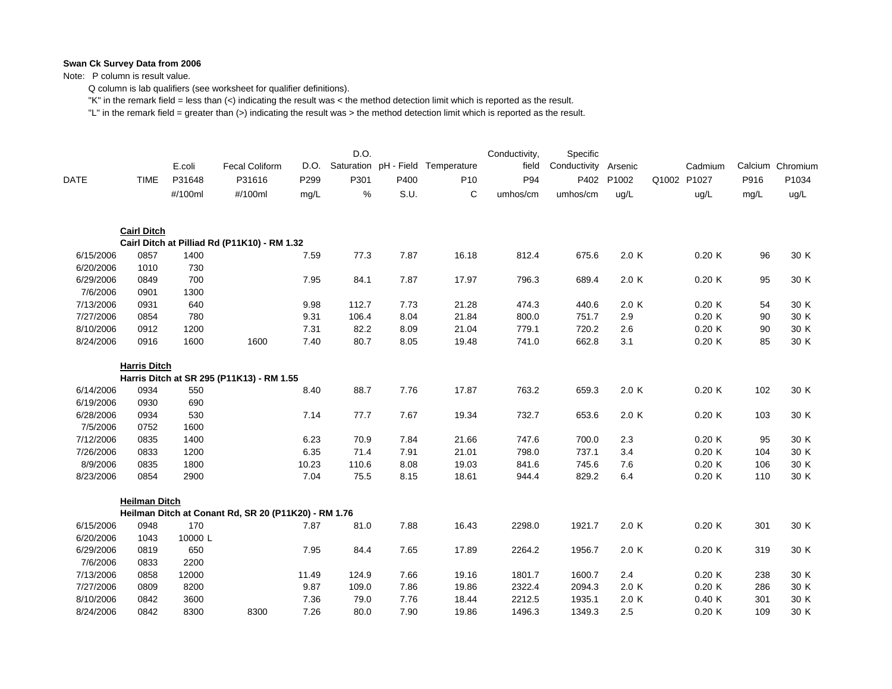**Swan Ck Survey Data from 2006**

Note: P column is result value.

Q column is lab qualifiers (see worksheet for qualifier definitions).

"K" in the remark field = less than (<) indicating the result was < the method detection limit which is reported as the result.

"L" in the remark field = greater than (>) indicating the result was > the method detection limit which is reported as the result.

| DATE | TIME | E.coli P31648 #/100ml | Fecal Coliform P31616 #/100ml | D.O. P299 mg/L | D.O. Saturation P301 % | pH - Field P400 S.U. | Temperature P10 C | Conductivity, field P94 umhos/cm | Specific Conductivity P402 umhos/cm | Arsenic P1002 ug/L | Q1002 | Cadmium P1027 ug/L | Calcium P916 mg/L | Chromium P1034 ug/L |
|---|---|---|---|---|---|---|---|---|---|---|---|---|---|---|
| **Cairl Ditch** | | | | | | | | | | | | | | |
| **Cairl Ditch at Pilliad Rd (P11K10) - RM 1.32** | | | | | | | | | | | | | | |
| 6/15/2006 | 0857 | 1400 | | 7.59 | 77.3 | 7.87 | 16.18 | 812.4 | 675.6 | 2.0 K | | 0.20 K | 96 | 30 K |
| 6/20/2006 | 1010 | 730 | | | | | | | | | | | | |
| 6/29/2006 | 0849 | 700 | | 7.95 | 84.1 | 7.87 | 17.97 | 796.3 | 689.4 | 2.0 K | | 0.20 K | 95 | 30 K |
| 7/6/2006 | 0901 | 1300 | | | | | | | | | | | | |
| 7/13/2006 | 0931 | 640 | | 9.98 | 112.7 | 7.73 | 21.28 | 474.3 | 440.6 | 2.0 K | | 0.20 K | 54 | 30 K |
| 7/27/2006 | 0854 | 780 | | 9.31 | 106.4 | 8.04 | 21.84 | 800.0 | 751.7 | 2.9 | | 0.20 K | 90 | 30 K |
| 8/10/2006 | 0912 | 1200 | | 7.31 | 82.2 | 8.09 | 21.04 | 779.1 | 720.2 | 2.6 | | 0.20 K | 90 | 30 K |
| 8/24/2006 | 0916 | 1600 | 1600 | 7.40 | 80.7 | 8.05 | 19.48 | 741.0 | 662.8 | 3.1 | | 0.20 K | 85 | 30 K |
| **Harris Ditch** | | | | | | | | | | | | | | |
| **Harris Ditch at SR 295 (P11K13) - RM 1.55** | | | | | | | | | | | | | | |
| 6/14/2006 | 0934 | 550 | | 8.40 | 88.7 | 7.76 | 17.87 | 763.2 | 659.3 | 2.0 K | | 0.20 K | 102 | 30 K |
| 6/19/2006 | 0930 | 690 | | | | | | | | | | | | |
| 6/28/2006 | 0934 | 530 | | 7.14 | 77.7 | 7.67 | 19.34 | 732.7 | 653.6 | 2.0 K | | 0.20 K | 103 | 30 K |
| 7/5/2006 | 0752 | 1600 | | | | | | | | | | | | |
| 7/12/2006 | 0835 | 1400 | | 6.23 | 70.9 | 7.84 | 21.66 | 747.6 | 700.0 | 2.3 | | 0.20 K | 95 | 30 K |
| 7/26/2006 | 0833 | 1200 | | 6.35 | 71.4 | 7.91 | 21.01 | 798.0 | 737.1 | 3.4 | | 0.20 K | 104 | 30 K |
| 8/9/2006 | 0835 | 1800 | | 10.23 | 110.6 | 8.08 | 19.03 | 841.6 | 745.6 | 7.6 | | 0.20 K | 106 | 30 K |
| 8/23/2006 | 0854 | 2900 | | 7.04 | 75.5 | 8.15 | 18.61 | 944.4 | 829.2 | 6.4 | | 0.20 K | 110 | 30 K |
| **Heilman Ditch** | | | | | | | | | | | | | | |
| **Heilman Ditch at Conant Rd, SR 20 (P11K20) - RM 1.76** | | | | | | | | | | | | | | |
| 6/15/2006 | 0948 | 170 | | 7.87 | 81.0 | 7.88 | 16.43 | 2298.0 | 1921.7 | 2.0 K | | 0.20 K | 301 | 30 K |
| 6/20/2006 | 1043 | 10000 L | | | | | | | | | | | | |
| 6/29/2006 | 0819 | 650 | | 7.95 | 84.4 | 7.65 | 17.89 | 2264.2 | 1956.7 | 2.0 K | | 0.20 K | 319 | 30 K |
| 7/6/2006 | 0833 | 2200 | | | | | | | | | | | | |
| 7/13/2006 | 0858 | 12000 | | 11.49 | 124.9 | 7.66 | 19.16 | 1801.7 | 1600.7 | 2.4 | | 0.20 K | 238 | 30 K |
| 7/27/2006 | 0809 | 8200 | | 9.87 | 109.0 | 7.86 | 19.86 | 2322.4 | 2094.3 | 2.0 K | | 0.20 K | 286 | 30 K |
| 8/10/2006 | 0842 | 3600 | | 7.36 | 79.0 | 7.76 | 18.44 | 2212.5 | 1935.1 | 2.0 K | | 0.40 K | 301 | 30 K |
| 8/24/2006 | 0842 | 8300 | 8300 | 7.26 | 80.0 | 7.90 | 19.86 | 1496.3 | 1349.3 | 2.5 | | 0.20 K | 109 | 30 K |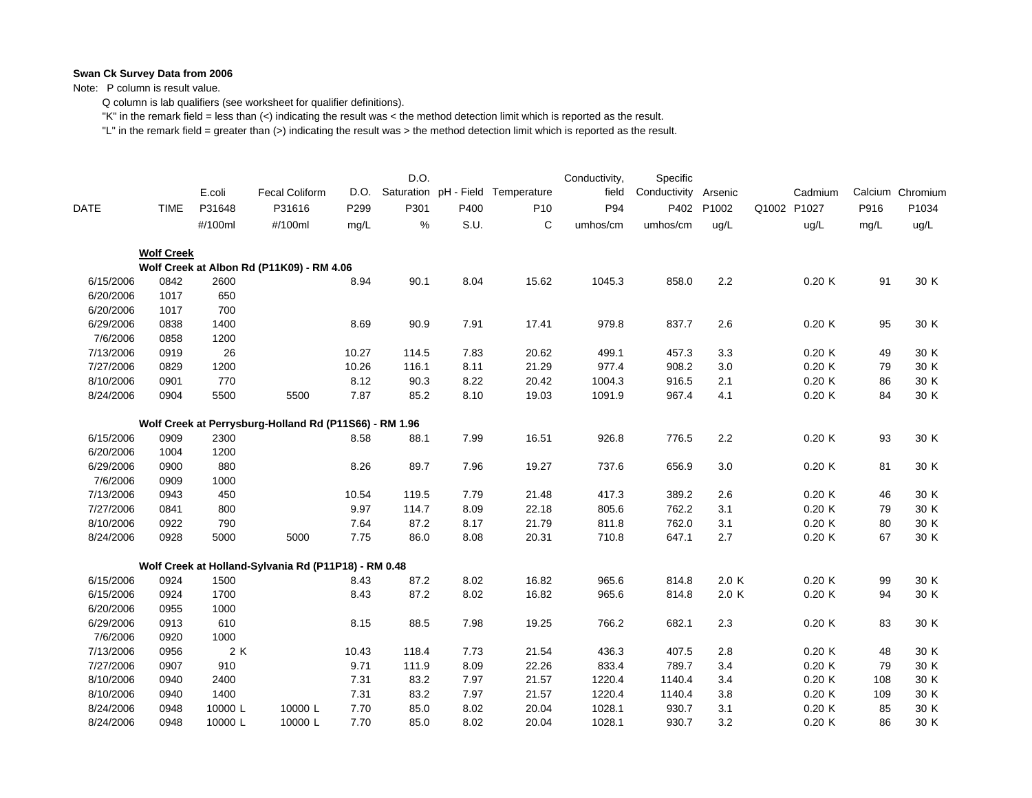**Swan Ck Survey Data from 2006**

Note: P column is result value.

Q column is lab qualifiers (see worksheet for qualifier definitions).

"K" in the remark field = less than (<) indicating the result was < the method detection limit which is reported as the result.

"L" in the remark field = greater than (>) indicating the result was > the method detection limit which is reported as the result.

| DATE | TIME | E.coli P31648 #/100ml | Fecal Coliform P31616 #/100ml | D.O. P299 mg/L | D.O. Saturation P301 % | pH - Field P400 S.U. | Temperature P10 C | Conductivity, field P94 umhos/cm | Specific Conductivity P402 umhos/cm | Arsenic P1002 ug/L | Q1002 | Cadmium P1027 ug/L | Calcium P916 mg/L | Chromium P1034 ug/L |
|---|---|---|---|---|---|---|---|---|---|---|---|---|---|---|
| **Wolf Creek** | | | | | | | | | | | | | | |
| **Wolf Creek at Albon Rd (P11K09) - RM 4.06** | | | | | | | | | | | | | | |
| 6/15/2006 | 0842 | 2600 | | 8.94 | 90.1 | 8.04 | 15.62 | 1045.3 | 858.0 | 2.2 | | 0.20 K | 91 | 30 K |
| 6/20/2006 | 1017 | 650 | | | | | | | | | | | | |
| 6/20/2006 | 1017 | 700 | | | | | | | | | | | | |
| 6/29/2006 | 0838 | 1400 | | 8.69 | 90.9 | 7.91 | 17.41 | 979.8 | 837.7 | 2.6 | | 0.20 K | 95 | 30 K |
| 7/6/2006 | 0858 | 1200 | | | | | | | | | | | | |
| 7/13/2006 | 0919 | 26 | | 10.27 | 114.5 | 7.83 | 20.62 | 499.1 | 457.3 | 3.3 | | 0.20 K | 49 | 30 K |
| 7/27/2006 | 0829 | 1200 | | 10.26 | 116.1 | 8.11 | 21.29 | 977.4 | 908.2 | 3.0 | | 0.20 K | 79 | 30 K |
| 8/10/2006 | 0901 | 770 | | 8.12 | 90.3 | 8.22 | 20.42 | 1004.3 | 916.5 | 2.1 | | 0.20 K | 86 | 30 K |
| 8/24/2006 | 0904 | 5500 | 5500 | 7.87 | 85.2 | 8.10 | 19.03 | 1091.9 | 967.4 | 4.1 | | 0.20 K | 84 | 30 K |
| **Wolf Creek at Perrysburg-Holland Rd (P11S66) - RM 1.96** | | | | | | | | | | | | | | |
| 6/15/2006 | 0909 | 2300 | | 8.58 | 88.1 | 7.99 | 16.51 | 926.8 | 776.5 | 2.2 | | 0.20 K | 93 | 30 K |
| 6/20/2006 | 1004 | 1200 | | | | | | | | | | | | |
| 6/29/2006 | 0900 | 880 | | 8.26 | 89.7 | 7.96 | 19.27 | 737.6 | 656.9 | 3.0 | | 0.20 K | 81 | 30 K |
| 7/6/2006 | 0909 | 1000 | | | | | | | | | | | | |
| 7/13/2006 | 0943 | 450 | | 10.54 | 119.5 | 7.79 | 21.48 | 417.3 | 389.2 | 2.6 | | 0.20 K | 46 | 30 K |
| 7/27/2006 | 0841 | 800 | | 9.97 | 114.7 | 8.09 | 22.18 | 805.6 | 762.2 | 3.1 | | 0.20 K | 79 | 30 K |
| 8/10/2006 | 0922 | 790 | | 7.64 | 87.2 | 8.17 | 21.79 | 811.8 | 762.0 | 3.1 | | 0.20 K | 80 | 30 K |
| 8/24/2006 | 0928 | 5000 | 5000 | 7.75 | 86.0 | 8.08 | 20.31 | 710.8 | 647.1 | 2.7 | | 0.20 K | 67 | 30 K |
| **Wolf Creek at Holland-Sylvania Rd (P11P18) - RM 0.48** | | | | | | | | | | | | | | |
| 6/15/2006 | 0924 | 1500 | | 8.43 | 87.2 | 8.02 | 16.82 | 965.6 | 814.8 | 2.0 K | | 0.20 K | 99 | 30 K |
| 6/15/2006 | 0924 | 1700 | | 8.43 | 87.2 | 8.02 | 16.82 | 965.6 | 814.8 | 2.0 K | | 0.20 K | 94 | 30 K |
| 6/20/2006 | 0955 | 1000 | | | | | | | | | | | | |
| 6/29/2006 | 0913 | 610 | | 8.15 | 88.5 | 7.98 | 19.25 | 766.2 | 682.1 | 2.3 | | 0.20 K | 83 | 30 K |
| 7/6/2006 | 0920 | 1000 | | | | | | | | | | | | |
| 7/13/2006 | 0956 | 2 K | | 10.43 | 118.4 | 7.73 | 21.54 | 436.3 | 407.5 | 2.8 | | 0.20 K | 48 | 30 K |
| 7/27/2006 | 0907 | 910 | | 9.71 | 111.9 | 8.09 | 22.26 | 833.4 | 789.7 | 3.4 | | 0.20 K | 79 | 30 K |
| 8/10/2006 | 0940 | 2400 | | 7.31 | 83.2 | 7.97 | 21.57 | 1220.4 | 1140.4 | 3.4 | | 0.20 K | 108 | 30 K |
| 8/10/2006 | 0940 | 1400 | | 7.31 | 83.2 | 7.97 | 21.57 | 1220.4 | 1140.4 | 3.8 | | 0.20 K | 109 | 30 K |
| 8/24/2006 | 0948 | 10000 L | 10000 L | 7.70 | 85.0 | 8.02 | 20.04 | 1028.1 | 930.7 | 3.1 | | 0.20 K | 85 | 30 K |
| 8/24/2006 | 0948 | 10000 L | 10000 L | 7.70 | 85.0 | 8.02 | 20.04 | 1028.1 | 930.7 | 3.2 | | 0.20 K | 86 | 30 K |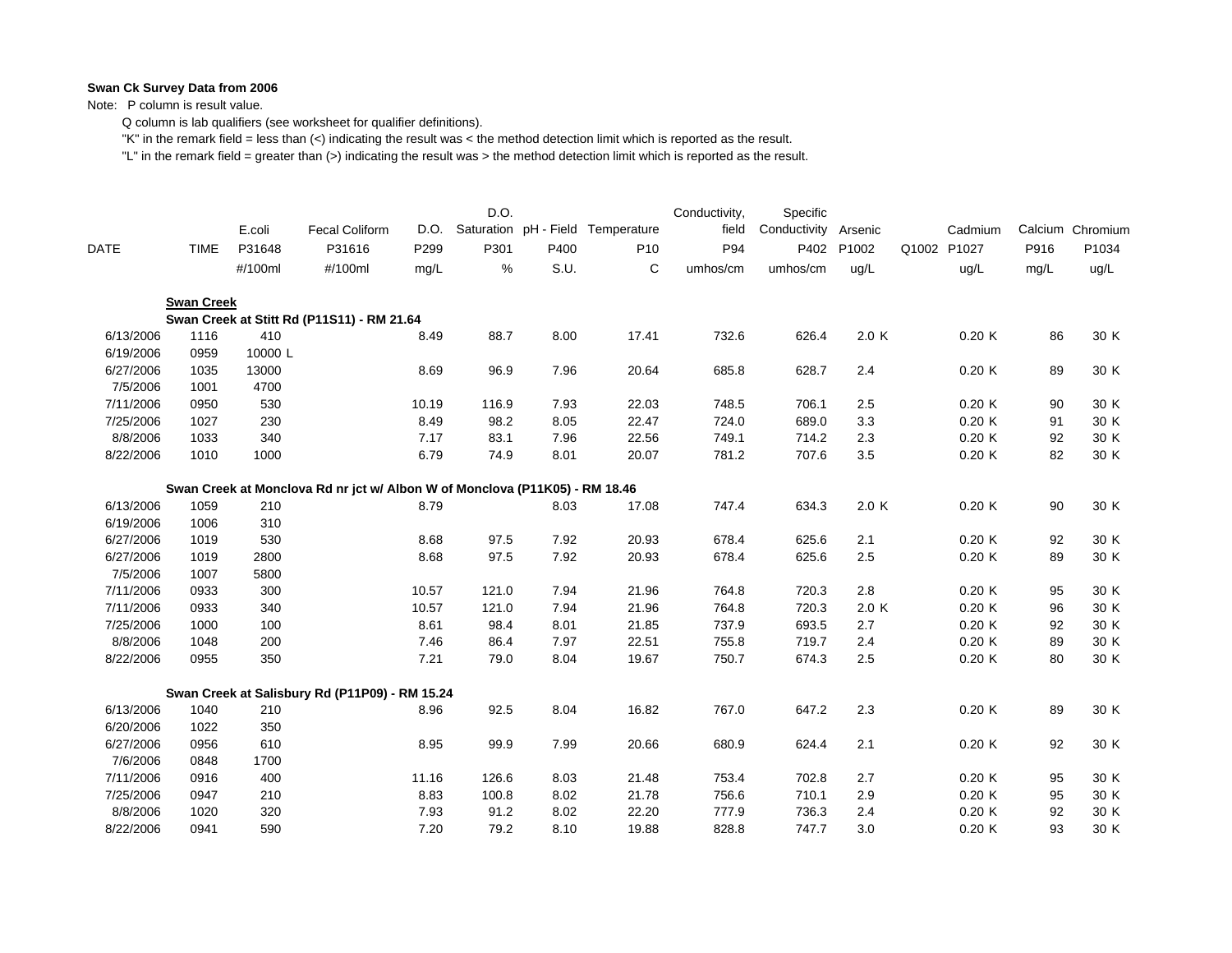**Swan Ck Survey Data from 2006**

Note: P column is result value.

Q column is lab qualifiers (see worksheet for qualifier definitions).

"K" in the remark field = less than (<) indicating the result was < the method detection limit which is reported as the result.

"L" in the remark field = greater than (>) indicating the result was > the method detection limit which is reported as the result.

| DATE | TIME | E.coli P31648 #/100ml | Fecal Coliform P31616 #/100ml | D.O. P299 mg/L | D.O. Saturation P301 % | pH - Field P400 S.U. | Temperature P10 C | Conductivity, field P94 umhos/cm | Specific Conductivity P402 umhos/cm | Arsenic P1002 ug/L | Q1002 | Cadmium P1027 ug/L | Calcium P916 mg/L | Chromium P1034 ug/L |
|---|---|---|---|---|---|---|---|---|---|---|---|---|---|---|
| **Swan Creek** | | | | | | | | | | | | | | |
| **Swan Creek at Stitt Rd (P11S11) - RM 21.64** | | | | | | | | | | | | | | |
| 6/13/2006 | 1116 | 410 | | 8.49 | 88.7 | 8.00 | 17.41 | 732.6 | 626.4 | 2.0 K | | 0.20 K | 86 | 30 K |
| 6/19/2006 | 0959 | 10000 L | | | | | | | | | | | | |
| 6/27/2006 | 1035 | 13000 | | 8.69 | 96.9 | 7.96 | 20.64 | 685.8 | 628.7 | 2.4 | | 0.20 K | 89 | 30 K |
| 7/5/2006 | 1001 | 4700 | | | | | | | | | | | | |
| 7/11/2006 | 0950 | 530 | | 10.19 | 116.9 | 7.93 | 22.03 | 748.5 | 706.1 | 2.5 | | 0.20 K | 90 | 30 K |
| 7/25/2006 | 1027 | 230 | | 8.49 | 98.2 | 8.05 | 22.47 | 724.0 | 689.0 | 3.3 | | 0.20 K | 91 | 30 K |
| 8/8/2006 | 1033 | 340 | | 7.17 | 83.1 | 7.96 | 22.56 | 749.1 | 714.2 | 2.3 | | 0.20 K | 92 | 30 K |
| 8/22/2006 | 1010 | 1000 | | 6.79 | 74.9 | 8.01 | 20.07 | 781.2 | 707.6 | 3.5 | | 0.20 K | 82 | 30 K |
| **Swan Creek at Monclova Rd nr jct w/ Albon W of Monclova (P11K05) - RM 18.46** | | | | | | | | | | | | | | |
| 6/13/2006 | 1059 | 210 | | 8.79 | | 8.03 | 17.08 | 747.4 | 634.3 | 2.0 K | | 0.20 K | 90 | 30 K |
| 6/19/2006 | 1006 | 310 | | | | | | | | | | | | |
| 6/27/2006 | 1019 | 530 | | 8.68 | 97.5 | 7.92 | 20.93 | 678.4 | 625.6 | 2.1 | | 0.20 K | 92 | 30 K |
| 6/27/2006 | 1019 | 2800 | | 8.68 | 97.5 | 7.92 | 20.93 | 678.4 | 625.6 | 2.5 | | 0.20 K | 89 | 30 K |
| 7/5/2006 | 1007 | 5800 | | | | | | | | | | | | |
| 7/11/2006 | 0933 | 300 | | 10.57 | 121.0 | 7.94 | 21.96 | 764.8 | 720.3 | 2.8 | | 0.20 K | 95 | 30 K |
| 7/11/2006 | 0933 | 340 | | 10.57 | 121.0 | 7.94 | 21.96 | 764.8 | 720.3 | 2.0 K | | 0.20 K | 96 | 30 K |
| 7/25/2006 | 1000 | 100 | | 8.61 | 98.4 | 8.01 | 21.85 | 737.9 | 693.5 | 2.7 | | 0.20 K | 92 | 30 K |
| 8/8/2006 | 1048 | 200 | | 7.46 | 86.4 | 7.97 | 22.51 | 755.8 | 719.7 | 2.4 | | 0.20 K | 89 | 30 K |
| 8/22/2006 | 0955 | 350 | | 7.21 | 79.0 | 8.04 | 19.67 | 750.7 | 674.3 | 2.5 | | 0.20 K | 80 | 30 K |
| **Swan Creek at Salisbury Rd (P11P09) - RM 15.24** | | | | | | | | | | | | | | |
| 6/13/2006 | 1040 | 210 | | 8.96 | 92.5 | 8.04 | 16.82 | 767.0 | 647.2 | 2.3 | | 0.20 K | 89 | 30 K |
| 6/20/2006 | 1022 | 350 | | | | | | | | | | | | |
| 6/27/2006 | 0956 | 610 | | 8.95 | 99.9 | 7.99 | 20.66 | 680.9 | 624.4 | 2.1 | | 0.20 K | 92 | 30 K |
| 7/6/2006 | 0848 | 1700 | | | | | | | | | | | | |
| 7/11/2006 | 0916 | 400 | | 11.16 | 126.6 | 8.03 | 21.48 | 753.4 | 702.8 | 2.7 | | 0.20 K | 95 | 30 K |
| 7/25/2006 | 0947 | 210 | | 8.83 | 100.8 | 8.02 | 21.78 | 756.6 | 710.1 | 2.9 | | 0.20 K | 95 | 30 K |
| 8/8/2006 | 1020 | 320 | | 7.93 | 91.2 | 8.02 | 22.20 | 777.9 | 736.3 | 2.4 | | 0.20 K | 92 | 30 K |
| 8/22/2006 | 0941 | 590 | | 7.20 | 79.2 | 8.10 | 19.88 | 828.8 | 747.7 | 3.0 | | 0.20 K | 93 | 30 K |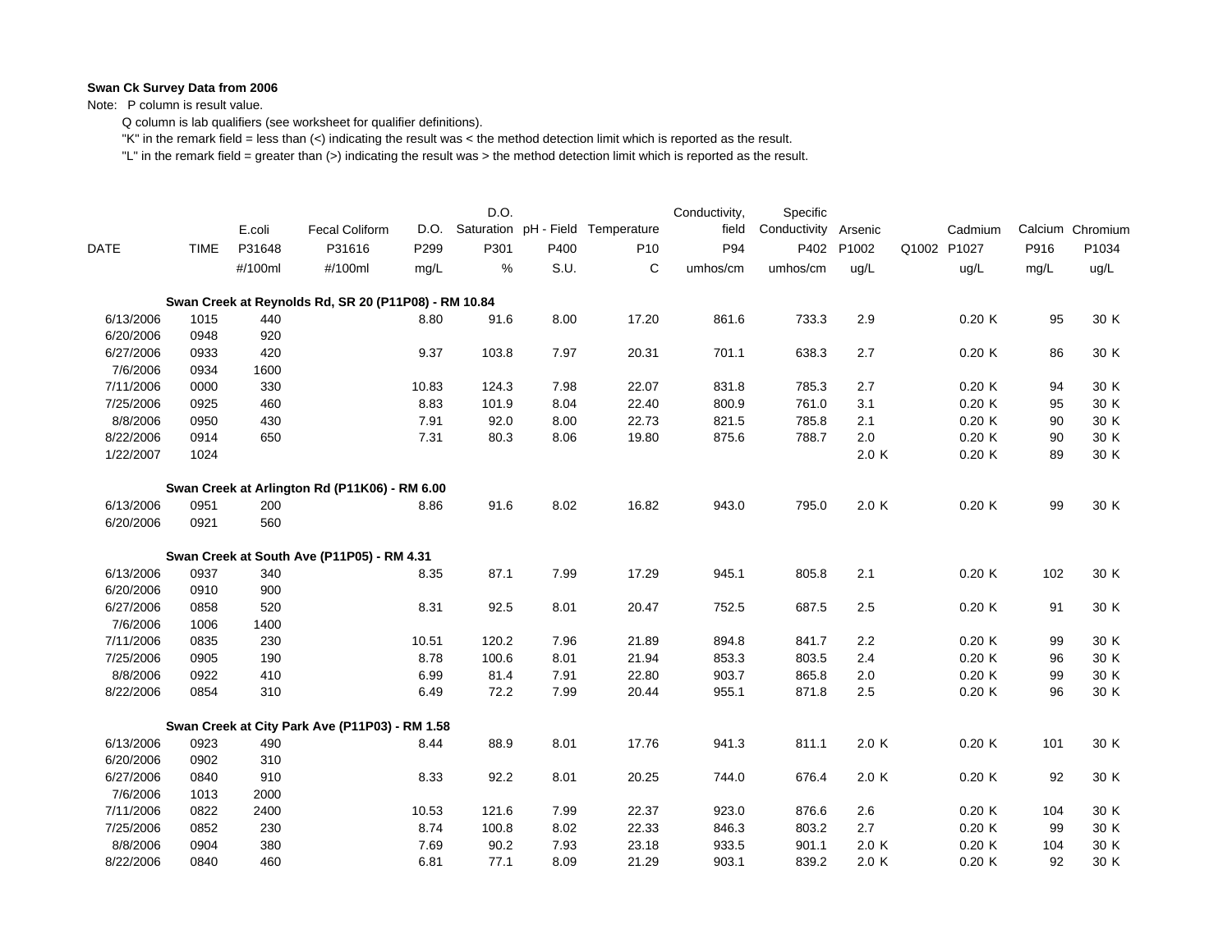**Swan Ck Survey Data from 2006**

Note: P column is result value.

Q column is lab qualifiers (see worksheet for qualifier definitions).

"K" in the remark field = less than (<) indicating the result was < the method detection limit which is reported as the result.

"L" in the remark field = greater than (>) indicating the result was > the method detection limit which is reported as the result.

| DATE | TIME | E.coli P31648 #/100ml | Fecal Coliform P31616 #/100ml | D.O. P299 mg/L | D.O. Saturation P301 % | pH - Field P400 S.U. | Temperature P10 C | Conductivity, field P94 umhos/cm | Specific Conductivity P402 umhos/cm | Arsenic P1002 ug/L | Q1002 | Cadmium P1027 ug/L | Calcium P916 mg/L | Chromium P1034 ug/L |
|---|---|---|---|---|---|---|---|---|---|---|---|---|---|---|
| **Swan Creek at Reynolds Rd, SR 20 (P11P08) - RM 10.84** | | | | | | | | | | | | | | |
| 6/13/2006 | 1015 | 440 | | 8.80 | 91.6 | 8.00 | 17.20 | 861.6 | 733.3 | 2.9 | | 0.20 K | 95 | 30 K |
| 6/20/2006 | 0948 | 920 | | | | | | | | | | | | |
| 6/27/2006 | 0933 | 420 | | 9.37 | 103.8 | 7.97 | 20.31 | 701.1 | 638.3 | 2.7 | | 0.20 K | 86 | 30 K |
| 7/6/2006 | 0934 | 1600 | | | | | | | | | | | | |
| 7/11/2006 | 0000 | 330 | | 10.83 | 124.3 | 7.98 | 22.07 | 831.8 | 785.3 | 2.7 | | 0.20 K | 94 | 30 K |
| 7/25/2006 | 0925 | 460 | | 8.83 | 101.9 | 8.04 | 22.40 | 800.9 | 761.0 | 3.1 | | 0.20 K | 95 | 30 K |
| 8/8/2006 | 0950 | 430 | | 7.91 | 92.0 | 8.00 | 22.73 | 821.5 | 785.8 | 2.1 | | 0.20 K | 90 | 30 K |
| 8/22/2006 | 0914 | 650 | | 7.31 | 80.3 | 8.06 | 19.80 | 875.6 | 788.7 | 2.0 | | 0.20 K | 90 | 30 K |
| 1/22/2007 | 1024 | | | | | | | | | 2.0 K | | 0.20 K | 89 | 30 K |
| **Swan Creek at Arlington Rd (P11K06) - RM 6.00** | | | | | | | | | | | | | | |
| 6/13/2006 | 0951 | 200 | | 8.86 | 91.6 | 8.02 | 16.82 | 943.0 | 795.0 | 2.0 K | | 0.20 K | 99 | 30 K |
| 6/20/2006 | 0921 | 560 | | | | | | | | | | | | |
| **Swan Creek at South Ave (P11P05) - RM 4.31** | | | | | | | | | | | | | | |
| 6/13/2006 | 0937 | 340 | | 8.35 | 87.1 | 7.99 | 17.29 | 945.1 | 805.8 | 2.1 | | 0.20 K | 102 | 30 K |
| 6/20/2006 | 0910 | 900 | | | | | | | | | | | | |
| 6/27/2006 | 0858 | 520 | | 8.31 | 92.5 | 8.01 | 20.47 | 752.5 | 687.5 | 2.5 | | 0.20 K | 91 | 30 K |
| 7/6/2006 | 1006 | 1400 | | | | | | | | | | | | |
| 7/11/2006 | 0835 | 230 | | 10.51 | 120.2 | 7.96 | 21.89 | 894.8 | 841.7 | 2.2 | | 0.20 K | 99 | 30 K |
| 7/25/2006 | 0905 | 190 | | 8.78 | 100.6 | 8.01 | 21.94 | 853.3 | 803.5 | 2.4 | | 0.20 K | 96 | 30 K |
| 8/8/2006 | 0922 | 410 | | 6.99 | 81.4 | 7.91 | 22.80 | 903.7 | 865.8 | 2.0 | | 0.20 K | 99 | 30 K |
| 8/22/2006 | 0854 | 310 | | 6.49 | 72.2 | 7.99 | 20.44 | 955.1 | 871.8 | 2.5 | | 0.20 K | 96 | 30 K |
| **Swan Creek at City Park Ave (P11P03) - RM 1.58** | | | | | | | | | | | | | | |
| 6/13/2006 | 0923 | 490 | | 8.44 | 88.9 | 8.01 | 17.76 | 941.3 | 811.1 | 2.0 K | | 0.20 K | 101 | 30 K |
| 6/20/2006 | 0902 | 310 | | | | | | | | | | | | |
| 6/27/2006 | 0840 | 910 | | 8.33 | 92.2 | 8.01 | 20.25 | 744.0 | 676.4 | 2.0 K | | 0.20 K | 92 | 30 K |
| 7/6/2006 | 1013 | 2000 | | | | | | | | | | | | |
| 7/11/2006 | 0822 | 2400 | | 10.53 | 121.6 | 7.99 | 22.37 | 923.0 | 876.6 | 2.6 | | 0.20 K | 104 | 30 K |
| 7/25/2006 | 0852 | 230 | | 8.74 | 100.8 | 8.02 | 22.33 | 846.3 | 803.2 | 2.7 | | 0.20 K | 99 | 30 K |
| 8/8/2006 | 0904 | 380 | | 7.69 | 90.2 | 7.93 | 23.18 | 933.5 | 901.1 | 2.0 K | | 0.20 K | 104 | 30 K |
| 8/22/2006 | 0840 | 460 | | 6.81 | 77.1 | 8.09 | 21.29 | 903.1 | 839.2 | 2.0 K | | 0.20 K | 92 | 30 K |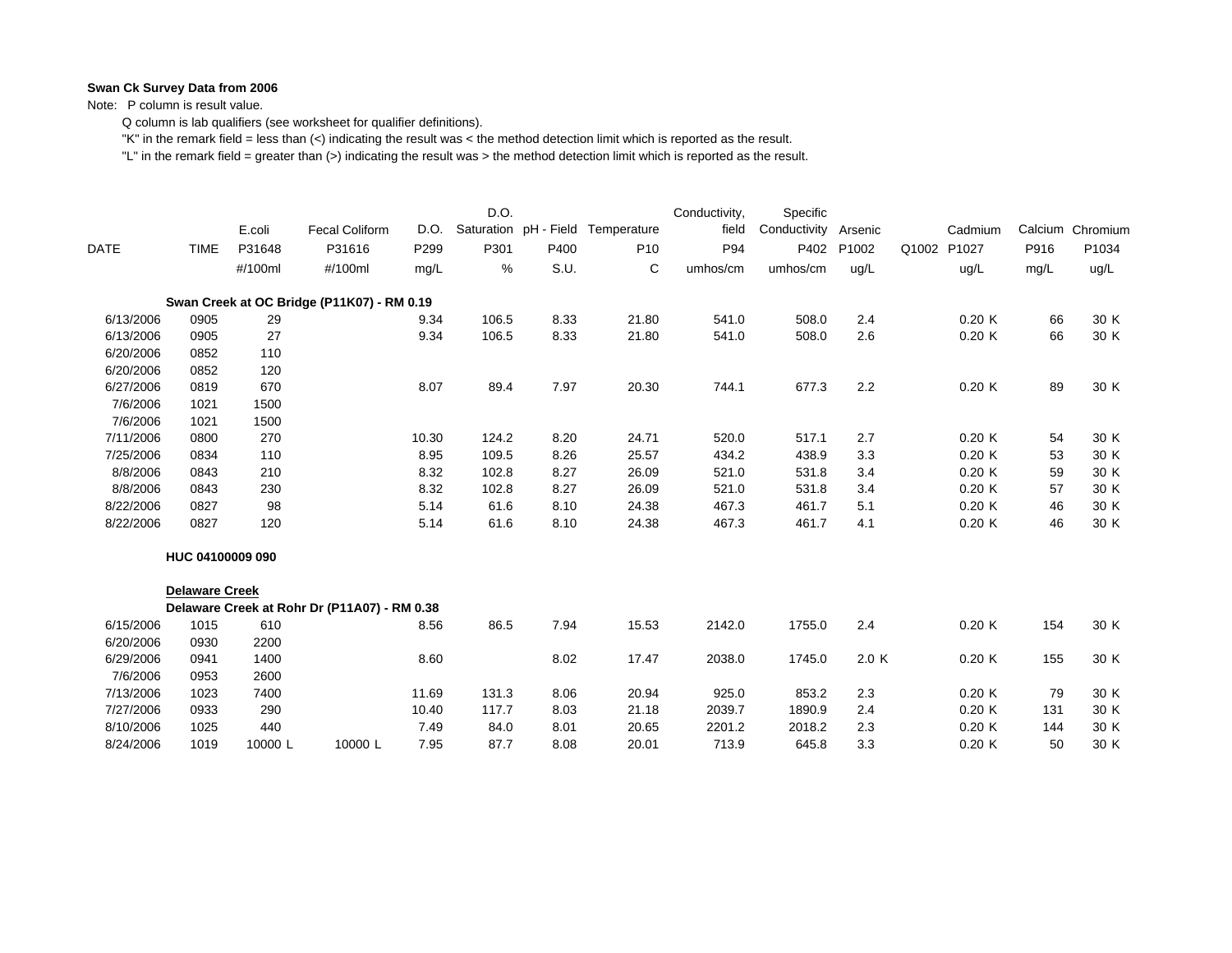**Swan Ck Survey Data from 2006**

Note: P column is result value.

Q column is lab qualifiers (see worksheet for qualifier definitions).

"K" in the remark field = less than (<) indicating the result was < the method detection limit which is reported as the result.

"L" in the remark field = greater than (>) indicating the result was > the method detection limit which is reported as the result.

| DATE | TIME | E.coli P31648 #/100ml | Fecal Coliform P31616 #/100ml | D.O. P299 mg/L | D.O. Saturation P301 % | pH - Field P400 S.U. | Temperature P10 C | Conductivity, field P94 umhos/cm | Specific Conductivity P402 umhos/cm | Arsenic P1002 ug/L | Q1002 | Cadmium P1027 ug/L | Calcium P916 mg/L | Chromium P1034 ug/L |
|---|---|---|---|---|---|---|---|---|---|---|---|---|---|---|
| **Swan Creek at OC Bridge (P11K07) - RM 0.19** | | | | | | | | | | | | | | |
| 6/13/2006 | 0905 | 29 | | 9.34 | 106.5 | 8.33 | 21.80 | 541.0 | 508.0 | 2.4 | | 0.20 K | 66 | 30 K |
| 6/13/2006 | 0905 | 27 | | 9.34 | 106.5 | 8.33 | 21.80 | 541.0 | 508.0 | 2.6 | | 0.20 K | 66 | 30 K |
| 6/20/2006 | 0852 | 110 | | | | | | | | | | | | |
| 6/20/2006 | 0852 | 120 | | | | | | | | | | | | |
| 6/27/2006 | 0819 | 670 | | 8.07 | 89.4 | 7.97 | 20.30 | 744.1 | 677.3 | 2.2 | | 0.20 K | 89 | 30 K |
| 7/6/2006 | 1021 | 1500 | | | | | | | | | | | | |
| 7/6/2006 | 1021 | 1500 | | | | | | | | | | | | |
| 7/11/2006 | 0800 | 270 | | 10.30 | 124.2 | 8.20 | 24.71 | 520.0 | 517.1 | 2.7 | | 0.20 K | 54 | 30 K |
| 7/25/2006 | 0834 | 110 | | 8.95 | 109.5 | 8.26 | 25.57 | 434.2 | 438.9 | 3.3 | | 0.20 K | 53 | 30 K |
| 8/8/2006 | 0843 | 210 | | 8.32 | 102.8 | 8.27 | 26.09 | 521.0 | 531.8 | 3.4 | | 0.20 K | 59 | 30 K |
| 8/8/2006 | 0843 | 230 | | 8.32 | 102.8 | 8.27 | 26.09 | 521.0 | 531.8 | 3.4 | | 0.20 K | 57 | 30 K |
| 8/22/2006 | 0827 | 98 | | 5.14 | 61.6 | 8.10 | 24.38 | 467.3 | 461.7 | 5.1 | | 0.20 K | 46 | 30 K |
| 8/22/2006 | 0827 | 120 | | 5.14 | 61.6 | 8.10 | 24.38 | 467.3 | 461.7 | 4.1 | | 0.20 K | 46 | 30 K |
| **HUC 04100009 090** | | | | | | | | | | | | | | |
| **Delaware Creek** | | | | | | | | | | | | | | |
| **Delaware Creek at Rohr Dr (P11A07) - RM 0.38** | | | | | | | | | | | | | | |
| 6/15/2006 | 1015 | 610 | | 8.56 | 86.5 | 7.94 | 15.53 | 2142.0 | 1755.0 | 2.4 | | 0.20 K | 154 | 30 K |
| 6/20/2006 | 0930 | 2200 | | | | | | | | | | | | |
| 6/29/2006 | 0941 | 1400 | | 8.60 | | 8.02 | 17.47 | 2038.0 | 1745.0 | 2.0 K | | 0.20 K | 155 | 30 K |
| 7/6/2006 | 0953 | 2600 | | | | | | | | | | | | |
| 7/13/2006 | 1023 | 7400 | | 11.69 | 131.3 | 8.06 | 20.94 | 925.0 | 853.2 | 2.3 | | 0.20 K | 79 | 30 K |
| 7/27/2006 | 0933 | 290 | | 10.40 | 117.7 | 8.03 | 21.18 | 2039.7 | 1890.9 | 2.4 | | 0.20 K | 131 | 30 K |
| 8/10/2006 | 1025 | 440 | | 7.49 | 84.0 | 8.01 | 20.65 | 2201.2 | 2018.2 | 2.3 | | 0.20 K | 144 | 30 K |
| 8/24/2006 | 1019 | 10000 L | 10000 L | 7.95 | 87.7 | 8.08 | 20.01 | 713.9 | 645.8 | 3.3 | | 0.20 K | 50 | 30 K |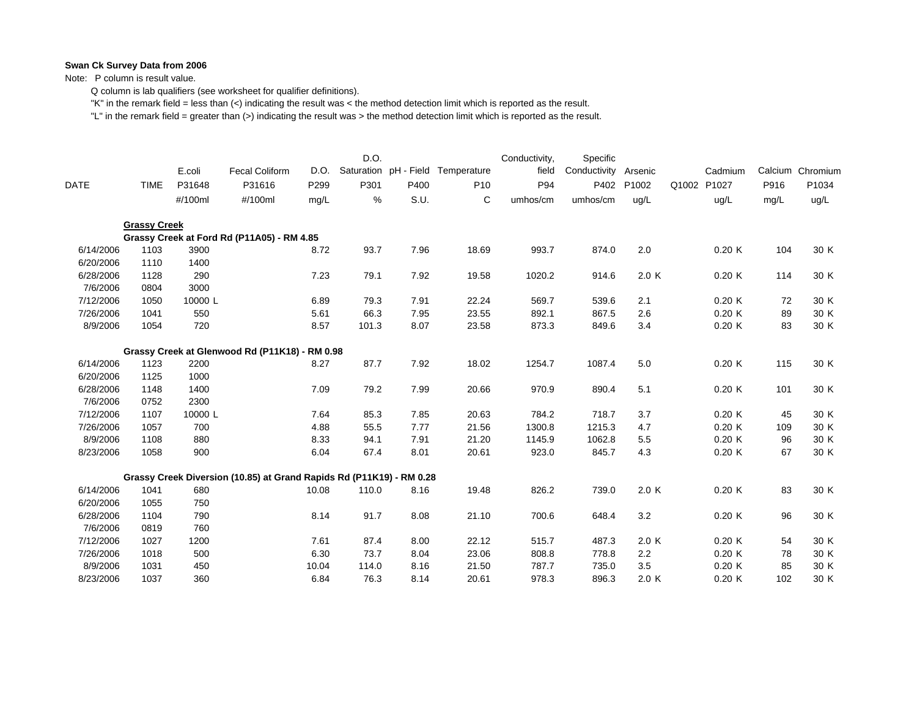**Swan Ck Survey Data from 2006**

Note: P column is result value.

Q column is lab qualifiers (see worksheet for qualifier definitions).

"K" in the remark field = less than (<) indicating the result was < the method detection limit which is reported as the result.

"L" in the remark field = greater than (>) indicating the result was > the method detection limit which is reported as the result.

| DATE | TIME | E.coli P31648 #/100ml | Fecal Coliform P31616 #/100ml | D.O. P299 mg/L | D.O. Saturation P301 % | pH - Field P400 S.U. | Temperature P10 C | Conductivity, field P94 umhos/cm | Specific Conductivity P402 umhos/cm | Arsenic P1002 ug/L | Q1002 | Cadmium P1027 ug/L | Calcium P916 mg/L | Chromium P1034 ug/L |
|---|---|---|---|---|---|---|---|---|---|---|---|---|---|---|
| **Grassy Creek** | | | | | | | | | | | | | | |
| **Grassy Creek at Ford Rd (P11A05) - RM 4.85** | | | | | | | | | | | | | | |
| 6/14/2006 | 1103 | 3900 | | 8.72 | 93.7 | 7.96 | 18.69 | 993.7 | 874.0 | 2.0 | | 0.20 K | 104 | 30 K |
| 6/20/2006 | 1110 | 1400 | | | | | | | | | | | | |
| 6/28/2006 | 1128 | 290 | | 7.23 | 79.1 | 7.92 | 19.58 | 1020.2 | 914.6 | 2.0 K | | 0.20 K | 114 | 30 K |
| 7/6/2006 | 0804 | 3000 | | | | | | | | | | | | |
| 7/12/2006 | 1050 | 10000 L | | 6.89 | 79.3 | 7.91 | 22.24 | 569.7 | 539.6 | 2.1 | | 0.20 K | 72 | 30 K |
| 7/26/2006 | 1041 | 550 | | 5.61 | 66.3 | 7.95 | 23.55 | 892.1 | 867.5 | 2.6 | | 0.20 K | 89 | 30 K |
| 8/9/2006 | 1054 | 720 | | 8.57 | 101.3 | 8.07 | 23.58 | 873.3 | 849.6 | 3.4 | | 0.20 K | 83 | 30 K |
| **Grassy Creek at Glenwood Rd (P11K18) - RM 0.98** | | | | | | | | | | | | | | |
| 6/14/2006 | 1123 | 2200 | | 8.27 | 87.7 | 7.92 | 18.02 | 1254.7 | 1087.4 | 5.0 | | 0.20 K | 115 | 30 K |
| 6/20/2006 | 1125 | 1000 | | | | | | | | | | | | |
| 6/28/2006 | 1148 | 1400 | | 7.09 | 79.2 | 7.99 | 20.66 | 970.9 | 890.4 | 5.1 | | 0.20 K | 101 | 30 K |
| 7/6/2006 | 0752 | 2300 | | | | | | | | | | | | |
| 7/12/2006 | 1107 | 10000 L | | 7.64 | 85.3 | 7.85 | 20.63 | 784.2 | 718.7 | 3.7 | | 0.20 K | 45 | 30 K |
| 7/26/2006 | 1057 | 700 | | 4.88 | 55.5 | 7.77 | 21.56 | 1300.8 | 1215.3 | 4.7 | | 0.20 K | 109 | 30 K |
| 8/9/2006 | 1108 | 880 | | 8.33 | 94.1 | 7.91 | 21.20 | 1145.9 | 1062.8 | 5.5 | | 0.20 K | 96 | 30 K |
| 8/23/2006 | 1058 | 900 | | 6.04 | 67.4 | 8.01 | 20.61 | 923.0 | 845.7 | 4.3 | | 0.20 K | 67 | 30 K |
| **Grassy Creek Diversion (10.85) at Grand Rapids Rd (P11K19) - RM 0.28** | | | | | | | | | | | | | | |
| 6/14/2006 | 1041 | 680 | | 10.08 | 110.0 | 8.16 | 19.48 | 826.2 | 739.0 | 2.0 K | | 0.20 K | 83 | 30 K |
| 6/20/2006 | 1055 | 750 | | | | | | | | | | | | |
| 6/28/2006 | 1104 | 790 | | 8.14 | 91.7 | 8.08 | 21.10 | 700.6 | 648.4 | 3.2 | | 0.20 K | 96 | 30 K |
| 7/6/2006 | 0819 | 760 | | | | | | | | | | | | |
| 7/12/2006 | 1027 | 1200 | | 7.61 | 87.4 | 8.00 | 22.12 | 515.7 | 487.3 | 2.0 K | | 0.20 K | 54 | 30 K |
| 7/26/2006 | 1018 | 500 | | 6.30 | 73.7 | 8.04 | 23.06 | 808.8 | 778.8 | 2.2 | | 0.20 K | 78 | 30 K |
| 8/9/2006 | 1031 | 450 | | 10.04 | 114.0 | 8.16 | 21.50 | 787.7 | 735.0 | 3.5 | | 0.20 K | 85 | 30 K |
| 8/23/2006 | 1037 | 360 | | 6.84 | 76.3 | 8.14 | 20.61 | 978.3 | 896.3 | 2.0 K | | 0.20 K | 102 | 30 K |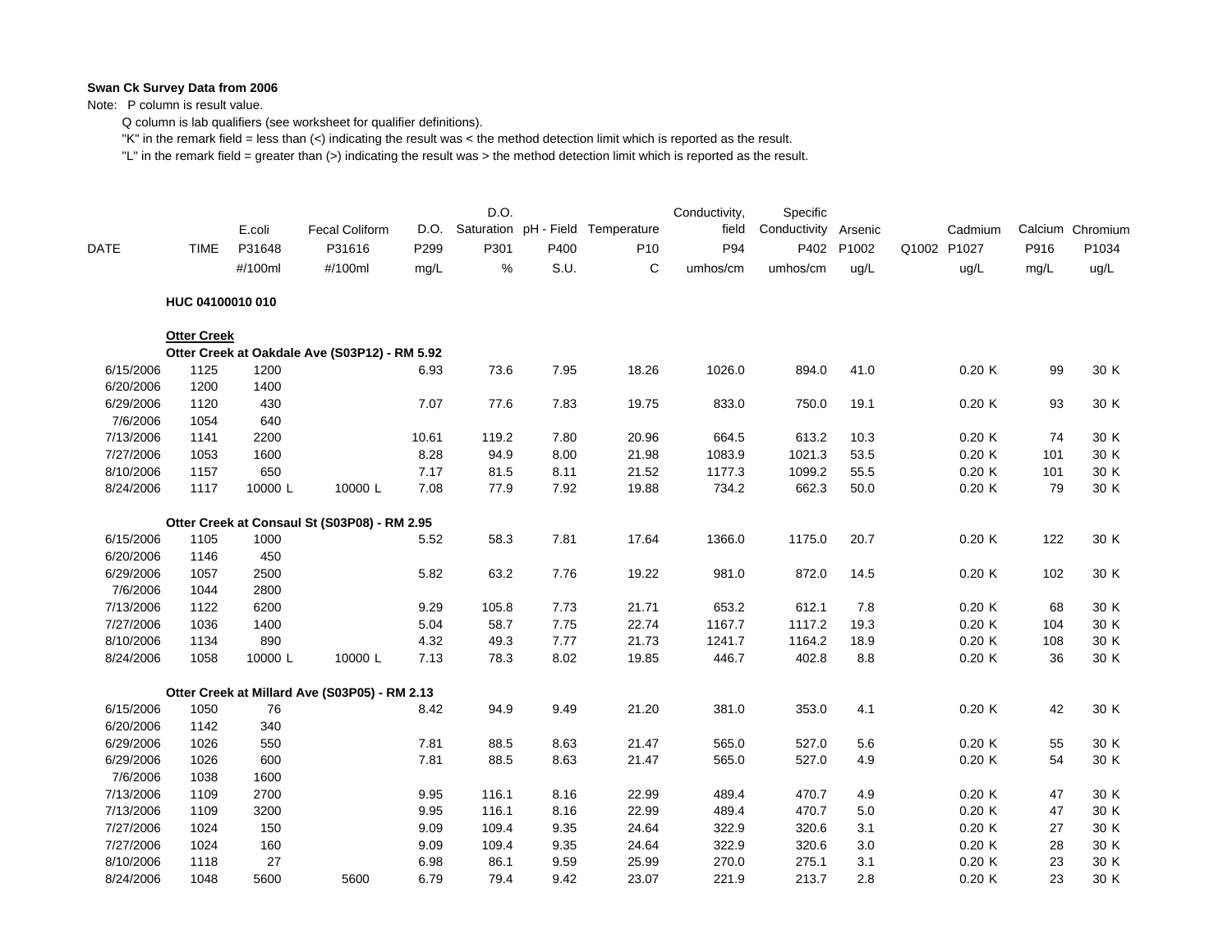**Swan Ck Survey Data from 2006**

Note: P column is result value.

Q column is lab qualifiers (see worksheet for qualifier definitions).

"K" in the remark field = less than (<) indicating the result was < the method detection limit which is reported as the result.

"L" in the remark field = greater than (>) indicating the result was > the method detection limit which is reported as the result.

| DATE | TIME | E.coli P31648 #/100ml | | Fecal Coliform P31616 #/100ml | | D.O. P299 mg/L | D.O. Saturation P301 % | pH - Field P400 S.U. | Temperature P10 C | Conductivity, field P94 umhos/cm | Specific Conductivity P402 umhos/cm | Arsenic P1002 ug/L | Q1002 | Cadmium P1027 ug/L | | Calcium P916 mg/L | Chromium P1034 ug/L | |
|---|---|---|---|---|---|---|---|---|---|---|---|---|---|---|---|---|---|---|
| **HUC 04100010 010** | | | | | | | | | | | | | | | | | | |
| **Otter Creek** | | | | | | | | | | | | | | | | | | |
| **Otter Creek at Oakdale Ave (S03P12) - RM 5.92** | | | | | | | | | | | | | | | | | | |
| 6/15/2006 | 1125 | 1200 | | | | 6.93 | 73.6 | 7.95 | 18.26 | 1026.0 | 894.0 | 41.0 | | 0.20 | K | 99 | 30 | K |
| 6/20/2006 | 1200 | 1400 | | | | | | | | | | | | | | | | |
| 6/29/2006 | 1120 | 430 | | | | 7.07 | 77.6 | 7.83 | 19.75 | 833.0 | 750.0 | 19.1 | | 0.20 | K | 93 | 30 | K |
| 7/6/2006 | 1054 | 640 | | | | | | | | | | | | | | | | |
| 7/13/2006 | 1141 | 2200 | | | | 10.61 | 119.2 | 7.80 | 20.96 | 664.5 | 613.2 | 10.3 | | 0.20 | K | 74 | 30 | K |
| 7/27/2006 | 1053 | 1600 | | | | 8.28 | 94.9 | 8.00 | 21.98 | 1083.9 | 1021.3 | 53.5 | | 0.20 | K | 101 | 30 | K |
| 8/10/2006 | 1157 | 650 | | | | 7.17 | 81.5 | 8.11 | 21.52 | 1177.3 | 1099.2 | 55.5 | | 0.20 | K | 101 | 30 | K |
| 8/24/2006 | 1117 | 10000 | L | 10000 | L | 7.08 | 77.9 | 7.92 | 19.88 | 734.2 | 662.3 | 50.0 | | 0.20 | K | 79 | 30 | K |
| **Otter Creek at Consaul St (S03P08) - RM 2.95** | | | | | | | | | | | | | | | | | | |
| 6/15/2006 | 1105 | 1000 | | | | 5.52 | 58.3 | 7.81 | 17.64 | 1366.0 | 1175.0 | 20.7 | | 0.20 | K | 122 | 30 | K |
| 6/20/2006 | 1146 | 450 | | | | | | | | | | | | | | | | |
| 6/29/2006 | 1057 | 2500 | | | | 5.82 | 63.2 | 7.76 | 19.22 | 981.0 | 872.0 | 14.5 | | 0.20 | K | 102 | 30 | K |
| 7/6/2006 | 1044 | 2800 | | | | | | | | | | | | | | | | |
| 7/13/2006 | 1122 | 6200 | | | | 9.29 | 105.8 | 7.73 | 21.71 | 653.2 | 612.1 | 7.8 | | 0.20 | K | 68 | 30 | K |
| 7/27/2006 | 1036 | 1400 | | | | 5.04 | 58.7 | 7.75 | 22.74 | 1167.7 | 1117.2 | 19.3 | | 0.20 | K | 104 | 30 | K |
| 8/10/2006 | 1134 | 890 | | | | 4.32 | 49.3 | 7.77 | 21.73 | 1241.7 | 1164.2 | 18.9 | | 0.20 | K | 108 | 30 | K |
| 8/24/2006 | 1058 | 10000 | L | 10000 | L | 7.13 | 78.3 | 8.02 | 19.85 | 446.7 | 402.8 | 8.8 | | 0.20 | K | 36 | 30 | K |
| **Otter Creek at Millard Ave (S03P05) - RM 2.13** | | | | | | | | | | | | | | | | | | |
| 6/15/2006 | 1050 | 76 | | | | 8.42 | 94.9 | 9.49 | 21.20 | 381.0 | 353.0 | 4.1 | | 0.20 | K | 42 | 30 | K |
| 6/20/2006 | 1142 | 340 | | | | | | | | | | | | | | | | |
| 6/29/2006 | 1026 | 550 | | | | 7.81 | 88.5 | 8.63 | 21.47 | 565.0 | 527.0 | 5.6 | | 0.20 | K | 55 | 30 | K |
| 6/29/2006 | 1026 | 600 | | | | 7.81 | 88.5 | 8.63 | 21.47 | 565.0 | 527.0 | 4.9 | | 0.20 | K | 54 | 30 | K |
| 7/6/2006 | 1038 | 1600 | | | | | | | | | | | | | | | | |
| 7/13/2006 | 1109 | 2700 | | | | 9.95 | 116.1 | 8.16 | 22.99 | 489.4 | 470.7 | 4.9 | | 0.20 | K | 47 | 30 | K |
| 7/13/2006 | 1109 | 3200 | | | | 9.95 | 116.1 | 8.16 | 22.99 | 489.4 | 470.7 | 5.0 | | 0.20 | K | 47 | 30 | K |
| 7/27/2006 | 1024 | 150 | | | | 9.09 | 109.4 | 9.35 | 24.64 | 322.9 | 320.6 | 3.1 | | 0.20 | K | 27 | 30 | K |
| 7/27/2006 | 1024 | 160 | | | | 9.09 | 109.4 | 9.35 | 24.64 | 322.9 | 320.6 | 3.0 | | 0.20 | K | 28 | 30 | K |
| 8/10/2006 | 1118 | 27 | | | | 6.98 | 86.1 | 9.59 | 25.99 | 270.0 | 275.1 | 3.1 | | 0.20 | K | 23 | 30 | K |
| 8/24/2006 | 1048 | 5600 | | 5600 | | 6.79 | 79.4 | 9.42 | 23.07 | 221.9 | 213.7 | 2.8 | | 0.20 | K | 23 | 30 | K |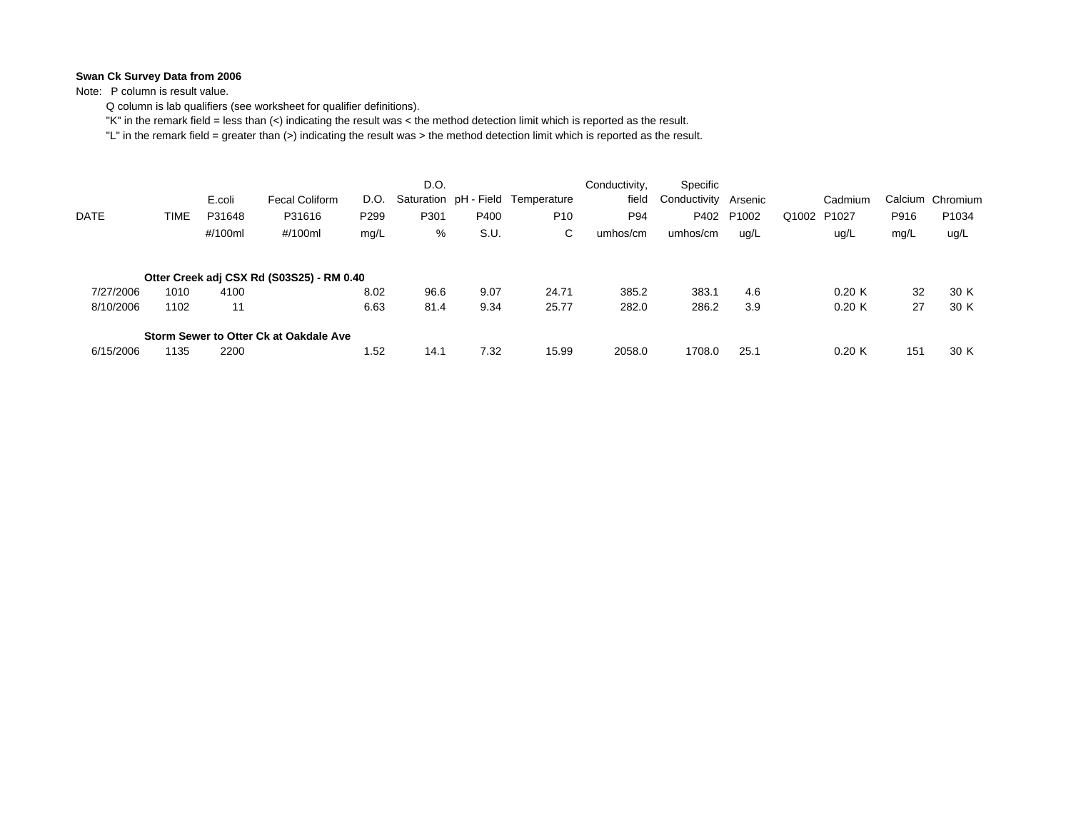**Swan Ck Survey Data from 2006**

Note: P column is result value.

Q column is lab qualifiers (see worksheet for qualifier definitions).

"K" in the remark field = less than (<) indicating the result was < the method detection limit which is reported as the result.

"L" in the remark field = greater than (>) indicating the result was > the method detection limit which is reported as the result.

| DATE | TIME | E.coli P31648 #/100ml | Fecal Coliform P31616 #/100ml | D.O. P299 mg/L | D.O. Saturation P301 % | pH - Field P400 S.U. | Temperature P10 C | Conductivity, field P94 umhos/cm | Specific Conductivity P402 umhos/cm | Arsenic P1002 ug/L | Q1002 | Cadmium P1027 ug/L | | Calcium P916 mg/L | Chromium P1034 ug/L | |
|---|---|---|---|---|---|---|---|---|---|---|---|---|---|---|---|---|
| **Otter Creek adj CSX Rd (S03S25) - RM 0.40** | | | | | | | | | | | | | | | | |
| 7/27/2006 | 1010 | 4100 | | 8.02 | 96.6 | 9.07 | 24.71 | 385.2 | 383.1 | 4.6 | | 0.20 | K | 32 | 30 | K |
| 8/10/2006 | 1102 | 11 | | 6.63 | 81.4 | 9.34 | 25.77 | 282.0 | 286.2 | 3.9 | | 0.20 | K | 27 | 30 | K |
| **Storm Sewer to Otter Ck at Oakdale Ave** | | | | | | | | | | | | | | | | |
| 6/15/2006 | 1135 | 2200 | | 1.52 | 14.1 | 7.32 | 15.99 | 2058.0 | 1708.0 | 25.1 | | 0.20 | K | 151 | 30 | K |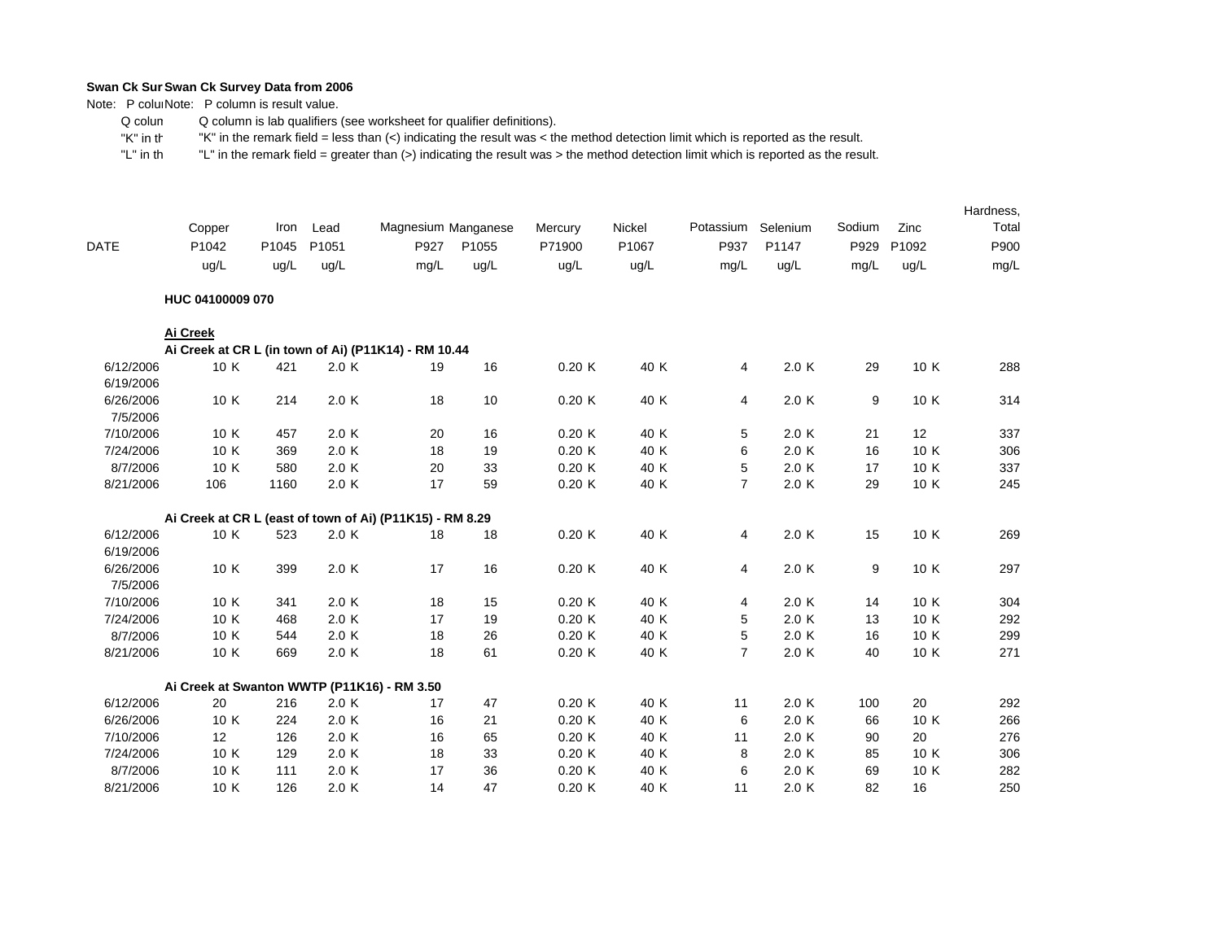**Swan Ck Sur Swan Ck Survey Data from 2006**

Note: P colu Note: P column is result value.

Q colun Q column is lab qualifiers (see worksheet for qualifier definitions).

"K" in th "K" in the remark field = less than (<) indicating the result was < the method detection limit which is reported as the result.

"L" in th "L" in the remark field = greater than (>) indicating the result was > the method detection limit which is reported as the result.

| DATE | Copper P1042 ug/L | | Iron P1045 ug/L | Lead P1051 ug/L | | Magnesium P927 mg/L | Manganese P1055 ug/L | Mercury P71900 ug/L | | Nickel P1067 ug/L | | Potassium P937 mg/L | Selenium P1147 ug/L | | Sodium P929 mg/L | Zinc P1092 ug/L | | Hardness, Total P900 mg/L |
|---|---|---|---|---|---|---|---|---|---|---|---|---|---|---|---|---|---|---|
| | **HUC 04100009 070** | | | | | | | | | | | | | | | | | |
| | **Ai Creek** | | | | | | | | | | | | | | | | | |
| | **Ai Creek at CR L (in town of Ai) (P11K14) - RM 10.44** | | | | | | | | | | | | | | | | | |
| 6/12/2006 | 10 | K | 421 | 2.0 | K | 19 | 16 | 0.20 | K | 40 | K | 4 | 2.0 | K | 29 | 10 | K | 288 |
| 6/19/2006 | | | | | | | | | | | | | | | | | | |
| 6/26/2006 | 10 | K | 214 | 2.0 | K | 18 | 10 | 0.20 | K | 40 | K | 4 | 2.0 | K | 9 | 10 | K | 314 |
| 7/5/2006 | | | | | | | | | | | | | | | | | | |
| 7/10/2006 | 10 | K | 457 | 2.0 | K | 20 | 16 | 0.20 | K | 40 | K | 5 | 2.0 | K | 21 | 12 | | 337 |
| 7/24/2006 | 10 | K | 369 | 2.0 | K | 18 | 19 | 0.20 | K | 40 | K | 6 | 2.0 | K | 16 | 10 | K | 306 |
| 8/7/2006 | 10 | K | 580 | 2.0 | K | 20 | 33 | 0.20 | K | 40 | K | 5 | 2.0 | K | 17 | 10 | K | 337 |
| 8/21/2006 | 106 | | 1160 | 2.0 | K | 17 | 59 | 0.20 | K | 40 | K | 7 | 2.0 | K | 29 | 10 | K | 245 |
| | **Ai Creek at CR L (east of town of Ai) (P11K15) - RM 8.29** | | | | | | | | | | | | | | | | | |
| 6/12/2006 | 10 | K | 523 | 2.0 | K | 18 | 18 | 0.20 | K | 40 | K | 4 | 2.0 | K | 15 | 10 | K | 269 |
| 6/19/2006 | | | | | | | | | | | | | | | | | | |
| 6/26/2006 | 10 | K | 399 | 2.0 | K | 17 | 16 | 0.20 | K | 40 | K | 4 | 2.0 | K | 9 | 10 | K | 297 |
| 7/5/2006 | | | | | | | | | | | | | | | | | | |
| 7/10/2006 | 10 | K | 341 | 2.0 | K | 18 | 15 | 0.20 | K | 40 | K | 4 | 2.0 | K | 14 | 10 | K | 304 |
| 7/24/2006 | 10 | K | 468 | 2.0 | K | 17 | 19 | 0.20 | K | 40 | K | 5 | 2.0 | K | 13 | 10 | K | 292 |
| 8/7/2006 | 10 | K | 544 | 2.0 | K | 18 | 26 | 0.20 | K | 40 | K | 5 | 2.0 | K | 16 | 10 | K | 299 |
| 8/21/2006 | 10 | K | 669 | 2.0 | K | 18 | 61 | 0.20 | K | 40 | K | 7 | 2.0 | K | 40 | 10 | K | 271 |
| | **Ai Creek at Swanton WWTP (P11K16) - RM 3.50** | | | | | | | | | | | | | | | | | |
| 6/12/2006 | 20 | | 216 | 2.0 | K | 17 | 47 | 0.20 | K | 40 | K | 11 | 2.0 | K | 100 | 20 | | 292 |
| 6/26/2006 | 10 | K | 224 | 2.0 | K | 16 | 21 | 0.20 | K | 40 | K | 6 | 2.0 | K | 66 | 10 | K | 266 |
| 7/10/2006 | 12 | | 126 | 2.0 | K | 16 | 65 | 0.20 | K | 40 | K | 11 | 2.0 | K | 90 | 20 | | 276 |
| 7/24/2006 | 10 | K | 129 | 2.0 | K | 18 | 33 | 0.20 | K | 40 | K | 8 | 2.0 | K | 85 | 10 | K | 306 |
| 8/7/2006 | 10 | K | 111 | 2.0 | K | 17 | 36 | 0.20 | K | 40 | K | 6 | 2.0 | K | 69 | 10 | K | 282 |
| 8/21/2006 | 10 | K | 126 | 2.0 | K | 14 | 47 | 0.20 | K | 40 | K | 11 | 2.0 | K | 82 | 16 | | 250 |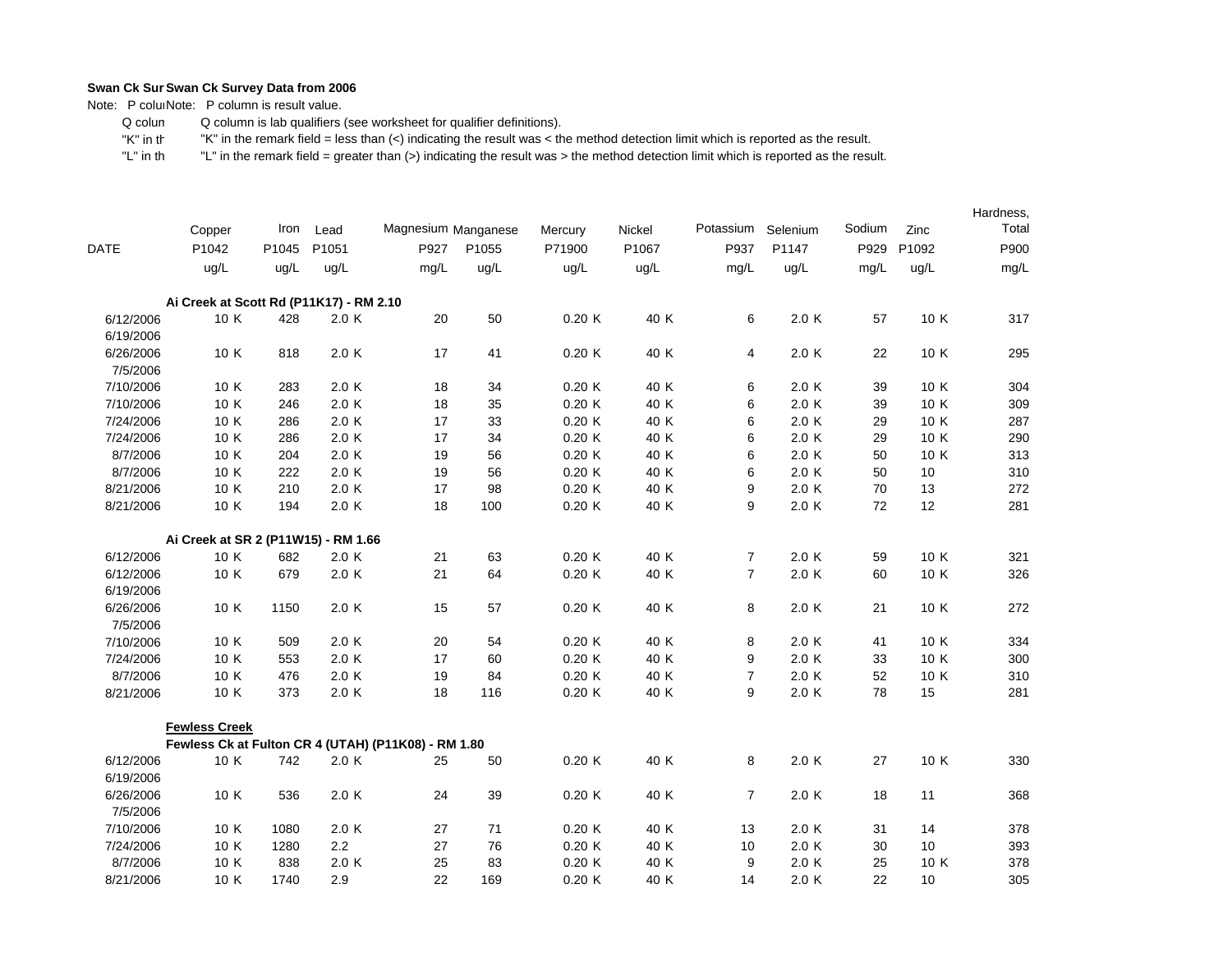**Swan Ck Sur Swan Ck Survey Data from 2006**

Note: P colu Note: P column is result value.

Q colun Q column is lab qualifiers (see worksheet for qualifier definitions).

"K" in th "K" in the remark field = less than (<) indicating the result was < the method detection limit which is reported as the result.

"L" in th "L" in the remark field = greater than (>) indicating the result was > the method detection limit which is reported as the result.

| DATE | Copper P1042 ug/L | Iron P1045 ug/L | Lead P1051 ug/L | Magnesium P927 mg/L | Manganese P1055 ug/L | Mercury P71900 ug/L | Nickel P1067 ug/L | Potassium P937 mg/L | Selenium P1147 ug/L | Sodium P929 mg/L | Zinc P1092 ug/L | Hardness, Total P900 mg/L |
|---|---|---|---|---|---|---|---|---|---|---|---|---|
| **Ai Creek at Scott Rd (P11K17) - RM 2.10** | | | | | | | | | | | | |
| 6/12/2006 | 10 K | 428 | 2.0 K | 20 | 50 | 0.20 K | 40 K | 6 | 2.0 K | 57 | 10 K | 317 |
| 6/19/2006 | | | | | | | | | | | | |
| 6/26/2006 | 10 K | 818 | 2.0 K | 17 | 41 | 0.20 K | 40 K | 4 | 2.0 K | 22 | 10 K | 295 |
| 7/5/2006 | | | | | | | | | | | | |
| 7/10/2006 | 10 K | 283 | 2.0 K | 18 | 34 | 0.20 K | 40 K | 6 | 2.0 K | 39 | 10 K | 304 |
| 7/10/2006 | 10 K | 246 | 2.0 K | 18 | 35 | 0.20 K | 40 K | 6 | 2.0 K | 39 | 10 K | 309 |
| 7/24/2006 | 10 K | 286 | 2.0 K | 17 | 33 | 0.20 K | 40 K | 6 | 2.0 K | 29 | 10 K | 287 |
| 7/24/2006 | 10 K | 286 | 2.0 K | 17 | 34 | 0.20 K | 40 K | 6 | 2.0 K | 29 | 10 K | 290 |
| 8/7/2006 | 10 K | 204 | 2.0 K | 19 | 56 | 0.20 K | 40 K | 6 | 2.0 K | 50 | 10 K | 313 |
| 8/7/2006 | 10 K | 222 | 2.0 K | 19 | 56 | 0.20 K | 40 K | 6 | 2.0 K | 50 | 10 | 310 |
| 8/21/2006 | 10 K | 210 | 2.0 K | 17 | 98 | 0.20 K | 40 K | 9 | 2.0 K | 70 | 13 | 272 |
| 8/21/2006 | 10 K | 194 | 2.0 K | 18 | 100 | 0.20 K | 40 K | 9 | 2.0 K | 72 | 12 | 281 |
| **Ai Creek at SR 2 (P11W15) - RM 1.66** | | | | | | | | | | | | |
| 6/12/2006 | 10 K | 682 | 2.0 K | 21 | 63 | 0.20 K | 40 K | 7 | 2.0 K | 59 | 10 K | 321 |
| 6/12/2006 | 10 K | 679 | 2.0 K | 21 | 64 | 0.20 K | 40 K | 7 | 2.0 K | 60 | 10 K | 326 |
| 6/19/2006 | | | | | | | | | | | | |
| 6/26/2006 | 10 K | 1150 | 2.0 K | 15 | 57 | 0.20 K | 40 K | 8 | 2.0 K | 21 | 10 K | 272 |
| 7/5/2006 | | | | | | | | | | | | |
| 7/10/2006 | 10 K | 509 | 2.0 K | 20 | 54 | 0.20 K | 40 K | 8 | 2.0 K | 41 | 10 K | 334 |
| 7/24/2006 | 10 K | 553 | 2.0 K | 17 | 60 | 0.20 K | 40 K | 9 | 2.0 K | 33 | 10 K | 300 |
| 8/7/2006 | 10 K | 476 | 2.0 K | 19 | 84 | 0.20 K | 40 K | 7 | 2.0 K | 52 | 10 K | 310 |
| 8/21/2006 | 10 K | 373 | 2.0 K | 18 | 116 | 0.20 K | 40 K | 9 | 2.0 K | 78 | 15 | 281 |
| **Fewless Creek** | | | | | | | | | | | | |
| **Fewless Ck at Fulton CR 4 (UTAH) (P11K08) - RM 1.80** | | | | | | | | | | | | |
| 6/12/2006 | 10 K | 742 | 2.0 K | 25 | 50 | 0.20 K | 40 K | 8 | 2.0 K | 27 | 10 K | 330 |
| 6/19/2006 | | | | | | | | | | | | |
| 6/26/2006 | 10 K | 536 | 2.0 K | 24 | 39 | 0.20 K | 40 K | 7 | 2.0 K | 18 | 11 | 368 |
| 7/5/2006 | | | | | | | | | | | | |
| 7/10/2006 | 10 K | 1080 | 2.0 K | 27 | 71 | 0.20 K | 40 K | 13 | 2.0 K | 31 | 14 | 378 |
| 7/24/2006 | 10 K | 1280 | 2.2 | 27 | 76 | 0.20 K | 40 K | 10 | 2.0 K | 30 | 10 | 393 |
| 8/7/2006 | 10 K | 838 | 2.0 K | 25 | 83 | 0.20 K | 40 K | 9 | 2.0 K | 25 | 10 K | 378 |
| 8/21/2006 | 10 K | 1740 | 2.9 | 22 | 169 | 0.20 K | 40 K | 14 | 2.0 K | 22 | 10 | 305 |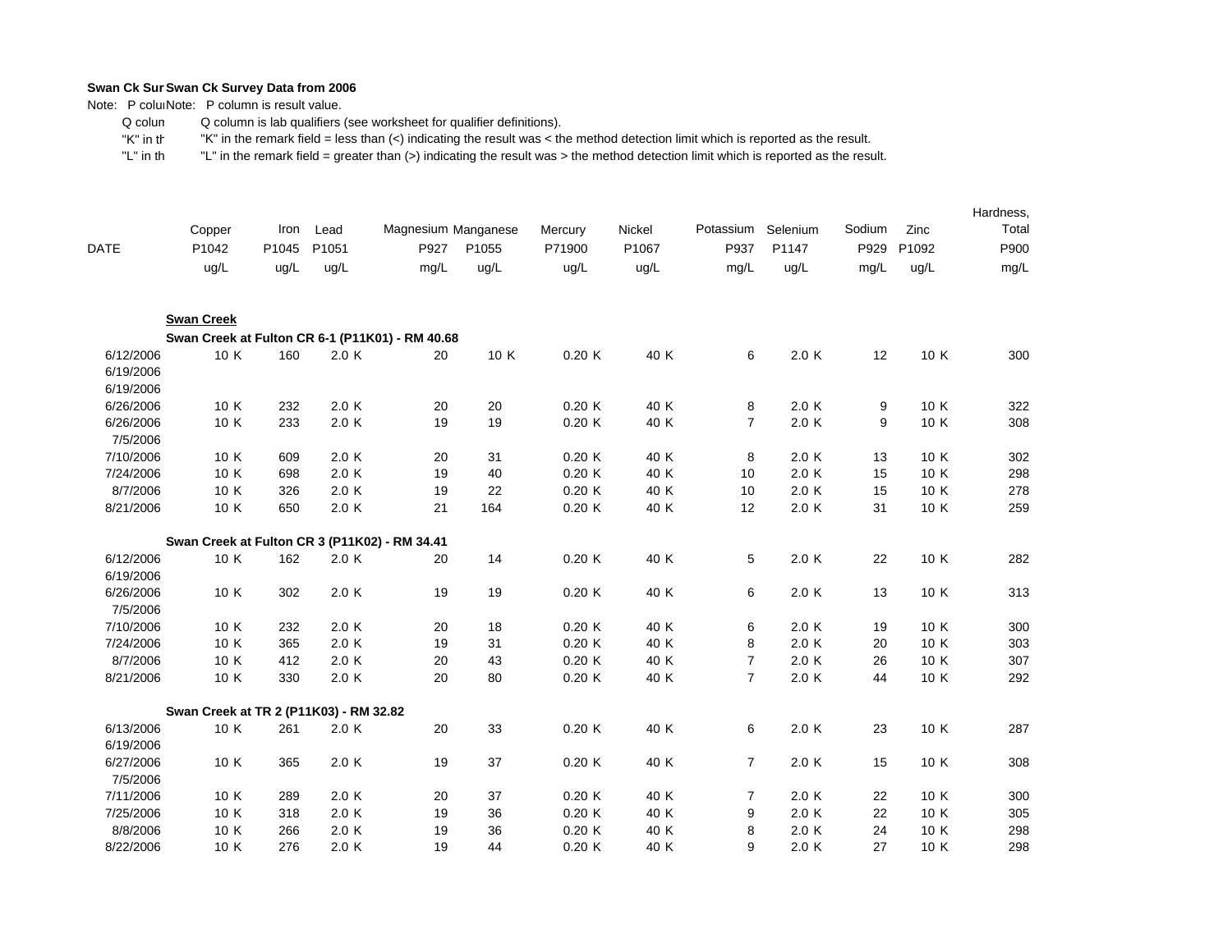**Swan Ck Survey Data from 2006**

Note: P column is result value.

Q column is lab qualifiers (see worksheet for qualifier definitions).

"K" in the remark field = less than (<) indicating the result was < the method detection limit which is reported as the result.

"L" in the remark field = greater than (>) indicating the result was > the method detection limit which is reported as the result.

| DATE | Copper P1042 ug/L | Iron P1045 ug/L | Lead P1051 ug/L | Magnesium P927 mg/L | Manganese P1055 ug/L | Mercury P71900 ug/L | Nickel P1067 ug/L | Potassium P937 mg/L | Selenium P1147 ug/L | Sodium P929 mg/L | Zinc P1092 ug/L | Hardness, Total P900 mg/L |
|---|---|---|---|---|---|---|---|---|---|---|---|---|
| **Swan Creek** | | | | | | | | | | | | |
| **Swan Creek at Fulton CR 6-1 (P11K01) - RM 40.68** | | | | | | | | | | | | |
| 6/12/2006 | 10 K | 160 | 2.0 K | 20 | 10 K | 0.20 K | 40 K | 6 | 2.0 K | 12 | 10 K | 300 |
| 6/19/2006 | | | | | | | | | | | | |
| 6/19/2006 | | | | | | | | | | | | |
| 6/26/2006 | 10 K | 232 | 2.0 K | 20 | 20 | 0.20 K | 40 K | 8 | 2.0 K | 9 | 10 K | 322 |
| 6/26/2006 | 10 K | 233 | 2.0 K | 19 | 19 | 0.20 K | 40 K | 7 | 2.0 K | 9 | 10 K | 308 |
| 7/5/2006 | | | | | | | | | | | | |
| 7/10/2006 | 10 K | 609 | 2.0 K | 20 | 31 | 0.20 K | 40 K | 8 | 2.0 K | 13 | 10 K | 302 |
| 7/24/2006 | 10 K | 698 | 2.0 K | 19 | 40 | 0.20 K | 40 K | 10 | 2.0 K | 15 | 10 K | 298 |
| 8/7/2006 | 10 K | 326 | 2.0 K | 19 | 22 | 0.20 K | 40 K | 10 | 2.0 K | 15 | 10 K | 278 |
| 8/21/2006 | 10 K | 650 | 2.0 K | 21 | 164 | 0.20 K | 40 K | 12 | 2.0 K | 31 | 10 K | 259 |
| **Swan Creek at Fulton CR 3 (P11K02) - RM 34.41** | | | | | | | | | | | | |
| 6/12/2006 | 10 K | 162 | 2.0 K | 20 | 14 | 0.20 K | 40 K | 5 | 2.0 K | 22 | 10 K | 282 |
| 6/19/2006 | | | | | | | | | | | | |
| 6/26/2006 | 10 K | 302 | 2.0 K | 19 | 19 | 0.20 K | 40 K | 6 | 2.0 K | 13 | 10 K | 313 |
| 7/5/2006 | | | | | | | | | | | | |
| 7/10/2006 | 10 K | 232 | 2.0 K | 20 | 18 | 0.20 K | 40 K | 6 | 2.0 K | 19 | 10 K | 300 |
| 7/24/2006 | 10 K | 365 | 2.0 K | 19 | 31 | 0.20 K | 40 K | 8 | 2.0 K | 20 | 10 K | 303 |
| 8/7/2006 | 10 K | 412 | 2.0 K | 20 | 43 | 0.20 K | 40 K | 7 | 2.0 K | 26 | 10 K | 307 |
| 8/21/2006 | 10 K | 330 | 2.0 K | 20 | 80 | 0.20 K | 40 K | 7 | 2.0 K | 44 | 10 K | 292 |
| **Swan Creek at TR 2 (P11K03) - RM 32.82** | | | | | | | | | | | | |
| 6/13/2006 | 10 K | 261 | 2.0 K | 20 | 33 | 0.20 K | 40 K | 6 | 2.0 K | 23 | 10 K | 287 |
| 6/19/2006 | | | | | | | | | | | | |
| 6/27/2006 | 10 K | 365 | 2.0 K | 19 | 37 | 0.20 K | 40 K | 7 | 2.0 K | 15 | 10 K | 308 |
| 7/5/2006 | | | | | | | | | | | | |
| 7/11/2006 | 10 K | 289 | 2.0 K | 20 | 37 | 0.20 K | 40 K | 7 | 2.0 K | 22 | 10 K | 300 |
| 7/25/2006 | 10 K | 318 | 2.0 K | 19 | 36 | 0.20 K | 40 K | 9 | 2.0 K | 22 | 10 K | 305 |
| 8/8/2006 | 10 K | 266 | 2.0 K | 19 | 36 | 0.20 K | 40 K | 8 | 2.0 K | 24 | 10 K | 298 |
| 8/22/2006 | 10 K | 276 | 2.0 K | 19 | 44 | 0.20 K | 40 K | 9 | 2.0 K | 27 | 10 K | 298 |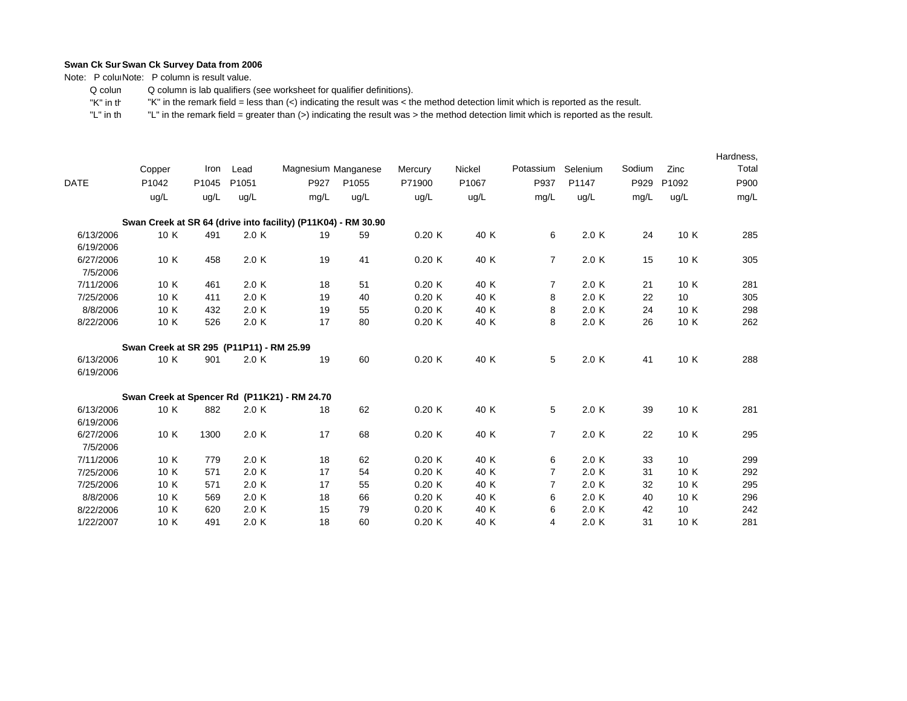**Swan Ck Sur Swan Ck Survey Data from 2006**

Note: P colu Note: P column is result value.

Q colun Q column is lab qualifiers (see worksheet for qualifier definitions).

"K" in th "K" in the remark field = less than (<) indicating the result was < the method detection limit which is reported as the result.

"L" in th "L" in the remark field = greater than (>) indicating the result was > the method detection limit which is reported as the result.

| DATE | Copper | | Iron | Lead | | Magnesium | Manganese | Mercury | | Nickel | | Potassium | Selenium | | Sodium | Zinc | | Hardness, Total |
|---|---|---|---|---|---|---|---|---|---|---|---|---|---|---|---|---|---|---|
| | P1042 | | P1045 | P1051 | | P927 | P1055 | P71900 | | P1067 | | P937 | P1147 | | P929 | P1092 | | P900 |
| | ug/L | | ug/L | ug/L | | mg/L | ug/L | ug/L | | ug/L | | mg/L | ug/L | | mg/L | ug/L | | mg/L |
| **Swan Creek at SR 64 (drive into facility) (P11K04) - RM 30.90** | | | | | | | | | | | | | | | | | | |
| 6/13/2006 | 10 | K | 491 | 2.0 | K | 19 | 59 | 0.20 | K | 40 | K | 6 | 2.0 | K | 24 | 10 | K | 285 |
| 6/19/2006 | | | | | | | | | | | | | | | | | | |
| 6/27/2006 | 10 | K | 458 | 2.0 | K | 19 | 41 | 0.20 | K | 40 | K | 7 | 2.0 | K | 15 | 10 | K | 305 |
| 7/5/2006 | | | | | | | | | | | | | | | | | | |
| 7/11/2006 | 10 | K | 461 | 2.0 | K | 18 | 51 | 0.20 | K | 40 | K | 7 | 2.0 | K | 21 | 10 | K | 281 |
| 7/25/2006 | 10 | K | 411 | 2.0 | K | 19 | 40 | 0.20 | K | 40 | K | 8 | 2.0 | K | 22 | 10 | | 305 |
| 8/8/2006 | 10 | K | 432 | 2.0 | K | 19 | 55 | 0.20 | K | 40 | K | 8 | 2.0 | K | 24 | 10 | K | 298 |
| 8/22/2006 | 10 | K | 526 | 2.0 | K | 17 | 80 | 0.20 | K | 40 | K | 8 | 2.0 | K | 26 | 10 | K | 262 |
| **Swan Creek at SR 295 (P11P11) - RM 25.99** | | | | | | | | | | | | | | | | | | |
| 6/13/2006 | 10 | K | 901 | 2.0 | K | 19 | 60 | 0.20 | K | 40 | K | 5 | 2.0 | K | 41 | 10 | K | 288 |
| 6/19/2006 | | | | | | | | | | | | | | | | | | |
| **Swan Creek at Spencer Rd (P11K21) - RM 24.70** | | | | | | | | | | | | | | | | | | |
| 6/13/2006 | 10 | K | 882 | 2.0 | K | 18 | 62 | 0.20 | K | 40 | K | 5 | 2.0 | K | 39 | 10 | K | 281 |
| 6/19/2006 | | | | | | | | | | | | | | | | | | |
| 6/27/2006 | 10 | K | 1300 | 2.0 | K | 17 | 68 | 0.20 | K | 40 | K | 7 | 2.0 | K | 22 | 10 | K | 295 |
| 7/5/2006 | | | | | | | | | | | | | | | | | | |
| 7/11/2006 | 10 | K | 779 | 2.0 | K | 18 | 62 | 0.20 | K | 40 | K | 6 | 2.0 | K | 33 | 10 | | 299 |
| 7/25/2006 | 10 | K | 571 | 2.0 | K | 17 | 54 | 0.20 | K | 40 | K | 7 | 2.0 | K | 31 | 10 | K | 292 |
| 7/25/2006 | 10 | K | 571 | 2.0 | K | 17 | 55 | 0.20 | K | 40 | K | 7 | 2.0 | K | 32 | 10 | K | 295 |
| 8/8/2006 | 10 | K | 569 | 2.0 | K | 18 | 66 | 0.20 | K | 40 | K | 6 | 2.0 | K | 40 | 10 | K | 296 |
| 8/22/2006 | 10 | K | 620 | 2.0 | K | 15 | 79 | 0.20 | K | 40 | K | 6 | 2.0 | K | 42 | 10 | | 242 |
| 1/22/2007 | 10 | K | 491 | 2.0 | K | 18 | 60 | 0.20 | K | 40 | K | 4 | 2.0 | K | 31 | 10 | K | 281 |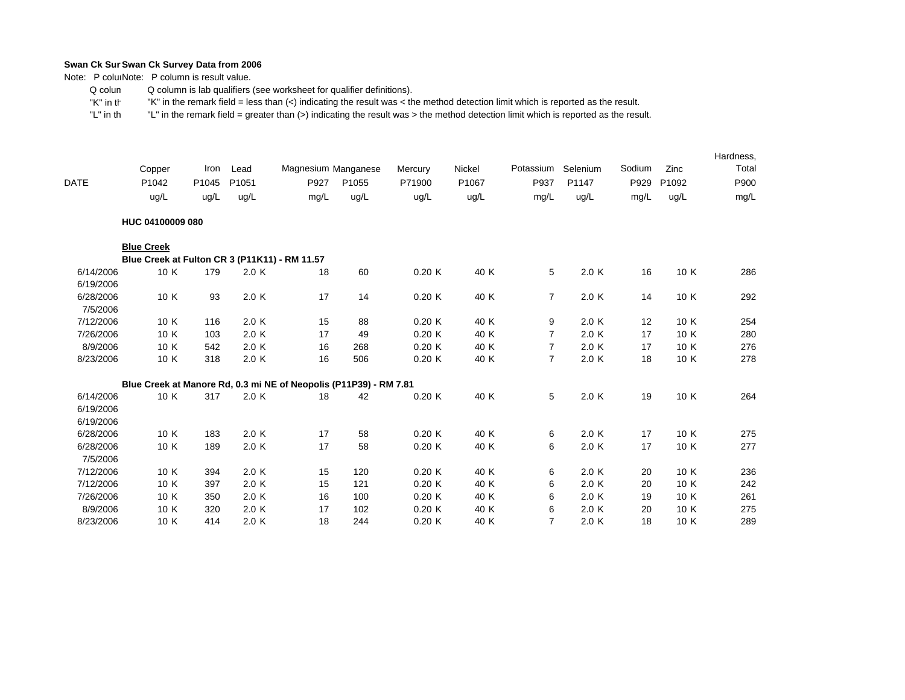**Swan Ck Survey Data from 2006**

Note: P column is result value.

Q column is lab qualifiers (see worksheet for qualifier definitions).

"K" in the remark field = less than (<) indicating the result was < the method detection limit which is reported as the result.

"L" in the remark field = greater than (>) indicating the result was > the method detection limit which is reported as the result.

| DATE | Copper P1042 ug/L | Iron P1045 ug/L | Lead P1051 ug/L | Magnesium P927 mg/L | Manganese P1055 ug/L | Mercury P71900 ug/L | Nickel P1067 ug/L | Potassium P937 mg/L | Selenium P1147 ug/L | Sodium P929 mg/L | Zinc P1092 ug/L | Hardness, Total P900 mg/L |
|---|---|---|---|---|---|---|---|---|---|---|---|---|
| **HUC 04100009 080** | | | | | | | | | | | | |
| **Blue Creek** | | | | | | | | | | | | |
| **Blue Creek at Fulton CR 3 (P11K11) - RM 11.57** | | | | | | | | | | | | |
| 6/14/2006 | 10 K | 179 | 2.0 K | 18 | 60 | 0.20 K | 40 K | 5 | 2.0 K | 16 | 10 K | 286 |
| 6/19/2006 | | | | | | | | | | | | |
| 6/28/2006 | 10 K | 93 | 2.0 K | 17 | 14 | 0.20 K | 40 K | 7 | 2.0 K | 14 | 10 K | 292 |
| 7/5/2006 | | | | | | | | | | | | |
| 7/12/2006 | 10 K | 116 | 2.0 K | 15 | 88 | 0.20 K | 40 K | 9 | 2.0 K | 12 | 10 K | 254 |
| 7/26/2006 | 10 K | 103 | 2.0 K | 17 | 49 | 0.20 K | 40 K | 7 | 2.0 K | 17 | 10 K | 280 |
| 8/9/2006 | 10 K | 542 | 2.0 K | 16 | 268 | 0.20 K | 40 K | 7 | 2.0 K | 17 | 10 K | 276 |
| 8/23/2006 | 10 K | 318 | 2.0 K | 16 | 506 | 0.20 K | 40 K | 7 | 2.0 K | 18 | 10 K | 278 |
| **Blue Creek at Manore Rd, 0.3 mi NE of Neopolis (P11P39) - RM 7.81** | | | | | | | | | | | | |
| 6/14/2006 | 10 K | 317 | 2.0 K | 18 | 42 | 0.20 K | 40 K | 5 | 2.0 K | 19 | 10 K | 264 |
| 6/19/2006 | | | | | | | | | | | | |
| 6/19/2006 | | | | | | | | | | | | |
| 6/28/2006 | 10 K | 183 | 2.0 K | 17 | 58 | 0.20 K | 40 K | 6 | 2.0 K | 17 | 10 K | 275 |
| 6/28/2006 | 10 K | 189 | 2.0 K | 17 | 58 | 0.20 K | 40 K | 6 | 2.0 K | 17 | 10 K | 277 |
| 7/5/2006 | | | | | | | | | | | | |
| 7/12/2006 | 10 K | 394 | 2.0 K | 15 | 120 | 0.20 K | 40 K | 6 | 2.0 K | 20 | 10 K | 236 |
| 7/12/2006 | 10 K | 397 | 2.0 K | 15 | 121 | 0.20 K | 40 K | 6 | 2.0 K | 20 | 10 K | 242 |
| 7/26/2006 | 10 K | 350 | 2.0 K | 16 | 100 | 0.20 K | 40 K | 6 | 2.0 K | 19 | 10 K | 261 |
| 8/9/2006 | 10 K | 320 | 2.0 K | 17 | 102 | 0.20 K | 40 K | 6 | 2.0 K | 20 | 10 K | 275 |
| 8/23/2006 | 10 K | 414 | 2.0 K | 18 | 244 | 0.20 K | 40 K | 7 | 2.0 K | 18 | 10 K | 289 |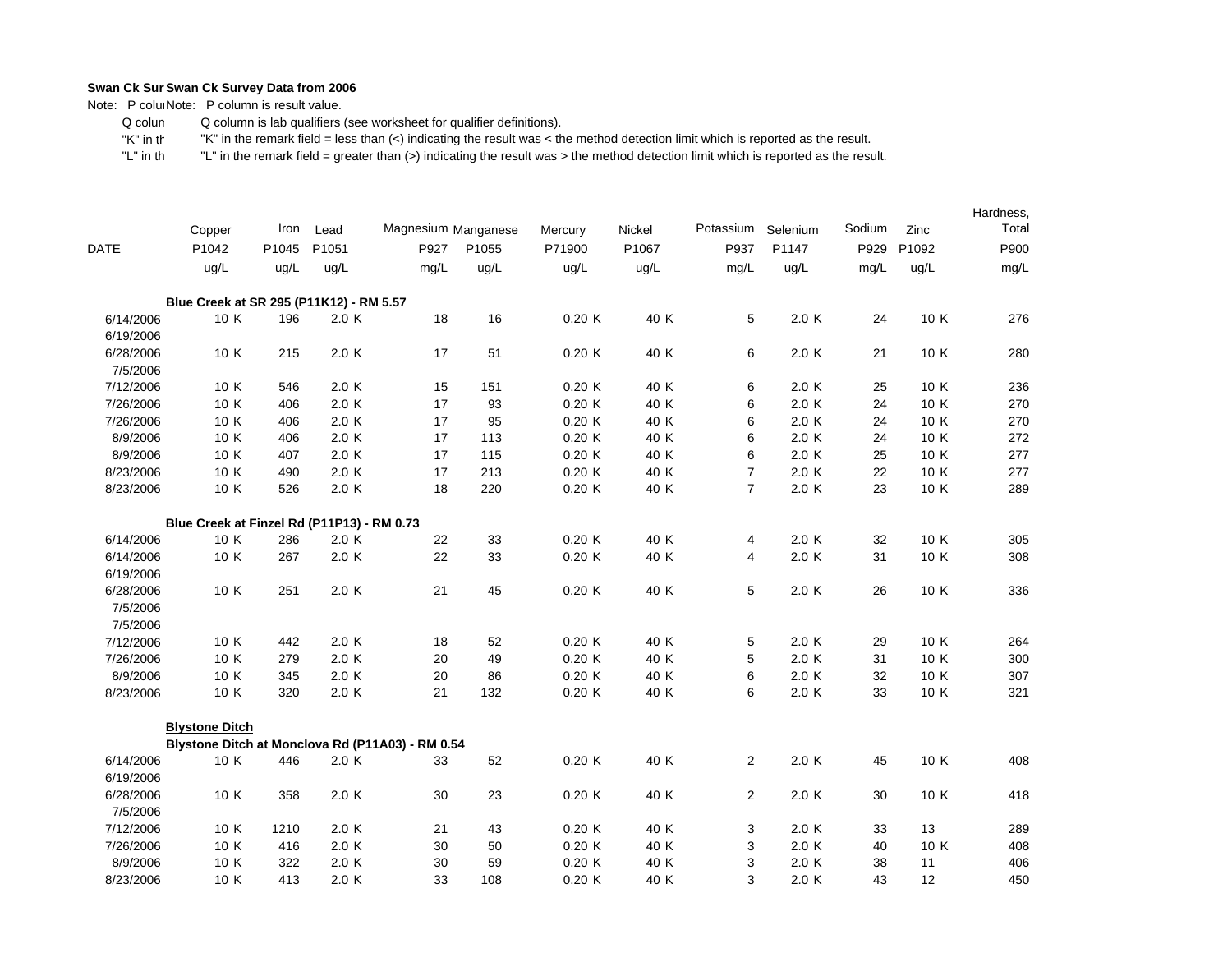**Swan Ck Sur Swan Ck Survey Data from 2006**

Note: P colu Note: P column is result value.

Q colum Q column is lab qualifiers (see worksheet for qualifier definitions).

"K" in th "K" in the remark field = less than (<) indicating the result was < the method detection limit which is reported as the result.

"L" in th "L" in the remark field = greater than (>) indicating the result was > the method detection limit which is reported as the result.

| DATE | Copper | Iron | Lead | Magnesium | Manganese | Mercury | Nickel | Potassium | Selenium | Sodium | Zinc | Hardness, Total |
|---|---|---|---|---|---|---|---|---|---|---|---|---|
| | P1042 | P1045 | P1051 | P927 | P1055 | P71900 | P1067 | P937 | P1147 | P929 | P1092 | P900 |
| | ug/L | ug/L | ug/L | mg/L | ug/L | ug/L | ug/L | mg/L | ug/L | mg/L | ug/L | mg/L |
| | **Blue Creek at SR 295 (P11K12) - RM 5.57** | | | | | | | | | | | |
| 6/14/2006 | 10 K | 196 | 2.0 K | 18 | 16 | 0.20 K | 40 K | 5 | 2.0 K | 24 | 10 K | 276 |
| 6/19/2006 | | | | | | | | | | | | |
| 6/28/2006 | 10 K | 215 | 2.0 K | 17 | 51 | 0.20 K | 40 K | 6 | 2.0 K | 21 | 10 K | 280 |
| 7/5/2006 | | | | | | | | | | | | |
| 7/12/2006 | 10 K | 546 | 2.0 K | 15 | 151 | 0.20 K | 40 K | 6 | 2.0 K | 25 | 10 K | 236 |
| 7/26/2006 | 10 K | 406 | 2.0 K | 17 | 93 | 0.20 K | 40 K | 6 | 2.0 K | 24 | 10 K | 270 |
| 7/26/2006 | 10 K | 406 | 2.0 K | 17 | 95 | 0.20 K | 40 K | 6 | 2.0 K | 24 | 10 K | 270 |
| 8/9/2006 | 10 K | 406 | 2.0 K | 17 | 113 | 0.20 K | 40 K | 6 | 2.0 K | 24 | 10 K | 272 |
| 8/9/2006 | 10 K | 407 | 2.0 K | 17 | 115 | 0.20 K | 40 K | 6 | 2.0 K | 25 | 10 K | 277 |
| 8/23/2006 | 10 K | 490 | 2.0 K | 17 | 213 | 0.20 K | 40 K | 7 | 2.0 K | 22 | 10 K | 277 |
| 8/23/2006 | 10 K | 526 | 2.0 K | 18 | 220 | 0.20 K | 40 K | 7 | 2.0 K | 23 | 10 K | 289 |
| | **Blue Creek at Finzel Rd (P11P13) - RM 0.73** | | | | | | | | | | | |
| 6/14/2006 | 10 K | 286 | 2.0 K | 22 | 33 | 0.20 K | 40 K | 4 | 2.0 K | 32 | 10 K | 305 |
| 6/14/2006 | 10 K | 267 | 2.0 K | 22 | 33 | 0.20 K | 40 K | 4 | 2.0 K | 31 | 10 K | 308 |
| 6/19/2006 | | | | | | | | | | | | |
| 6/28/2006 | 10 K | 251 | 2.0 K | 21 | 45 | 0.20 K | 40 K | 5 | 2.0 K | 26 | 10 K | 336 |
| 7/5/2006 | | | | | | | | | | | | |
| 7/5/2006 | | | | | | | | | | | | |
| 7/12/2006 | 10 K | 442 | 2.0 K | 18 | 52 | 0.20 K | 40 K | 5 | 2.0 K | 29 | 10 K | 264 |
| 7/26/2006 | 10 K | 279 | 2.0 K | 20 | 49 | 0.20 K | 40 K | 5 | 2.0 K | 31 | 10 K | 300 |
| 8/9/2006 | 10 K | 345 | 2.0 K | 20 | 86 | 0.20 K | 40 K | 6 | 2.0 K | 32 | 10 K | 307 |
| 8/23/2006 | 10 K | 320 | 2.0 K | 21 | 132 | 0.20 K | 40 K | 6 | 2.0 K | 33 | 10 K | 321 |
| | **Blystone Ditch** | | | | | | | | | | | |
| | **Blystone Ditch at Monclova Rd (P11A03) - RM 0.54** | | | | | | | | | | | |
| 6/14/2006 | 10 K | 446 | 2.0 K | 33 | 52 | 0.20 K | 40 K | 2 | 2.0 K | 45 | 10 K | 408 |
| 6/19/2006 | | | | | | | | | | | | |
| 6/28/2006 | 10 K | 358 | 2.0 K | 30 | 23 | 0.20 K | 40 K | 2 | 2.0 K | 30 | 10 K | 418 |
| 7/5/2006 | | | | | | | | | | | | |
| 7/12/2006 | 10 K | 1210 | 2.0 K | 21 | 43 | 0.20 K | 40 K | 3 | 2.0 K | 33 | 13 | 289 |
| 7/26/2006 | 10 K | 416 | 2.0 K | 30 | 50 | 0.20 K | 40 K | 3 | 2.0 K | 40 | 10 K | 408 |
| 8/9/2006 | 10 K | 322 | 2.0 K | 30 | 59 | 0.20 K | 40 K | 3 | 2.0 K | 38 | 11 | 406 |
| 8/23/2006 | 10 K | 413 | 2.0 K | 33 | 108 | 0.20 K | 40 K | 3 | 2.0 K | 43 | 12 | 450 |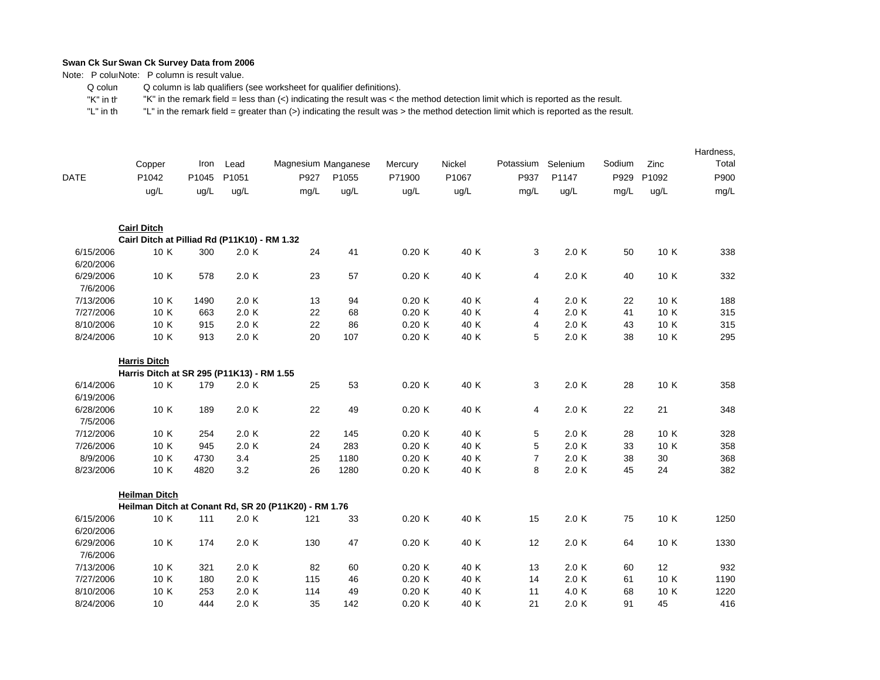**Swan Ck Sur Swan Ck Survey Data from 2006**

Note: P colu Note: P column is result value.

Q colum Q column is lab qualifiers (see worksheet for qualifier definitions).

"K" in th "K" in the remark field = less than (<) indicating the result was < the method detection limit which is reported as the result.

"L" in th "L" in the remark field = greater than (>) indicating the result was > the method detection limit which is reported as the result.

| DATE | Copper P1042 ug/L | Iron P1045 ug/L | Lead P1051 ug/L | Magnesium P927 mg/L | Manganese P1055 ug/L | Mercury P71900 ug/L | Nickel P1067 ug/L | Potassium P937 mg/L | Selenium P1147 ug/L | Sodium P929 mg/L | Zinc P1092 ug/L | Hardness, Total P900 mg/L |
|---|---|---|---|---|---|---|---|---|---|---|---|---|
| **Cairl Ditch** | | | | | | | | | | | | |
| **Cairl Ditch at Pilliad Rd (P11K10) - RM 1.32** | | | | | | | | | | | | |
| 6/15/2006 | 10 K | 300 | 2.0 K | 24 | 41 | 0.20 K | 40 K | 3 | 2.0 K | 50 | 10 K | 338 |
| 6/20/2006 | | | | | | | | | | | | |
| 6/29/2006 | 10 K | 578 | 2.0 K | 23 | 57 | 0.20 K | 40 K | 4 | 2.0 K | 40 | 10 K | 332 |
| 7/6/2006 | | | | | | | | | | | | |
| 7/13/2006 | 10 K | 1490 | 2.0 K | 13 | 94 | 0.20 K | 40 K | 4 | 2.0 K | 22 | 10 K | 188 |
| 7/27/2006 | 10 K | 663 | 2.0 K | 22 | 68 | 0.20 K | 40 K | 4 | 2.0 K | 41 | 10 K | 315 |
| 8/10/2006 | 10 K | 915 | 2.0 K | 22 | 86 | 0.20 K | 40 K | 4 | 2.0 K | 43 | 10 K | 315 |
| 8/24/2006 | 10 K | 913 | 2.0 K | 20 | 107 | 0.20 K | 40 K | 5 | 2.0 K | 38 | 10 K | 295 |
| **Harris Ditch** | | | | | | | | | | | | |
| **Harris Ditch at SR 295 (P11K13) - RM 1.55** | | | | | | | | | | | | |
| 6/14/2006 | 10 K | 179 | 2.0 K | 25 | 53 | 0.20 K | 40 K | 3 | 2.0 K | 28 | 10 K | 358 |
| 6/19/2006 | | | | | | | | | | | | |
| 6/28/2006 | 10 K | 189 | 2.0 K | 22 | 49 | 0.20 K | 40 K | 4 | 2.0 K | 22 | 21 | 348 |
| 7/5/2006 | | | | | | | | | | | | |
| 7/12/2006 | 10 K | 254 | 2.0 K | 22 | 145 | 0.20 K | 40 K | 5 | 2.0 K | 28 | 10 K | 328 |
| 7/26/2006 | 10 K | 945 | 2.0 K | 24 | 283 | 0.20 K | 40 K | 5 | 2.0 K | 33 | 10 K | 358 |
| 8/9/2006 | 10 K | 4730 | 3.4 | 25 | 1180 | 0.20 K | 40 K | 7 | 2.0 K | 38 | 30 | 368 |
| 8/23/2006 | 10 K | 4820 | 3.2 | 26 | 1280 | 0.20 K | 40 K | 8 | 2.0 K | 45 | 24 | 382 |
| **Heilman Ditch** | | | | | | | | | | | | |
| **Heilman Ditch at Conant Rd, SR 20 (P11K20) - RM 1.76** | | | | | | | | | | | | |
| 6/15/2006 | 10 K | 111 | 2.0 K | 121 | 33 | 0.20 K | 40 K | 15 | 2.0 K | 75 | 10 K | 1250 |
| 6/20/2006 | | | | | | | | | | | | |
| 6/29/2006 | 10 K | 174 | 2.0 K | 130 | 47 | 0.20 K | 40 K | 12 | 2.0 K | 64 | 10 K | 1330 |
| 7/6/2006 | | | | | | | | | | | | |
| 7/13/2006 | 10 K | 321 | 2.0 K | 82 | 60 | 0.20 K | 40 K | 13 | 2.0 K | 60 | 12 | 932 |
| 7/27/2006 | 10 K | 180 | 2.0 K | 115 | 46 | 0.20 K | 40 K | 14 | 2.0 K | 61 | 10 K | 1190 |
| 8/10/2006 | 10 K | 253 | 2.0 K | 114 | 49 | 0.20 K | 40 K | 11 | 4.0 K | 68 | 10 K | 1220 |
| 8/24/2006 | 10 | 444 | 2.0 K | 35 | 142 | 0.20 K | 40 K | 21 | 2.0 K | 91 | 45 | 416 |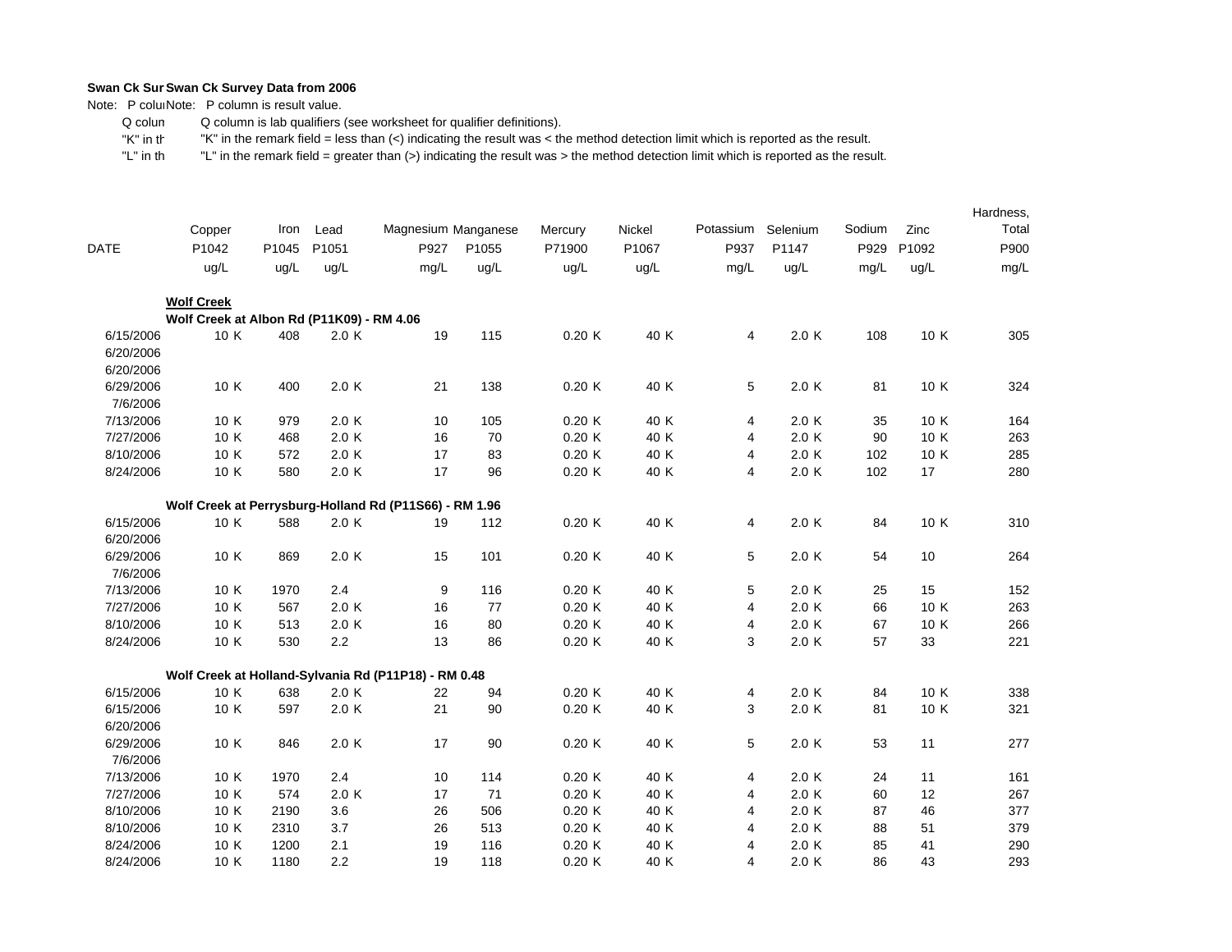**Swan Ck Survey Data from 2006**

Note: P column is result value.

Q column is lab qualifiers (see worksheet for qualifier definitions).

"K" in the remark field = less than (<) indicating the result was < the method detection limit which is reported as the result.

"L" in the remark field = greater than (>) indicating the result was > the method detection limit which is reported as the result.

| DATE | Copper P1042 ug/L | Iron P1045 ug/L | Lead P1051 ug/L | Magnesium P927 mg/L | Manganese P1055 ug/L | Mercury P71900 ug/L | Nickel P1067 ug/L | Potassium P937 mg/L | Selenium P1147 ug/L | Sodium P929 mg/L | Zinc P1092 ug/L | Hardness, Total P900 mg/L |
|---|---|---|---|---|---|---|---|---|---|---|---|---|
| **Wolf Creek** | | | | | | | | | | | | |
| **Wolf Creek at Albon Rd (P11K09) - RM 4.06** | | | | | | | | | | | | |
| 6/15/2006 | 10 K | 408 | 2.0 K | 19 | 115 | 0.20 K | 40 K | 4 | 2.0 K | 108 | 10 K | 305 |
| 6/20/2006 | | | | | | | | | | | | |
| 6/20/2006 | | | | | | | | | | | | |
| 6/29/2006 | 10 K | 400 | 2.0 K | 21 | 138 | 0.20 K | 40 K | 5 | 2.0 K | 81 | 10 K | 324 |
| 7/6/2006 | | | | | | | | | | | | |
| 7/13/2006 | 10 K | 979 | 2.0 K | 10 | 105 | 0.20 K | 40 K | 4 | 2.0 K | 35 | 10 K | 164 |
| 7/27/2006 | 10 K | 468 | 2.0 K | 16 | 70 | 0.20 K | 40 K | 4 | 2.0 K | 90 | 10 K | 263 |
| 8/10/2006 | 10 K | 572 | 2.0 K | 17 | 83 | 0.20 K | 40 K | 4 | 2.0 K | 102 | 10 K | 285 |
| 8/24/2006 | 10 K | 580 | 2.0 K | 17 | 96 | 0.20 K | 40 K | 4 | 2.0 K | 102 | 17 | 280 |
| **Wolf Creek at Perrysburg-Holland Rd (P11S66) - RM 1.96** | | | | | | | | | | | | |
| 6/15/2006 | 10 K | 588 | 2.0 K | 19 | 112 | 0.20 K | 40 K | 4 | 2.0 K | 84 | 10 K | 310 |
| 6/20/2006 | | | | | | | | | | | | |
| 6/29/2006 | 10 K | 869 | 2.0 K | 15 | 101 | 0.20 K | 40 K | 5 | 2.0 K | 54 | 10 | 264 |
| 7/6/2006 | | | | | | | | | | | | |
| 7/13/2006 | 10 K | 1970 | 2.4 | 9 | 116 | 0.20 K | 40 K | 5 | 2.0 K | 25 | 15 | 152 |
| 7/27/2006 | 10 K | 567 | 2.0 K | 16 | 77 | 0.20 K | 40 K | 4 | 2.0 K | 66 | 10 K | 263 |
| 8/10/2006 | 10 K | 513 | 2.0 K | 16 | 80 | 0.20 K | 40 K | 4 | 2.0 K | 67 | 10 K | 266 |
| 8/24/2006 | 10 K | 530 | 2.2 | 13 | 86 | 0.20 K | 40 K | 3 | 2.0 K | 57 | 33 | 221 |
| **Wolf Creek at Holland-Sylvania Rd (P11P18) - RM 0.48** | | | | | | | | | | | | |
| 6/15/2006 | 10 K | 638 | 2.0 K | 22 | 94 | 0.20 K | 40 K | 4 | 2.0 K | 84 | 10 K | 338 |
| 6/15/2006 | 10 K | 597 | 2.0 K | 21 | 90 | 0.20 K | 40 K | 3 | 2.0 K | 81 | 10 K | 321 |
| 6/20/2006 | | | | | | | | | | | | |
| 6/29/2006 | 10 K | 846 | 2.0 K | 17 | 90 | 0.20 K | 40 K | 5 | 2.0 K | 53 | 11 | 277 |
| 7/6/2006 | | | | | | | | | | | | |
| 7/13/2006 | 10 K | 1970 | 2.4 | 10 | 114 | 0.20 K | 40 K | 4 | 2.0 K | 24 | 11 | 161 |
| 7/27/2006 | 10 K | 574 | 2.0 K | 17 | 71 | 0.20 K | 40 K | 4 | 2.0 K | 60 | 12 | 267 |
| 8/10/2006 | 10 K | 2190 | 3.6 | 26 | 506 | 0.20 K | 40 K | 4 | 2.0 K | 87 | 46 | 377 |
| 8/10/2006 | 10 K | 2310 | 3.7 | 26 | 513 | 0.20 K | 40 K | 4 | 2.0 K | 88 | 51 | 379 |
| 8/24/2006 | 10 K | 1200 | 2.1 | 19 | 116 | 0.20 K | 40 K | 4 | 2.0 K | 85 | 41 | 290 |
| 8/24/2006 | 10 K | 1180 | 2.2 | 19 | 118 | 0.20 K | 40 K | 4 | 2.0 K | 86 | 43 | 293 |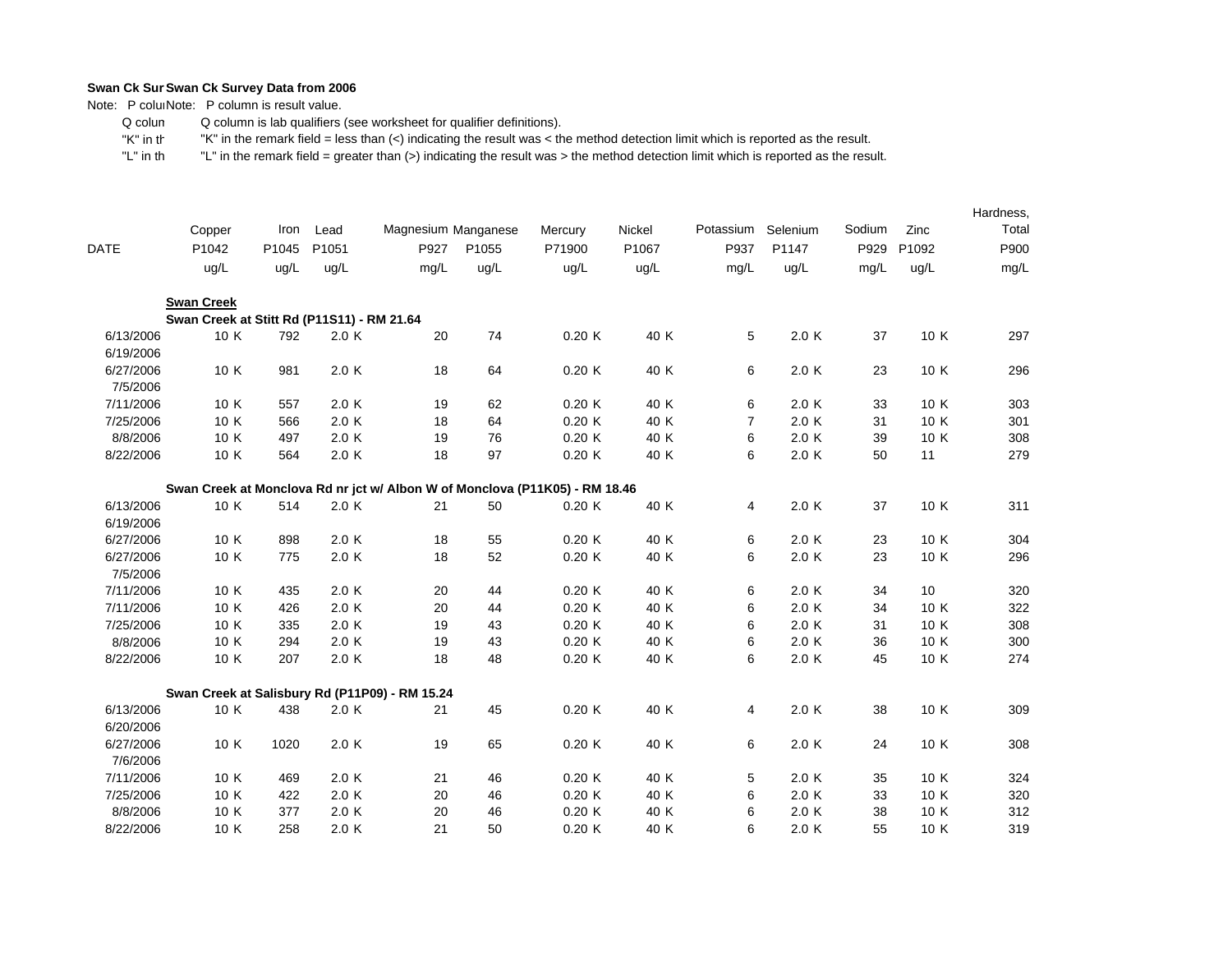**Swan Ck Sur Swan Ck Survey Data from 2006**

Note: P colu Note: P column is result value.

Q colum Q column is lab qualifiers (see worksheet for qualifier definitions).

"K" in th "K" in the remark field = less than (<) indicating the result was < the method detection limit which is reported as the result.

"L" in th "L" in the remark field = greater than (>) indicating the result was > the method detection limit which is reported as the result.

| DATE | Copper | Iron | Lead | Magnesium | Manganese | Mercury | Nickel | Potassium | Selenium | Sodium | Zinc | Hardness, Total |
|---|---|---|---|---|---|---|---|---|---|---|---|---|
| | P1042 | P1045 | P1051 | P927 | P1055 | P71900 | P1067 | P937 | P1147 | P929 | P1092 | P900 |
| | ug/L | ug/L | ug/L | mg/L | ug/L | ug/L | ug/L | mg/L | ug/L | mg/L | ug/L | mg/L |
| | **Swan Creek** | | | | | | | | | | | |
| | **Swan Creek at Stitt Rd (P11S11) - RM 21.64** | | | | | | | | | | | |
| 6/13/2006 | 10 K | 792 | 2.0 K | 20 | 74 | 0.20 K | 40 K | 5 | 2.0 K | 37 | 10 K | 297 |
| 6/19/2006 | | | | | | | | | | | | |
| 6/27/2006 | 10 K | 981 | 2.0 K | 18 | 64 | 0.20 K | 40 K | 6 | 2.0 K | 23 | 10 K | 296 |
| 7/5/2006 | | | | | | | | | | | | |
| 7/11/2006 | 10 K | 557 | 2.0 K | 19 | 62 | 0.20 K | 40 K | 6 | 2.0 K | 33 | 10 K | 303 |
| 7/25/2006 | 10 K | 566 | 2.0 K | 18 | 64 | 0.20 K | 40 K | 7 | 2.0 K | 31 | 10 K | 301 |
| 8/8/2006 | 10 K | 497 | 2.0 K | 19 | 76 | 0.20 K | 40 K | 6 | 2.0 K | 39 | 10 K | 308 |
| 8/22/2006 | 10 K | 564 | 2.0 K | 18 | 97 | 0.20 K | 40 K | 6 | 2.0 K | 50 | 11 | 279 |
| | **Swan Creek at Monclova Rd nr jct w/ Albon W of Monclova (P11K05) - RM 18.46** | | | | | | | | | | | |
| 6/13/2006 | 10 K | 514 | 2.0 K | 21 | 50 | 0.20 K | 40 K | 4 | 2.0 K | 37 | 10 K | 311 |
| 6/19/2006 | | | | | | | | | | | | |
| 6/27/2006 | 10 K | 898 | 2.0 K | 18 | 55 | 0.20 K | 40 K | 6 | 2.0 K | 23 | 10 K | 304 |
| 6/27/2006 | 10 K | 775 | 2.0 K | 18 | 52 | 0.20 K | 40 K | 6 | 2.0 K | 23 | 10 K | 296 |
| 7/5/2006 | | | | | | | | | | | | |
| 7/11/2006 | 10 K | 435 | 2.0 K | 20 | 44 | 0.20 K | 40 K | 6 | 2.0 K | 34 | 10 | 320 |
| 7/11/2006 | 10 K | 426 | 2.0 K | 20 | 44 | 0.20 K | 40 K | 6 | 2.0 K | 34 | 10 K | 322 |
| 7/25/2006 | 10 K | 335 | 2.0 K | 19 | 43 | 0.20 K | 40 K | 6 | 2.0 K | 31 | 10 K | 308 |
| 8/8/2006 | 10 K | 294 | 2.0 K | 19 | 43 | 0.20 K | 40 K | 6 | 2.0 K | 36 | 10 K | 300 |
| 8/22/2006 | 10 K | 207 | 2.0 K | 18 | 48 | 0.20 K | 40 K | 6 | 2.0 K | 45 | 10 K | 274 |
| | **Swan Creek at Salisbury Rd (P11P09) - RM 15.24** | | | | | | | | | | | |
| 6/13/2006 | 10 K | 438 | 2.0 K | 21 | 45 | 0.20 K | 40 K | 4 | 2.0 K | 38 | 10 K | 309 |
| 6/20/2006 | | | | | | | | | | | | |
| 6/27/2006 | 10 K | 1020 | 2.0 K | 19 | 65 | 0.20 K | 40 K | 6 | 2.0 K | 24 | 10 K | 308 |
| 7/6/2006 | | | | | | | | | | | | |
| 7/11/2006 | 10 K | 469 | 2.0 K | 21 | 46 | 0.20 K | 40 K | 5 | 2.0 K | 35 | 10 K | 324 |
| 7/25/2006 | 10 K | 422 | 2.0 K | 20 | 46 | 0.20 K | 40 K | 6 | 2.0 K | 33 | 10 K | 320 |
| 8/8/2006 | 10 K | 377 | 2.0 K | 20 | 46 | 0.20 K | 40 K | 6 | 2.0 K | 38 | 10 K | 312 |
| 8/22/2006 | 10 K | 258 | 2.0 K | 21 | 50 | 0.20 K | 40 K | 6 | 2.0 K | 55 | 10 K | 319 |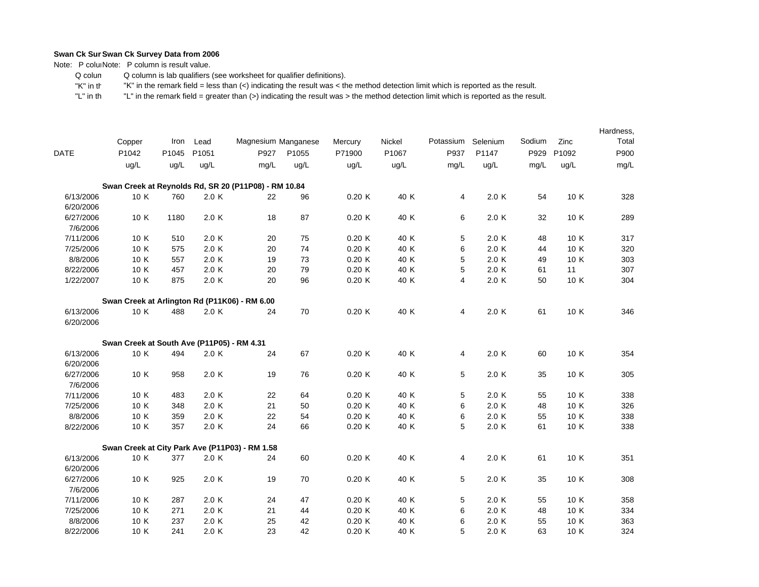**Swan Ck Survey Data from 2006**

Note: P column is result value.

Q column is lab qualifiers (see worksheet for qualifier definitions).

"K" in the remark field = less than (<) indicating the result was < the method detection limit which is reported as the result.

"L" in the remark field = greater than (>) indicating the result was > the method detection limit which is reported as the result.

| DATE | Copper | Iron | Lead | Magnesium | Manganese | Mercury | Nickel | Potassium | Selenium | Sodium | Zinc | Hardness, Total |
|---|---|---|---|---|---|---|---|---|---|---|---|---|
| | P1042 | P1045 | P1051 | P927 | P1055 | P71900 | P1067 | P937 | P1147 | P929 | P1092 | P900 |
| | ug/L | ug/L | ug/L | mg/L | ug/L | ug/L | ug/L | mg/L | ug/L | mg/L | ug/L | mg/L |
| **Swan Creek at Reynolds Rd, SR 20 (P11P08) - RM 10.84** | | | | | | | | | | | | |
| 6/13/2006 | 10 K | 760 | 2.0 K | 22 | 96 | 0.20 K | 40 K | 4 | 2.0 K | 54 | 10 K | 328 |
| 6/20/2006 | | | | | | | | | | | | |
| 6/27/2006 | 10 K | 1180 | 2.0 K | 18 | 87 | 0.20 K | 40 K | 6 | 2.0 K | 32 | 10 K | 289 |
| 7/6/2006 | | | | | | | | | | | | |
| 7/11/2006 | 10 K | 510 | 2.0 K | 20 | 75 | 0.20 K | 40 K | 5 | 2.0 K | 48 | 10 K | 317 |
| 7/25/2006 | 10 K | 575 | 2.0 K | 20 | 74 | 0.20 K | 40 K | 6 | 2.0 K | 44 | 10 K | 320 |
| 8/8/2006 | 10 K | 557 | 2.0 K | 19 | 73 | 0.20 K | 40 K | 5 | 2.0 K | 49 | 10 K | 303 |
| 8/22/2006 | 10 K | 457 | 2.0 K | 20 | 79 | 0.20 K | 40 K | 5 | 2.0 K | 61 | 11 | 307 |
| 1/22/2007 | 10 K | 875 | 2.0 K | 20 | 96 | 0.20 K | 40 K | 4 | 2.0 K | 50 | 10 K | 304 |
| **Swan Creek at Arlington Rd (P11K06) - RM 6.00** | | | | | | | | | | | | |
| 6/13/2006 | 10 K | 488 | 2.0 K | 24 | 70 | 0.20 K | 40 K | 4 | 2.0 K | 61 | 10 K | 346 |
| 6/20/2006 | | | | | | | | | | | | |
| **Swan Creek at South Ave (P11P05) - RM 4.31** | | | | | | | | | | | | |
| 6/13/2006 | 10 K | 494 | 2.0 K | 24 | 67 | 0.20 K | 40 K | 4 | 2.0 K | 60 | 10 K | 354 |
| 6/20/2006 | | | | | | | | | | | | |
| 6/27/2006 | 10 K | 958 | 2.0 K | 19 | 76 | 0.20 K | 40 K | 5 | 2.0 K | 35 | 10 K | 305 |
| 7/6/2006 | | | | | | | | | | | | |
| 7/11/2006 | 10 K | 483 | 2.0 K | 22 | 64 | 0.20 K | 40 K | 5 | 2.0 K | 55 | 10 K | 338 |
| 7/25/2006 | 10 K | 348 | 2.0 K | 21 | 50 | 0.20 K | 40 K | 6 | 2.0 K | 48 | 10 K | 326 |
| 8/8/2006 | 10 K | 359 | 2.0 K | 22 | 54 | 0.20 K | 40 K | 6 | 2.0 K | 55 | 10 K | 338 |
| 8/22/2006 | 10 K | 357 | 2.0 K | 24 | 66 | 0.20 K | 40 K | 5 | 2.0 K | 61 | 10 K | 338 |
| **Swan Creek at City Park Ave (P11P03) - RM 1.58** | | | | | | | | | | | | |
| 6/13/2006 | 10 K | 377 | 2.0 K | 24 | 60 | 0.20 K | 40 K | 4 | 2.0 K | 61 | 10 K | 351 |
| 6/20/2006 | | | | | | | | | | | | |
| 6/27/2006 | 10 K | 925 | 2.0 K | 19 | 70 | 0.20 K | 40 K | 5 | 2.0 K | 35 | 10 K | 308 |
| 7/6/2006 | | | | | | | | | | | | |
| 7/11/2006 | 10 K | 287 | 2.0 K | 24 | 47 | 0.20 K | 40 K | 5 | 2.0 K | 55 | 10 K | 358 |
| 7/25/2006 | 10 K | 271 | 2.0 K | 21 | 44 | 0.20 K | 40 K | 6 | 2.0 K | 48 | 10 K | 334 |
| 8/8/2006 | 10 K | 237 | 2.0 K | 25 | 42 | 0.20 K | 40 K | 6 | 2.0 K | 55 | 10 K | 363 |
| 8/22/2006 | 10 K | 241 | 2.0 K | 23 | 42 | 0.20 K | 40 K | 5 | 2.0 K | 63 | 10 K | 324 |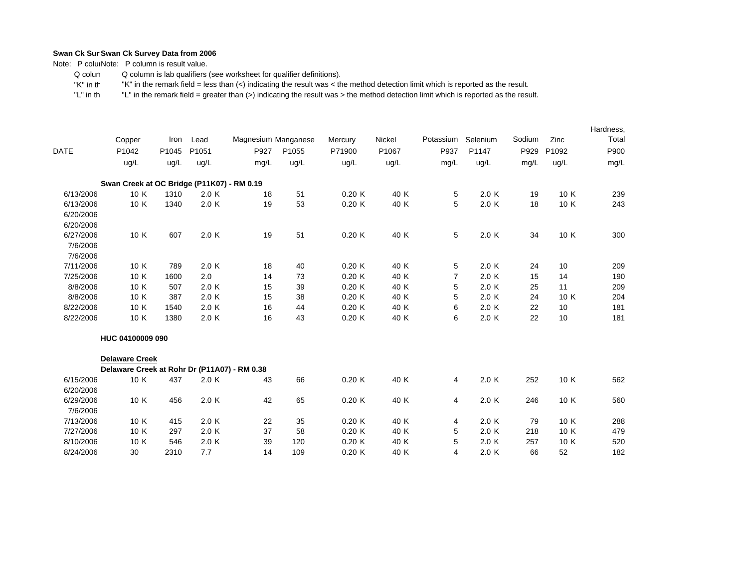**Swan Ck Survey Data from 2006**

Note: P column is result value.

Q column is lab qualifiers (see worksheet for qualifier definitions).

"K" in the remark field = less than (<) indicating the result was < the method detection limit which is reported as the result.

"L" in the remark field = greater than (>) indicating the result was > the method detection limit which is reported as the result.

| DATE | Copper P1042 ug/L | | Iron P1045 ug/L | Lead P1051 ug/L | | Magnesium P927 mg/L | Manganese P1055 ug/L | Mercury P71900 ug/L | | Nickel P1067 ug/L | | Potassium P937 mg/L | Selenium P1147 ug/L | | Sodium P929 mg/L | Zinc P1092 ug/L | | Hardness, Total P900 mg/L |
|---|---|---|---|---|---|---|---|---|---|---|---|---|---|---|---|---|---|---|
| **Swan Creek at OC Bridge (P11K07) - RM 0.19** | | | | | | | | | | | | | | | | | | |
| 6/13/2006 | 10 | K | 1310 | 2.0 | K | 18 | 51 | 0.20 | K | 40 | K | 5 | 2.0 | K | 19 | 10 | K | 239 |
| 6/13/2006 | 10 | K | 1340 | 2.0 | K | 19 | 53 | 0.20 | K | 40 | K | 5 | 2.0 | K | 18 | 10 | K | 243 |
| 6/20/2006 | | | | | | | | | | | | | | | | | | |
| 6/20/2006 | | | | | | | | | | | | | | | | | | |
| 6/27/2006 | 10 | K | 607 | 2.0 | K | 19 | 51 | 0.20 | K | 40 | K | 5 | 2.0 | K | 34 | 10 | K | 300 |
| 7/6/2006 | | | | | | | | | | | | | | | | | | |
| 7/6/2006 | | | | | | | | | | | | | | | | | | |
| 7/11/2006 | 10 | K | 789 | 2.0 | K | 18 | 40 | 0.20 | K | 40 | K | 5 | 2.0 | K | 24 | 10 | | 209 |
| 7/25/2006 | 10 | K | 1600 | 2.0 | | 14 | 73 | 0.20 | K | 40 | K | 7 | 2.0 | K | 15 | 14 | | 190 |
| 8/8/2006 | 10 | K | 507 | 2.0 | K | 15 | 39 | 0.20 | K | 40 | K | 5 | 2.0 | K | 25 | 11 | | 209 |
| 8/8/2006 | 10 | K | 387 | 2.0 | K | 15 | 38 | 0.20 | K | 40 | K | 5 | 2.0 | K | 24 | 10 | K | 204 |
| 8/22/2006 | 10 | K | 1540 | 2.0 | K | 16 | 44 | 0.20 | K | 40 | K | 6 | 2.0 | K | 22 | 10 | | 181 |
| 8/22/2006 | 10 | K | 1380 | 2.0 | K | 16 | 43 | 0.20 | K | 40 | K | 6 | 2.0 | K | 22 | 10 | | 181 |
| **HUC 04100009 090** | | | | | | | | | | | | | | | | | | |
| **Delaware Creek** | | | | | | | | | | | | | | | | | | |
| **Delaware Creek at Rohr Dr (P11A07) - RM 0.38** | | | | | | | | | | | | | | | | | | |
| 6/15/2006 | 10 | K | 437 | 2.0 | K | 43 | 66 | 0.20 | K | 40 | K | 4 | 2.0 | K | 252 | 10 | K | 562 |
| 6/20/2006 | | | | | | | | | | | | | | | | | | |
| 6/29/2006 | 10 | K | 456 | 2.0 | K | 42 | 65 | 0.20 | K | 40 | K | 4 | 2.0 | K | 246 | 10 | K | 560 |
| 7/6/2006 | | | | | | | | | | | | | | | | | | |
| 7/13/2006 | 10 | K | 415 | 2.0 | K | 22 | 35 | 0.20 | K | 40 | K | 4 | 2.0 | K | 79 | 10 | K | 288 |
| 7/27/2006 | 10 | K | 297 | 2.0 | K | 37 | 58 | 0.20 | K | 40 | K | 5 | 2.0 | K | 218 | 10 | K | 479 |
| 8/10/2006 | 10 | K | 546 | 2.0 | K | 39 | 120 | 0.20 | K | 40 | K | 5 | 2.0 | K | 257 | 10 | K | 520 |
| 8/24/2006 | 30 | | 2310 | 7.7 | | 14 | 109 | 0.20 | K | 40 | K | 4 | 2.0 | K | 66 | 52 | | 182 |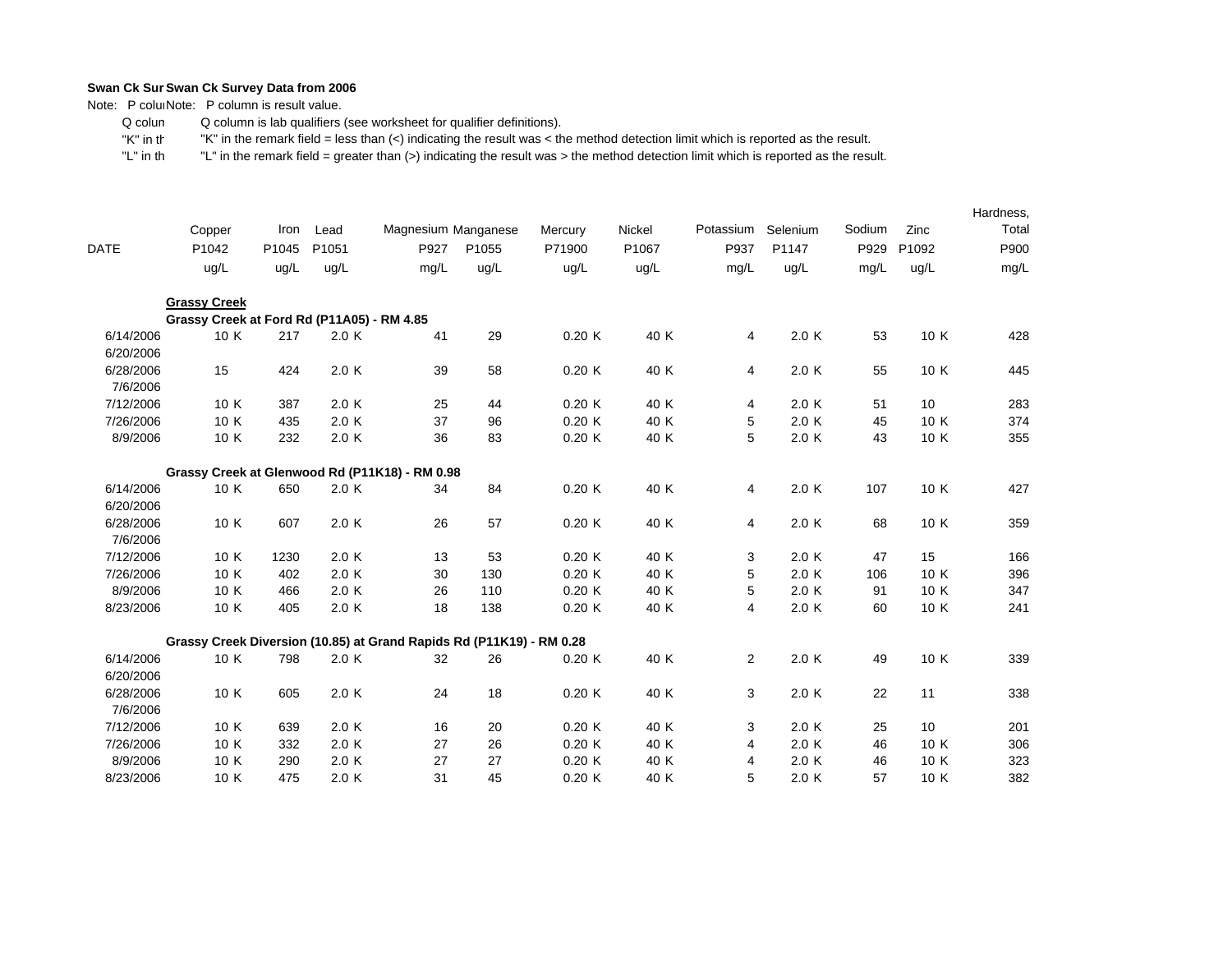**Swan Ck Sur Swan Ck Survey Data from 2006**

Note: P colu Note: P column is result value.

Q colun Q column is lab qualifiers (see worksheet for qualifier definitions).

"K" in th "K" in the remark field = less than (<) indicating the result was < the method detection limit which is reported as the result.

"L" in th "L" in the remark field = greater than (>) indicating the result was > the method detection limit which is reported as the result.

| DATE | Copper P1042 ug/L | | Iron P1045 ug/L | Lead P1051 ug/L | | Magnesium P927 mg/L | Manganese P1055 ug/L | Mercury P71900 ug/L | | Nickel P1067 ug/L | | Potassium P937 mg/L | Selenium P1147 ug/L | | Sodium P929 mg/L | Zinc P1092 ug/L | | Hardness, Total P900 mg/L |
|---|---|---|---|---|---|---|---|---|---|---|---|---|---|---|---|---|---|---|
| **Grassy Creek** | | | | | | | | | | | | | | | | | | |
| **Grassy Creek at Ford Rd (P11A05) - RM 4.85** | | | | | | | | | | | | | | | | | | |
| 6/14/2006 | 10 | K | 217 | 2.0 | K | 41 | 29 | 0.20 | K | 40 | K | 4 | 2.0 | K | 53 | 10 | K | 428 |
| 6/20/2006 | | | | | | | | | | | | | | | | | | |
| 6/28/2006 | 15 | | 424 | 2.0 | K | 39 | 58 | 0.20 | K | 40 | K | 4 | 2.0 | K | 55 | 10 | K | 445 |
| 7/6/2006 | | | | | | | | | | | | | | | | | | |
| 7/12/2006 | 10 | K | 387 | 2.0 | K | 25 | 44 | 0.20 | K | 40 | K | 4 | 2.0 | K | 51 | 10 | | 283 |
| 7/26/2006 | 10 | K | 435 | 2.0 | K | 37 | 96 | 0.20 | K | 40 | K | 5 | 2.0 | K | 45 | 10 | K | 374 |
| 8/9/2006 | 10 | K | 232 | 2.0 | K | 36 | 83 | 0.20 | K | 40 | K | 5 | 2.0 | K | 43 | 10 | K | 355 |
| **Grassy Creek at Glenwood Rd (P11K18) - RM 0.98** | | | | | | | | | | | | | | | | | | |
| 6/14/2006 | 10 | K | 650 | 2.0 | K | 34 | 84 | 0.20 | K | 40 | K | 4 | 2.0 | K | 107 | 10 | K | 427 |
| 6/20/2006 | | | | | | | | | | | | | | | | | | |
| 6/28/2006 | 10 | K | 607 | 2.0 | K | 26 | 57 | 0.20 | K | 40 | K | 4 | 2.0 | K | 68 | 10 | K | 359 |
| 7/6/2006 | | | | | | | | | | | | | | | | | | |
| 7/12/2006 | 10 | K | 1230 | 2.0 | K | 13 | 53 | 0.20 | K | 40 | K | 3 | 2.0 | K | 47 | 15 | | 166 |
| 7/26/2006 | 10 | K | 402 | 2.0 | K | 30 | 130 | 0.20 | K | 40 | K | 5 | 2.0 | K | 106 | 10 | K | 396 |
| 8/9/2006 | 10 | K | 466 | 2.0 | K | 26 | 110 | 0.20 | K | 40 | K | 5 | 2.0 | K | 91 | 10 | K | 347 |
| 8/23/2006 | 10 | K | 405 | 2.0 | K | 18 | 138 | 0.20 | K | 40 | K | 4 | 2.0 | K | 60 | 10 | K | 241 |
| **Grassy Creek Diversion (10.85) at Grand Rapids Rd (P11K19) - RM 0.28** | | | | | | | | | | | | | | | | | | |
| 6/14/2006 | 10 | K | 798 | 2.0 | K | 32 | 26 | 0.20 | K | 40 | K | 2 | 2.0 | K | 49 | 10 | K | 339 |
| 6/20/2006 | | | | | | | | | | | | | | | | | | |
| 6/28/2006 | 10 | K | 605 | 2.0 | K | 24 | 18 | 0.20 | K | 40 | K | 3 | 2.0 | K | 22 | 11 | | 338 |
| 7/6/2006 | | | | | | | | | | | | | | | | | | |
| 7/12/2006 | 10 | K | 639 | 2.0 | K | 16 | 20 | 0.20 | K | 40 | K | 3 | 2.0 | K | 25 | 10 | | 201 |
| 7/26/2006 | 10 | K | 332 | 2.0 | K | 27 | 26 | 0.20 | K | 40 | K | 4 | 2.0 | K | 46 | 10 | K | 306 |
| 8/9/2006 | 10 | K | 290 | 2.0 | K | 27 | 27 | 0.20 | K | 40 | K | 4 | 2.0 | K | 46 | 10 | K | 323 |
| 8/23/2006 | 10 | K | 475 | 2.0 | K | 31 | 45 | 0.20 | K | 40 | K | 5 | 2.0 | K | 57 | 10 | K | 382 |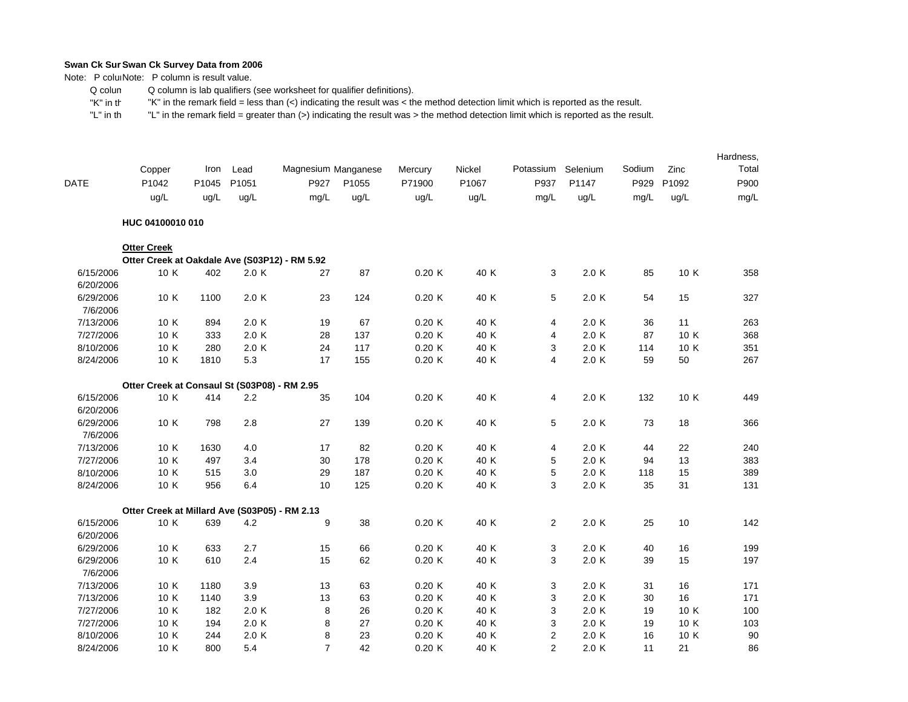**Swan Ck Survey Data from 2006**

Note: P column is result value.

Q column is lab qualifiers (see worksheet for qualifier definitions).

"K" in the remark field = less than (<) indicating the result was < the method detection limit which is reported as the result.

"L" in the remark field = greater than (>) indicating the result was > the method detection limit which is reported as the result.

| DATE | Copper P1042 ug/L | Iron P1045 ug/L | Lead P1051 ug/L | Magnesium P927 mg/L | Manganese P1055 ug/L | Mercury P71900 ug/L | Nickel P1067 ug/L | Potassium P937 mg/L | Selenium P1147 ug/L | Sodium P929 mg/L | Zinc P1092 ug/L | Hardness, Total P900 mg/L |
|---|---|---|---|---|---|---|---|---|---|---|---|---|
| **HUC 04100010 010** | | | | | | | | | | | | |
| **Otter Creek** | | | | | | | | | | | | |
| **Otter Creek at Oakdale Ave (S03P12) - RM 5.92** | | | | | | | | | | | | |
| 6/15/2006 | 10 K | 402 | 2.0 K | 27 | 87 | 0.20 K | 40 K | 3 | 2.0 K | 85 | 10 K | 358 |
| 6/20/2006 | | | | | | | | | | | | |
| 6/29/2006 | 10 K | 1100 | 2.0 K | 23 | 124 | 0.20 K | 40 K | 5 | 2.0 K | 54 | 15 | 327 |
| 7/6/2006 | | | | | | | | | | | | |
| 7/13/2006 | 10 K | 894 | 2.0 K | 19 | 67 | 0.20 K | 40 K | 4 | 2.0 K | 36 | 11 | 263 |
| 7/27/2006 | 10 K | 333 | 2.0 K | 28 | 137 | 0.20 K | 40 K | 4 | 2.0 K | 87 | 10 K | 368 |
| 8/10/2006 | 10 K | 280 | 2.0 K | 24 | 117 | 0.20 K | 40 K | 3 | 2.0 K | 114 | 10 K | 351 |
| 8/24/2006 | 10 K | 1810 | 5.3 | 17 | 155 | 0.20 K | 40 K | 4 | 2.0 K | 59 | 50 | 267 |
| **Otter Creek at Consaul St (S03P08) - RM 2.95** | | | | | | | | | | | | |
| 6/15/2006 | 10 K | 414 | 2.2 | 35 | 104 | 0.20 K | 40 K | 4 | 2.0 K | 132 | 10 K | 449 |
| 6/20/2006 | | | | | | | | | | | | |
| 6/29/2006 | 10 K | 798 | 2.8 | 27 | 139 | 0.20 K | 40 K | 5 | 2.0 K | 73 | 18 | 366 |
| 7/6/2006 | | | | | | | | | | | | |
| 7/13/2006 | 10 K | 1630 | 4.0 | 17 | 82 | 0.20 K | 40 K | 4 | 2.0 K | 44 | 22 | 240 |
| 7/27/2006 | 10 K | 497 | 3.4 | 30 | 178 | 0.20 K | 40 K | 5 | 2.0 K | 94 | 13 | 383 |
| 8/10/2006 | 10 K | 515 | 3.0 | 29 | 187 | 0.20 K | 40 K | 5 | 2.0 K | 118 | 15 | 389 |
| 8/24/2006 | 10 K | 956 | 6.4 | 10 | 125 | 0.20 K | 40 K | 3 | 2.0 K | 35 | 31 | 131 |
| **Otter Creek at Millard Ave (S03P05) - RM 2.13** | | | | | | | | | | | | |
| 6/15/2006 | 10 K | 639 | 4.2 | 9 | 38 | 0.20 K | 40 K | 2 | 2.0 K | 25 | 10 | 142 |
| 6/20/2006 | | | | | | | | | | | | |
| 6/29/2006 | 10 K | 633 | 2.7 | 15 | 66 | 0.20 K | 40 K | 3 | 2.0 K | 40 | 16 | 199 |
| 6/29/2006 | 10 K | 610 | 2.4 | 15 | 62 | 0.20 K | 40 K | 3 | 2.0 K | 39 | 15 | 197 |
| 7/6/2006 | | | | | | | | | | | | |
| 7/13/2006 | 10 K | 1180 | 3.9 | 13 | 63 | 0.20 K | 40 K | 3 | 2.0 K | 31 | 16 | 171 |
| 7/13/2006 | 10 K | 1140 | 3.9 | 13 | 63 | 0.20 K | 40 K | 3 | 2.0 K | 30 | 16 | 171 |
| 7/27/2006 | 10 K | 182 | 2.0 K | 8 | 26 | 0.20 K | 40 K | 3 | 2.0 K | 19 | 10 K | 100 |
| 7/27/2006 | 10 K | 194 | 2.0 K | 8 | 27 | 0.20 K | 40 K | 3 | 2.0 K | 19 | 10 K | 103 |
| 8/10/2006 | 10 K | 244 | 2.0 K | 8 | 23 | 0.20 K | 40 K | 2 | 2.0 K | 16 | 10 K | 90 |
| 8/24/2006 | 10 K | 800 | 5.4 | 7 | 42 | 0.20 K | 40 K | 2 | 2.0 K | 11 | 21 | 86 |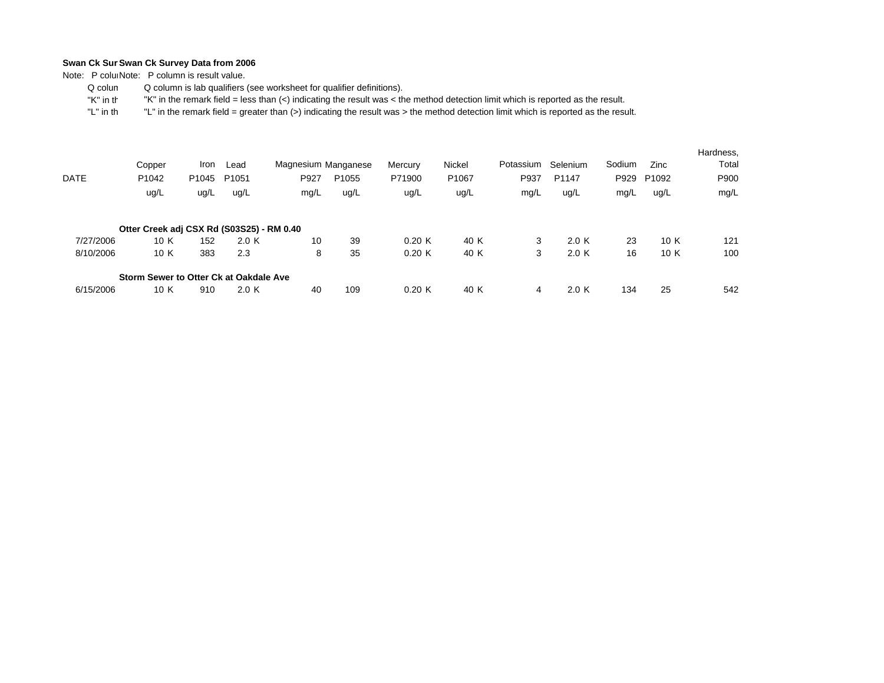**Swan Ck Survey Data from 2006**

Note: P column is result value.

Q column is lab qualifiers (see worksheet for qualifier definitions).

"K" in the remark field = less than (<) indicating the result was < the method detection limit which is reported as the result.

"L" in the remark field = greater than (>) indicating the result was > the method detection limit which is reported as the result.

| DATE | Copper P1042 ug/L | | Iron P1045 ug/L | Lead P1051 ug/L | | Magnesium P927 mg/L | Manganese P1055 ug/L | Mercury P71900 ug/L | | Nickel P1067 ug/L | | Potassium P937 mg/L | Selenium P1147 ug/L | | Sodium P929 mg/L | Zinc P1092 ug/L | | Hardness, Total P900 mg/L |
|---|---|---|---|---|---|---|---|---|---|---|---|---|---|---|---|---|---|---|
| **Otter Creek adj CSX Rd (S03S25) - RM 0.40** | | | | | | | | | | | | | | | | | | |
| 7/27/2006 | 10 | K | 152 | 2.0 | K | 10 | 39 | 0.20 | K | 40 | K | 3 | 2.0 | K | 23 | 10 | K | 121 |
| 8/10/2006 | 10 | K | 383 | 2.3 | | 8 | 35 | 0.20 | K | 40 | K | 3 | 2.0 | K | 16 | 10 | K | 100 |
| **Storm Sewer to Otter Ck at Oakdale Ave** | | | | | | | | | | | | | | | | | | |
| 6/15/2006 | 10 | K | 910 | 2.0 | K | 40 | 109 | 0.20 | K | 40 | K | 4 | 2.0 | K | 134 | 25 | | 542 |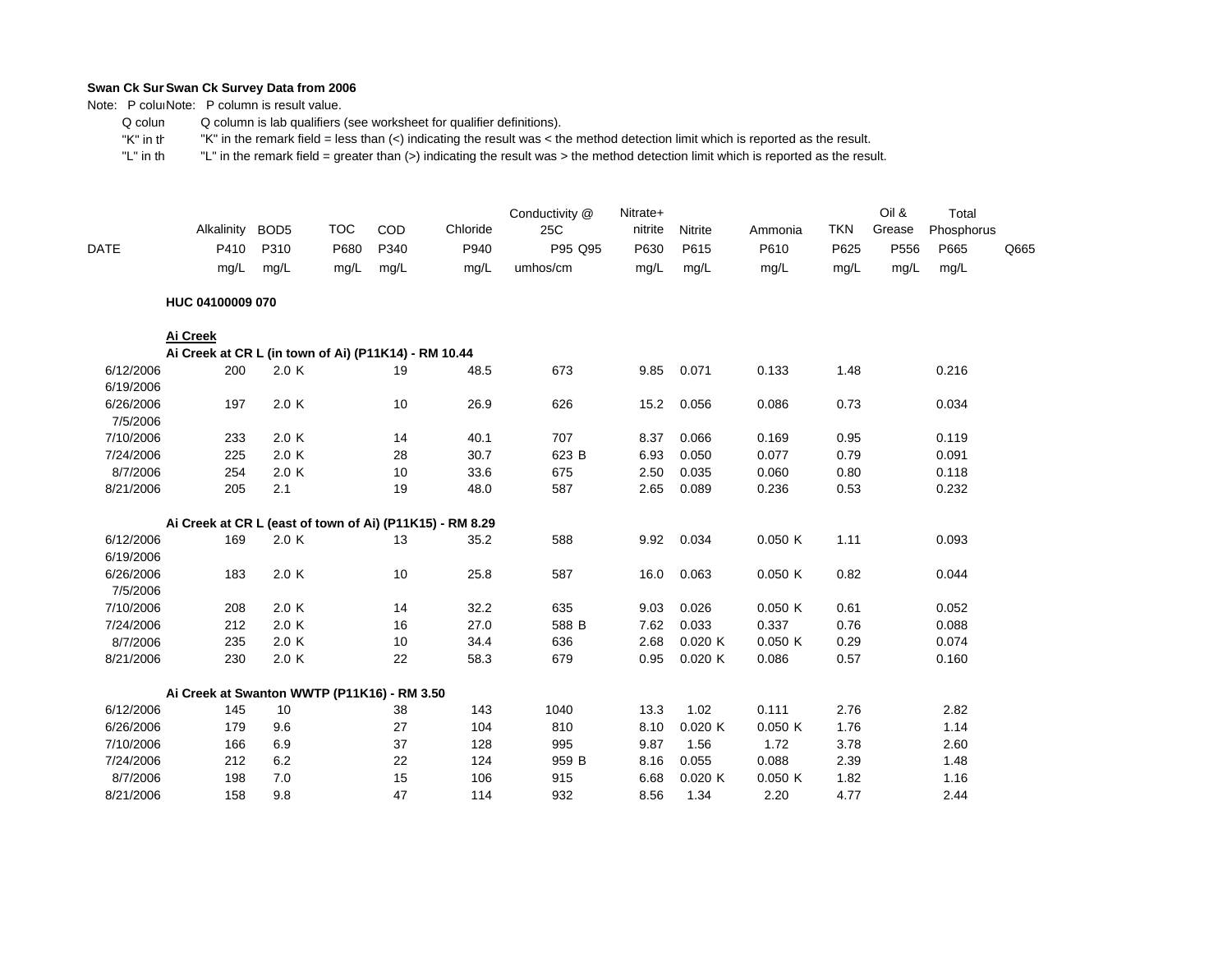**Swan Ck Survey Data from 2006**

Note: P column is result value.
Q column is lab qualifiers (see worksheet for qualifier definitions).
"K" in the remark field = less than (<) indicating the result was < the method detection limit which is reported as the result.
"L" in the remark field = greater than (>) indicating the result was > the method detection limit which is reported as the result.

| DATE | Alkalinity P410 mg/L | BOD5 P310 mg/L | | TOC P680 mg/L | COD P340 mg/L | Chloride P940 mg/L | Conductivity @ 25C P95 umhos/cm | Q95 | Nitrate+ nitrite P630 mg/L | Nitrite P615 mg/L | | Ammonia P610 mg/L | | TKN P625 mg/L | Oil & Grease P556 mg/L | Total Phosphorus P665 mg/L | Q665 |
|---|---|---|---|---|---|---|---|---|---|---|---|---|---|---|---|---|---|
| **HUC 04100009 070** | | | | | | | | | | | | | | | | | |
| **Ai Creek** | | | | | | | | | | | | | | | | | |
| **Ai Creek at CR L (in town of Ai) (P11K14) - RM 10.44** | | | | | | | | | | | | | | | | | |
| 6/12/2006 | 200 | 2.0 | K | | 19 | 48.5 | 673 | | 9.85 | 0.071 | | 0.133 | | 1.48 | | 0.216 | |
| 6/19/2006 | | | | | | | | | | | | | | | | | |
| 6/26/2006 | 197 | 2.0 | K | | 10 | 26.9 | 626 | | 15.2 | 0.056 | | 0.086 | | 0.73 | | 0.034 | |
| 7/5/2006 | | | | | | | | | | | | | | | | | |
| 7/10/2006 | 233 | 2.0 | K | | 14 | 40.1 | 707 | | 8.37 | 0.066 | | 0.169 | | 0.95 | | 0.119 | |
| 7/24/2006 | 225 | 2.0 | K | | 28 | 30.7 | 623 | B | 6.93 | 0.050 | | 0.077 | | 0.79 | | 0.091 | |
| 8/7/2006 | 254 | 2.0 | K | | 10 | 33.6 | 675 | | 2.50 | 0.035 | | 0.060 | | 0.80 | | 0.118 | |
| 8/21/2006 | 205 | 2.1 | | | 19 | 48.0 | 587 | | 2.65 | 0.089 | | 0.236 | | 0.53 | | 0.232 | |
| **Ai Creek at CR L (east of town of Ai) (P11K15) - RM 8.29** | | | | | | | | | | | | | | | | | |
| 6/12/2006 | 169 | 2.0 | K | | 13 | 35.2 | 588 | | 9.92 | 0.034 | | 0.050 | K | 1.11 | | 0.093 | |
| 6/19/2006 | | | | | | | | | | | | | | | | | |
| 6/26/2006 | 183 | 2.0 | K | | 10 | 25.8 | 587 | | 16.0 | 0.063 | | 0.050 | K | 0.82 | | 0.044 | |
| 7/5/2006 | | | | | | | | | | | | | | | | | |
| 7/10/2006 | 208 | 2.0 | K | | 14 | 32.2 | 635 | | 9.03 | 0.026 | | 0.050 | K | 0.61 | | 0.052 | |
| 7/24/2006 | 212 | 2.0 | K | | 16 | 27.0 | 588 | B | 7.62 | 0.033 | | 0.337 | | 0.76 | | 0.088 | |
| 8/7/2006 | 235 | 2.0 | K | | 10 | 34.4 | 636 | | 2.68 | 0.020 | K | 0.050 | K | 0.29 | | 0.074 | |
| 8/21/2006 | 230 | 2.0 | K | | 22 | 58.3 | 679 | | 0.95 | 0.020 | K | 0.086 | | 0.57 | | 0.160 | |
| **Ai Creek at Swanton WWTP (P11K16) - RM 3.50** | | | | | | | | | | | | | | | | | |
| 6/12/2006 | 145 | 10 | | | 38 | 143 | 1040 | | 13.3 | 1.02 | | 0.111 | | 2.76 | | 2.82 | |
| 6/26/2006 | 179 | 9.6 | | | 27 | 104 | 810 | | 8.10 | 0.020 | K | 0.050 | K | 1.76 | | 1.14 | |
| 7/10/2006 | 166 | 6.9 | | | 37 | 128 | 995 | | 9.87 | 1.56 | | 1.72 | | 3.78 | | 2.60 | |
| 7/24/2006 | 212 | 6.2 | | | 22 | 124 | 959 | B | 8.16 | 0.055 | | 0.088 | | 2.39 | | 1.48 | |
| 8/7/2006 | 198 | 7.0 | | | 15 | 106 | 915 | | 6.68 | 0.020 | K | 0.050 | K | 1.82 | | 1.16 | |
| 8/21/2006 | 158 | 9.8 | | | 47 | 114 | 932 | | 8.56 | 1.34 | | 2.20 | | 4.77 | | 2.44 | |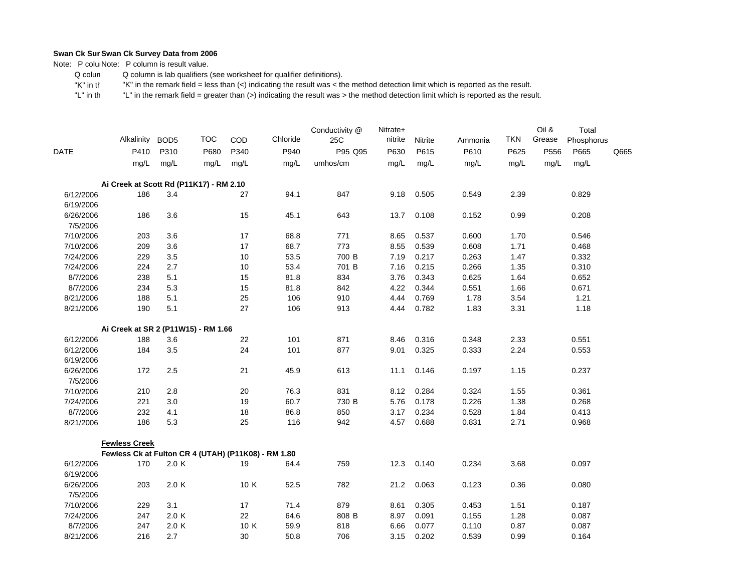**Swan Ck Sur Swan Ck Survey Data from 2006**

Note: P colu Note: P column is result value.

Q colun Q column is lab qualifiers (see worksheet for qualifier definitions).

"K" in th "K" in the remark field = less than (<) indicating the result was < the method detection limit which is reported as the result.

"L" in th "L" in the remark field = greater than (>) indicating the result was > the method detection limit which is reported as the result.

| DATE | Alkalinity | BOD5 | | TOC | COD | | Chloride | Conductivity @ 25C | | Nitrate+ nitrite | Nitrite | Ammonia | TKN | Oil & Grease | Total Phosphorus | |
|---|---|---|---|---|---|---|---|---|---|---|---|---|---|---|---|---|
| | P410 | P310 | | P680 | P340 | | P940 | P95 | Q95 | P630 | P615 | P610 | P625 | P556 | P665 | Q665 |
| | mg/L | mg/L | | mg/L | mg/L | | mg/L | umhos/cm | | mg/L | mg/L | mg/L | mg/L | mg/L | mg/L | |
| **Ai Creek at Scott Rd (P11K17) - RM 2.10** | | | | | | | | | | | | | | | | |
| 6/12/2006 | 186 | 3.4 | | | 27 | | 94.1 | 847 | | 9.18 | 0.505 | 0.549 | 2.39 | | 0.829 | |
| 6/19/2006 | | | | | | | | | | | | | | | | |
| 6/26/2006 | 186 | 3.6 | | | 15 | | 45.1 | 643 | | 13.7 | 0.108 | 0.152 | 0.99 | | 0.208 | |
| 7/5/2006 | | | | | | | | | | | | | | | | |
| 7/10/2006 | 203 | 3.6 | | | 17 | | 68.8 | 771 | | 8.65 | 0.537 | 0.600 | 1.70 | | 0.546 | |
| 7/10/2006 | 209 | 3.6 | | | 17 | | 68.7 | 773 | | 8.55 | 0.539 | 0.608 | 1.71 | | 0.468 | |
| 7/24/2006 | 229 | 3.5 | | | 10 | | 53.5 | 700 | B | 7.19 | 0.217 | 0.263 | 1.47 | | 0.332 | |
| 7/24/2006 | 224 | 2.7 | | | 10 | | 53.4 | 701 | B | 7.16 | 0.215 | 0.266 | 1.35 | | 0.310 | |
| 8/7/2006 | 238 | 5.1 | | | 15 | | 81.8 | 834 | | 3.76 | 0.343 | 0.625 | 1.64 | | 0.652 | |
| 8/7/2006 | 234 | 5.3 | | | 15 | | 81.8 | 842 | | 4.22 | 0.344 | 0.551 | 1.66 | | 0.671 | |
| 8/21/2006 | 188 | 5.1 | | | 25 | | 106 | 910 | | 4.44 | 0.769 | 1.78 | 3.54 | | 1.21 | |
| 8/21/2006 | 190 | 5.1 | | | 27 | | 106 | 913 | | 4.44 | 0.782 | 1.83 | 3.31 | | 1.18 | |
| **Ai Creek at SR 2 (P11W15) - RM 1.66** | | | | | | | | | | | | | | | | |
| 6/12/2006 | 188 | 3.6 | | | 22 | | 101 | 871 | | 8.46 | 0.316 | 0.348 | 2.33 | | 0.551 | |
| 6/12/2006 | 184 | 3.5 | | | 24 | | 101 | 877 | | 9.01 | 0.325 | 0.333 | 2.24 | | 0.553 | |
| 6/19/2006 | | | | | | | | | | | | | | | | |
| 6/26/2006 | 172 | 2.5 | | | 21 | | 45.9 | 613 | | 11.1 | 0.146 | 0.197 | 1.15 | | 0.237 | |
| 7/5/2006 | | | | | | | | | | | | | | | | |
| 7/10/2006 | 210 | 2.8 | | | 20 | | 76.3 | 831 | | 8.12 | 0.284 | 0.324 | 1.55 | | 0.361 | |
| 7/24/2006 | 221 | 3.0 | | | 19 | | 60.7 | 730 | B | 5.76 | 0.178 | 0.226 | 1.38 | | 0.268 | |
| 8/7/2006 | 232 | 4.1 | | | 18 | | 86.8 | 850 | | 3.17 | 0.234 | 0.528 | 1.84 | | 0.413 | |
| 8/21/2006 | 186 | 5.3 | | | 25 | | 116 | 942 | | 4.57 | 0.688 | 0.831 | 2.71 | | 0.968 | |
| **Fewless Creek** | | | | | | | | | | | | | | | | |
| **Fewless Ck at Fulton CR 4 (UTAH) (P11K08) - RM 1.80** | | | | | | | | | | | | | | | | |
| 6/12/2006 | 170 | 2.0 | K | | 19 | | 64.4 | 759 | | 12.3 | 0.140 | 0.234 | 3.68 | | 0.097 | |
| 6/19/2006 | | | | | | | | | | | | | | | | |
| 6/26/2006 | 203 | 2.0 | K | | 10 | K | 52.5 | 782 | | 21.2 | 0.063 | 0.123 | 0.36 | | 0.080 | |
| 7/5/2006 | | | | | | | | | | | | | | | | |
| 7/10/2006 | 229 | 3.1 | | | 17 | | 71.4 | 879 | | 8.61 | 0.305 | 0.453 | 1.51 | | 0.187 | |
| 7/24/2006 | 247 | 2.0 | K | | 22 | | 64.6 | 808 | B | 8.97 | 0.091 | 0.155 | 1.28 | | 0.087 | |
| 8/7/2006 | 247 | 2.0 | K | | 10 | K | 59.9 | 818 | | 6.66 | 0.077 | 0.110 | 0.87 | | 0.087 | |
| 8/21/2006 | 216 | 2.7 | | | 30 | | 50.8 | 706 | | 3.15 | 0.202 | 0.539 | 0.99 | | 0.164 | |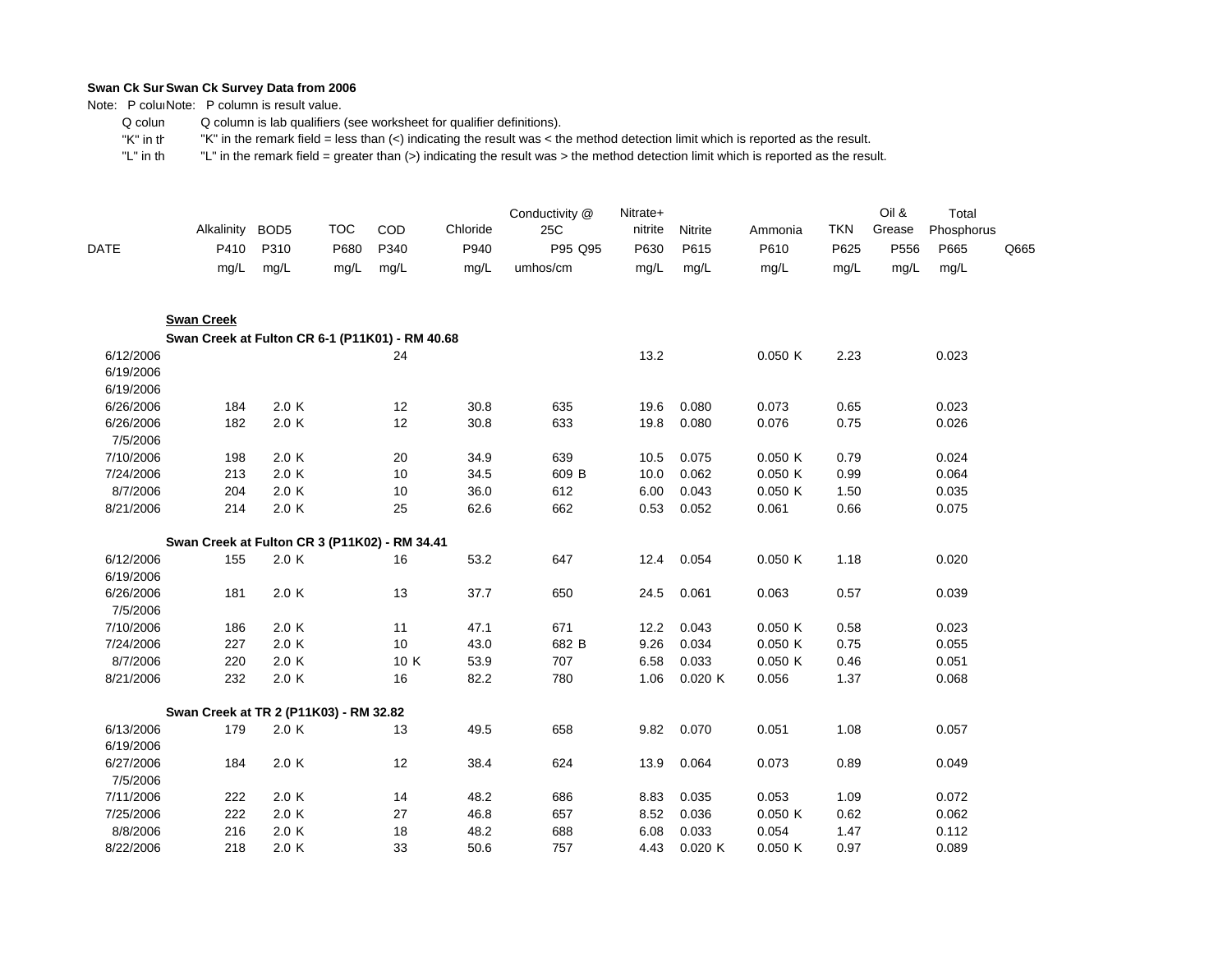**Swan Ck Survey Data from 2006**

Note: P column is result value.

Q column is lab qualifiers (see worksheet for qualifier definitions).

"K" in the remark field = less than (<) indicating the result was < the method detection limit which is reported as the result.

"L" in the remark field = greater than (>) indicating the result was > the method detection limit which is reported as the result.

| DATE | Alkalinity P410 mg/L | BOD5 P310 mg/L | | TOC P680 mg/L | COD P340 mg/L | | Chloride P940 mg/L | Conductivity @ 25C P95 umhos/cm | Q95 | Nitrate+ nitrite P630 mg/L | Nitrite P615 mg/L | | Ammonia P610 mg/L | | TKN P625 mg/L | Oil & Grease P556 mg/L | Total Phosphorus P665 mg/L | Q665 |
|---|---|---|---|---|---|---|---|---|---|---|---|---|---|---|---|---|---|---|
| **Swan Creek** | | | | | | | | | | | | | | | | | | |
| **Swan Creek at Fulton CR 6-1 (P11K01) - RM 40.68** | | | | | | | | | | | | | | | | | | |
| 6/12/2006 | | | | | 24 | | | | | 13.2 | | | 0.050 | K | 2.23 | | 0.023 | |
| 6/19/2006 | | | | | | | | | | | | | | | | | | |
| 6/19/2006 | | | | | | | | | | | | | | | | | | |
| 6/26/2006 | 184 | 2.0 | K | | 12 | | 30.8 | 635 | | 19.6 | 0.080 | | 0.073 | | 0.65 | | 0.023 | |
| 6/26/2006 | 182 | 2.0 | K | | 12 | | 30.8 | 633 | | 19.8 | 0.080 | | 0.076 | | 0.75 | | 0.026 | |
| 7/5/2006 | | | | | | | | | | | | | | | | | | |
| 7/10/2006 | 198 | 2.0 | K | | 20 | | 34.9 | 639 | | 10.5 | 0.075 | | 0.050 | K | 0.79 | | 0.024 | |
| 7/24/2006 | 213 | 2.0 | K | | 10 | | 34.5 | 609 | B | 10.0 | 0.062 | | 0.050 | K | 0.99 | | 0.064 | |
| 8/7/2006 | 204 | 2.0 | K | | 10 | | 36.0 | 612 | | 6.00 | 0.043 | | 0.050 | K | 1.50 | | 0.035 | |
| 8/21/2006 | 214 | 2.0 | K | | 25 | | 62.6 | 662 | | 0.53 | 0.052 | | 0.061 | | 0.66 | | 0.075 | |
| **Swan Creek at Fulton CR 3 (P11K02) - RM 34.41** | | | | | | | | | | | | | | | | | | |
| 6/12/2006 | 155 | 2.0 | K | | 16 | | 53.2 | 647 | | 12.4 | 0.054 | | 0.050 | K | 1.18 | | 0.020 | |
| 6/19/2006 | | | | | | | | | | | | | | | | | | |
| 6/26/2006 | 181 | 2.0 | K | | 13 | | 37.7 | 650 | | 24.5 | 0.061 | | 0.063 | | 0.57 | | 0.039 | |
| 7/5/2006 | | | | | | | | | | | | | | | | | | |
| 7/10/2006 | 186 | 2.0 | K | | 11 | | 47.1 | 671 | | 12.2 | 0.043 | | 0.050 | K | 0.58 | | 0.023 | |
| 7/24/2006 | 227 | 2.0 | K | | 10 | | 43.0 | 682 | B | 9.26 | 0.034 | | 0.050 | K | 0.75 | | 0.055 | |
| 8/7/2006 | 220 | 2.0 | K | | 10 | K | 53.9 | 707 | | 6.58 | 0.033 | | 0.050 | K | 0.46 | | 0.051 | |
| 8/21/2006 | 232 | 2.0 | K | | 16 | | 82.2 | 780 | | 1.06 | 0.020 | K | 0.056 | | 1.37 | | 0.068 | |
| **Swan Creek at TR 2 (P11K03) - RM 32.82** | | | | | | | | | | | | | | | | | | |
| 6/13/2006 | 179 | 2.0 | K | | 13 | | 49.5 | 658 | | 9.82 | 0.070 | | 0.051 | | 1.08 | | 0.057 | |
| 6/19/2006 | | | | | | | | | | | | | | | | | | |
| 6/27/2006 | 184 | 2.0 | K | | 12 | | 38.4 | 624 | | 13.9 | 0.064 | | 0.073 | | 0.89 | | 0.049 | |
| 7/5/2006 | | | | | | | | | | | | | | | | | | |
| 7/11/2006 | 222 | 2.0 | K | | 14 | | 48.2 | 686 | | 8.83 | 0.035 | | 0.053 | | 1.09 | | 0.072 | |
| 7/25/2006 | 222 | 2.0 | K | | 27 | | 46.8 | 657 | | 8.52 | 0.036 | | 0.050 | K | 0.62 | | 0.062 | |
| 8/8/2006 | 216 | 2.0 | K | | 18 | | 48.2 | 688 | | 6.08 | 0.033 | | 0.054 | | 1.47 | | 0.112 | |
| 8/22/2006 | 218 | 2.0 | K | | 33 | | 50.6 | 757 | | 4.43 | 0.020 | K | 0.050 | K | 0.97 | | 0.089 | |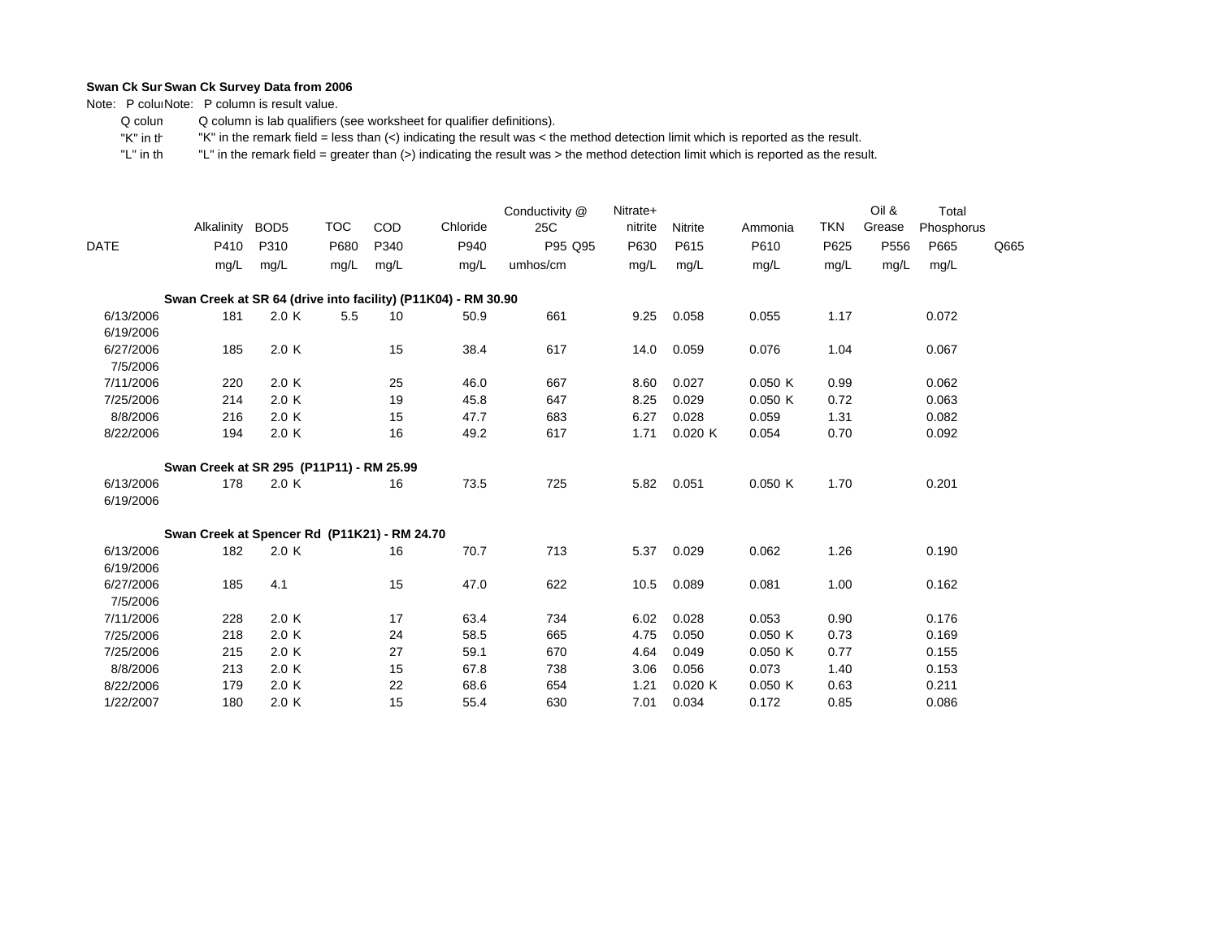**Swan Ck Sur Swan Ck Survey Data from 2006**

Note: P colu Note: P column is result value.

Q colun Q column is lab qualifiers (see worksheet for qualifier definitions).

"K" in th "K" in the remark field = less than (<) indicating the result was < the method detection limit which is reported as the result.

"L" in th "L" in the remark field = greater than (>) indicating the result was > the method detection limit which is reported as the result.

| DATE | Alkalinity P410 mg/L | BOD5 P310 mg/L | | TOC P680 mg/L | COD P340 mg/L | Chloride P940 mg/L | Conductivity @ 25C P95 umhos/cm | Q95 | Nitrate+ nitrite P630 mg/L | Nitrite P615 mg/L | | Ammonia P610 mg/L | | TKN P625 mg/L | Oil & Grease P556 mg/L | Total Phosphorus P665 mg/L | Q665 |
|---|---|---|---|---|---|---|---|---|---|---|---|---|---|---|---|---|---|
| **Swan Creek at SR 64 (drive into facility) (P11K04) - RM 30.90** | | | | | | | | | | | | | | | | | |
| 6/13/2006 | 181 | 2.0 | K | 5.5 | 10 | 50.9 | 661 | | 9.25 | 0.058 | | 0.055 | | 1.17 | | 0.072 | |
| 6/19/2006 | | | | | | | | | | | | | | | | | |
| 6/27/2006 | 185 | 2.0 | K | | 15 | 38.4 | 617 | | 14.0 | 0.059 | | 0.076 | | 1.04 | | 0.067 | |
| 7/5/2006 | | | | | | | | | | | | | | | | | |
| 7/11/2006 | 220 | 2.0 | K | | 25 | 46.0 | 667 | | 8.60 | 0.027 | | 0.050 | K | 0.99 | | 0.062 | |
| 7/25/2006 | 214 | 2.0 | K | | 19 | 45.8 | 647 | | 8.25 | 0.029 | | 0.050 | K | 0.72 | | 0.063 | |
| 8/8/2006 | 216 | 2.0 | K | | 15 | 47.7 | 683 | | 6.27 | 0.028 | | 0.059 | | 1.31 | | 0.082 | |
| 8/22/2006 | 194 | 2.0 | K | | 16 | 49.2 | 617 | | 1.71 | 0.020 | K | 0.054 | | 0.70 | | 0.092 | |
| **Swan Creek at SR 295 (P11P11) - RM 25.99** | | | | | | | | | | | | | | | | | |
| 6/13/2006 | 178 | 2.0 | K | | 16 | 73.5 | 725 | | 5.82 | 0.051 | | 0.050 | K | 1.70 | | 0.201 | |
| 6/19/2006 | | | | | | | | | | | | | | | | | |
| **Swan Creek at Spencer Rd (P11K21) - RM 24.70** | | | | | | | | | | | | | | | | | |
| 6/13/2006 | 182 | 2.0 | K | | 16 | 70.7 | 713 | | 5.37 | 0.029 | | 0.062 | | 1.26 | | 0.190 | |
| 6/19/2006 | | | | | | | | | | | | | | | | | |
| 6/27/2006 | 185 | 4.1 | | | 15 | 47.0 | 622 | | 10.5 | 0.089 | | 0.081 | | 1.00 | | 0.162 | |
| 7/5/2006 | | | | | | | | | | | | | | | | | |
| 7/11/2006 | 228 | 2.0 | K | | 17 | 63.4 | 734 | | 6.02 | 0.028 | | 0.053 | | 0.90 | | 0.176 | |
| 7/25/2006 | 218 | 2.0 | K | | 24 | 58.5 | 665 | | 4.75 | 0.050 | | 0.050 | K | 0.73 | | 0.169 | |
| 7/25/2006 | 215 | 2.0 | K | | 27 | 59.1 | 670 | | 4.64 | 0.049 | | 0.050 | K | 0.77 | | 0.155 | |
| 8/8/2006 | 213 | 2.0 | K | | 15 | 67.8 | 738 | | 3.06 | 0.056 | | 0.073 | | 1.40 | | 0.153 | |
| 8/22/2006 | 179 | 2.0 | K | | 22 | 68.6 | 654 | | 1.21 | 0.020 | K | 0.050 | K | 0.63 | | 0.211 | |
| 1/22/2007 | 180 | 2.0 | K | | 15 | 55.4 | 630 | | 7.01 | 0.034 | | 0.172 | | 0.85 | | 0.086 | |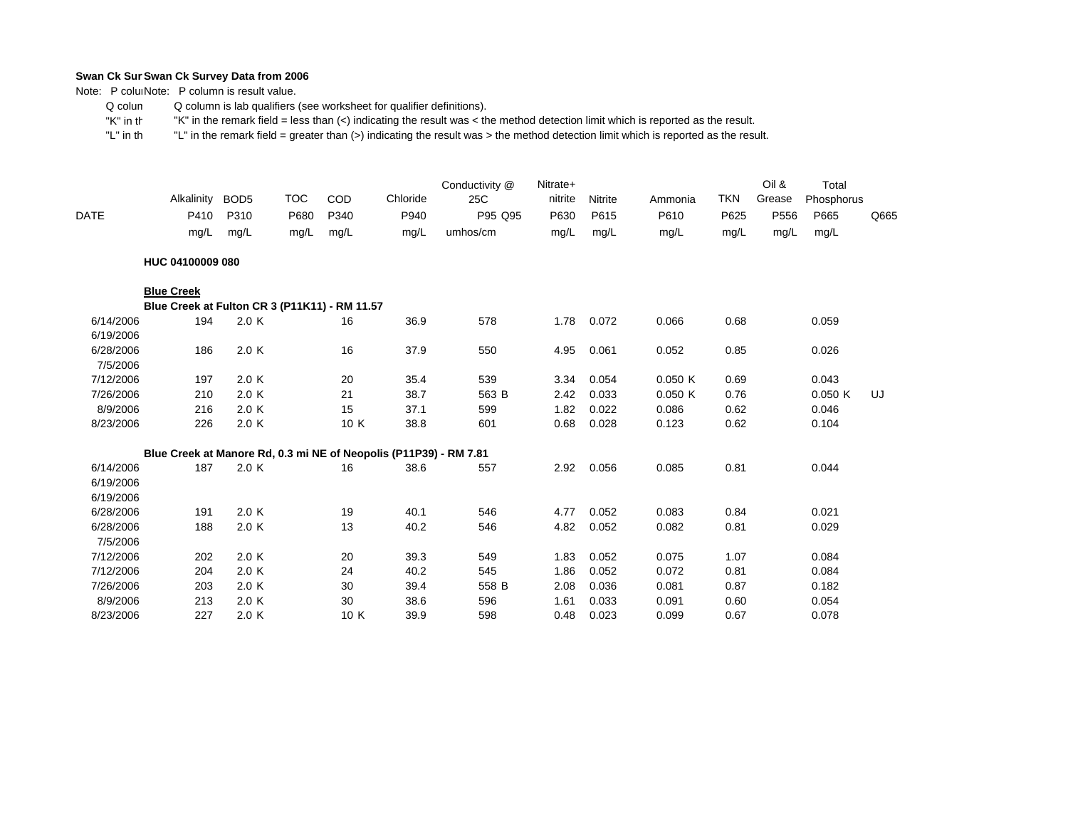**Swan Ck Sur Swan Ck Survey Data from 2006**

Note: P colu Note: P column is result value.

Q colun Q column is lab qualifiers (see worksheet for qualifier definitions).

"K" in th "K" in the remark field = less than (<) indicating the result was < the method detection limit which is reported as the result.

"L" in th "L" in the remark field = greater than (>) indicating the result was > the method detection limit which is reported as the result.

| DATE | Alkalinity P410 mg/L | BOD5 P310 mg/L | TOC P680 mg/L | COD P340 mg/L | Chloride P940 mg/L | Conductivity @ 25C P95 umhos/cm | Q95 | Nitrate+ nitrite P630 mg/L | Nitrite P615 mg/L | Ammonia P610 mg/L | TKN P625 mg/L | Oil & Grease P556 mg/L | Total Phosphorus P665 mg/L | Q665 |
|---|---|---|---|---|---|---|---|---|---|---|---|---|---|---|
| **HUC 04100009 080** | | | | | | | | | | | | | | |
| **Blue Creek** | | | | | | | | | | | | | | |
| **Blue Creek at Fulton CR 3 (P11K11) - RM 11.57** | | | | | | | | | | | | | | |
| 6/14/2006 | 194 | 2.0 K | | 16 | 36.9 | 578 | | 1.78 | 0.072 | 0.066 | 0.68 | | 0.059 | |
| 6/19/2006 | | | | | | | | | | | | | | |
| 6/28/2006 | 186 | 2.0 K | | 16 | 37.9 | 550 | | 4.95 | 0.061 | 0.052 | 0.85 | | 0.026 | |
| 7/5/2006 | | | | | | | | | | | | | | |
| 7/12/2006 | 197 | 2.0 K | | 20 | 35.4 | 539 | | 3.34 | 0.054 | 0.050 K | 0.69 | | 0.043 | |
| 7/26/2006 | 210 | 2.0 K | | 21 | 38.7 | 563 | B | 2.42 | 0.033 | 0.050 K | 0.76 | | 0.050 K | UJ |
| 8/9/2006 | 216 | 2.0 K | | 15 | 37.1 | 599 | | 1.82 | 0.022 | 0.086 | 0.62 | | 0.046 | |
| 8/23/2006 | 226 | 2.0 K | | 10 K | 38.8 | 601 | | 0.68 | 0.028 | 0.123 | 0.62 | | 0.104 | |
| **Blue Creek at Manore Rd, 0.3 mi NE of Neopolis (P11P39) - RM 7.81** | | | | | | | | | | | | | | |
| 6/14/2006 | 187 | 2.0 K | | 16 | 38.6 | 557 | | 2.92 | 0.056 | 0.085 | 0.81 | | 0.044 | |
| 6/19/2006 | | | | | | | | | | | | | | |
| 6/19/2006 | | | | | | | | | | | | | | |
| 6/28/2006 | 191 | 2.0 K | | 19 | 40.1 | 546 | | 4.77 | 0.052 | 0.083 | 0.84 | | 0.021 | |
| 6/28/2006 | 188 | 2.0 K | | 13 | 40.2 | 546 | | 4.82 | 0.052 | 0.082 | 0.81 | | 0.029 | |
| 7/5/2006 | | | | | | | | | | | | | | |
| 7/12/2006 | 202 | 2.0 K | | 20 | 39.3 | 549 | | 1.83 | 0.052 | 0.075 | 1.07 | | 0.084 | |
| 7/12/2006 | 204 | 2.0 K | | 24 | 40.2 | 545 | | 1.86 | 0.052 | 0.072 | 0.81 | | 0.084 | |
| 7/26/2006 | 203 | 2.0 K | | 30 | 39.4 | 558 | B | 2.08 | 0.036 | 0.081 | 0.87 | | 0.182 | |
| 8/9/2006 | 213 | 2.0 K | | 30 | 38.6 | 596 | | 1.61 | 0.033 | 0.091 | 0.60 | | 0.054 | |
| 8/23/2006 | 227 | 2.0 K | | 10 K | 39.9 | 598 | | 0.48 | 0.023 | 0.099 | 0.67 | | 0.078 | |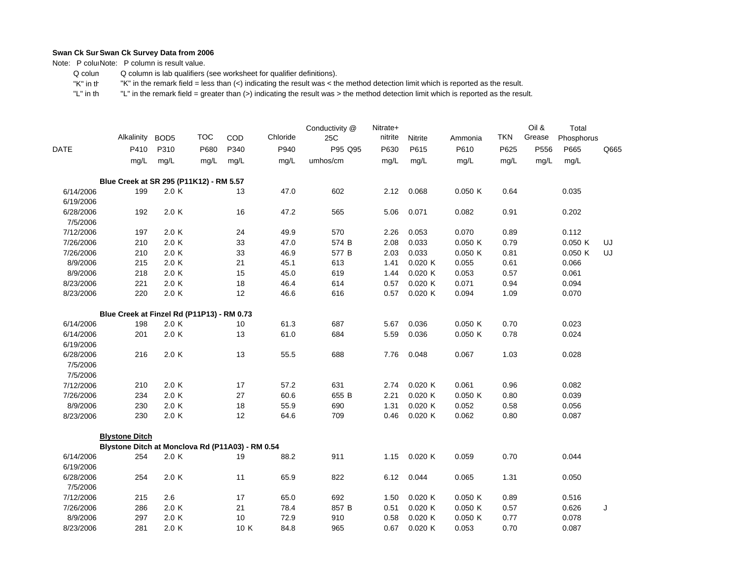**Swan Ck Sur Swan Ck Survey Data from 2006**

Note: P colu Note: P column is result value.

Q colun Q column is lab qualifiers (see worksheet for qualifier definitions).

"K" in th "K" in the remark field = less than (<) indicating the result was < the method detection limit which is reported as the result.

"L" in th "L" in the remark field = greater than (>) indicating the result was > the method detection limit which is reported as the result.

| DATE | Alkalinity | BOD5 | | TOC | COD | | Chloride | Conductivity @ 25C | | Nitrate+ nitrite | Nitrite | | Ammonia | | TKN | Oil & Grease | Total Phosphorus | | Q665 |
|---|---|---|---|---|---|---|---|---|---|---|---|---|---|---|---|---|---|---|---|
| | P410 | P310 | | P680 | P340 | | P940 | P95 | Q95 | P630 | P615 | | P610 | | P625 | P556 | P665 | | |
| | mg/L | mg/L | | mg/L | mg/L | | mg/L | umhos/cm | | mg/L | mg/L | | mg/L | | mg/L | mg/L | mg/L | | |
| **Blue Creek at SR 295 (P11K12) - RM 5.57** | | | | | | | | | | | | | | | | | | | |
| 6/14/2006 | 199 | 2.0 | K | | 13 | | 47.0 | 602 | | 2.12 | 0.068 | | 0.050 | K | 0.64 | | 0.035 | | |
| 6/19/2006 | | | | | | | | | | | | | | | | | | | |
| 6/28/2006 | 192 | 2.0 | K | | 16 | | 47.2 | 565 | | 5.06 | 0.071 | | 0.082 | | 0.91 | | 0.202 | | |
| 7/5/2006 | | | | | | | | | | | | | | | | | | | |
| 7/12/2006 | 197 | 2.0 | K | | 24 | | 49.9 | 570 | | 2.26 | 0.053 | | 0.070 | | 0.89 | | 0.112 | | |
| 7/26/2006 | 210 | 2.0 | K | | 33 | | 47.0 | 574 | B | 2.08 | 0.033 | | 0.050 | K | 0.79 | | 0.050 | K | UJ |
| 7/26/2006 | 210 | 2.0 | K | | 33 | | 46.9 | 577 | B | 2.03 | 0.033 | | 0.050 | K | 0.81 | | 0.050 | K | UJ |
| 8/9/2006 | 215 | 2.0 | K | | 21 | | 45.1 | 613 | | 1.41 | 0.020 | K | 0.055 | | 0.61 | | 0.066 | | |
| 8/9/2006 | 218 | 2.0 | K | | 15 | | 45.0 | 619 | | 1.44 | 0.020 | K | 0.053 | | 0.57 | | 0.061 | | |
| 8/23/2006 | 221 | 2.0 | K | | 18 | | 46.4 | 614 | | 0.57 | 0.020 | K | 0.071 | | 0.94 | | 0.094 | | |
| 8/23/2006 | 220 | 2.0 | K | | 12 | | 46.6 | 616 | | 0.57 | 0.020 | K | 0.094 | | 1.09 | | 0.070 | | |
| **Blue Creek at Finzel Rd (P11P13) - RM 0.73** | | | | | | | | | | | | | | | | | | | |
| 6/14/2006 | 198 | 2.0 | K | | 10 | | 61.3 | 687 | | 5.67 | 0.036 | | 0.050 | K | 0.70 | | 0.023 | | |
| 6/14/2006 | 201 | 2.0 | K | | 13 | | 61.0 | 684 | | 5.59 | 0.036 | | 0.050 | K | 0.78 | | 0.024 | | |
| 6/19/2006 | | | | | | | | | | | | | | | | | | | |
| 6/28/2006 | 216 | 2.0 | K | | 13 | | 55.5 | 688 | | 7.76 | 0.048 | | 0.067 | | 1.03 | | 0.028 | | |
| 7/5/2006 | | | | | | | | | | | | | | | | | | | |
| 7/5/2006 | | | | | | | | | | | | | | | | | | | |
| 7/12/2006 | 210 | 2.0 | K | | 17 | | 57.2 | 631 | | 2.74 | 0.020 | K | 0.061 | | 0.96 | | 0.082 | | |
| 7/26/2006 | 234 | 2.0 | K | | 27 | | 60.6 | 655 | B | 2.21 | 0.020 | K | 0.050 | K | 0.80 | | 0.039 | | |
| 8/9/2006 | 230 | 2.0 | K | | 18 | | 55.9 | 690 | | 1.31 | 0.020 | K | 0.052 | | 0.58 | | 0.056 | | |
| 8/23/2006 | 230 | 2.0 | K | | 12 | | 64.6 | 709 | | 0.46 | 0.020 | K | 0.062 | | 0.80 | | 0.087 | | |
| **Blystone Ditch** | | | | | | | | | | | | | | | | | | | |
| **Blystone Ditch at Monclova Rd (P11A03) - RM 0.54** | | | | | | | | | | | | | | | | | | | |
| 6/14/2006 | 254 | 2.0 | K | | 19 | | 88.2 | 911 | | 1.15 | 0.020 | K | 0.059 | | 0.70 | | 0.044 | | |
| 6/19/2006 | | | | | | | | | | | | | | | | | | | |
| 6/28/2006 | 254 | 2.0 | K | | 11 | | 65.9 | 822 | | 6.12 | 0.044 | | 0.065 | | 1.31 | | 0.050 | | |
| 7/5/2006 | | | | | | | | | | | | | | | | | | | |
| 7/12/2006 | 215 | 2.6 | | | 17 | | 65.0 | 692 | | 1.50 | 0.020 | K | 0.050 | K | 0.89 | | 0.516 | | |
| 7/26/2006 | 286 | 2.0 | K | | 21 | | 78.4 | 857 | B | 0.51 | 0.020 | K | 0.050 | K | 0.57 | | 0.626 | | J |
| 8/9/2006 | 297 | 2.0 | K | | 10 | | 72.9 | 910 | | 0.58 | 0.020 | K | 0.050 | K | 0.77 | | 0.078 | | |
| 8/23/2006 | 281 | 2.0 | K | | 10 | K | 84.8 | 965 | | 0.67 | 0.020 | K | 0.053 | | 0.70 | | 0.087 | | |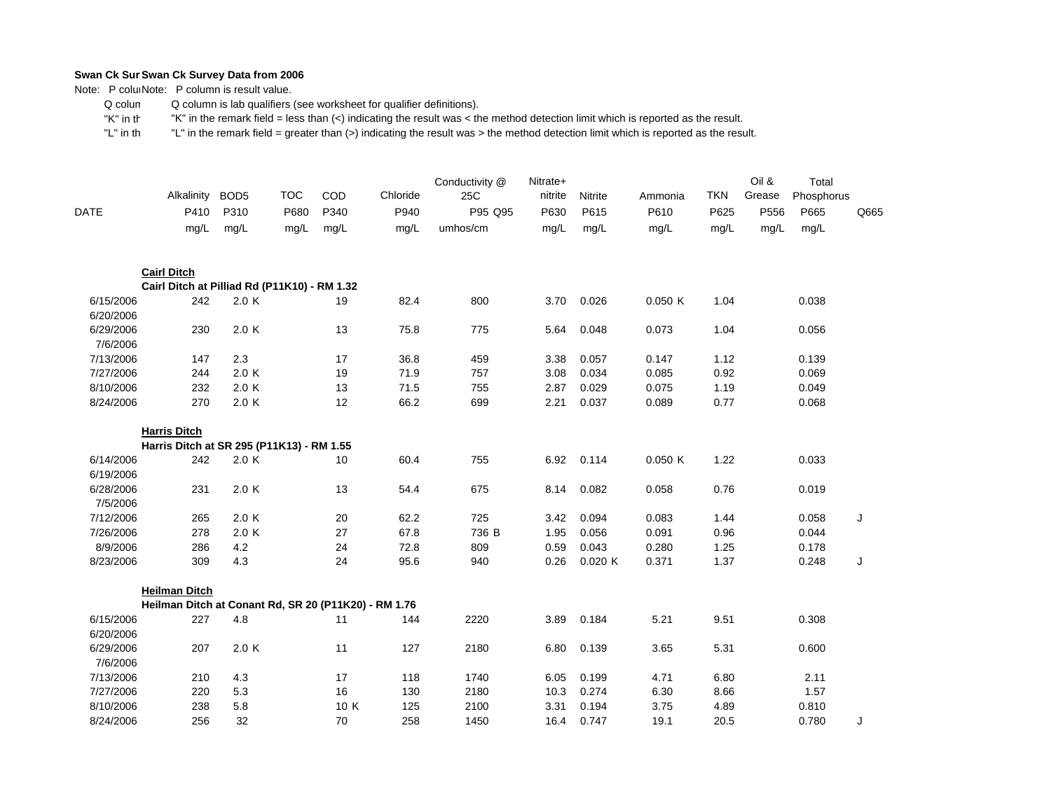**Swan Ck Sur Swan Ck Survey Data from 2006**

Note: P colu Note: P column is result value.

Q colun Q column is lab qualifiers (see worksheet for qualifier definitions).

"K" in th "K" in the remark field = less than (<) indicating the result was < the method detection limit which is reported as the result.

"L" in th "L" in the remark field = greater than (>) indicating the result was > the method detection limit which is reported as the result.

| DATE | Alkalinity P410 mg/L | BOD5 P310 mg/L | | TOC P680 mg/L | COD P340 mg/L | | Chloride P940 mg/L | Conductivity @ 25C P95 umhos/cm | Q95 | Nitrate+ nitrite P630 mg/L | Nitrite P615 mg/L | | Ammonia P610 mg/L | | TKN P625 mg/L | Oil & Grease P556 mg/L | Total Phosphorus P665 mg/L | Q665 |
|---|---|---|---|---|---|---|---|---|---|---|---|---|---|---|---|---|---|---|
| **Cairl Ditch** | | | | | | | | | | | | | | | | | | |
| **Cairl Ditch at Pilliad Rd (P11K10) - RM 1.32** | | | | | | | | | | | | | | | | | | |
| 6/15/2006 | 242 | 2.0 | K | | 19 | | 82.4 | 800 | | 3.70 | 0.026 | | 0.050 | K | 1.04 | | 0.038 | |
| 6/20/2006 | | | | | | | | | | | | | | | | | | |
| 6/29/2006 | 230 | 2.0 | K | | 13 | | 75.8 | 775 | | 5.64 | 0.048 | | 0.073 | | 1.04 | | 0.056 | |
| 7/6/2006 | | | | | | | | | | | | | | | | | | |
| 7/13/2006 | 147 | 2.3 | | | 17 | | 36.8 | 459 | | 3.38 | 0.057 | | 0.147 | | 1.12 | | 0.139 | |
| 7/27/2006 | 244 | 2.0 | K | | 19 | | 71.9 | 757 | | 3.08 | 0.034 | | 0.085 | | 0.92 | | 0.069 | |
| 8/10/2006 | 232 | 2.0 | K | | 13 | | 71.5 | 755 | | 2.87 | 0.029 | | 0.075 | | 1.19 | | 0.049 | |
| 8/24/2006 | 270 | 2.0 | K | | 12 | | 66.2 | 699 | | 2.21 | 0.037 | | 0.089 | | 0.77 | | 0.068 | |
| **Harris Ditch** | | | | | | | | | | | | | | | | | | |
| **Harris Ditch at SR 295 (P11K13) - RM 1.55** | | | | | | | | | | | | | | | | | | |
| 6/14/2006 | 242 | 2.0 | K | | 10 | | 60.4 | 755 | | 6.92 | 0.114 | | 0.050 | K | 1.22 | | 0.033 | |
| 6/19/2006 | | | | | | | | | | | | | | | | | | |
| 6/28/2006 | 231 | 2.0 | K | | 13 | | 54.4 | 675 | | 8.14 | 0.082 | | 0.058 | | 0.76 | | 0.019 | |
| 7/5/2006 | | | | | | | | | | | | | | | | | | |
| 7/12/2006 | 265 | 2.0 | K | | 20 | | 62.2 | 725 | | 3.42 | 0.094 | | 0.083 | | 1.44 | | 0.058 | J |
| 7/26/2006 | 278 | 2.0 | K | | 27 | | 67.8 | 736 | B | 1.95 | 0.056 | | 0.091 | | 0.96 | | 0.044 | |
| 8/9/2006 | 286 | 4.2 | | | 24 | | 72.8 | 809 | | 0.59 | 0.043 | | 0.280 | | 1.25 | | 0.178 | |
| 8/23/2006 | 309 | 4.3 | | | 24 | | 95.6 | 940 | | 0.26 | 0.020 | K | 0.371 | | 1.37 | | 0.248 | J |
| **Heilman Ditch** | | | | | | | | | | | | | | | | | | |
| **Heilman Ditch at Conant Rd, SR 20 (P11K20) - RM 1.76** | | | | | | | | | | | | | | | | | | |
| 6/15/2006 | 227 | 4.8 | | | 11 | | 144 | 2220 | | 3.89 | 0.184 | | 5.21 | | 9.51 | | 0.308 | |
| 6/20/2006 | | | | | | | | | | | | | | | | | | |
| 6/29/2006 | 207 | 2.0 | K | | 11 | | 127 | 2180 | | 6.80 | 0.139 | | 3.65 | | 5.31 | | 0.600 | |
| 7/6/2006 | | | | | | | | | | | | | | | | | | |
| 7/13/2006 | 210 | 4.3 | | | 17 | | 118 | 1740 | | 6.05 | 0.199 | | 4.71 | | 6.80 | | 2.11 | |
| 7/27/2006 | 220 | 5.3 | | | 16 | | 130 | 2180 | | 10.3 | 0.274 | | 6.30 | | 8.66 | | 1.57 | |
| 8/10/2006 | 238 | 5.8 | | | 10 | K | 125 | 2100 | | 3.31 | 0.194 | | 3.75 | | 4.89 | | 0.810 | |
| 8/24/2006 | 256 | 32 | | | 70 | | 258 | 1450 | | 16.4 | 0.747 | | 19.1 | | 20.5 | | 0.780 | J |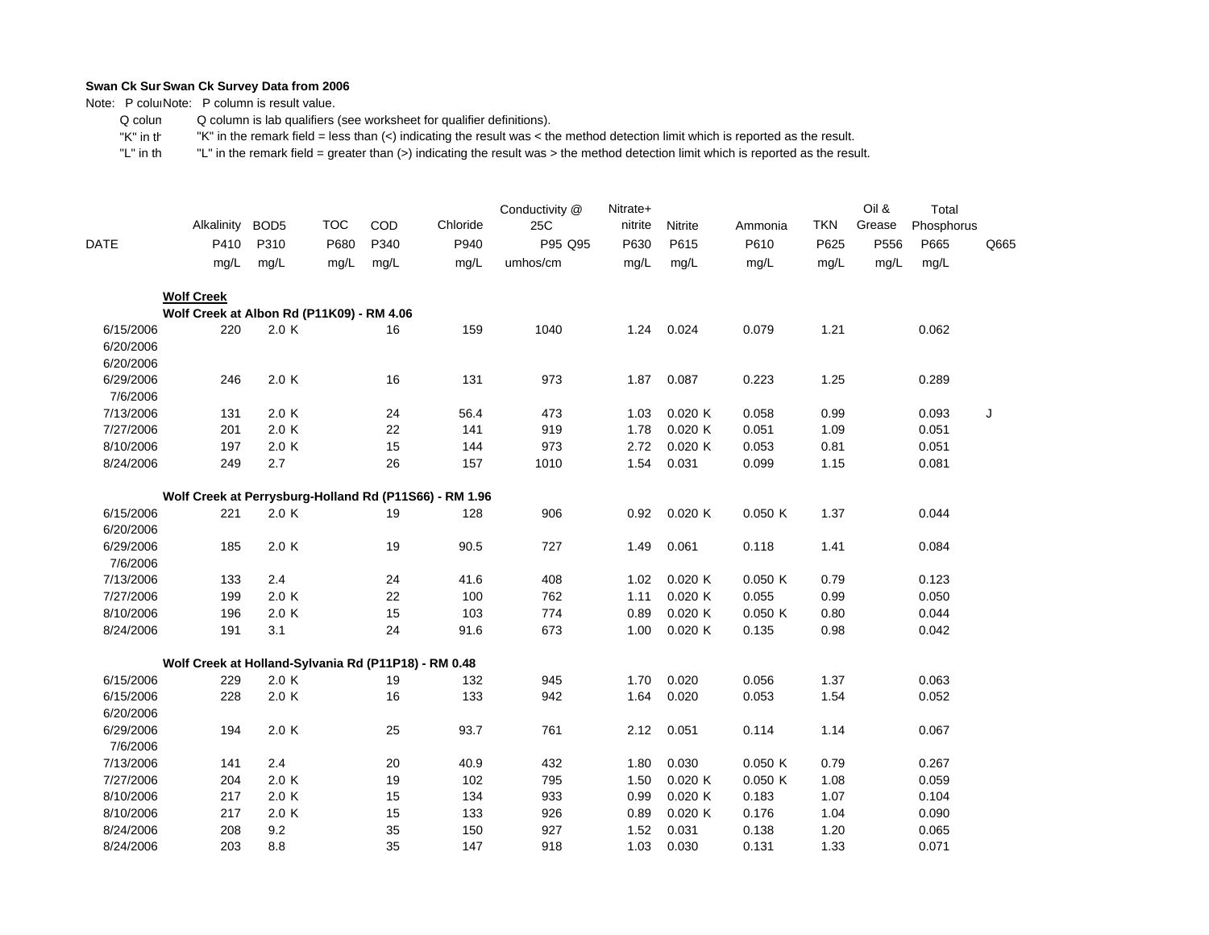**Swan Ck Sur Swan Ck Survey Data from 2006**

Note: P colu Note: P column is result value.

Q colun Q column is lab qualifiers (see worksheet for qualifier definitions).

"K" in th "K" in the remark field = less than (<) indicating the result was < the method detection limit which is reported as the result.

"L" in th "L" in the remark field = greater than (>) indicating the result was > the method detection limit which is reported as the result.

| DATE | Alkalinity P410 mg/L | BOD5 P310 mg/L | | TOC P680 mg/L | COD P340 mg/L | Chloride P940 mg/L | Conductivity @ 25C P95 umhos/cm | Q95 | Nitrate+ nitrite P630 mg/L | Nitrite P615 mg/L | | Ammonia P610 mg/L | | TKN P625 mg/L | Oil & Grease P556 mg/L | Total Phosphorus P665 mg/L | Q665 |
|---|---|---|---|---|---|---|---|---|---|---|---|---|---|---|---|---|---|
| **Wolf Creek** | | | | | | | | | | | | | | | | | |
| **Wolf Creek at Albon Rd (P11K09) - RM 4.06** | | | | | | | | | | | | | | | | | |
| 6/15/2006 | 220 | 2.0 | K | | 16 | 159 | 1040 | | 1.24 | 0.024 | | 0.079 | | 1.21 | | 0.062 | |
| 6/20/2006 | | | | | | | | | | | | | | | | | |
| 6/20/2006 | | | | | | | | | | | | | | | | | |
| 6/29/2006 | 246 | 2.0 | K | | 16 | 131 | 973 | | 1.87 | 0.087 | | 0.223 | | 1.25 | | 0.289 | |
| 7/6/2006 | | | | | | | | | | | | | | | | | |
| 7/13/2006 | 131 | 2.0 | K | | 24 | 56.4 | 473 | | 1.03 | 0.020 | K | 0.058 | | 0.99 | | 0.093 | J |
| 7/27/2006 | 201 | 2.0 | K | | 22 | 141 | 919 | | 1.78 | 0.020 | K | 0.051 | | 1.09 | | 0.051 | |
| 8/10/2006 | 197 | 2.0 | K | | 15 | 144 | 973 | | 2.72 | 0.020 | K | 0.053 | | 0.81 | | 0.051 | |
| 8/24/2006 | 249 | 2.7 | | | 26 | 157 | 1010 | | 1.54 | 0.031 | | 0.099 | | 1.15 | | 0.081 | |
| **Wolf Creek at Perrysburg-Holland Rd (P11S66) - RM 1.96** | | | | | | | | | | | | | | | | | |
| 6/15/2006 | 221 | 2.0 | K | | 19 | 128 | 906 | | 0.92 | 0.020 | K | 0.050 | K | 1.37 | | 0.044 | |
| 6/20/2006 | | | | | | | | | | | | | | | | | |
| 6/29/2006 | 185 | 2.0 | K | | 19 | 90.5 | 727 | | 1.49 | 0.061 | | 0.118 | | 1.41 | | 0.084 | |
| 7/6/2006 | | | | | | | | | | | | | | | | | |
| 7/13/2006 | 133 | 2.4 | | | 24 | 41.6 | 408 | | 1.02 | 0.020 | K | 0.050 | K | 0.79 | | 0.123 | |
| 7/27/2006 | 199 | 2.0 | K | | 22 | 100 | 762 | | 1.11 | 0.020 | K | 0.055 | | 0.99 | | 0.050 | |
| 8/10/2006 | 196 | 2.0 | K | | 15 | 103 | 774 | | 0.89 | 0.020 | K | 0.050 | K | 0.80 | | 0.044 | |
| 8/24/2006 | 191 | 3.1 | | | 24 | 91.6 | 673 | | 1.00 | 0.020 | K | 0.135 | | 0.98 | | 0.042 | |
| **Wolf Creek at Holland-Sylvania Rd (P11P18) - RM 0.48** | | | | | | | | | | | | | | | | | |
| 6/15/2006 | 229 | 2.0 | K | | 19 | 132 | 945 | | 1.70 | 0.020 | | 0.056 | | 1.37 | | 0.063 | |
| 6/15/2006 | 228 | 2.0 | K | | 16 | 133 | 942 | | 1.64 | 0.020 | | 0.053 | | 1.54 | | 0.052 | |
| 6/20/2006 | | | | | | | | | | | | | | | | | |
| 6/29/2006 | 194 | 2.0 | K | | 25 | 93.7 | 761 | | 2.12 | 0.051 | | 0.114 | | 1.14 | | 0.067 | |
| 7/6/2006 | | | | | | | | | | | | | | | | | |
| 7/13/2006 | 141 | 2.4 | | | 20 | 40.9 | 432 | | 1.80 | 0.030 | | 0.050 | K | 0.79 | | 0.267 | |
| 7/27/2006 | 204 | 2.0 | K | | 19 | 102 | 795 | | 1.50 | 0.020 | K | 0.050 | K | 1.08 | | 0.059 | |
| 8/10/2006 | 217 | 2.0 | K | | 15 | 134 | 933 | | 0.99 | 0.020 | K | 0.183 | | 1.07 | | 0.104 | |
| 8/10/2006 | 217 | 2.0 | K | | 15 | 133 | 926 | | 0.89 | 0.020 | K | 0.176 | | 1.04 | | 0.090 | |
| 8/24/2006 | 208 | 9.2 | | | 35 | 150 | 927 | | 1.52 | 0.031 | | 0.138 | | 1.20 | | 0.065 | |
| 8/24/2006 | 203 | 8.8 | | | 35 | 147 | 918 | | 1.03 | 0.030 | | 0.131 | | 1.33 | | 0.071 | |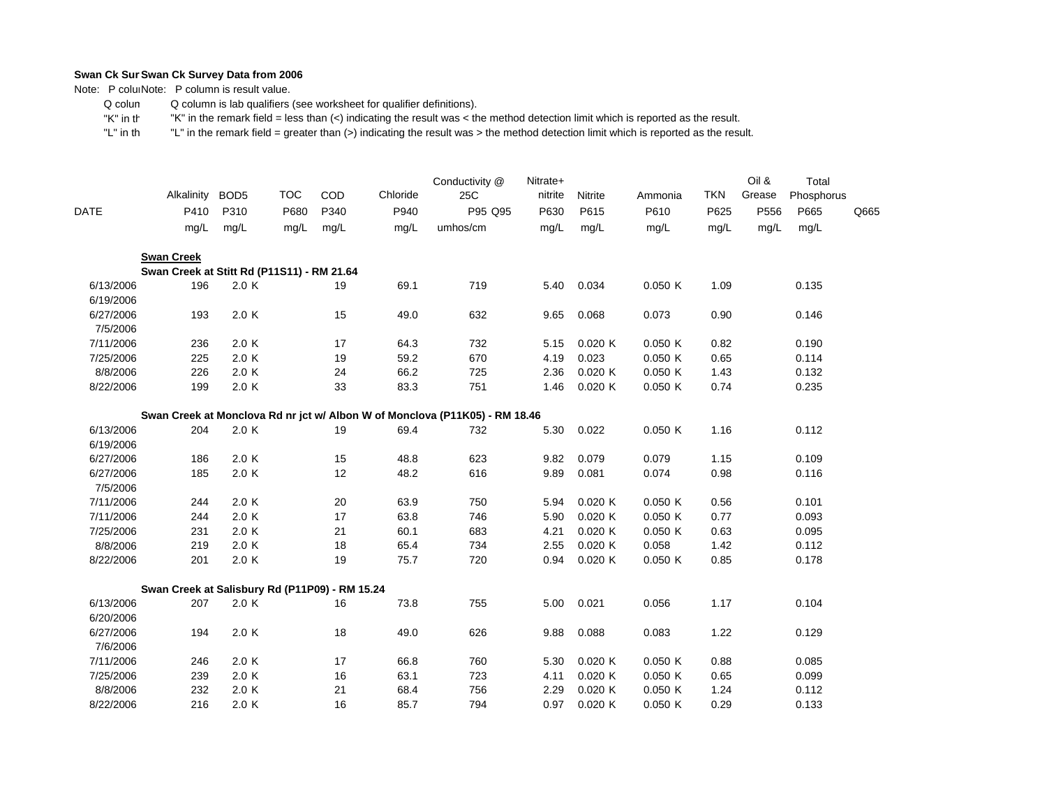**Swan Ck Survey Data from 2006**

Note: P column is result value.

Q column is lab qualifiers (see worksheet for qualifier definitions).

"K" in the remark field = less than (<) indicating the result was < the method detection limit which is reported as the result.

"L" in the remark field = greater than (>) indicating the result was > the method detection limit which is reported as the result.

| DATE | Alkalinity P410 mg/L | BOD5 P310 mg/L | | TOC P680 mg/L | COD P340 mg/L | Chloride P940 mg/L | Conductivity @ 25C P95 umhos/cm | Q95 | Nitrate+ nitrite P630 mg/L | Nitrite P615 mg/L | | Ammonia P610 mg/L | | TKN P625 mg/L | Oil & Grease P556 mg/L | Total Phosphorus P665 mg/L | Q665 |
|---|---|---|---|---|---|---|---|---|---|---|---|---|---|---|---|---|---|
| **Swan Creek** | | | | | | | | | | | | | | | | | |
| **Swan Creek at Stitt Rd (P11S11) - RM 21.64** | | | | | | | | | | | | | | | | | |
| 6/13/2006 | 196 | 2.0 | K | | 19 | 69.1 | 719 | | 5.40 | 0.034 | | 0.050 | K | 1.09 | | 0.135 | |
| 6/19/2006 | | | | | | | | | | | | | | | | | |
| 6/27/2006 | 193 | 2.0 | K | | 15 | 49.0 | 632 | | 9.65 | 0.068 | | 0.073 | | 0.90 | | 0.146 | |
| 7/5/2006 | | | | | | | | | | | | | | | | | |
| 7/11/2006 | 236 | 2.0 | K | | 17 | 64.3 | 732 | | 5.15 | 0.020 | K | 0.050 | K | 0.82 | | 0.190 | |
| 7/25/2006 | 225 | 2.0 | K | | 19 | 59.2 | 670 | | 4.19 | 0.023 | | 0.050 | K | 0.65 | | 0.114 | |
| 8/8/2006 | 226 | 2.0 | K | | 24 | 66.2 | 725 | | 2.36 | 0.020 | K | 0.050 | K | 1.43 | | 0.132 | |
| 8/22/2006 | 199 | 2.0 | K | | 33 | 83.3 | 751 | | 1.46 | 0.020 | K | 0.050 | K | 0.74 | | 0.235 | |
| **Swan Creek at Monclova Rd nr jct w/ Albon W of Monclova (P11K05) - RM 18.46** | | | | | | | | | | | | | | | | | |
| 6/13/2006 | 204 | 2.0 | K | | 19 | 69.4 | 732 | | 5.30 | 0.022 | | 0.050 | K | 1.16 | | 0.112 | |
| 6/19/2006 | | | | | | | | | | | | | | | | | |
| 6/27/2006 | 186 | 2.0 | K | | 15 | 48.8 | 623 | | 9.82 | 0.079 | | 0.079 | | 1.15 | | 0.109 | |
| 6/27/2006 | 185 | 2.0 | K | | 12 | 48.2 | 616 | | 9.89 | 0.081 | | 0.074 | | 0.98 | | 0.116 | |
| 7/5/2006 | | | | | | | | | | | | | | | | | |
| 7/11/2006 | 244 | 2.0 | K | | 20 | 63.9 | 750 | | 5.94 | 0.020 | K | 0.050 | K | 0.56 | | 0.101 | |
| 7/11/2006 | 244 | 2.0 | K | | 17 | 63.8 | 746 | | 5.90 | 0.020 | K | 0.050 | K | 0.77 | | 0.093 | |
| 7/25/2006 | 231 | 2.0 | K | | 21 | 60.1 | 683 | | 4.21 | 0.020 | K | 0.050 | K | 0.63 | | 0.095 | |
| 8/8/2006 | 219 | 2.0 | K | | 18 | 65.4 | 734 | | 2.55 | 0.020 | K | 0.058 | | 1.42 | | 0.112 | |
| 8/22/2006 | 201 | 2.0 | K | | 19 | 75.7 | 720 | | 0.94 | 0.020 | K | 0.050 | K | 0.85 | | 0.178 | |
| **Swan Creek at Salisbury Rd (P11P09) - RM 15.24** | | | | | | | | | | | | | | | | | |
| 6/13/2006 | 207 | 2.0 | K | | 16 | 73.8 | 755 | | 5.00 | 0.021 | | 0.056 | | 1.17 | | 0.104 | |
| 6/20/2006 | | | | | | | | | | | | | | | | | |
| 6/27/2006 | 194 | 2.0 | K | | 18 | 49.0 | 626 | | 9.88 | 0.088 | | 0.083 | | 1.22 | | 0.129 | |
| 7/6/2006 | | | | | | | | | | | | | | | | | |
| 7/11/2006 | 246 | 2.0 | K | | 17 | 66.8 | 760 | | 5.30 | 0.020 | K | 0.050 | K | 0.88 | | 0.085 | |
| 7/25/2006 | 239 | 2.0 | K | | 16 | 63.1 | 723 | | 4.11 | 0.020 | K | 0.050 | K | 0.65 | | 0.099 | |
| 8/8/2006 | 232 | 2.0 | K | | 21 | 68.4 | 756 | | 2.29 | 0.020 | K | 0.050 | K | 1.24 | | 0.112 | |
| 8/22/2006 | 216 | 2.0 | K | | 16 | 85.7 | 794 | | 0.97 | 0.020 | K | 0.050 | K | 0.29 | | 0.133 | |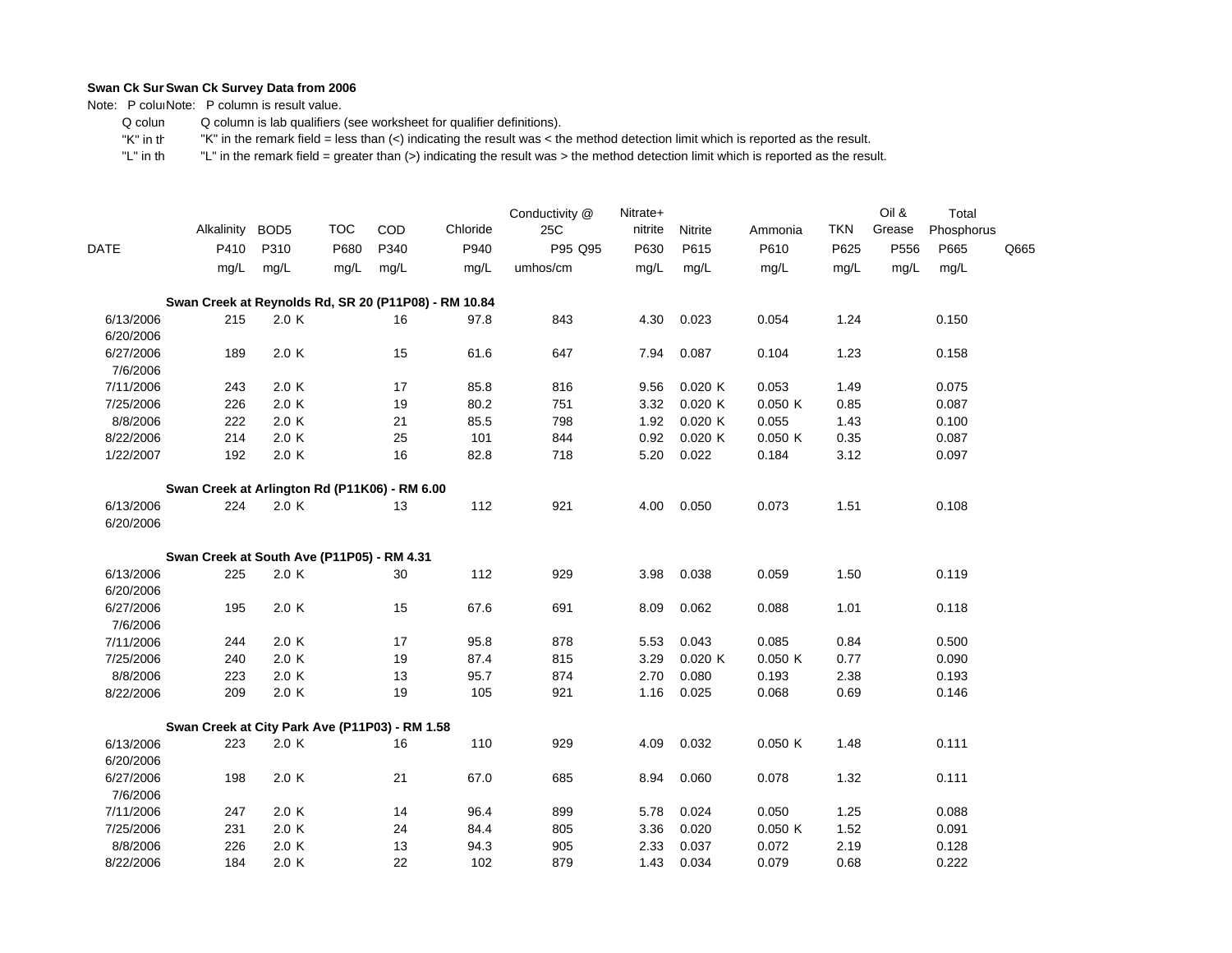**Swan Ck Sur Swan Ck Survey Data from 2006**

Note: P colu Note: P column is result value.

Q colun Q column is lab qualifiers (see worksheet for qualifier definitions).

"K" in th "K" in the remark field = less than (<) indicating the result was < the method detection limit which is reported as the result.

"L" in th "L" in the remark field = greater than (>) indicating the result was > the method detection limit which is reported as the result.

| DATE | Alkalinity P410 mg/L | BOD5 P310 mg/L | | TOC P680 mg/L | COD P340 mg/L | Chloride P940 mg/L | Conductivity @ 25C P95 umhos/cm | Q95 | Nitrate+ nitrite P630 mg/L | Nitrite P615 mg/L | | Ammonia P610 mg/L | | TKN P625 mg/L | Oil & Grease P556 mg/L | Total Phosphorus P665 mg/L | Q665 |
|---|---|---|---|---|---|---|---|---|---|---|---|---|---|---|---|---|---|
| **Swan Creek at Reynolds Rd, SR 20 (P11P08) - RM 10.84** | | | | | | | | | | | | | | | | | |
| 6/13/2006 | 215 | 2.0 | K | | 16 | 97.8 | 843 | | 4.30 | 0.023 | | 0.054 | | 1.24 | | 0.150 | |
| 6/20/2006 | | | | | | | | | | | | | | | | | |
| 6/27/2006 | 189 | 2.0 | K | | 15 | 61.6 | 647 | | 7.94 | 0.087 | | 0.104 | | 1.23 | | 0.158 | |
| 7/6/2006 | | | | | | | | | | | | | | | | | |
| 7/11/2006 | 243 | 2.0 | K | | 17 | 85.8 | 816 | | 9.56 | 0.020 | K | 0.053 | | 1.49 | | 0.075 | |
| 7/25/2006 | 226 | 2.0 | K | | 19 | 80.2 | 751 | | 3.32 | 0.020 | K | 0.050 | K | 0.85 | | 0.087 | |
| 8/8/2006 | 222 | 2.0 | K | | 21 | 85.5 | 798 | | 1.92 | 0.020 | K | 0.055 | | 1.43 | | 0.100 | |
| 8/22/2006 | 214 | 2.0 | K | | 25 | 101 | 844 | | 0.92 | 0.020 | K | 0.050 | K | 0.35 | | 0.087 | |
| 1/22/2007 | 192 | 2.0 | K | | 16 | 82.8 | 718 | | 5.20 | 0.022 | | 0.184 | | 3.12 | | 0.097 | |
| **Swan Creek at Arlington Rd (P11K06) - RM 6.00** | | | | | | | | | | | | | | | | | |
| 6/13/2006 | 224 | 2.0 | K | | 13 | 112 | 921 | | 4.00 | 0.050 | | 0.073 | | 1.51 | | 0.108 | |
| 6/20/2006 | | | | | | | | | | | | | | | | | |
| **Swan Creek at South Ave (P11P05) - RM 4.31** | | | | | | | | | | | | | | | | | |
| 6/13/2006 | 225 | 2.0 | K | | 30 | 112 | 929 | | 3.98 | 0.038 | | 0.059 | | 1.50 | | 0.119 | |
| 6/20/2006 | | | | | | | | | | | | | | | | | |
| 6/27/2006 | 195 | 2.0 | K | | 15 | 67.6 | 691 | | 8.09 | 0.062 | | 0.088 | | 1.01 | | 0.118 | |
| 7/6/2006 | | | | | | | | | | | | | | | | | |
| 7/11/2006 | 244 | 2.0 | K | | 17 | 95.8 | 878 | | 5.53 | 0.043 | | 0.085 | | 0.84 | | 0.500 | |
| 7/25/2006 | 240 | 2.0 | K | | 19 | 87.4 | 815 | | 3.29 | 0.020 | K | 0.050 | K | 0.77 | | 0.090 | |
| 8/8/2006 | 223 | 2.0 | K | | 13 | 95.7 | 874 | | 2.70 | 0.080 | | 0.193 | | 2.38 | | 0.193 | |
| 8/22/2006 | 209 | 2.0 | K | | 19 | 105 | 921 | | 1.16 | 0.025 | | 0.068 | | 0.69 | | 0.146 | |
| **Swan Creek at City Park Ave (P11P03) - RM 1.58** | | | | | | | | | | | | | | | | | |
| 6/13/2006 | 223 | 2.0 | K | | 16 | 110 | 929 | | 4.09 | 0.032 | | 0.050 | K | 1.48 | | 0.111 | |
| 6/20/2006 | | | | | | | | | | | | | | | | | |
| 6/27/2006 | 198 | 2.0 | K | | 21 | 67.0 | 685 | | 8.94 | 0.060 | | 0.078 | | 1.32 | | 0.111 | |
| 7/6/2006 | | | | | | | | | | | | | | | | | |
| 7/11/2006 | 247 | 2.0 | K | | 14 | 96.4 | 899 | | 5.78 | 0.024 | | 0.050 | | 1.25 | | 0.088 | |
| 7/25/2006 | 231 | 2.0 | K | | 24 | 84.4 | 805 | | 3.36 | 0.020 | | 0.050 | K | 1.52 | | 0.091 | |
| 8/8/2006 | 226 | 2.0 | K | | 13 | 94.3 | 905 | | 2.33 | 0.037 | | 0.072 | | 2.19 | | 0.128 | |
| 8/22/2006 | 184 | 2.0 | K | | 22 | 102 | 879 | | 1.43 | 0.034 | | 0.079 | | 0.68 | | 0.222 | |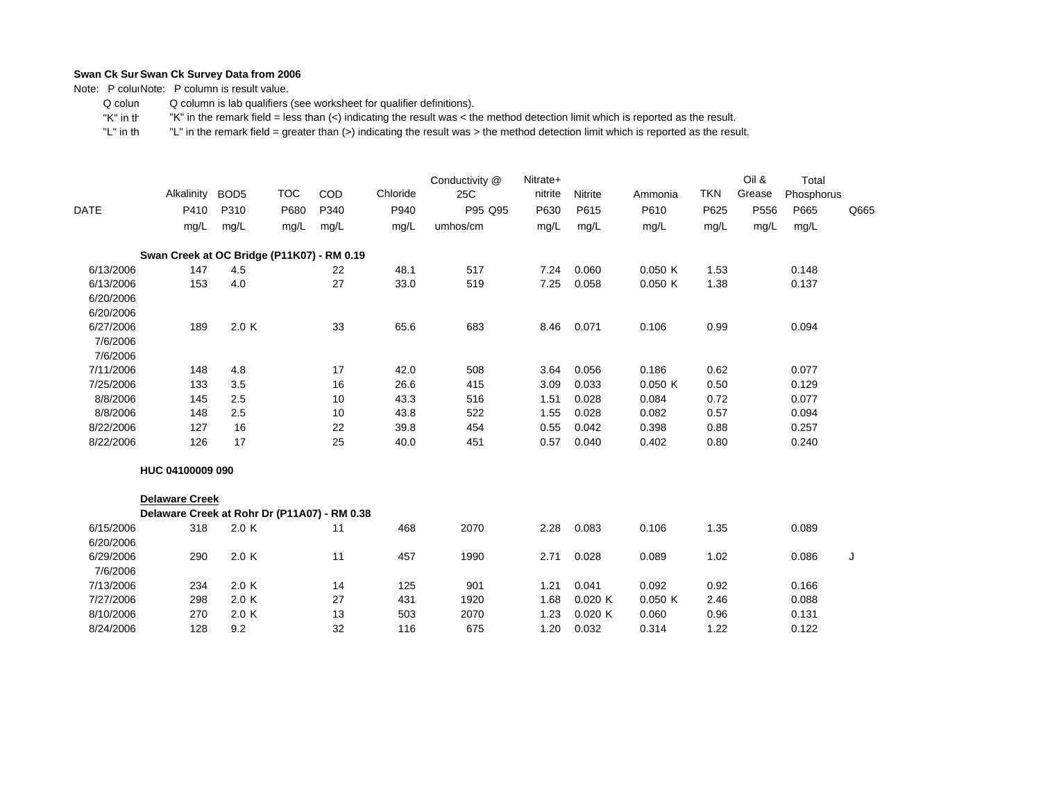**Swan Ck Survey Data from 2006**

Note: P column is result value.
Q column is lab qualifiers (see worksheet for qualifier definitions).
"K" in the remark field = less than (<) indicating the result was < the method detection limit which is reported as the result.
"L" in the remark field = greater than (>) indicating the result was > the method detection limit which is reported as the result.

| DATE | Alkalinity P410 mg/L | BOD5 P310 mg/L | | TOC P680 mg/L | COD P340 mg/L | Chloride P940 mg/L | Conductivity @ 25C P95 umhos/cm | Q95 | Nitrate+ nitrite P630 mg/L | Nitrite P615 mg/L | | Ammonia P610 mg/L | | TKN P625 mg/L | Oil & Grease P556 mg/L | Total Phosphorus P665 mg/L | Q665 |
|---|---|---|---|---|---|---|---|---|---|---|---|---|---|---|---|---|---|
| **Swan Creek at OC Bridge (P11K07) - RM 0.19** | | | | | | | | | | | | | | | | | |
| 6/13/2006 | 147 | 4.5 | | | 22 | 48.1 | 517 | | 7.24 | 0.060 | | 0.050 | K | 1.53 | | 0.148 | |
| 6/13/2006 | 153 | 4.0 | | | 27 | 33.0 | 519 | | 7.25 | 0.058 | | 0.050 | K | 1.38 | | 0.137 | |
| 6/20/2006 | | | | | | | | | | | | | | | | | |
| 6/20/2006 | | | | | | | | | | | | | | | | | |
| 6/27/2006 | 189 | 2.0 | K | | 33 | 65.6 | 683 | | 8.46 | 0.071 | | 0.106 | | 0.99 | | 0.094 | |
| 7/6/2006 | | | | | | | | | | | | | | | | | |
| 7/6/2006 | | | | | | | | | | | | | | | | | |
| 7/11/2006 | 148 | 4.8 | | | 17 | 42.0 | 508 | | 3.64 | 0.056 | | 0.186 | | 0.62 | | 0.077 | |
| 7/25/2006 | 133 | 3.5 | | | 16 | 26.6 | 415 | | 3.09 | 0.033 | | 0.050 | K | 0.50 | | 0.129 | |
| 8/8/2006 | 145 | 2.5 | | | 10 | 43.3 | 516 | | 1.51 | 0.028 | | 0.084 | | 0.72 | | 0.077 | |
| 8/8/2006 | 148 | 2.5 | | | 10 | 43.8 | 522 | | 1.55 | 0.028 | | 0.082 | | 0.57 | | 0.094 | |
| 8/22/2006 | 127 | 16 | | | 22 | 39.8 | 454 | | 0.55 | 0.042 | | 0.398 | | 0.88 | | 0.257 | |
| 8/22/2006 | 126 | 17 | | | 25 | 40.0 | 451 | | 0.57 | 0.040 | | 0.402 | | 0.80 | | 0.240 | |
| **HUC 04100009 090** | | | | | | | | | | | | | | | | | |
| **Delaware Creek** | | | | | | | | | | | | | | | | | |
| **Delaware Creek at Rohr Dr (P11A07) - RM 0.38** | | | | | | | | | | | | | | | | | |
| 6/15/2006 | 318 | 2.0 | K | | 11 | 468 | 2070 | | 2.28 | 0.083 | | 0.106 | | 1.35 | | 0.089 | |
| 6/20/2006 | | | | | | | | | | | | | | | | | |
| 6/29/2006 | 290 | 2.0 | K | | 11 | 457 | 1990 | | 2.71 | 0.028 | | 0.089 | | 1.02 | | 0.086 | J |
| 7/6/2006 | | | | | | | | | | | | | | | | | |
| 7/13/2006 | 234 | 2.0 | K | | 14 | 125 | 901 | | 1.21 | 0.041 | | 0.092 | | 0.92 | | 0.166 | |
| 7/27/2006 | 298 | 2.0 | K | | 27 | 431 | 1920 | | 1.68 | 0.020 | K | 0.050 | K | 2.46 | | 0.088 | |
| 8/10/2006 | 270 | 2.0 | K | | 13 | 503 | 2070 | | 1.23 | 0.020 | K | 0.060 | | 0.96 | | 0.131 | |
| 8/24/2006 | 128 | 9.2 | | | 32 | 116 | 675 | | 1.20 | 0.032 | | 0.314 | | 1.22 | | 0.122 | |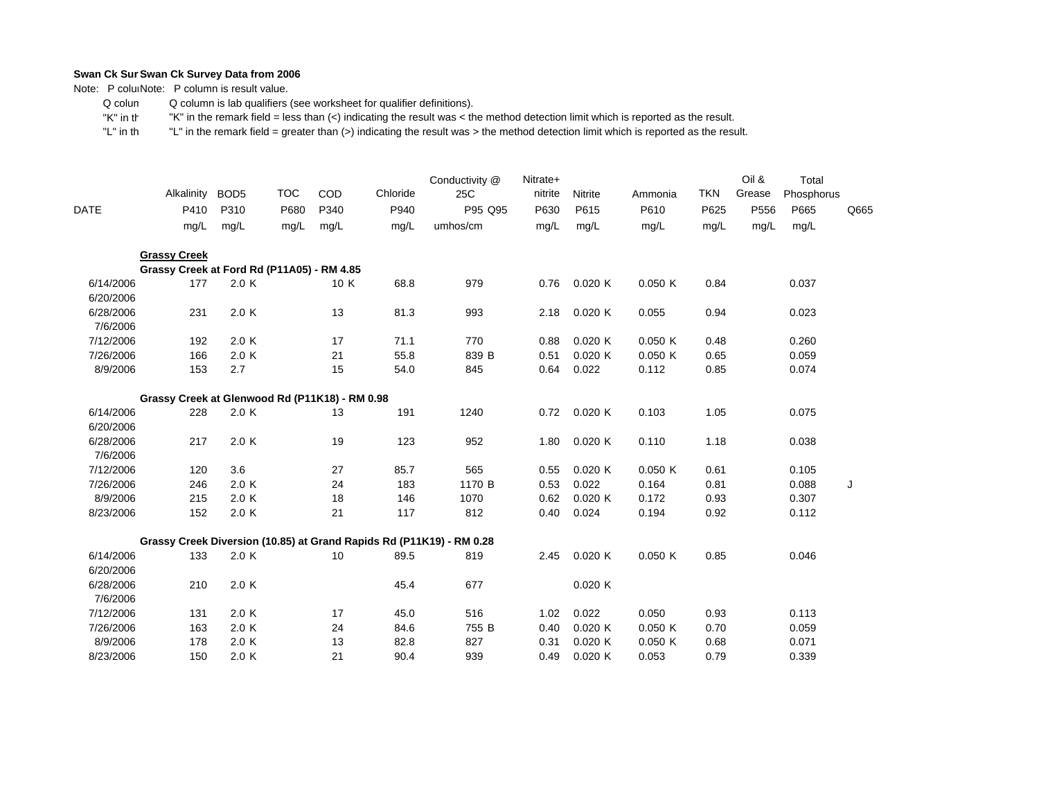**Swan Ck Sur Swan Ck Survey Data from 2006**

Note: P colu Note: P column is result value.

Q colum Q column is lab qualifiers (see worksheet for qualifier definitions).

"K" in th "K" in the remark field = less than (<) indicating the result was < the method detection limit which is reported as the result.

"L" in th "L" in the remark field = greater than (>) indicating the result was > the method detection limit which is reported as the result.

| DATE | Alkalinity P410 mg/L | BOD5 P310 mg/L | TOC P680 mg/L | COD P340 mg/L | Chloride P940 mg/L | Conductivity @ 25C P95 umhos/cm | Q95 | Nitrate+ nitrite P630 mg/L | Nitrite P615 mg/L | Ammonia P610 mg/L | TKN P625 mg/L | Oil & Grease P556 mg/L | Total Phosphorus P665 mg/L | Q665 |
|---|---|---|---|---|---|---|---|---|---|---|---|---|---|---|
| **Grassy Creek** | | | | | | | | | | | | | | |
| **Grassy Creek at Ford Rd (P11A05) - RM 4.85** | | | | | | | | | | | | | | |
| 6/14/2006 | 177 | 2.0 K | | 10 K | 68.8 | 979 | | 0.76 | 0.020 K | 0.050 K | 0.84 | | 0.037 | |
| 6/20/2006 | | | | | | | | | | | | | | |
| 6/28/2006 | 231 | 2.0 K | | 13 | 81.3 | 993 | | 2.18 | 0.020 K | 0.055 | 0.94 | | 0.023 | |
| 7/6/2006 | | | | | | | | | | | | | | |
| 7/12/2006 | 192 | 2.0 K | | 17 | 71.1 | 770 | | 0.88 | 0.020 K | 0.050 K | 0.48 | | 0.260 | |
| 7/26/2006 | 166 | 2.0 K | | 21 | 55.8 | 839 | B | 0.51 | 0.020 K | 0.050 K | 0.65 | | 0.059 | |
| 8/9/2006 | 153 | 2.7 | | 15 | 54.0 | 845 | | 0.64 | 0.022 | 0.112 | 0.85 | | 0.074 | |
| **Grassy Creek at Glenwood Rd (P11K18) - RM 0.98** | | | | | | | | | | | | | | |
| 6/14/2006 | 228 | 2.0 K | | 13 | 191 | 1240 | | 0.72 | 0.020 K | 0.103 | 1.05 | | 0.075 | |
| 6/20/2006 | | | | | | | | | | | | | | |
| 6/28/2006 | 217 | 2.0 K | | 19 | 123 | 952 | | 1.80 | 0.020 K | 0.110 | 1.18 | | 0.038 | |
| 7/6/2006 | | | | | | | | | | | | | | |
| 7/12/2006 | 120 | 3.6 | | 27 | 85.7 | 565 | | 0.55 | 0.020 K | 0.050 K | 0.61 | | 0.105 | |
| 7/26/2006 | 246 | 2.0 K | | 24 | 183 | 1170 | B | 0.53 | 0.022 | 0.164 | 0.81 | | 0.088 | J |
| 8/9/2006 | 215 | 2.0 K | | 18 | 146 | 1070 | | 0.62 | 0.020 K | 0.172 | 0.93 | | 0.307 | |
| 8/23/2006 | 152 | 2.0 K | | 21 | 117 | 812 | | 0.40 | 0.024 | 0.194 | 0.92 | | 0.112 | |
| **Grassy Creek Diversion (10.85) at Grand Rapids Rd (P11K19) - RM 0.28** | | | | | | | | | | | | | | |
| 6/14/2006 | 133 | 2.0 K | | 10 | 89.5 | 819 | | 2.45 | 0.020 K | 0.050 K | 0.85 | | 0.046 | |
| 6/20/2006 | | | | | | | | | | | | | | |
| 6/28/2006 | 210 | 2.0 K | | | 45.4 | 677 | | | 0.020 K | | | | | |
| 7/6/2006 | | | | | | | | | | | | | | |
| 7/12/2006 | 131 | 2.0 K | | 17 | 45.0 | 516 | | 1.02 | 0.022 | 0.050 | 0.93 | | 0.113 | |
| 7/26/2006 | 163 | 2.0 K | | 24 | 84.6 | 755 | B | 0.40 | 0.020 K | 0.050 K | 0.70 | | 0.059 | |
| 8/9/2006 | 178 | 2.0 K | | 13 | 82.8 | 827 | | 0.31 | 0.020 K | 0.050 K | 0.68 | | 0.071 | |
| 8/23/2006 | 150 | 2.0 K | | 21 | 90.4 | 939 | | 0.49 | 0.020 K | 0.053 | 0.79 | | 0.339 | |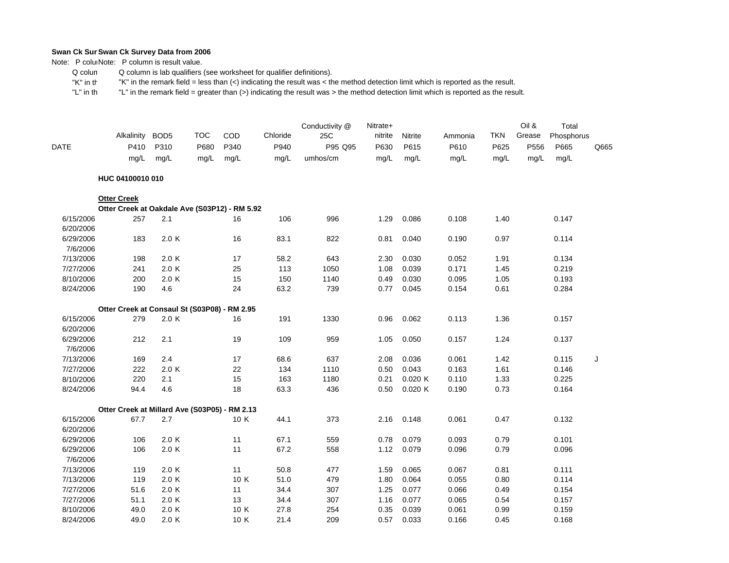**Swan Ck Sur Swan Ck Survey Data from 2006**

Note: P colu Note: P column is result value.

Q colun Q column is lab qualifiers (see worksheet for qualifier definitions).

"K" in th "K" in the remark field = less than (<) indicating the result was < the method detection limit which is reported as the result.

"L" in th "L" in the remark field = greater than (>) indicating the result was > the method detection limit which is reported as the result.

| DATE | Alkalinity P410 mg/L | | BOD5 P310 mg/L | | TOC P680 mg/L | COD P340 mg/L | | Chloride P940 mg/L | Conductivity @ 25C P95 umhos/cm | Q95 | Nitrate+ nitrite P630 mg/L | Nitrite P615 mg/L | | Ammonia P610 mg/L | TKN P625 mg/L | Oil & Grease P556 mg/L | Total Phosphorus P665 mg/L | Q665 |
|---|---|---|---|---|---|---|---|---|---|---|---|---|---|---|---|---|---|---|
| **HUC 04100010 010** | | | | | | | | | | | | | | | | | | |
| **Otter Creek** | | | | | | | | | | | | | | | | | | |
| **Otter Creek at Oakdale Ave (S03P12) - RM 5.92** | | | | | | | | | | | | | | | | | | |
| 6/15/2006 | 257 | | 2.1 | | | 16 | | 106 | 996 | | 1.29 | 0.086 | | 0.108 | 1.40 | | 0.147 | |
| 6/20/2006 | | | | | | | | | | | | | | | | | | |
| 6/29/2006 | 183 | | 2.0 | K | | 16 | | 83.1 | 822 | | 0.81 | 0.040 | | 0.190 | 0.97 | | 0.114 | |
| 7/6/2006 | | | | | | | | | | | | | | | | | | |
| 7/13/2006 | 198 | | 2.0 | K | | 17 | | 58.2 | 643 | | 2.30 | 0.030 | | 0.052 | 1.91 | | 0.134 | |
| 7/27/2006 | 241 | | 2.0 | K | | 25 | | 113 | 1050 | | 1.08 | 0.039 | | 0.171 | 1.45 | | 0.219 | |
| 8/10/2006 | 200 | | 2.0 | K | | 15 | | 150 | 1140 | | 0.49 | 0.030 | | 0.095 | 1.05 | | 0.193 | |
| 8/24/2006 | 190 | | 4.6 | | | 24 | | 63.2 | 739 | | 0.77 | 0.045 | | 0.154 | 0.61 | | 0.284 | |
| **Otter Creek at Consaul St (S03P08) - RM 2.95** | | | | | | | | | | | | | | | | | | |
| 6/15/2006 | 279 | | 2.0 | K | | 16 | | 191 | 1330 | | 0.96 | 0.062 | | 0.113 | 1.36 | | 0.157 | |
| 6/20/2006 | | | | | | | | | | | | | | | | | | |
| 6/29/2006 | 212 | | 2.1 | | | 19 | | 109 | 959 | | 1.05 | 0.050 | | 0.157 | 1.24 | | 0.137 | |
| 7/6/2006 | | | | | | | | | | | | | | | | | | |
| 7/13/2006 | 169 | | 2.4 | | | 17 | | 68.6 | 637 | | 2.08 | 0.036 | | 0.061 | 1.42 | | 0.115 | J |
| 7/27/2006 | 222 | | 2.0 | K | | 22 | | 134 | 1110 | | 0.50 | 0.043 | | 0.163 | 1.61 | | 0.146 | |
| 8/10/2006 | 220 | | 2.1 | | | 15 | | 163 | 1180 | | 0.21 | 0.020 | K | 0.110 | 1.33 | | 0.225 | |
| 8/24/2006 | 94.4 | | 4.6 | | | 18 | | 63.3 | 436 | | 0.50 | 0.020 | K | 0.190 | 0.73 | | 0.164 | |
| **Otter Creek at Millard Ave (S03P05) - RM 2.13** | | | | | | | | | | | | | | | | | | |
| 6/15/2006 | 67.7 | | 2.7 | | | 10 | K | 44.1 | 373 | | 2.16 | 0.148 | | 0.061 | 0.47 | | 0.132 | |
| 6/20/2006 | | | | | | | | | | | | | | | | | | |
| 6/29/2006 | 106 | | 2.0 | K | | 11 | | 67.1 | 559 | | 0.78 | 0.079 | | 0.093 | 0.79 | | 0.101 | |
| 6/29/2006 | 106 | | 2.0 | K | | 11 | | 67.2 | 558 | | 1.12 | 0.079 | | 0.096 | 0.79 | | 0.096 | |
| 7/6/2006 | | | | | | | | | | | | | | | | | | |
| 7/13/2006 | 119 | | 2.0 | K | | 11 | | 50.8 | 477 | | 1.59 | 0.065 | | 0.067 | 0.81 | | 0.111 | |
| 7/13/2006 | 119 | | 2.0 | K | | 10 | K | 51.0 | 479 | | 1.80 | 0.064 | | 0.055 | 0.80 | | 0.114 | |
| 7/27/2006 | 51.6 | | 2.0 | K | | 11 | | 34.4 | 307 | | 1.25 | 0.077 | | 0.066 | 0.49 | | 0.154 | |
| 7/27/2006 | 51.1 | | 2.0 | K | | 13 | | 34.4 | 307 | | 1.16 | 0.077 | | 0.065 | 0.54 | | 0.157 | |
| 8/10/2006 | 49.0 | | 2.0 | K | | 10 | K | 27.8 | 254 | | 0.35 | 0.039 | | 0.061 | 0.99 | | 0.159 | |
| 8/24/2006 | 49.0 | | 2.0 | K | | 10 | K | 21.4 | 209 | | 0.57 | 0.033 | | 0.166 | 0.45 | | 0.168 | |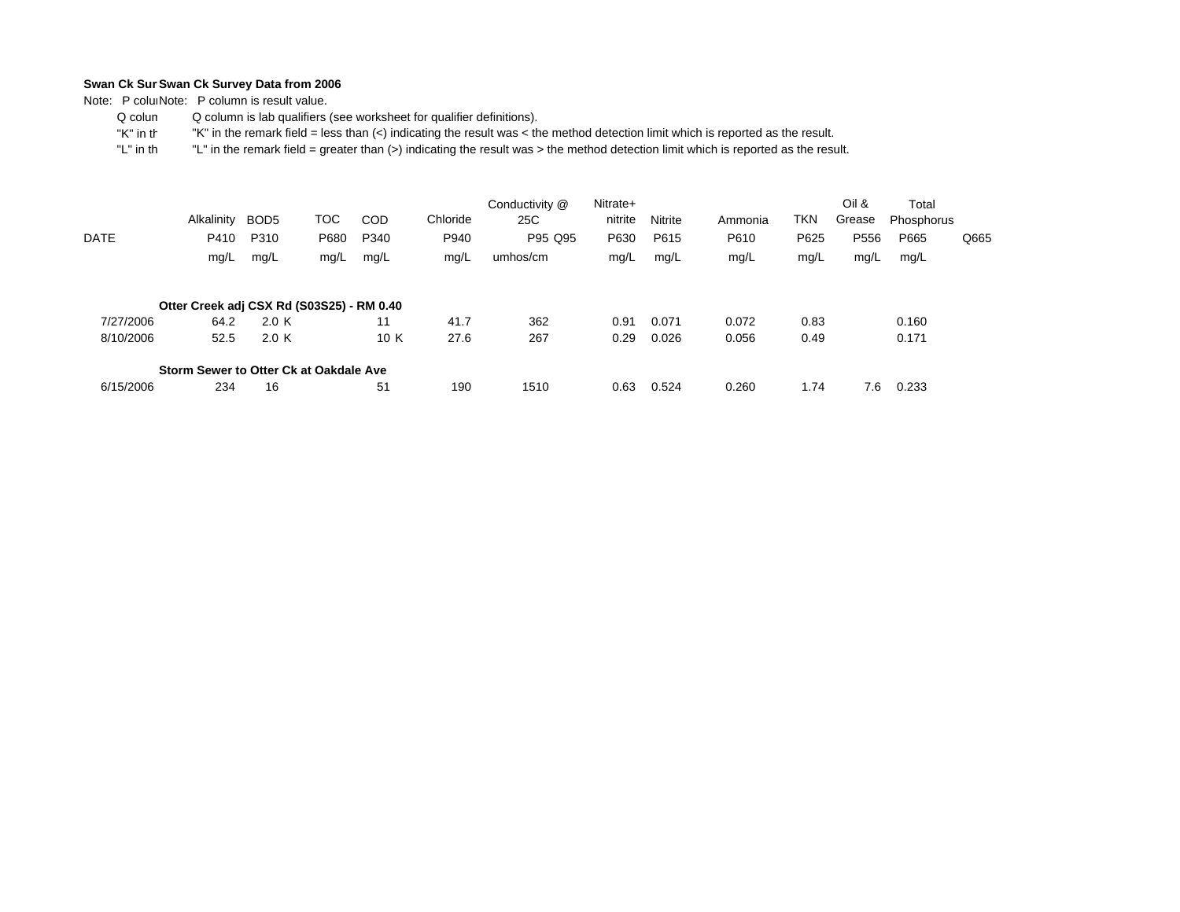**Swan Ck Survey Data from 2006**

Note: P column is result value.

Q column is lab qualifiers (see worksheet for qualifier definitions).

"K" in the remark field = less than (<) indicating the result was < the method detection limit which is reported as the result.

"L" in the remark field = greater than (>) indicating the result was > the method detection limit which is reported as the result.

| DATE | Alkalinity P410 mg/L | BOD5 P310 mg/L | | TOC P680 mg/L | COD P340 mg/L | | Chloride P940 mg/L | Conductivity @ 25C P95 umhos/cm | Q95 | Nitrate+ nitrite P630 mg/L | Nitrite P615 mg/L | Ammonia P610 mg/L | TKN P625 mg/L | Oil & Grease P556 mg/L | Total Phosphorus P665 mg/L | Q665 |
|---|---|---|---|---|---|---|---|---|---|---|---|---|---|---|---|---|
| **Otter Creek adj CSX Rd (S03S25) - RM 0.40** | | | | | | | | | | | | | | | | |
| 7/27/2006 | 64.2 | 2.0 | K | | 11 | | 41.7 | 362 | | 0.91 | 0.071 | 0.072 | 0.83 | | 0.160 | |
| 8/10/2006 | 52.5 | 2.0 | K | | 10 | K | 27.6 | 267 | | 0.29 | 0.026 | 0.056 | 0.49 | | 0.171 | |
| **Storm Sewer to Otter Ck at Oakdale Ave** | | | | | | | | | | | | | | | | |
| 6/15/2006 | 234 | 16 | | | 51 | | 190 | 1510 | | 0.63 | 0.524 | 0.260 | 1.74 | 7.6 | 0.233 | |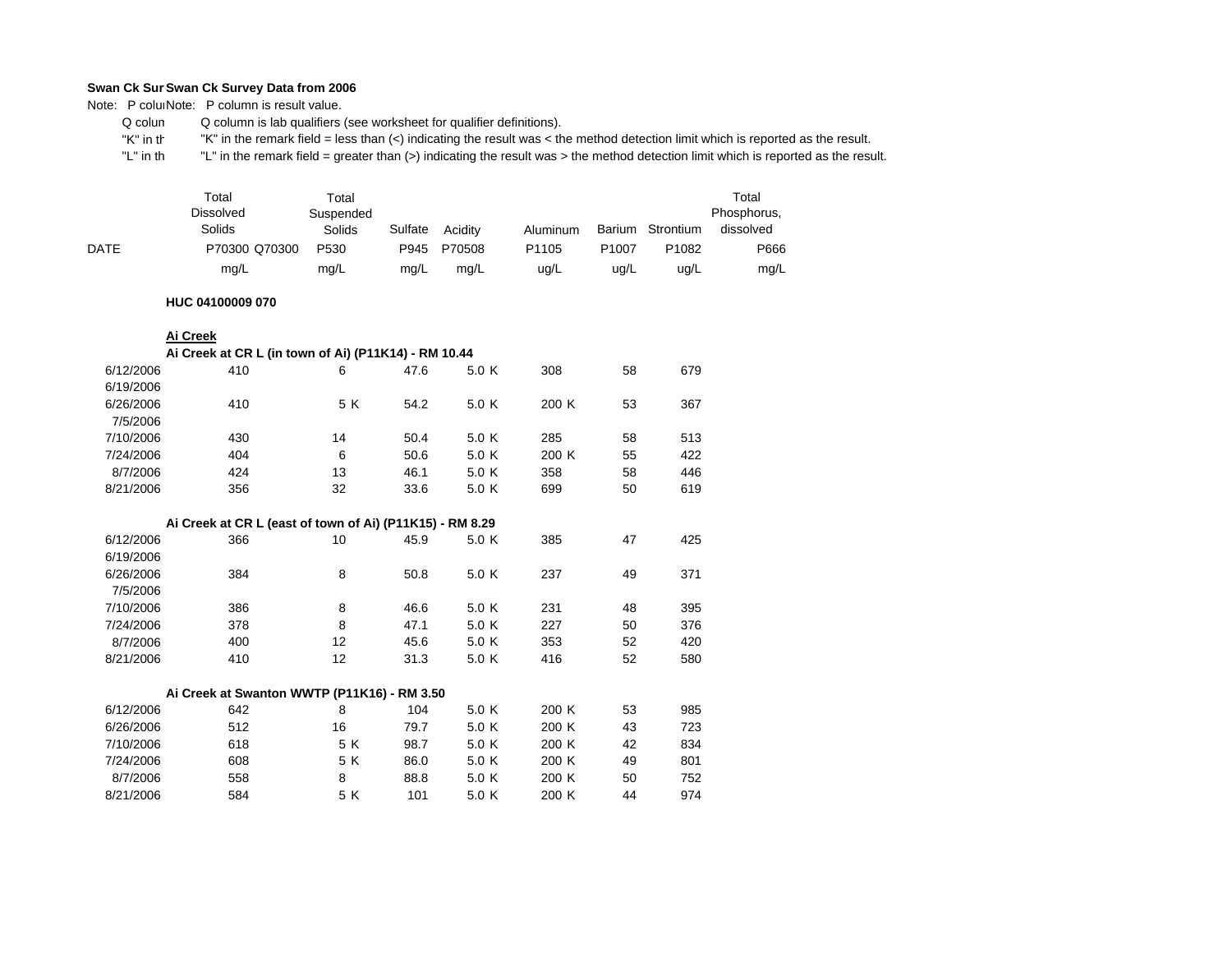**Swan Ck Survey Data from 2006**

Note: P column is result value.

Q column is lab qualifiers (see worksheet for qualifier definitions).

"K" in the remark field = less than (<) indicating the result was < the method detection limit which is reported as the result.

"L" in the remark field = greater than (>) indicating the result was > the method detection limit which is reported as the result.

| DATE | Total Dissolved Solids P70300 mg/L | Q70300 | Total Suspended Solids P530 mg/L | Q | Sulfate P945 mg/L | Acidity P70508 mg/L | Q | Aluminum P1105 ug/L | Q | Barium P1007 ug/L | Strontium P1082 ug/L | Total Phosphorus, dissolved P666 mg/L |
|---|---|---|---|---|---|---|---|---|---|---|---|---|
| **HUC 04100009 070** | | | | | | | | | | | | |
| **Ai Creek** | | | | | | | | | | | | |
| **Ai Creek at CR L (in town of Ai) (P11K14) - RM 10.44** | | | | | | | | | | | | |
| 6/12/2006 | 410 | | 6 | | 47.6 | 5.0 | K | 308 | | 58 | 679 | |
| 6/19/2006 | | | | | | | | | | | | |
| 6/26/2006 | 410 | | 5 | K | 54.2 | 5.0 | K | 200 | K | 53 | 367 | |
| 7/5/2006 | | | | | | | | | | | | |
| 7/10/2006 | 430 | | 14 | | 50.4 | 5.0 | K | 285 | | 58 | 513 | |
| 7/24/2006 | 404 | | 6 | | 50.6 | 5.0 | K | 200 | K | 55 | 422 | |
| 8/7/2006 | 424 | | 13 | | 46.1 | 5.0 | K | 358 | | 58 | 446 | |
| 8/21/2006 | 356 | | 32 | | 33.6 | 5.0 | K | 699 | | 50 | 619 | |
| **Ai Creek at CR L (east of town of Ai) (P11K15) - RM 8.29** | | | | | | | | | | | | |
| 6/12/2006 | 366 | | 10 | | 45.9 | 5.0 | K | 385 | | 47 | 425 | |
| 6/19/2006 | | | | | | | | | | | | |
| 6/26/2006 | 384 | | 8 | | 50.8 | 5.0 | K | 237 | | 49 | 371 | |
| 7/5/2006 | | | | | | | | | | | | |
| 7/10/2006 | 386 | | 8 | | 46.6 | 5.0 | K | 231 | | 48 | 395 | |
| 7/24/2006 | 378 | | 8 | | 47.1 | 5.0 | K | 227 | | 50 | 376 | |
| 8/7/2006 | 400 | | 12 | | 45.6 | 5.0 | K | 353 | | 52 | 420 | |
| 8/21/2006 | 410 | | 12 | | 31.3 | 5.0 | K | 416 | | 52 | 580 | |
| **Ai Creek at Swanton WWTP (P11K16) - RM 3.50** | | | | | | | | | | | | |
| 6/12/2006 | 642 | | 8 | | 104 | 5.0 | K | 200 | K | 53 | 985 | |
| 6/26/2006 | 512 | | 16 | | 79.7 | 5.0 | K | 200 | K | 43 | 723 | |
| 7/10/2006 | 618 | | 5 | K | 98.7 | 5.0 | K | 200 | K | 42 | 834 | |
| 7/24/2006 | 608 | | 5 | K | 86.0 | 5.0 | K | 200 | K | 49 | 801 | |
| 8/7/2006 | 558 | | 8 | | 88.8 | 5.0 | K | 200 | K | 50 | 752 | |
| 8/21/2006 | 584 | | 5 | K | 101 | 5.0 | K | 200 | K | 44 | 974 | |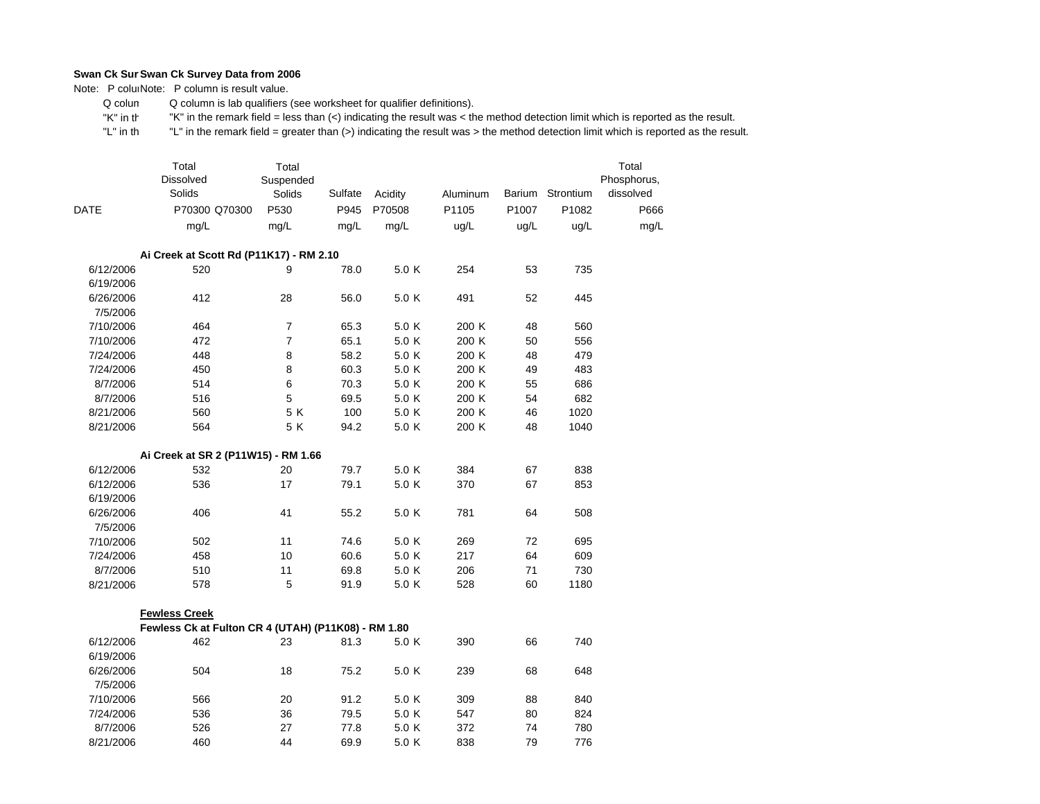**Swan Ck Sur Swan Ck Survey Data from 2006**

Note: P colu Note: P column is result value.

Q colun Q column is lab qualifiers (see worksheet for qualifier definitions).

"K" in th "K" in the remark field = less than (<) indicating the result was < the method detection limit which is reported as the result.

"L" in th "L" in the remark field = greater than (>) indicating the result was > the method detection limit which is reported as the result.

| DATE | Total Dissolved Solids P70300 mg/L | Q70300 | Total Suspended Solids P530 mg/L | | Sulfate P945 mg/L | Acidity P70508 mg/L | | Aluminum P1105 ug/L | | Barium P1007 ug/L | Strontium P1082 ug/L | Total Phosphorus, dissolved P666 mg/L |
|---|---|---|---|---|---|---|---|---|---|---|---|---|
| **Ai Creek at Scott Rd (P11K17) - RM 2.10** | | | | | | | | | | | | |
| 6/12/2006 | 520 | | 9 | | 78.0 | 5.0 | K | 254 | | 53 | 735 | |
| 6/19/2006 | | | | | | | | | | | | |
| 6/26/2006 | 412 | | 28 | | 56.0 | 5.0 | K | 491 | | 52 | 445 | |
| 7/5/2006 | | | | | | | | | | | | |
| 7/10/2006 | 464 | | 7 | | 65.3 | 5.0 | K | 200 | K | 48 | 560 | |
| 7/10/2006 | 472 | | 7 | | 65.1 | 5.0 | K | 200 | K | 50 | 556 | |
| 7/24/2006 | 448 | | 8 | | 58.2 | 5.0 | K | 200 | K | 48 | 479 | |
| 7/24/2006 | 450 | | 8 | | 60.3 | 5.0 | K | 200 | K | 49 | 483 | |
| 8/7/2006 | 514 | | 6 | | 70.3 | 5.0 | K | 200 | K | 55 | 686 | |
| 8/7/2006 | 516 | | 5 | | 69.5 | 5.0 | K | 200 | K | 54 | 682 | |
| 8/21/2006 | 560 | | 5 | K | 100 | 5.0 | K | 200 | K | 46 | 1020 | |
| 8/21/2006 | 564 | | 5 | K | 94.2 | 5.0 | K | 200 | K | 48 | 1040 | |
| **Ai Creek at SR 2 (P11W15) - RM 1.66** | | | | | | | | | | | | |
| 6/12/2006 | 532 | | 20 | | 79.7 | 5.0 | K | 384 | | 67 | 838 | |
| 6/12/2006 | 536 | | 17 | | 79.1 | 5.0 | K | 370 | | 67 | 853 | |
| 6/19/2006 | | | | | | | | | | | | |
| 6/26/2006 | 406 | | 41 | | 55.2 | 5.0 | K | 781 | | 64 | 508 | |
| 7/5/2006 | | | | | | | | | | | | |
| 7/10/2006 | 502 | | 11 | | 74.6 | 5.0 | K | 269 | | 72 | 695 | |
| 7/24/2006 | 458 | | 10 | | 60.6 | 5.0 | K | 217 | | 64 | 609 | |
| 8/7/2006 | 510 | | 11 | | 69.8 | 5.0 | K | 206 | | 71 | 730 | |
| 8/21/2006 | 578 | | 5 | | 91.9 | 5.0 | K | 528 | | 60 | 1180 | |
| **Fewless Creek** | | | | | | | | | | | | |
| **Fewless Ck at Fulton CR 4 (UTAH) (P11K08) - RM 1.80** | | | | | | | | | | | | |
| 6/12/2006 | 462 | | 23 | | 81.3 | 5.0 | K | 390 | | 66 | 740 | |
| 6/19/2006 | | | | | | | | | | | | |
| 6/26/2006 | 504 | | 18 | | 75.2 | 5.0 | K | 239 | | 68 | 648 | |
| 7/5/2006 | | | | | | | | | | | | |
| 7/10/2006 | 566 | | 20 | | 91.2 | 5.0 | K | 309 | | 88 | 840 | |
| 7/24/2006 | 536 | | 36 | | 79.5 | 5.0 | K | 547 | | 80 | 824 | |
| 8/7/2006 | 526 | | 27 | | 77.8 | 5.0 | K | 372 | | 74 | 780 | |
| 8/21/2006 | 460 | | 44 | | 69.9 | 5.0 | K | 838 | | 79 | 776 | |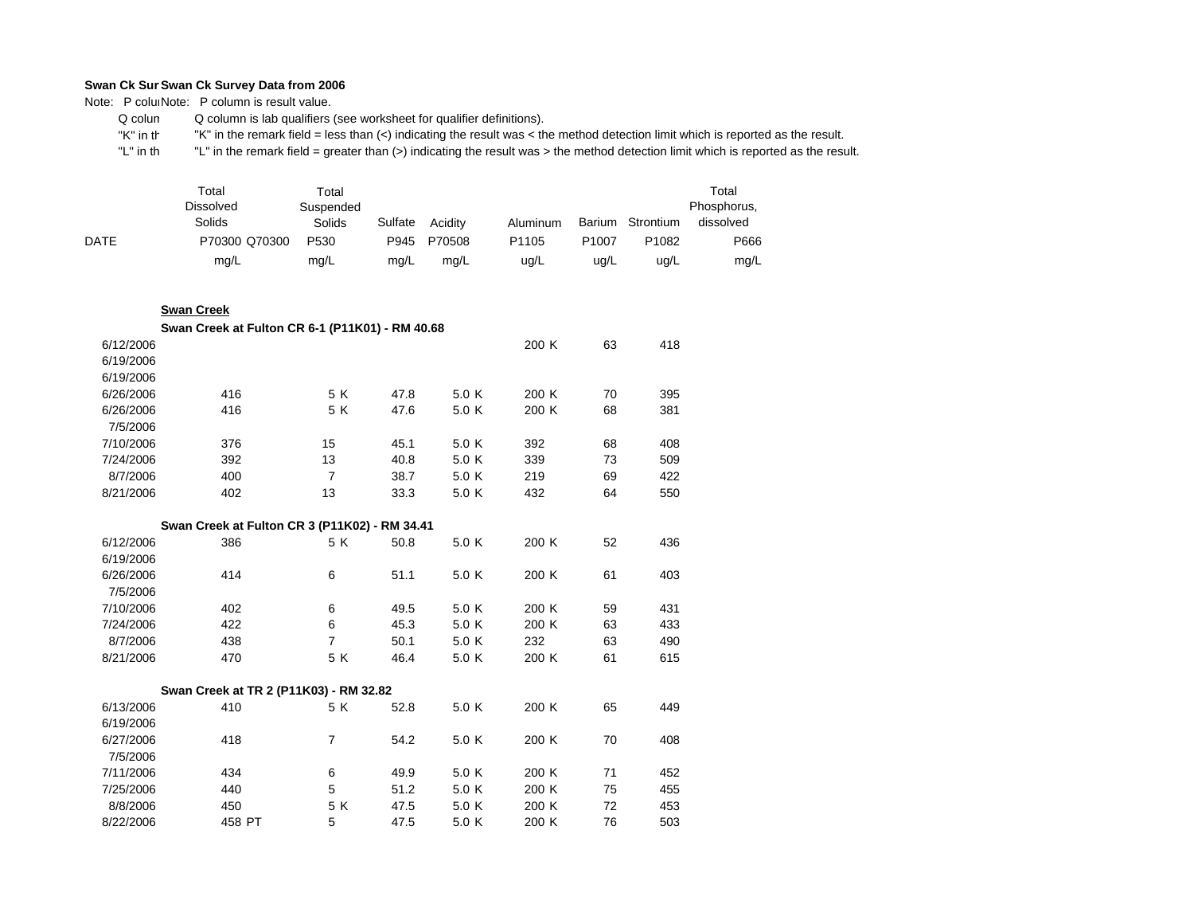**Swan Ck Survey Data from 2006**

Note: P column is result value.

Q column is lab qualifiers (see worksheet for qualifier definitions).

"K" in the remark field = less than (<) indicating the result was < the method detection limit which is reported as the result.

"L" in the remark field = greater than (>) indicating the result was > the method detection limit which is reported as the result.

| DATE | Total Dissolved Solids P70300 mg/L | Q70300 | Total Suspended Solids P530 mg/L | Q | Sulfate P945 mg/L | Acidity P70508 mg/L | Q | Aluminum P1105 ug/L | Q | Barium P1007 ug/L | Strontium P1082 ug/L | Total Phosphorus, dissolved P666 mg/L |
|---|---|---|---|---|---|---|---|---|---|---|---|---|
| **Swan Creek** | | | | | | | | | | | | |
| **Swan Creek at Fulton CR 6-1 (P11K01) - RM 40.68** | | | | | | | | | | | | |
| 6/12/2006 | | | | | | | | 200 | K | 63 | 418 | |
| 6/19/2006 | | | | | | | | | | | | |
| 6/19/2006 | | | | | | | | | | | | |
| 6/26/2006 | 416 | | 5 | K | 47.8 | 5.0 | K | 200 | K | 70 | 395 | |
| 6/26/2006 | 416 | | 5 | K | 47.6 | 5.0 | K | 200 | K | 68 | 381 | |
| 7/5/2006 | | | | | | | | | | | | |
| 7/10/2006 | 376 | | 15 | | 45.1 | 5.0 | K | 392 | | 68 | 408 | |
| 7/24/2006 | 392 | | 13 | | 40.8 | 5.0 | K | 339 | | 73 | 509 | |
| 8/7/2006 | 400 | | 7 | | 38.7 | 5.0 | K | 219 | | 69 | 422 | |
| 8/21/2006 | 402 | | 13 | | 33.3 | 5.0 | K | 432 | | 64 | 550 | |
| **Swan Creek at Fulton CR 3 (P11K02) - RM 34.41** | | | | | | | | | | | | |
| 6/12/2006 | 386 | | 5 | K | 50.8 | 5.0 | K | 200 | K | 52 | 436 | |
| 6/19/2006 | | | | | | | | | | | | |
| 6/26/2006 | 414 | | 6 | | 51.1 | 5.0 | K | 200 | K | 61 | 403 | |
| 7/5/2006 | | | | | | | | | | | | |
| 7/10/2006 | 402 | | 6 | | 49.5 | 5.0 | K | 200 | K | 59 | 431 | |
| 7/24/2006 | 422 | | 6 | | 45.3 | 5.0 | K | 200 | K | 63 | 433 | |
| 8/7/2006 | 438 | | 7 | | 50.1 | 5.0 | K | 232 | | 63 | 490 | |
| 8/21/2006 | 470 | | 5 | K | 46.4 | 5.0 | K | 200 | K | 61 | 615 | |
| **Swan Creek at TR 2 (P11K03) - RM 32.82** | | | | | | | | | | | | |
| 6/13/2006 | 410 | | 5 | K | 52.8 | 5.0 | K | 200 | K | 65 | 449 | |
| 6/19/2006 | | | | | | | | | | | | |
| 6/27/2006 | 418 | | 7 | | 54.2 | 5.0 | K | 200 | K | 70 | 408 | |
| 7/5/2006 | | | | | | | | | | | | |
| 7/11/2006 | 434 | | 6 | | 49.9 | 5.0 | K | 200 | K | 71 | 452 | |
| 7/25/2006 | 440 | | 5 | | 51.2 | 5.0 | K | 200 | K | 75 | 455 | |
| 8/8/2006 | 450 | | 5 | K | 47.5 | 5.0 | K | 200 | K | 72 | 453 | |
| 8/22/2006 | 458 | PT | 5 | | 47.5 | 5.0 | K | 200 | K | 76 | 503 | |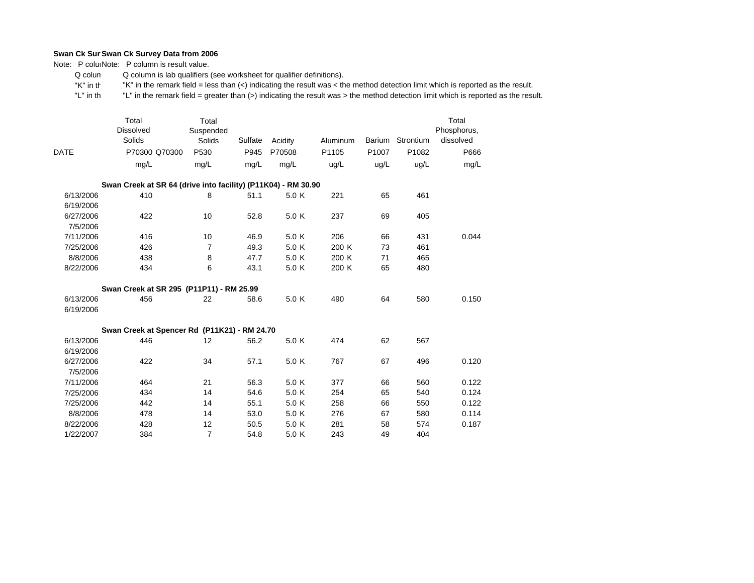**Swan Ck Survey Data from 2006**

Note: P column is result value.

Q column is lab qualifiers (see worksheet for qualifier definitions).

"K" in the remark field = less than (<) indicating the result was < the method detection limit which is reported as the result.

"L" in the remark field = greater than (>) indicating the result was > the method detection limit which is reported as the result.

| DATE | Total Dissolved Solids P70300 mg/L | Q70300 | Total Suspended Solids P530 mg/L | Sulfate P945 mg/L | Acidity P70508 mg/L | Aluminum P1105 ug/L | Barium P1007 ug/L | Strontium P1082 ug/L | Total Phosphorus, dissolved P666 mg/L |
|---|---|---|---|---|---|---|---|---|---|
| **Swan Creek at SR 64 (drive into facility) (P11K04) - RM 30.90** | | | | | | | | | |
| 6/13/2006 | 410 | | 8 | 51.1 | 5.0 K | 221 | 65 | 461 | |
| 6/19/2006 | | | | | | | | | |
| 6/27/2006 | 422 | | 10 | 52.8 | 5.0 K | 237 | 69 | 405 | |
| 7/5/2006 | | | | | | | | | |
| 7/11/2006 | 416 | | 10 | 46.9 | 5.0 K | 206 | 66 | 431 | 0.044 |
| 7/25/2006 | 426 | | 7 | 49.3 | 5.0 K | 200 K | 73 | 461 | |
| 8/8/2006 | 438 | | 8 | 47.7 | 5.0 K | 200 K | 71 | 465 | |
| 8/22/2006 | 434 | | 6 | 43.1 | 5.0 K | 200 K | 65 | 480 | |
| **Swan Creek at SR 295 (P11P11) - RM 25.99** | | | | | | | | | |
| 6/13/2006 | 456 | | 22 | 58.6 | 5.0 K | 490 | 64 | 580 | 0.150 |
| 6/19/2006 | | | | | | | | | |
| **Swan Creek at Spencer Rd (P11K21) - RM 24.70** | | | | | | | | | |
| 6/13/2006 | 446 | | 12 | 56.2 | 5.0 K | 474 | 62 | 567 | |
| 6/19/2006 | | | | | | | | | |
| 6/27/2006 | 422 | | 34 | 57.1 | 5.0 K | 767 | 67 | 496 | 0.120 |
| 7/5/2006 | | | | | | | | | |
| 7/11/2006 | 464 | | 21 | 56.3 | 5.0 K | 377 | 66 | 560 | 0.122 |
| 7/25/2006 | 434 | | 14 | 54.6 | 5.0 K | 254 | 65 | 540 | 0.124 |
| 7/25/2006 | 442 | | 14 | 55.1 | 5.0 K | 258 | 66 | 550 | 0.122 |
| 8/8/2006 | 478 | | 14 | 53.0 | 5.0 K | 276 | 67 | 580 | 0.114 |
| 8/22/2006 | 428 | | 12 | 50.5 | 5.0 K | 281 | 58 | 574 | 0.187 |
| 1/22/2007 | 384 | | 7 | 54.8 | 5.0 K | 243 | 49 | 404 | |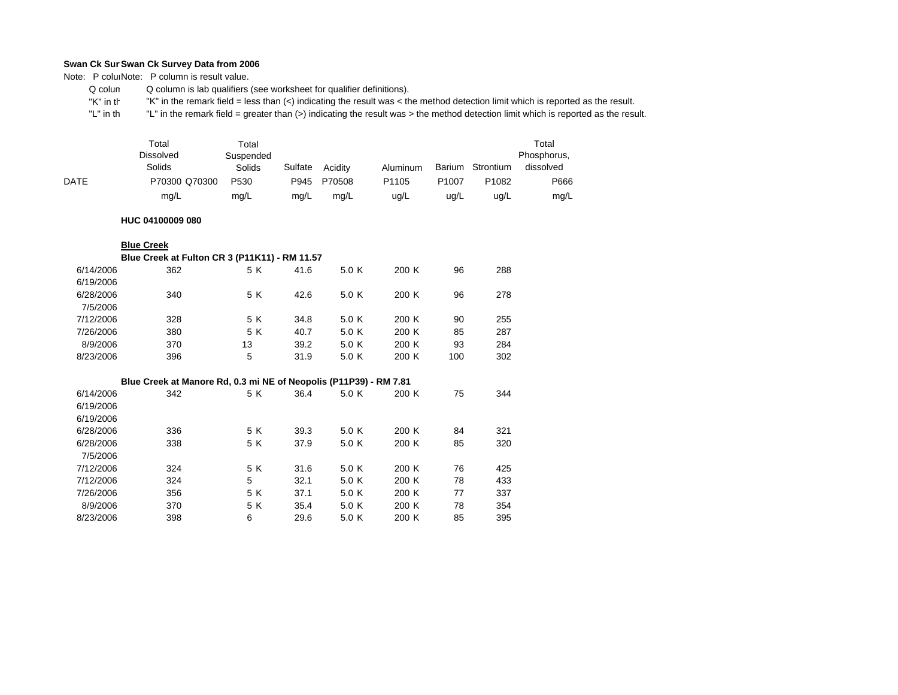**Swan Ck Survey Data from 2006**

Note: P column is result value.

Q column is lab qualifiers (see worksheet for qualifier definitions).

"K" in the remark field = less than (<) indicating the result was < the method detection limit which is reported as the result.

"L" in the remark field = greater than (>) indicating the result was > the method detection limit which is reported as the result.

| DATE | Total Dissolved Solids P70300 mg/L | Q70300 | Total Suspended Solids P530 mg/L | | Sulfate P945 mg/L | Acidity P70508 mg/L | | Aluminum P1105 ug/L | | Barium P1007 ug/L | Strontium P1082 ug/L | Total Phosphorus, dissolved P666 mg/L |
|---|---|---|---|---|---|---|---|---|---|---|---|---|
| **HUC 04100009 080** | | | | | | | | | | | | |
| **Blue Creek** | | | | | | | | | | | | |
| **Blue Creek at Fulton CR 3 (P11K11) - RM 11.57** | | | | | | | | | | | | |
| 6/14/2006 | 362 | | 5 | K | 41.6 | 5.0 | K | 200 | K | 96 | 288 | |
| 6/19/2006 | | | | | | | | | | | | |
| 6/28/2006 | 340 | | 5 | K | 42.6 | 5.0 | K | 200 | K | 96 | 278 | |
| 7/5/2006 | | | | | | | | | | | | |
| 7/12/2006 | 328 | | 5 | K | 34.8 | 5.0 | K | 200 | K | 90 | 255 | |
| 7/26/2006 | 380 | | 5 | K | 40.7 | 5.0 | K | 200 | K | 85 | 287 | |
| 8/9/2006 | 370 | | 13 | | 39.2 | 5.0 | K | 200 | K | 93 | 284 | |
| 8/23/2006 | 396 | | 5 | | 31.9 | 5.0 | K | 200 | K | 100 | 302 | |
| **Blue Creek at Manore Rd, 0.3 mi NE of Neopolis (P11P39) - RM 7.81** | | | | | | | | | | | | |
| 6/14/2006 | 342 | | 5 | K | 36.4 | 5.0 | K | 200 | K | 75 | 344 | |
| 6/19/2006 | | | | | | | | | | | | |
| 6/19/2006 | | | | | | | | | | | | |
| 6/28/2006 | 336 | | 5 | K | 39.3 | 5.0 | K | 200 | K | 84 | 321 | |
| 6/28/2006 | 338 | | 5 | K | 37.9 | 5.0 | K | 200 | K | 85 | 320 | |
| 7/5/2006 | | | | | | | | | | | | |
| 7/12/2006 | 324 | | 5 | K | 31.6 | 5.0 | K | 200 | K | 76 | 425 | |
| 7/12/2006 | 324 | | 5 | | 32.1 | 5.0 | K | 200 | K | 78 | 433 | |
| 7/26/2006 | 356 | | 5 | K | 37.1 | 5.0 | K | 200 | K | 77 | 337 | |
| 8/9/2006 | 370 | | 5 | K | 35.4 | 5.0 | K | 200 | K | 78 | 354 | |
| 8/23/2006 | 398 | | 6 | | 29.6 | 5.0 | K | 200 | K | 85 | 395 | |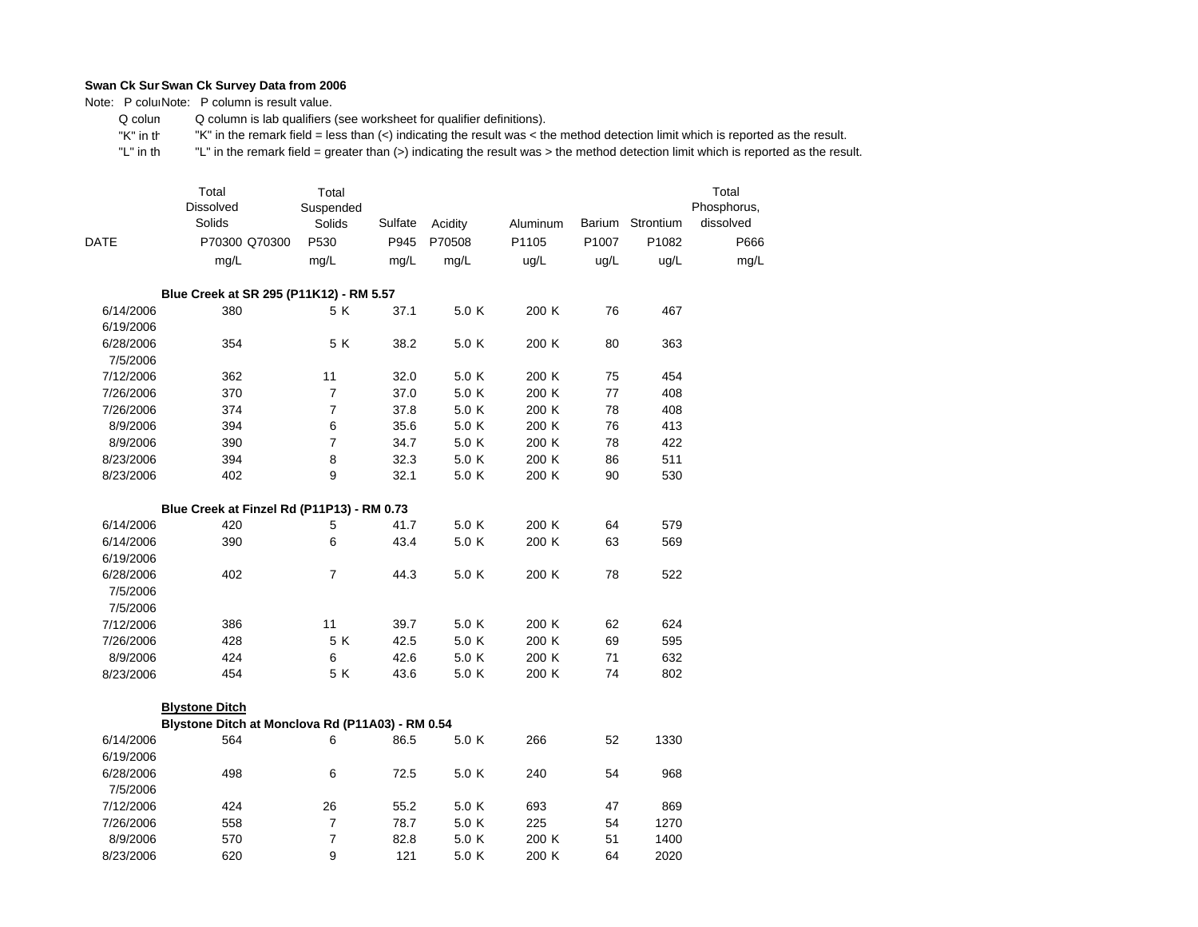**Swan Ck Sur Swan Ck Survey Data from 2006**

Note: P colu Note: P column is result value.

Q colun Q column is lab qualifiers (see worksheet for qualifier definitions).

"K" in th "K" in the remark field = less than (<) indicating the result was < the method detection limit which is reported as the result.

"L" in th "L" in the remark field = greater than (>) indicating the result was > the method detection limit which is reported as the result.

| DATE | Total Dissolved Solids P70300 mg/L | Q70300 | Total Suspended Solids P530 mg/L | | Sulfate P945 mg/L | Acidity P70508 mg/L | | Aluminum P1105 ug/L | | Barium P1007 ug/L | Strontium P1082 ug/L | Total Phosphorus, dissolved P666 mg/L |
|---|---|---|---|---|---|---|---|---|---|---|---|---|
| **Blue Creek at SR 295 (P11K12) - RM 5.57** | | | | | | | | | | | | |
| 6/14/2006 | 380 | | 5 | K | 37.1 | 5.0 | K | 200 | K | 76 | 467 | |
| 6/19/2006 | | | | | | | | | | | | |
| 6/28/2006 | 354 | | 5 | K | 38.2 | 5.0 | K | 200 | K | 80 | 363 | |
| 7/5/2006 | | | | | | | | | | | | |
| 7/12/2006 | 362 | | 11 | | 32.0 | 5.0 | K | 200 | K | 75 | 454 | |
| 7/26/2006 | 370 | | 7 | | 37.0 | 5.0 | K | 200 | K | 77 | 408 | |
| 7/26/2006 | 374 | | 7 | | 37.8 | 5.0 | K | 200 | K | 78 | 408 | |
| 8/9/2006 | 394 | | 6 | | 35.6 | 5.0 | K | 200 | K | 76 | 413 | |
| 8/9/2006 | 390 | | 7 | | 34.7 | 5.0 | K | 200 | K | 78 | 422 | |
| 8/23/2006 | 394 | | 8 | | 32.3 | 5.0 | K | 200 | K | 86 | 511 | |
| 8/23/2006 | 402 | | 9 | | 32.1 | 5.0 | K | 200 | K | 90 | 530 | |
| **Blue Creek at Finzel Rd (P11P13) - RM 0.73** | | | | | | | | | | | | |
| 6/14/2006 | 420 | | 5 | | 41.7 | 5.0 | K | 200 | K | 64 | 579 | |
| 6/14/2006 | 390 | | 6 | | 43.4 | 5.0 | K | 200 | K | 63 | 569 | |
| 6/19/2006 | | | | | | | | | | | | |
| 6/28/2006 | 402 | | 7 | | 44.3 | 5.0 | K | 200 | K | 78 | 522 | |
| 7/5/2006 | | | | | | | | | | | | |
| 7/5/2006 | | | | | | | | | | | | |
| 7/12/2006 | 386 | | 11 | | 39.7 | 5.0 | K | 200 | K | 62 | 624 | |
| 7/26/2006 | 428 | | 5 | K | 42.5 | 5.0 | K | 200 | K | 69 | 595 | |
| 8/9/2006 | 424 | | 6 | | 42.6 | 5.0 | K | 200 | K | 71 | 632 | |
| 8/23/2006 | 454 | | 5 | K | 43.6 | 5.0 | K | 200 | K | 74 | 802 | |
| **Blystone Ditch** | | | | | | | | | | | | |
| **Blystone Ditch at Monclova Rd (P11A03) - RM 0.54** | | | | | | | | | | | | |
| 6/14/2006 | 564 | | 6 | | 86.5 | 5.0 | K | 266 | | 52 | 1330 | |
| 6/19/2006 | | | | | | | | | | | | |
| 6/28/2006 | 498 | | 6 | | 72.5 | 5.0 | K | 240 | | 54 | 968 | |
| 7/5/2006 | | | | | | | | | | | | |
| 7/12/2006 | 424 | | 26 | | 55.2 | 5.0 | K | 693 | | 47 | 869 | |
| 7/26/2006 | 558 | | 7 | | 78.7 | 5.0 | K | 225 | | 54 | 1270 | |
| 8/9/2006 | 570 | | 7 | | 82.8 | 5.0 | K | 200 | K | 51 | 1400 | |
| 8/23/2006 | 620 | | 9 | | 121 | 5.0 | K | 200 | K | 64 | 2020 | |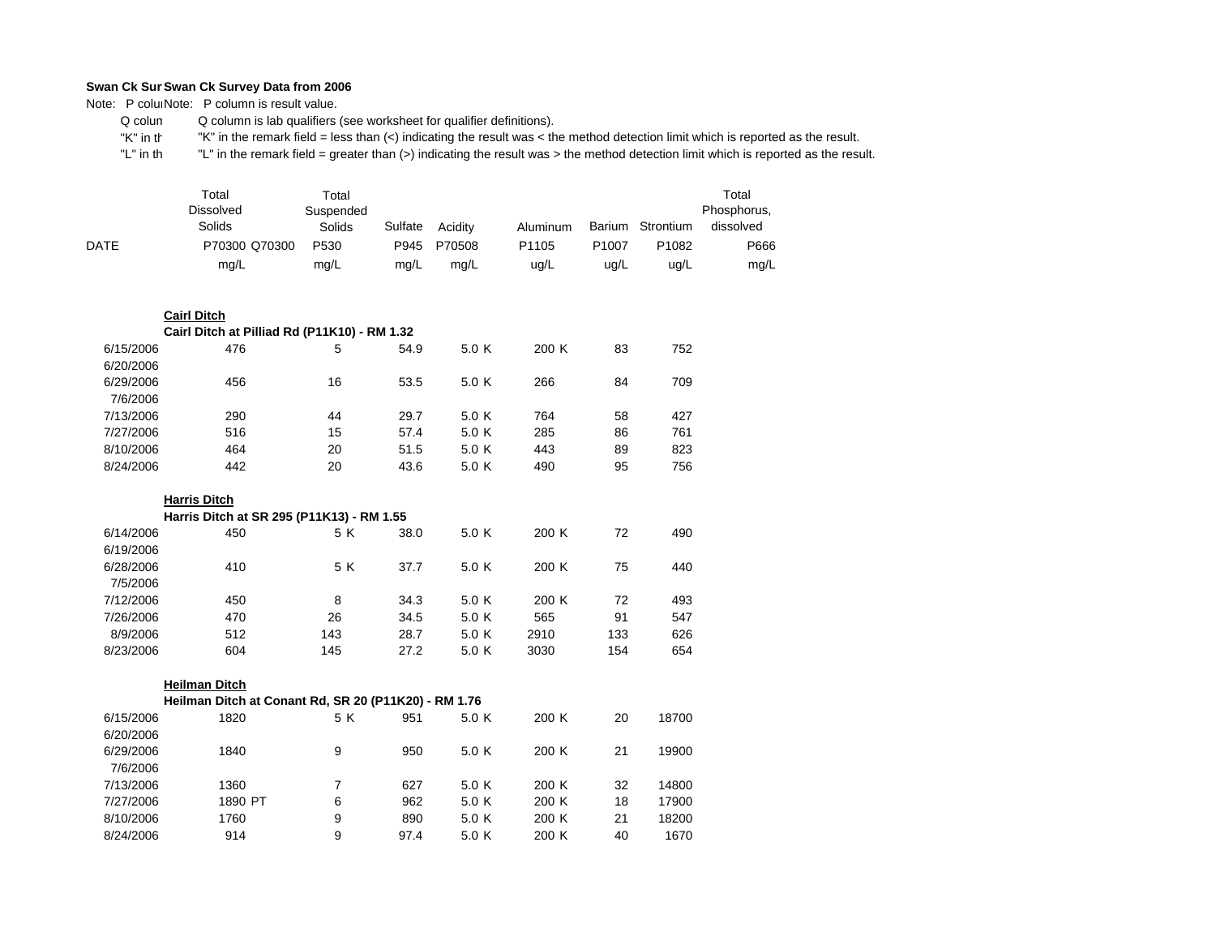**Swan Ck Sur Swan Ck Survey Data from 2006**

Note: P colu Note: P column is result value.

Q colun Q column is lab qualifiers (see worksheet for qualifier definitions).

"K" in th "K" in the remark field = less than (<) indicating the result was < the method detection limit which is reported as the result.

"L" in th "L" in the remark field = greater than (>) indicating the result was > the method detection limit which is reported as the result.

| | Total Dissolved Solids | | Total Suspended Solids | | Sulfate | Acidity | | Aluminum | | Barium | Strontium | Total Phosphorus, dissolved |
|---|---|---|---|---|---|---|---|---|---|---|---|---|
| DATE | P70300 | Q70300 | P530 | | P945 | P70508 | | P1105 | | P1007 | P1082 | P666 |
| | mg/L | | mg/L | | mg/L | mg/L | | ug/L | | ug/L | ug/L | mg/L |
| | **Cairl Ditch** | | | | | | | | | | | |
| | **Cairl Ditch at Pilliad Rd (P11K10) - RM 1.32** | | | | | | | | | | | |
| 6/15/2006 | 476 | | 5 | | 54.9 | 5.0 | K | 200 | K | 83 | 752 | |
| 6/20/2006 | | | | | | | | | | | | |
| 6/29/2006 | 456 | | 16 | | 53.5 | 5.0 | K | 266 | | 84 | 709 | |
| 7/6/2006 | | | | | | | | | | | | |
| 7/13/2006 | 290 | | 44 | | 29.7 | 5.0 | K | 764 | | 58 | 427 | |
| 7/27/2006 | 516 | | 15 | | 57.4 | 5.0 | K | 285 | | 86 | 761 | |
| 8/10/2006 | 464 | | 20 | | 51.5 | 5.0 | K | 443 | | 89 | 823 | |
| 8/24/2006 | 442 | | 20 | | 43.6 | 5.0 | K | 490 | | 95 | 756 | |
| | **Harris Ditch** | | | | | | | | | | | |
| | **Harris Ditch at SR 295 (P11K13) - RM 1.55** | | | | | | | | | | | |
| 6/14/2006 | 450 | | 5 | K | 38.0 | 5.0 | K | 200 | K | 72 | 490 | |
| 6/19/2006 | | | | | | | | | | | | |
| 6/28/2006 | 410 | | 5 | K | 37.7 | 5.0 | K | 200 | K | 75 | 440 | |
| 7/5/2006 | | | | | | | | | | | | |
| 7/12/2006 | 450 | | 8 | | 34.3 | 5.0 | K | 200 | K | 72 | 493 | |
| 7/26/2006 | 470 | | 26 | | 34.5 | 5.0 | K | 565 | | 91 | 547 | |
| 8/9/2006 | 512 | | 143 | | 28.7 | 5.0 | K | 2910 | | 133 | 626 | |
| 8/23/2006 | 604 | | 145 | | 27.2 | 5.0 | K | 3030 | | 154 | 654 | |
| | **Heilman Ditch** | | | | | | | | | | | |
| | **Heilman Ditch at Conant Rd, SR 20 (P11K20) - RM 1.76** | | | | | | | | | | | |
| 6/15/2006 | 1820 | | 5 | K | 951 | 5.0 | K | 200 | K | 20 | 18700 | |
| 6/20/2006 | | | | | | | | | | | | |
| 6/29/2006 | 1840 | | 9 | | 950 | 5.0 | K | 200 | K | 21 | 19900 | |
| 7/6/2006 | | | | | | | | | | | | |
| 7/13/2006 | 1360 | | 7 | | 627 | 5.0 | K | 200 | K | 32 | 14800 | |
| 7/27/2006 | 1890 | PT | 6 | | 962 | 5.0 | K | 200 | K | 18 | 17900 | |
| 8/10/2006 | 1760 | | 9 | | 890 | 5.0 | K | 200 | K | 21 | 18200 | |
| 8/24/2006 | 914 | | 9 | | 97.4 | 5.0 | K | 200 | K | 40 | 1670 | |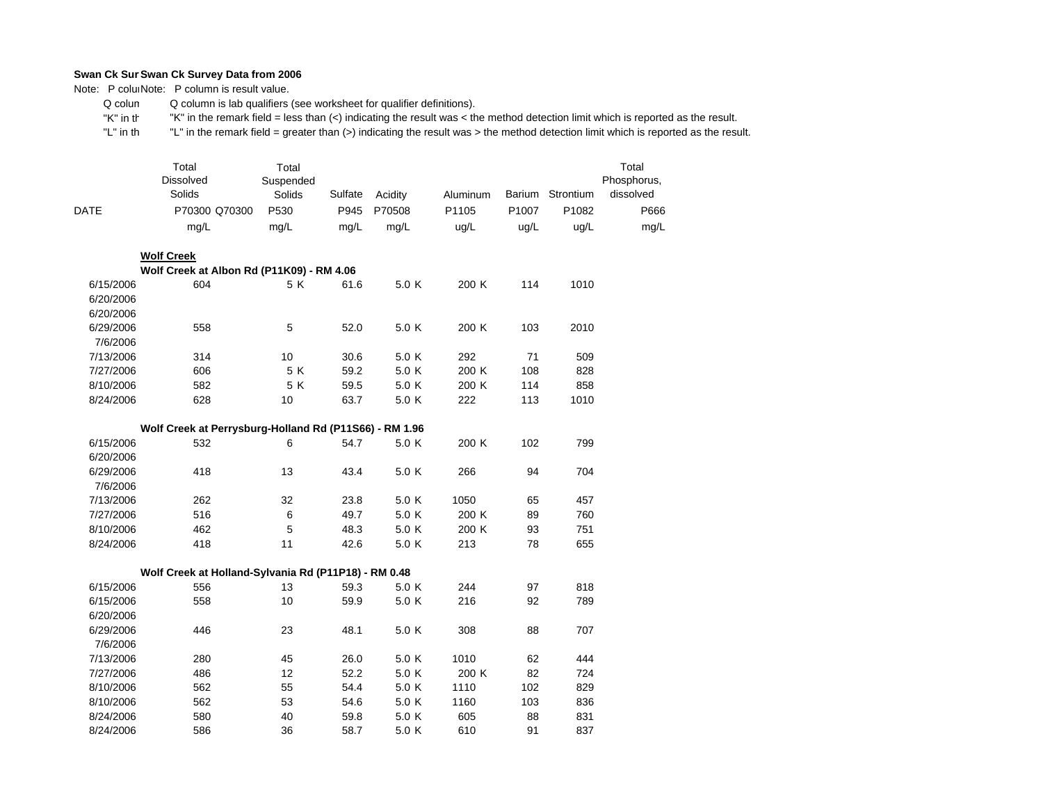**Swan Ck Sur Swan Ck Survey Data from 2006**

Note: P colu Note: P column is result value.

Q colun Q column is lab qualifiers (see worksheet for qualifier definitions).

"K" in th "K" in the remark field = less than (<) indicating the result was < the method detection limit which is reported as the result.

"L" in th "L" in the remark field = greater than (>) indicating the result was > the method detection limit which is reported as the result.

| DATE | Total Dissolved Solids | | Total Suspended Solids | Sulfate | Acidity | Aluminum | Barium | Strontium | Total Phosphorus, dissolved |
|---|---|---|---|---|---|---|---|---|---|
| | P70300 | Q70300 | P530 | P945 | P70508 | P1105 | P1007 | P1082 | P666 |
| | mg/L | | mg/L | mg/L | mg/L | ug/L | ug/L | ug/L | mg/L |
| **Wolf Creek** | | | | | | | | | |
| **Wolf Creek at Albon Rd (P11K09) - RM 4.06** | | | | | | | | | |
| 6/15/2006 | 604 | | 5 K | 61.6 | 5.0 K | 200 K | 114 | 1010 | |
| 6/20/2006 | | | | | | | | | |
| 6/20/2006 | | | | | | | | | |
| 6/29/2006 | 558 | | 5 | 52.0 | 5.0 K | 200 K | 103 | 2010 | |
| 7/6/2006 | | | | | | | | | |
| 7/13/2006 | 314 | | 10 | 30.6 | 5.0 K | 292 | 71 | 509 | |
| 7/27/2006 | 606 | | 5 K | 59.2 | 5.0 K | 200 K | 108 | 828 | |
| 8/10/2006 | 582 | | 5 K | 59.5 | 5.0 K | 200 K | 114 | 858 | |
| 8/24/2006 | 628 | | 10 | 63.7 | 5.0 K | 222 | 113 | 1010 | |
| **Wolf Creek at Perrysburg-Holland Rd (P11S66) - RM 1.96** | | | | | | | | | |
| 6/15/2006 | 532 | | 6 | 54.7 | 5.0 K | 200 K | 102 | 799 | |
| 6/20/2006 | | | | | | | | | |
| 6/29/2006 | 418 | | 13 | 43.4 | 5.0 K | 266 | 94 | 704 | |
| 7/6/2006 | | | | | | | | | |
| 7/13/2006 | 262 | | 32 | 23.8 | 5.0 K | 1050 | 65 | 457 | |
| 7/27/2006 | 516 | | 6 | 49.7 | 5.0 K | 200 K | 89 | 760 | |
| 8/10/2006 | 462 | | 5 | 48.3 | 5.0 K | 200 K | 93 | 751 | |
| 8/24/2006 | 418 | | 11 | 42.6 | 5.0 K | 213 | 78 | 655 | |
| **Wolf Creek at Holland-Sylvania Rd (P11P18) - RM 0.48** | | | | | | | | | |
| 6/15/2006 | 556 | | 13 | 59.3 | 5.0 K | 244 | 97 | 818 | |
| 6/15/2006 | 558 | | 10 | 59.9 | 5.0 K | 216 | 92 | 789 | |
| 6/20/2006 | | | | | | | | | |
| 6/29/2006 | 446 | | 23 | 48.1 | 5.0 K | 308 | 88 | 707 | |
| 7/6/2006 | | | | | | | | | |
| 7/13/2006 | 280 | | 45 | 26.0 | 5.0 K | 1010 | 62 | 444 | |
| 7/27/2006 | 486 | | 12 | 52.2 | 5.0 K | 200 K | 82 | 724 | |
| 8/10/2006 | 562 | | 55 | 54.4 | 5.0 K | 1110 | 102 | 829 | |
| 8/10/2006 | 562 | | 53 | 54.6 | 5.0 K | 1160 | 103 | 836 | |
| 8/24/2006 | 580 | | 40 | 59.8 | 5.0 K | 605 | 88 | 831 | |
| 8/24/2006 | 586 | | 36 | 58.7 | 5.0 K | 610 | 91 | 837 | |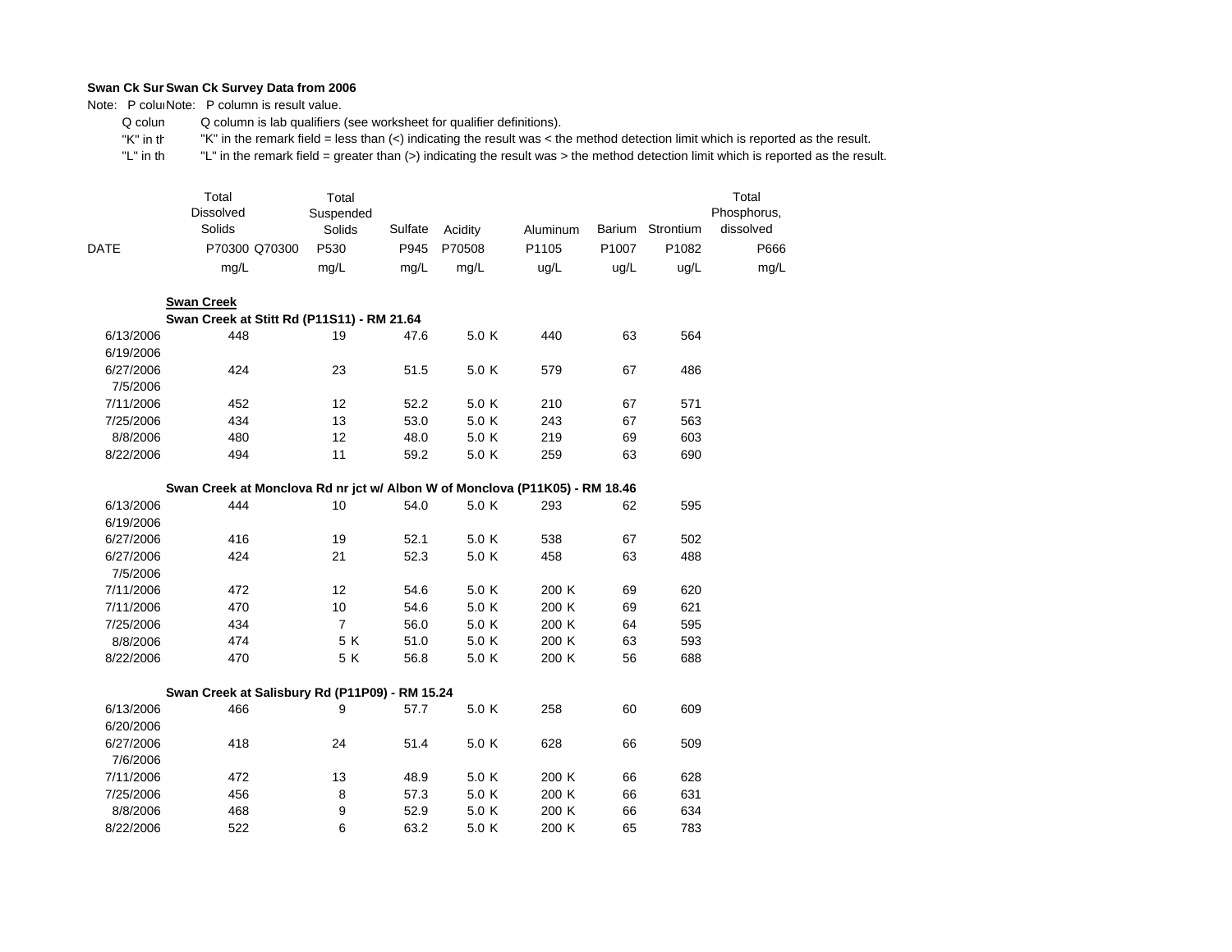**Swan Ck Sur Swan Ck Survey Data from 2006**

Note: P colu Note: P column is result value.

Q colun Q column is lab qualifiers (see worksheet for qualifier definitions).

"K" in th "K" in the remark field = less than (<) indicating the result was < the method detection limit which is reported as the result.

"L" in th "L" in the remark field = greater than (>) indicating the result was > the method detection limit which is reported as the result.

| DATE | Total Dissolved Solids P70300 mg/L | Q70300 | Total Suspended Solids P530 mg/L | | Sulfate P945 mg/L | Acidity P70508 mg/L | | Aluminum P1105 ug/L | | Barium P1007 ug/L | Strontium P1082 ug/L | Total Phosphorus, dissolved P666 mg/L |
|---|---|---|---|---|---|---|---|---|---|---|---|---|
| | **Swan Creek** | | | | | | | | | | | |
| | **Swan Creek at Stitt Rd (P11S11) - RM 21.64** | | | | | | | | | | | |
| 6/13/2006 | 448 | | 19 | | 47.6 | 5.0 | K | 440 | | 63 | 564 | |
| 6/19/2006 | | | | | | | | | | | | |
| 6/27/2006 | 424 | | 23 | | 51.5 | 5.0 | K | 579 | | 67 | 486 | |
| 7/5/2006 | | | | | | | | | | | | |
| 7/11/2006 | 452 | | 12 | | 52.2 | 5.0 | K | 210 | | 67 | 571 | |
| 7/25/2006 | 434 | | 13 | | 53.0 | 5.0 | K | 243 | | 67 | 563 | |
| 8/8/2006 | 480 | | 12 | | 48.0 | 5.0 | K | 219 | | 69 | 603 | |
| 8/22/2006 | 494 | | 11 | | 59.2 | 5.0 | K | 259 | | 63 | 690 | |
| | **Swan Creek at Monclova Rd nr jct w/ Albon W of Monclova (P11K05) - RM 18.46** | | | | | | | | | | | |
| 6/13/2006 | 444 | | 10 | | 54.0 | 5.0 | K | 293 | | 62 | 595 | |
| 6/19/2006 | | | | | | | | | | | | |
| 6/27/2006 | 416 | | 19 | | 52.1 | 5.0 | K | 538 | | 67 | 502 | |
| 6/27/2006 | 424 | | 21 | | 52.3 | 5.0 | K | 458 | | 63 | 488 | |
| 7/5/2006 | | | | | | | | | | | | |
| 7/11/2006 | 472 | | 12 | | 54.6 | 5.0 | K | 200 | K | 69 | 620 | |
| 7/11/2006 | 470 | | 10 | | 54.6 | 5.0 | K | 200 | K | 69 | 621 | |
| 7/25/2006 | 434 | | 7 | | 56.0 | 5.0 | K | 200 | K | 64 | 595 | |
| 8/8/2006 | 474 | | 5 | K | 51.0 | 5.0 | K | 200 | K | 63 | 593 | |
| 8/22/2006 | 470 | | 5 | K | 56.8 | 5.0 | K | 200 | K | 56 | 688 | |
| | **Swan Creek at Salisbury Rd (P11P09) - RM 15.24** | | | | | | | | | | | |
| 6/13/2006 | 466 | | 9 | | 57.7 | 5.0 | K | 258 | | 60 | 609 | |
| 6/20/2006 | | | | | | | | | | | | |
| 6/27/2006 | 418 | | 24 | | 51.4 | 5.0 | K | 628 | | 66 | 509 | |
| 7/6/2006 | | | | | | | | | | | | |
| 7/11/2006 | 472 | | 13 | | 48.9 | 5.0 | K | 200 | K | 66 | 628 | |
| 7/25/2006 | 456 | | 8 | | 57.3 | 5.0 | K | 200 | K | 66 | 631 | |
| 8/8/2006 | 468 | | 9 | | 52.9 | 5.0 | K | 200 | K | 66 | 634 | |
| 8/22/2006 | 522 | | 6 | | 63.2 | 5.0 | K | 200 | K | 65 | 783 | |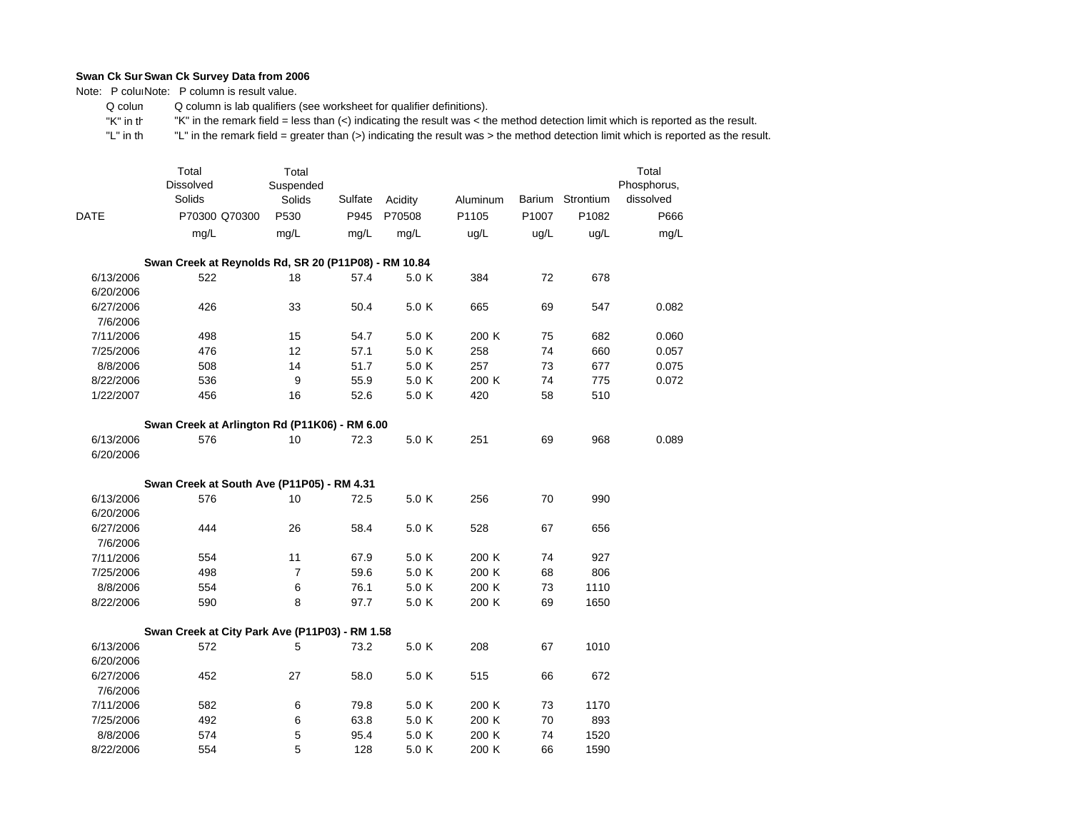**Swan Ck Survey Data from 2006**

Note: P column is result value.

Q column is lab qualifiers (see worksheet for qualifier definitions).

"K" in the remark field = less than (<) indicating the result was < the method detection limit which is reported as the result.

"L" in the remark field = greater than (>) indicating the result was > the method detection limit which is reported as the result.

| DATE | Total Dissolved Solids P70300 mg/L | Q70300 | Total Suspended Solids P530 mg/L | Sulfate P945 mg/L | Acidity P70508 mg/L | Aluminum P1105 ug/L | Barium P1007 ug/L | Strontium P1082 ug/L | Total Phosphorus, dissolved P666 mg/L |
|---|---|---|---|---|---|---|---|---|---|
| **Swan Creek at Reynolds Rd, SR 20 (P11P08) - RM 10.84** | | | | | | | | | |
| 6/13/2006 | 522 | | 18 | 57.4 | 5.0 K | 384 | 72 | 678 | |
| 6/20/2006 | | | | | | | | | |
| 6/27/2006 | 426 | | 33 | 50.4 | 5.0 K | 665 | 69 | 547 | 0.082 |
| 7/6/2006 | | | | | | | | | |
| 7/11/2006 | 498 | | 15 | 54.7 | 5.0 K | 200 K | 75 | 682 | 0.060 |
| 7/25/2006 | 476 | | 12 | 57.1 | 5.0 K | 258 | 74 | 660 | 0.057 |
| 8/8/2006 | 508 | | 14 | 51.7 | 5.0 K | 257 | 73 | 677 | 0.075 |
| 8/22/2006 | 536 | | 9 | 55.9 | 5.0 K | 200 K | 74 | 775 | 0.072 |
| 1/22/2007 | 456 | | 16 | 52.6 | 5.0 K | 420 | 58 | 510 | |
| **Swan Creek at Arlington Rd (P11K06) - RM 6.00** | | | | | | | | | |
| 6/13/2006 | 576 | | 10 | 72.3 | 5.0 K | 251 | 69 | 968 | 0.089 |
| 6/20/2006 | | | | | | | | | |
| **Swan Creek at South Ave (P11P05) - RM 4.31** | | | | | | | | | |
| 6/13/2006 | 576 | | 10 | 72.5 | 5.0 K | 256 | 70 | 990 | |
| 6/20/2006 | | | | | | | | | |
| 6/27/2006 | 444 | | 26 | 58.4 | 5.0 K | 528 | 67 | 656 | |
| 7/6/2006 | | | | | | | | | |
| 7/11/2006 | 554 | | 11 | 67.9 | 5.0 K | 200 K | 74 | 927 | |
| 7/25/2006 | 498 | | 7 | 59.6 | 5.0 K | 200 K | 68 | 806 | |
| 8/8/2006 | 554 | | 6 | 76.1 | 5.0 K | 200 K | 73 | 1110 | |
| 8/22/2006 | 590 | | 8 | 97.7 | 5.0 K | 200 K | 69 | 1650 | |
| **Swan Creek at City Park Ave (P11P03) - RM 1.58** | | | | | | | | | |
| 6/13/2006 | 572 | | 5 | 73.2 | 5.0 K | 208 | 67 | 1010 | |
| 6/20/2006 | | | | | | | | | |
| 6/27/2006 | 452 | | 27 | 58.0 | 5.0 K | 515 | 66 | 672 | |
| 7/6/2006 | | | | | | | | | |
| 7/11/2006 | 582 | | 6 | 79.8 | 5.0 K | 200 K | 73 | 1170 | |
| 7/25/2006 | 492 | | 6 | 63.8 | 5.0 K | 200 K | 70 | 893 | |
| 8/8/2006 | 574 | | 5 | 95.4 | 5.0 K | 200 K | 74 | 1520 | |
| 8/22/2006 | 554 | | 5 | 128 | 5.0 K | 200 K | 66 | 1590 | |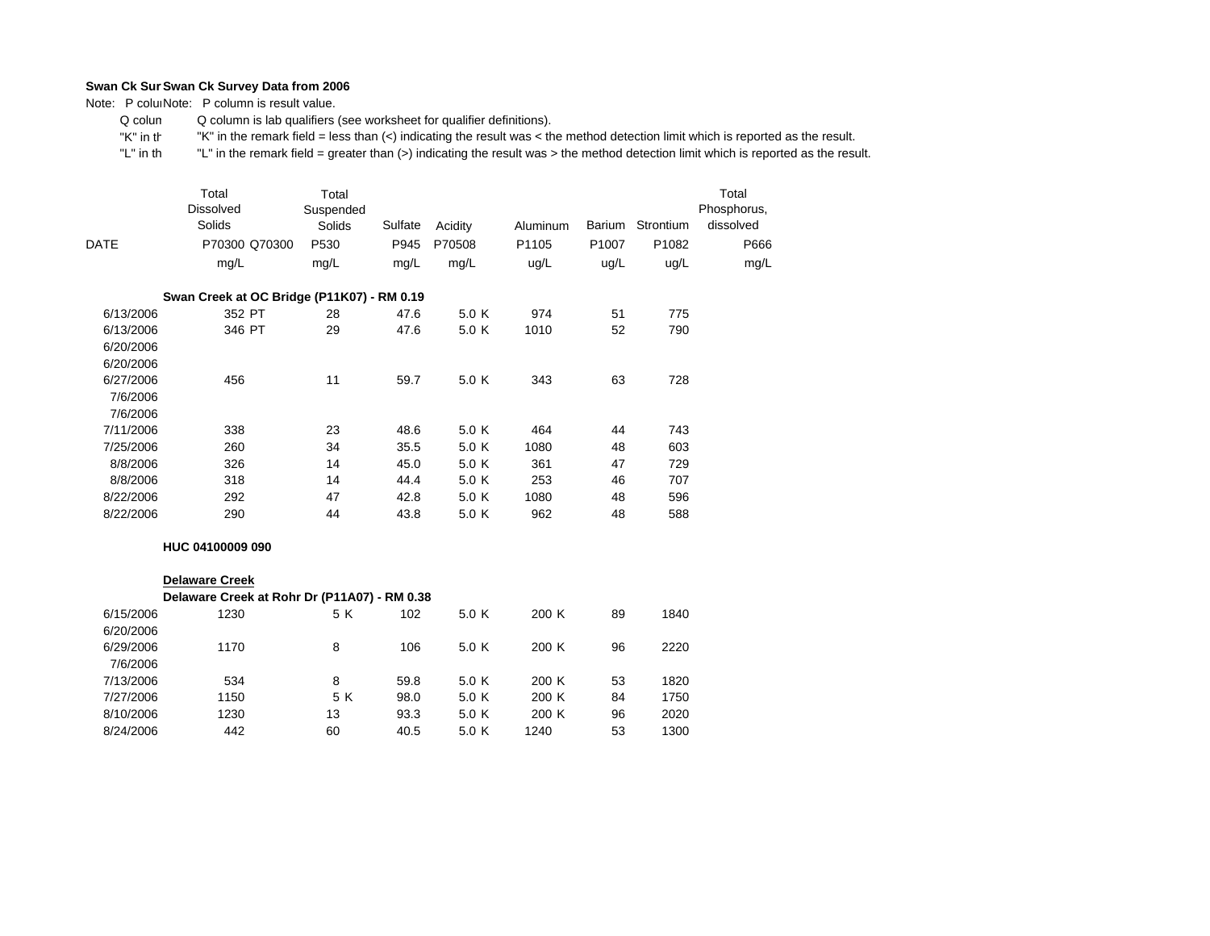**Swan Ck Survey Data from 2006**

Note: P column is result value.

Q column is lab qualifiers (see worksheet for qualifier definitions).

"K" in the remark field = less than (<) indicating the result was < the method detection limit which is reported as the result.

"L" in the remark field = greater than (>) indicating the result was > the method detection limit which is reported as the result.

| DATE | Total Dissolved Solids | | Total Suspended Solids | | Sulfate | Acidity | | Aluminum | | Barium | Strontium | Total Phosphorus, dissolved |
|---|---|---|---|---|---|---|---|---|---|---|---|---|
| | P70300 | Q70300 | P530 | | P945 | P70508 | | P1105 | | P1007 | P1082 | P666 |
| | mg/L | | mg/L | | mg/L | mg/L | | ug/L | | ug/L | ug/L | mg/L |
| **Swan Creek at OC Bridge (P11K07) - RM 0.19** | | | | | | | | | | | | |
| 6/13/2006 | 352 | PT | 28 | | 47.6 | 5.0 | K | 974 | | 51 | 775 | |
| 6/13/2006 | 346 | PT | 29 | | 47.6 | 5.0 | K | 1010 | | 52 | 790 | |
| 6/20/2006 | | | | | | | | | | | | |
| 6/20/2006 | | | | | | | | | | | | |
| 6/27/2006 | 456 | | 11 | | 59.7 | 5.0 | K | 343 | | 63 | 728 | |
| 7/6/2006 | | | | | | | | | | | | |
| 7/6/2006 | | | | | | | | | | | | |
| 7/11/2006 | 338 | | 23 | | 48.6 | 5.0 | K | 464 | | 44 | 743 | |
| 7/25/2006 | 260 | | 34 | | 35.5 | 5.0 | K | 1080 | | 48 | 603 | |
| 8/8/2006 | 326 | | 14 | | 45.0 | 5.0 | K | 361 | | 47 | 729 | |
| 8/8/2006 | 318 | | 14 | | 44.4 | 5.0 | K | 253 | | 46 | 707 | |
| 8/22/2006 | 292 | | 47 | | 42.8 | 5.0 | K | 1080 | | 48 | 596 | |
| 8/22/2006 | 290 | | 44 | | 43.8 | 5.0 | K | 962 | | 48 | 588 | |
| **HUC 04100009 090** | | | | | | | | | | | | |
| **Delaware Creek** | | | | | | | | | | | | |
| **Delaware Creek at Rohr Dr (P11A07) - RM 0.38** | | | | | | | | | | | | |
| 6/15/2006 | 1230 | | 5 | K | 102 | 5.0 | K | 200 | K | 89 | 1840 | |
| 6/20/2006 | | | | | | | | | | | | |
| 6/29/2006 | 1170 | | 8 | | 106 | 5.0 | K | 200 | K | 96 | 2220 | |
| 7/6/2006 | | | | | | | | | | | | |
| 7/13/2006 | 534 | | 8 | | 59.8 | 5.0 | K | 200 | K | 53 | 1820 | |
| 7/27/2006 | 1150 | | 5 | K | 98.0 | 5.0 | K | 200 | K | 84 | 1750 | |
| 8/10/2006 | 1230 | | 13 | | 93.3 | 5.0 | K | 200 | K | 96 | 2020 | |
| 8/24/2006 | 442 | | 60 | | 40.5 | 5.0 | K | 1240 | | 53 | 1300 | |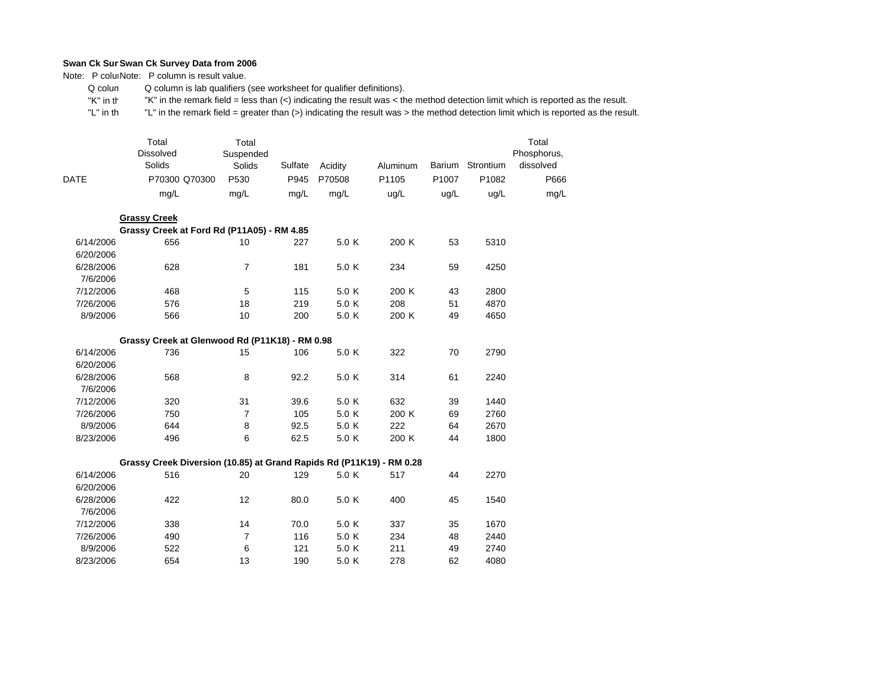**Swan Ck Survey Data from 2006**

Note: P column is result value.

Q column is lab qualifiers (see worksheet for qualifier definitions).

"K" in the remark field = less than (<) indicating the result was < the method detection limit which is reported as the result.

"L" in the remark field = greater than (>) indicating the result was > the method detection limit which is reported as the result.

| DATE | Total Dissolved Solids | | Total Suspended Solids | Sulfate | Acidity | | Aluminum | | Barium | Strontium | Total Phosphorus, dissolved |
|---|---|---|---|---|---|---|---|---|---|---|---|
| | P70300 | Q70300 | P530 | P945 | P70508 | | P1105 | | P1007 | P1082 | P666 |
| | mg/L | | mg/L | mg/L | mg/L | | ug/L | | ug/L | ug/L | mg/L |
| **Grassy Creek** | | | | | | | | | | | |
| **Grassy Creek at Ford Rd (P11A05) - RM 4.85** | | | | | | | | | | | |
| 6/14/2006 | 656 | | 10 | 227 | 5.0 | K | 200 | K | 53 | 5310 | |
| 6/20/2006 | | | | | | | | | | | |
| 6/28/2006 | 628 | | 7 | 181 | 5.0 | K | 234 | | 59 | 4250 | |
| 7/6/2006 | | | | | | | | | | | |
| 7/12/2006 | 468 | | 5 | 115 | 5.0 | K | 200 | K | 43 | 2800 | |
| 7/26/2006 | 576 | | 18 | 219 | 5.0 | K | 208 | | 51 | 4870 | |
| 8/9/2006 | 566 | | 10 | 200 | 5.0 | K | 200 | K | 49 | 4650 | |
| **Grassy Creek at Glenwood Rd (P11K18) - RM 0.98** | | | | | | | | | | | |
| 6/14/2006 | 736 | | 15 | 106 | 5.0 | K | 322 | | 70 | 2790 | |
| 6/20/2006 | | | | | | | | | | | |
| 6/28/2006 | 568 | | 8 | 92.2 | 5.0 | K | 314 | | 61 | 2240 | |
| 7/6/2006 | | | | | | | | | | | |
| 7/12/2006 | 320 | | 31 | 39.6 | 5.0 | K | 632 | | 39 | 1440 | |
| 7/26/2006 | 750 | | 7 | 105 | 5.0 | K | 200 | K | 69 | 2760 | |
| 8/9/2006 | 644 | | 8 | 92.5 | 5.0 | K | 222 | | 64 | 2670 | |
| 8/23/2006 | 496 | | 6 | 62.5 | 5.0 | K | 200 | K | 44 | 1800 | |
| **Grassy Creek Diversion (10.85) at Grand Rapids Rd (P11K19) - RM 0.28** | | | | | | | | | | | |
| 6/14/2006 | 516 | | 20 | 129 | 5.0 | K | 517 | | 44 | 2270 | |
| 6/20/2006 | | | | | | | | | | | |
| 6/28/2006 | 422 | | 12 | 80.0 | 5.0 | K | 400 | | 45 | 1540 | |
| 7/6/2006 | | | | | | | | | | | |
| 7/12/2006 | 338 | | 14 | 70.0 | 5.0 | K | 337 | | 35 | 1670 | |
| 7/26/2006 | 490 | | 7 | 116 | 5.0 | K | 234 | | 48 | 2440 | |
| 8/9/2006 | 522 | | 6 | 121 | 5.0 | K | 211 | | 49 | 2740 | |
| 8/23/2006 | 654 | | 13 | 190 | 5.0 | K | 278 | | 62 | 4080 | |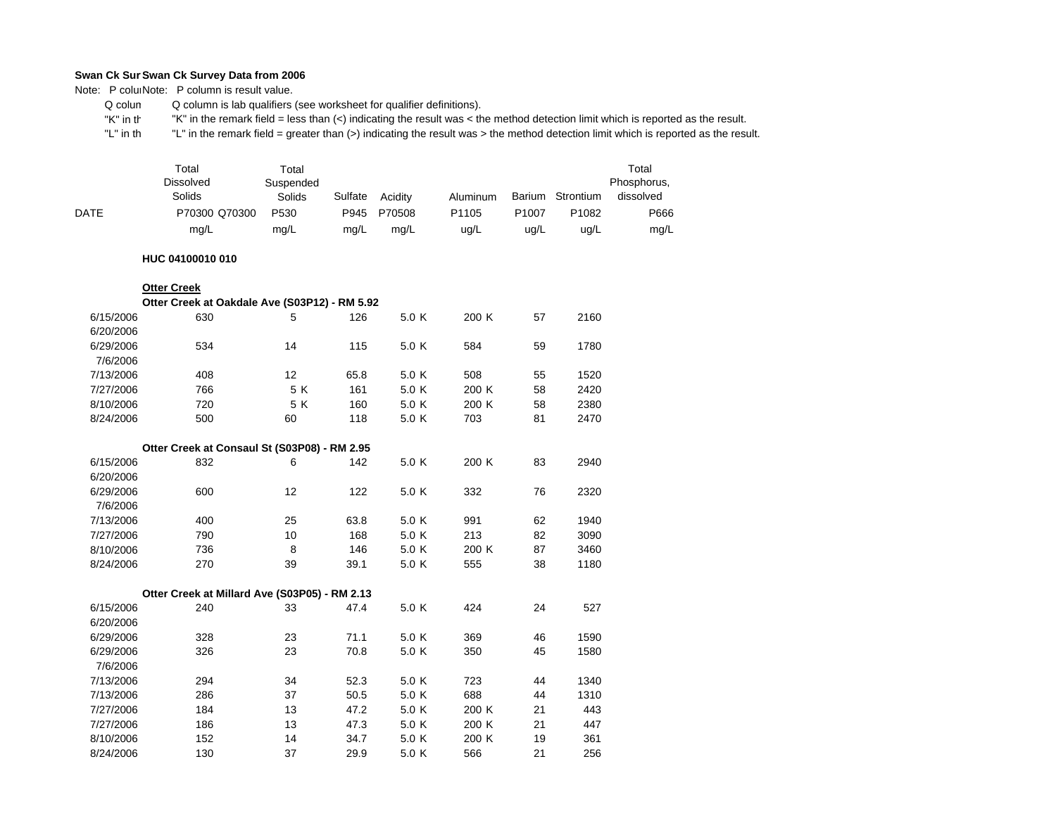**Swan Ck Sur Swan Ck Survey Data from 2006**

Note: P colu Note: P column is result value.

Q colum Q column is lab qualifiers (see worksheet for qualifier definitions).

"K" in th "K" in the remark field = less than (<) indicating the result was < the method detection limit which is reported as the result.

"L" in th "L" in the remark field = greater than (>) indicating the result was > the method detection limit which is reported as the result.

| DATE | Total Dissolved Solids P70300 mg/L | Q70300 | Total Suspended Solids P530 mg/L | | Sulfate P945 mg/L | Acidity P70508 mg/L | | Aluminum P1105 ug/L | | Barium P1007 ug/L | Strontium P1082 ug/L | Total Phosphorus, dissolved P666 mg/L |
|---|---|---|---|---|---|---|---|---|---|---|---|---|
| **HUC 04100010 010** | | | | | | | | | | | | |
| **Otter Creek** | | | | | | | | | | | | |
| **Otter Creek at Oakdale Ave (S03P12) - RM 5.92** | | | | | | | | | | | | |
| 6/15/2006 | 630 | | 5 | | 126 | 5.0 | K | 200 | K | 57 | 2160 | |
| 6/20/2006 | | | | | | | | | | | | |
| 6/29/2006 | 534 | | 14 | | 115 | 5.0 | K | 584 | | 59 | 1780 | |
| 7/6/2006 | | | | | | | | | | | | |
| 7/13/2006 | 408 | | 12 | | 65.8 | 5.0 | K | 508 | | 55 | 1520 | |
| 7/27/2006 | 766 | | 5 | K | 161 | 5.0 | K | 200 | K | 58 | 2420 | |
| 8/10/2006 | 720 | | 5 | K | 160 | 5.0 | K | 200 | K | 58 | 2380 | |
| 8/24/2006 | 500 | | 60 | | 118 | 5.0 | K | 703 | | 81 | 2470 | |
| **Otter Creek at Consaul St (S03P08) - RM 2.95** | | | | | | | | | | | | |
| 6/15/2006 | 832 | | 6 | | 142 | 5.0 | K | 200 | K | 83 | 2940 | |
| 6/20/2006 | | | | | | | | | | | | |
| 6/29/2006 | 600 | | 12 | | 122 | 5.0 | K | 332 | | 76 | 2320 | |
| 7/6/2006 | | | | | | | | | | | | |
| 7/13/2006 | 400 | | 25 | | 63.8 | 5.0 | K | 991 | | 62 | 1940 | |
| 7/27/2006 | 790 | | 10 | | 168 | 5.0 | K | 213 | | 82 | 3090 | |
| 8/10/2006 | 736 | | 8 | | 146 | 5.0 | K | 200 | K | 87 | 3460 | |
| 8/24/2006 | 270 | | 39 | | 39.1 | 5.0 | K | 555 | | 38 | 1180 | |
| **Otter Creek at Millard Ave (S03P05) - RM 2.13** | | | | | | | | | | | | |
| 6/15/2006 | 240 | | 33 | | 47.4 | 5.0 | K | 424 | | 24 | 527 | |
| 6/20/2006 | | | | | | | | | | | | |
| 6/29/2006 | 328 | | 23 | | 71.1 | 5.0 | K | 369 | | 46 | 1590 | |
| 6/29/2006 | 326 | | 23 | | 70.8 | 5.0 | K | 350 | | 45 | 1580 | |
| 7/6/2006 | | | | | | | | | | | | |
| 7/13/2006 | 294 | | 34 | | 52.3 | 5.0 | K | 723 | | 44 | 1340 | |
| 7/13/2006 | 286 | | 37 | | 50.5 | 5.0 | K | 688 | | 44 | 1310 | |
| 7/27/2006 | 184 | | 13 | | 47.2 | 5.0 | K | 200 | K | 21 | 443 | |
| 7/27/2006 | 186 | | 13 | | 47.3 | 5.0 | K | 200 | K | 21 | 447 | |
| 8/10/2006 | 152 | | 14 | | 34.7 | 5.0 | K | 200 | K | 19 | 361 | |
| 8/24/2006 | 130 | | 37 | | 29.9 | 5.0 | K | 566 | | 21 | 256 | |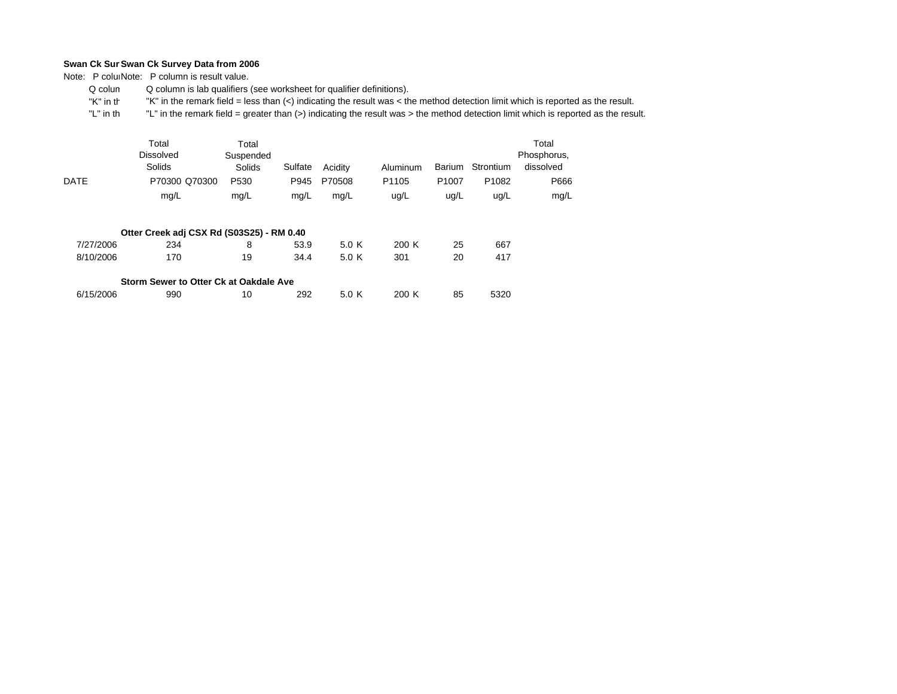**Swan Ck Survey Data from 2006**

Note: P column is result value.

Q column is lab qualifiers (see worksheet for qualifier definitions).

"K" in the remark field = less than (<) indicating the result was < the method detection limit which is reported as the result.

"L" in the remark field = greater than (>) indicating the result was > the method detection limit which is reported as the result.

| DATE | Total Dissolved Solids | | Total Suspended Solids | Sulfate | Acidity | | Aluminum | | Barium | Strontium | Total Phosphorus, dissolved |
|---|---|---|---|---|---|---|---|---|---|---|---|
| | P70300 | Q70300 | P530 | P945 | P70508 | | P1105 | | P1007 | P1082 | P666 |
| | mg/L | | mg/L | mg/L | mg/L | | ug/L | | ug/L | ug/L | mg/L |
| **Otter Creek adj CSX Rd (S03S25) - RM 0.40** | | | | | | | | | | | |
| 7/27/2006 | 234 | | 8 | 53.9 | 5.0 | K | 200 | K | 25 | 667 | |
| 8/10/2006 | 170 | | 19 | 34.4 | 5.0 | K | 301 | | 20 | 417 | |
| **Storm Sewer to Otter Ck at Oakdale Ave** | | | | | | | | | | | |
| 6/15/2006 | 990 | | 10 | 292 | 5.0 | K | 200 | K | 85 | 5320 | |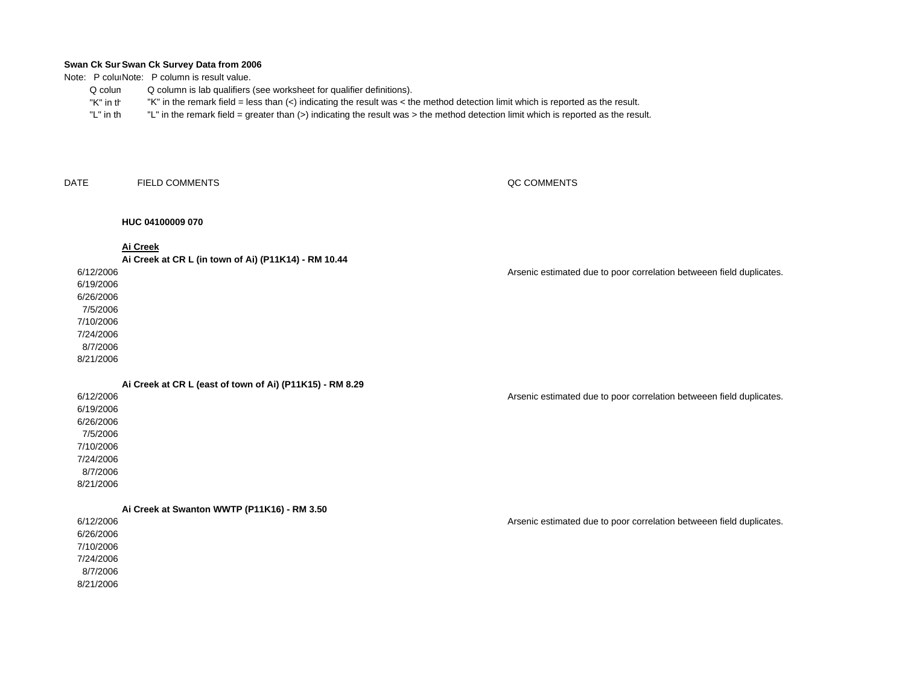**Swan Ck Sur Swan Ck Survey Data from 2006**

Note: P colu Note: P column is result value.

Q colun Q column is lab qualifiers (see worksheet for qualifier definitions).

"K" in th "K" in the remark field = less than (<) indicating the result was < the method detection limit which is reported as the result.

"L" in th "L" in the remark field = greater than (>) indicating the result was > the method detection limit which is reported as the result.

| DATE | FIELD COMMENTS | QC COMMENTS |
|---|---|---|
| | **HUC 04100009 070** | |
| | **Ai Creek** | |
| | **Ai Creek at CR L (in town of Ai) (P11K14) - RM 10.44** | |
| 6/12/2006 | | Arsenic estimated due to poor correlation betweeen field duplicates. |
| 6/19/2006 | | |
| 6/26/2006 | | |
| 7/5/2006 | | |
| 7/10/2006 | | |
| 7/24/2006 | | |
| 8/7/2006 | | |
| 8/21/2006 | | |
| | **Ai Creek at CR L (east of town of Ai) (P11K15) - RM 8.29** | |
| 6/12/2006 | | Arsenic estimated due to poor correlation betweeen field duplicates. |
| 6/19/2006 | | |
| 6/26/2006 | | |
| 7/5/2006 | | |
| 7/10/2006 | | |
| 7/24/2006 | | |
| 8/7/2006 | | |
| 8/21/2006 | | |
| | **Ai Creek at Swanton WWTP (P11K16) - RM 3.50** | |
| 6/12/2006 | | Arsenic estimated due to poor correlation betweeen field duplicates. |
| 6/26/2006 | | |
| 7/10/2006 | | |
| 7/24/2006 | | |
| 8/7/2006 | | |
| 8/21/2006 | | |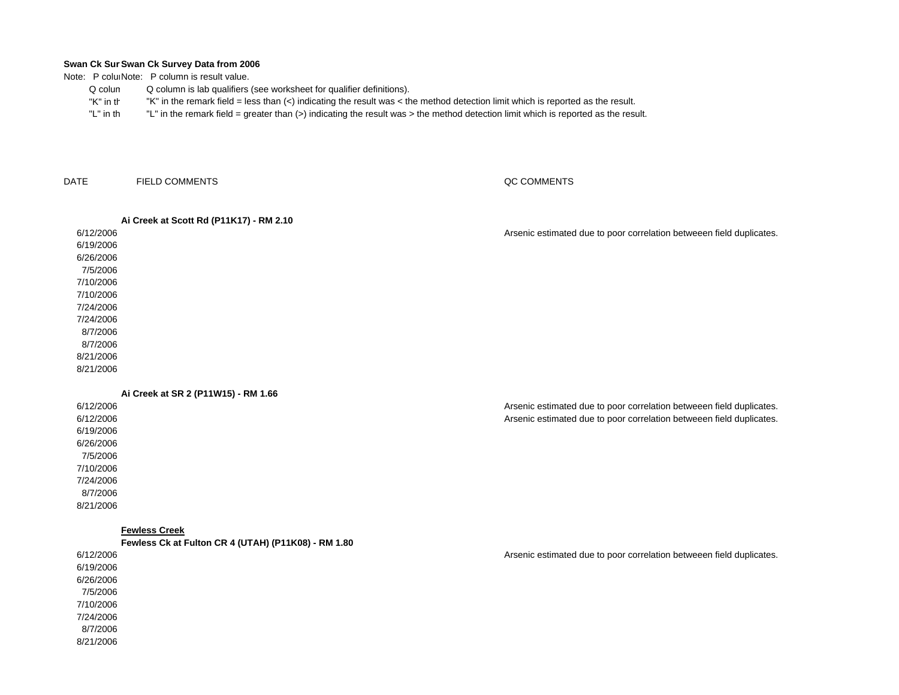**Swan Ck Sur Swan Ck Survey Data from 2006**

Note: P colu Note: P column is result value.

Q colun Q column is lab qualifiers (see worksheet for qualifier definitions).

"K" in th "K" in the remark field = less than (<) indicating the result was < the method detection limit which is reported as the result.

"L" in th "L" in the remark field = greater than (>) indicating the result was > the method detection limit which is reported as the result.

| DATE | FIELD COMMENTS | QC COMMENTS |
|---|---|---|
| | **Ai Creek at Scott Rd (P11K17) - RM 2.10** | |
| 6/12/2006 | | Arsenic estimated due to poor correlation betweeen field duplicates. |
| 6/19/2006 | | |
| 6/26/2006 | | |
| 7/5/2006 | | |
| 7/10/2006 | | |
| 7/10/2006 | | |
| 7/24/2006 | | |
| 7/24/2006 | | |
| 8/7/2006 | | |
| 8/7/2006 | | |
| 8/21/2006 | | |
| 8/21/2006 | | |
| | **Ai Creek at SR 2 (P11W15) - RM 1.66** | |
| 6/12/2006 | | Arsenic estimated due to poor correlation betweeen field duplicates. |
| 6/12/2006 | | Arsenic estimated due to poor correlation betweeen field duplicates. |
| 6/19/2006 | | |
| 6/26/2006 | | |
| 7/5/2006 | | |
| 7/10/2006 | | |
| 7/24/2006 | | |
| 8/7/2006 | | |
| 8/21/2006 | | |
| | **Fewless Creek** | |
| | **Fewless Ck at Fulton CR 4 (UTAH) (P11K08) - RM 1.80** | |
| 6/12/2006 | | Arsenic estimated due to poor correlation betweeen field duplicates. |
| 6/19/2006 | | |
| 6/26/2006 | | |
| 7/5/2006 | | |
| 7/10/2006 | | |
| 7/24/2006 | | |
| 8/7/2006 | | |
| 8/21/2006 | | |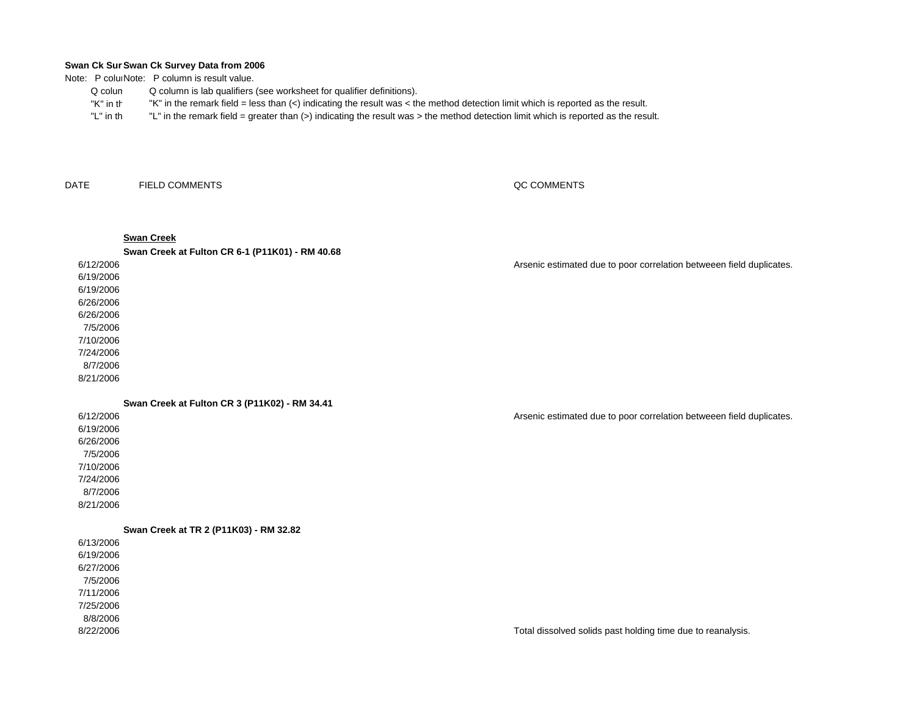**Swan Ck Sur Swan Ck Survey Data from 2006**

Note: P colu Note: P column is result value.

Q colun Q column is lab qualifiers (see worksheet for qualifier definitions).

"K" in th "K" in the remark field = less than (<) indicating the result was < the method detection limit which is reported as the result.

"L" in th "L" in the remark field = greater than (>) indicating the result was > the method detection limit which is reported as the result.

| DATE | FIELD COMMENTS | QC COMMENTS |
|---|---|---|
| | **Swan Creek** | |
| | **Swan Creek at Fulton CR 6-1 (P11K01) - RM 40.68** | |
| 6/12/2006 | | Arsenic estimated due to poor correlation betweeen field duplicates. |
| 6/19/2006 | | |
| 6/19/2006 | | |
| 6/26/2006 | | |
| 6/26/2006 | | |
| 7/5/2006 | | |
| 7/10/2006 | | |
| 7/24/2006 | | |
| 8/7/2006 | | |
| 8/21/2006 | | |
| | **Swan Creek at Fulton CR 3 (P11K02) - RM 34.41** | |
| 6/12/2006 | | Arsenic estimated due to poor correlation betweeen field duplicates. |
| 6/19/2006 | | |
| 6/26/2006 | | |
| 7/5/2006 | | |
| 7/10/2006 | | |
| 7/24/2006 | | |
| 8/7/2006 | | |
| 8/21/2006 | | |
| | **Swan Creek at TR 2 (P11K03) - RM 32.82** | |
| 6/13/2006 | | |
| 6/19/2006 | | |
| 6/27/2006 | | |
| 7/5/2006 | | |
| 7/11/2006 | | |
| 7/25/2006 | | |
| 8/8/2006 | | |
| 8/22/2006 | | Total dissolved solids past holding time due to reanalysis. |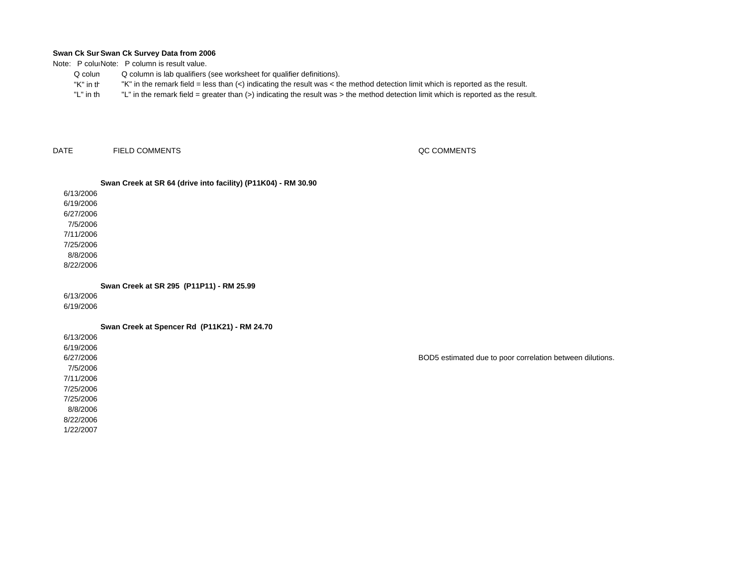**Swan Ck Survey Data from 2006**

Note: P column is result value.

Q column is lab qualifiers (see worksheet for qualifier definitions).

"K" in the remark field = less than (<) indicating the result was < the method detection limit which is reported as the result.

"L" in the remark field = greater than (>) indicating the result was > the method detection limit which is reported as the result.

| DATE | FIELD COMMENTS | QC COMMENTS |
|---|---|---|
| | **Swan Creek at SR 64 (drive into facility) (P11K04) - RM 30.90** | |
| 6/13/2006 | | |
| 6/19/2006 | | |
| 6/27/2006 | | |
| 7/5/2006 | | |
| 7/11/2006 | | |
| 7/25/2006 | | |
| 8/8/2006 | | |
| 8/22/2006 | | |
| | **Swan Creek at SR 295 (P11P11) - RM 25.99** | |
| 6/13/2006 | | |
| 6/19/2006 | | |
| | **Swan Creek at Spencer Rd (P11K21) - RM 24.70** | |
| 6/13/2006 | | |
| 6/19/2006 | | |
| 6/27/2006 | | BOD5 estimated due to poor correlation between dilutions. |
| 7/5/2006 | | |
| 7/11/2006 | | |
| 7/25/2006 | | |
| 7/25/2006 | | |
| 8/8/2006 | | |
| 8/22/2006 | | |
| 1/22/2007 | | |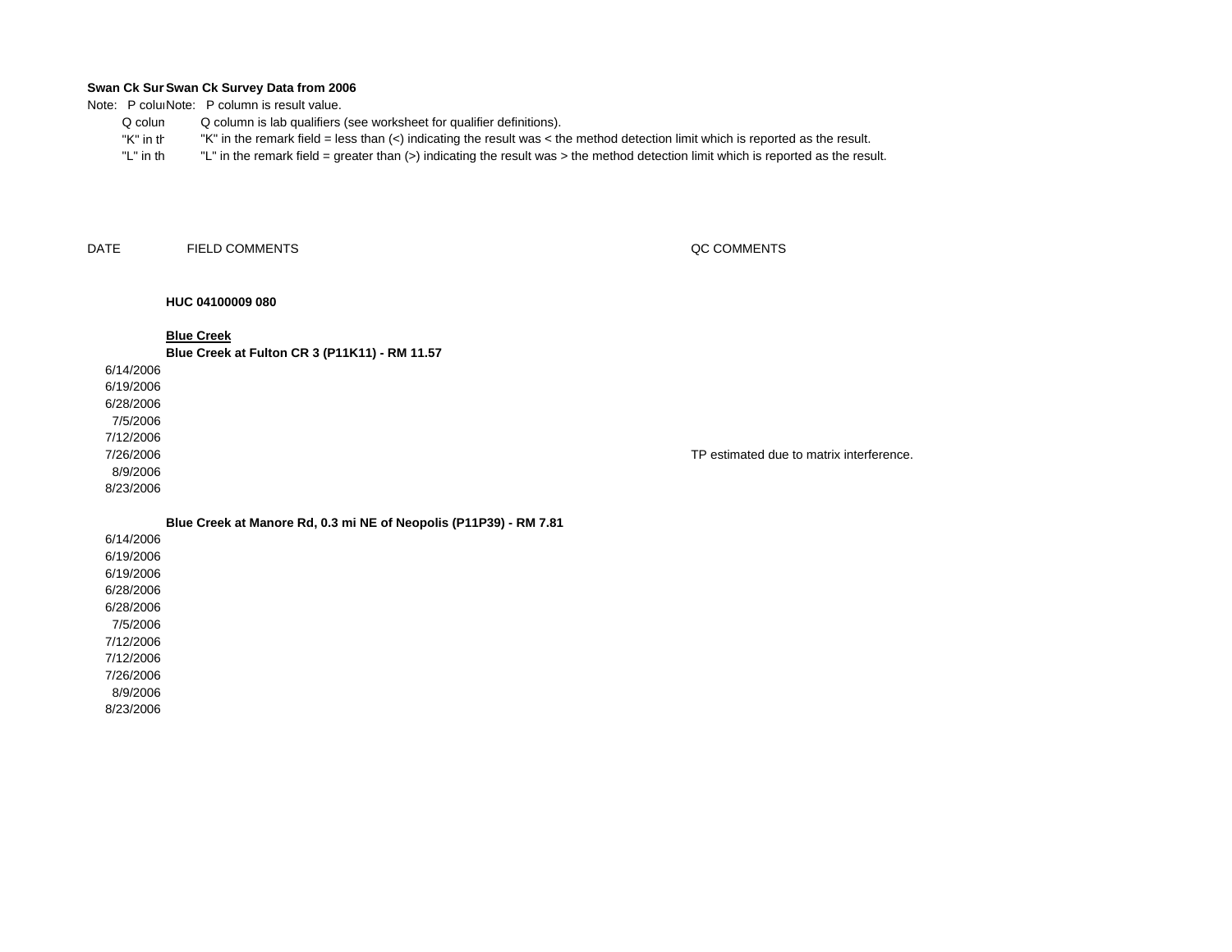**Swan Ck Sur Swan Ck Survey Data from 2006**

Note: P colu Note: P column is result value.

Q colun Q column is lab qualifiers (see worksheet for qualifier definitions).

"K" in th "K" in the remark field = less than (<) indicating the result was < the method detection limit which is reported as the result.

"L" in th "L" in the remark field = greater than (>) indicating the result was > the method detection limit which is reported as the result.

| DATE | FIELD COMMENTS | QC COMMENTS |
|---|---|---|
| | **HUC 04100009 080** | |
| | **Blue Creek** | |
| | **Blue Creek at Fulton CR 3 (P11K11) - RM 11.57** | |
| 6/14/2006 | | |
| 6/19/2006 | | |
| 6/28/2006 | | |
| 7/5/2006 | | |
| 7/12/2006 | | |
| 7/26/2006 | | TP estimated due to matrix interference. |
| 8/9/2006 | | |
| 8/23/2006 | | |
| | **Blue Creek at Manore Rd, 0.3 mi NE of Neopolis (P11P39) - RM 7.81** | |
| 6/14/2006 | | |
| 6/19/2006 | | |
| 6/19/2006 | | |
| 6/28/2006 | | |
| 6/28/2006 | | |
| 7/5/2006 | | |
| 7/12/2006 | | |
| 7/12/2006 | | |
| 7/26/2006 | | |
| 8/9/2006 | | |
| 8/23/2006 | | |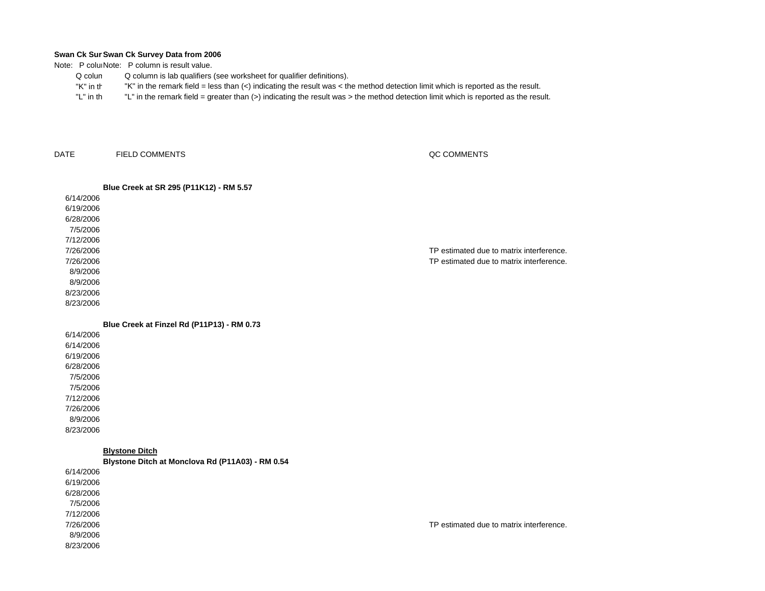**Swan Ck Survey Data from 2006**

Note: P column is result value.
Q column is lab qualifiers (see worksheet for qualifier definitions).
"K" in the remark field = less than (<) indicating the result was < the method detection limit which is reported as the result.
"L" in the remark field = greater than (>) indicating the result was > the method detection limit which is reported as the result.

| DATE | FIELD COMMENTS | QC COMMENTS |
|---|---|---|
| | **Blue Creek at SR 295 (P11K12) - RM 5.57** | |
| 6/14/2006 | | |
| 6/19/2006 | | |
| 6/28/2006 | | |
| 7/5/2006 | | |
| 7/12/2006 | | |
| 7/26/2006 | | TP estimated due to matrix interference. |
| 7/26/2006 | | TP estimated due to matrix interference. |
| 8/9/2006 | | |
| 8/9/2006 | | |
| 8/23/2006 | | |
| 8/23/2006 | | |
| | **Blue Creek at Finzel Rd (P11P13) - RM 0.73** | |
| 6/14/2006 | | |
| 6/14/2006 | | |
| 6/19/2006 | | |
| 6/28/2006 | | |
| 7/5/2006 | | |
| 7/5/2006 | | |
| 7/12/2006 | | |
| 7/26/2006 | | |
| 8/9/2006 | | |
| 8/23/2006 | | |
| | **Blystone Ditch** | |
| | **Blystone Ditch at Monclova Rd (P11A03) - RM 0.54** | |
| 6/14/2006 | | |
| 6/19/2006 | | |
| 6/28/2006 | | |
| 7/5/2006 | | |
| 7/12/2006 | | |
| 7/26/2006 | | TP estimated due to matrix interference. |
| 8/9/2006 | | |
| 8/23/2006 | | |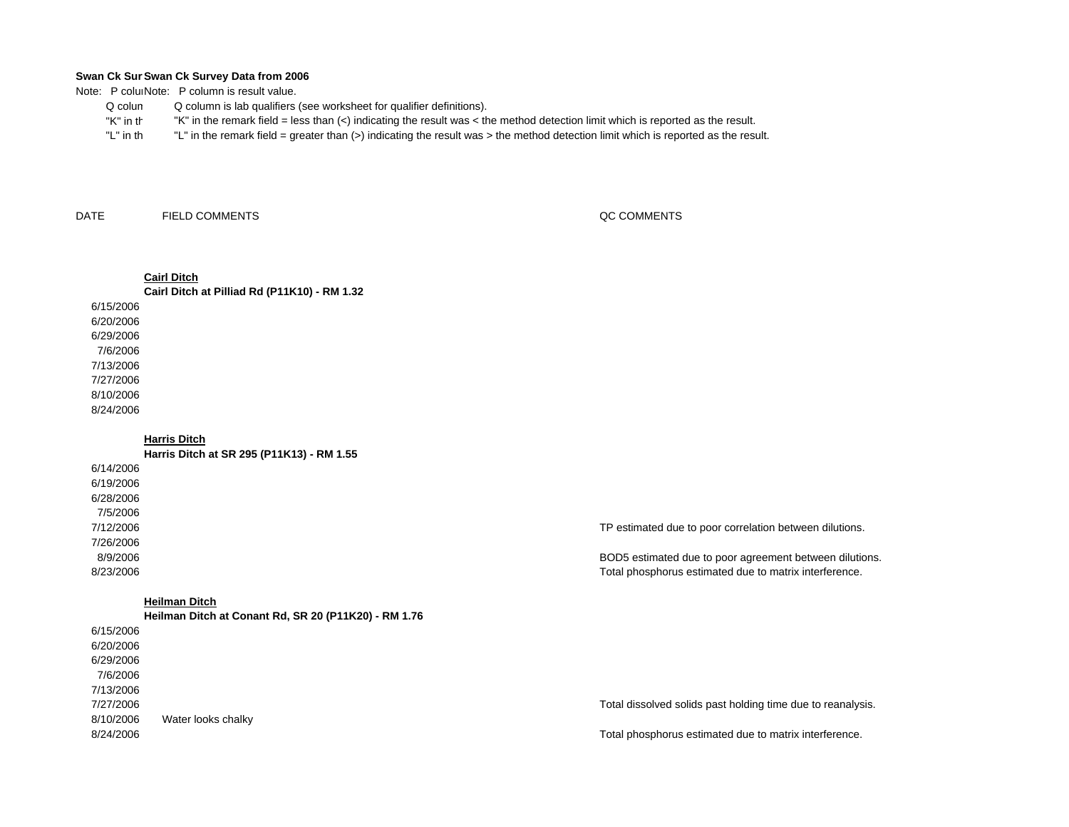**Swan Ck Sur Swan Ck Survey Data from 2006**

Note: P colu Note: P column is result value.

Q colun Q column is lab qualifiers (see worksheet for qualifier definitions).

"K" in th "K" in the remark field = less than (<) indicating the result was < the method detection limit which is reported as the result.

"L" in th "L" in the remark field = greater than (>) indicating the result was > the method detection limit which is reported as the result.

| DATE | FIELD COMMENTS | QC COMMENTS |
|---|---|---|
| | **Cairl Ditch** | |
| | **Cairl Ditch at Pilliad Rd (P11K10) - RM 1.32** | |
| 6/15/2006 | | |
| 6/20/2006 | | |
| 6/29/2006 | | |
| 7/6/2006 | | |
| 7/13/2006 | | |
| 7/27/2006 | | |
| 8/10/2006 | | |
| 8/24/2006 | | |
| | **Harris Ditch** | |
| | **Harris Ditch at SR 295 (P11K13) - RM 1.55** | |
| 6/14/2006 | | |
| 6/19/2006 | | |
| 6/28/2006 | | |
| 7/5/2006 | | |
| 7/12/2006 | | TP estimated due to poor correlation between dilutions. |
| 7/26/2006 | | |
| 8/9/2006 | | BOD5 estimated due to poor agreement between dilutions. |
| 8/23/2006 | | Total phosphorus estimated due to matrix interference. |
| | **Heilman Ditch** | |
| | **Heilman Ditch at Conant Rd, SR 20 (P11K20) - RM 1.76** | |
| 6/15/2006 | | |
| 6/20/2006 | | |
| 6/29/2006 | | |
| 7/6/2006 | | |
| 7/13/2006 | | |
| 7/27/2006 | | Total dissolved solids past holding time due to reanalysis. |
| 8/10/2006 | Water looks chalky | |
| 8/24/2006 | | Total phosphorus estimated due to matrix interference. |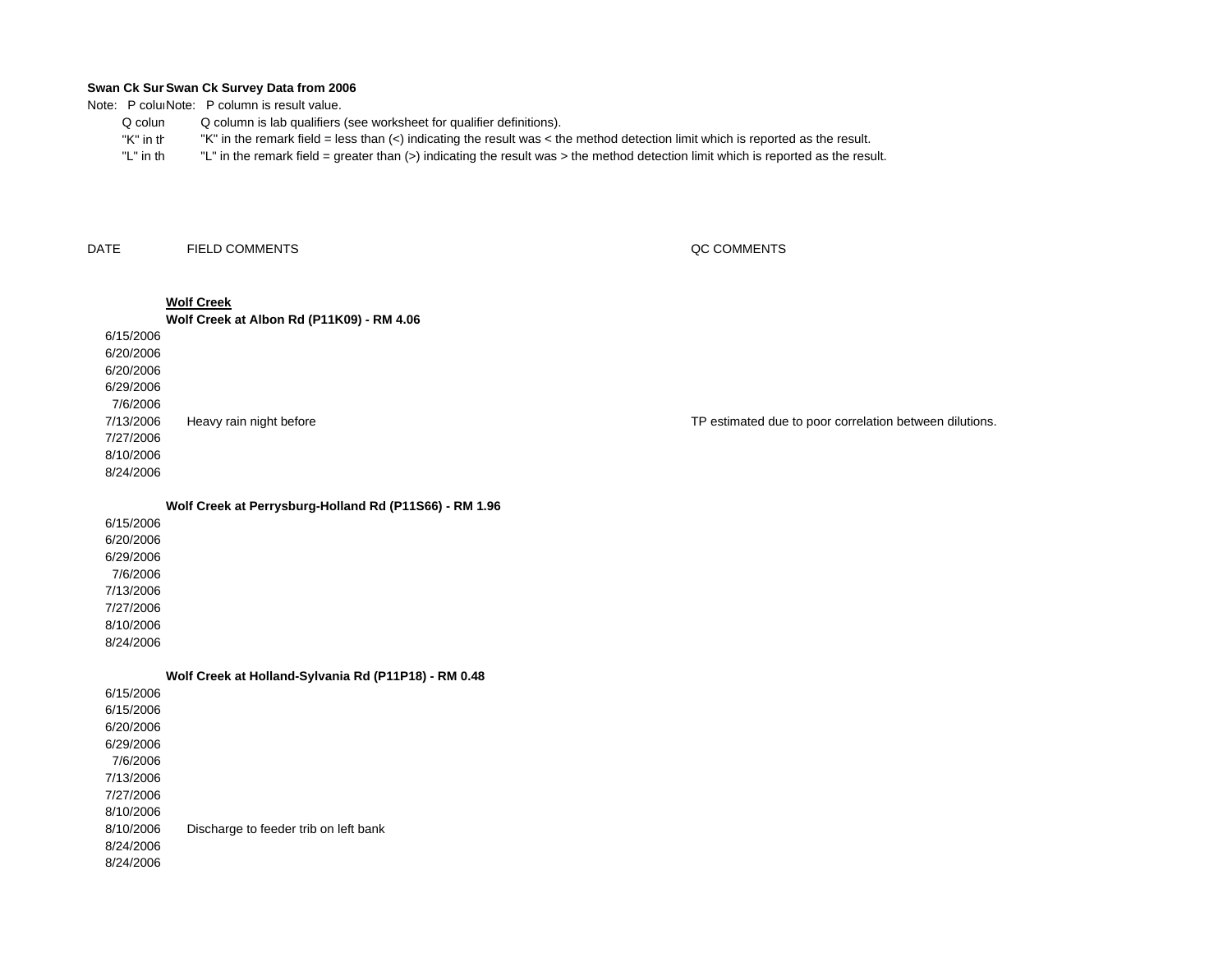**Swan Ck Sur Swan Ck Survey Data from 2006**

Note: P colu Note: P column is result value.

Q colun Q column is lab qualifiers (see worksheet for qualifier definitions).

"K" in th "K" in the remark field = less than (<) indicating the result was < the method detection limit which is reported as the result.

"L" in th "L" in the remark field = greater than (>) indicating the result was > the method detection limit which is reported as the result.

| DATE | FIELD COMMENTS | QC COMMENTS |
|---|---|---|
| | **Wolf Creek** | |
| | **Wolf Creek at Albon Rd (P11K09) - RM 4.06** | |
| 6/15/2006 | | |
| 6/20/2006 | | |
| 6/20/2006 | | |
| 6/29/2006 | | |
| 7/6/2006 | | |
| 7/13/2006 | Heavy rain night before | TP estimated due to poor correlation between dilutions. |
| 7/27/2006 | | |
| 8/10/2006 | | |
| 8/24/2006 | | |
| | **Wolf Creek at Perrysburg-Holland Rd (P11S66) - RM 1.96** | |
| 6/15/2006 | | |
| 6/20/2006 | | |
| 6/29/2006 | | |
| 7/6/2006 | | |
| 7/13/2006 | | |
| 7/27/2006 | | |
| 8/10/2006 | | |
| 8/24/2006 | | |
| | **Wolf Creek at Holland-Sylvania Rd (P11P18) - RM 0.48** | |
| 6/15/2006 | | |
| 6/15/2006 | | |
| 6/20/2006 | | |
| 6/29/2006 | | |
| 7/6/2006 | | |
| 7/13/2006 | | |
| 7/27/2006 | | |
| 8/10/2006 | Discharge to feeder trib on left bank | |
| 8/24/2006 | | |
| 8/24/2006 | | |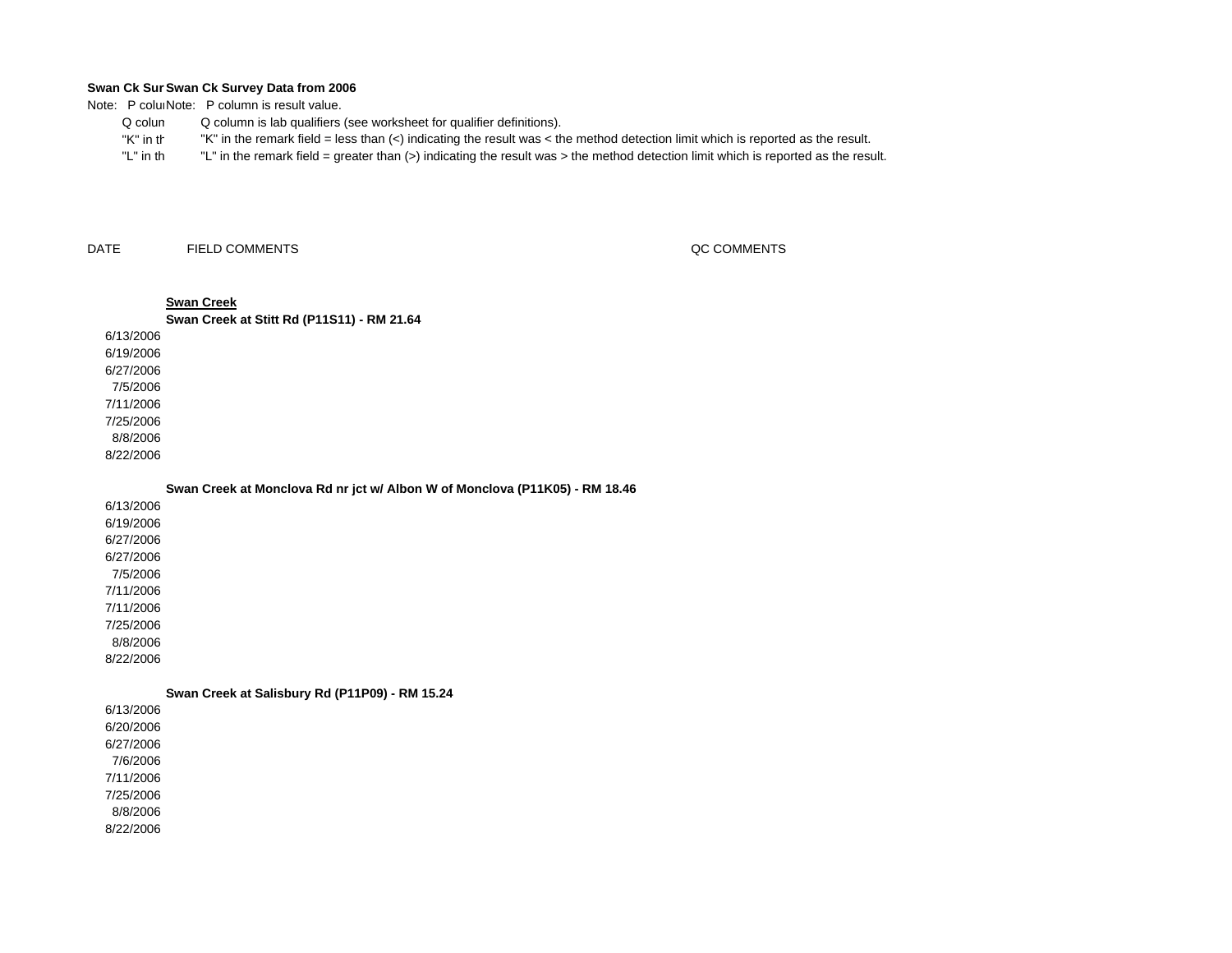**Swan Ck Sur Swan Ck Survey Data from 2006**

Note: P colu Note: P column is result value.

Q colun Q column is lab qualifiers (see worksheet for qualifier definitions).

"K" in th "K" in the remark field = less than (<) indicating the result was < the method detection limit which is reported as the result.

"L" in th "L" in the remark field = greater than (>) indicating the result was > the method detection limit which is reported as the result.

| DATE | FIELD COMMENTS | QC COMMENTS |
|---|---|---|
| | **Swan Creek** | |
| | **Swan Creek at Stitt Rd (P11S11) - RM 21.64** | |
| 6/13/2006 | | |
| 6/19/2006 | | |
| 6/27/2006 | | |
| 7/5/2006 | | |
| 7/11/2006 | | |
| 7/25/2006 | | |
| 8/8/2006 | | |
| 8/22/2006 | | |
| | **Swan Creek at Monclova Rd nr jct w/ Albon W of Monclova (P11K05) - RM 18.46** | |
| 6/13/2006 | | |
| 6/19/2006 | | |
| 6/27/2006 | | |
| 6/27/2006 | | |
| 7/5/2006 | | |
| 7/11/2006 | | |
| 7/11/2006 | | |
| 7/25/2006 | | |
| 8/8/2006 | | |
| 8/22/2006 | | |
| | **Swan Creek at Salisbury Rd (P11P09) - RM 15.24** | |
| 6/13/2006 | | |
| 6/20/2006 | | |
| 6/27/2006 | | |
| 7/6/2006 | | |
| 7/11/2006 | | |
| 7/25/2006 | | |
| 8/8/2006 | | |
| 8/22/2006 | | |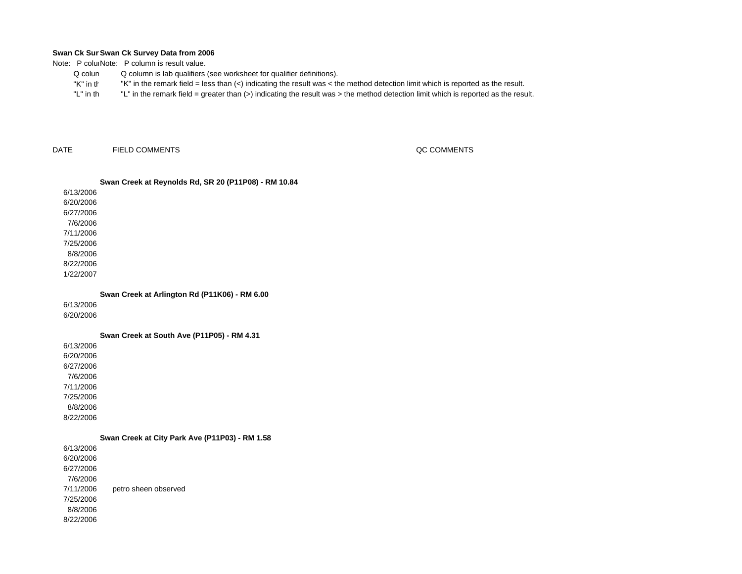**Swan Ck Survey Data from 2006**

Note: P column is result value.

Q column is lab qualifiers (see worksheet for qualifier definitions).

"K" in the remark field = less than (<) indicating the result was < the method detection limit which is reported as the result.

"L" in the remark field = greater than (>) indicating the result was > the method detection limit which is reported as the result.

| DATE | FIELD COMMENTS | QC COMMENTS |
|---|---|---|
| | **Swan Creek at Reynolds Rd, SR 20 (P11P08) - RM 10.84** | |
| 6/13/2006 | | |
| 6/20/2006 | | |
| 6/27/2006 | | |
| 7/6/2006 | | |
| 7/11/2006 | | |
| 7/25/2006 | | |
| 8/8/2006 | | |
| 8/22/2006 | | |
| 1/22/2007 | | |
| | **Swan Creek at Arlington Rd (P11K06) - RM 6.00** | |
| 6/13/2006 | | |
| 6/20/2006 | | |
| | **Swan Creek at South Ave (P11P05) - RM 4.31** | |
| 6/13/2006 | | |
| 6/20/2006 | | |
| 6/27/2006 | | |
| 7/6/2006 | | |
| 7/11/2006 | | |
| 7/25/2006 | | |
| 8/8/2006 | | |
| 8/22/2006 | | |
| | **Swan Creek at City Park Ave (P11P03) - RM 1.58** | |
| 6/13/2006 | | |
| 6/20/2006 | | |
| 6/27/2006 | | |
| 7/6/2006 | | |
| 7/11/2006 | petro sheen observed | |
| 7/25/2006 | | |
| 8/8/2006 | | |
| 8/22/2006 | | |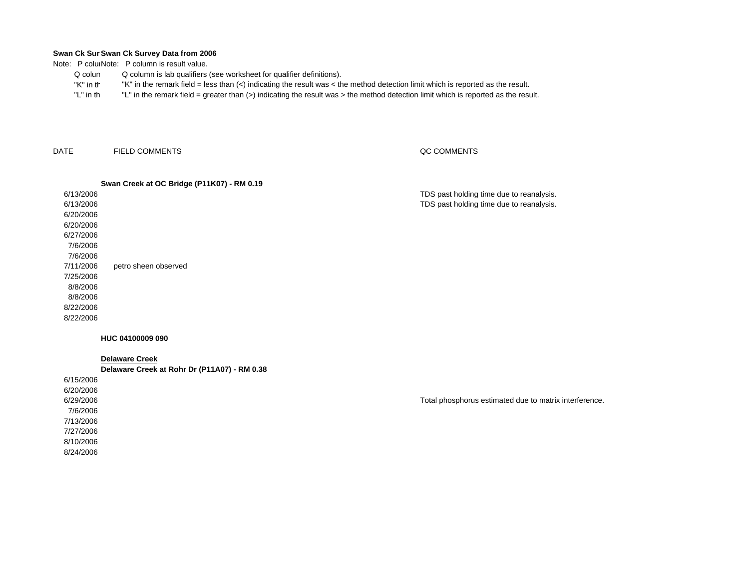**Swan Ck Sur Swan Ck Survey Data from 2006**

Note: P colu Note: P column is result value.

Q colun Q column is lab qualifiers (see worksheet for qualifier definitions).

"K" in th "K" in the remark field = less than (<) indicating the result was < the method detection limit which is reported as the result.

"L" in th "L" in the remark field = greater than (>) indicating the result was > the method detection limit which is reported as the result.

| DATE | FIELD COMMENTS | QC COMMENTS |
|---|---|---|
| | **Swan Creek at OC Bridge (P11K07) - RM 0.19** | |
| 6/13/2006 | | TDS past holding time due to reanalysis. |
| 6/13/2006 | | TDS past holding time due to reanalysis. |
| 6/20/2006 | | |
| 6/20/2006 | | |
| 6/27/2006 | | |
| 7/6/2006 | | |
| 7/6/2006 | | |
| 7/11/2006 | petro sheen observed | |
| 7/25/2006 | | |
| 8/8/2006 | | |
| 8/8/2006 | | |
| 8/22/2006 | | |
| 8/22/2006 | | |
| | **HUC 04100009 090** | |
| | **Delaware Creek** | |
| | **Delaware Creek at Rohr Dr (P11A07) - RM 0.38** | |
| 6/15/2006 | | |
| 6/20/2006 | | |
| 6/29/2006 | | Total phosphorus estimated due to matrix interference. |
| 7/6/2006 | | |
| 7/13/2006 | | |
| 7/27/2006 | | |
| 8/10/2006 | | |
| 8/24/2006 | | |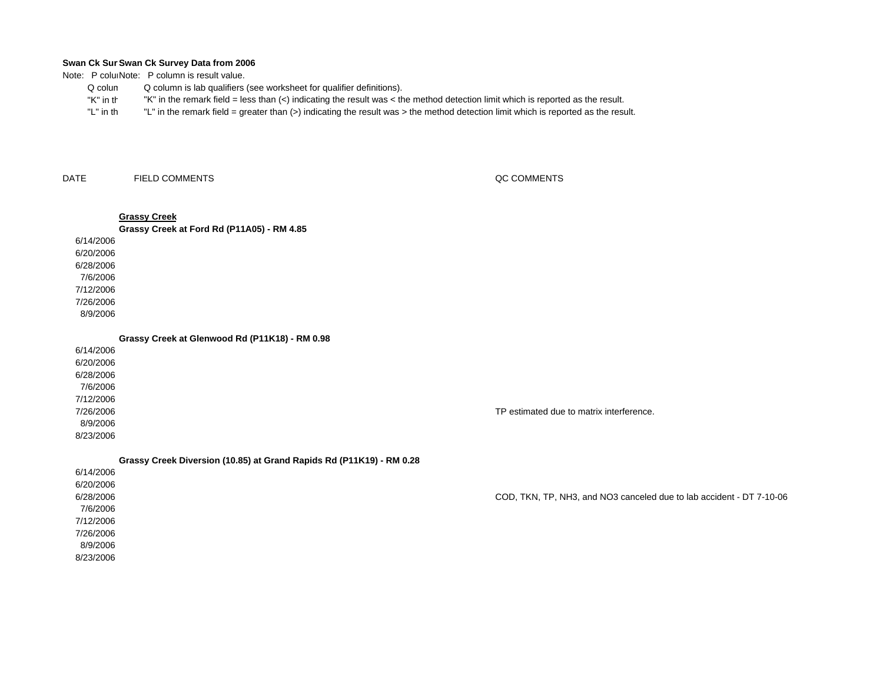**Swan Ck Sur Swan Ck Survey Data from 2006**

Note: P colu Note: P column is result value.

Q colum Q column is lab qualifiers (see worksheet for qualifier definitions).

"K" in th "K" in the remark field = less than (<) indicating the result was < the method detection limit which is reported as the result.

"L" in th "L" in the remark field = greater than (>) indicating the result was > the method detection limit which is reported as the result.

| DATE | FIELD COMMENTS | QC COMMENTS |
|---|---|---|
| | **Grassy Creek** | |
| | **Grassy Creek at Ford Rd (P11A05) - RM 4.85** | |
| 6/14/2006 | | |
| 6/20/2006 | | |
| 6/28/2006 | | |
| 7/6/2006 | | |
| 7/12/2006 | | |
| 7/26/2006 | | |
| 8/9/2006 | | |
| | **Grassy Creek at Glenwood Rd (P11K18) - RM 0.98** | |
| 6/14/2006 | | |
| 6/20/2006 | | |
| 6/28/2006 | | |
| 7/6/2006 | | |
| 7/12/2006 | | |
| 7/26/2006 | | TP estimated due to matrix interference. |
| 8/9/2006 | | |
| 8/23/2006 | | |
| | **Grassy Creek Diversion (10.85) at Grand Rapids Rd (P11K19) - RM 0.28** | |
| 6/14/2006 | | |
| 6/20/2006 | | |
| 6/28/2006 | | COD, TKN, TP, NH3, and NO3 canceled due to lab accident - DT 7-10-06 |
| 7/6/2006 | | |
| 7/12/2006 | | |
| 7/26/2006 | | |
| 8/9/2006 | | |
| 8/23/2006 | | |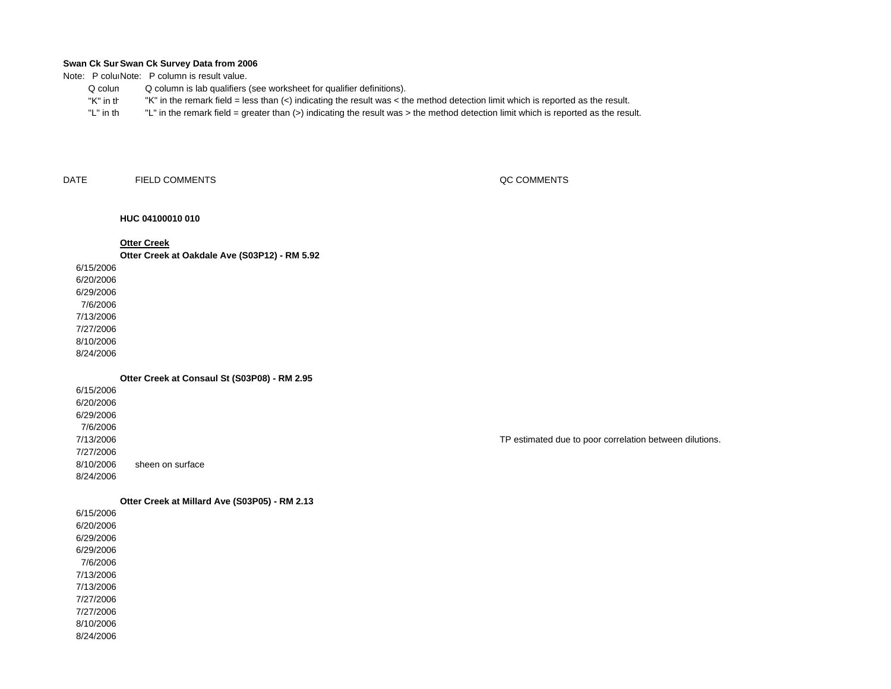**Swan Ck Sur Swan Ck Survey Data from 2006**

Note: P colu Note: P column is result value.

Q colum Q column is lab qualifiers (see worksheet for qualifier definitions).

"K" in th "K" in the remark field = less than (<) indicating the result was < the method detection limit which is reported as the result.

"L" in th "L" in the remark field = greater than (>) indicating the result was > the method detection limit which is reported as the result.

| DATE | FIELD COMMENTS | QC COMMENTS |
|---|---|---|
| | **HUC 04100010 010** | |
| | **<u>Otter Creek</u>** | |
| | **Otter Creek at Oakdale Ave (S03P12) - RM 5.92** | |
| 6/15/2006 | | |
| 6/20/2006 | | |
| 6/29/2006 | | |
| 7/6/2006 | | |
| 7/13/2006 | | |
| 7/27/2006 | | |
| 8/10/2006 | | |
| 8/24/2006 | | |
| | **Otter Creek at Consaul St (S03P08) - RM 2.95** | |
| 6/15/2006 | | |
| 6/20/2006 | | |
| 6/29/2006 | | |
| 7/6/2006 | | |
| 7/13/2006 | | TP estimated due to poor correlation between dilutions. |
| 7/27/2006 | | |
| 8/10/2006 | sheen on surface | |
| 8/24/2006 | | |
| | **Otter Creek at Millard Ave (S03P05) - RM 2.13** | |
| 6/15/2006 | | |
| 6/20/2006 | | |
| 6/29/2006 | | |
| 6/29/2006 | | |
| 7/6/2006 | | |
| 7/13/2006 | | |
| 7/13/2006 | | |
| 7/27/2006 | | |
| 7/27/2006 | | |
| 8/10/2006 | | |
| 8/24/2006 | | |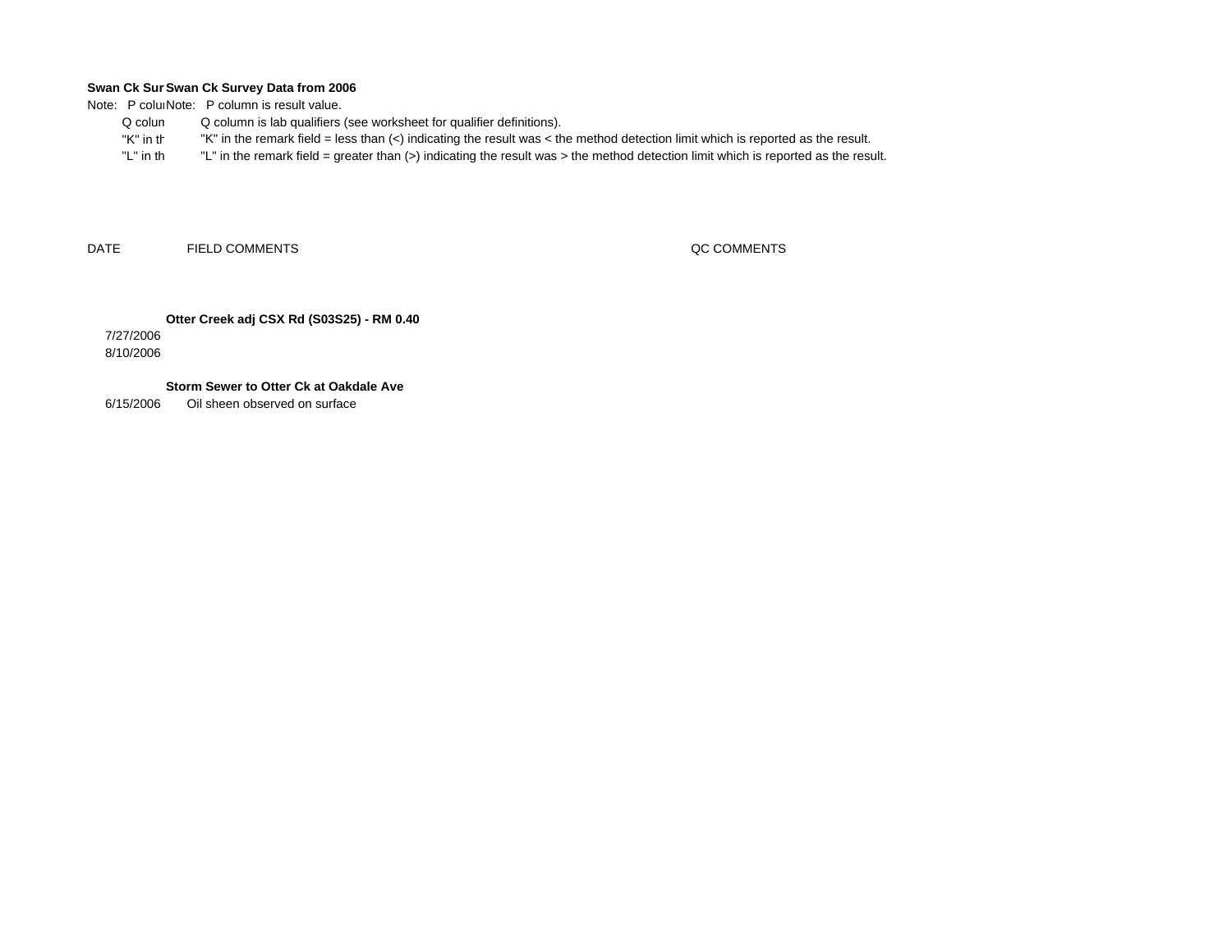**Swan Ck Survey Data from 2006**

Note: P column is result value.

Q column is lab qualifiers (see worksheet for qualifier definitions).

"K" in the remark field = less than (<) indicating the result was < the method detection limit which is reported as the result.

"L" in the remark field = greater than (>) indicating the result was > the method detection limit which is reported as the result.

| DATE | FIELD COMMENTS | QC COMMENTS |
| --- | --- | --- |
| | **Otter Creek adj CSX Rd (S03S25) - RM 0.40** | |
| 7/27/2006 | | |
| 8/10/2006 | | |
| | **Storm Sewer to Otter Ck at Oakdale Ave** | |
| 6/15/2006 | Oil sheen observed on surface | |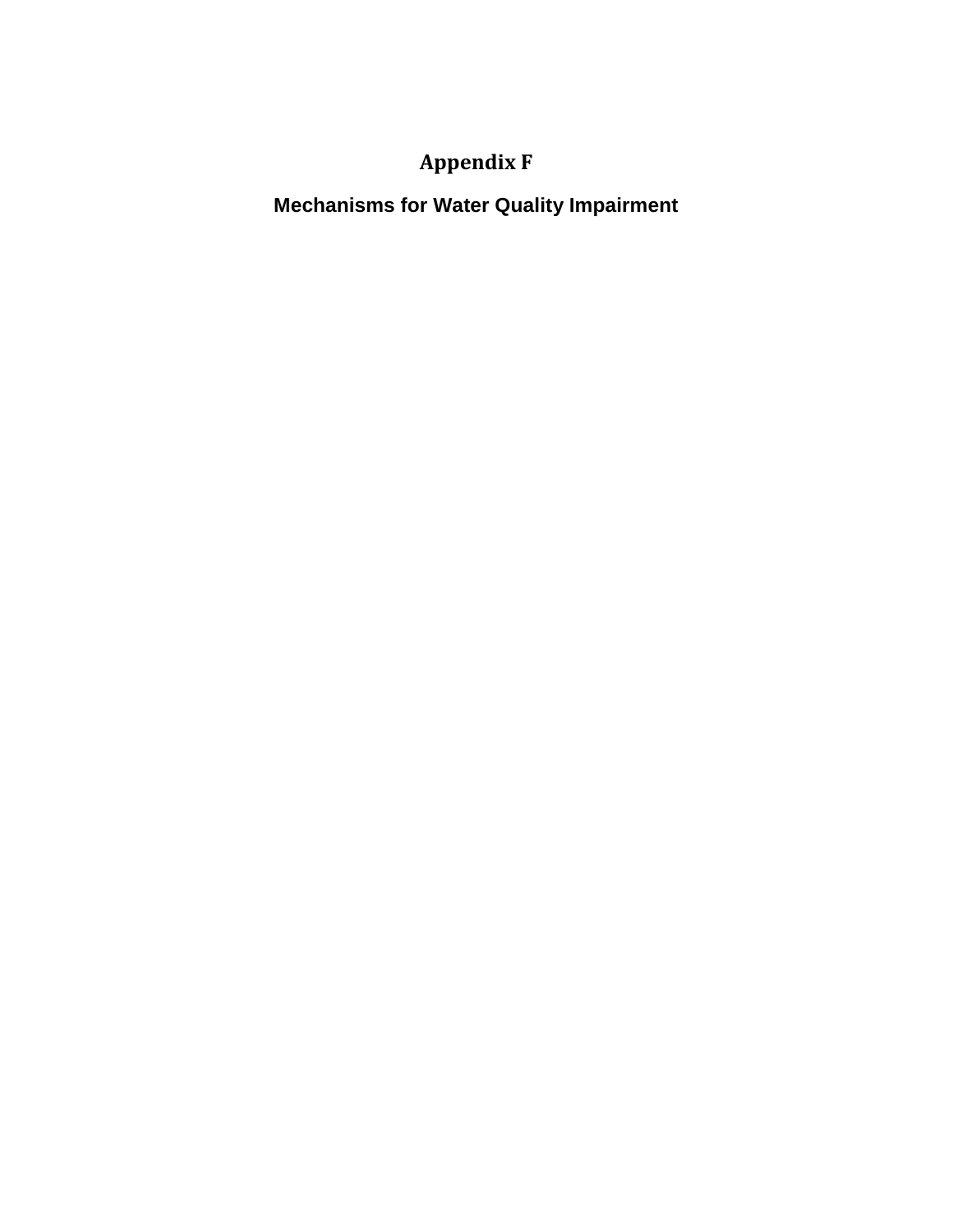# Appendix F

## Mechanisms for Water Quality Impairment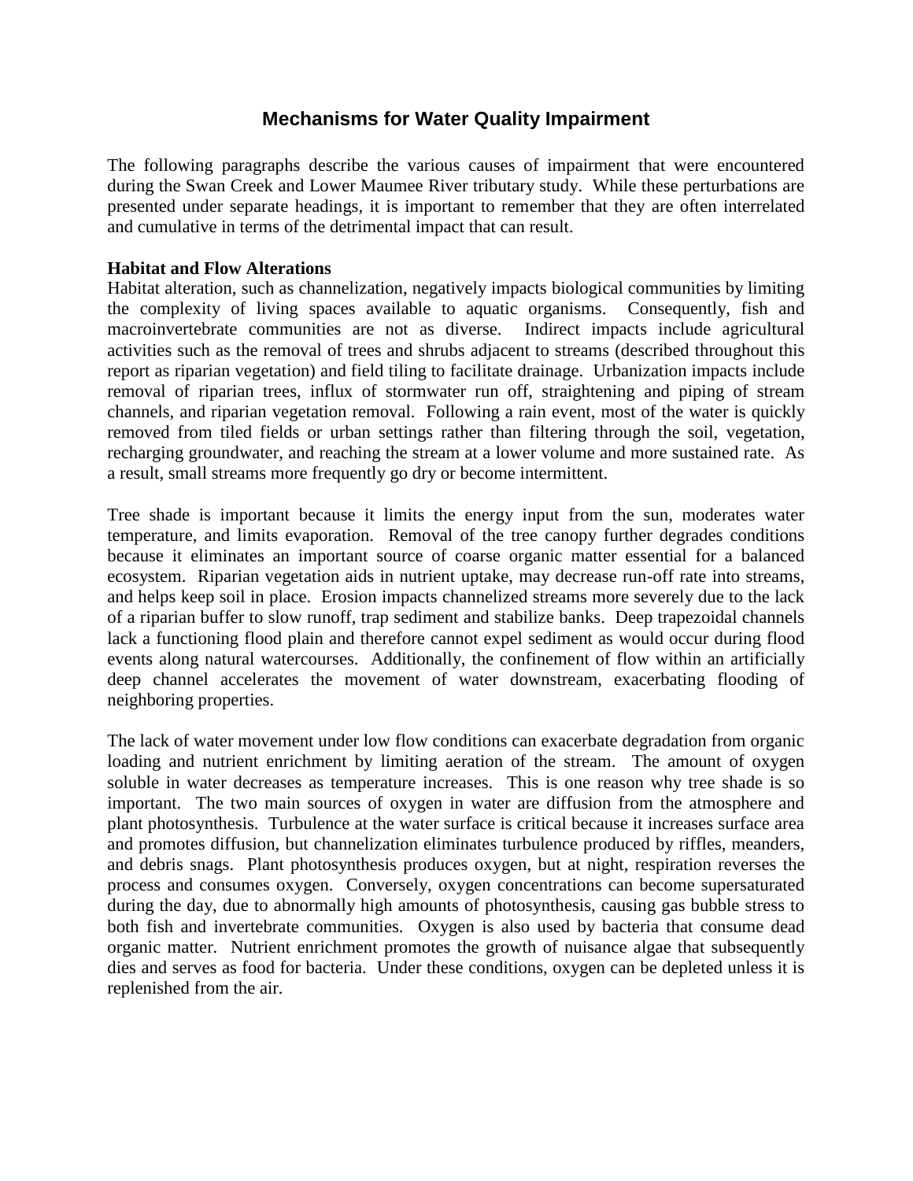# Mechanisms for Water Quality Impairment

The following paragraphs describe the various causes of impairment that were encountered during the Swan Creek and Lower Maumee River tributary study. While these perturbations are presented under separate headings, it is important to remember that they are often interrelated and cumulative in terms of the detrimental impact that can result.

**Habitat and Flow Alterations**

Habitat alteration, such as channelization, negatively impacts biological communities by limiting the complexity of living spaces available to aquatic organisms. Consequently, fish and macroinvertebrate communities are not as diverse. Indirect impacts include agricultural activities such as the removal of trees and shrubs adjacent to streams (described throughout this report as riparian vegetation) and field tiling to facilitate drainage. Urbanization impacts include removal of riparian trees, influx of stormwater run off, straightening and piping of stream channels, and riparian vegetation removal. Following a rain event, most of the water is quickly removed from tiled fields or urban settings rather than filtering through the soil, vegetation, recharging groundwater, and reaching the stream at a lower volume and more sustained rate. As a result, small streams more frequently go dry or become intermittent.

Tree shade is important because it limits the energy input from the sun, moderates water temperature, and limits evaporation. Removal of the tree canopy further degrades conditions because it eliminates an important source of coarse organic matter essential for a balanced ecosystem. Riparian vegetation aids in nutrient uptake, may decrease run-off rate into streams, and helps keep soil in place. Erosion impacts channelized streams more severely due to the lack of a riparian buffer to slow runoff, trap sediment and stabilize banks. Deep trapezoidal channels lack a functioning flood plain and therefore cannot expel sediment as would occur during flood events along natural watercourses. Additionally, the confinement of flow within an artificially deep channel accelerates the movement of water downstream, exacerbating flooding of neighboring properties.

The lack of water movement under low flow conditions can exacerbate degradation from organic loading and nutrient enrichment by limiting aeration of the stream. The amount of oxygen soluble in water decreases as temperature increases. This is one reason why tree shade is so important. The two main sources of oxygen in water are diffusion from the atmosphere and plant photosynthesis. Turbulence at the water surface is critical because it increases surface area and promotes diffusion, but channelization eliminates turbulence produced by riffles, meanders, and debris snags. Plant photosynthesis produces oxygen, but at night, respiration reverses the process and consumes oxygen. Conversely, oxygen concentrations can become supersaturated during the day, due to abnormally high amounts of photosynthesis, causing gas bubble stress to both fish and invertebrate communities. Oxygen is also used by bacteria that consume dead organic matter. Nutrient enrichment promotes the growth of nuisance algae that subsequently dies and serves as food for bacteria. Under these conditions, oxygen can be depleted unless it is replenished from the air.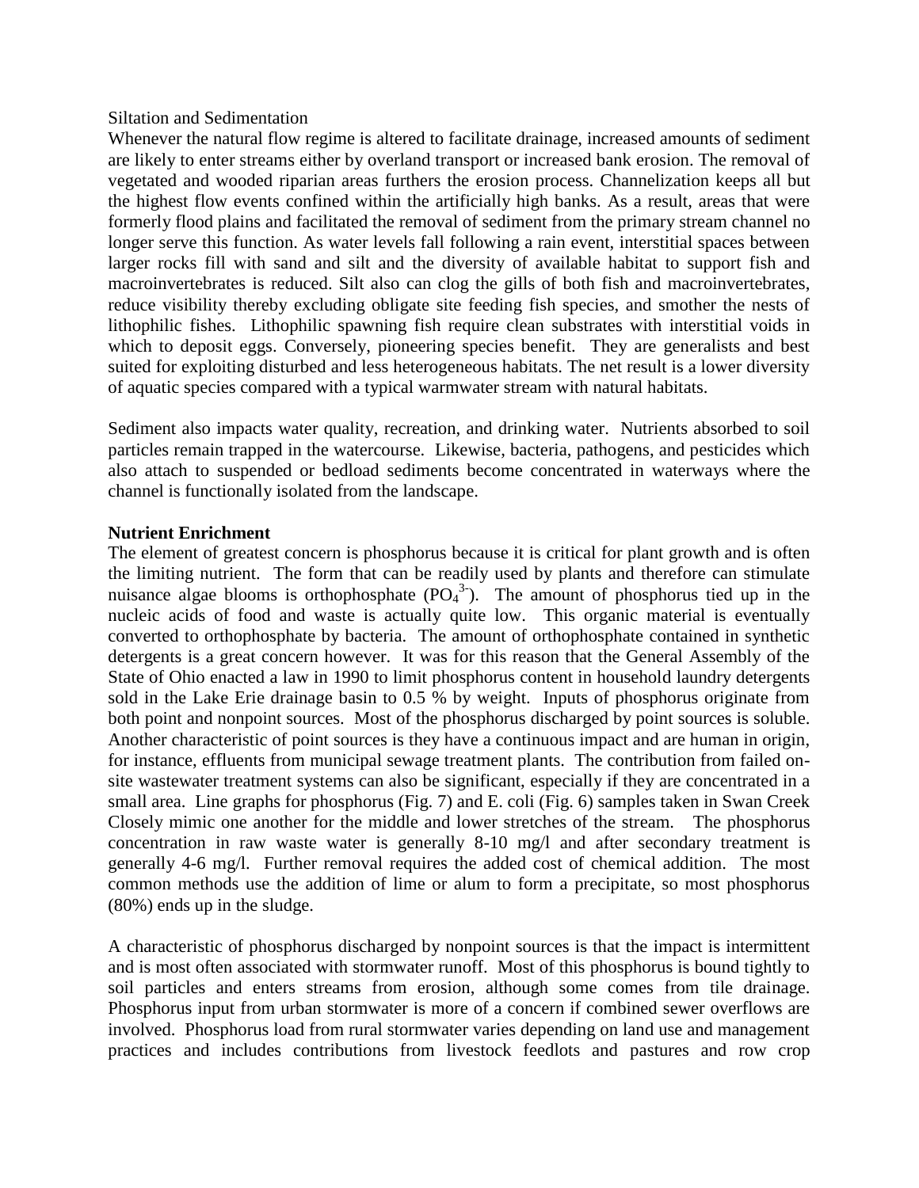Siltation and Sedimentation

Whenever the natural flow regime is altered to facilitate drainage, increased amounts of sediment are likely to enter streams either by overland transport or increased bank erosion. The removal of vegetated and wooded riparian areas furthers the erosion process. Channelization keeps all but the highest flow events confined within the artificially high banks. As a result, areas that were formerly flood plains and facilitated the removal of sediment from the primary stream channel no longer serve this function. As water levels fall following a rain event, interstitial spaces between larger rocks fill with sand and silt and the diversity of available habitat to support fish and macroinvertebrates is reduced. Silt also can clog the gills of both fish and macroinvertebrates, reduce visibility thereby excluding obligate site feeding fish species, and smother the nests of lithophilic fishes. Lithophilic spawning fish require clean substrates with interstitial voids in which to deposit eggs. Conversely, pioneering species benefit. They are generalists and best suited for exploiting disturbed and less heterogeneous habitats. The net result is a lower diversity of aquatic species compared with a typical warmwater stream with natural habitats.

Sediment also impacts water quality, recreation, and drinking water. Nutrients absorbed to soil particles remain trapped in the watercourse. Likewise, bacteria, pathogens, and pesticides which also attach to suspended or bedload sediments become concentrated in waterways where the channel is functionally isolated from the landscape.

**Nutrient Enrichment**

The element of greatest concern is phosphorus because it is critical for plant growth and is often the limiting nutrient. The form that can be readily used by plants and therefore can stimulate nuisance algae blooms is orthophosphate ($PO_4^{3-}$). The amount of phosphorus tied up in the nucleic acids of food and waste is actually quite low. This organic material is eventually converted to orthophosphate by bacteria. The amount of orthophosphate contained in synthetic detergents is a great concern however. It was for this reason that the General Assembly of the State of Ohio enacted a law in 1990 to limit phosphorus content in household laundry detergents sold in the Lake Erie drainage basin to 0.5 % by weight. Inputs of phosphorus originate from both point and nonpoint sources. Most of the phosphorus discharged by point sources is soluble. Another characteristic of point sources is they have a continuous impact and are human in origin, for instance, effluents from municipal sewage treatment plants. The contribution from failed on-site wastewater treatment systems can also be significant, especially if they are concentrated in a small area. Line graphs for phosphorus (Fig. 7) and E. coli (Fig. 6) samples taken in Swan Creek Closely mimic one another for the middle and lower stretches of the stream. The phosphorus concentration in raw waste water is generally 8-10 mg/l and after secondary treatment is generally 4-6 mg/l. Further removal requires the added cost of chemical addition. The most common methods use the addition of lime or alum to form a precipitate, so most phosphorus (80%) ends up in the sludge.

A characteristic of phosphorus discharged by nonpoint sources is that the impact is intermittent and is most often associated with stormwater runoff. Most of this phosphorus is bound tightly to soil particles and enters streams from erosion, although some comes from tile drainage. Phosphorus input from urban stormwater is more of a concern if combined sewer overflows are involved. Phosphorus load from rural stormwater varies depending on land use and management practices and includes contributions from livestock feedlots and pastures and row crop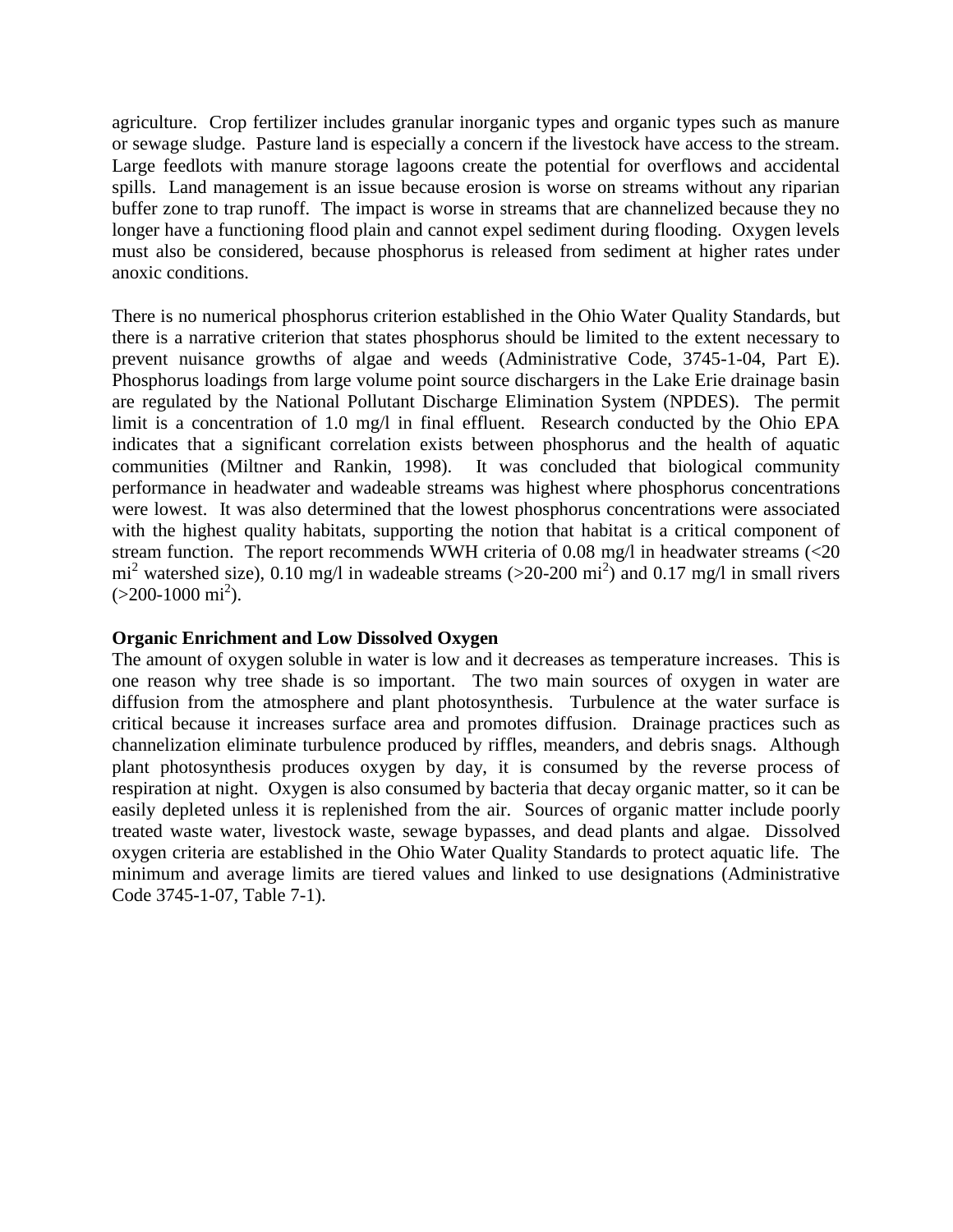agriculture. Crop fertilizer includes granular inorganic types and organic types such as manure or sewage sludge. Pasture land is especially a concern if the livestock have access to the stream. Large feedlots with manure storage lagoons create the potential for overflows and accidental spills. Land management is an issue because erosion is worse on streams without any riparian buffer zone to trap runoff. The impact is worse in streams that are channelized because they no longer have a functioning flood plain and cannot expel sediment during flooding. Oxygen levels must also be considered, because phosphorus is released from sediment at higher rates under anoxic conditions.

There is no numerical phosphorus criterion established in the Ohio Water Quality Standards, but there is a narrative criterion that states phosphorus should be limited to the extent necessary to prevent nuisance growths of algae and weeds (Administrative Code, 3745-1-04, Part E). Phosphorus loadings from large volume point source dischargers in the Lake Erie drainage basin are regulated by the National Pollutant Discharge Elimination System (NPDES). The permit limit is a concentration of 1.0 mg/l in final effluent. Research conducted by the Ohio EPA indicates that a significant correlation exists between phosphorus and the health of aquatic communities (Miltner and Rankin, 1998). It was concluded that biological community performance in headwater and wadeable streams was highest where phosphorus concentrations were lowest. It was also determined that the lowest phosphorus concentrations were associated with the highest quality habitats, supporting the notion that habitat is a critical component of stream function. The report recommends WWH criteria of 0.08 mg/l in headwater streams (<20 $mi^2$ watershed size), 0.10 mg/l in wadeable streams (>20-200 $mi^2$) and 0.17 mg/l in small rivers (>200-1000 $mi^2$).

**Organic Enrichment and Low Dissolved Oxygen**

The amount of oxygen soluble in water is low and it decreases as temperature increases. This is one reason why tree shade is so important. The two main sources of oxygen in water are diffusion from the atmosphere and plant photosynthesis. Turbulence at the water surface is critical because it increases surface area and promotes diffusion. Drainage practices such as channelization eliminate turbulence produced by riffles, meanders, and debris snags. Although plant photosynthesis produces oxygen by day, it is consumed by the reverse process of respiration at night. Oxygen is also consumed by bacteria that decay organic matter, so it can be easily depleted unless it is replenished from the air. Sources of organic matter include poorly treated waste water, livestock waste, sewage bypasses, and dead plants and algae. Dissolved oxygen criteria are established in the Ohio Water Quality Standards to protect aquatic life. The minimum and average limits are tiered values and linked to use designations (Administrative Code 3745-1-07, Table 7-1).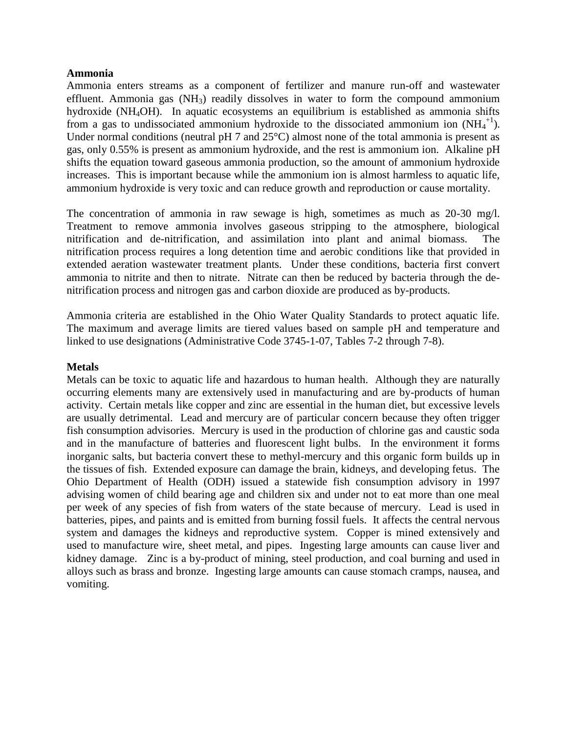**Ammonia**

Ammonia enters streams as a component of fertilizer and manure run-off and wastewater effluent. Ammonia gas ($NH_3$) readily dissolves in water to form the compound ammonium hydroxide ($NH_4OH$). In aquatic ecosystems an equilibrium is established as ammonia shifts from a gas to undissociated ammonium hydroxide to the dissociated ammonium ion ($NH_4^{+1}$). Under normal conditions (neutral pH 7 and 25°C) almost none of the total ammonia is present as gas, only 0.55% is present as ammonium hydroxide, and the rest is ammonium ion. Alkaline pH shifts the equation toward gaseous ammonia production, so the amount of ammonium hydroxide increases. This is important because while the ammonium ion is almost harmless to aquatic life, ammonium hydroxide is very toxic and can reduce growth and reproduction or cause mortality.

The concentration of ammonia in raw sewage is high, sometimes as much as 20-30 mg/l. Treatment to remove ammonia involves gaseous stripping to the atmosphere, biological nitrification and de-nitrification, and assimilation into plant and animal biomass. The nitrification process requires a long detention time and aerobic conditions like that provided in extended aeration wastewater treatment plants. Under these conditions, bacteria first convert ammonia to nitrite and then to nitrate. Nitrate can then be reduced by bacteria through the de-nitrification process and nitrogen gas and carbon dioxide are produced as by-products.

Ammonia criteria are established in the Ohio Water Quality Standards to protect aquatic life. The maximum and average limits are tiered values based on sample pH and temperature and linked to use designations (Administrative Code 3745-1-07, Tables 7-2 through 7-8).

**Metals**

Metals can be toxic to aquatic life and hazardous to human health. Although they are naturally occurring elements many are extensively used in manufacturing and are by-products of human activity. Certain metals like copper and zinc are essential in the human diet, but excessive levels are usually detrimental. Lead and mercury are of particular concern because they often trigger fish consumption advisories. Mercury is used in the production of chlorine gas and caustic soda and in the manufacture of batteries and fluorescent light bulbs. In the environment it forms inorganic salts, but bacteria convert these to methyl-mercury and this organic form builds up in the tissues of fish. Extended exposure can damage the brain, kidneys, and developing fetus. The Ohio Department of Health (ODH) issued a statewide fish consumption advisory in 1997 advising women of child bearing age and children six and under not to eat more than one meal per week of any species of fish from waters of the state because of mercury. Lead is used in batteries, pipes, and paints and is emitted from burning fossil fuels. It affects the central nervous system and damages the kidneys and reproductive system. Copper is mined extensively and used to manufacture wire, sheet metal, and pipes. Ingesting large amounts can cause liver and kidney damage. Zinc is a by-product of mining, steel production, and coal burning and used in alloys such as brass and bronze. Ingesting large amounts can cause stomach cramps, nausea, and vomiting.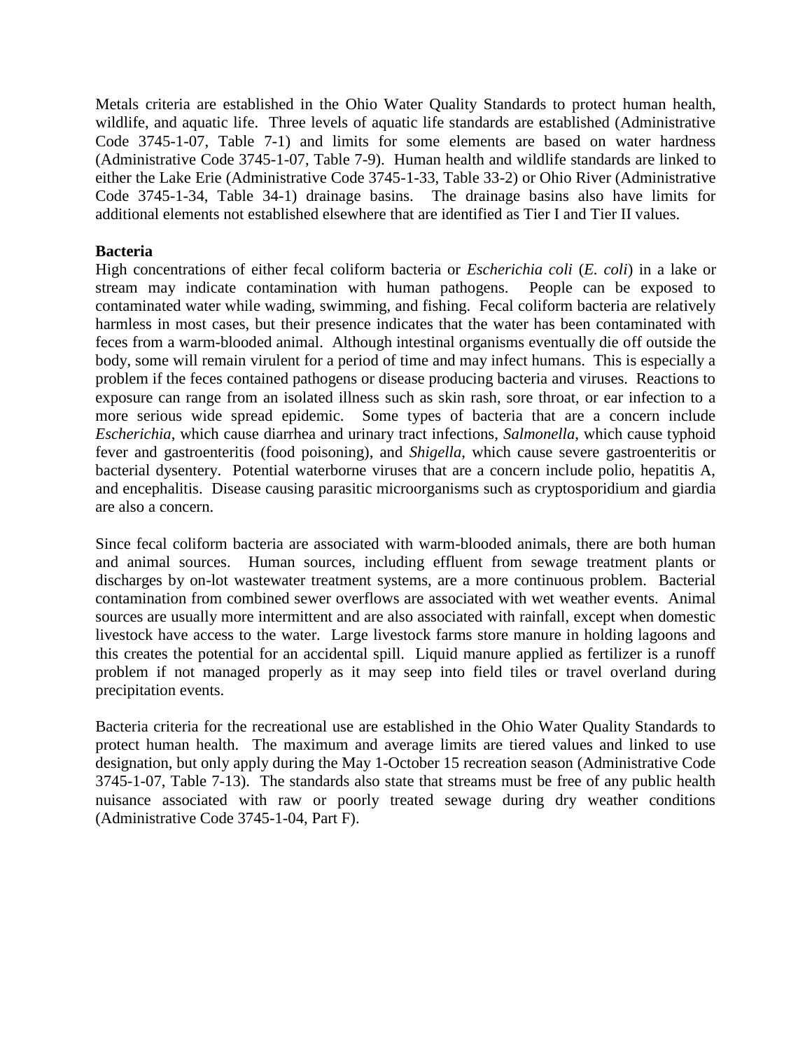Metals criteria are established in the Ohio Water Quality Standards to protect human health, wildlife, and aquatic life. Three levels of aquatic life standards are established (Administrative Code 3745-1-07, Table 7-1) and limits for some elements are based on water hardness (Administrative Code 3745-1-07, Table 7-9). Human health and wildlife standards are linked to either the Lake Erie (Administrative Code 3745-1-33, Table 33-2) or Ohio River (Administrative Code 3745-1-34, Table 34-1) drainage basins. The drainage basins also have limits for additional elements not established elsewhere that are identified as Tier I and Tier II values.

**Bacteria**

High concentrations of either fecal coliform bacteria or *Escherichia coli* (*E. coli*) in a lake or stream may indicate contamination with human pathogens. People can be exposed to contaminated water while wading, swimming, and fishing. Fecal coliform bacteria are relatively harmless in most cases, but their presence indicates that the water has been contaminated with feces from a warm-blooded animal. Although intestinal organisms eventually die off outside the body, some will remain virulent for a period of time and may infect humans. This is especially a problem if the feces contained pathogens or disease producing bacteria and viruses. Reactions to exposure can range from an isolated illness such as skin rash, sore throat, or ear infection to a more serious wide spread epidemic. Some types of bacteria that are a concern include *Escherichia*, which cause diarrhea and urinary tract infections, *Salmonella*, which cause typhoid fever and gastroenteritis (food poisoning), and *Shigella*, which cause severe gastroenteritis or bacterial dysentery. Potential waterborne viruses that are a concern include polio, hepatitis A, and encephalitis. Disease causing parasitic microorganisms such as cryptosporidium and giardia are also a concern.

Since fecal coliform bacteria are associated with warm-blooded animals, there are both human and animal sources. Human sources, including effluent from sewage treatment plants or discharges by on-lot wastewater treatment systems, are a more continuous problem. Bacterial contamination from combined sewer overflows are associated with wet weather events. Animal sources are usually more intermittent and are also associated with rainfall, except when domestic livestock have access to the water. Large livestock farms store manure in holding lagoons and this creates the potential for an accidental spill. Liquid manure applied as fertilizer is a runoff problem if not managed properly as it may seep into field tiles or travel overland during precipitation events.

Bacteria criteria for the recreational use are established in the Ohio Water Quality Standards to protect human health. The maximum and average limits are tiered values and linked to use designation, but only apply during the May 1-October 15 recreation season (Administrative Code 3745-1-07, Table 7-13). The standards also state that streams must be free of any public health nuisance associated with raw or poorly treated sewage during dry weather conditions (Administrative Code 3745-1-04, Part F).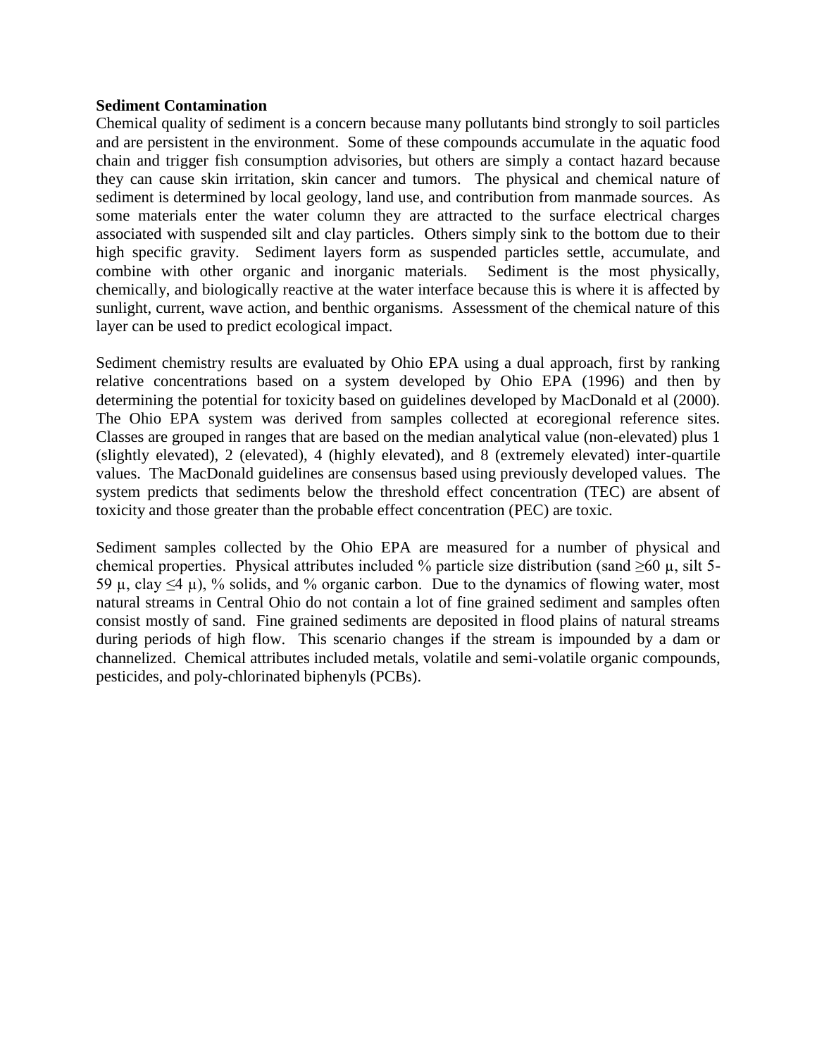**Sediment Contamination**

Chemical quality of sediment is a concern because many pollutants bind strongly to soil particles and are persistent in the environment. Some of these compounds accumulate in the aquatic food chain and trigger fish consumption advisories, but others are simply a contact hazard because they can cause skin irritation, skin cancer and tumors. The physical and chemical nature of sediment is determined by local geology, land use, and contribution from manmade sources. As some materials enter the water column they are attracted to the surface electrical charges associated with suspended silt and clay particles. Others simply sink to the bottom due to their high specific gravity. Sediment layers form as suspended particles settle, accumulate, and combine with other organic and inorganic materials. Sediment is the most physically, chemically, and biologically reactive at the water interface because this is where it is affected by sunlight, current, wave action, and benthic organisms. Assessment of the chemical nature of this layer can be used to predict ecological impact.

Sediment chemistry results are evaluated by Ohio EPA using a dual approach, first by ranking relative concentrations based on a system developed by Ohio EPA (1996) and then by determining the potential for toxicity based on guidelines developed by MacDonald et al (2000). The Ohio EPA system was derived from samples collected at ecoregional reference sites. Classes are grouped in ranges that are based on the median analytical value (non-elevated) plus 1 (slightly elevated), 2 (elevated), 4 (highly elevated), and 8 (extremely elevated) inter-quartile values. The MacDonald guidelines are consensus based using previously developed values. The system predicts that sediments below the threshold effect concentration (TEC) are absent of toxicity and those greater than the probable effect concentration (PEC) are toxic.

Sediment samples collected by the Ohio EPA are measured for a number of physical and chemical properties. Physical attributes included % particle size distribution (sand $\geq$60 μ, silt 5-59 μ, clay $\leq$4 μ), % solids, and % organic carbon. Due to the dynamics of flowing water, most natural streams in Central Ohio do not contain a lot of fine grained sediment and samples often consist mostly of sand. Fine grained sediments are deposited in flood plains of natural streams during periods of high flow. This scenario changes if the stream is impounded by a dam or channelized. Chemical attributes included metals, volatile and semi-volatile organic compounds, pesticides, and poly-chlorinated biphenyls (PCBs).